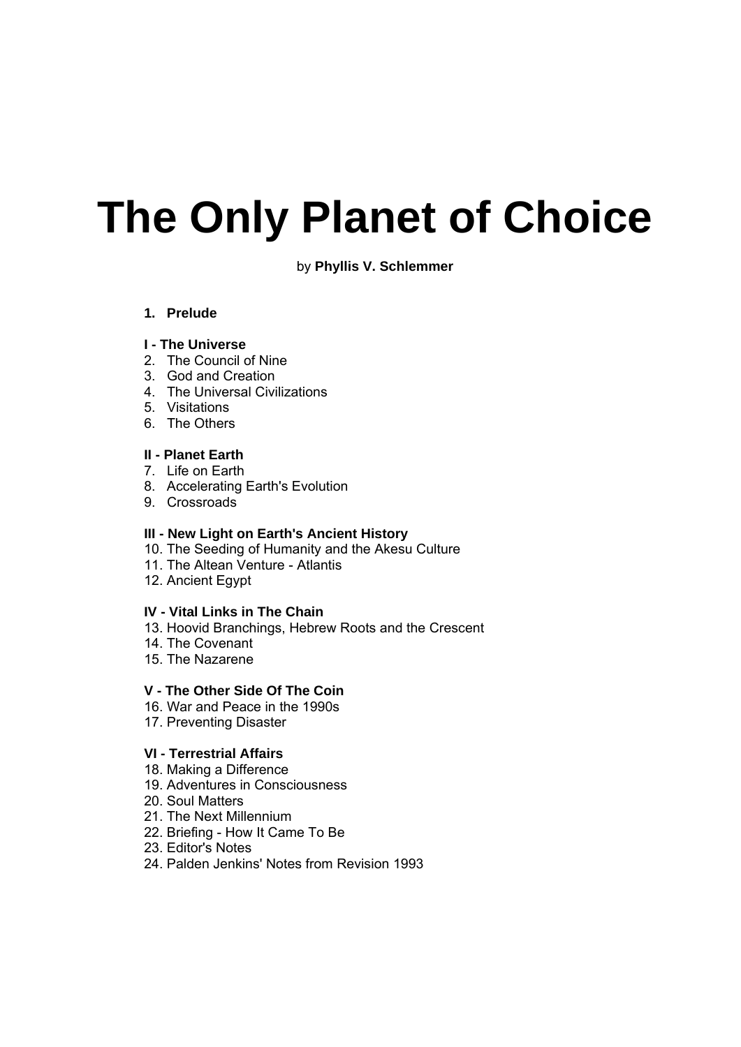# The Only Planet of Choice

by **Phyllis V. Schlemmer**

**1. Prelude**

**I - The Universe**

2. The Council of Nine
3. God and Creation
4. The Universal Civilizations
5. Visitations
6. The Others

**II - Planet Earth**

7. Life on Earth
8. Accelerating Earth's Evolution
9. Crossroads

**III - New Light on Earth's Ancient History**

10. The Seeding of Humanity and the Akesu Culture
11. The Altean Venture - Atlantis
12. Ancient Egypt

**IV - Vital Links in The Chain**

13. Hoovid Branchings, Hebrew Roots and the Crescent
14. The Covenant
15. The Nazarene

**V - The Other Side Of The Coin**

16. War and Peace in the 1990s
17. Preventing Disaster

**VI - Terrestrial Affairs**

18. Making a Difference
19. Adventures in Consciousness
20. Soul Matters
21. The Next Millennium
22. Briefing - How It Came To Be
23. Editor's Notes
24. Palden Jenkins' Notes from Revision 1993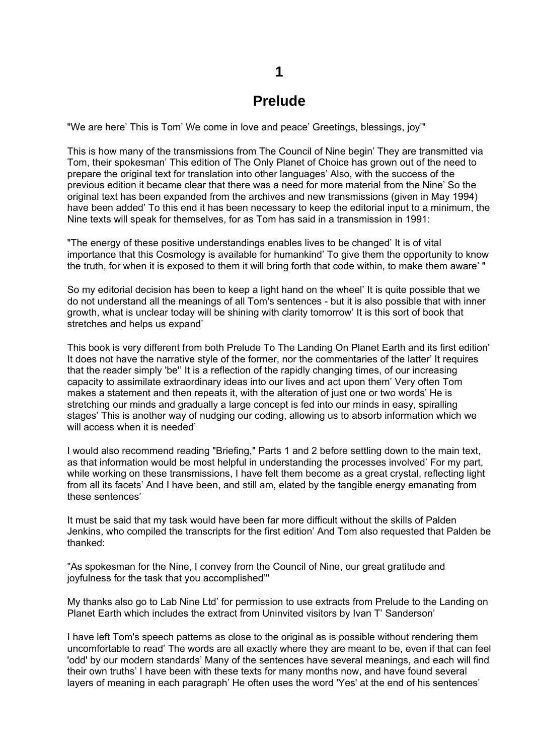# 1

# Prelude

"We are here’ This is Tom’ We come in love and peace’ Greetings, blessings, joy’"

This is how many of the transmissions from The Council of Nine begin’ They are transmitted via Tom, their spokesman’ This edition of The Only Planet of Choice has grown out of the need to prepare the original text for translation into other languages’ Also, with the success of the previous edition it became clear that there was a need for more material from the Nine’ So the original text has been expanded from the archives and new transmissions (given in May 1994) have been added’ To this end it has been necessary to keep the editorial input to a minimum, the Nine texts will speak for themselves, for as Tom has said in a transmission in 1991:

"The energy of these positive understandings enables lives to be changed’ It is of vital importance that this Cosmology is available for humankind’ To give them the opportunity to know the truth, for when it is exposed to them it will bring forth that code within, to make them aware’ "

So my editorial decision has been to keep a light hand on the wheel’ It is quite possible that we do not understand all the meanings of all Tom's sentences - but it is also possible that with inner growth, what is unclear today will be shining with clarity tomorrow’ It is this sort of book that stretches and helps us expand’

This book is very different from both Prelude To The Landing On Planet Earth and its first edition’ It does not have the narrative style of the former, nor the commentaries of the latter’ It requires that the reader simply 'be'’ It is a reflection of the rapidly changing times, of our increasing capacity to assimilate extraordinary ideas into our lives and act upon them’ Very often Tom makes a statement and then repeats it, with the alteration of just one or two words’ He is stretching our minds and gradually a large concept is fed into our minds in easy, spiralling stages’ This is another way of nudging our coding, allowing us to absorb information which we will access when it is needed’

I would also recommend reading "Briefing," Parts 1 and 2 before settling down to the main text, as that information would be most helpful in understanding the processes involved’ For my part, while working on these transmissions, I have felt them become as a great crystal, reflecting light from all its facets’ And I have been, and still am, elated by the tangible energy emanating from these sentences’

It must be said that my task would have been far more difficult without the skills of Palden Jenkins, who compiled the transcripts for the first edition’ And Tom also requested that Palden be thanked:

"As spokesman for the Nine, I convey from the Council of Nine, our great gratitude and joyfulness for the task that you accomplished’"

My thanks also go to Lab Nine Ltd’ for permission to use extracts from Prelude to the Landing on Planet Earth which includes the extract from Uninvited visitors by Ivan T’ Sanderson’

I have left Tom's speech patterns as close to the original as is possible without rendering them uncomfortable to read’ The words are all exactly where they are meant to be, even if that can feel 'odd' by our modern standards’ Many of the sentences have several meanings, and each will find their own truths’ I have been with these texts for many months now, and have found several layers of meaning in each paragraph’ He often uses the word 'Yes' at the end of his sentences’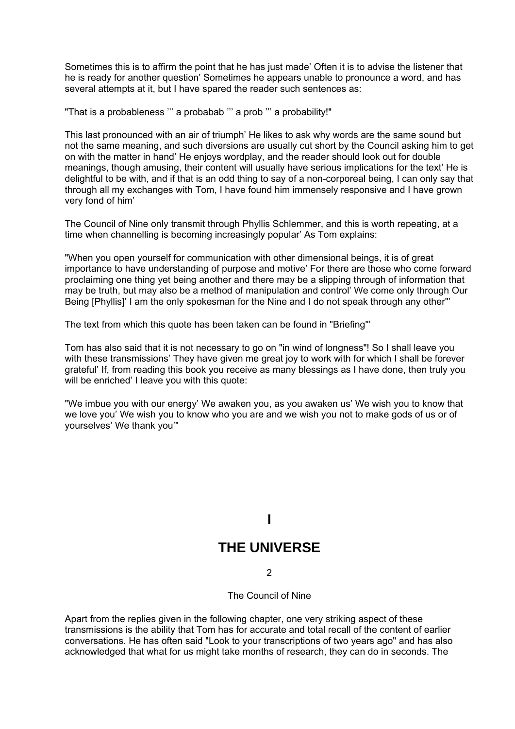Sometimes this is to affirm the point that he has just made' Often it is to advise the listener that he is ready for another question' Sometimes he appears unable to pronounce a word, and has several attempts at it, but I have spared the reader such sentences as:

"That is a probableness ''' a probabab ''' a prob ''' a probability!"

This last pronounced with an air of triumph' He likes to ask why words are the same sound but not the same meaning, and such diversions are usually cut short by the Council asking him to get on with the matter in hand' He enjoys wordplay, and the reader should look out for double meanings, though amusing, their content will usually have serious implications for the text' He is delightful to be with, and if that is an odd thing to say of a non-corporeal being, I can only say that through all my exchanges with Tom, I have found him immensely responsive and I have grown very fond of him'

The Council of Nine only transmit through Phyllis Schlemmer, and this is worth repeating, at a time when channelling is becoming increasingly popular' As Tom explains:

"When you open yourself for communication with other dimensional beings, it is of great importance to have understanding of purpose and motive' For there are those who come forward proclaiming one thing yet being another and there may be a slipping through of information that may be truth, but may also be a method of manipulation and control' We come only through Our Being [Phyllis]' I am the only spokesman for the Nine and I do not speak through any other"'

The text from which this quote has been taken can be found in "Briefing"'

Tom has also said that it is not necessary to go on "in wind of longness"! So I shall leave you with these transmissions' They have given me great joy to work with for which I shall be forever grateful' If, from reading this book you receive as many blessings as I have done, then truly you will be enriched' I leave you with this quote:

"We imbue you with our energy' We awaken you, as you awaken us' We wish you to know that we love you' We wish you to know who you are and we wish you not to make gods of us or of yourselves' We thank you'"

# I

# THE UNIVERSE

2

## The Council of Nine

Apart from the replies given in the following chapter, one very striking aspect of these transmissions is the ability that Tom has for accurate and total recall of the content of earlier conversations. He has often said "Look to your transcriptions of two years ago" and has also acknowledged that what for us might take months of research, they can do in seconds. The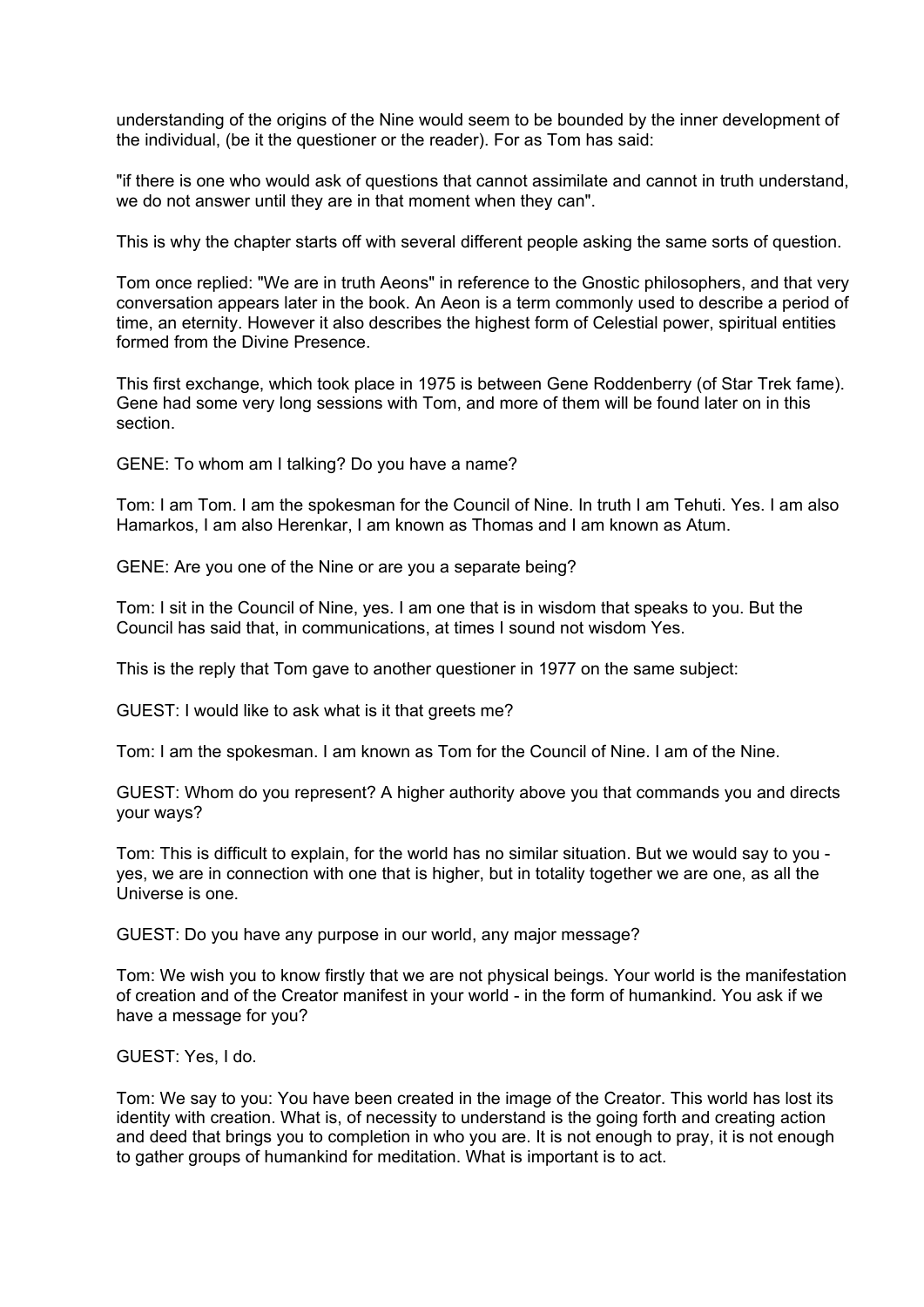understanding of the origins of the Nine would seem to be bounded by the inner development of the individual, (be it the questioner or the reader). For as Tom has said:

"if there is one who would ask of questions that cannot assimilate and cannot in truth understand, we do not answer until they are in that moment when they can".

This is why the chapter starts off with several different people asking the same sorts of question.

Tom once replied: "We are in truth Aeons" in reference to the Gnostic philosophers, and that very conversation appears later in the book. An Aeon is a term commonly used to describe a period of time, an eternity. However it also describes the highest form of Celestial power, spiritual entities formed from the Divine Presence.

This first exchange, which took place in 1975 is between Gene Roddenberry (of Star Trek fame). Gene had some very long sessions with Tom, and more of them will be found later on in this section.

GENE: To whom am I talking? Do you have a name?

Tom: I am Tom. I am the spokesman for the Council of Nine. In truth I am Tehuti. Yes. I am also Hamarkos, I am also Herenkar, I am known as Thomas and I am known as Atum.

GENE: Are you one of the Nine or are you a separate being?

Tom: I sit in the Council of Nine, yes. I am one that is in wisdom that speaks to you. But the Council has said that, in communications, at times I sound not wisdom Yes.

This is the reply that Tom gave to another questioner in 1977 on the same subject:

GUEST: I would like to ask what is it that greets me?

Tom: I am the spokesman. I am known as Tom for the Council of Nine. I am of the Nine.

GUEST: Whom do you represent? A higher authority above you that commands you and directs your ways?

Tom: This is difficult to explain, for the world has no similar situation. But we would say to you - yes, we are in connection with one that is higher, but in totality together we are one, as all the Universe is one.

GUEST: Do you have any purpose in our world, any major message?

Tom: We wish you to know firstly that we are not physical beings. Your world is the manifestation of creation and of the Creator manifest in your world - in the form of humankind. You ask if we have a message for you?

GUEST: Yes, I do.

Tom: We say to you: You have been created in the image of the Creator. This world has lost its identity with creation. What is, of necessity to understand is the going forth and creating action and deed that brings you to completion in who you are. It is not enough to pray, it is not enough to gather groups of humankind for meditation. What is important is to act.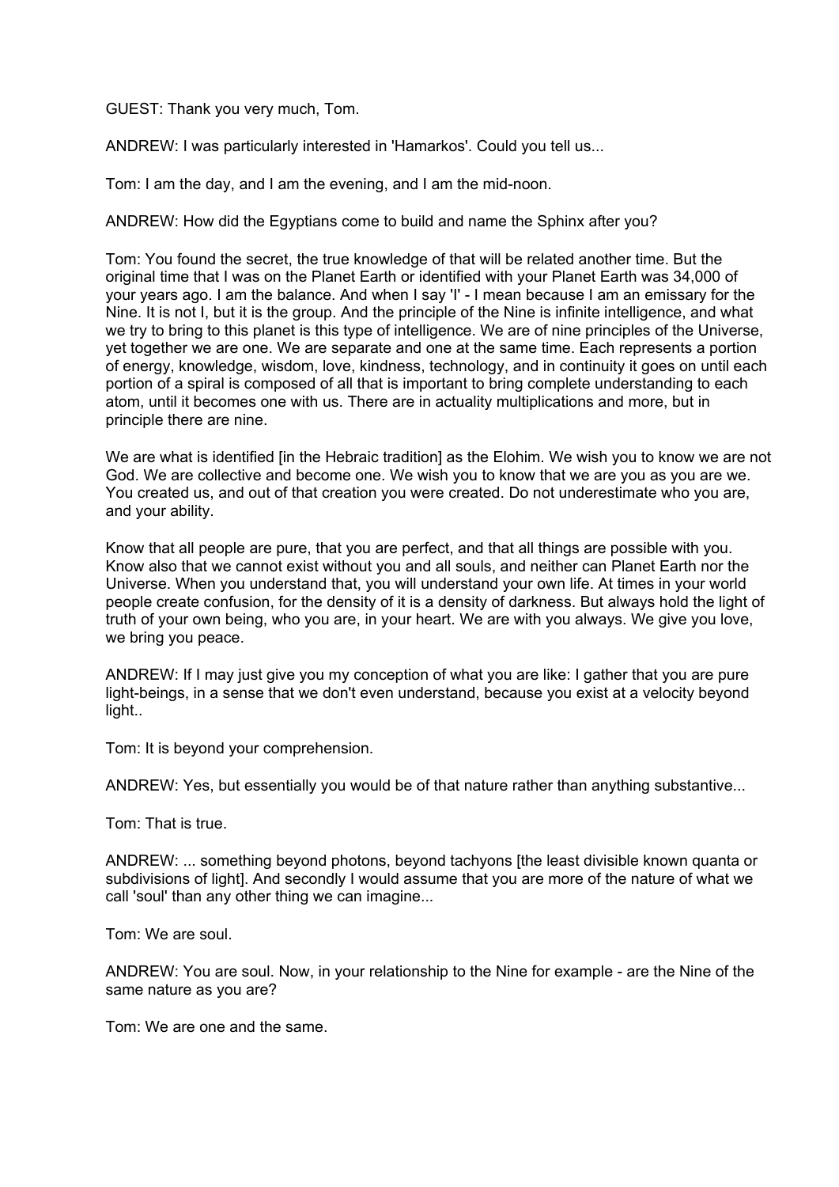GUEST: Thank you very much, Tom.

ANDREW: I was particularly interested in 'Hamarkos'. Could you tell us...

Tom: I am the day, and I am the evening, and I am the mid-noon.

ANDREW: How did the Egyptians come to build and name the Sphinx after you?

Tom: You found the secret, the true knowledge of that will be related another time. But the original time that I was on the Planet Earth or identified with your Planet Earth was 34,000 of your years ago. I am the balance. And when I say 'I' - I mean because I am an emissary for the Nine. It is not I, but it is the group. And the principle of the Nine is infinite intelligence, and what we try to bring to this planet is this type of intelligence. We are of nine principles of the Universe, yet together we are one. We are separate and one at the same time. Each represents a portion of energy, knowledge, wisdom, love, kindness, technology, and in continuity it goes on until each portion of a spiral is composed of all that is important to bring complete understanding to each atom, until it becomes one with us. There are in actuality multiplications and more, but in principle there are nine.

We are what is identified [in the Hebraic tradition] as the Elohim. We wish you to know we are not God. We are collective and become one. We wish you to know that we are you as you are we. You created us, and out of that creation you were created. Do not underestimate who you are, and your ability.

Know that all people are pure, that you are perfect, and that all things are possible with you. Know also that we cannot exist without you and all souls, and neither can Planet Earth nor the Universe. When you understand that, you will understand your own life. At times in your world people create confusion, for the density of it is a density of darkness. But always hold the light of truth of your own being, who you are, in your heart. We are with you always. We give you love, we bring you peace.

ANDREW: If I may just give you my conception of what you are like: I gather that you are pure light-beings, in a sense that we don't even understand, because you exist at a velocity beyond light..

Tom: It is beyond your comprehension.

ANDREW: Yes, but essentially you would be of that nature rather than anything substantive...

Tom: That is true.

ANDREW: ... something beyond photons, beyond tachyons [the least divisible known quanta or subdivisions of light]. And secondly I would assume that you are more of the nature of what we call 'soul' than any other thing we can imagine...

Tom: We are soul.

ANDREW: You are soul. Now, in your relationship to the Nine for example - are the Nine of the same nature as you are?

Tom: We are one and the same.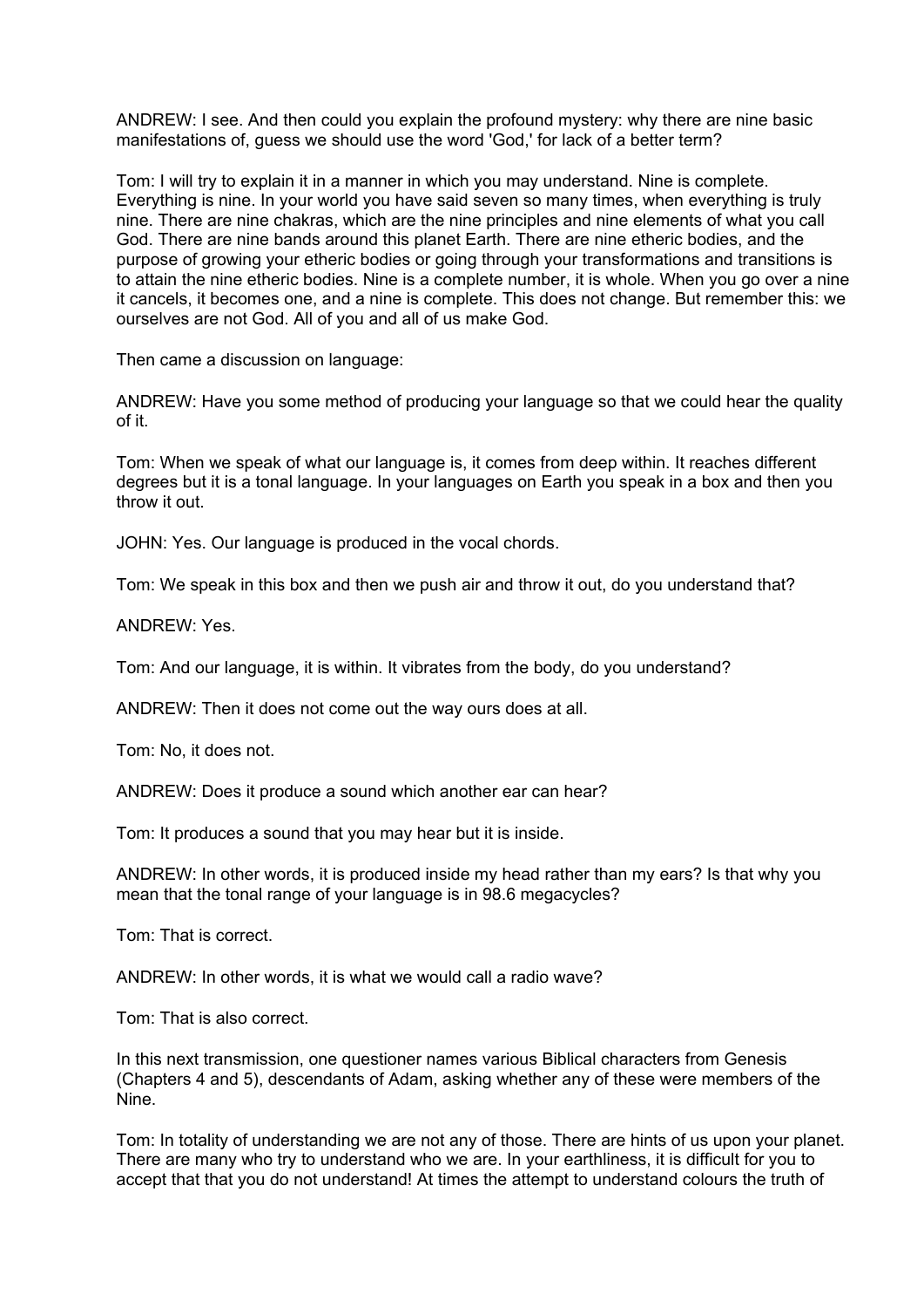ANDREW: I see. And then could you explain the profound mystery: why there are nine basic manifestations of, guess we should use the word 'God,' for lack of a better term?

Tom: I will try to explain it in a manner in which you may understand. Nine is complete. Everything is nine. In your world you have said seven so many times, when everything is truly nine. There are nine chakras, which are the nine principles and nine elements of what you call God. There are nine bands around this planet Earth. There are nine etheric bodies, and the purpose of growing your etheric bodies or going through your transformations and transitions is to attain the nine etheric bodies. Nine is a complete number, it is whole. When you go over a nine it cancels, it becomes one, and a nine is complete. This does not change. But remember this: we ourselves are not God. All of you and all of us make God.

Then came a discussion on language:

ANDREW: Have you some method of producing your language so that we could hear the quality of it.

Tom: When we speak of what our language is, it comes from deep within. It reaches different degrees but it is a tonal language. In your languages on Earth you speak in a box and then you throw it out.

JOHN: Yes. Our language is produced in the vocal chords.

Tom: We speak in this box and then we push air and throw it out, do you understand that?

ANDREW: Yes.

Tom: And our language, it is within. It vibrates from the body, do you understand?

ANDREW: Then it does not come out the way ours does at all.

Tom: No, it does not.

ANDREW: Does it produce a sound which another ear can hear?

Tom: It produces a sound that you may hear but it is inside.

ANDREW: In other words, it is produced inside my head rather than my ears? Is that why you mean that the tonal range of your language is in 98.6 megacycles?

Tom: That is correct.

ANDREW: In other words, it is what we would call a radio wave?

Tom: That is also correct.

In this next transmission, one questioner names various Biblical characters from Genesis (Chapters 4 and 5), descendants of Adam, asking whether any of these were members of the Nine.

Tom: In totality of understanding we are not any of those. There are hints of us upon your planet. There are many who try to understand who we are. In your earthliness, it is difficult for you to accept that that you do not understand! At times the attempt to understand colours the truth of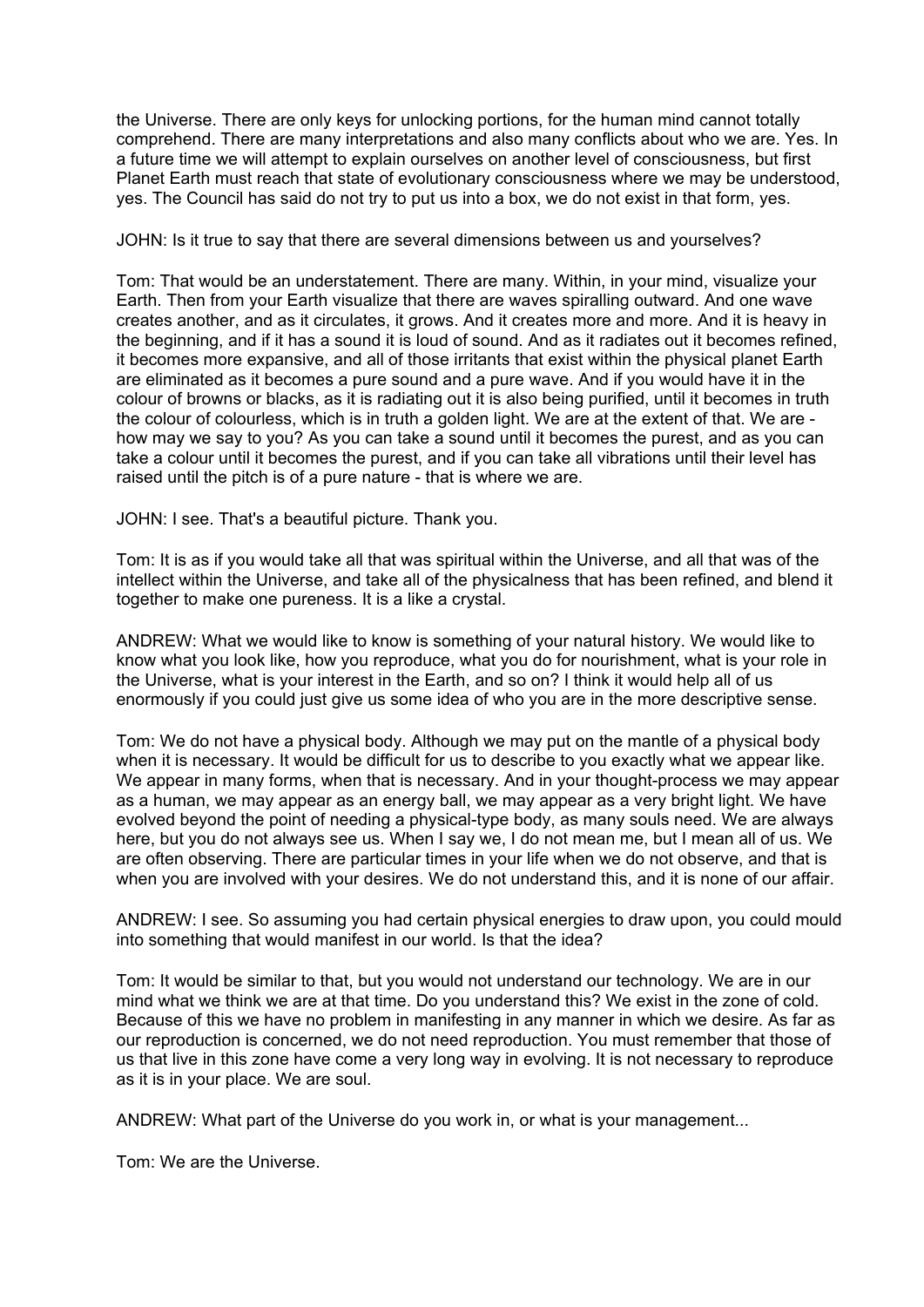the Universe. There are only keys for unlocking portions, for the human mind cannot totally comprehend. There are many interpretations and also many conflicts about who we are. Yes. In a future time we will attempt to explain ourselves on another level of consciousness, but first Planet Earth must reach that state of evolutionary consciousness where we may be understood, yes. The Council has said do not try to put us into a box, we do not exist in that form, yes.

JOHN: Is it true to say that there are several dimensions between us and yourselves?

Tom: That would be an understatement. There are many. Within, in your mind, visualize your Earth. Then from your Earth visualize that there are waves spiralling outward. And one wave creates another, and as it circulates, it grows. And it creates more and more. And it is heavy in the beginning, and if it has a sound it is loud of sound. And as it radiates out it becomes refined, it becomes more expansive, and all of those irritants that exist within the physical planet Earth are eliminated as it becomes a pure sound and a pure wave. And if you would have it in the colour of browns or blacks, as it is radiating out it is also being purified, until it becomes in truth the colour of colourless, which is in truth a golden light. We are at the extent of that. We are - how may we say to you? As you can take a sound until it becomes the purest, and as you can take a colour until it becomes the purest, and if you can take all vibrations until their level has raised until the pitch is of a pure nature - that is where we are.

JOHN: I see. That's a beautiful picture. Thank you.

Tom: It is as if you would take all that was spiritual within the Universe, and all that was of the intellect within the Universe, and take all of the physicalness that has been refined, and blend it together to make one pureness. It is a like a crystal.

ANDREW: What we would like to know is something of your natural history. We would like to know what you look like, how you reproduce, what you do for nourishment, what is your role in the Universe, what is your interest in the Earth, and so on? I think it would help all of us enormously if you could just give us some idea of who you are in the more descriptive sense.

Tom: We do not have a physical body. Although we may put on the mantle of a physical body when it is necessary. It would be difficult for us to describe to you exactly what we appear like. We appear in many forms, when that is necessary. And in your thought-process we may appear as a human, we may appear as an energy ball, we may appear as a very bright light. We have evolved beyond the point of needing a physical-type body, as many souls need. We are always here, but you do not always see us. When I say we, I do not mean me, but I mean all of us. We are often observing. There are particular times in your life when we do not observe, and that is when you are involved with your desires. We do not understand this, and it is none of our affair.

ANDREW: I see. So assuming you had certain physical energies to draw upon, you could mould into something that would manifest in our world. Is that the idea?

Tom: It would be similar to that, but you would not understand our technology. We are in our mind what we think we are at that time. Do you understand this? We exist in the zone of cold. Because of this we have no problem in manifesting in any manner in which we desire. As far as our reproduction is concerned, we do not need reproduction. You must remember that those of us that live in this zone have come a very long way in evolving. It is not necessary to reproduce as it is in your place. We are soul.

ANDREW: What part of the Universe do you work in, or what is your management...

Tom: We are the Universe.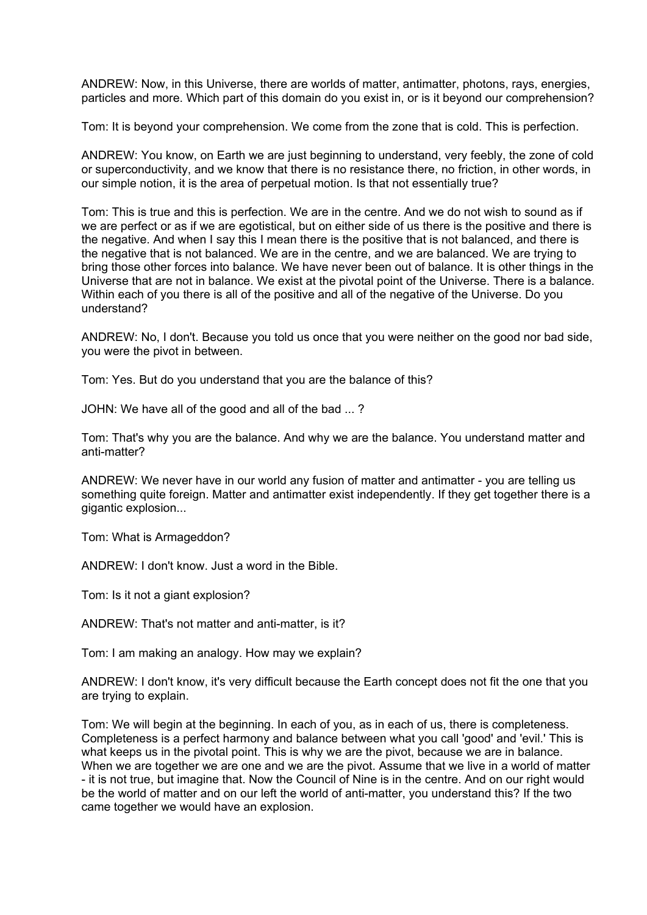ANDREW: Now, in this Universe, there are worlds of matter, antimatter, photons, rays, energies, particles and more. Which part of this domain do you exist in, or is it beyond our comprehension?

Tom: It is beyond your comprehension. We come from the zone that is cold. This is perfection.

ANDREW: You know, on Earth we are just beginning to understand, very feebly, the zone of cold or superconductivity, and we know that there is no resistance there, no friction, in other words, in our simple notion, it is the area of perpetual motion. Is that not essentially true?

Tom: This is true and this is perfection. We are in the centre. And we do not wish to sound as if we are perfect or as if we are egotistical, but on either side of us there is the positive and there is the negative. And when I say this I mean there is the positive that is not balanced, and there is the negative that is not balanced. We are in the centre, and we are balanced. We are trying to bring those other forces into balance. We have never been out of balance. It is other things in the Universe that are not in balance. We exist at the pivotal point of the Universe. There is a balance. Within each of you there is all of the positive and all of the negative of the Universe. Do you understand?

ANDREW: No, I don't. Because you told us once that you were neither on the good nor bad side, you were the pivot in between.

Tom: Yes. But do you understand that you are the balance of this?

JOHN: We have all of the good and all of the bad ... ?

Tom: That's why you are the balance. And why we are the balance. You understand matter and anti-matter?

ANDREW: We never have in our world any fusion of matter and antimatter - you are telling us something quite foreign. Matter and antimatter exist independently. If they get together there is a gigantic explosion...

Tom: What is Armageddon?

ANDREW: I don't know. Just a word in the Bible.

Tom: Is it not a giant explosion?

ANDREW: That's not matter and anti-matter, is it?

Tom: I am making an analogy. How may we explain?

ANDREW: I don't know, it's very difficult because the Earth concept does not fit the one that you are trying to explain.

Tom: We will begin at the beginning. In each of you, as in each of us, there is completeness. Completeness is a perfect harmony and balance between what you call 'good' and 'evil.' This is what keeps us in the pivotal point. This is why we are the pivot, because we are in balance. When we are together we are one and we are the pivot. Assume that we live in a world of matter - it is not true, but imagine that. Now the Council of Nine is in the centre. And on our right would be the world of matter and on our left the world of anti-matter, you understand this? If the two came together we would have an explosion.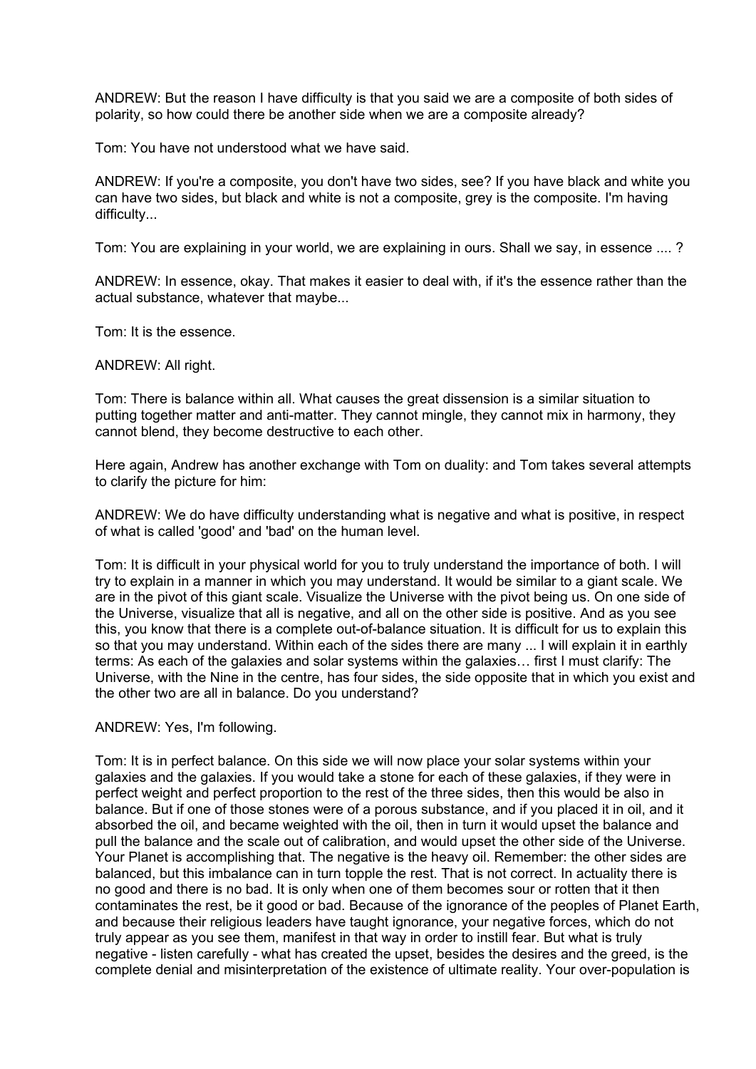ANDREW: But the reason I have difficulty is that you said we are a composite of both sides of polarity, so how could there be another side when we are a composite already?

Tom: You have not understood what we have said.

ANDREW: If you're a composite, you don't have two sides, see? If you have black and white you can have two sides, but black and white is not a composite, grey is the composite. I'm having difficulty...

Tom: You are explaining in your world, we are explaining in ours. Shall we say, in essence .... ?

ANDREW: In essence, okay. That makes it easier to deal with, if it's the essence rather than the actual substance, whatever that maybe...

Tom: It is the essence.

ANDREW: All right.

Tom: There is balance within all. What causes the great dissension is a similar situation to putting together matter and anti-matter. They cannot mingle, they cannot mix in harmony, they cannot blend, they become destructive to each other.

Here again, Andrew has another exchange with Tom on duality: and Tom takes several attempts to clarify the picture for him:

ANDREW: We do have difficulty understanding what is negative and what is positive, in respect of what is called 'good' and 'bad' on the human level.

Tom: It is difficult in your physical world for you to truly understand the importance of both. I will try to explain in a manner in which you may understand. It would be similar to a giant scale. We are in the pivot of this giant scale. Visualize the Universe with the pivot being us. On one side of the Universe, visualize that all is negative, and all on the other side is positive. And as you see this, you know that there is a complete out-of-balance situation. It is difficult for us to explain this so that you may understand. Within each of the sides there are many ... I will explain it in earthly terms: As each of the galaxies and solar systems within the galaxies… first I must clarify: The Universe, with the Nine in the centre, has four sides, the side opposite that in which you exist and the other two are all in balance. Do you understand?

ANDREW: Yes, I'm following.

Tom: It is in perfect balance. On this side we will now place your solar systems within your galaxies and the galaxies. If you would take a stone for each of these galaxies, if they were in perfect weight and perfect proportion to the rest of the three sides, then this would be also in balance. But if one of those stones were of a porous substance, and if you placed it in oil, and it absorbed the oil, and became weighted with the oil, then in turn it would upset the balance and pull the balance and the scale out of calibration, and would upset the other side of the Universe. Your Planet is accomplishing that. The negative is the heavy oil. Remember: the other sides are balanced, but this imbalance can in turn topple the rest. That is not correct. In actuality there is no good and there is no bad. It is only when one of them becomes sour or rotten that it then contaminates the rest, be it good or bad. Because of the ignorance of the peoples of Planet Earth, and because their religious leaders have taught ignorance, your negative forces, which do not truly appear as you see them, manifest in that way in order to instill fear. But what is truly negative - listen carefully - what has created the upset, besides the desires and the greed, is the complete denial and misinterpretation of the existence of ultimate reality. Your over-population is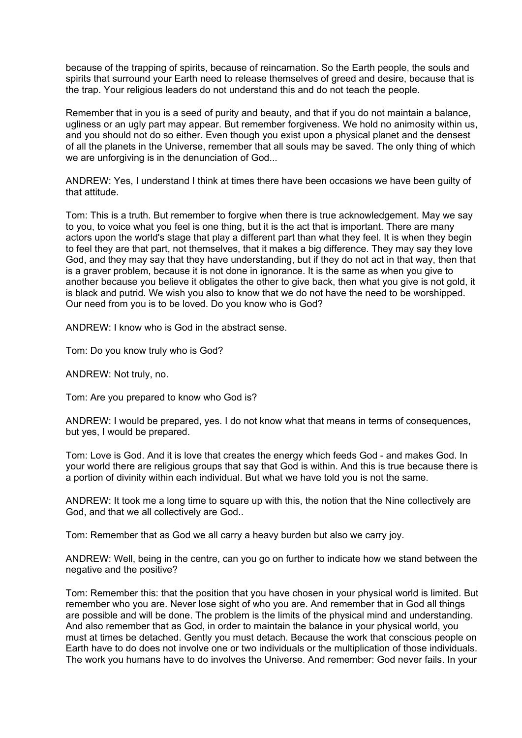because of the trapping of spirits, because of reincarnation. So the Earth people, the souls and spirits that surround your Earth need to release themselves of greed and desire, because that is the trap. Your religious leaders do not understand this and do not teach the people.

Remember that in you is a seed of purity and beauty, and that if you do not maintain a balance, ugliness or an ugly part may appear. But remember forgiveness. We hold no animosity within us, and you should not do so either. Even though you exist upon a physical planet and the densest of all the planets in the Universe, remember that all souls may be saved. The only thing of which we are unforgiving is in the denunciation of God...

ANDREW: Yes, I understand I think at times there have been occasions we have been guilty of that attitude.

Tom: This is a truth. But remember to forgive when there is true acknowledgement. May we say to you, to voice what you feel is one thing, but it is the act that is important. There are many actors upon the world's stage that play a different part than what they feel. It is when they begin to feel they are that part, not themselves, that it makes a big difference. They may say they love God, and they may say that they have understanding, but if they do not act in that way, then that is a graver problem, because it is not done in ignorance. It is the same as when you give to another because you believe it obligates the other to give back, then what you give is not gold, it is black and putrid. We wish you also to know that we do not have the need to be worshipped. Our need from you is to be loved. Do you know who is God?

ANDREW: I know who is God in the abstract sense.

Tom: Do you know truly who is God?

ANDREW: Not truly, no.

Tom: Are you prepared to know who God is?

ANDREW: I would be prepared, yes. I do not know what that means in terms of consequences, but yes, I would be prepared.

Tom: Love is God. And it is love that creates the energy which feeds God - and makes God. In your world there are religious groups that say that God is within. And this is true because there is a portion of divinity within each individual. But what we have told you is not the same.

ANDREW: It took me a long time to square up with this, the notion that the Nine collectively are God, and that we all collectively are God..

Tom: Remember that as God we all carry a heavy burden but also we carry joy.

ANDREW: Well, being in the centre, can you go on further to indicate how we stand between the negative and the positive?

Tom: Remember this: that the position that you have chosen in your physical world is limited. But remember who you are. Never lose sight of who you are. And remember that in God all things are possible and will be done. The problem is the limits of the physical mind and understanding. And also remember that as God, in order to maintain the balance in your physical world, you must at times be detached. Gently you must detach. Because the work that conscious people on Earth have to do does not involve one or two individuals or the multiplication of those individuals. The work you humans have to do involves the Universe. And remember: God never fails. In your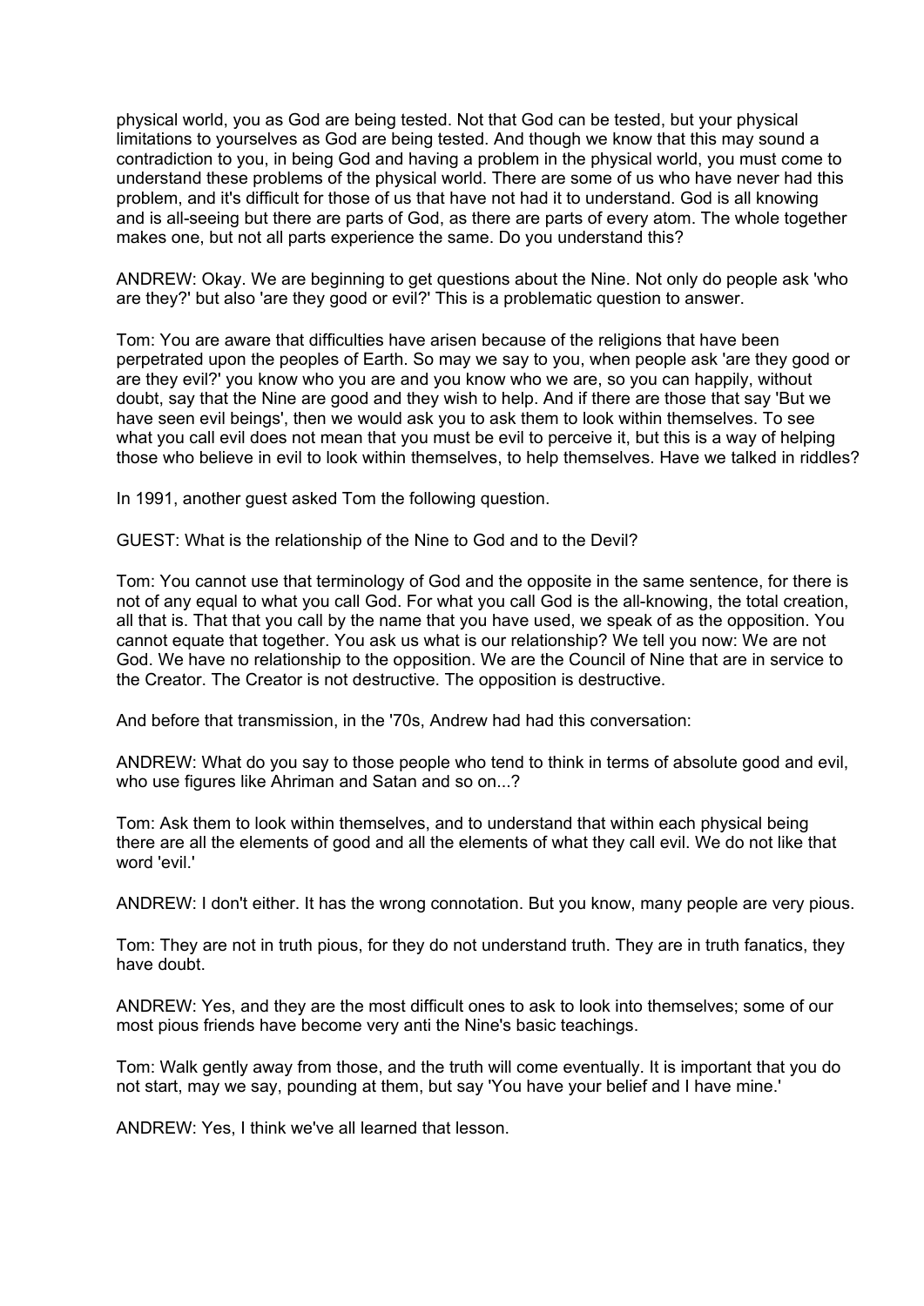physical world, you as God are being tested. Not that God can be tested, but your physical limitations to yourselves as God are being tested. And though we know that this may sound a contradiction to you, in being God and having a problem in the physical world, you must come to understand these problems of the physical world. There are some of us who have never had this problem, and it's difficult for those of us that have not had it to understand. God is all knowing and is all-seeing but there are parts of God, as there are parts of every atom. The whole together makes one, but not all parts experience the same. Do you understand this?

ANDREW: Okay. We are beginning to get questions about the Nine. Not only do people ask 'who are they?' but also 'are they good or evil?' This is a problematic question to answer.

Tom: You are aware that difficulties have arisen because of the religions that have been perpetrated upon the peoples of Earth. So may we say to you, when people ask 'are they good or are they evil?' you know who you are and you know who we are, so you can happily, without doubt, say that the Nine are good and they wish to help. And if there are those that say 'But we have seen evil beings', then we would ask you to ask them to look within themselves. To see what you call evil does not mean that you must be evil to perceive it, but this is a way of helping those who believe in evil to look within themselves, to help themselves. Have we talked in riddles?

In 1991, another guest asked Tom the following question.

GUEST: What is the relationship of the Nine to God and to the Devil?

Tom: You cannot use that terminology of God and the opposite in the same sentence, for there is not of any equal to what you call God. For what you call God is the all-knowing, the total creation, all that is. That that you call by the name that you have used, we speak of as the opposition. You cannot equate that together. You ask us what is our relationship? We tell you now: We are not God. We have no relationship to the opposition. We are the Council of Nine that are in service to the Creator. The Creator is not destructive. The opposition is destructive.

And before that transmission, in the '70s, Andrew had had this conversation:

ANDREW: What do you say to those people who tend to think in terms of absolute good and evil, who use figures like Ahriman and Satan and so on...?

Tom: Ask them to look within themselves, and to understand that within each physical being there are all the elements of good and all the elements of what they call evil. We do not like that word 'evil.'

ANDREW: I don't either. It has the wrong connotation. But you know, many people are very pious.

Tom: They are not in truth pious, for they do not understand truth. They are in truth fanatics, they have doubt.

ANDREW: Yes, and they are the most difficult ones to ask to look into themselves; some of our most pious friends have become very anti the Nine's basic teachings.

Tom: Walk gently away from those, and the truth will come eventually. It is important that you do not start, may we say, pounding at them, but say 'You have your belief and I have mine.'

ANDREW: Yes, I think we've all learned that lesson.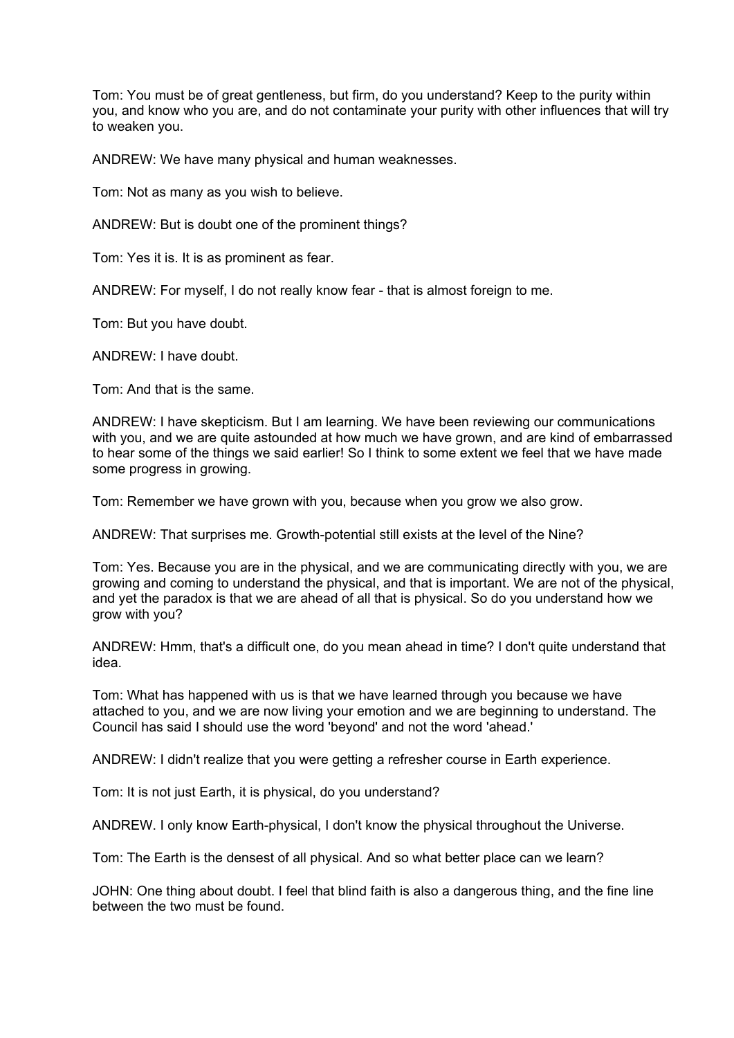Tom: You must be of great gentleness, but firm, do you understand? Keep to the purity within you, and know who you are, and do not contaminate your purity with other influences that will try to weaken you.

ANDREW: We have many physical and human weaknesses.

Tom: Not as many as you wish to believe.

ANDREW: But is doubt one of the prominent things?

Tom: Yes it is. It is as prominent as fear.

ANDREW: For myself, I do not really know fear - that is almost foreign to me.

Tom: But you have doubt.

ANDREW: I have doubt.

Tom: And that is the same.

ANDREW: I have skepticism. But I am learning. We have been reviewing our communications with you, and we are quite astounded at how much we have grown, and are kind of embarrassed to hear some of the things we said earlier! So I think to some extent we feel that we have made some progress in growing.

Tom: Remember we have grown with you, because when you grow we also grow.

ANDREW: That surprises me. Growth-potential still exists at the level of the Nine?

Tom: Yes. Because you are in the physical, and we are communicating directly with you, we are growing and coming to understand the physical, and that is important. We are not of the physical, and yet the paradox is that we are ahead of all that is physical. So do you understand how we grow with you?

ANDREW: Hmm, that's a difficult one, do you mean ahead in time? I don't quite understand that idea.

Tom: What has happened with us is that we have learned through you because we have attached to you, and we are now living your emotion and we are beginning to understand. The Council has said I should use the word 'beyond' and not the word 'ahead.'

ANDREW: I didn't realize that you were getting a refresher course in Earth experience.

Tom: It is not just Earth, it is physical, do you understand?

ANDREW. I only know Earth-physical, I don't know the physical throughout the Universe.

Tom: The Earth is the densest of all physical. And so what better place can we learn?

JOHN: One thing about doubt. I feel that blind faith is also a dangerous thing, and the fine line between the two must be found.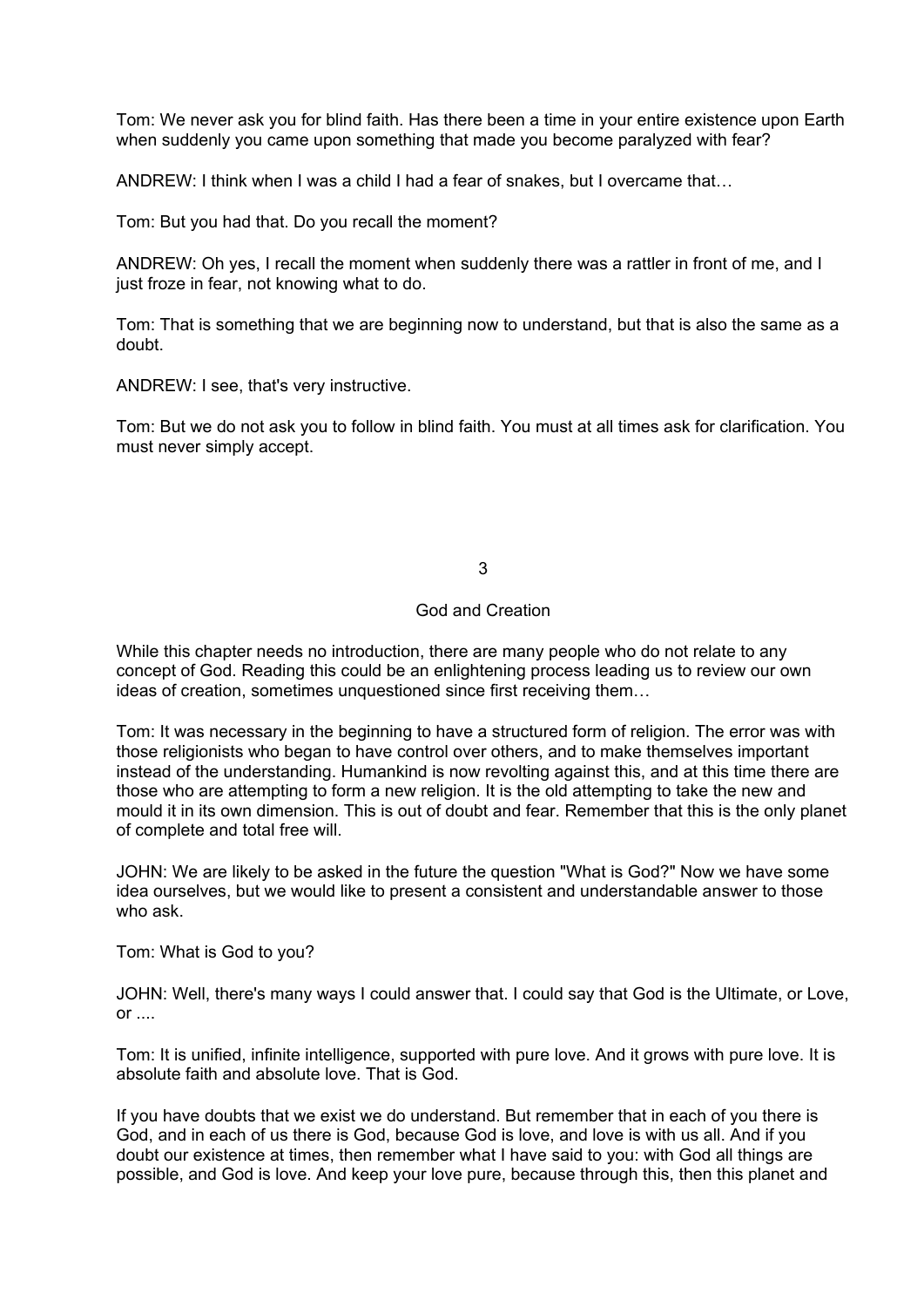Tom: We never ask you for blind faith. Has there been a time in your entire existence upon Earth when suddenly you came upon something that made you become paralyzed with fear?

ANDREW: I think when I was a child I had a fear of snakes, but I overcame that…

Tom: But you had that. Do you recall the moment?

ANDREW: Oh yes, I recall the moment when suddenly there was a rattler in front of me, and I just froze in fear, not knowing what to do.

Tom: That is something that we are beginning now to understand, but that is also the same as a doubt.

ANDREW: I see, that's very instructive.

Tom: But we do not ask you to follow in blind faith. You must at all times ask for clarification. You must never simply accept.

# 3

## God and Creation

While this chapter needs no introduction, there are many people who do not relate to any concept of God. Reading this could be an enlightening process leading us to review our own ideas of creation, sometimes unquestioned since first receiving them…

Tom: It was necessary in the beginning to have a structured form of religion. The error was with those religionists who began to have control over others, and to make themselves important instead of the understanding. Humankind is now revolting against this, and at this time there are those who are attempting to form a new religion. It is the old attempting to take the new and mould it in its own dimension. This is out of doubt and fear. Remember that this is the only planet of complete and total free will.

JOHN: We are likely to be asked in the future the question "What is God?" Now we have some idea ourselves, but we would like to present a consistent and understandable answer to those who ask.

Tom: What is God to you?

JOHN: Well, there's many ways I could answer that. I could say that God is the Ultimate, or Love, or ....

Tom: It is unified, infinite intelligence, supported with pure love. And it grows with pure love. It is absolute faith and absolute love. That is God.

If you have doubts that we exist we do understand. But remember that in each of you there is God, and in each of us there is God, because God is love, and love is with us all. And if you doubt our existence at times, then remember what I have said to you: with God all things are possible, and God is love. And keep your love pure, because through this, then this planet and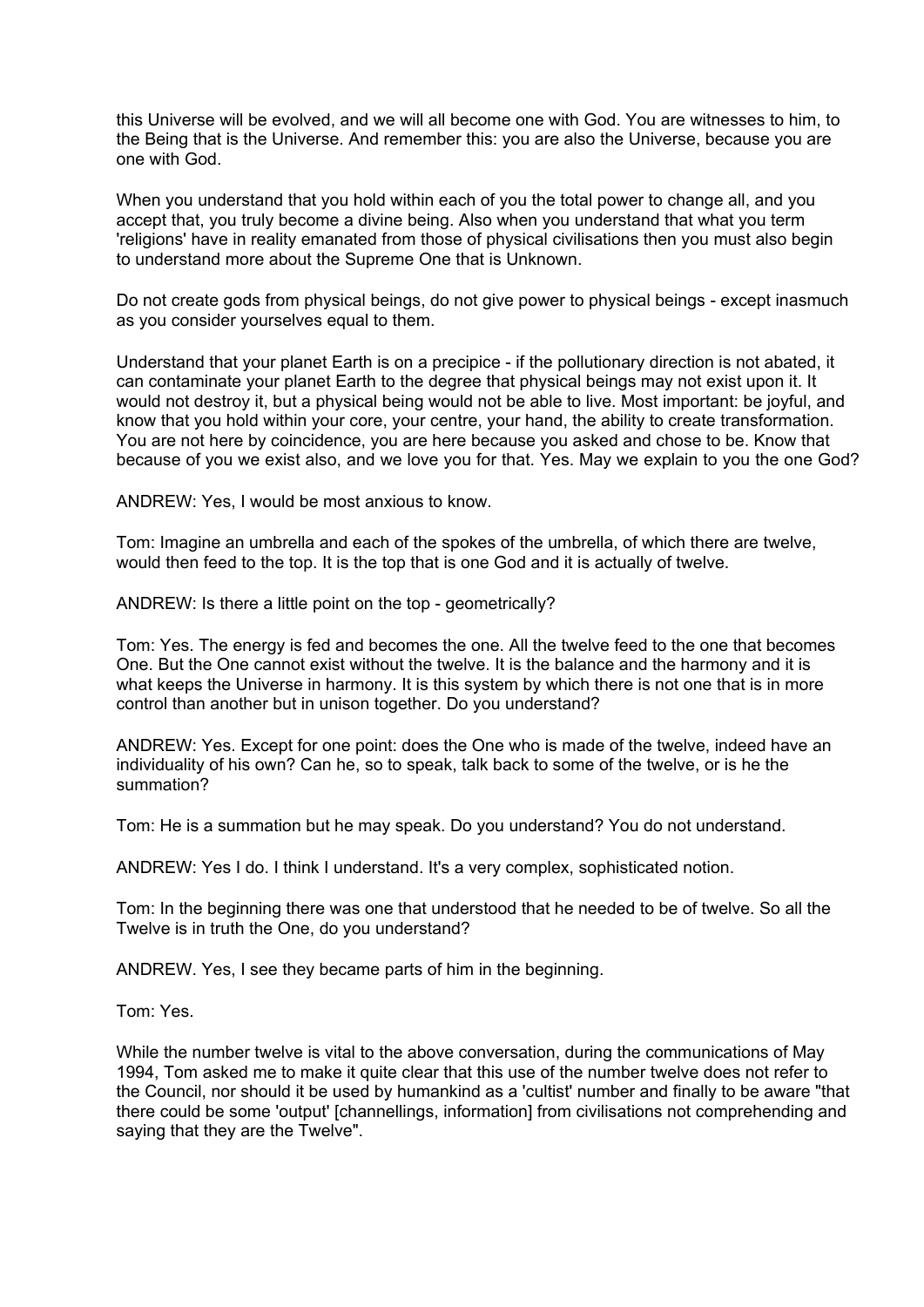this Universe will be evolved, and we will all become one with God. You are witnesses to him, to the Being that is the Universe. And remember this: you are also the Universe, because you are one with God.

When you understand that you hold within each of you the total power to change all, and you accept that, you truly become a divine being. Also when you understand that what you term 'religions' have in reality emanated from those of physical civilisations then you must also begin to understand more about the Supreme One that is Unknown.

Do not create gods from physical beings, do not give power to physical beings - except inasmuch as you consider yourselves equal to them.

Understand that your planet Earth is on a precipice - if the pollutionary direction is not abated, it can contaminate your planet Earth to the degree that physical beings may not exist upon it. It would not destroy it, but a physical being would not be able to live. Most important: be joyful, and know that you hold within your core, your centre, your hand, the ability to create transformation. You are not here by coincidence, you are here because you asked and chose to be. Know that because of you we exist also, and we love you for that. Yes. May we explain to you the one God?

ANDREW: Yes, I would be most anxious to know.

Tom: Imagine an umbrella and each of the spokes of the umbrella, of which there are twelve, would then feed to the top. It is the top that is one God and it is actually of twelve.

ANDREW: Is there a little point on the top - geometrically?

Tom: Yes. The energy is fed and becomes the one. All the twelve feed to the one that becomes One. But the One cannot exist without the twelve. It is the balance and the harmony and it is what keeps the Universe in harmony. It is this system by which there is not one that is in more control than another but in unison together. Do you understand?

ANDREW: Yes. Except for one point: does the One who is made of the twelve, indeed have an individuality of his own? Can he, so to speak, talk back to some of the twelve, or is he the summation?

Tom: He is a summation but he may speak. Do you understand? You do not understand.

ANDREW: Yes I do. I think I understand. It's a very complex, sophisticated notion.

Tom: In the beginning there was one that understood that he needed to be of twelve. So all the Twelve is in truth the One, do you understand?

ANDREW. Yes, I see they became parts of him in the beginning.

Tom: Yes.

While the number twelve is vital to the above conversation, during the communications of May 1994, Tom asked me to make it quite clear that this use of the number twelve does not refer to the Council, nor should it be used by humankind as a 'cultist' number and finally to be aware "that there could be some 'output' [channellings, information] from civilisations not comprehending and saying that they are the Twelve".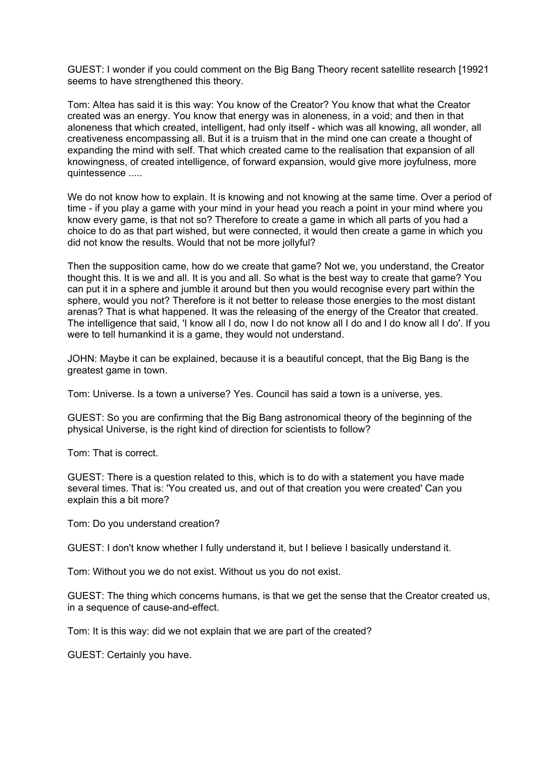GUEST: I wonder if you could comment on the Big Bang Theory recent satellite research [19921 seems to have strengthened this theory.

Tom: Altea has said it is this way: You know of the Creator? You know that what the Creator created was an energy. You know that energy was in aloneness, in a void; and then in that aloneness that which created, intelligent, had only itself - which was all knowing, all wonder, all creativeness encompassing all. But it is a truism that in the mind one can create a thought of expanding the mind with self. That which created came to the realisation that expansion of all knowingness, of created intelligence, of forward expansion, would give more joyfulness, more quintessence .....

We do not know how to explain. It is knowing and not knowing at the same time. Over a period of time - if you play a game with your mind in your head you reach a point in your mind where you know every game, is that not so? Therefore to create a game in which all parts of you had a choice to do as that part wished, but were connected, it would then create a game in which you did not know the results. Would that not be more jollyful?

Then the supposition came, how do we create that game? Not we, you understand, the Creator thought this. It is we and all. It is you and all. So what is the best way to create that game? You can put it in a sphere and jumble it around but then you would recognise every part within the sphere, would you not? Therefore is it not better to release those energies to the most distant arenas? That is what happened. It was the releasing of the energy of the Creator that created. The intelligence that said, 'I know all I do, now I do not know all I do and I do know all I do'. If you were to tell humankind it is a game, they would not understand.

JOHN: Maybe it can be explained, because it is a beautiful concept, that the Big Bang is the greatest game in town.

Tom: Universe. Is a town a universe? Yes. Council has said a town is a universe, yes.

GUEST: So you are confirming that the Big Bang astronomical theory of the beginning of the physical Universe, is the right kind of direction for scientists to follow?

Tom: That is correct.

GUEST: There is a question related to this, which is to do with a statement you have made several times. That is: 'You created us, and out of that creation you were created' Can you explain this a bit more?

Tom: Do you understand creation?

GUEST: I don't know whether I fully understand it, but I believe I basically understand it.

Tom: Without you we do not exist. Without us you do not exist.

GUEST: The thing which concerns humans, is that we get the sense that the Creator created us, in a sequence of cause-and-effect.

Tom: It is this way: did we not explain that we are part of the created?

GUEST: Certainly you have.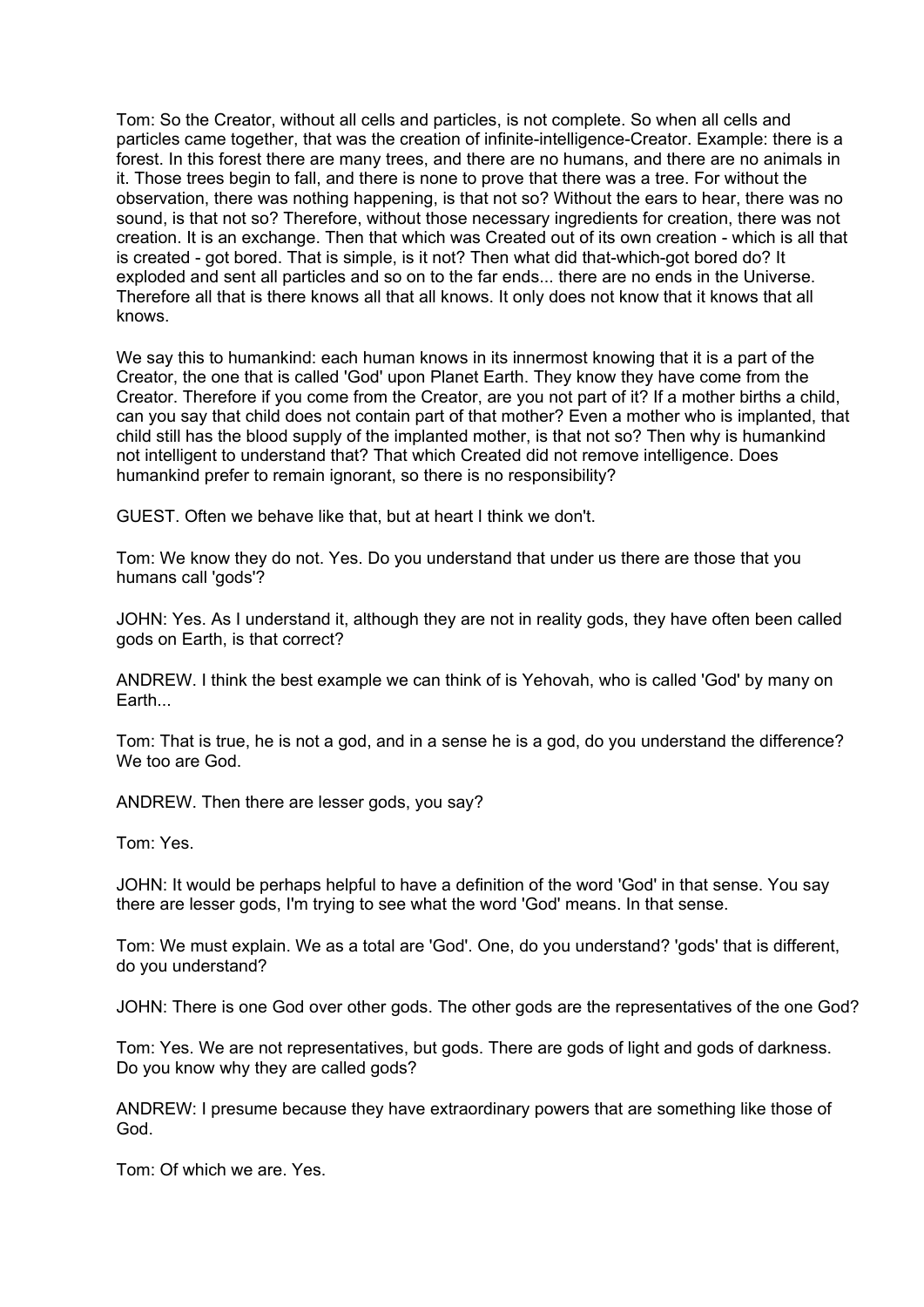Tom: So the Creator, without all cells and particles, is not complete. So when all cells and particles came together, that was the creation of infinite-intelligence-Creator. Example: there is a forest. In this forest there are many trees, and there are no humans, and there are no animals in it. Those trees begin to fall, and there is none to prove that there was a tree. For without the observation, there was nothing happening, is that not so? Without the ears to hear, there was no sound, is that not so? Therefore, without those necessary ingredients for creation, there was not creation. It is an exchange. Then that which was Created out of its own creation - which is all that is created - got bored. That is simple, is it not? Then what did that-which-got bored do? It exploded and sent all particles and so on to the far ends... there are no ends in the Universe. Therefore all that is there knows all that all knows. It only does not know that it knows that all knows.

We say this to humankind: each human knows in its innermost knowing that it is a part of the Creator, the one that is called 'God' upon Planet Earth. They know they have come from the Creator. Therefore if you come from the Creator, are you not part of it? If a mother births a child, can you say that child does not contain part of that mother? Even a mother who is implanted, that child still has the blood supply of the implanted mother, is that not so? Then why is humankind not intelligent to understand that? That which Created did not remove intelligence. Does humankind prefer to remain ignorant, so there is no responsibility?

GUEST. Often we behave like that, but at heart I think we don't.

Tom: We know they do not. Yes. Do you understand that under us there are those that you humans call 'gods'?

JOHN: Yes. As I understand it, although they are not in reality gods, they have often been called gods on Earth, is that correct?

ANDREW. I think the best example we can think of is Yehovah, who is called 'God' by many on Earth...

Tom: That is true, he is not a god, and in a sense he is a god, do you understand the difference? We too are God.

ANDREW. Then there are lesser gods, you say?

Tom: Yes.

JOHN: It would be perhaps helpful to have a definition of the word 'God' in that sense. You say there are lesser gods, I'm trying to see what the word 'God' means. In that sense.

Tom: We must explain. We as a total are 'God'. One, do you understand? 'gods' that is different, do you understand?

JOHN: There is one God over other gods. The other gods are the representatives of the one God?

Tom: Yes. We are not representatives, but gods. There are gods of light and gods of darkness. Do you know why they are called gods?

ANDREW: I presume because they have extraordinary powers that are something like those of God.

Tom: Of which we are. Yes.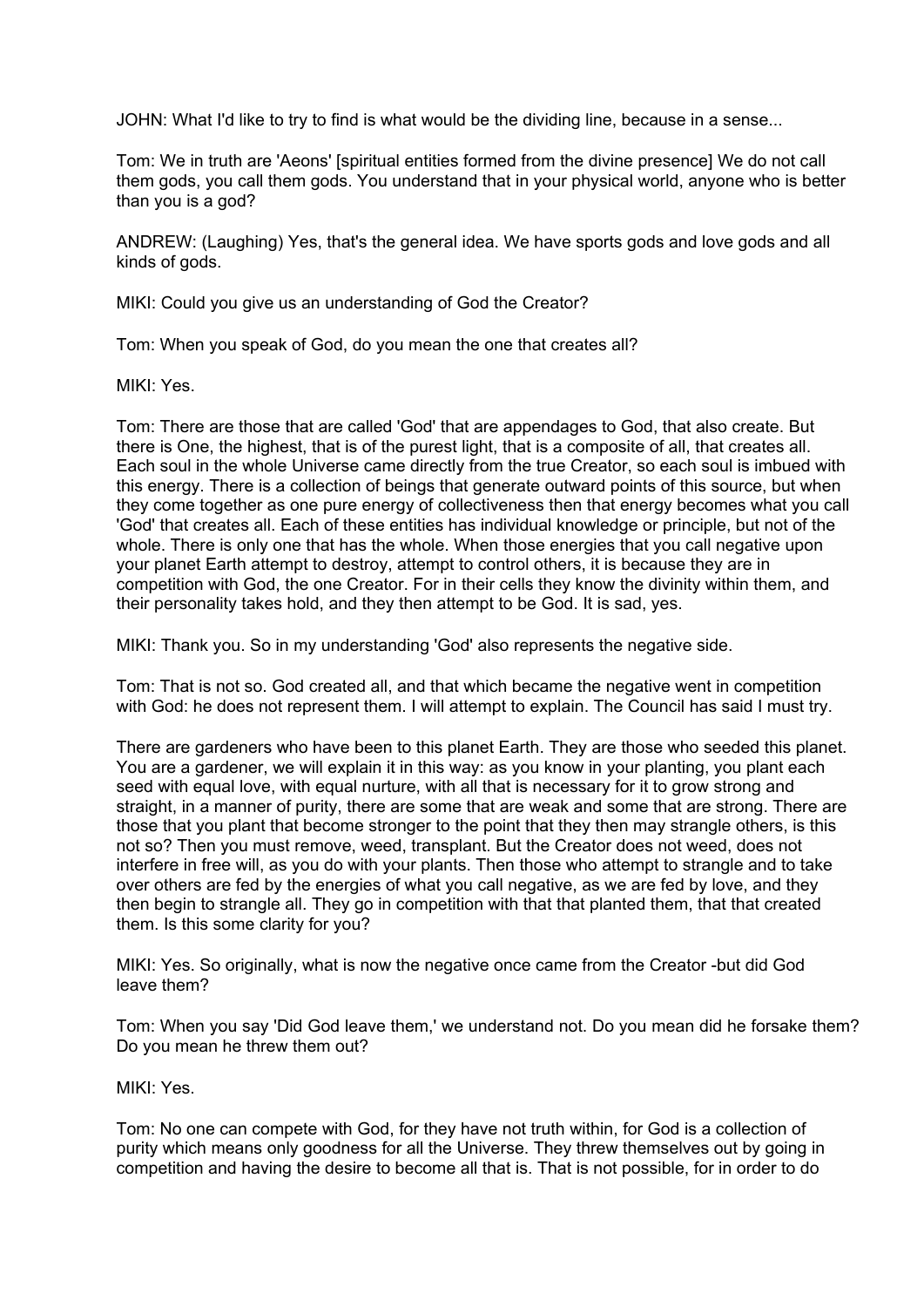JOHN: What I'd like to try to find is what would be the dividing line, because in a sense...

Tom: We in truth are 'Aeons' [spiritual entities formed from the divine presence] We do not call them gods, you call them gods. You understand that in your physical world, anyone who is better than you is a god?

ANDREW: (Laughing) Yes, that's the general idea. We have sports gods and love gods and all kinds of gods.

MIKI: Could you give us an understanding of God the Creator?

Tom: When you speak of God, do you mean the one that creates all?

MIKI: Yes.

Tom: There are those that are called 'God' that are appendages to God, that also create. But there is One, the highest, that is of the purest light, that is a composite of all, that creates all. Each soul in the whole Universe came directly from the true Creator, so each soul is imbued with this energy. There is a collection of beings that generate outward points of this source, but when they come together as one pure energy of collectiveness then that energy becomes what you call 'God' that creates all. Each of these entities has individual knowledge or principle, but not of the whole. There is only one that has the whole. When those energies that you call negative upon your planet Earth attempt to destroy, attempt to control others, it is because they are in competition with God, the one Creator. For in their cells they know the divinity within them, and their personality takes hold, and they then attempt to be God. It is sad, yes.

MIKI: Thank you. So in my understanding 'God' also represents the negative side.

Tom: That is not so. God created all, and that which became the negative went in competition with God: he does not represent them. I will attempt to explain. The Council has said I must try.

There are gardeners who have been to this planet Earth. They are those who seeded this planet. You are a gardener, we will explain it in this way: as you know in your planting, you plant each seed with equal love, with equal nurture, with all that is necessary for it to grow strong and straight, in a manner of purity, there are some that are weak and some that are strong. There are those that you plant that become stronger to the point that they then may strangle others, is this not so? Then you must remove, weed, transplant. But the Creator does not weed, does not interfere in free will, as you do with your plants. Then those who attempt to strangle and to take over others are fed by the energies of what you call negative, as we are fed by love, and they then begin to strangle all. They go in competition with that that planted them, that that created them. Is this some clarity for you?

MIKI: Yes. So originally, what is now the negative once came from the Creator -but did God leave them?

Tom: When you say 'Did God leave them,' we understand not. Do you mean did he forsake them? Do you mean he threw them out?

MIKI: Yes.

Tom: No one can compete with God, for they have not truth within, for God is a collection of purity which means only goodness for all the Universe. They threw themselves out by going in competition and having the desire to become all that is. That is not possible, for in order to do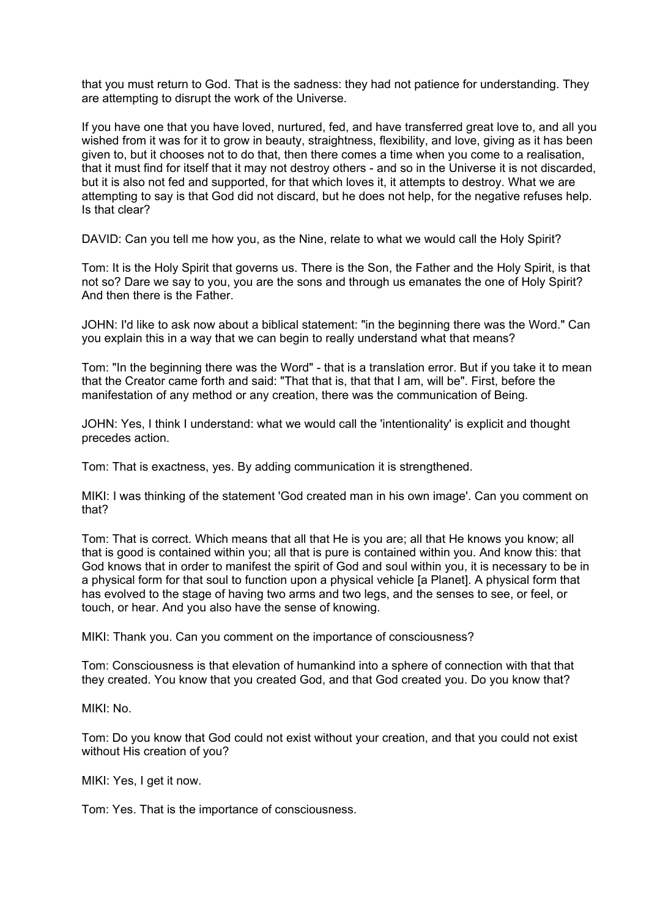that you must return to God. That is the sadness: they had not patience for understanding. They are attempting to disrupt the work of the Universe.

If you have one that you have loved, nurtured, fed, and have transferred great love to, and all you wished from it was for it to grow in beauty, straightness, flexibility, and love, giving as it has been given to, but it chooses not to do that, then there comes a time when you come to a realisation, that it must find for itself that it may not destroy others - and so in the Universe it is not discarded, but it is also not fed and supported, for that which loves it, it attempts to destroy. What we are attempting to say is that God did not discard, but he does not help, for the negative refuses help. Is that clear?

DAVID: Can you tell me how you, as the Nine, relate to what we would call the Holy Spirit?

Tom: It is the Holy Spirit that governs us. There is the Son, the Father and the Holy Spirit, is that not so? Dare we say to you, you are the sons and through us emanates the one of Holy Spirit? And then there is the Father.

JOHN: I'd like to ask now about a biblical statement: "in the beginning there was the Word." Can you explain this in a way that we can begin to really understand what that means?

Tom: "In the beginning there was the Word" - that is a translation error. But if you take it to mean that the Creator came forth and said: "That that is, that that I am, will be". First, before the manifestation of any method or any creation, there was the communication of Being.

JOHN: Yes, I think I understand: what we would call the 'intentionality' is explicit and thought precedes action.

Tom: That is exactness, yes. By adding communication it is strengthened.

MIKI: I was thinking of the statement 'God created man in his own image'. Can you comment on that?

Tom: That is correct. Which means that all that He is you are; all that He knows you know; all that is good is contained within you; all that is pure is contained within you. And know this: that God knows that in order to manifest the spirit of God and soul within you, it is necessary to be in a physical form for that soul to function upon a physical vehicle [a Planet]. A physical form that has evolved to the stage of having two arms and two legs, and the senses to see, or feel, or touch, or hear. And you also have the sense of knowing.

MIKI: Thank you. Can you comment on the importance of consciousness?

Tom: Consciousness is that elevation of humankind into a sphere of connection with that that they created. You know that you created God, and that God created you. Do you know that?

MIKI: No.

Tom: Do you know that God could not exist without your creation, and that you could not exist without His creation of you?

MIKI: Yes, I get it now.

Tom: Yes. That is the importance of consciousness.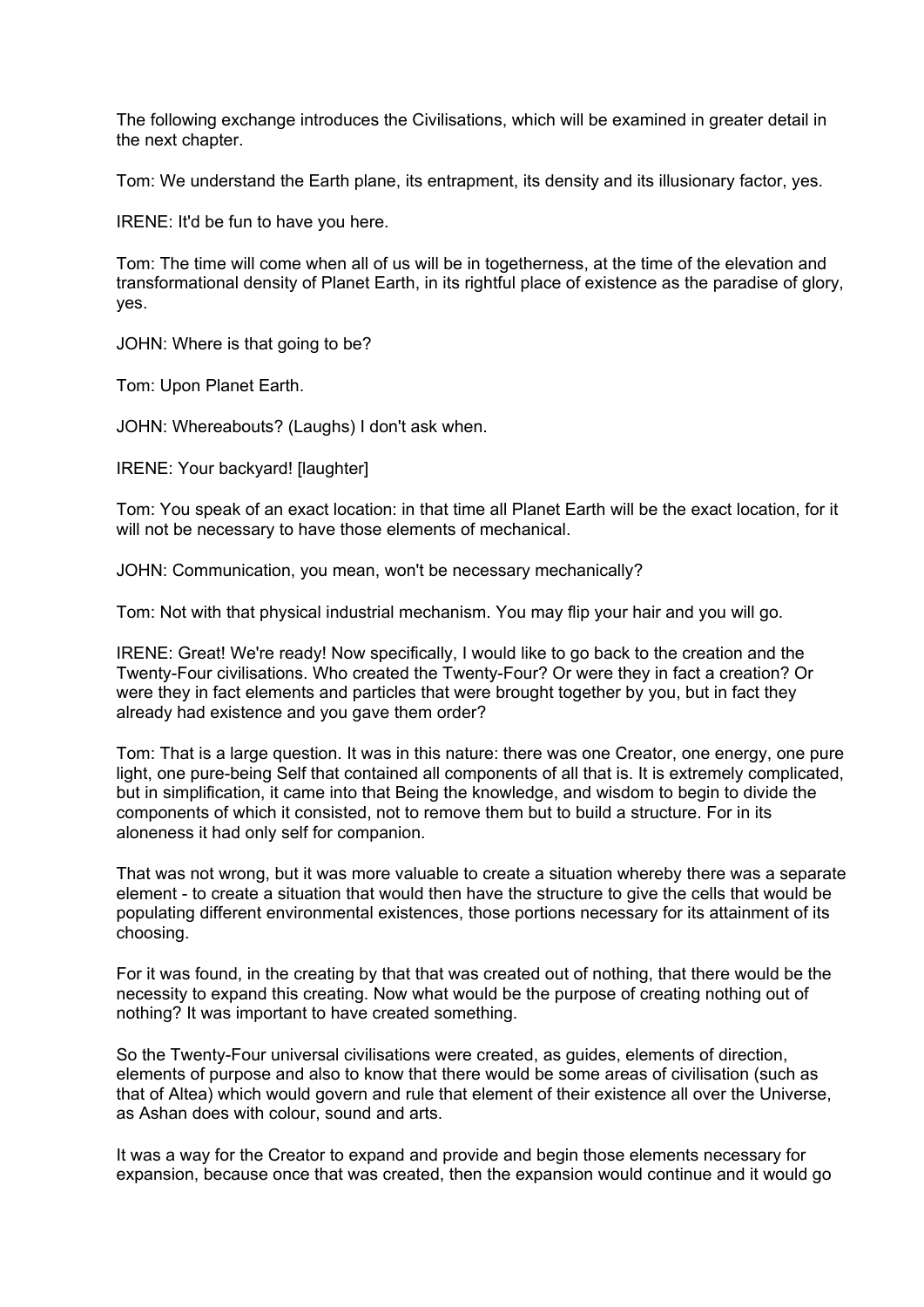The following exchange introduces the Civilisations, which will be examined in greater detail in the next chapter.

Tom: We understand the Earth plane, its entrapment, its density and its illusionary factor, yes.

IRENE: It'd be fun to have you here.

Tom: The time will come when all of us will be in togetherness, at the time of the elevation and transformational density of Planet Earth, in its rightful place of existence as the paradise of glory, yes.

JOHN: Where is that going to be?

Tom: Upon Planet Earth.

JOHN: Whereabouts? (Laughs) I don't ask when.

IRENE: Your backyard! [laughter]

Tom: You speak of an exact location: in that time all Planet Earth will be the exact location, for it will not be necessary to have those elements of mechanical.

JOHN: Communication, you mean, won't be necessary mechanically?

Tom: Not with that physical industrial mechanism. You may flip your hair and you will go.

IRENE: Great! We're ready! Now specifically, I would like to go back to the creation and the Twenty-Four civilisations. Who created the Twenty-Four? Or were they in fact a creation? Or were they in fact elements and particles that were brought together by you, but in fact they already had existence and you gave them order?

Tom: That is a large question. It was in this nature: there was one Creator, one energy, one pure light, one pure-being Self that contained all components of all that is. It is extremely complicated, but in simplification, it came into that Being the knowledge, and wisdom to begin to divide the components of which it consisted, not to remove them but to build a structure. For in its aloneness it had only self for companion.

That was not wrong, but it was more valuable to create a situation whereby there was a separate element - to create a situation that would then have the structure to give the cells that would be populating different environmental existences, those portions necessary for its attainment of its choosing.

For it was found, in the creating by that that was created out of nothing, that there would be the necessity to expand this creating. Now what would be the purpose of creating nothing out of nothing? It was important to have created something.

So the Twenty-Four universal civilisations were created, as guides, elements of direction, elements of purpose and also to know that there would be some areas of civilisation (such as that of Altea) which would govern and rule that element of their existence all over the Universe, as Ashan does with colour, sound and arts.

It was a way for the Creator to expand and provide and begin those elements necessary for expansion, because once that was created, then the expansion would continue and it would go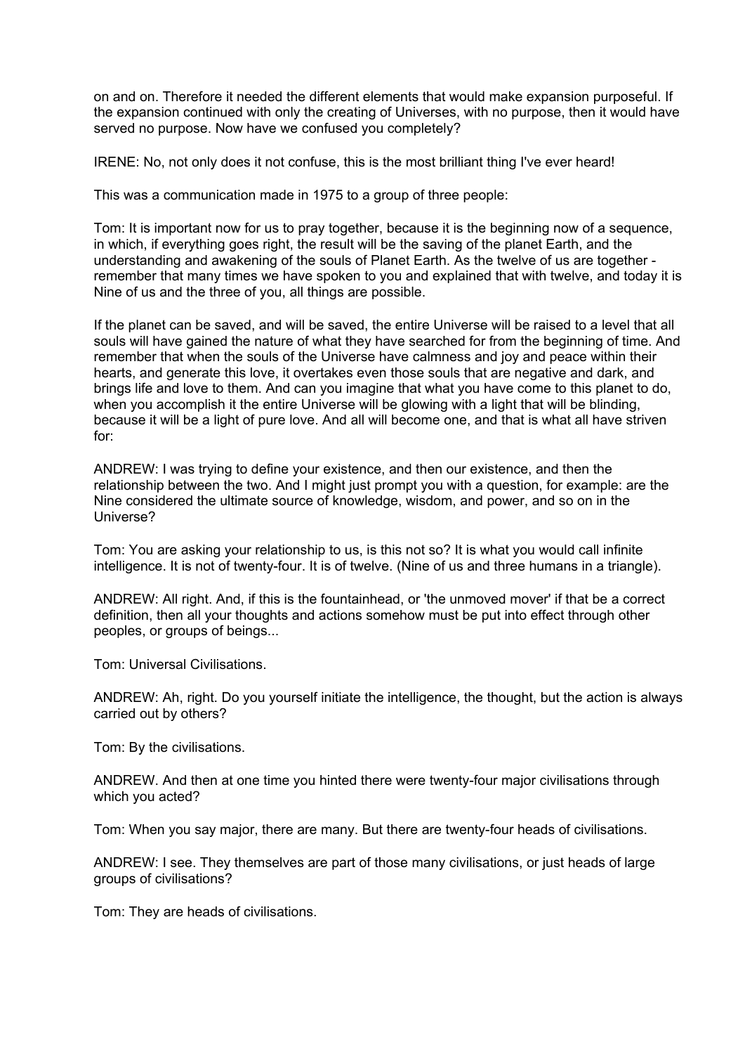on and on. Therefore it needed the different elements that would make expansion purposeful. If the expansion continued with only the creating of Universes, with no purpose, then it would have served no purpose. Now have we confused you completely?

IRENE: No, not only does it not confuse, this is the most brilliant thing I've ever heard!

This was a communication made in 1975 to a group of three people:

Tom: It is important now for us to pray together, because it is the beginning now of a sequence, in which, if everything goes right, the result will be the saving of the planet Earth, and the understanding and awakening of the souls of Planet Earth. As the twelve of us are together - remember that many times we have spoken to you and explained that with twelve, and today it is Nine of us and the three of you, all things are possible.

If the planet can be saved, and will be saved, the entire Universe will be raised to a level that all souls will have gained the nature of what they have searched for from the beginning of time. And remember that when the souls of the Universe have calmness and joy and peace within their hearts, and generate this love, it overtakes even those souls that are negative and dark, and brings life and love to them. And can you imagine that what you have come to this planet to do, when you accomplish it the entire Universe will be glowing with a light that will be blinding, because it will be a light of pure love. And all will become one, and that is what all have striven for:

ANDREW: I was trying to define your existence, and then our existence, and then the relationship between the two. And I might just prompt you with a question, for example: are the Nine considered the ultimate source of knowledge, wisdom, and power, and so on in the Universe?

Tom: You are asking your relationship to us, is this not so? It is what you would call infinite intelligence. It is not of twenty-four. It is of twelve. (Nine of us and three humans in a triangle).

ANDREW: All right. And, if this is the fountainhead, or 'the unmoved mover' if that be a correct definition, then all your thoughts and actions somehow must be put into effect through other peoples, or groups of beings...

Tom: Universal Civilisations.

ANDREW: Ah, right. Do you yourself initiate the intelligence, the thought, but the action is always carried out by others?

Tom: By the civilisations.

ANDREW. And then at one time you hinted there were twenty-four major civilisations through which you acted?

Tom: When you say major, there are many. But there are twenty-four heads of civilisations.

ANDREW: I see. They themselves are part of those many civilisations, or just heads of large groups of civilisations?

Tom: They are heads of civilisations.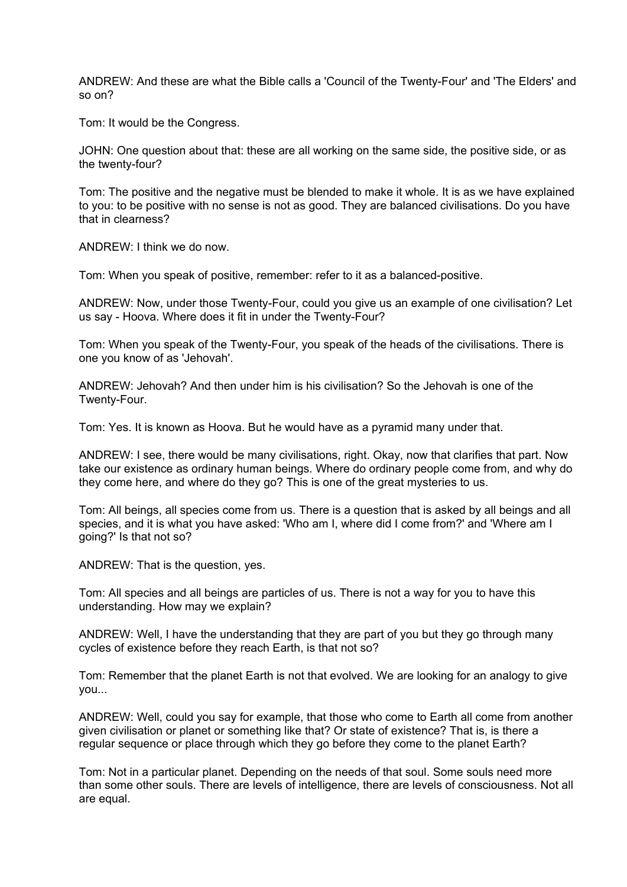ANDREW: And these are what the Bible calls a 'Council of the Twenty-Four' and 'The Elders' and so on?

Tom: It would be the Congress.

JOHN: One question about that: these are all working on the same side, the positive side, or as the twenty-four?

Tom: The positive and the negative must be blended to make it whole. It is as we have explained to you: to be positive with no sense is not as good. They are balanced civilisations. Do you have that in clearness?

ANDREW: I think we do now.

Tom: When you speak of positive, remember: refer to it as a balanced-positive.

ANDREW: Now, under those Twenty-Four, could you give us an example of one civilisation? Let us say - Hoova. Where does it fit in under the Twenty-Four?

Tom: When you speak of the Twenty-Four, you speak of the heads of the civilisations. There is one you know of as 'Jehovah'.

ANDREW: Jehovah? And then under him is his civilisation? So the Jehovah is one of the Twenty-Four.

Tom: Yes. It is known as Hoova. But he would have as a pyramid many under that.

ANDREW: I see, there would be many civilisations, right. Okay, now that clarifies that part. Now take our existence as ordinary human beings. Where do ordinary people come from, and why do they come here, and where do they go? This is one of the great mysteries to us.

Tom: All beings, all species come from us. There is a question that is asked by all beings and all species, and it is what you have asked: 'Who am I, where did I come from?' and 'Where am I going?' Is that not so?

ANDREW: That is the question, yes.

Tom: All species and all beings are particles of us. There is not a way for you to have this understanding. How may we explain?

ANDREW: Well, I have the understanding that they are part of you but they go through many cycles of existence before they reach Earth, is that not so?

Tom: Remember that the planet Earth is not that evolved. We are looking for an analogy to give you...

ANDREW: Well, could you say for example, that those who come to Earth all come from another given civilisation or planet or something like that? Or state of existence? That is, is there a regular sequence or place through which they go before they come to the planet Earth?

Tom: Not in a particular planet. Depending on the needs of that soul. Some souls need more than some other souls. There are levels of intelligence, there are levels of consciousness. Not all are equal.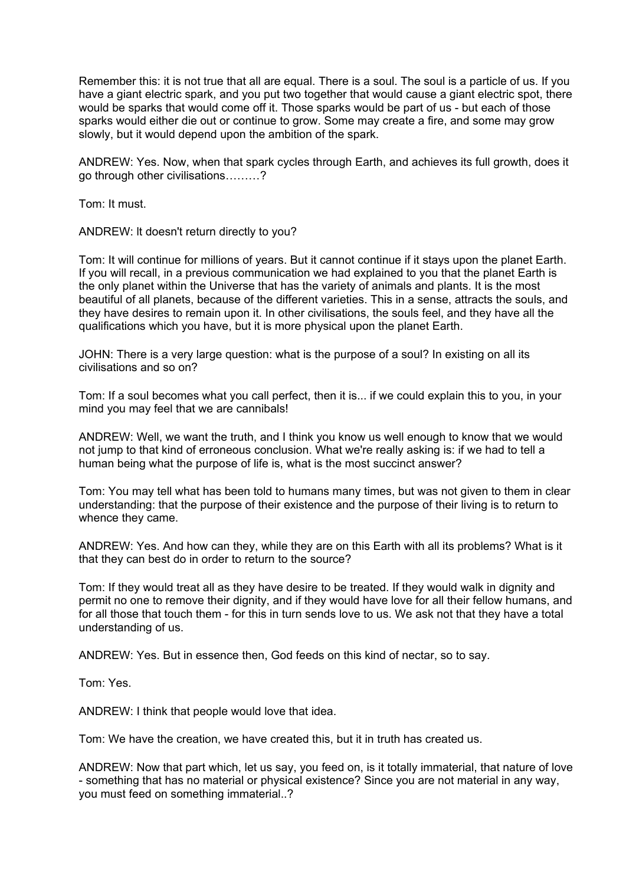Remember this: it is not true that all are equal. There is a soul. The soul is a particle of us. If you have a giant electric spark, and you put two together that would cause a giant electric spot, there would be sparks that would come off it. Those sparks would be part of us - but each of those sparks would either die out or continue to grow. Some may create a fire, and some may grow slowly, but it would depend upon the ambition of the spark.

ANDREW: Yes. Now, when that spark cycles through Earth, and achieves its full growth, does it go through other civilisations………?

Tom: It must.

ANDREW: It doesn't return directly to you?

Tom: It will continue for millions of years. But it cannot continue if it stays upon the planet Earth. If you will recall, in a previous communication we had explained to you that the planet Earth is the only planet within the Universe that has the variety of animals and plants. It is the most beautiful of all planets, because of the different varieties. This in a sense, attracts the souls, and they have desires to remain upon it. In other civilisations, the souls feel, and they have all the qualifications which you have, but it is more physical upon the planet Earth.

JOHN: There is a very large question: what is the purpose of a soul? In existing on all its civilisations and so on?

Tom: If a soul becomes what you call perfect, then it is... if we could explain this to you, in your mind you may feel that we are cannibals!

ANDREW: Well, we want the truth, and I think you know us well enough to know that we would not jump to that kind of erroneous conclusion. What we're really asking is: if we had to tell a human being what the purpose of life is, what is the most succinct answer?

Tom: You may tell what has been told to humans many times, but was not given to them in clear understanding: that the purpose of their existence and the purpose of their living is to return to whence they came.

ANDREW: Yes. And how can they, while they are on this Earth with all its problems? What is it that they can best do in order to return to the source?

Tom: If they would treat all as they have desire to be treated. If they would walk in dignity and permit no one to remove their dignity, and if they would have love for all their fellow humans, and for all those that touch them - for this in turn sends love to us. We ask not that they have a total understanding of us.

ANDREW: Yes. But in essence then, God feeds on this kind of nectar, so to say.

Tom: Yes.

ANDREW: I think that people would love that idea.

Tom: We have the creation, we have created this, but it in truth has created us.

ANDREW: Now that part which, let us say, you feed on, is it totally immaterial, that nature of love - something that has no material or physical existence? Since you are not material in any way, you must feed on something immaterial..?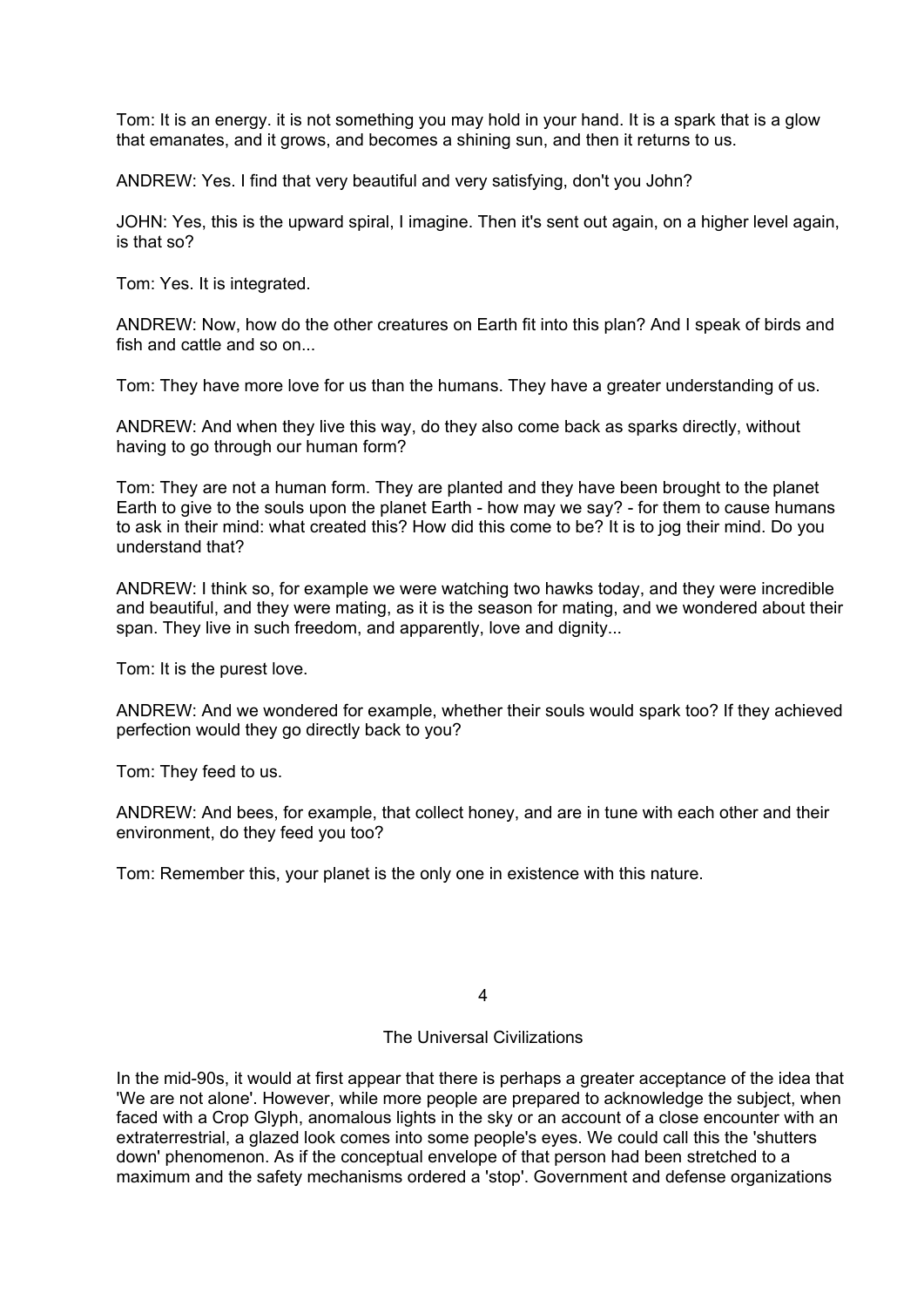Tom: It is an energy. it is not something you may hold in your hand. It is a spark that is a glow that emanates, and it grows, and becomes a shining sun, and then it returns to us.

ANDREW: Yes. I find that very beautiful and very satisfying, don't you John?

JOHN: Yes, this is the upward spiral, I imagine. Then it's sent out again, on a higher level again, is that so?

Tom: Yes. It is integrated.

ANDREW: Now, how do the other creatures on Earth fit into this plan? And I speak of birds and fish and cattle and so on...

Tom: They have more love for us than the humans. They have a greater understanding of us.

ANDREW: And when they live this way, do they also come back as sparks directly, without having to go through our human form?

Tom: They are not a human form. They are planted and they have been brought to the planet Earth to give to the souls upon the planet Earth - how may we say? - for them to cause humans to ask in their mind: what created this? How did this come to be? It is to jog their mind. Do you understand that?

ANDREW: I think so, for example we were watching two hawks today, and they were incredible and beautiful, and they were mating, as it is the season for mating, and we wondered about their span. They live in such freedom, and apparently, love and dignity...

Tom: It is the purest love.

ANDREW: And we wondered for example, whether their souls would spark too? If they achieved perfection would they go directly back to you?

Tom: They feed to us.

ANDREW: And bees, for example, that collect honey, and are in tune with each other and their environment, do they feed you too?

Tom: Remember this, your planet is the only one in existence with this nature.

# 4

## The Universal Civilizations

In the mid-90s, it would at first appear that there is perhaps a greater acceptance of the idea that 'We are not alone'. However, while more people are prepared to acknowledge the subject, when faced with a Crop Glyph, anomalous lights in the sky or an account of a close encounter with an extraterrestrial, a glazed look comes into some people's eyes. We could call this the 'shutters down' phenomenon. As if the conceptual envelope of that person had been stretched to a maximum and the safety mechanisms ordered a 'stop'. Government and defense organizations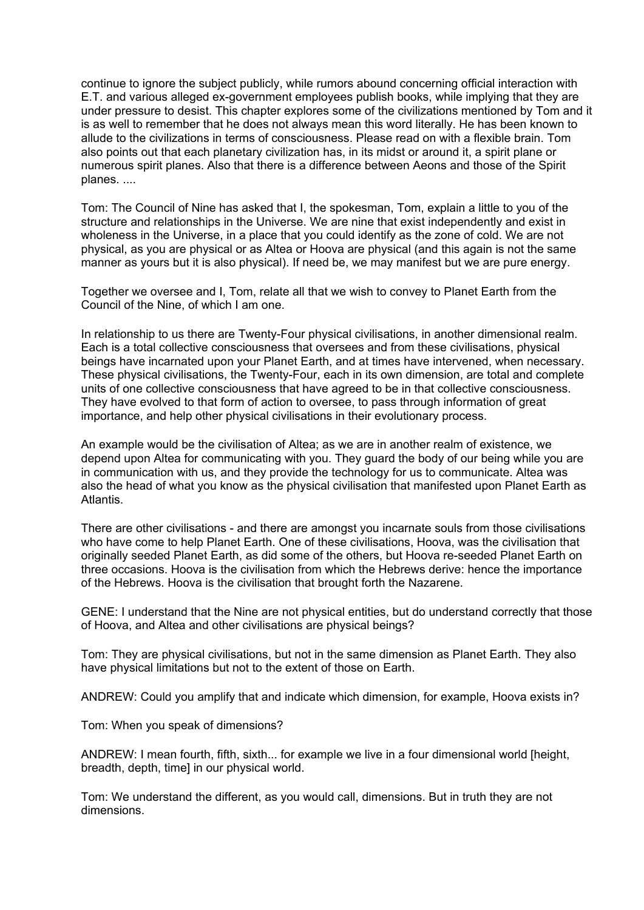continue to ignore the subject publicly, while rumors abound concerning official interaction with E.T. and various alleged ex-government employees publish books, while implying that they are under pressure to desist. This chapter explores some of the civilizations mentioned by Tom and it is as well to remember that he does not always mean this word literally. He has been known to allude to the civilizations in terms of consciousness. Please read on with a flexible brain. Tom also points out that each planetary civilization has, in its midst or around it, a spirit plane or numerous spirit planes. Also that there is a difference between Aeons and those of the Spirit planes. ....

Tom: The Council of Nine has asked that I, the spokesman, Tom, explain a little to you of the structure and relationships in the Universe. We are nine that exist independently and exist in wholeness in the Universe, in a place that you could identify as the zone of cold. We are not physical, as you are physical or as Altea or Hoova are physical (and this again is not the same manner as yours but it is also physical). If need be, we may manifest but we are pure energy.

Together we oversee and I, Tom, relate all that we wish to convey to Planet Earth from the Council of the Nine, of which I am one.

In relationship to us there are Twenty-Four physical civilisations, in another dimensional realm. Each is a total collective consciousness that oversees and from these civilisations, physical beings have incarnated upon your Planet Earth, and at times have intervened, when necessary. These physical civilisations, the Twenty-Four, each in its own dimension, are total and complete units of one collective consciousness that have agreed to be in that collective consciousness. They have evolved to that form of action to oversee, to pass through information of great importance, and help other physical civilisations in their evolutionary process.

An example would be the civilisation of Altea; as we are in another realm of existence, we depend upon Altea for communicating with you. They guard the body of our being while you are in communication with us, and they provide the technology for us to communicate. Altea was also the head of what you know as the physical civilisation that manifested upon Planet Earth as Atlantis.

There are other civilisations - and there are amongst you incarnate souls from those civilisations who have come to help Planet Earth. One of these civilisations, Hoova, was the civilisation that originally seeded Planet Earth, as did some of the others, but Hoova re-seeded Planet Earth on three occasions. Hoova is the civilisation from which the Hebrews derive: hence the importance of the Hebrews. Hoova is the civilisation that brought forth the Nazarene.

GENE: I understand that the Nine are not physical entities, but do understand correctly that those of Hoova, and Altea and other civilisations are physical beings?

Tom: They are physical civilisations, but not in the same dimension as Planet Earth. They also have physical limitations but not to the extent of those on Earth.

ANDREW: Could you amplify that and indicate which dimension, for example, Hoova exists in?

Tom: When you speak of dimensions?

ANDREW: I mean fourth, fifth, sixth... for example we live in a four dimensional world [height, breadth, depth, time] in our physical world.

Tom: We understand the different, as you would call, dimensions. But in truth they are not dimensions.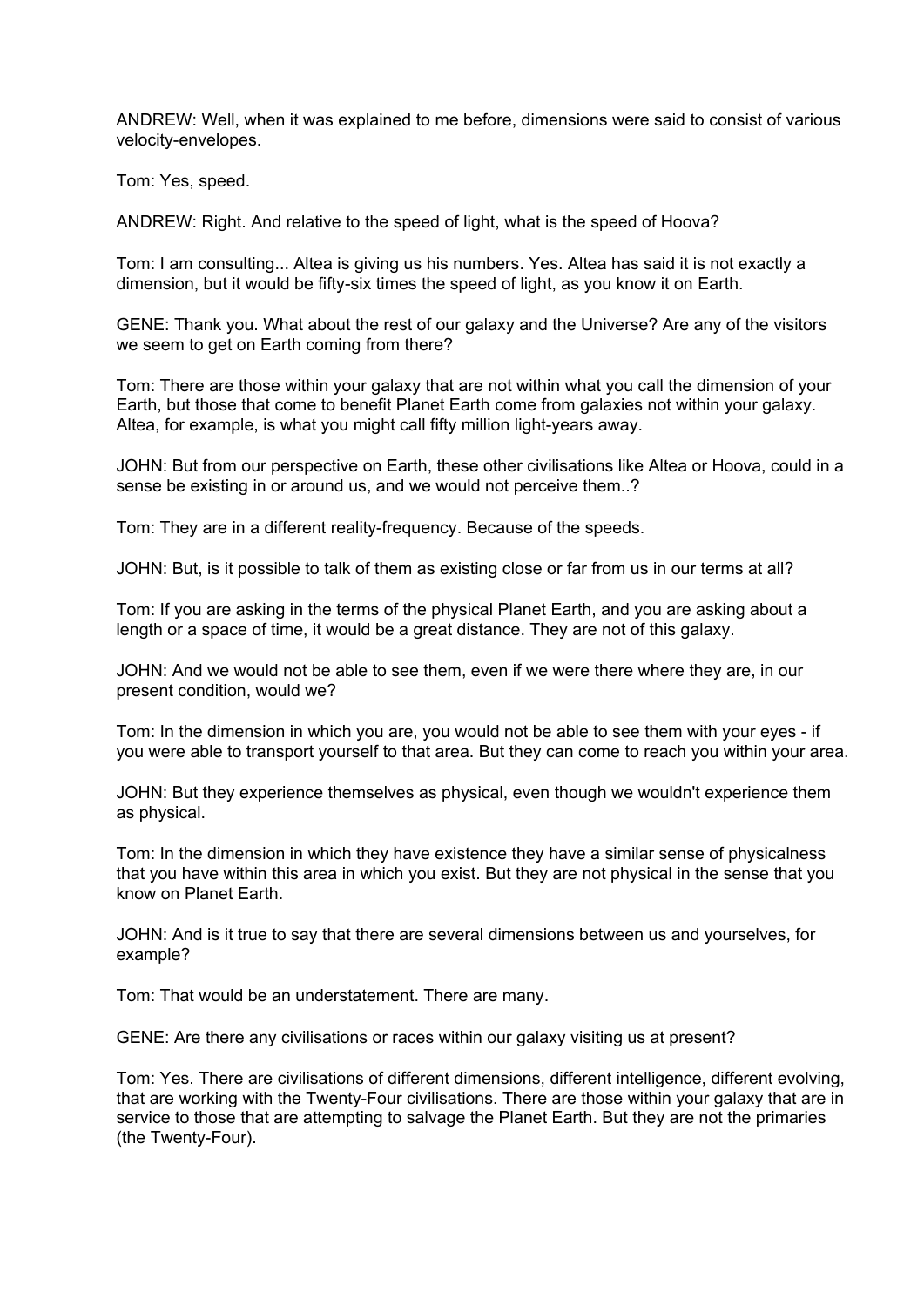ANDREW: Well, when it was explained to me before, dimensions were said to consist of various velocity-envelopes.

Tom: Yes, speed.

ANDREW: Right. And relative to the speed of light, what is the speed of Hoova?

Tom: I am consulting... Altea is giving us his numbers. Yes. Altea has said it is not exactly a dimension, but it would be fifty-six times the speed of light, as you know it on Earth.

GENE: Thank you. What about the rest of our galaxy and the Universe? Are any of the visitors we seem to get on Earth coming from there?

Tom: There are those within your galaxy that are not within what you call the dimension of your Earth, but those that come to benefit Planet Earth come from galaxies not within your galaxy. Altea, for example, is what you might call fifty million light-years away.

JOHN: But from our perspective on Earth, these other civilisations like Altea or Hoova, could in a sense be existing in or around us, and we would not perceive them..?

Tom: They are in a different reality-frequency. Because of the speeds.

JOHN: But, is it possible to talk of them as existing close or far from us in our terms at all?

Tom: If you are asking in the terms of the physical Planet Earth, and you are asking about a length or a space of time, it would be a great distance. They are not of this galaxy.

JOHN: And we would not be able to see them, even if we were there where they are, in our present condition, would we?

Tom: In the dimension in which you are, you would not be able to see them with your eyes - if you were able to transport yourself to that area. But they can come to reach you within your area.

JOHN: But they experience themselves as physical, even though we wouldn't experience them as physical.

Tom: In the dimension in which they have existence they have a similar sense of physicalness that you have within this area in which you exist. But they are not physical in the sense that you know on Planet Earth.

JOHN: And is it true to say that there are several dimensions between us and yourselves, for example?

Tom: That would be an understatement. There are many.

GENE: Are there any civilisations or races within our galaxy visiting us at present?

Tom: Yes. There are civilisations of different dimensions, different intelligence, different evolving, that are working with the Twenty-Four civilisations. There are those within your galaxy that are in service to those that are attempting to salvage the Planet Earth. But they are not the primaries (the Twenty-Four).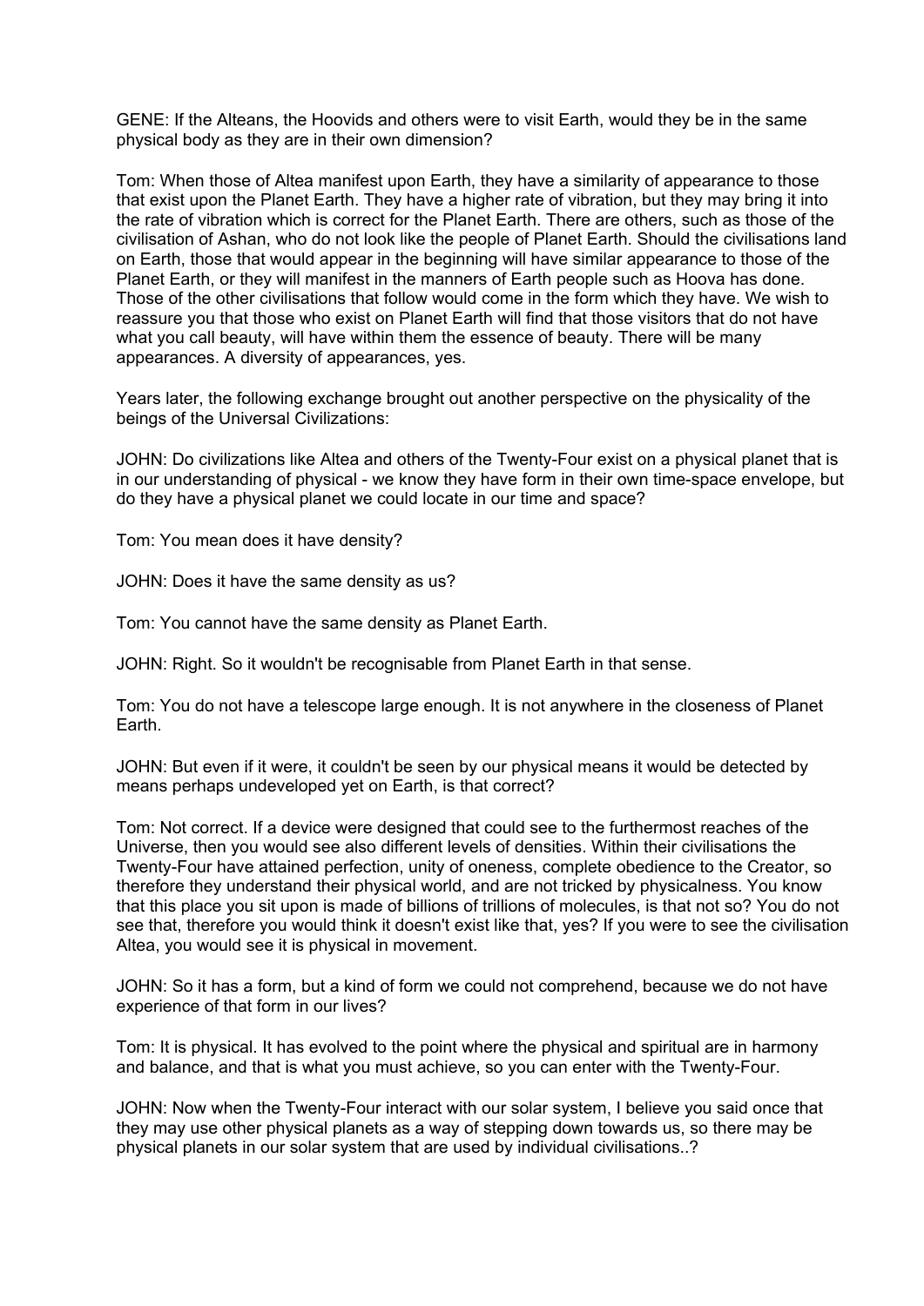GENE: If the Alteans, the Hoovids and others were to visit Earth, would they be in the same physical body as they are in their own dimension?

Tom: When those of Altea manifest upon Earth, they have a similarity of appearance to those that exist upon the Planet Earth. They have a higher rate of vibration, but they may bring it into the rate of vibration which is correct for the Planet Earth. There are others, such as those of the civilisation of Ashan, who do not look like the people of Planet Earth. Should the civilisations land on Earth, those that would appear in the beginning will have similar appearance to those of the Planet Earth, or they will manifest in the manners of Earth people such as Hoova has done. Those of the other civilisations that follow would come in the form which they have. We wish to reassure you that those who exist on Planet Earth will find that those visitors that do not have what you call beauty, will have within them the essence of beauty. There will be many appearances. A diversity of appearances, yes.

Years later, the following exchange brought out another perspective on the physicality of the beings of the Universal Civilizations:

JOHN: Do civilizations like Altea and others of the Twenty-Four exist on a physical planet that is in our understanding of physical - we know they have form in their own time-space envelope, but do they have a physical planet we could locate in our time and space?

Tom: You mean does it have density?

JOHN: Does it have the same density as us?

Tom: You cannot have the same density as Planet Earth.

JOHN: Right. So it wouldn't be recognisable from Planet Earth in that sense.

Tom: You do not have a telescope large enough. It is not anywhere in the closeness of Planet Earth.

JOHN: But even if it were, it couldn't be seen by our physical means it would be detected by means perhaps undeveloped yet on Earth, is that correct?

Tom: Not correct. If a device were designed that could see to the furthermost reaches of the Universe, then you would see also different levels of densities. Within their civilisations the Twenty-Four have attained perfection, unity of oneness, complete obedience to the Creator, so therefore they understand their physical world, and are not tricked by physicalness. You know that this place you sit upon is made of billions of trillions of molecules, is that not so? You do not see that, therefore you would think it doesn't exist like that, yes? If you were to see the civilisation Altea, you would see it is physical in movement.

JOHN: So it has a form, but a kind of form we could not comprehend, because we do not have experience of that form in our lives?

Tom: It is physical. It has evolved to the point where the physical and spiritual are in harmony and balance, and that is what you must achieve, so you can enter with the Twenty-Four.

JOHN: Now when the Twenty-Four interact with our solar system, I believe you said once that they may use other physical planets as a way of stepping down towards us, so there may be physical planets in our solar system that are used by individual civilisations..?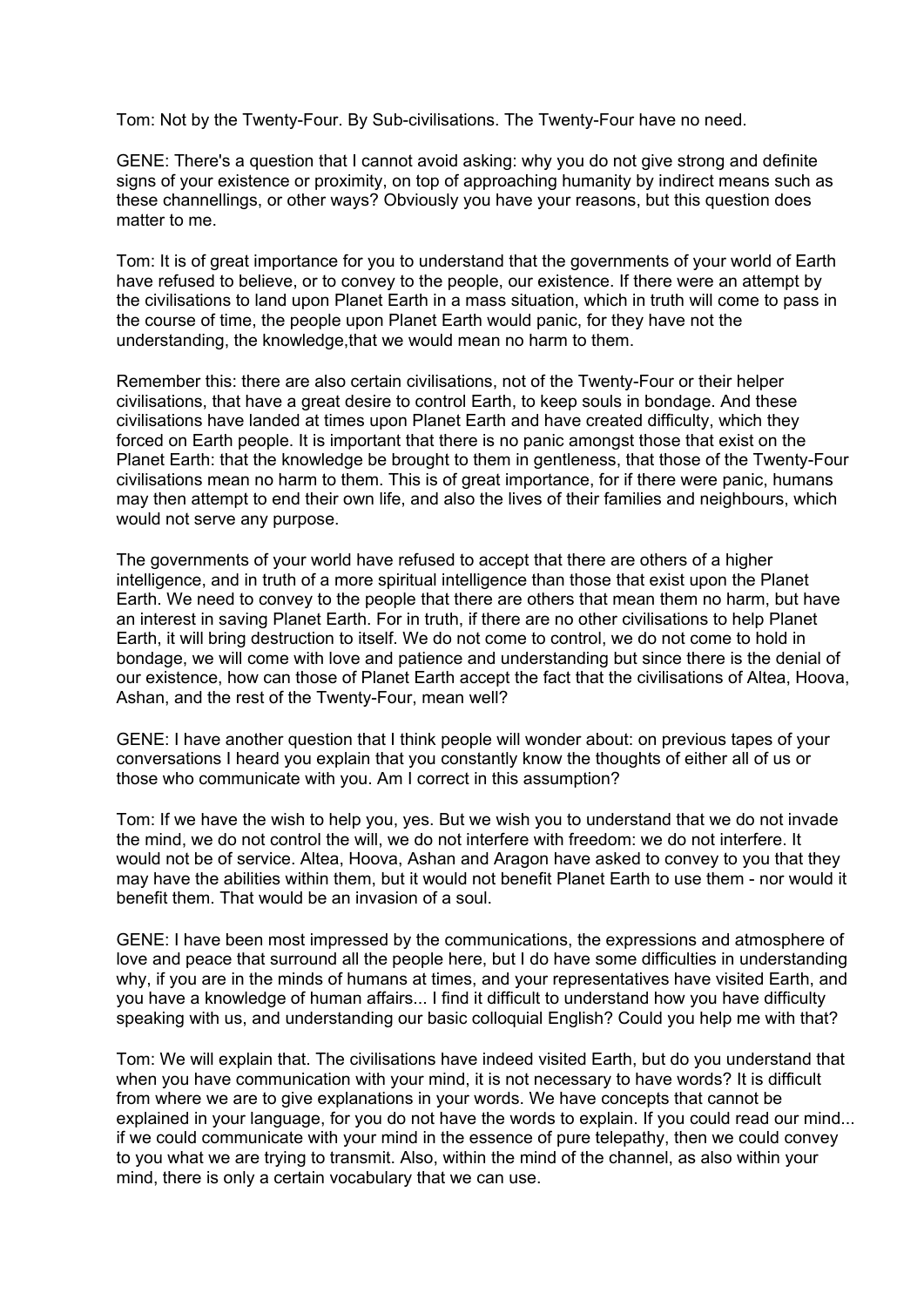Tom: Not by the Twenty-Four. By Sub-civilisations. The Twenty-Four have no need.

GENE: There's a question that I cannot avoid asking: why you do not give strong and definite signs of your existence or proximity, on top of approaching humanity by indirect means such as these channellings, or other ways? Obviously you have your reasons, but this question does matter to me.

Tom: It is of great importance for you to understand that the governments of your world of Earth have refused to believe, or to convey to the people, our existence. If there were an attempt by the civilisations to land upon Planet Earth in a mass situation, which in truth will come to pass in the course of time, the people upon Planet Earth would panic, for they have not the understanding, the knowledge,that we would mean no harm to them.

Remember this: there are also certain civilisations, not of the Twenty-Four or their helper civilisations, that have a great desire to control Earth, to keep souls in bondage. And these civilisations have landed at times upon Planet Earth and have created difficulty, which they forced on Earth people. It is important that there is no panic amongst those that exist on the Planet Earth: that the knowledge be brought to them in gentleness, that those of the Twenty-Four civilisations mean no harm to them. This is of great importance, for if there were panic, humans may then attempt to end their own life, and also the lives of their families and neighbours, which would not serve any purpose.

The governments of your world have refused to accept that there are others of a higher intelligence, and in truth of a more spiritual intelligence than those that exist upon the Planet Earth. We need to convey to the people that there are others that mean them no harm, but have an interest in saving Planet Earth. For in truth, if there are no other civilisations to help Planet Earth, it will bring destruction to itself. We do not come to control, we do not come to hold in bondage, we will come with love and patience and understanding but since there is the denial of our existence, how can those of Planet Earth accept the fact that the civilisations of Altea, Hoova, Ashan, and the rest of the Twenty-Four, mean well?

GENE: I have another question that I think people will wonder about: on previous tapes of your conversations I heard you explain that you constantly know the thoughts of either all of us or those who communicate with you. Am I correct in this assumption?

Tom: If we have the wish to help you, yes. But we wish you to understand that we do not invade the mind, we do not control the will, we do not interfere with freedom: we do not interfere. It would not be of service. Altea, Hoova, Ashan and Aragon have asked to convey to you that they may have the abilities within them, but it would not benefit Planet Earth to use them - nor would it benefit them. That would be an invasion of a soul.

GENE: I have been most impressed by the communications, the expressions and atmosphere of love and peace that surround all the people here, but I do have some difficulties in understanding why, if you are in the minds of humans at times, and your representatives have visited Earth, and you have a knowledge of human affairs... I find it difficult to understand how you have difficulty speaking with us, and understanding our basic colloquial English? Could you help me with that?

Tom: We will explain that. The civilisations have indeed visited Earth, but do you understand that when you have communication with your mind, it is not necessary to have words? It is difficult from where we are to give explanations in your words. We have concepts that cannot be explained in your language, for you do not have the words to explain. If you could read our mind... if we could communicate with your mind in the essence of pure telepathy, then we could convey to you what we are trying to transmit. Also, within the mind of the channel, as also within your mind, there is only a certain vocabulary that we can use.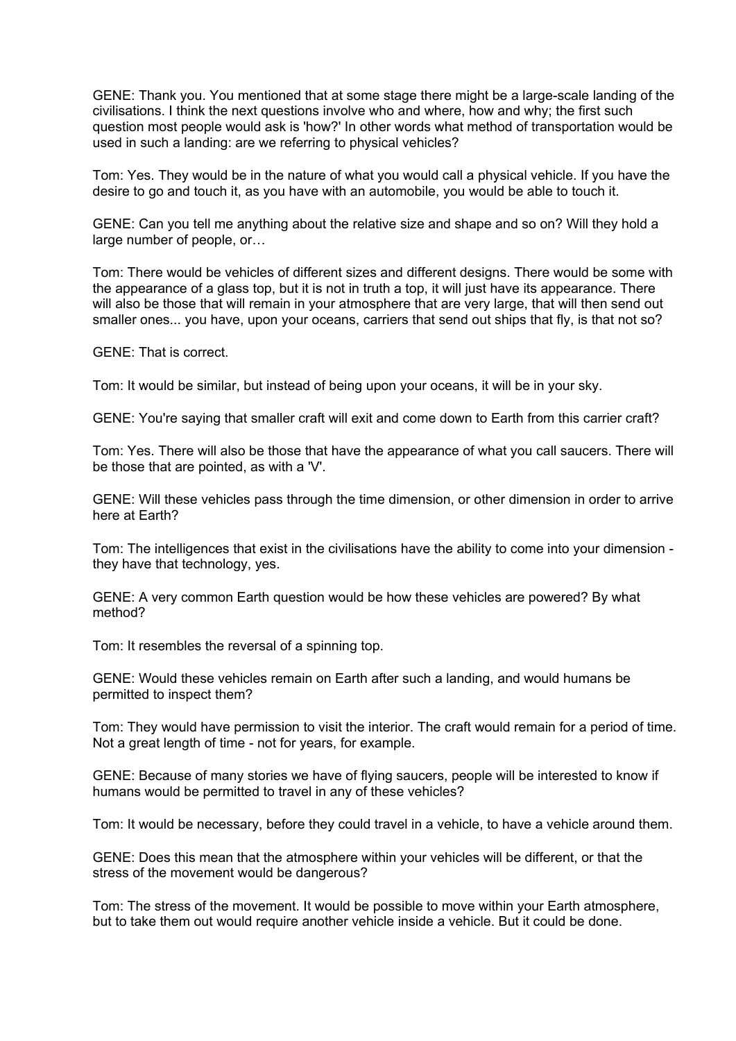GENE: Thank you. You mentioned that at some stage there might be a large-scale landing of the civilisations. I think the next questions involve who and where, how and why; the first such question most people would ask is 'how?' In other words what method of transportation would be used in such a landing: are we referring to physical vehicles?

Tom: Yes. They would be in the nature of what you would call a physical vehicle. If you have the desire to go and touch it, as you have with an automobile, you would be able to touch it.

GENE: Can you tell me anything about the relative size and shape and so on? Will they hold a large number of people, or…

Tom: There would be vehicles of different sizes and different designs. There would be some with the appearance of a glass top, but it is not in truth a top, it will just have its appearance. There will also be those that will remain in your atmosphere that are very large, that will then send out smaller ones... you have, upon your oceans, carriers that send out ships that fly, is that not so?

GENE: That is correct.

Tom: It would be similar, but instead of being upon your oceans, it will be in your sky.

GENE: You're saying that smaller craft will exit and come down to Earth from this carrier craft?

Tom: Yes. There will also be those that have the appearance of what you call saucers. There will be those that are pointed, as with a 'V'.

GENE: Will these vehicles pass through the time dimension, or other dimension in order to arrive here at Earth?

Tom: The intelligences that exist in the civilisations have the ability to come into your dimension - they have that technology, yes.

GENE: A very common Earth question would be how these vehicles are powered? By what method?

Tom: It resembles the reversal of a spinning top.

GENE: Would these vehicles remain on Earth after such a landing, and would humans be permitted to inspect them?

Tom: They would have permission to visit the interior. The craft would remain for a period of time. Not a great length of time - not for years, for example.

GENE: Because of many stories we have of flying saucers, people will be interested to know if humans would be permitted to travel in any of these vehicles?

Tom: It would be necessary, before they could travel in a vehicle, to have a vehicle around them.

GENE: Does this mean that the atmosphere within your vehicles will be different, or that the stress of the movement would be dangerous?

Tom: The stress of the movement. It would be possible to move within your Earth atmosphere, but to take them out would require another vehicle inside a vehicle. But it could be done.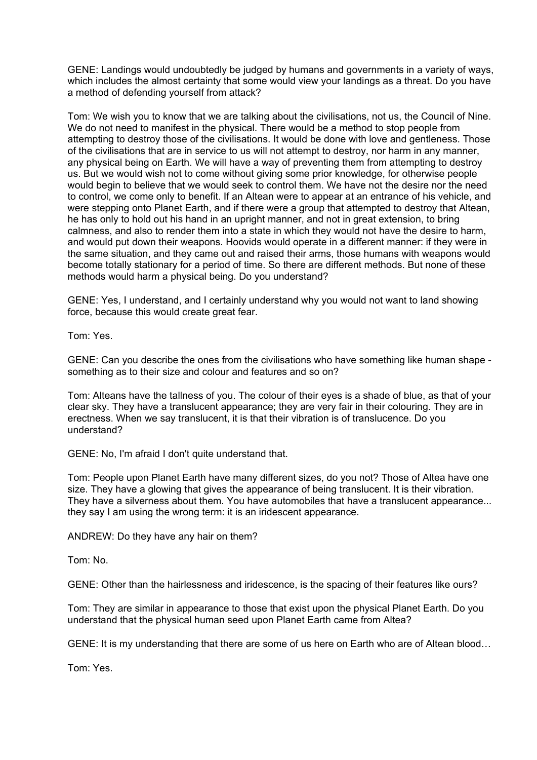GENE: Landings would undoubtedly be judged by humans and governments in a variety of ways, which includes the almost certainty that some would view your landings as a threat. Do you have a method of defending yourself from attack?

Tom: We wish you to know that we are talking about the civilisations, not us, the Council of Nine. We do not need to manifest in the physical. There would be a method to stop people from attempting to destroy those of the civilisations. It would be done with love and gentleness. Those of the civilisations that are in service to us will not attempt to destroy, nor harm in any manner, any physical being on Earth. We will have a way of preventing them from attempting to destroy us. But we would wish not to come without giving some prior knowledge, for otherwise people would begin to believe that we would seek to control them. We have not the desire nor the need to control, we come only to benefit. If an Altean were to appear at an entrance of his vehicle, and were stepping onto Planet Earth, and if there were a group that attempted to destroy that Altean, he has only to hold out his hand in an upright manner, and not in great extension, to bring calmness, and also to render them into a state in which they would not have the desire to harm, and would put down their weapons. Hoovids would operate in a different manner: if they were in the same situation, and they came out and raised their arms, those humans with weapons would become totally stationary for a period of time. So there are different methods. But none of these methods would harm a physical being. Do you understand?

GENE: Yes, I understand, and I certainly understand why you would not want to land showing force, because this would create great fear.

Tom: Yes.

GENE: Can you describe the ones from the civilisations who have something like human shape - something as to their size and colour and features and so on?

Tom: Alteans have the tallness of you. The colour of their eyes is a shade of blue, as that of your clear sky. They have a translucent appearance; they are very fair in their colouring. They are in erectness. When we say translucent, it is that their vibration is of translucence. Do you understand?

GENE: No, I'm afraid I don't quite understand that.

Tom: People upon Planet Earth have many different sizes, do you not? Those of Altea have one size. They have a glowing that gives the appearance of being translucent. It is their vibration. They have a silverness about them. You have automobiles that have a translucent appearance... they say I am using the wrong term: it is an iridescent appearance.

ANDREW: Do they have any hair on them?

Tom: No.

GENE: Other than the hairlessness and iridescence, is the spacing of their features like ours?

Tom: They are similar in appearance to those that exist upon the physical Planet Earth. Do you understand that the physical human seed upon Planet Earth came from Altea?

GENE: It is my understanding that there are some of us here on Earth who are of Altean blood…

Tom: Yes.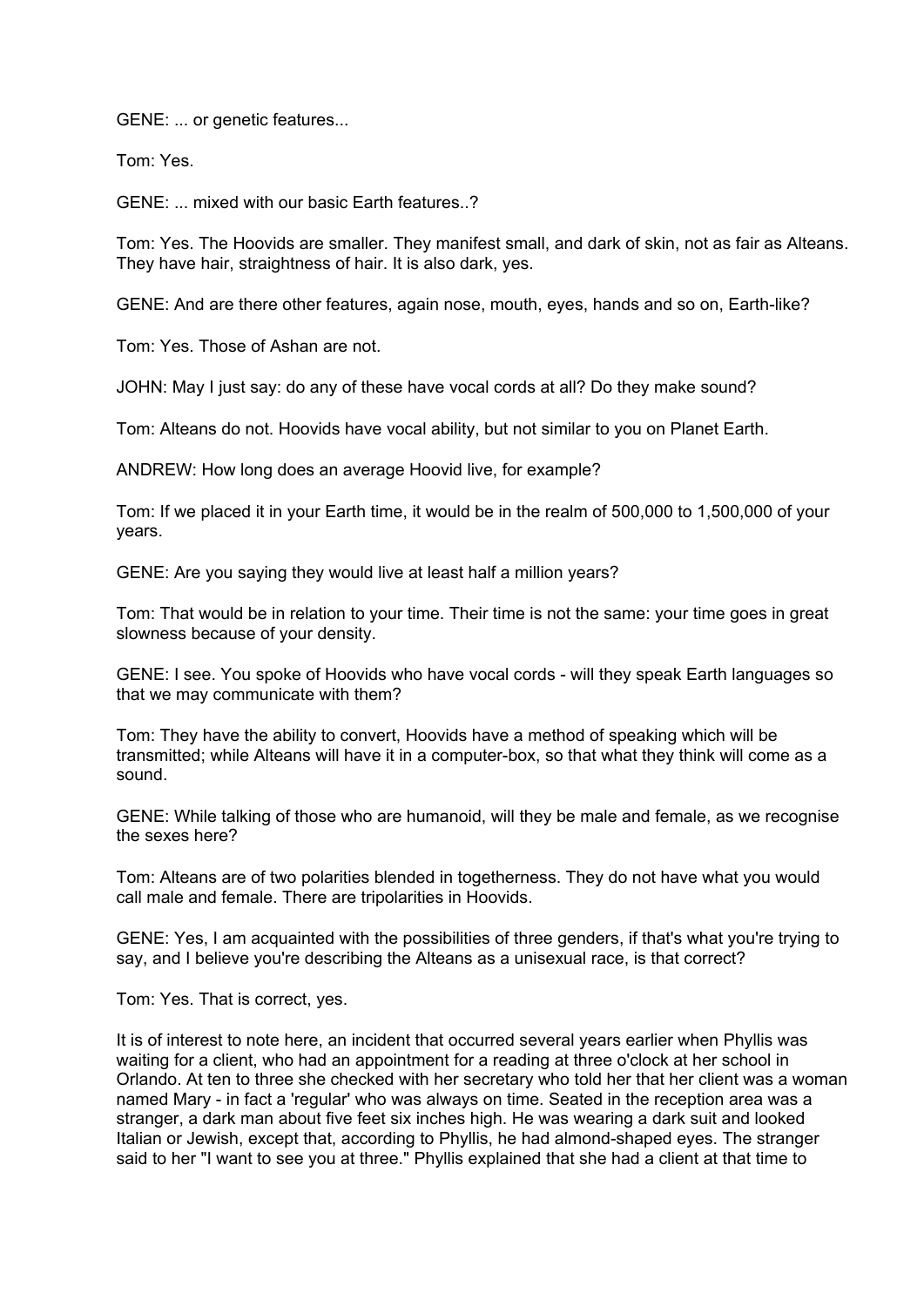GENE: ... or genetic features...

Tom: Yes.

GENE: ... mixed with our basic Earth features..?

Tom: Yes. The Hoovids are smaller. They manifest small, and dark of skin, not as fair as Alteans. They have hair, straightness of hair. It is also dark, yes.

GENE: And are there other features, again nose, mouth, eyes, hands and so on, Earth-like?

Tom: Yes. Those of Ashan are not.

JOHN: May I just say: do any of these have vocal cords at all? Do they make sound?

Tom: Alteans do not. Hoovids have vocal ability, but not similar to you on Planet Earth.

ANDREW: How long does an average Hoovid live, for example?

Tom: If we placed it in your Earth time, it would be in the realm of 500,000 to 1,500,000 of your years.

GENE: Are you saying they would live at least half a million years?

Tom: That would be in relation to your time. Their time is not the same: your time goes in great slowness because of your density.

GENE: I see. You spoke of Hoovids who have vocal cords - will they speak Earth languages so that we may communicate with them?

Tom: They have the ability to convert, Hoovids have a method of speaking which will be transmitted; while Alteans will have it in a computer-box, so that what they think will come as a sound.

GENE: While talking of those who are humanoid, will they be male and female, as we recognise the sexes here?

Tom: Alteans are of two polarities blended in togetherness. They do not have what you would call male and female. There are tripolarities in Hoovids.

GENE: Yes, I am acquainted with the possibilities of three genders, if that's what you're trying to say, and I believe you're describing the Alteans as a unisexual race, is that correct?

Tom: Yes. That is correct, yes.

It is of interest to note here, an incident that occurred several years earlier when Phyllis was waiting for a client, who had an appointment for a reading at three o'clock at her school in Orlando. At ten to three she checked with her secretary who told her that her client was a woman named Mary - in fact a 'regular' who was always on time. Seated in the reception area was a stranger, a dark man about five feet six inches high. He was wearing a dark suit and looked Italian or Jewish, except that, according to Phyllis, he had almond-shaped eyes. The stranger said to her "I want to see you at three." Phyllis explained that she had a client at that time to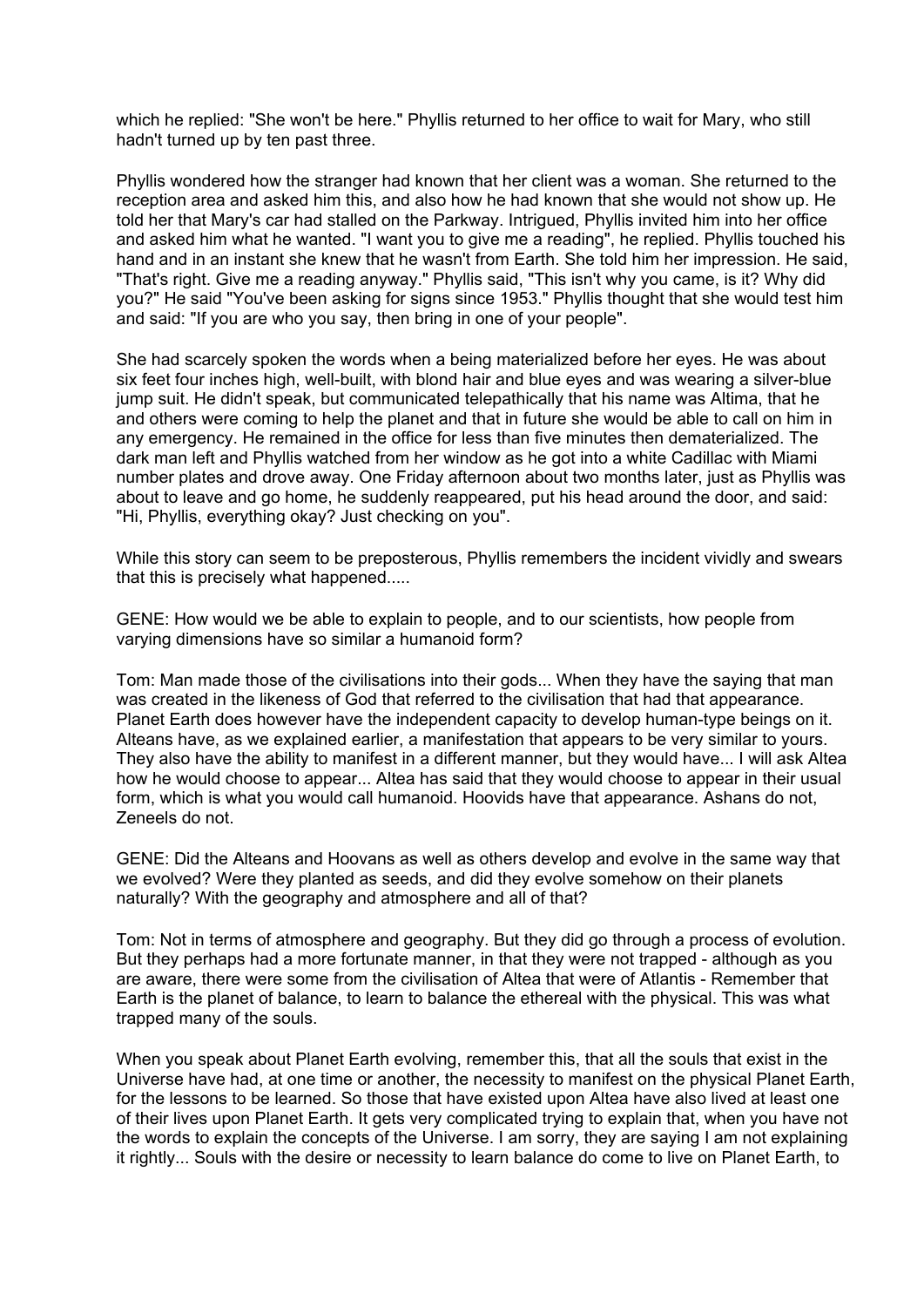which he replied: "She won't be here." Phyllis returned to her office to wait for Mary, who still hadn't turned up by ten past three.

Phyllis wondered how the stranger had known that her client was a woman. She returned to the reception area and asked him this, and also how he had known that she would not show up. He told her that Mary's car had stalled on the Parkway. Intrigued, Phyllis invited him into her office and asked him what he wanted. "I want you to give me a reading", he replied. Phyllis touched his hand and in an instant she knew that he wasn't from Earth. She told him her impression. He said, "That's right. Give me a reading anyway." Phyllis said, "This isn't why you came, is it? Why did you?" He said "You've been asking for signs since 1953." Phyllis thought that she would test him and said: "If you are who you say, then bring in one of your people".

She had scarcely spoken the words when a being materialized before her eyes. He was about six feet four inches high, well-built, with blond hair and blue eyes and was wearing a silver-blue jump suit. He didn't speak, but communicated telepathically that his name was Altima, that he and others were coming to help the planet and that in future she would be able to call on him in any emergency. He remained in the office for less than five minutes then dematerialized. The dark man left and Phyllis watched from her window as he got into a white Cadillac with Miami number plates and drove away. One Friday afternoon about two months later, just as Phyllis was about to leave and go home, he suddenly reappeared, put his head around the door, and said: "Hi, Phyllis, everything okay? Just checking on you".

While this story can seem to be preposterous, Phyllis remembers the incident vividly and swears that this is precisely what happened.....

GENE: How would we be able to explain to people, and to our scientists, how people from varying dimensions have so similar a humanoid form?

Tom: Man made those of the civilisations into their gods... When they have the saying that man was created in the likeness of God that referred to the civilisation that had that appearance. Planet Earth does however have the independent capacity to develop human-type beings on it. Alteans have, as we explained earlier, a manifestation that appears to be very similar to yours. They also have the ability to manifest in a different manner, but they would have... I will ask Altea how he would choose to appear... Altea has said that they would choose to appear in their usual form, which is what you would call humanoid. Hoovids have that appearance. Ashans do not, Zeneels do not.

GENE: Did the Alteans and Hoovans as well as others develop and evolve in the same way that we evolved? Were they planted as seeds, and did they evolve somehow on their planets naturally? With the geography and atmosphere and all of that?

Tom: Not in terms of atmosphere and geography. But they did go through a process of evolution. But they perhaps had a more fortunate manner, in that they were not trapped - although as you are aware, there were some from the civilisation of Altea that were of Atlantis - Remember that Earth is the planet of balance, to learn to balance the ethereal with the physical. This was what trapped many of the souls.

When you speak about Planet Earth evolving, remember this, that all the souls that exist in the Universe have had, at one time or another, the necessity to manifest on the physical Planet Earth, for the lessons to be learned. So those that have existed upon Altea have also lived at least one of their lives upon Planet Earth. It gets very complicated trying to explain that, when you have not the words to explain the concepts of the Universe. I am sorry, they are saying I am not explaining it rightly... Souls with the desire or necessity to learn balance do come to live on Planet Earth, to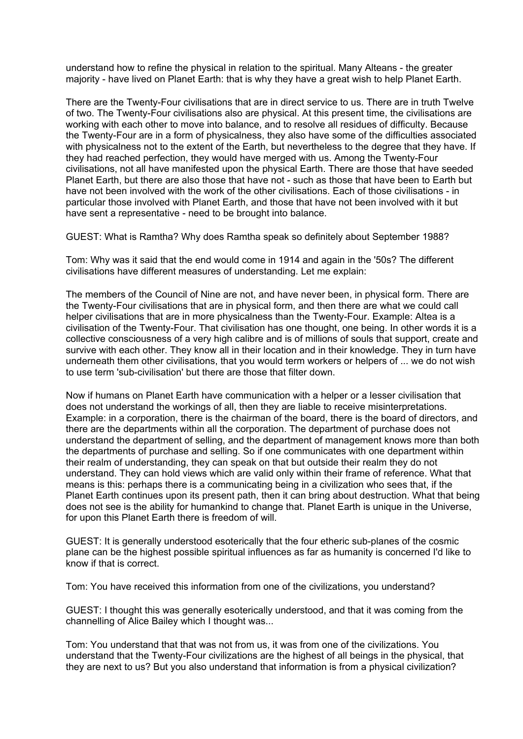understand how to refine the physical in relation to the spiritual. Many Alteans - the greater majority - have lived on Planet Earth: that is why they have a great wish to help Planet Earth.

There are the Twenty-Four civilisations that are in direct service to us. There are in truth Twelve of two. The Twenty-Four civilisations also are physical. At this present time, the civilisations are working with each other to move into balance, and to resolve all residues of difficulty. Because the Twenty-Four are in a form of physicalness, they also have some of the difficulties associated with physicalness not to the extent of the Earth, but nevertheless to the degree that they have. If they had reached perfection, they would have merged with us. Among the Twenty-Four civilisations, not all have manifested upon the physical Earth. There are those that have seeded Planet Earth, but there are also those that have not - such as those that have been to Earth but have not been involved with the work of the other civilisations. Each of those civilisations - in particular those involved with Planet Earth, and those that have not been involved with it but have sent a representative - need to be brought into balance.

GUEST: What is Ramtha? Why does Ramtha speak so definitely about September 1988?

Tom: Why was it said that the end would come in 1914 and again in the '50s? The different civilisations have different measures of understanding. Let me explain:

The members of the Council of Nine are not, and have never been, in physical form. There are the Twenty-Four civilisations that are in physical form, and then there are what we could call helper civilisations that are in more physicalness than the Twenty-Four. Example: Altea is a civilisation of the Twenty-Four. That civilisation has one thought, one being. In other words it is a collective consciousness of a very high calibre and is of millions of souls that support, create and survive with each other. They know all in their location and in their knowledge. They in turn have underneath them other civilisations, that you would term workers or helpers of ... we do not wish to use term 'sub-civilisation' but there are those that filter down.

Now if humans on Planet Earth have communication with a helper or a lesser civilisation that does not understand the workings of all, then they are liable to receive misinterpretations. Example: in a corporation, there is the chairman of the board, there is the board of directors, and there are the departments within all the corporation. The department of purchase does not understand the department of selling, and the department of management knows more than both the departments of purchase and selling. So if one communicates with one department within their realm of understanding, they can speak on that but outside their realm they do not understand. They can hold views which are valid only within their frame of reference. What that means is this: perhaps there is a communicating being in a civilization who sees that, if the Planet Earth continues upon its present path, then it can bring about destruction. What that being does not see is the ability for humankind to change that. Planet Earth is unique in the Universe, for upon this Planet Earth there is freedom of will.

GUEST: It is generally understood esoterically that the four etheric sub-planes of the cosmic plane can be the highest possible spiritual influences as far as humanity is concerned I'd like to know if that is correct.

Tom: You have received this information from one of the civilizations, you understand?

GUEST: I thought this was generally esoterically understood, and that it was coming from the channelling of Alice Bailey which I thought was...

Tom: You understand that that was not from us, it was from one of the civilizations. You understand that the Twenty-Four civilizations are the highest of all beings in the physical, that they are next to us? But you also understand that information is from a physical civilization?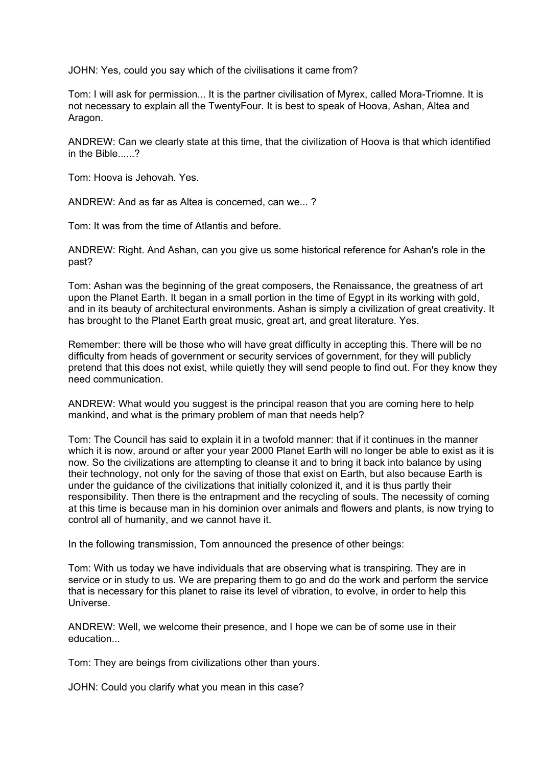JOHN: Yes, could you say which of the civilisations it came from?

Tom: I will ask for permission... It is the partner civilisation of Myrex, called Mora-Triomne. It is not necessary to explain all the TwentyFour. It is best to speak of Hoova, Ashan, Altea and Aragon.

ANDREW: Can we clearly state at this time, that the civilization of Hoova is that which identified in the Bible......?

Tom: Hoova is Jehovah. Yes.

ANDREW: And as far as Altea is concerned, can we... ?

Tom: It was from the time of Atlantis and before.

ANDREW: Right. And Ashan, can you give us some historical reference for Ashan's role in the past?

Tom: Ashan was the beginning of the great composers, the Renaissance, the greatness of art upon the Planet Earth. It began in a small portion in the time of Egypt in its working with gold, and in its beauty of architectural environments. Ashan is simply a civilization of great creativity. It has brought to the Planet Earth great music, great art, and great literature. Yes.

Remember: there will be those who will have great difficulty in accepting this. There will be no difficulty from heads of government or security services of government, for they will publicly pretend that this does not exist, while quietly they will send people to find out. For they know they need communication.

ANDREW: What would you suggest is the principal reason that you are coming here to help mankind, and what is the primary problem of man that needs help?

Tom: The Council has said to explain it in a twofold manner: that if it continues in the manner which it is now, around or after your year 2000 Planet Earth will no longer be able to exist as it is now. So the civilizations are attempting to cleanse it and to bring it back into balance by using their technology, not only for the saving of those that exist on Earth, but also because Earth is under the guidance of the civilizations that initially colonized it, and it is thus partly their responsibility. Then there is the entrapment and the recycling of souls. The necessity of coming at this time is because man in his dominion over animals and flowers and plants, is now trying to control all of humanity, and we cannot have it.

In the following transmission, Tom announced the presence of other beings:

Tom: With us today we have individuals that are observing what is transpiring. They are in service or in study to us. We are preparing them to go and do the work and perform the service that is necessary for this planet to raise its level of vibration, to evolve, in order to help this Universe.

ANDREW: Well, we welcome their presence, and I hope we can be of some use in their education...

Tom: They are beings from civilizations other than yours.

JOHN: Could you clarify what you mean in this case?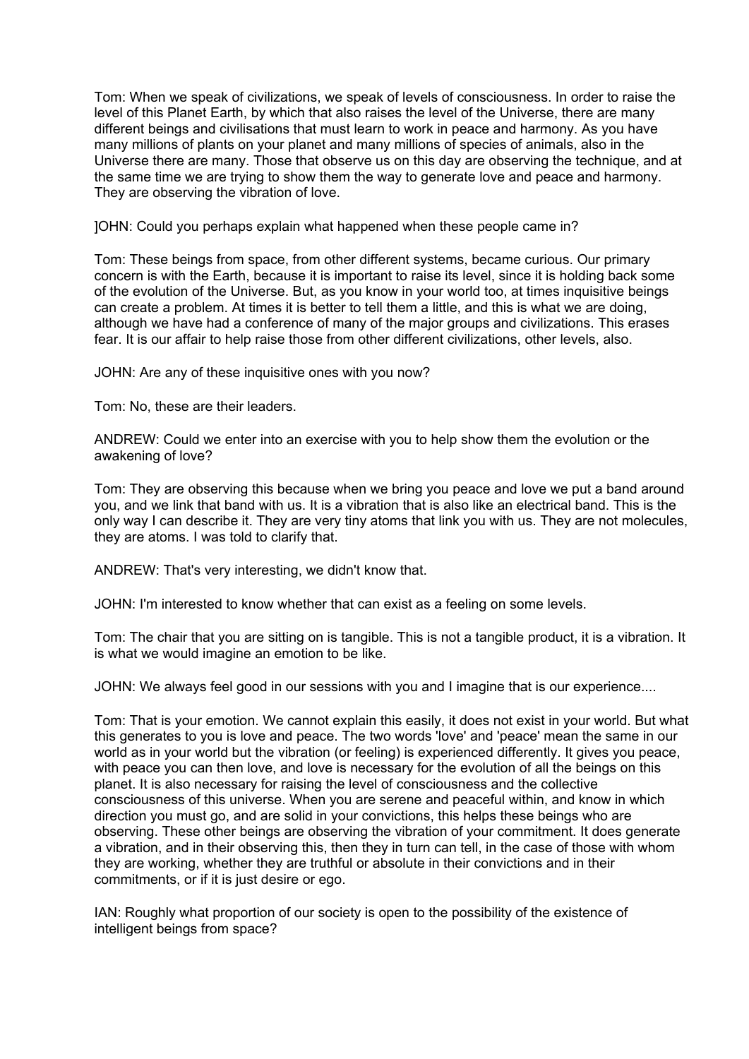Tom: When we speak of civilizations, we speak of levels of consciousness. In order to raise the level of this Planet Earth, by which that also raises the level of the Universe, there are many different beings and civilisations that must learn to work in peace and harmony. As you have many millions of plants on your planet and many millions of species of animals, also in the Universe there are many. Those that observe us on this day are observing the technique, and at the same time we are trying to show them the way to generate love and peace and harmony. They are observing the vibration of love.

]OHN: Could you perhaps explain what happened when these people came in?

Tom: These beings from space, from other different systems, became curious. Our primary concern is with the Earth, because it is important to raise its level, since it is holding back some of the evolution of the Universe. But, as you know in your world too, at times inquisitive beings can create a problem. At times it is better to tell them a little, and this is what we are doing, although we have had a conference of many of the major groups and civilizations. This erases fear. It is our affair to help raise those from other different civilizations, other levels, also.

JOHN: Are any of these inquisitive ones with you now?

Tom: No, these are their leaders.

ANDREW: Could we enter into an exercise with you to help show them the evolution or the awakening of love?

Tom: They are observing this because when we bring you peace and love we put a band around you, and we link that band with us. It is a vibration that is also like an electrical band. This is the only way I can describe it. They are very tiny atoms that link you with us. They are not molecules, they are atoms. I was told to clarify that.

ANDREW: That's very interesting, we didn't know that.

JOHN: I'm interested to know whether that can exist as a feeling on some levels.

Tom: The chair that you are sitting on is tangible. This is not a tangible product, it is a vibration. It is what we would imagine an emotion to be like.

JOHN: We always feel good in our sessions with you and I imagine that is our experience....

Tom: That is your emotion. We cannot explain this easily, it does not exist in your world. But what this generates to you is love and peace. The two words 'love' and 'peace' mean the same in our world as in your world but the vibration (or feeling) is experienced differently. It gives you peace, with peace you can then love, and love is necessary for the evolution of all the beings on this planet. It is also necessary for raising the level of consciousness and the collective consciousness of this universe. When you are serene and peaceful within, and know in which direction you must go, and are solid in your convictions, this helps these beings who are observing. These other beings are observing the vibration of your commitment. It does generate a vibration, and in their observing this, then they in turn can tell, in the case of those with whom they are working, whether they are truthful or absolute in their convictions and in their commitments, or if it is just desire or ego.

IAN: Roughly what proportion of our society is open to the possibility of the existence of intelligent beings from space?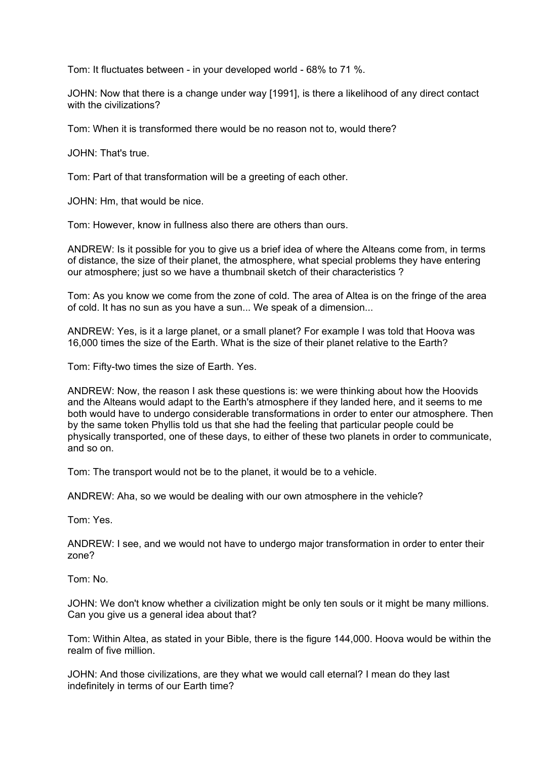Tom: It fluctuates between - in your developed world - 68% to 71 %.

JOHN: Now that there is a change under way [1991], is there a likelihood of any direct contact with the civilizations?

Tom: When it is transformed there would be no reason not to, would there?

JOHN: That's true.

Tom: Part of that transformation will be a greeting of each other.

JOHN: Hm, that would be nice.

Tom: However, know in fullness also there are others than ours.

ANDREW: Is it possible for you to give us a brief idea of where the Alteans come from, in terms of distance, the size of their planet, the atmosphere, what special problems they have entering our atmosphere; just so we have a thumbnail sketch of their characteristics ?

Tom: As you know we come from the zone of cold. The area of Altea is on the fringe of the area of cold. It has no sun as you have a sun... We speak of a dimension...

ANDREW: Yes, is it a large planet, or a small planet? For example I was told that Hoova was 16,000 times the size of the Earth. What is the size of their planet relative to the Earth?

Tom: Fifty-two times the size of Earth. Yes.

ANDREW: Now, the reason I ask these questions is: we were thinking about how the Hoovids and the Alteans would adapt to the Earth's atmosphere if they landed here, and it seems to me both would have to undergo considerable transformations in order to enter our atmosphere. Then by the same token Phyllis told us that she had the feeling that particular people could be physically transported, one of these days, to either of these two planets in order to communicate, and so on.

Tom: The transport would not be to the planet, it would be to a vehicle.

ANDREW: Aha, so we would be dealing with our own atmosphere in the vehicle?

Tom: Yes.

ANDREW: I see, and we would not have to undergo major transformation in order to enter their zone?

Tom: No.

JOHN: We don't know whether a civilization might be only ten souls or it might be many millions. Can you give us a general idea about that?

Tom: Within Altea, as stated in your Bible, there is the figure 144,000. Hoova would be within the realm of five million.

JOHN: And those civilizations, are they what we would call eternal? I mean do they last indefinitely in terms of our Earth time?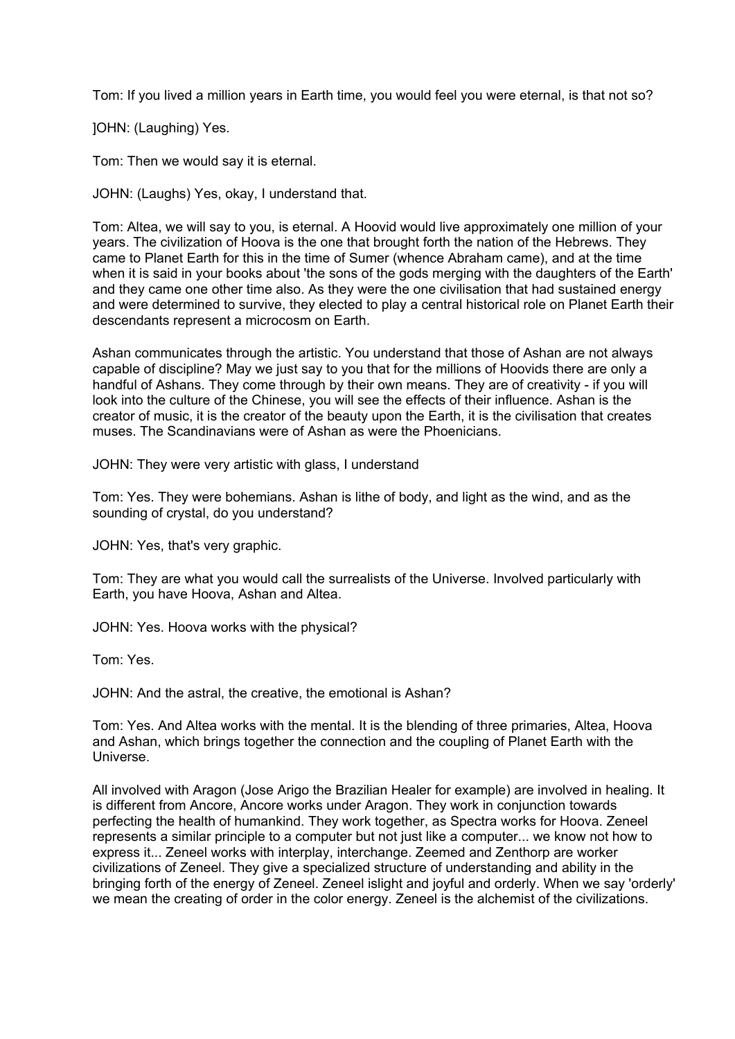Tom: If you lived a million years in Earth time, you would feel you were eternal, is that not so?

]OHN: (Laughing) Yes.

Tom: Then we would say it is eternal.

JOHN: (Laughs) Yes, okay, I understand that.

Tom: Altea, we will say to you, is eternal. A Hoovid would live approximately one million of your years. The civilization of Hoova is the one that brought forth the nation of the Hebrews. They came to Planet Earth for this in the time of Sumer (whence Abraham came), and at the time when it is said in your books about 'the sons of the gods merging with the daughters of the Earth' and they came one other time also. As they were the one civilisation that had sustained energy and were determined to survive, they elected to play a central historical role on Planet Earth their descendants represent a microcosm on Earth.

Ashan communicates through the artistic. You understand that those of Ashan are not always capable of discipline? May we just say to you that for the millions of Hoovids there are only a handful of Ashans. They come through by their own means. They are of creativity - if you will look into the culture of the Chinese, you will see the effects of their influence. Ashan is the creator of music, it is the creator of the beauty upon the Earth, it is the civilisation that creates muses. The Scandinavians were of Ashan as were the Phoenicians.

JOHN: They were very artistic with glass, I understand

Tom: Yes. They were bohemians. Ashan is lithe of body, and light as the wind, and as the sounding of crystal, do you understand?

JOHN: Yes, that's very graphic.

Tom: They are what you would call the surrealists of the Universe. Involved particularly with Earth, you have Hoova, Ashan and Altea.

JOHN: Yes. Hoova works with the physical?

Tom: Yes.

JOHN: And the astral, the creative, the emotional is Ashan?

Tom: Yes. And Altea works with the mental. It is the blending of three primaries, Altea, Hoova and Ashan, which brings together the connection and the coupling of Planet Earth with the Universe.

All involved with Aragon (Jose Arigo the Brazilian Healer for example) are involved in healing. It is different from Ancore, Ancore works under Aragon. They work in conjunction towards perfecting the health of humankind. They work together, as Spectra works for Hoova. Zeneel represents a similar principle to a computer but not just like a computer... we know not how to express it... Zeneel works with interplay, interchange. Zeemed and Zenthorp are worker civilizations of Zeneel. They give a specialized structure of understanding and ability in the bringing forth of the energy of Zeneel. Zeneel islight and joyful and orderly. When we say 'orderly' we mean the creating of order in the color energy. Zeneel is the alchemist of the civilizations.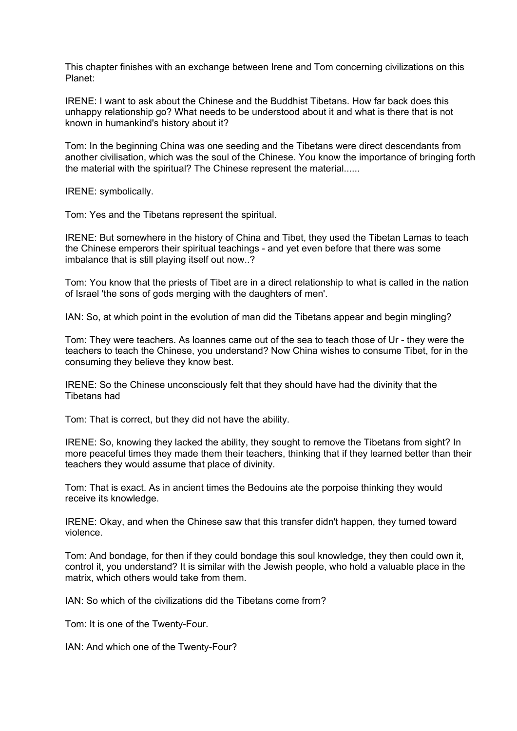This chapter finishes with an exchange between Irene and Tom concerning civilizations on this Planet:

IRENE: I want to ask about the Chinese and the Buddhist Tibetans. How far back does this unhappy relationship go? What needs to be understood about it and what is there that is not known in humankind's history about it?

Tom: In the beginning China was one seeding and the Tibetans were direct descendants from another civilisation, which was the soul of the Chinese. You know the importance of bringing forth the material with the spiritual? The Chinese represent the material......

IRENE: symbolically.

Tom: Yes and the Tibetans represent the spiritual.

IRENE: But somewhere in the history of China and Tibet, they used the Tibetan Lamas to teach the Chinese emperors their spiritual teachings - and yet even before that there was some imbalance that is still playing itself out now..?

Tom: You know that the priests of Tibet are in a direct relationship to what is called in the nation of Israel 'the sons of gods merging with the daughters of men'.

IAN: So, at which point in the evolution of man did the Tibetans appear and begin mingling?

Tom: They were teachers. As Ioannes came out of the sea to teach those of Ur - they were the teachers to teach the Chinese, you understand? Now China wishes to consume Tibet, for in the consuming they believe they know best.

IRENE: So the Chinese unconsciously felt that they should have had the divinity that the Tibetans had

Tom: That is correct, but they did not have the ability.

IRENE: So, knowing they lacked the ability, they sought to remove the Tibetans from sight? In more peaceful times they made them their teachers, thinking that if they learned better than their teachers they would assume that place of divinity.

Tom: That is exact. As in ancient times the Bedouins ate the porpoise thinking they would receive its knowledge.

IRENE: Okay, and when the Chinese saw that this transfer didn't happen, they turned toward violence.

Tom: And bondage, for then if they could bondage this soul knowledge, they then could own it, control it, you understand? It is similar with the Jewish people, who hold a valuable place in the matrix, which others would take from them.

IAN: So which of the civilizations did the Tibetans come from?

Tom: It is one of the Twenty-Four.

IAN: And which one of the Twenty-Four?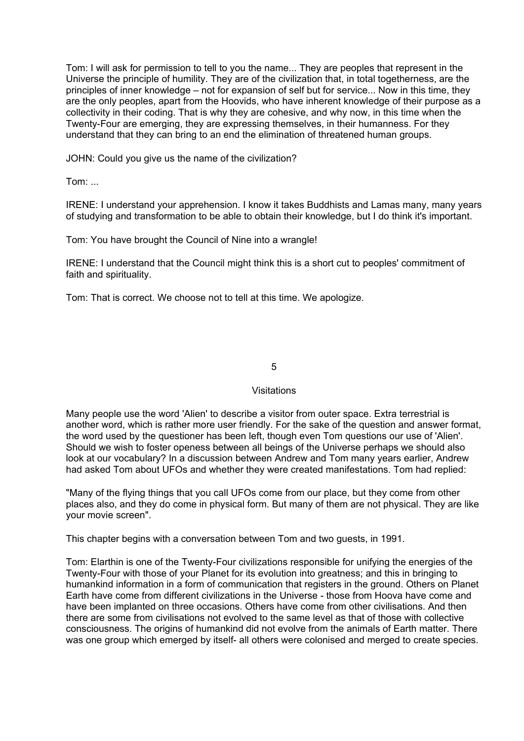Tom: I will ask for permission to tell to you the name... They are peoples that represent in the Universe the principle of humility. They are of the civilization that, in total togetherness, are the principles of inner knowledge – not for expansion of self but for service... Now in this time, they are the only peoples, apart from the Hoovids, who have inherent knowledge of their purpose as a collectivity in their coding. That is why they are cohesive, and why now, in this time when the Twenty-Four are emerging, they are expressing themselves, in their humanness. For they understand that they can bring to an end the elimination of threatened human groups.

JOHN: Could you give us the name of the civilization?

Tom: ...

IRENE: I understand your apprehension. I know it takes Buddhists and Lamas many, many years of studying and transformation to be able to obtain their knowledge, but I do think it's important.

Tom: You have brought the Council of Nine into a wrangle!

IRENE: I understand that the Council might think this is a short cut to peoples' commitment of faith and spirituality.

Tom: That is correct. We choose not to tell at this time. We apologize.

# 5

## Visitations

Many people use the word 'Alien' to describe a visitor from outer space. Extra terrestrial is another word, which is rather more user friendly. For the sake of the question and answer format, the word used by the questioner has been left, though even Tom questions our use of 'Alien'. Should we wish to foster openess between all beings of the Universe perhaps we should also look at our vocabulary? In a discussion between Andrew and Tom many years earlier, Andrew had asked Tom about UFOs and whether they were created manifestations. Tom had replied:

"Many of the flying things that you call UFOs come from our place, but they come from other places also, and they do come in physical form. But many of them are not physical. They are like your movie screen".

This chapter begins with a conversation between Tom and two guests, in 1991.

Tom: Elarthin is one of the Twenty-Four civilizations responsible for unifying the energies of the Twenty-Four with those of your Planet for its evolution into greatness; and this in bringing to humankind information in a form of communication that registers in the ground. Others on Planet Earth have come from different civilizations in the Universe - those from Hoova have come and have been implanted on three occasions. Others have come from other civilisations. And then there are some from civilisations not evolved to the same level as that of those with collective consciousness. The origins of humankind did not evolve from the animals of Earth matter. There was one group which emerged by itself- all others were colonised and merged to create species.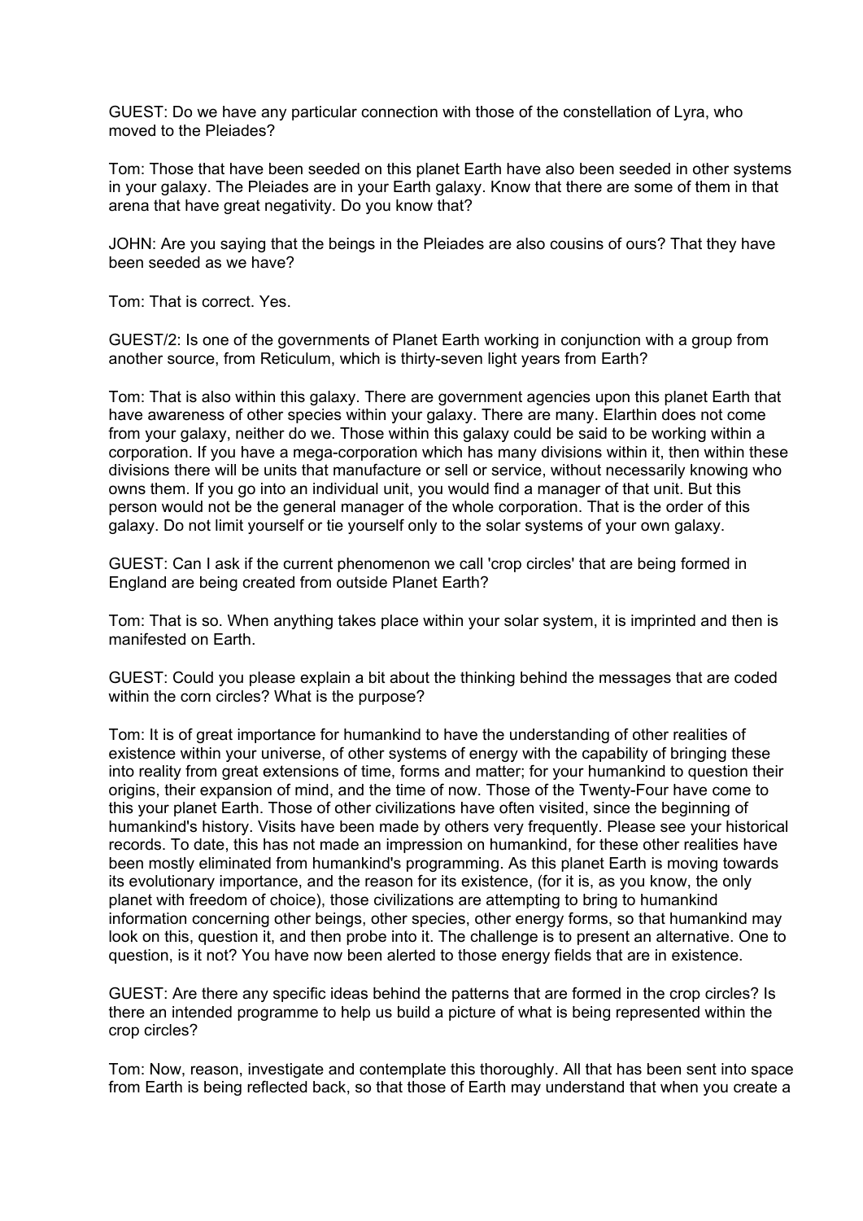GUEST: Do we have any particular connection with those of the constellation of Lyra, who moved to the Pleiades?

Tom: Those that have been seeded on this planet Earth have also been seeded in other systems in your galaxy. The Pleiades are in your Earth galaxy. Know that there are some of them in that arena that have great negativity. Do you know that?

JOHN: Are you saying that the beings in the Pleiades are also cousins of ours? That they have been seeded as we have?

Tom: That is correct. Yes.

GUEST/2: Is one of the governments of Planet Earth working in conjunction with a group from another source, from Reticulum, which is thirty-seven light years from Earth?

Tom: That is also within this galaxy. There are government agencies upon this planet Earth that have awareness of other species within your galaxy. There are many. Elarthin does not come from your galaxy, neither do we. Those within this galaxy could be said to be working within a corporation. If you have a mega-corporation which has many divisions within it, then within these divisions there will be units that manufacture or sell or service, without necessarily knowing who owns them. If you go into an individual unit, you would find a manager of that unit. But this person would not be the general manager of the whole corporation. That is the order of this galaxy. Do not limit yourself or tie yourself only to the solar systems of your own galaxy.

GUEST: Can I ask if the current phenomenon we call 'crop circles' that are being formed in England are being created from outside Planet Earth?

Tom: That is so. When anything takes place within your solar system, it is imprinted and then is manifested on Earth.

GUEST: Could you please explain a bit about the thinking behind the messages that are coded within the corn circles? What is the purpose?

Tom: It is of great importance for humankind to have the understanding of other realities of existence within your universe, of other systems of energy with the capability of bringing these into reality from great extensions of time, forms and matter; for your humankind to question their origins, their expansion of mind, and the time of now. Those of the Twenty-Four have come to this your planet Earth. Those of other civilizations have often visited, since the beginning of humankind's history. Visits have been made by others very frequently. Please see your historical records. To date, this has not made an impression on humankind, for these other realities have been mostly eliminated from humankind's programming. As this planet Earth is moving towards its evolutionary importance, and the reason for its existence, (for it is, as you know, the only planet with freedom of choice), those civilizations are attempting to bring to humankind information concerning other beings, other species, other energy forms, so that humankind may look on this, question it, and then probe into it. The challenge is to present an alternative. One to question, is it not? You have now been alerted to those energy fields that are in existence.

GUEST: Are there any specific ideas behind the patterns that are formed in the crop circles? Is there an intended programme to help us build a picture of what is being represented within the crop circles?

Tom: Now, reason, investigate and contemplate this thoroughly. All that has been sent into space from Earth is being reflected back, so that those of Earth may understand that when you create a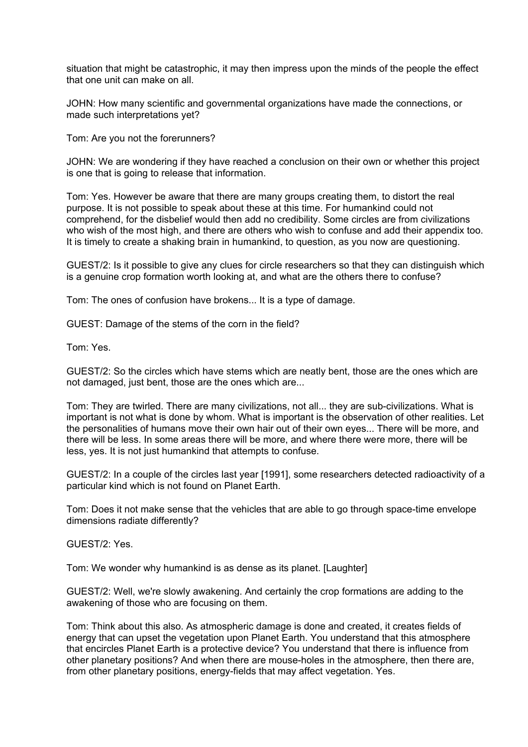situation that might be catastrophic, it may then impress upon the minds of the people the effect that one unit can make on all.

JOHN: How many scientific and governmental organizations have made the connections, or made such interpretations yet?

Tom: Are you not the forerunners?

JOHN: We are wondering if they have reached a conclusion on their own or whether this project is one that is going to release that information.

Tom: Yes. However be aware that there are many groups creating them, to distort the real purpose. It is not possible to speak about these at this time. For humankind could not comprehend, for the disbelief would then add no credibility. Some circles are from civilizations who wish of the most high, and there are others who wish to confuse and add their appendix too. It is timely to create a shaking brain in humankind, to question, as you now are questioning.

GUEST/2: Is it possible to give any clues for circle researchers so that they can distinguish which is a genuine crop formation worth looking at, and what are the others there to confuse?

Tom: The ones of confusion have brokens... It is a type of damage.

GUEST: Damage of the stems of the corn in the field?

Tom: Yes.

GUEST/2: So the circles which have stems which are neatly bent, those are the ones which are not damaged, just bent, those are the ones which are...

Tom: They are twirled. There are many civilizations, not all... they are sub-civilizations. What is important is not what is done by whom. What is important is the observation of other realities. Let the personalities of humans move their own hair out of their own eyes... There will be more, and there will be less. In some areas there will be more, and where there were more, there will be less, yes. It is not just humankind that attempts to confuse.

GUEST/2: In a couple of the circles last year [1991], some researchers detected radioactivity of a particular kind which is not found on Planet Earth.

Tom: Does it not make sense that the vehicles that are able to go through space-time envelope dimensions radiate differently?

GUEST/2: Yes.

Tom: We wonder why humankind is as dense as its planet. [Laughter]

GUEST/2: Well, we're slowly awakening. And certainly the crop formations are adding to the awakening of those who are focusing on them.

Tom: Think about this also. As atmospheric damage is done and created, it creates fields of energy that can upset the vegetation upon Planet Earth. You understand that this atmosphere that encircles Planet Earth is a protective device? You understand that there is influence from other planetary positions? And when there are mouse-holes in the atmosphere, then there are, from other planetary positions, energy-fields that may affect vegetation. Yes.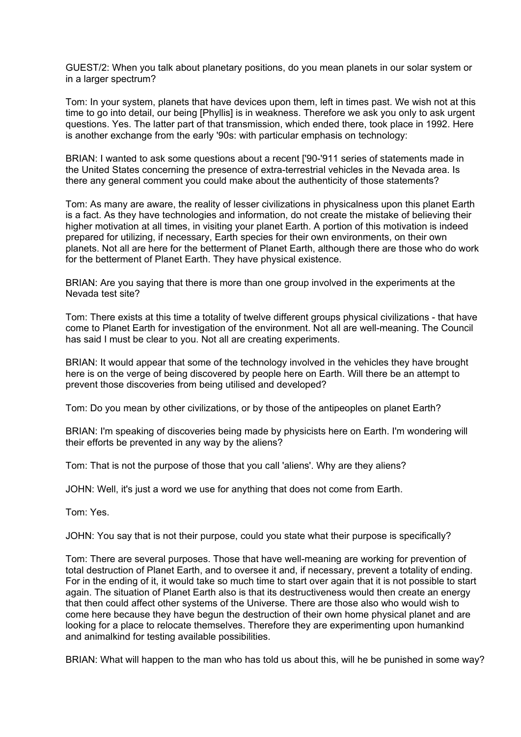GUEST/2: When you talk about planetary positions, do you mean planets in our solar system or in a larger spectrum?

Tom: In your system, planets that have devices upon them, left in times past. We wish not at this time to go into detail, our being [Phyllis] is in weakness. Therefore we ask you only to ask urgent questions. Yes. The latter part of that transmission, which ended there, took place in 1992. Here is another exchange from the early '90s: with particular emphasis on technology:

BRIAN: I wanted to ask some questions about a recent ['90-'911 series of statements made in the United States concerning the presence of extra-terrestrial vehicles in the Nevada area. Is there any general comment you could make about the authenticity of those statements?

Tom: As many are aware, the reality of lesser civilizations in physicalness upon this planet Earth is a fact. As they have technologies and information, do not create the mistake of believing their higher motivation at all times, in visiting your planet Earth. A portion of this motivation is indeed prepared for utilizing, if necessary, Earth species for their own environments, on their own planets. Not all are here for the betterment of Planet Earth, although there are those who do work for the betterment of Planet Earth. They have physical existence.

BRIAN: Are you saying that there is more than one group involved in the experiments at the Nevada test site?

Tom: There exists at this time a totality of twelve different groups physical civilizations - that have come to Planet Earth for investigation of the environment. Not all are well-meaning. The Council has said I must be clear to you. Not all are creating experiments.

BRIAN: It would appear that some of the technology involved in the vehicles they have brought here is on the verge of being discovered by people here on Earth. Will there be an attempt to prevent those discoveries from being utilised and developed?

Tom: Do you mean by other civilizations, or by those of the antipeoples on planet Earth?

BRIAN: I'm speaking of discoveries being made by physicists here on Earth. I'm wondering will their efforts be prevented in any way by the aliens?

Tom: That is not the purpose of those that you call 'aliens'. Why are they aliens?

JOHN: Well, it's just a word we use for anything that does not come from Earth.

Tom: Yes.

JOHN: You say that is not their purpose, could you state what their purpose is specifically?

Tom: There are several purposes. Those that have well-meaning are working for prevention of total destruction of Planet Earth, and to oversee it and, if necessary, prevent a totality of ending. For in the ending of it, it would take so much time to start over again that it is not possible to start again. The situation of Planet Earth also is that its destructiveness would then create an energy that then could affect other systems of the Universe. There are those also who would wish to come here because they have begun the destruction of their own home physical planet and are looking for a place to relocate themselves. Therefore they are experimenting upon humankind and animalkind for testing available possibilities.

BRIAN: What will happen to the man who has told us about this, will he be punished in some way?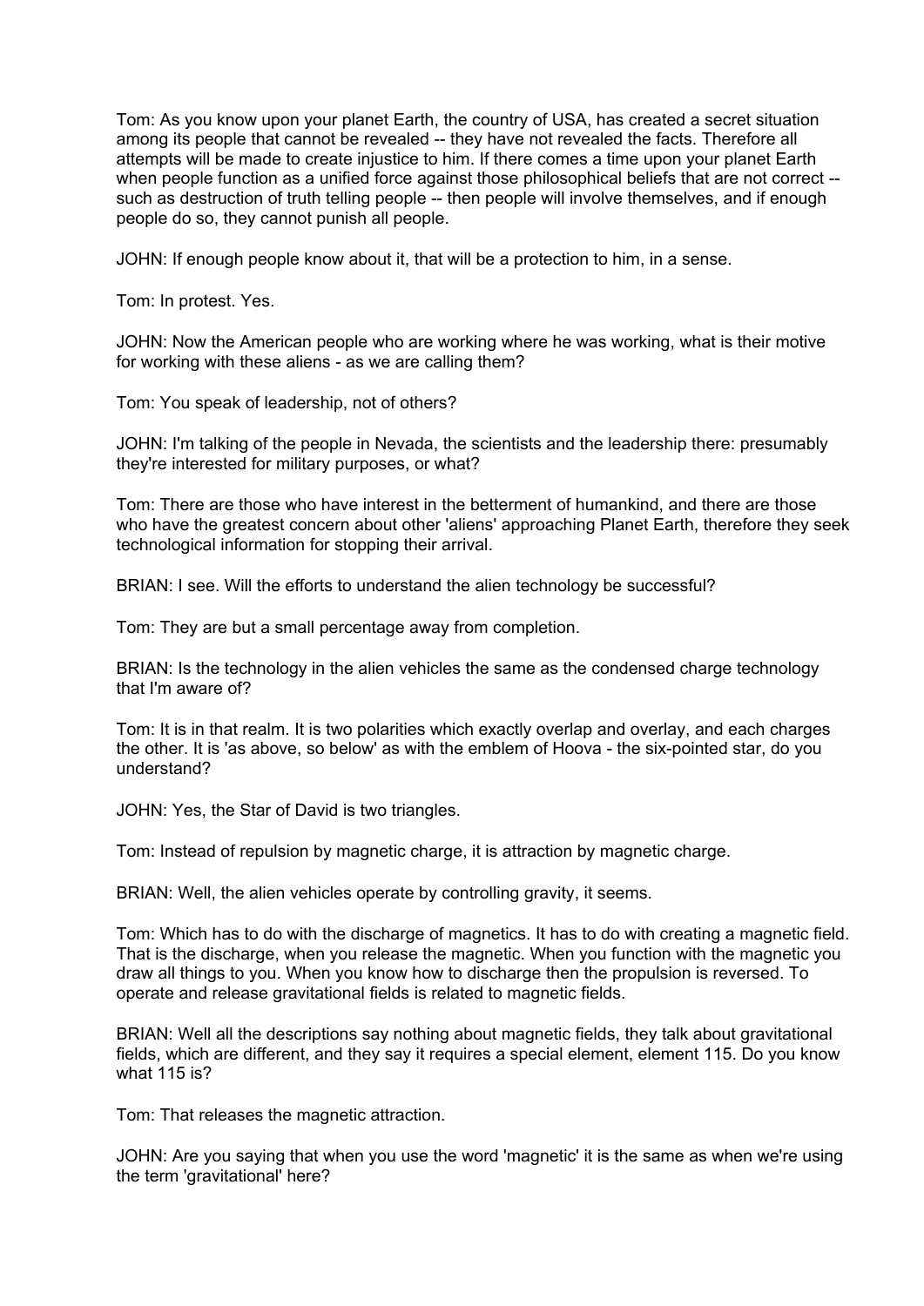Tom: As you know upon your planet Earth, the country of USA, has created a secret situation among its people that cannot be revealed -- they have not revealed the facts. Therefore all attempts will be made to create injustice to him. If there comes a time upon your planet Earth when people function as a unified force against those philosophical beliefs that are not correct -- such as destruction of truth telling people -- then people will involve themselves, and if enough people do so, they cannot punish all people.

JOHN: If enough people know about it, that will be a protection to him, in a sense.

Tom: In protest. Yes.

JOHN: Now the American people who are working where he was working, what is their motive for working with these aliens - as we are calling them?

Tom: You speak of leadership, not of others?

JOHN: I'm talking of the people in Nevada, the scientists and the leadership there: presumably they're interested for military purposes, or what?

Tom: There are those who have interest in the betterment of humankind, and there are those who have the greatest concern about other 'aliens' approaching Planet Earth, therefore they seek technological information for stopping their arrival.

BRIAN: I see. Will the efforts to understand the alien technology be successful?

Tom: They are but a small percentage away from completion.

BRIAN: Is the technology in the alien vehicles the same as the condensed charge technology that I'm aware of?

Tom: It is in that realm. It is two polarities which exactly overlap and overlay, and each charges the other. It is 'as above, so below' as with the emblem of Hoova - the six-pointed star, do you understand?

JOHN: Yes, the Star of David is two triangles.

Tom: Instead of repulsion by magnetic charge, it is attraction by magnetic charge.

BRIAN: Well, the alien vehicles operate by controlling gravity, it seems.

Tom: Which has to do with the discharge of magnetics. It has to do with creating a magnetic field. That is the discharge, when you release the magnetic. When you function with the magnetic you draw all things to you. When you know how to discharge then the propulsion is reversed. To operate and release gravitational fields is related to magnetic fields.

BRIAN: Well all the descriptions say nothing about magnetic fields, they talk about gravitational fields, which are different, and they say it requires a special element, element 115. Do you know what 115 is?

Tom: That releases the magnetic attraction.

JOHN: Are you saying that when you use the word 'magnetic' it is the same as when we're using the term 'gravitational' here?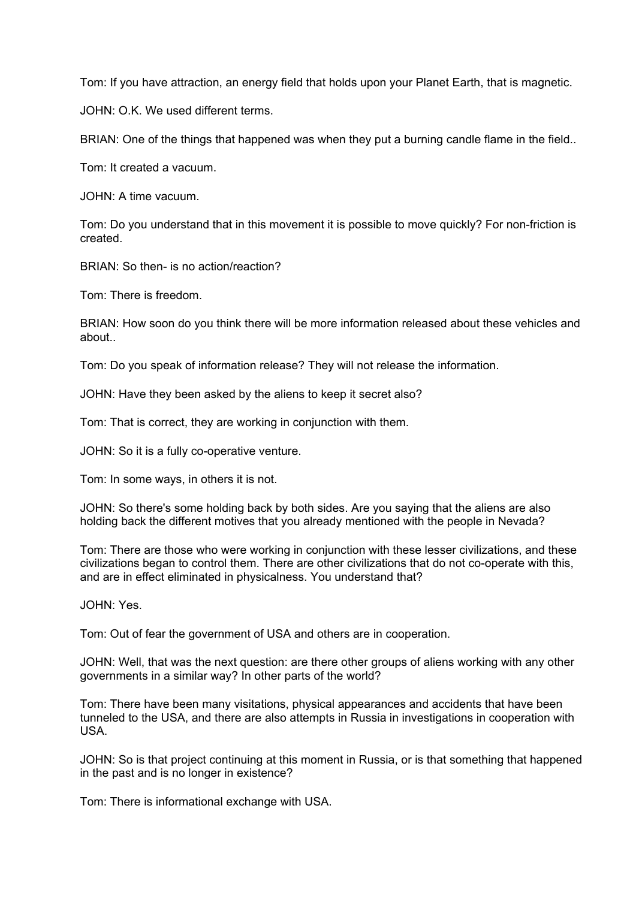Tom: If you have attraction, an energy field that holds upon your Planet Earth, that is magnetic.

JOHN: O.K. We used different terms.

BRIAN: One of the things that happened was when they put a burning candle flame in the field..

Tom: It created a vacuum.

JOHN: A time vacuum.

Tom: Do you understand that in this movement it is possible to move quickly? For non-friction is created.

BRIAN: So then- is no action/reaction?

Tom: There is freedom.

BRIAN: How soon do you think there will be more information released about these vehicles and about..

Tom: Do you speak of information release? They will not release the information.

JOHN: Have they been asked by the aliens to keep it secret also?

Tom: That is correct, they are working in conjunction with them.

JOHN: So it is a fully co-operative venture.

Tom: In some ways, in others it is not.

JOHN: So there's some holding back by both sides. Are you saying that the aliens are also holding back the different motives that you already mentioned with the people in Nevada?

Tom: There are those who were working in conjunction with these lesser civilizations, and these civilizations began to control them. There are other civilizations that do not co-operate with this, and are in effect eliminated in physicalness. You understand that?

JOHN: Yes.

Tom: Out of fear the government of USA and others are in cooperation.

JOHN: Well, that was the next question: are there other groups of aliens working with any other governments in a similar way? In other parts of the world?

Tom: There have been many visitations, physical appearances and accidents that have been tunneled to the USA, and there are also attempts in Russia in investigations in cooperation with USA.

JOHN: So is that project continuing at this moment in Russia, or is that something that happened in the past and is no longer in existence?

Tom: There is informational exchange with USA.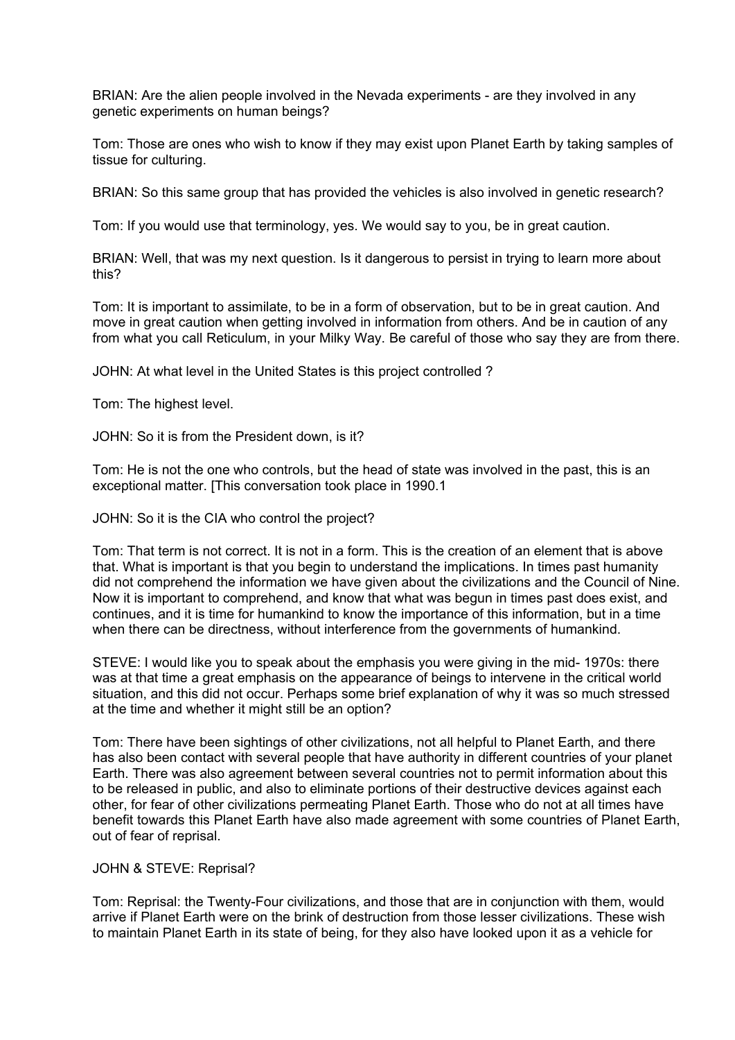BRIAN: Are the alien people involved in the Nevada experiments - are they involved in any genetic experiments on human beings?

Tom: Those are ones who wish to know if they may exist upon Planet Earth by taking samples of tissue for culturing.

BRIAN: So this same group that has provided the vehicles is also involved in genetic research?

Tom: If you would use that terminology, yes. We would say to you, be in great caution.

BRIAN: Well, that was my next question. Is it dangerous to persist in trying to learn more about this?

Tom: It is important to assimilate, to be in a form of observation, but to be in great caution. And move in great caution when getting involved in information from others. And be in caution of any from what you call Reticulum, in your Milky Way. Be careful of those who say they are from there.

JOHN: At what level in the United States is this project controlled ?

Tom: The highest level.

JOHN: So it is from the President down, is it?

Tom: He is not the one who controls, but the head of state was involved in the past, this is an exceptional matter. [This conversation took place in 1990.1

JOHN: So it is the CIA who control the project?

Tom: That term is not correct. It is not in a form. This is the creation of an element that is above that. What is important is that you begin to understand the implications. In times past humanity did not comprehend the information we have given about the civilizations and the Council of Nine. Now it is important to comprehend, and know that what was begun in times past does exist, and continues, and it is time for humankind to know the importance of this information, but in a time when there can be directness, without interference from the governments of humankind.

STEVE: I would like you to speak about the emphasis you were giving in the mid- 1970s: there was at that time a great emphasis on the appearance of beings to intervene in the critical world situation, and this did not occur. Perhaps some brief explanation of why it was so much stressed at the time and whether it might still be an option?

Tom: There have been sightings of other civilizations, not all helpful to Planet Earth, and there has also been contact with several people that have authority in different countries of your planet Earth. There was also agreement between several countries not to permit information about this to be released in public, and also to eliminate portions of their destructive devices against each other, for fear of other civilizations permeating Planet Earth. Those who do not at all times have benefit towards this Planet Earth have also made agreement with some countries of Planet Earth, out of fear of reprisal.

JOHN & STEVE: Reprisal?

Tom: Reprisal: the Twenty-Four civilizations, and those that are in conjunction with them, would arrive if Planet Earth were on the brink of destruction from those lesser civilizations. These wish to maintain Planet Earth in its state of being, for they also have looked upon it as a vehicle for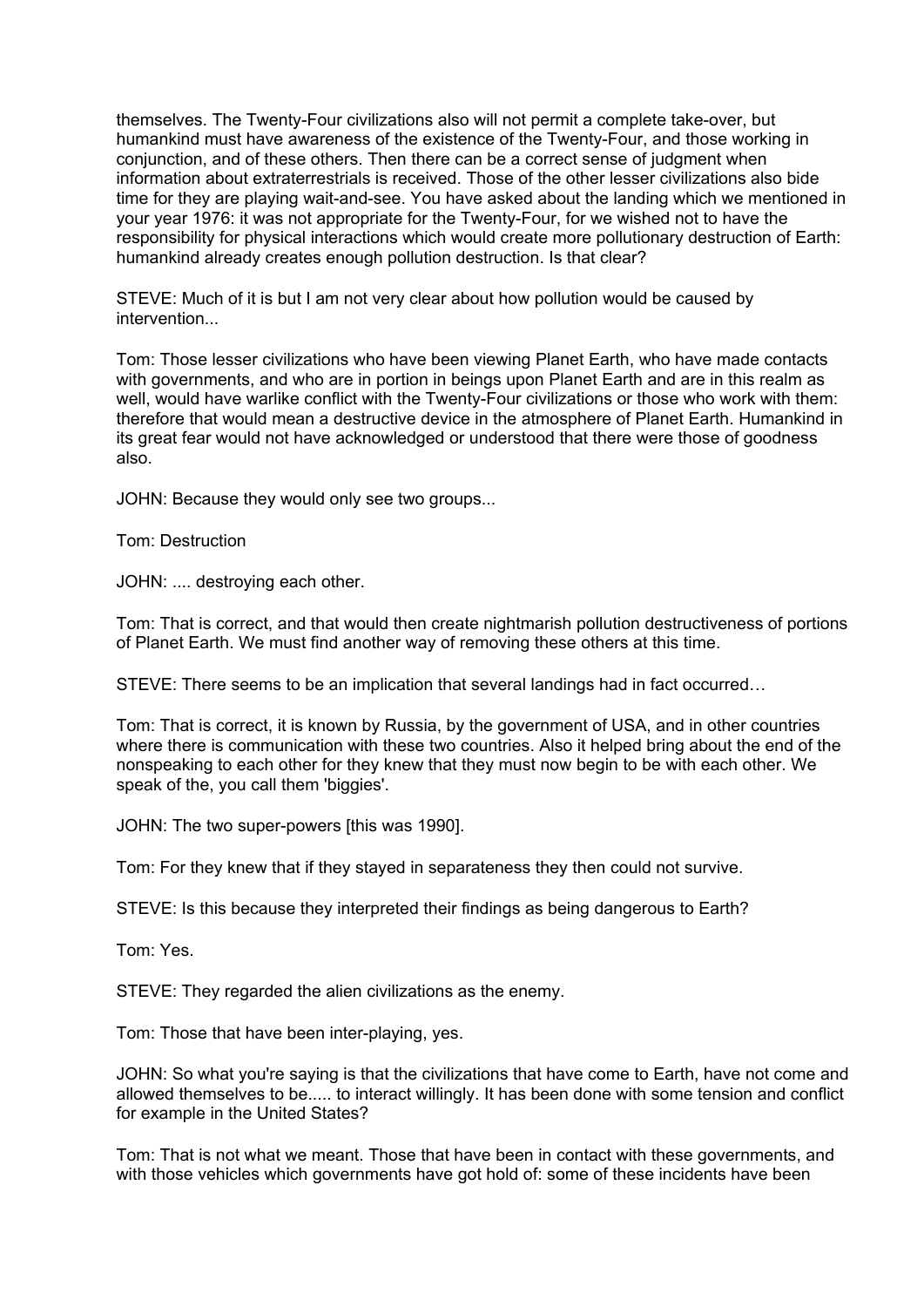themselves. The Twenty-Four civilizations also will not permit a complete take-over, but humankind must have awareness of the existence of the Twenty-Four, and those working in conjunction, and of these others. Then there can be a correct sense of judgment when information about extraterrestrials is received. Those of the other lesser civilizations also bide time for they are playing wait-and-see. You have asked about the landing which we mentioned in your year 1976: it was not appropriate for the Twenty-Four, for we wished not to have the responsibility for physical interactions which would create more pollutionary destruction of Earth: humankind already creates enough pollution destruction. Is that clear?

STEVE: Much of it is but I am not very clear about how pollution would be caused by intervention...

Tom: Those lesser civilizations who have been viewing Planet Earth, who have made contacts with governments, and who are in portion in beings upon Planet Earth and are in this realm as well, would have warlike conflict with the Twenty-Four civilizations or those who work with them: therefore that would mean a destructive device in the atmosphere of Planet Earth. Humankind in its great fear would not have acknowledged or understood that there were those of goodness also.

JOHN: Because they would only see two groups...

Tom: Destruction

JOHN: .... destroying each other.

Tom: That is correct, and that would then create nightmarish pollution destructiveness of portions of Planet Earth. We must find another way of removing these others at this time.

STEVE: There seems to be an implication that several landings had in fact occurred…

Tom: That is correct, it is known by Russia, by the government of USA, and in other countries where there is communication with these two countries. Also it helped bring about the end of the nonspeaking to each other for they knew that they must now begin to be with each other. We speak of the, you call them 'biggies'.

JOHN: The two super-powers [this was 1990].

Tom: For they knew that if they stayed in separateness they then could not survive.

STEVE: Is this because they interpreted their findings as being dangerous to Earth?

Tom: Yes.

STEVE: They regarded the alien civilizations as the enemy.

Tom: Those that have been inter-playing, yes.

JOHN: So what you're saying is that the civilizations that have come to Earth, have not come and allowed themselves to be..... to interact willingly. It has been done with some tension and conflict for example in the United States?

Tom: That is not what we meant. Those that have been in contact with these governments, and with those vehicles which governments have got hold of: some of these incidents have been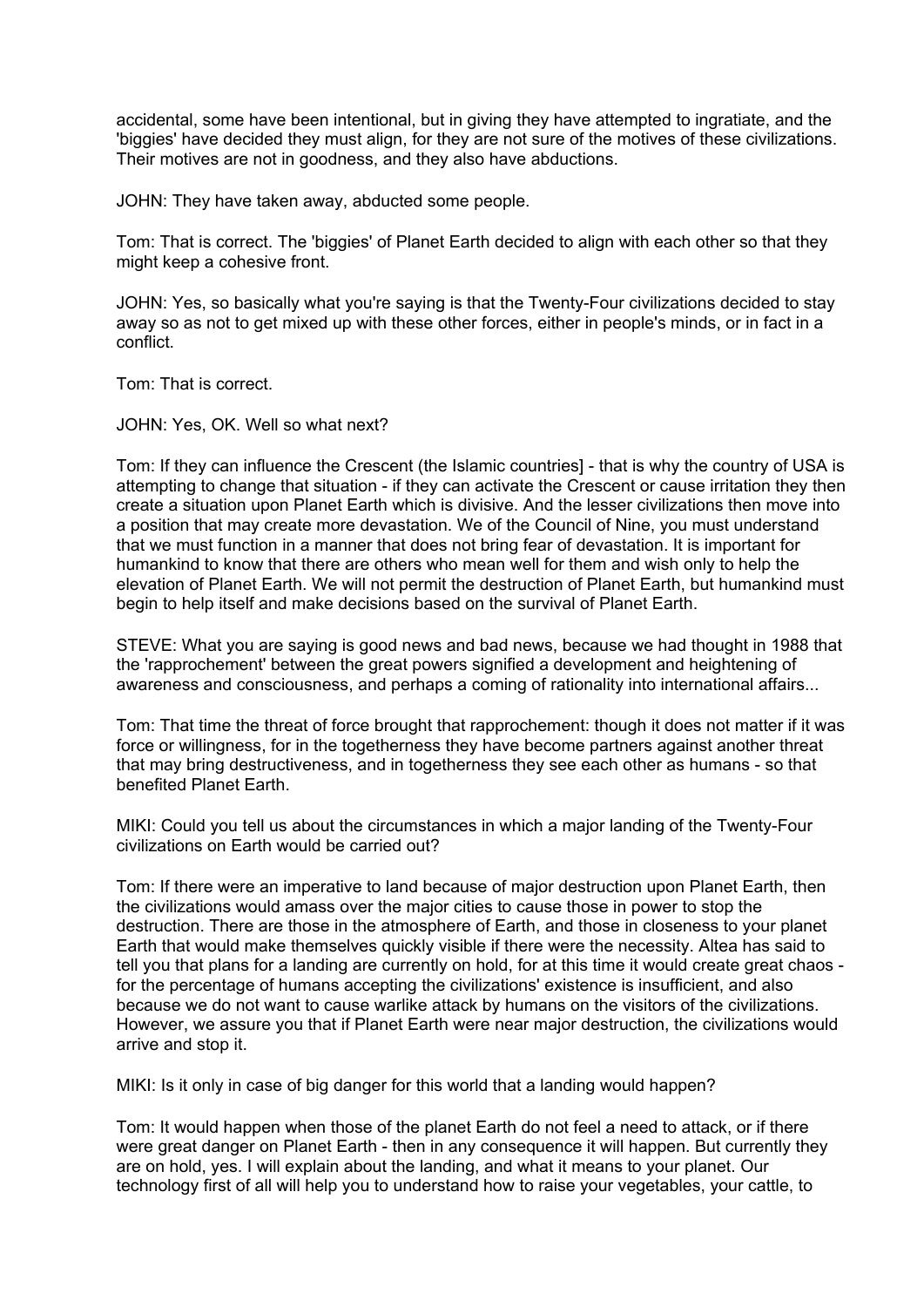accidental, some have been intentional, but in giving they have attempted to ingratiate, and the 'biggies' have decided they must align, for they are not sure of the motives of these civilizations. Their motives are not in goodness, and they also have abductions.

JOHN: They have taken away, abducted some people.

Tom: That is correct. The 'biggies' of Planet Earth decided to align with each other so that they might keep a cohesive front.

JOHN: Yes, so basically what you're saying is that the Twenty-Four civilizations decided to stay away so as not to get mixed up with these other forces, either in people's minds, or in fact in a conflict.

Tom: That is correct.

JOHN: Yes, OK. Well so what next?

Tom: If they can influence the Crescent (the Islamic countries] - that is why the country of USA is attempting to change that situation - if they can activate the Crescent or cause irritation they then create a situation upon Planet Earth which is divisive. And the lesser civilizations then move into a position that may create more devastation. We of the Council of Nine, you must understand that we must function in a manner that does not bring fear of devastation. It is important for humankind to know that there are others who mean well for them and wish only to help the elevation of Planet Earth. We will not permit the destruction of Planet Earth, but humankind must begin to help itself and make decisions based on the survival of Planet Earth.

STEVE: What you are saying is good news and bad news, because we had thought in 1988 that the 'rapprochement' between the great powers signified a development and heightening of awareness and consciousness, and perhaps a coming of rationality into international affairs...

Tom: That time the threat of force brought that rapprochement: though it does not matter if it was force or willingness, for in the togetherness they have become partners against another threat that may bring destructiveness, and in togetherness they see each other as humans - so that benefited Planet Earth.

MIKI: Could you tell us about the circumstances in which a major landing of the Twenty-Four civilizations on Earth would be carried out?

Tom: If there were an imperative to land because of major destruction upon Planet Earth, then the civilizations would amass over the major cities to cause those in power to stop the destruction. There are those in the atmosphere of Earth, and those in closeness to your planet Earth that would make themselves quickly visible if there were the necessity. Altea has said to tell you that plans for a landing are currently on hold, for at this time it would create great chaos - for the percentage of humans accepting the civilizations' existence is insufficient, and also because we do not want to cause warlike attack by humans on the visitors of the civilizations. However, we assure you that if Planet Earth were near major destruction, the civilizations would arrive and stop it.

MIKI: Is it only in case of big danger for this world that a landing would happen?

Tom: It would happen when those of the planet Earth do not feel a need to attack, or if there were great danger on Planet Earth - then in any consequence it will happen. But currently they are on hold, yes. I will explain about the landing, and what it means to your planet. Our technology first of all will help you to understand how to raise your vegetables, your cattle, to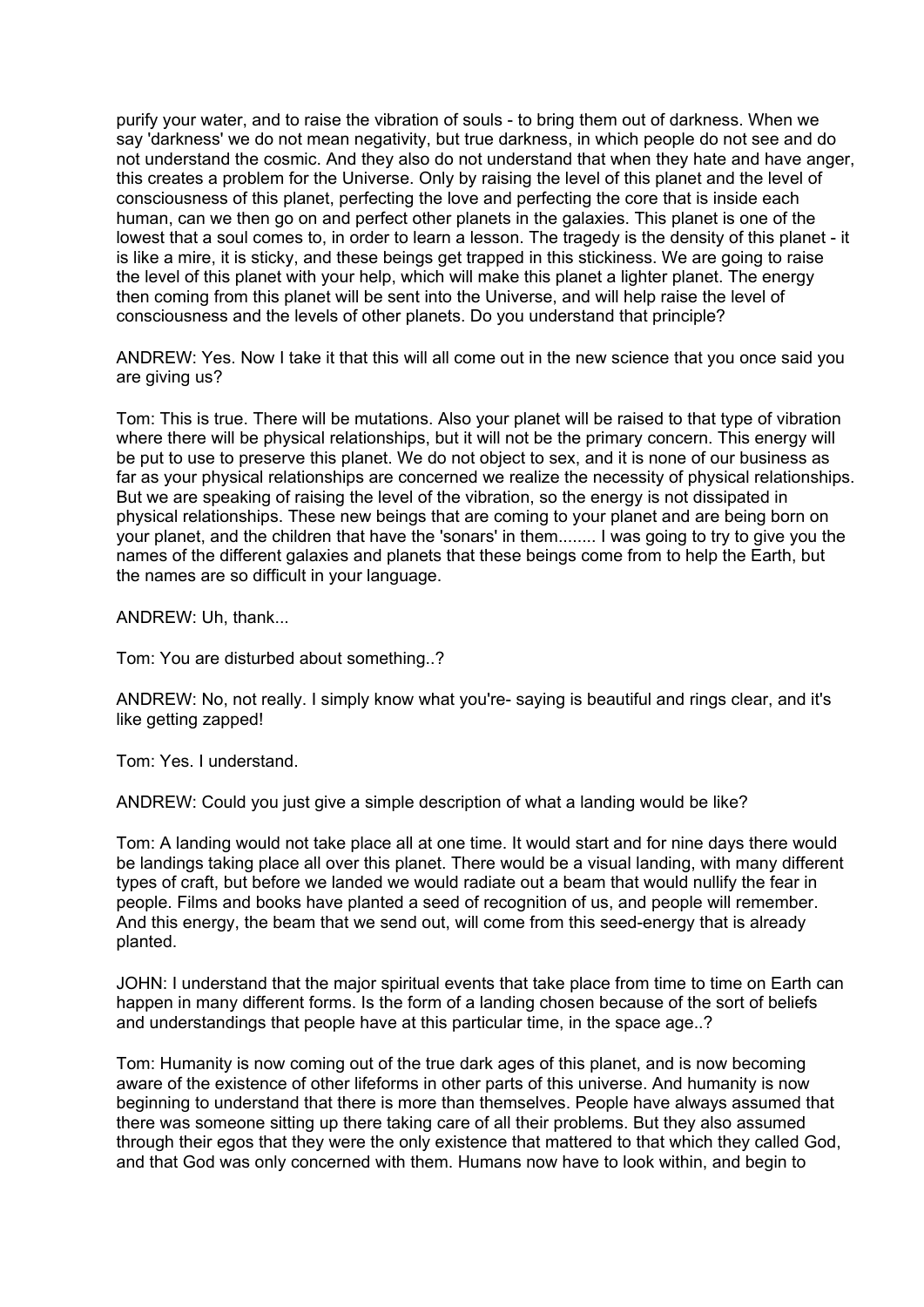purify your water, and to raise the vibration of souls - to bring them out of darkness. When we say 'darkness' we do not mean negativity, but true darkness, in which people do not see and do not understand the cosmic. And they also do not understand that when they hate and have anger, this creates a problem for the Universe. Only by raising the level of this planet and the level of consciousness of this planet, perfecting the love and perfecting the core that is inside each human, can we then go on and perfect other planets in the galaxies. This planet is one of the lowest that a soul comes to, in order to learn a lesson. The tragedy is the density of this planet - it is like a mire, it is sticky, and these beings get trapped in this stickiness. We are going to raise the level of this planet with your help, which will make this planet a lighter planet. The energy then coming from this planet will be sent into the Universe, and will help raise the level of consciousness and the levels of other planets. Do you understand that principle?

ANDREW: Yes. Now I take it that this will all come out in the new science that you once said you are giving us?

Tom: This is true. There will be mutations. Also your planet will be raised to that type of vibration where there will be physical relationships, but it will not be the primary concern. This energy will be put to use to preserve this planet. We do not object to sex, and it is none of our business as far as your physical relationships are concerned we realize the necessity of physical relationships. But we are speaking of raising the level of the vibration, so the energy is not dissipated in physical relationships. These new beings that are coming to your planet and are being born on your planet, and the children that have the 'sonars' in them........ I was going to try to give you the names of the different galaxies and planets that these beings come from to help the Earth, but the names are so difficult in your language.

ANDREW: Uh, thank...

Tom: You are disturbed about something..?

ANDREW: No, not really. I simply know what you're- saying is beautiful and rings clear, and it's like getting zapped!

Tom: Yes. I understand.

ANDREW: Could you just give a simple description of what a landing would be like?

Tom: A landing would not take place all at one time. It would start and for nine days there would be landings taking place all over this planet. There would be a visual landing, with many different types of craft, but before we landed we would radiate out a beam that would nullify the fear in people. Films and books have planted a seed of recognition of us, and people will remember. And this energy, the beam that we send out, will come from this seed-energy that is already planted.

JOHN: I understand that the major spiritual events that take place from time to time on Earth can happen in many different forms. Is the form of a landing chosen because of the sort of beliefs and understandings that people have at this particular time, in the space age..?

Tom: Humanity is now coming out of the true dark ages of this planet, and is now becoming aware of the existence of other lifeforms in other parts of this universe. And humanity is now beginning to understand that there is more than themselves. People have always assumed that there was someone sitting up there taking care of all their problems. But they also assumed through their egos that they were the only existence that mattered to that which they called God, and that God was only concerned with them. Humans now have to look within, and begin to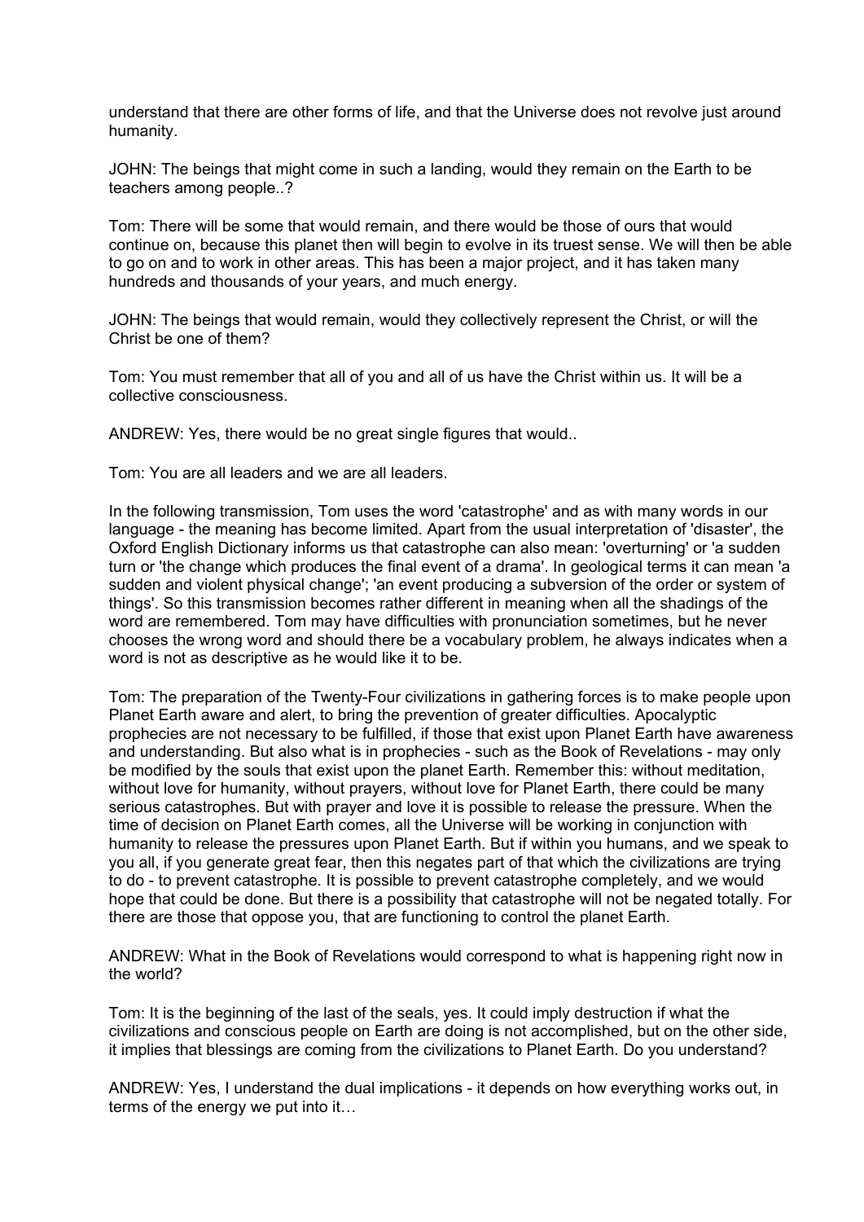understand that there are other forms of life, and that the Universe does not revolve just around humanity.

JOHN: The beings that might come in such a landing, would they remain on the Earth to be teachers among people..?

Tom: There will be some that would remain, and there would be those of ours that would continue on, because this planet then will begin to evolve in its truest sense. We will then be able to go on and to work in other areas. This has been a major project, and it has taken many hundreds and thousands of your years, and much energy.

JOHN: The beings that would remain, would they collectively represent the Christ, or will the Christ be one of them?

Tom: You must remember that all of you and all of us have the Christ within us. It will be a collective consciousness.

ANDREW: Yes, there would be no great single figures that would..

Tom: You are all leaders and we are all leaders.

In the following transmission, Tom uses the word 'catastrophe' and as with many words in our language - the meaning has become limited. Apart from the usual interpretation of 'disaster', the Oxford English Dictionary informs us that catastrophe can also mean: 'overturning' or 'a sudden turn or 'the change which produces the final event of a drama'. In geological terms it can mean 'a sudden and violent physical change'; 'an event producing a subversion of the order or system of things'. So this transmission becomes rather different in meaning when all the shadings of the word are remembered. Tom may have difficulties with pronunciation sometimes, but he never chooses the wrong word and should there be a vocabulary problem, he always indicates when a word is not as descriptive as he would like it to be.

Tom: The preparation of the Twenty-Four civilizations in gathering forces is to make people upon Planet Earth aware and alert, to bring the prevention of greater difficulties. Apocalyptic prophecies are not necessary to be fulfilled, if those that exist upon Planet Earth have awareness and understanding. But also what is in prophecies - such as the Book of Revelations - may only be modified by the souls that exist upon the planet Earth. Remember this: without meditation, without love for humanity, without prayers, without love for Planet Earth, there could be many serious catastrophes. But with prayer and love it is possible to release the pressure. When the time of decision on Planet Earth comes, all the Universe will be working in conjunction with humanity to release the pressures upon Planet Earth. But if within you humans, and we speak to you all, if you generate great fear, then this negates part of that which the civilizations are trying to do - to prevent catastrophe. It is possible to prevent catastrophe completely, and we would hope that could be done. But there is a possibility that catastrophe will not be negated totally. For there are those that oppose you, that are functioning to control the planet Earth.

ANDREW: What in the Book of Revelations would correspond to what is happening right now in the world?

Tom: It is the beginning of the last of the seals, yes. It could imply destruction if what the civilizations and conscious people on Earth are doing is not accomplished, but on the other side, it implies that blessings are coming from the civilizations to Planet Earth. Do you understand?

ANDREW: Yes, I understand the dual implications - it depends on how everything works out, in terms of the energy we put into it…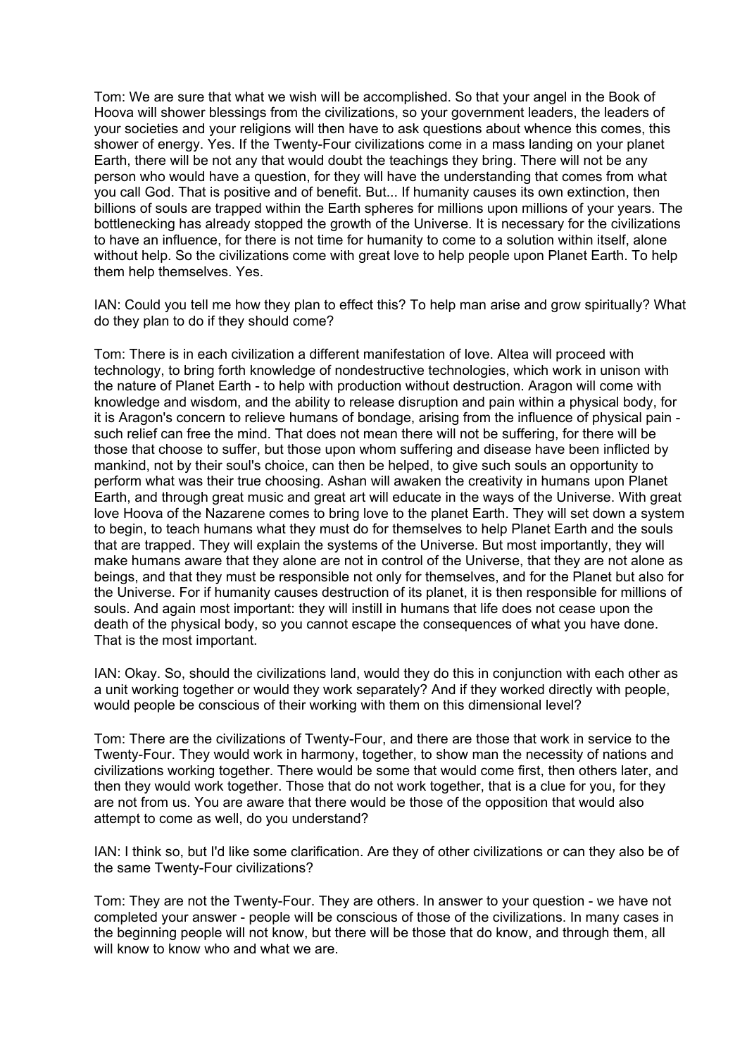Tom: We are sure that what we wish will be accomplished. So that your angel in the Book of Hoova will shower blessings from the civilizations, so your government leaders, the leaders of your societies and your religions will then have to ask questions about whence this comes, this shower of energy. Yes. If the Twenty-Four civilizations come in a mass landing on your planet Earth, there will be not any that would doubt the teachings they bring. There will not be any person who would have a question, for they will have the understanding that comes from what you call God. That is positive and of benefit. But... If humanity causes its own extinction, then billions of souls are trapped within the Earth spheres for millions upon millions of your years. The bottlenecking has already stopped the growth of the Universe. It is necessary for the civilizations to have an influence, for there is not time for humanity to come to a solution within itself, alone without help. So the civilizations come with great love to help people upon Planet Earth. To help them help themselves. Yes.

IAN: Could you tell me how they plan to effect this? To help man arise and grow spiritually? What do they plan to do if they should come?

Tom: There is in each civilization a different manifestation of love. Altea will proceed with technology, to bring forth knowledge of nondestructive technologies, which work in unison with the nature of Planet Earth - to help with production without destruction. Aragon will come with knowledge and wisdom, and the ability to release disruption and pain within a physical body, for it is Aragon's concern to relieve humans of bondage, arising from the influence of physical pain - such relief can free the mind. That does not mean there will not be suffering, for there will be those that choose to suffer, but those upon whom suffering and disease have been inflicted by mankind, not by their soul's choice, can then be helped, to give such souls an opportunity to perform what was their true choosing. Ashan will awaken the creativity in humans upon Planet Earth, and through great music and great art will educate in the ways of the Universe. With great love Hoova of the Nazarene comes to bring love to the planet Earth. They will set down a system to begin, to teach humans what they must do for themselves to help Planet Earth and the souls that are trapped. They will explain the systems of the Universe. But most importantly, they will make humans aware that they alone are not in control of the Universe, that they are not alone as beings, and that they must be responsible not only for themselves, and for the Planet but also for the Universe. For if humanity causes destruction of its planet, it is then responsible for millions of souls. And again most important: they will instill in humans that life does not cease upon the death of the physical body, so you cannot escape the consequences of what you have done. That is the most important.

IAN: Okay. So, should the civilizations land, would they do this in conjunction with each other as a unit working together or would they work separately? And if they worked directly with people, would people be conscious of their working with them on this dimensional level?

Tom: There are the civilizations of Twenty-Four, and there are those that work in service to the Twenty-Four. They would work in harmony, together, to show man the necessity of nations and civilizations working together. There would be some that would come first, then others later, and then they would work together. Those that do not work together, that is a clue for you, for they are not from us. You are aware that there would be those of the opposition that would also attempt to come as well, do you understand?

IAN: I think so, but I'd like some clarification. Are they of other civilizations or can they also be of the same Twenty-Four civilizations?

Tom: They are not the Twenty-Four. They are others. In answer to your question - we have not completed your answer - people will be conscious of those of the civilizations. In many cases in the beginning people will not know, but there will be those that do know, and through them, all will know to know who and what we are.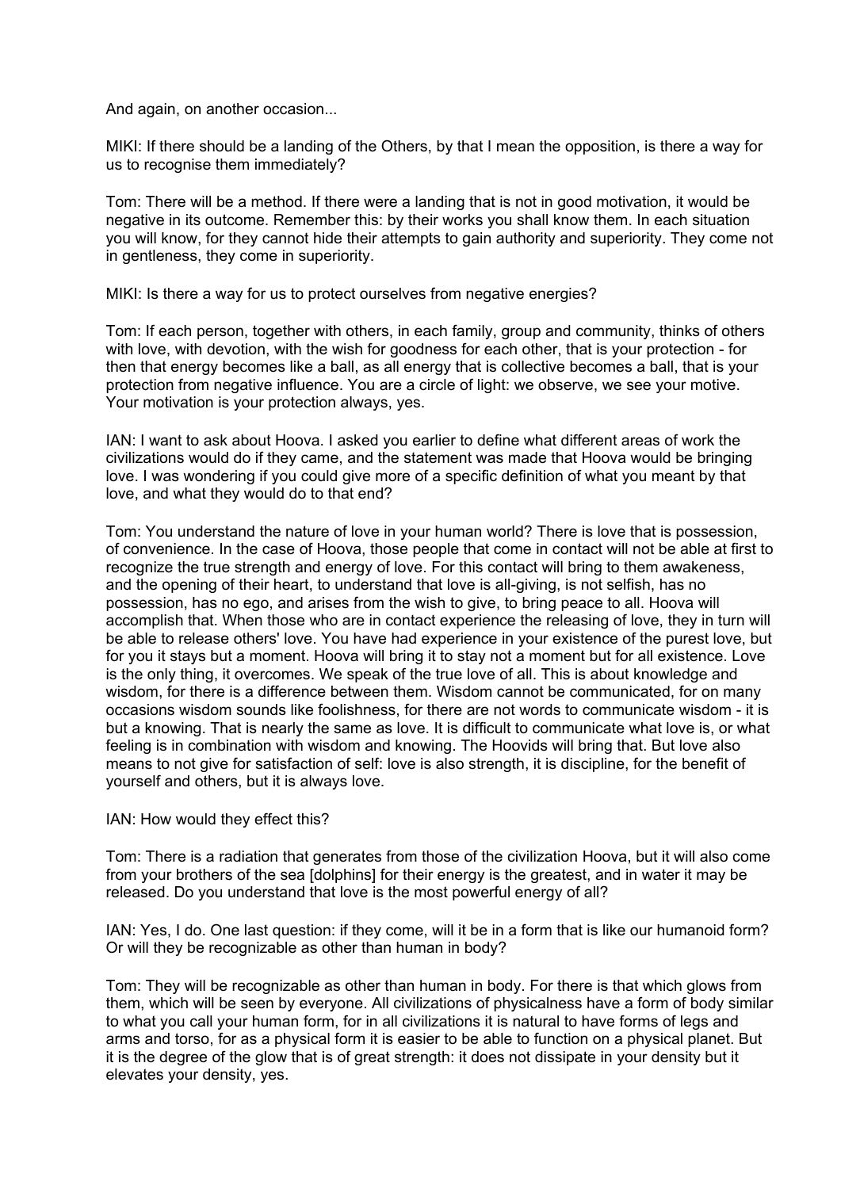And again, on another occasion...

MIKI: If there should be a landing of the Others, by that I mean the opposition, is there a way for us to recognise them immediately?

Tom: There will be a method. If there were a landing that is not in good motivation, it would be negative in its outcome. Remember this: by their works you shall know them. In each situation you will know, for they cannot hide their attempts to gain authority and superiority. They come not in gentleness, they come in superiority.

MIKI: Is there a way for us to protect ourselves from negative energies?

Tom: If each person, together with others, in each family, group and community, thinks of others with love, with devotion, with the wish for goodness for each other, that is your protection - for then that energy becomes like a ball, as all energy that is collective becomes a ball, that is your protection from negative influence. You are a circle of light: we observe, we see your motive. Your motivation is your protection always, yes.

IAN: I want to ask about Hoova. I asked you earlier to define what different areas of work the civilizations would do if they came, and the statement was made that Hoova would be bringing love. I was wondering if you could give more of a specific definition of what you meant by that love, and what they would do to that end?

Tom: You understand the nature of love in your human world? There is love that is possession, of convenience. In the case of Hoova, those people that come in contact will not be able at first to recognize the true strength and energy of love. For this contact will bring to them awakeness, and the opening of their heart, to understand that love is all-giving, is not selfish, has no possession, has no ego, and arises from the wish to give, to bring peace to all. Hoova will accomplish that. When those who are in contact experience the releasing of love, they in turn will be able to release others' love. You have had experience in your existence of the purest love, but for you it stays but a moment. Hoova will bring it to stay not a moment but for all existence. Love is the only thing, it overcomes. We speak of the true love of all. This is about knowledge and wisdom, for there is a difference between them. Wisdom cannot be communicated, for on many occasions wisdom sounds like foolishness, for there are not words to communicate wisdom - it is but a knowing. That is nearly the same as love. It is difficult to communicate what love is, or what feeling is in combination with wisdom and knowing. The Hoovids will bring that. But love also means to not give for satisfaction of self: love is also strength, it is discipline, for the benefit of yourself and others, but it is always love.

IAN: How would they effect this?

Tom: There is a radiation that generates from those of the civilization Hoova, but it will also come from your brothers of the sea [dolphins] for their energy is the greatest, and in water it may be released. Do you understand that love is the most powerful energy of all?

IAN: Yes, I do. One last question: if they come, will it be in a form that is like our humanoid form? Or will they be recognizable as other than human in body?

Tom: They will be recognizable as other than human in body. For there is that which glows from them, which will be seen by everyone. All civilizations of physicalness have a form of body similar to what you call your human form, for in all civilizations it is natural to have forms of legs and arms and torso, for as a physical form it is easier to be able to function on a physical planet. But it is the degree of the glow that is of great strength: it does not dissipate in your density but it elevates your density, yes.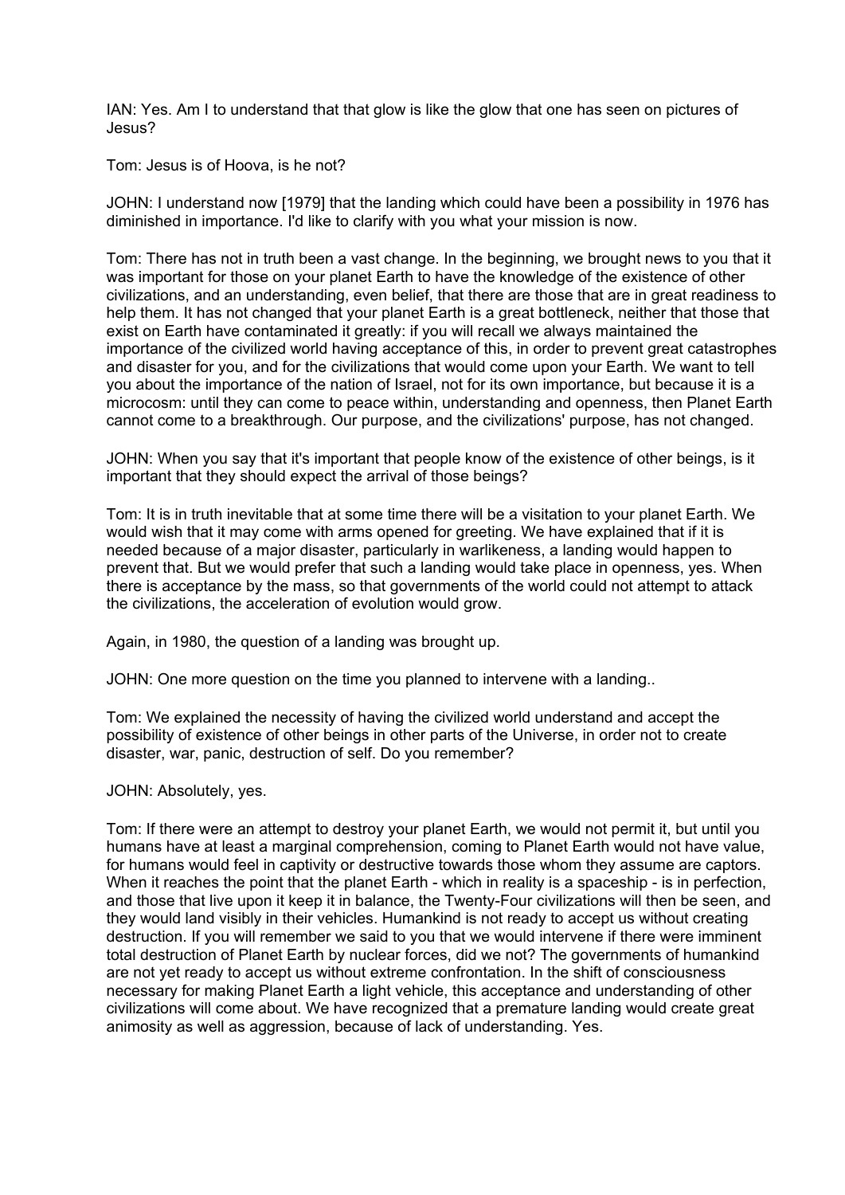IAN: Yes. Am I to understand that that glow is like the glow that one has seen on pictures of Jesus?

Tom: Jesus is of Hoova, is he not?

JOHN: I understand now [1979] that the landing which could have been a possibility in 1976 has diminished in importance. I'd like to clarify with you what your mission is now.

Tom: There has not in truth been a vast change. In the beginning, we brought news to you that it was important for those on your planet Earth to have the knowledge of the existence of other civilizations, and an understanding, even belief, that there are those that are in great readiness to help them. It has not changed that your planet Earth is a great bottleneck, neither that those that exist on Earth have contaminated it greatly: if you will recall we always maintained the importance of the civilized world having acceptance of this, in order to prevent great catastrophes and disaster for you, and for the civilizations that would come upon your Earth. We want to tell you about the importance of the nation of Israel, not for its own importance, but because it is a microcosm: until they can come to peace within, understanding and openness, then Planet Earth cannot come to a breakthrough. Our purpose, and the civilizations' purpose, has not changed.

JOHN: When you say that it's important that people know of the existence of other beings, is it important that they should expect the arrival of those beings?

Tom: It is in truth inevitable that at some time there will be a visitation to your planet Earth. We would wish that it may come with arms opened for greeting. We have explained that if it is needed because of a major disaster, particularly in warlikeness, a landing would happen to prevent that. But we would prefer that such a landing would take place in openness, yes. When there is acceptance by the mass, so that governments of the world could not attempt to attack the civilizations, the acceleration of evolution would grow.

Again, in 1980, the question of a landing was brought up.

JOHN: One more question on the time you planned to intervene with a landing..

Tom: We explained the necessity of having the civilized world understand and accept the possibility of existence of other beings in other parts of the Universe, in order not to create disaster, war, panic, destruction of self. Do you remember?

JOHN: Absolutely, yes.

Tom: If there were an attempt to destroy your planet Earth, we would not permit it, but until you humans have at least a marginal comprehension, coming to Planet Earth would not have value, for humans would feel in captivity or destructive towards those whom they assume are captors. When it reaches the point that the planet Earth - which in reality is a spaceship - is in perfection, and those that live upon it keep it in balance, the Twenty-Four civilizations will then be seen, and they would land visibly in their vehicles. Humankind is not ready to accept us without creating destruction. If you will remember we said to you that we would intervene if there were imminent total destruction of Planet Earth by nuclear forces, did we not? The governments of humankind are not yet ready to accept us without extreme confrontation. In the shift of consciousness necessary for making Planet Earth a light vehicle, this acceptance and understanding of other civilizations will come about. We have recognized that a premature landing would create great animosity as well as aggression, because of lack of understanding. Yes.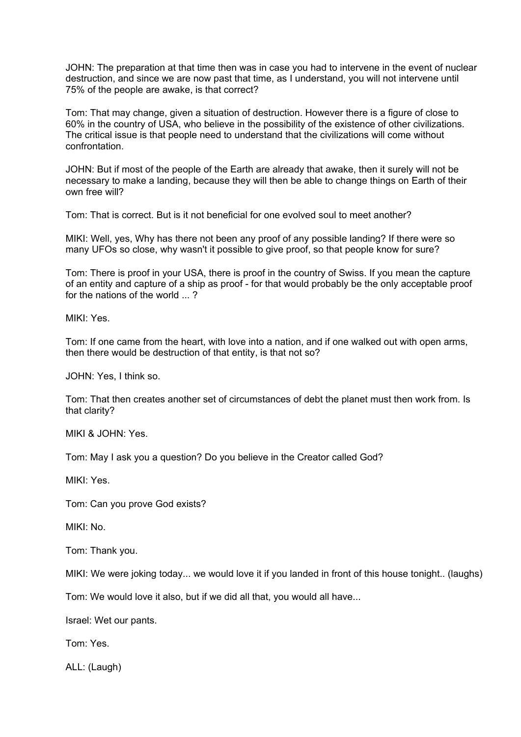JOHN: The preparation at that time then was in case you had to intervene in the event of nuclear destruction, and since we are now past that time, as I understand, you will not intervene until 75% of the people are awake, is that correct?

Tom: That may change, given a situation of destruction. However there is a figure of close to 60% in the country of USA, who believe in the possibility of the existence of other civilizations. The critical issue is that people need to understand that the civilizations will come without confrontation.

JOHN: But if most of the people of the Earth are already that awake, then it surely will not be necessary to make a landing, because they will then be able to change things on Earth of their own free will?

Tom: That is correct. But is it not beneficial for one evolved soul to meet another?

MIKI: Well, yes, Why has there not been any proof of any possible landing? If there were so many UFOs so close, why wasn't it possible to give proof, so that people know for sure?

Tom: There is proof in your USA, there is proof in the country of Swiss. If you mean the capture of an entity and capture of a ship as proof - for that would probably be the only acceptable proof for the nations of the world ... ?

MIKI: Yes.

Tom: If one came from the heart, with love into a nation, and if one walked out with open arms, then there would be destruction of that entity, is that not so?

JOHN: Yes, I think so.

Tom: That then creates another set of circumstances of debt the planet must then work from. Is that clarity?

MIKI & JOHN: Yes.

Tom: May I ask you a question? Do you believe in the Creator called God?

MIKI: Yes.

Tom: Can you prove God exists?

MIKI: No.

Tom: Thank you.

MIKI: We were joking today... we would love it if you landed in front of this house tonight.. (laughs)

Tom: We would love it also, but if we did all that, you would all have...

Israel: Wet our pants.

Tom: Yes.

ALL: (Laugh)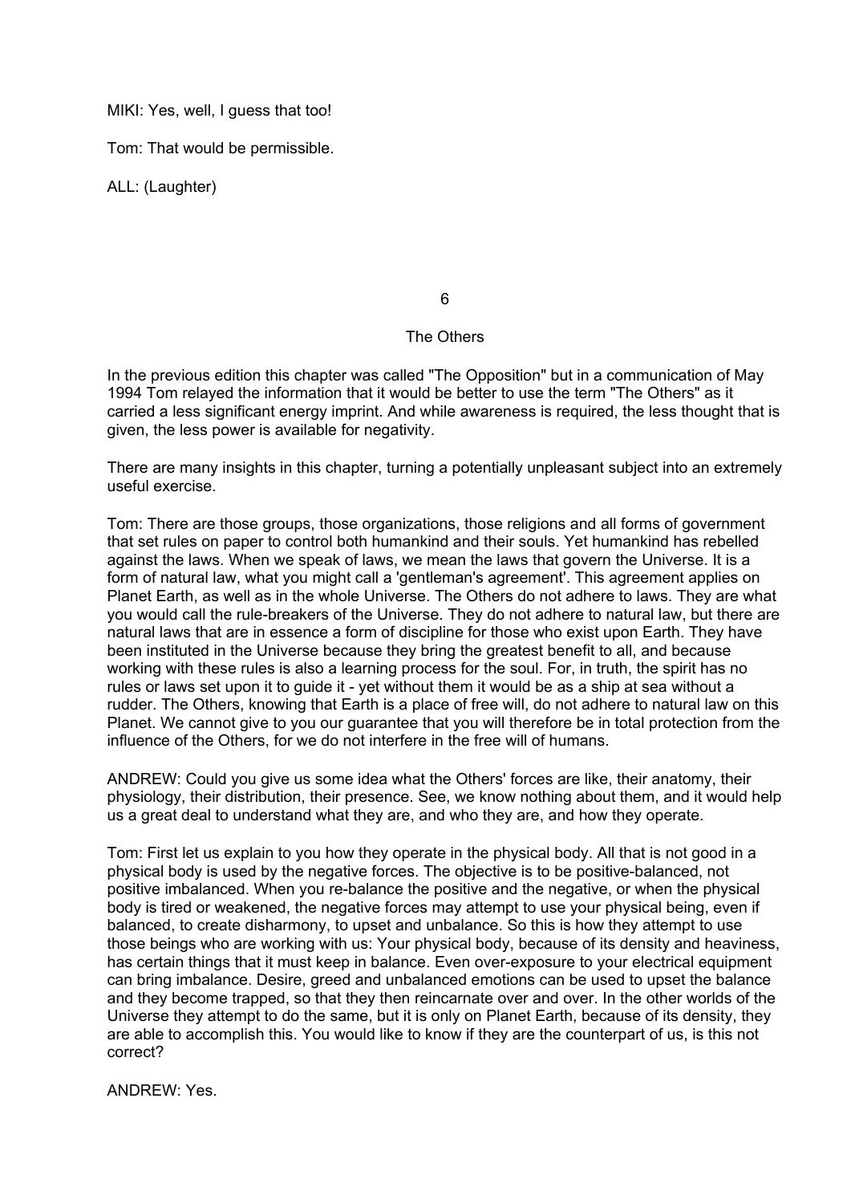MIKI: Yes, well, I guess that too!

Tom: That would be permissible.

ALL: (Laughter)

# 6

## The Others

In the previous edition this chapter was called "The Opposition" but in a communication of May 1994 Tom relayed the information that it would be better to use the term "The Others" as it carried a less significant energy imprint. And while awareness is required, the less thought that is given, the less power is available for negativity.

There are many insights in this chapter, turning a potentially unpleasant subject into an extremely useful exercise.

Tom: There are those groups, those organizations, those religions and all forms of government that set rules on paper to control both humankind and their souls. Yet humankind has rebelled against the laws. When we speak of laws, we mean the laws that govern the Universe. It is a form of natural law, what you might call a 'gentleman's agreement'. This agreement applies on Planet Earth, as well as in the whole Universe. The Others do not adhere to laws. They are what you would call the rule-breakers of the Universe. They do not adhere to natural law, but there are natural laws that are in essence a form of discipline for those who exist upon Earth. They have been instituted in the Universe because they bring the greatest benefit to all, and because working with these rules is also a learning process for the soul. For, in truth, the spirit has no rules or laws set upon it to guide it - yet without them it would be as a ship at sea without a rudder. The Others, knowing that Earth is a place of free will, do not adhere to natural law on this Planet. We cannot give to you our guarantee that you will therefore be in total protection from the influence of the Others, for we do not interfere in the free will of humans.

ANDREW: Could you give us some idea what the Others' forces are like, their anatomy, their physiology, their distribution, their presence. See, we know nothing about them, and it would help us a great deal to understand what they are, and who they are, and how they operate.

Tom: First let us explain to you how they operate in the physical body. All that is not good in a physical body is used by the negative forces. The objective is to be positive-balanced, not positive imbalanced. When you re-balance the positive and the negative, or when the physical body is tired or weakened, the negative forces may attempt to use your physical being, even if balanced, to create disharmony, to upset and unbalance. So this is how they attempt to use those beings who are working with us: Your physical body, because of its density and heaviness, has certain things that it must keep in balance. Even over-exposure to your electrical equipment can bring imbalance. Desire, greed and unbalanced emotions can be used to upset the balance and they become trapped, so that they then reincarnate over and over. In the other worlds of the Universe they attempt to do the same, but it is only on Planet Earth, because of its density, they are able to accomplish this. You would like to know if they are the counterpart of us, is this not correct?

ANDREW: Yes.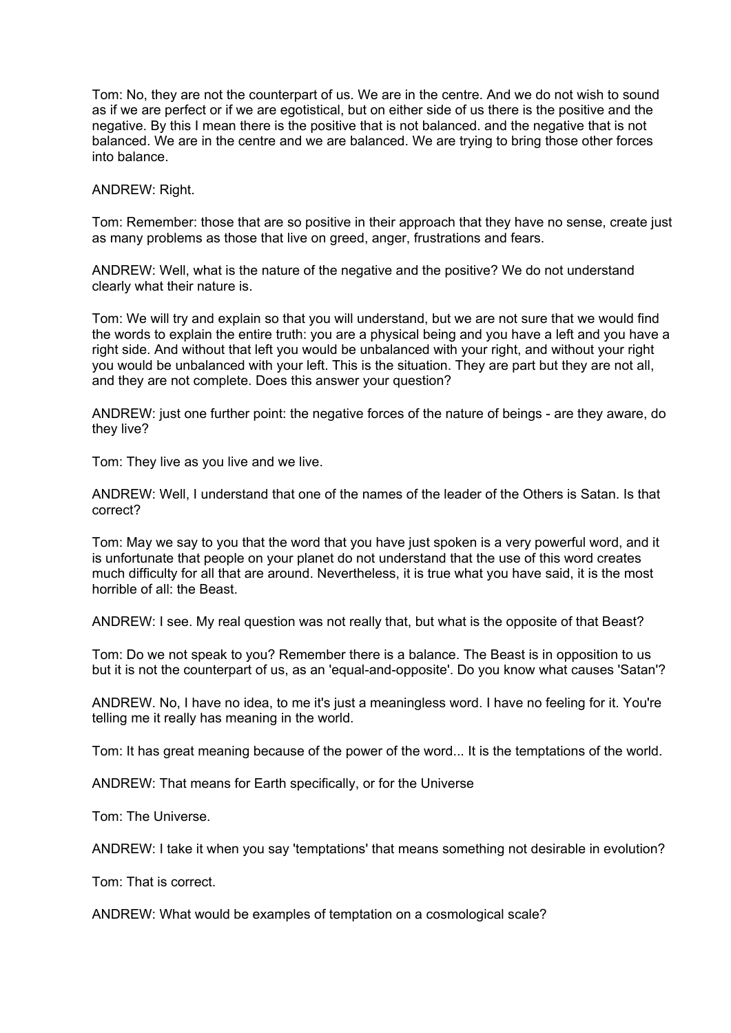Tom: No, they are not the counterpart of us. We are in the centre. And we do not wish to sound as if we are perfect or if we are egotistical, but on either side of us there is the positive and the negative. By this I mean there is the positive that is not balanced. and the negative that is not balanced. We are in the centre and we are balanced. We are trying to bring those other forces into balance.

ANDREW: Right.

Tom: Remember: those that are so positive in their approach that they have no sense, create just as many problems as those that live on greed, anger, frustrations and fears.

ANDREW: Well, what is the nature of the negative and the positive? We do not understand clearly what their nature is.

Tom: We will try and explain so that you will understand, but we are not sure that we would find the words to explain the entire truth: you are a physical being and you have a left and you have a right side. And without that left you would be unbalanced with your right, and without your right you would be unbalanced with your left. This is the situation. They are part but they are not all, and they are not complete. Does this answer your question?

ANDREW: just one further point: the negative forces of the nature of beings - are they aware, do they live?

Tom: They live as you live and we live.

ANDREW: Well, I understand that one of the names of the leader of the Others is Satan. Is that correct?

Tom: May we say to you that the word that you have just spoken is a very powerful word, and it is unfortunate that people on your planet do not understand that the use of this word creates much difficulty for all that are around. Nevertheless, it is true what you have said, it is the most horrible of all: the Beast.

ANDREW: I see. My real question was not really that, but what is the opposite of that Beast?

Tom: Do we not speak to you? Remember there is a balance. The Beast is in opposition to us but it is not the counterpart of us, as an 'equal-and-opposite'. Do you know what causes 'Satan'?

ANDREW. No, I have no idea, to me it's just a meaningless word. I have no feeling for it. You're telling me it really has meaning in the world.

Tom: It has great meaning because of the power of the word... It is the temptations of the world.

ANDREW: That means for Earth specifically, or for the Universe

Tom: The Universe.

ANDREW: I take it when you say 'temptations' that means something not desirable in evolution?

Tom: That is correct.

ANDREW: What would be examples of temptation on a cosmological scale?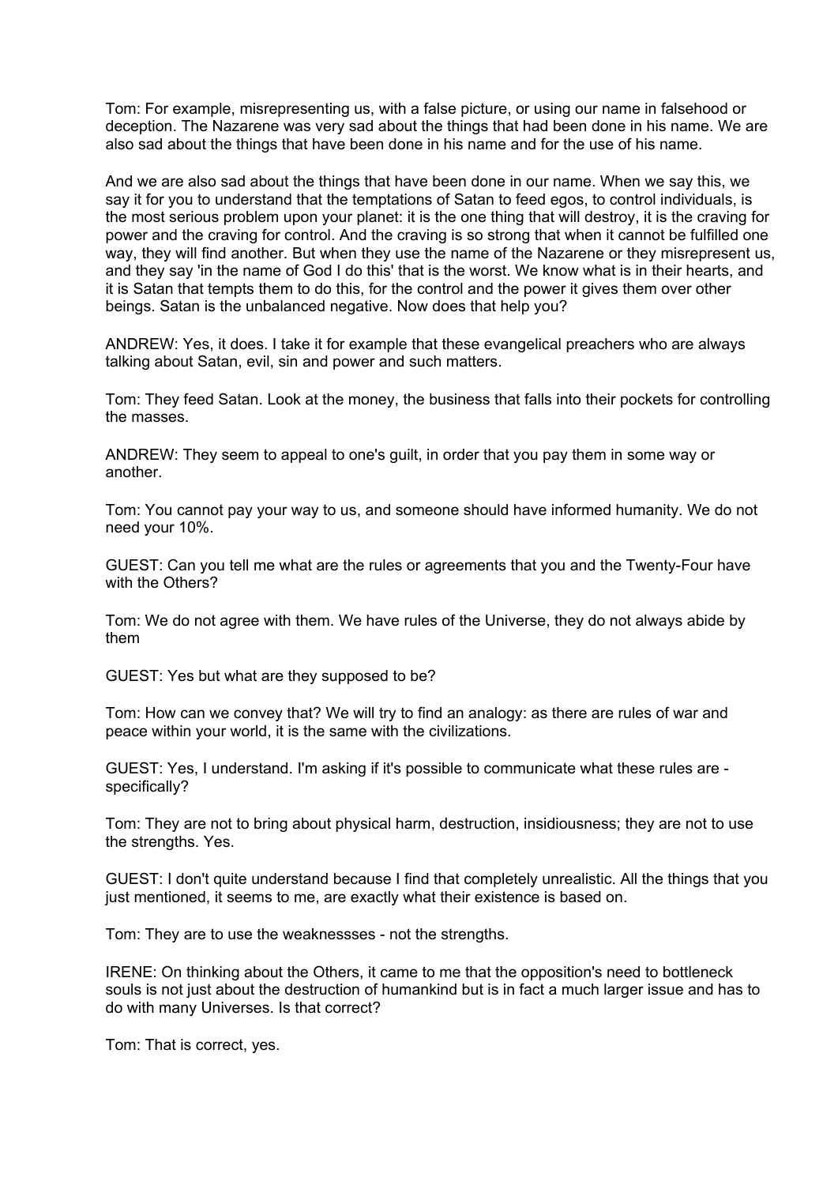Tom: For example, misrepresenting us, with a false picture, or using our name in falsehood or deception. The Nazarene was very sad about the things that had been done in his name. We are also sad about the things that have been done in his name and for the use of his name.

And we are also sad about the things that have been done in our name. When we say this, we say it for you to understand that the temptations of Satan to feed egos, to control individuals, is the most serious problem upon your planet: it is the one thing that will destroy, it is the craving for power and the craving for control. And the craving is so strong that when it cannot be fulfilled one way, they will find another. But when they use the name of the Nazarene or they misrepresent us, and they say 'in the name of God I do this' that is the worst. We know what is in their hearts, and it is Satan that tempts them to do this, for the control and the power it gives them over other beings. Satan is the unbalanced negative. Now does that help you?

ANDREW: Yes, it does. I take it for example that these evangelical preachers who are always talking about Satan, evil, sin and power and such matters.

Tom: They feed Satan. Look at the money, the business that falls into their pockets for controlling the masses.

ANDREW: They seem to appeal to one's guilt, in order that you pay them in some way or another.

Tom: You cannot pay your way to us, and someone should have informed humanity. We do not need your 10%.

GUEST: Can you tell me what are the rules or agreements that you and the Twenty-Four have with the Others?

Tom: We do not agree with them. We have rules of the Universe, they do not always abide by them

GUEST: Yes but what are they supposed to be?

Tom: How can we convey that? We will try to find an analogy: as there are rules of war and peace within your world, it is the same with the civilizations.

GUEST: Yes, I understand. I'm asking if it's possible to communicate what these rules are - specifically?

Tom: They are not to bring about physical harm, destruction, insidiousness; they are not to use the strengths. Yes.

GUEST: I don't quite understand because I find that completely unrealistic. All the things that you just mentioned, it seems to me, are exactly what their existence is based on.

Tom: They are to use the weaknessses - not the strengths.

IRENE: On thinking about the Others, it came to me that the opposition's need to bottleneck souls is not just about the destruction of humankind but is in fact a much larger issue and has to do with many Universes. Is that correct?

Tom: That is correct, yes.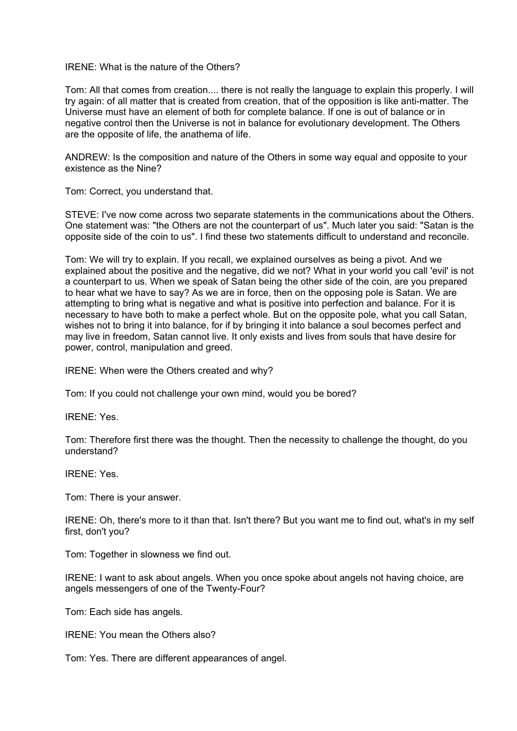IRENE: What is the nature of the Others?

Tom: All that comes from creation.... there is not really the language to explain this properly. I will try again: of all matter that is created from creation, that of the opposition is like anti-matter. The Universe must have an element of both for complete balance. If one is out of balance or in negative control then the Universe is not in balance for evolutionary development. The Others are the opposite of life, the anathema of life.

ANDREW: Is the composition and nature of the Others in some way equal and opposite to your existence as the Nine?

Tom: Correct, you understand that.

STEVE: I've now come across two separate statements in the communications about the Others. One statement was: "the Others are not the counterpart of us". Much later you said: "Satan is the opposite side of the coin to us". I find these two statements difficult to understand and reconcile.

Tom: We will try to explain. If you recall, we explained ourselves as being a pivot. And we explained about the positive and the negative, did we not? What in your world you call 'evil' is not a counterpart to us. When we speak of Satan being the other side of the coin, are you prepared to hear what we have to say? As we are in force, then on the opposing pole is Satan. We are attempting to bring what is negative and what is positive into perfection and balance. For it is necessary to have both to make a perfect whole. But on the opposite pole, what you call Satan, wishes not to bring it into balance, for if by bringing it into balance a soul becomes perfect and may live in freedom, Satan cannot live. It only exists and lives from souls that have desire for power, control, manipulation and greed.

IRENE: When were the Others created and why?

Tom: If you could not challenge your own mind, would you be bored?

IRENE: Yes.

Tom: Therefore first there was the thought. Then the necessity to challenge the thought, do you understand?

IRENE: Yes.

Tom: There is your answer.

IRENE: Oh, there's more to it than that. Isn't there? But you want me to find out, what's in my self first, don't you?

Tom: Together in slowness we find out.

IRENE: I want to ask about angels. When you once spoke about angels not having choice, are angels messengers of one of the Twenty-Four?

Tom: Each side has angels.

IRENE: You mean the Others also?

Tom: Yes. There are different appearances of angel.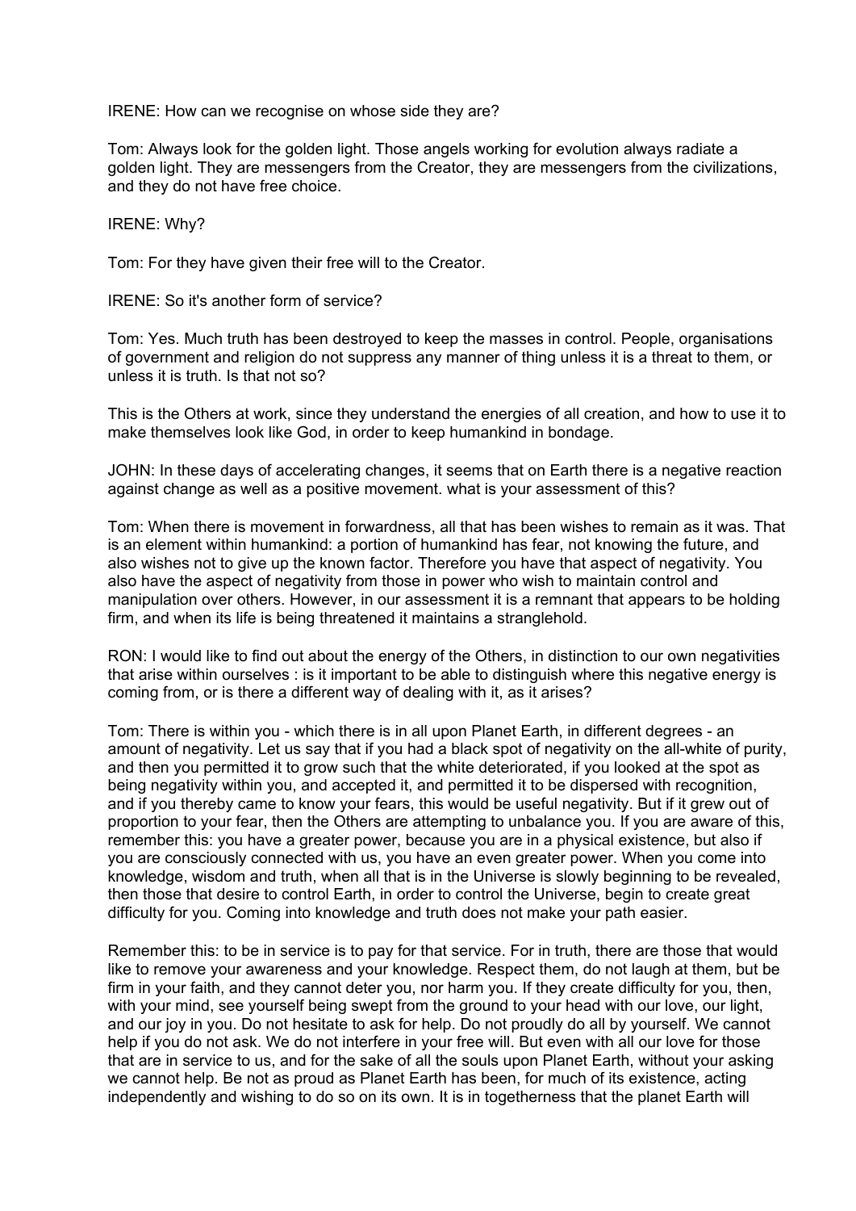IRENE: How can we recognise on whose side they are?

Tom: Always look for the golden light. Those angels working for evolution always radiate a golden light. They are messengers from the Creator, they are messengers from the civilizations, and they do not have free choice.

IRENE: Why?

Tom: For they have given their free will to the Creator.

IRENE: So it's another form of service?

Tom: Yes. Much truth has been destroyed to keep the masses in control. People, organisations of government and religion do not suppress any manner of thing unless it is a threat to them, or unless it is truth. Is that not so?

This is the Others at work, since they understand the energies of all creation, and how to use it to make themselves look like God, in order to keep humankind in bondage.

JOHN: In these days of accelerating changes, it seems that on Earth there is a negative reaction against change as well as a positive movement. what is your assessment of this?

Tom: When there is movement in forwardness, all that has been wishes to remain as it was. That is an element within humankind: a portion of humankind has fear, not knowing the future, and also wishes not to give up the known factor. Therefore you have that aspect of negativity. You also have the aspect of negativity from those in power who wish to maintain control and manipulation over others. However, in our assessment it is a remnant that appears to be holding firm, and when its life is being threatened it maintains a stranglehold.

RON: I would like to find out about the energy of the Others, in distinction to our own negativities that arise within ourselves : is it important to be able to distinguish where this negative energy is coming from, or is there a different way of dealing with it, as it arises?

Tom: There is within you - which there is in all upon Planet Earth, in different degrees - an amount of negativity. Let us say that if you had a black spot of negativity on the all-white of purity, and then you permitted it to grow such that the white deteriorated, if you looked at the spot as being negativity within you, and accepted it, and permitted it to be dispersed with recognition, and if you thereby came to know your fears, this would be useful negativity. But if it grew out of proportion to your fear, then the Others are attempting to unbalance you. If you are aware of this, remember this: you have a greater power, because you are in a physical existence, but also if you are consciously connected with us, you have an even greater power. When you come into knowledge, wisdom and truth, when all that is in the Universe is slowly beginning to be revealed, then those that desire to control Earth, in order to control the Universe, begin to create great difficulty for you. Coming into knowledge and truth does not make your path easier.

Remember this: to be in service is to pay for that service. For in truth, there are those that would like to remove your awareness and your knowledge. Respect them, do not laugh at them, but be firm in your faith, and they cannot deter you, nor harm you. If they create difficulty for you, then, with your mind, see yourself being swept from the ground to your head with our love, our light, and our joy in you. Do not hesitate to ask for help. Do not proudly do all by yourself. We cannot help if you do not ask. We do not interfere in your free will. But even with all our love for those that are in service to us, and for the sake of all the souls upon Planet Earth, without your asking we cannot help. Be not as proud as Planet Earth has been, for much of its existence, acting independently and wishing to do so on its own. It is in togetherness that the planet Earth will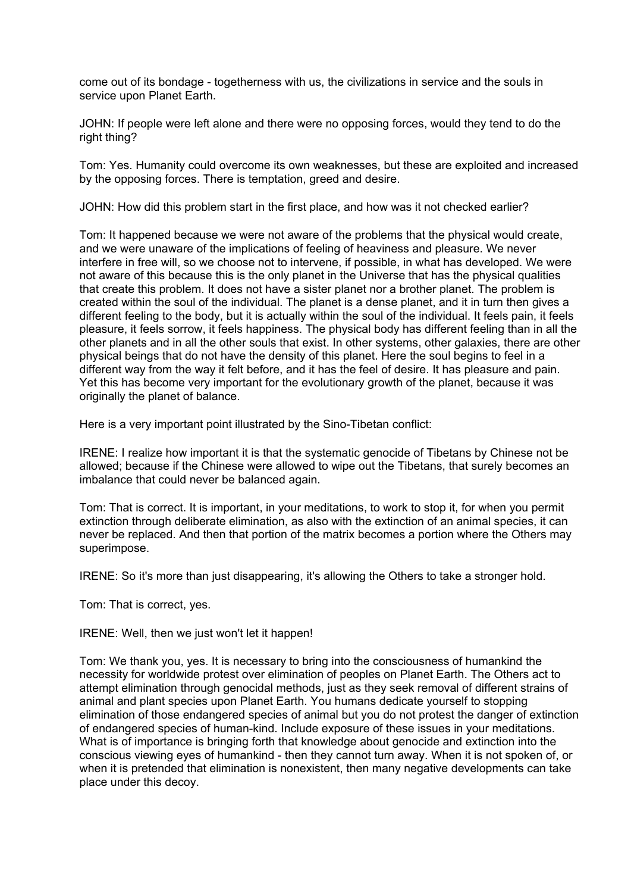come out of its bondage - togetherness with us, the civilizations in service and the souls in service upon Planet Earth.

JOHN: If people were left alone and there were no opposing forces, would they tend to do the right thing?

Tom: Yes. Humanity could overcome its own weaknesses, but these are exploited and increased by the opposing forces. There is temptation, greed and desire.

JOHN: How did this problem start in the first place, and how was it not checked earlier?

Tom: It happened because we were not aware of the problems that the physical would create, and we were unaware of the implications of feeling of heaviness and pleasure. We never interfere in free will, so we choose not to intervene, if possible, in what has developed. We were not aware of this because this is the only planet in the Universe that has the physical qualities that create this problem. It does not have a sister planet nor a brother planet. The problem is created within the soul of the individual. The planet is a dense planet, and it in turn then gives a different feeling to the body, but it is actually within the soul of the individual. It feels pain, it feels pleasure, it feels sorrow, it feels happiness. The physical body has different feeling than in all the other planets and in all the other souls that exist. In other systems, other galaxies, there are other physical beings that do not have the density of this planet. Here the soul begins to feel in a different way from the way it felt before, and it has the feel of desire. It has pleasure and pain. Yet this has become very important for the evolutionary growth of the planet, because it was originally the planet of balance.

Here is a very important point illustrated by the Sino-Tibetan conflict:

IRENE: I realize how important it is that the systematic genocide of Tibetans by Chinese not be allowed; because if the Chinese were allowed to wipe out the Tibetans, that surely becomes an imbalance that could never be balanced again.

Tom: That is correct. It is important, in your meditations, to work to stop it, for when you permit extinction through deliberate elimination, as also with the extinction of an animal species, it can never be replaced. And then that portion of the matrix becomes a portion where the Others may superimpose.

IRENE: So it's more than just disappearing, it's allowing the Others to take a stronger hold.

Tom: That is correct, yes.

IRENE: Well, then we just won't let it happen!

Tom: We thank you, yes. It is necessary to bring into the consciousness of humankind the necessity for worldwide protest over elimination of peoples on Planet Earth. The Others act to attempt elimination through genocidal methods, just as they seek removal of different strains of animal and plant species upon Planet Earth. You humans dedicate yourself to stopping elimination of those endangered species of animal but you do not protest the danger of extinction of endangered species of human-kind. Include exposure of these issues in your meditations. What is of importance is bringing forth that knowledge about genocide and extinction into the conscious viewing eyes of humankind - then they cannot turn away. When it is not spoken of, or when it is pretended that elimination is nonexistent, then many negative developments can take place under this decoy.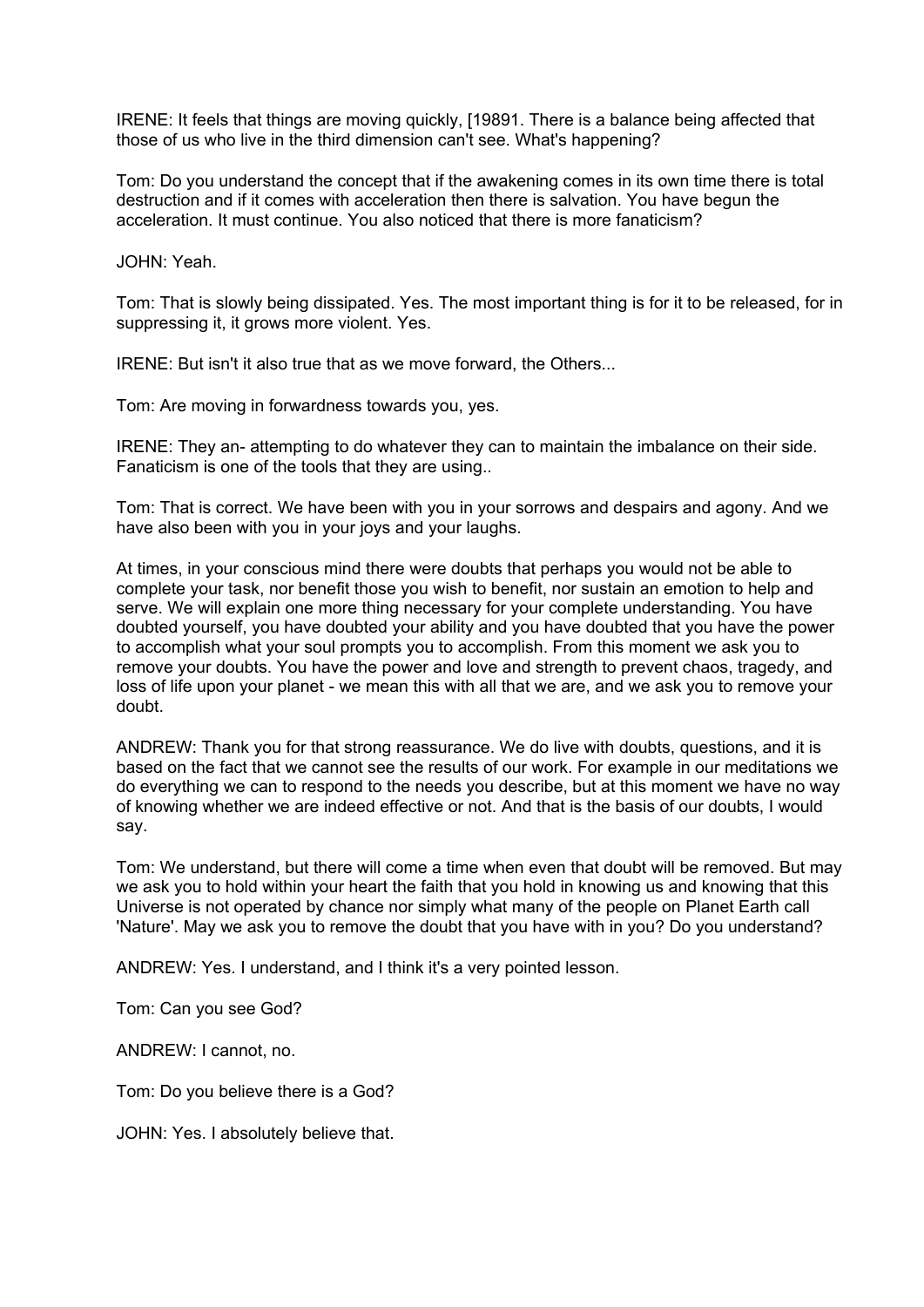IRENE: It feels that things are moving quickly, [19891. There is a balance being affected that those of us who live in the third dimension can't see. What's happening?

Tom: Do you understand the concept that if the awakening comes in its own time there is total destruction and if it comes with acceleration then there is salvation. You have begun the acceleration. It must continue. You also noticed that there is more fanaticism?

JOHN: Yeah.

Tom: That is slowly being dissipated. Yes. The most important thing is for it to be released, for in suppressing it, it grows more violent. Yes.

IRENE: But isn't it also true that as we move forward, the Others...

Tom: Are moving in forwardness towards you, yes.

IRENE: They an- attempting to do whatever they can to maintain the imbalance on their side. Fanaticism is one of the tools that they are using..

Tom: That is correct. We have been with you in your sorrows and despairs and agony. And we have also been with you in your joys and your laughs.

At times, in your conscious mind there were doubts that perhaps you would not be able to complete your task, nor benefit those you wish to benefit, nor sustain an emotion to help and serve. We will explain one more thing necessary for your complete understanding. You have doubted yourself, you have doubted your ability and you have doubted that you have the power to accomplish what your soul prompts you to accomplish. From this moment we ask you to remove your doubts. You have the power and love and strength to prevent chaos, tragedy, and loss of life upon your planet - we mean this with all that we are, and we ask you to remove your doubt.

ANDREW: Thank you for that strong reassurance. We do live with doubts, questions, and it is based on the fact that we cannot see the results of our work. For example in our meditations we do everything we can to respond to the needs you describe, but at this moment we have no way of knowing whether we are indeed effective or not. And that is the basis of our doubts, I would say.

Tom: We understand, but there will come a time when even that doubt will be removed. But may we ask you to hold within your heart the faith that you hold in knowing us and knowing that this Universe is not operated by chance nor simply what many of the people on Planet Earth call 'Nature'. May we ask you to remove the doubt that you have with in you? Do you understand?

ANDREW: Yes. I understand, and I think it's a very pointed lesson.

Tom: Can you see God?

ANDREW: I cannot, no.

Tom: Do you believe there is a God?

JOHN: Yes. I absolutely believe that.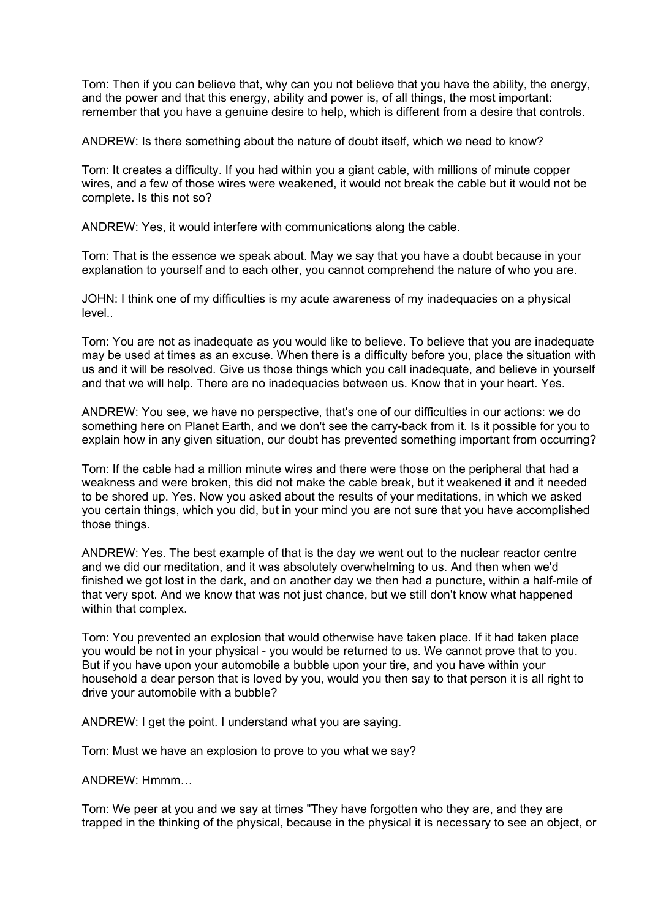Tom: Then if you can believe that, why can you not believe that you have the ability, the energy, and the power and that this energy, ability and power is, of all things, the most important: remember that you have a genuine desire to help, which is different from a desire that controls.

ANDREW: Is there something about the nature of doubt itself, which we need to know?

Tom: It creates a difficulty. If you had within you a giant cable, with millions of minute copper wires, and a few of those wires were weakened, it would not break the cable but it would not be cornplete. Is this not so?

ANDREW: Yes, it would interfere with communications along the cable.

Tom: That is the essence we speak about. May we say that you have a doubt because in your explanation to yourself and to each other, you cannot comprehend the nature of who you are.

JOHN: I think one of my difficulties is my acute awareness of my inadequacies on a physical level..

Tom: You are not as inadequate as you would like to believe. To believe that you are inadequate may be used at times as an excuse. When there is a difficulty before you, place the situation with us and it will be resolved. Give us those things which you call inadequate, and believe in yourself and that we will help. There are no inadequacies between us. Know that in your heart. Yes.

ANDREW: You see, we have no perspective, that's one of our difficulties in our actions: we do something here on Planet Earth, and we don't see the carry-back from it. Is it possible for you to explain how in any given situation, our doubt has prevented something important from occurring?

Tom: If the cable had a million minute wires and there were those on the peripheral that had a weakness and were broken, this did not make the cable break, but it weakened it and it needed to be shored up. Yes. Now you asked about the results of your meditations, in which we asked you certain things, which you did, but in your mind you are not sure that you have accomplished those things.

ANDREW: Yes. The best example of that is the day we went out to the nuclear reactor centre and we did our meditation, and it was absolutely overwhelming to us. And then when we'd finished we got lost in the dark, and on another day we then had a puncture, within a half-mile of that very spot. And we know that was not just chance, but we still don't know what happened within that complex.

Tom: You prevented an explosion that would otherwise have taken place. If it had taken place you would be not in your physical - you would be returned to us. We cannot prove that to you. But if you have upon your automobile a bubble upon your tire, and you have within your household a dear person that is loved by you, would you then say to that person it is all right to drive your automobile with a bubble?

ANDREW: I get the point. I understand what you are saying.

Tom: Must we have an explosion to prove to you what we say?

ANDREW: Hmmm…

Tom: We peer at you and we say at times "They have forgotten who they are, and they are trapped in the thinking of the physical, because in the physical it is necessary to see an object, or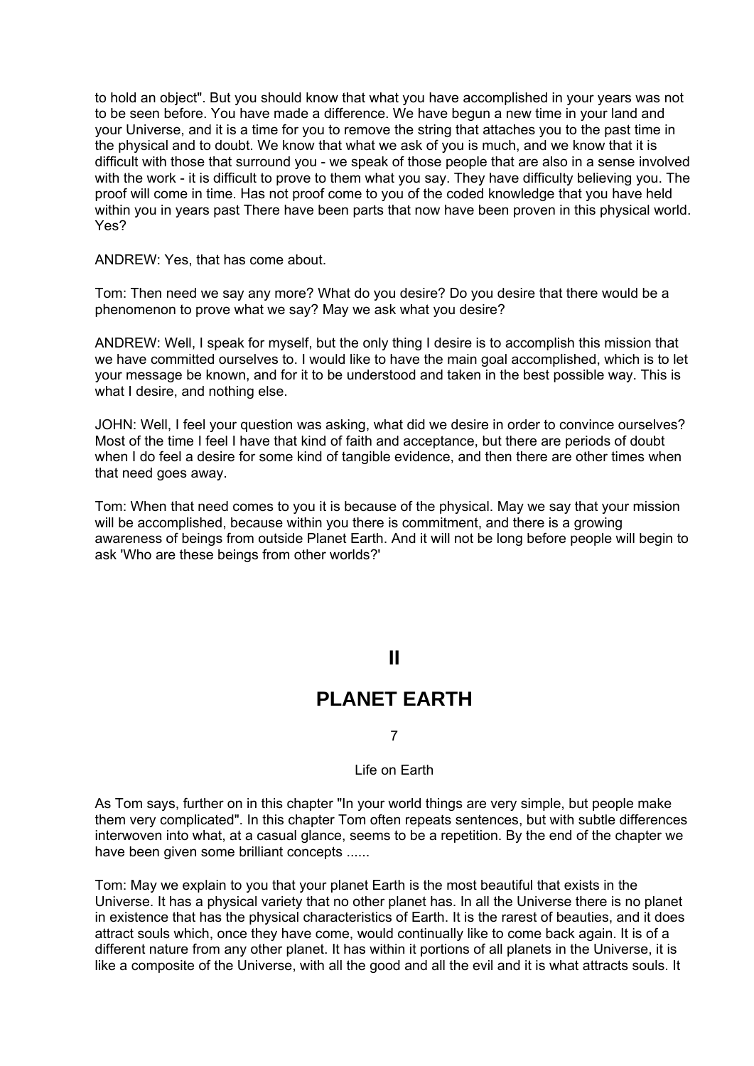to hold an object". But you should know that what you have accomplished in your years was not to be seen before. You have made a difference. We have begun a new time in your land and your Universe, and it is a time for you to remove the string that attaches you to the past time in the physical and to doubt. We know that what we ask of you is much, and we know that it is difficult with those that surround you - we speak of those people that are also in a sense involved with the work - it is difficult to prove to them what you say. They have difficulty believing you. The proof will come in time. Has not proof come to you of the coded knowledge that you have held within you in years past There have been parts that now have been proven in this physical world. Yes?

ANDREW: Yes, that has come about.

Tom: Then need we say any more? What do you desire? Do you desire that there would be a phenomenon to prove what we say? May we ask what you desire?

ANDREW: Well, I speak for myself, but the only thing I desire is to accomplish this mission that we have committed ourselves to. I would like to have the main goal accomplished, which is to let your message be known, and for it to be understood and taken in the best possible way. This is what I desire, and nothing else.

JOHN: Well, I feel your question was asking, what did we desire in order to convince ourselves? Most of the time I feel I have that kind of faith and acceptance, but there are periods of doubt when I do feel a desire for some kind of tangible evidence, and then there are other times when that need goes away.

Tom: When that need comes to you it is because of the physical. May we say that your mission will be accomplished, because within you there is commitment, and there is a growing awareness of beings from outside Planet Earth. And it will not be long before people will begin to ask 'Who are these beings from other worlds?'

# II

# PLANET EARTH

## 7

### Life on Earth

As Tom says, further on in this chapter "In your world things are very simple, but people make them very complicated". In this chapter Tom often repeats sentences, but with subtle differences interwoven into what, at a casual glance, seems to be a repetition. By the end of the chapter we have been given some brilliant concepts ......

Tom: May we explain to you that your planet Earth is the most beautiful that exists in the Universe. It has a physical variety that no other planet has. In all the Universe there is no planet in existence that has the physical characteristics of Earth. It is the rarest of beauties, and it does attract souls which, once they have come, would continually like to come back again. It is of a different nature from any other planet. It has within it portions of all planets in the Universe, it is like a composite of the Universe, with all the good and all the evil and it is what attracts souls. It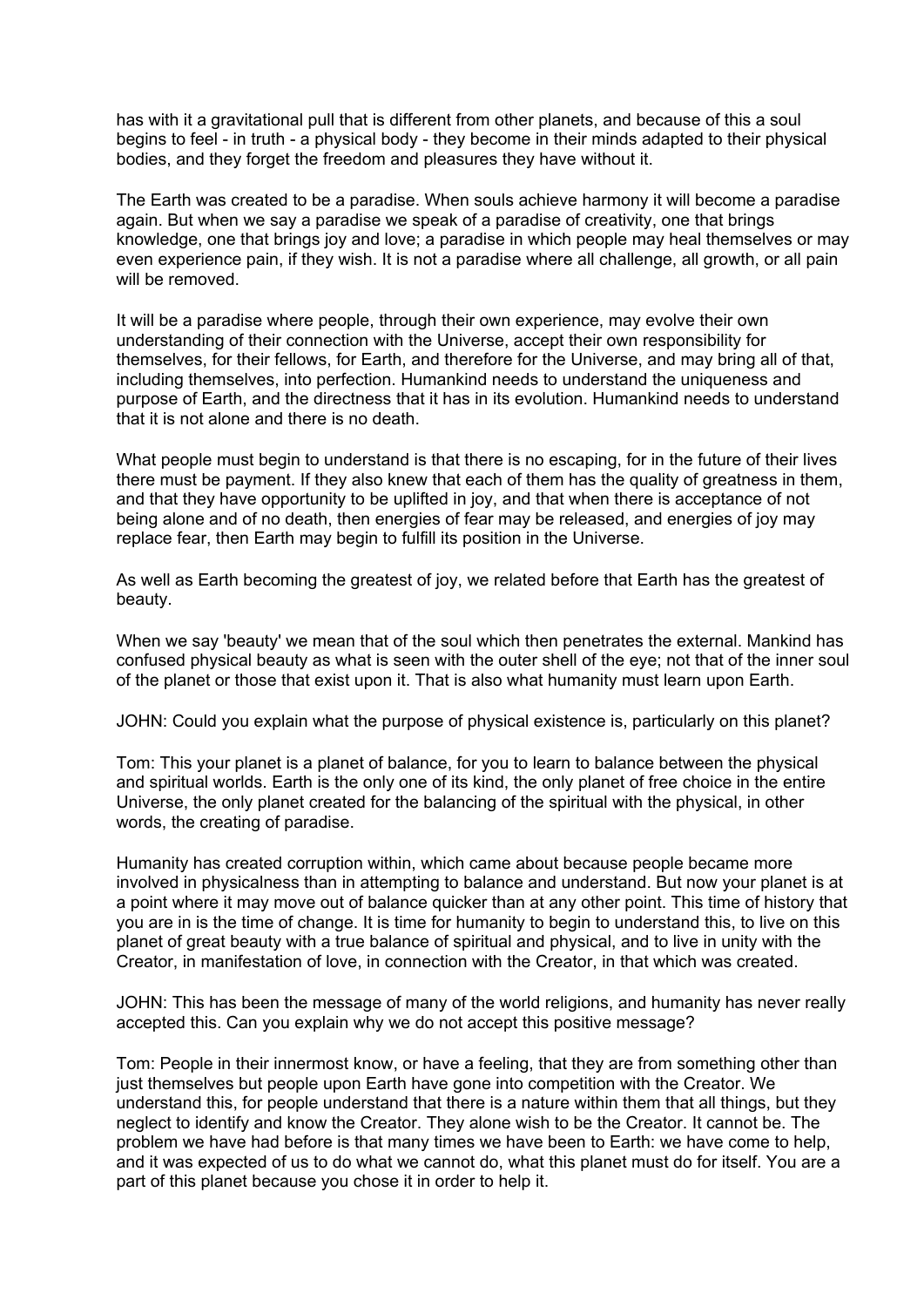has with it a gravitational pull that is different from other planets, and because of this a soul begins to feel - in truth - a physical body - they become in their minds adapted to their physical bodies, and they forget the freedom and pleasures they have without it.

The Earth was created to be a paradise. When souls achieve harmony it will become a paradise again. But when we say a paradise we speak of a paradise of creativity, one that brings knowledge, one that brings joy and love; a paradise in which people may heal themselves or may even experience pain, if they wish. It is not a paradise where all challenge, all growth, or all pain will be removed.

It will be a paradise where people, through their own experience, may evolve their own understanding of their connection with the Universe, accept their own responsibility for themselves, for their fellows, for Earth, and therefore for the Universe, and may bring all of that, including themselves, into perfection. Humankind needs to understand the uniqueness and purpose of Earth, and the directness that it has in its evolution. Humankind needs to understand that it is not alone and there is no death.

What people must begin to understand is that there is no escaping, for in the future of their lives there must be payment. If they also knew that each of them has the quality of greatness in them, and that they have opportunity to be uplifted in joy, and that when there is acceptance of not being alone and of no death, then energies of fear may be released, and energies of joy may replace fear, then Earth may begin to fulfill its position in the Universe.

As well as Earth becoming the greatest of joy, we related before that Earth has the greatest of beauty.

When we say 'beauty' we mean that of the soul which then penetrates the external. Mankind has confused physical beauty as what is seen with the outer shell of the eye; not that of the inner soul of the planet or those that exist upon it. That is also what humanity must learn upon Earth.

JOHN: Could you explain what the purpose of physical existence is, particularly on this planet?

Tom: This your planet is a planet of balance, for you to learn to balance between the physical and spiritual worlds. Earth is the only one of its kind, the only planet of free choice in the entire Universe, the only planet created for the balancing of the spiritual with the physical, in other words, the creating of paradise.

Humanity has created corruption within, which came about because people became more involved in physicalness than in attempting to balance and understand. But now your planet is at a point where it may move out of balance quicker than at any other point. This time of history that you are in is the time of change. It is time for humanity to begin to understand this, to live on this planet of great beauty with a true balance of spiritual and physical, and to live in unity with the Creator, in manifestation of love, in connection with the Creator, in that which was created.

JOHN: This has been the message of many of the world religions, and humanity has never really accepted this. Can you explain why we do not accept this positive message?

Tom: People in their innermost know, or have a feeling, that they are from something other than just themselves but people upon Earth have gone into competition with the Creator. We understand this, for people understand that there is a nature within them that all things, but they neglect to identify and know the Creator. They alone wish to be the Creator. It cannot be. The problem we have had before is that many times we have been to Earth: we have come to help, and it was expected of us to do what we cannot do, what this planet must do for itself. You are a part of this planet because you chose it in order to help it.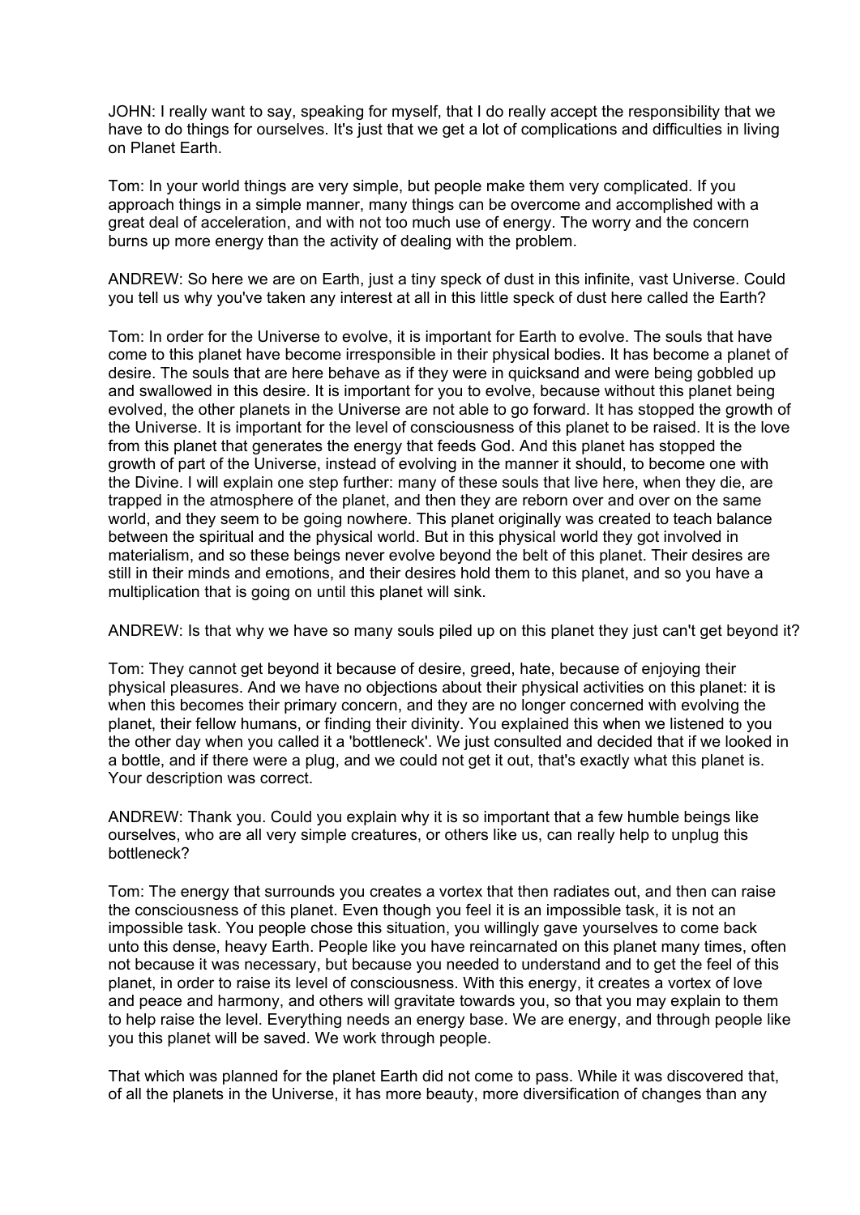JOHN: I really want to say, speaking for myself, that I do really accept the responsibility that we have to do things for ourselves. It's just that we get a lot of complications and difficulties in living on Planet Earth.

Tom: In your world things are very simple, but people make them very complicated. If you approach things in a simple manner, many things can be overcome and accomplished with a great deal of acceleration, and with not too much use of energy. The worry and the concern burns up more energy than the activity of dealing with the problem.

ANDREW: So here we are on Earth, just a tiny speck of dust in this infinite, vast Universe. Could you tell us why you've taken any interest at all in this little speck of dust here called the Earth?

Tom: In order for the Universe to evolve, it is important for Earth to evolve. The souls that have come to this planet have become irresponsible in their physical bodies. It has become a planet of desire. The souls that are here behave as if they were in quicksand and were being gobbled up and swallowed in this desire. It is important for you to evolve, because without this planet being evolved, the other planets in the Universe are not able to go forward. It has stopped the growth of the Universe. It is important for the level of consciousness of this planet to be raised. It is the love from this planet that generates the energy that feeds God. And this planet has stopped the growth of part of the Universe, instead of evolving in the manner it should, to become one with the Divine. I will explain one step further: many of these souls that live here, when they die, are trapped in the atmosphere of the planet, and then they are reborn over and over on the same world, and they seem to be going nowhere. This planet originally was created to teach balance between the spiritual and the physical world. But in this physical world they got involved in materialism, and so these beings never evolve beyond the belt of this planet. Their desires are still in their minds and emotions, and their desires hold them to this planet, and so you have a multiplication that is going on until this planet will sink.

ANDREW: Is that why we have so many souls piled up on this planet they just can't get beyond it?

Tom: They cannot get beyond it because of desire, greed, hate, because of enjoying their physical pleasures. And we have no objections about their physical activities on this planet: it is when this becomes their primary concern, and they are no longer concerned with evolving the planet, their fellow humans, or finding their divinity. You explained this when we listened to you the other day when you called it a 'bottleneck'. We just consulted and decided that if we looked in a bottle, and if there were a plug, and we could not get it out, that's exactly what this planet is. Your description was correct.

ANDREW: Thank you. Could you explain why it is so important that a few humble beings like ourselves, who are all very simple creatures, or others like us, can really help to unplug this bottleneck?

Tom: The energy that surrounds you creates a vortex that then radiates out, and then can raise the consciousness of this planet. Even though you feel it is an impossible task, it is not an impossible task. You people chose this situation, you willingly gave yourselves to come back unto this dense, heavy Earth. People like you have reincarnated on this planet many times, often not because it was necessary, but because you needed to understand and to get the feel of this planet, in order to raise its level of consciousness. With this energy, it creates a vortex of love and peace and harmony, and others will gravitate towards you, so that you may explain to them to help raise the level. Everything needs an energy base. We are energy, and through people like you this planet will be saved. We work through people.

That which was planned for the planet Earth did not come to pass. While it was discovered that, of all the planets in the Universe, it has more beauty, more diversification of changes than any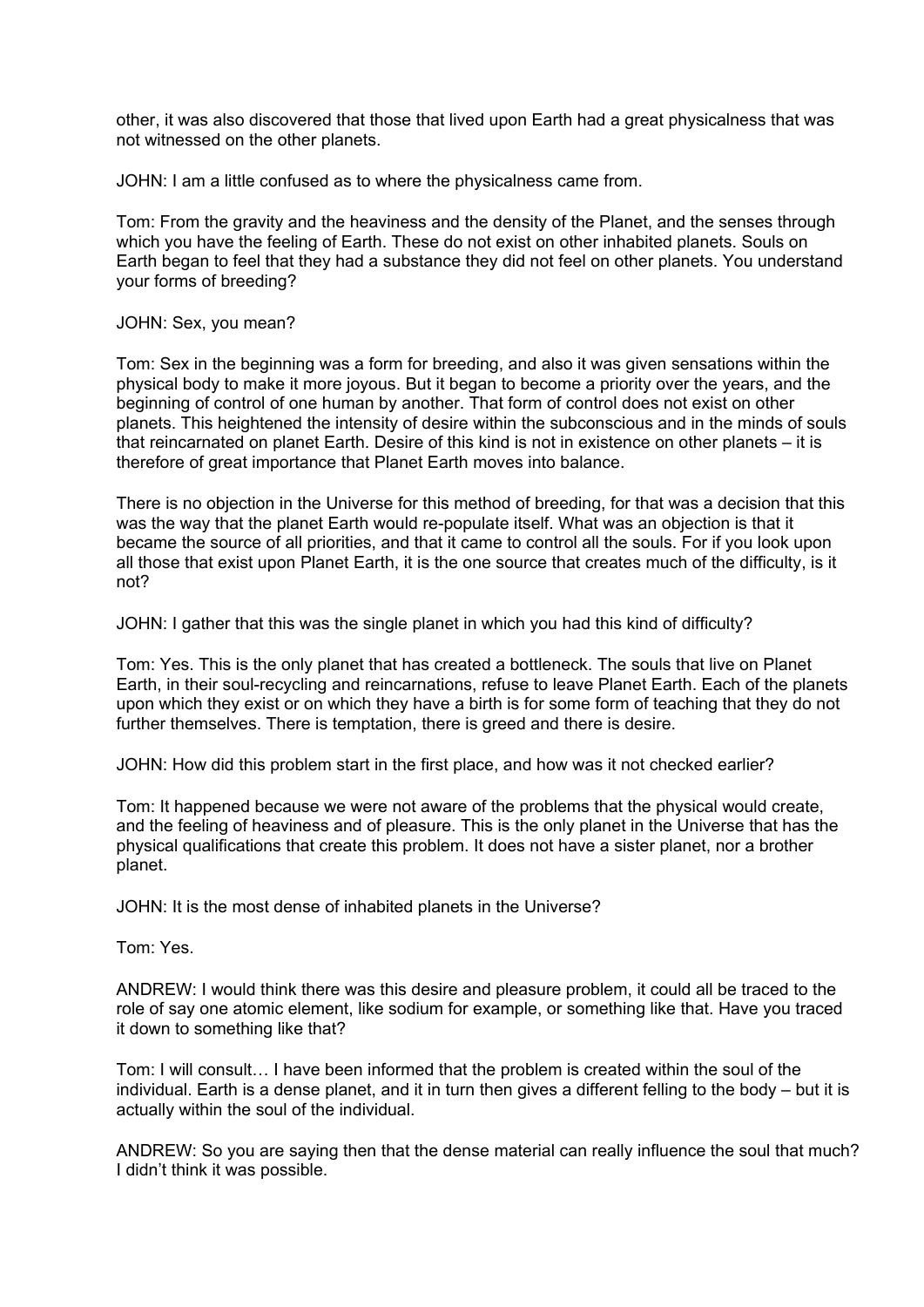other, it was also discovered that those that lived upon Earth had a great physicalness that was not witnessed on the other planets.

JOHN: I am a little confused as to where the physicalness came from.

Tom: From the gravity and the heaviness and the density of the Planet, and the senses through which you have the feeling of Earth. These do not exist on other inhabited planets. Souls on Earth began to feel that they had a substance they did not feel on other planets. You understand your forms of breeding?

JOHN: Sex, you mean?

Tom: Sex in the beginning was a form for breeding, and also it was given sensations within the physical body to make it more joyous. But it began to become a priority over the years, and the beginning of control of one human by another. That form of control does not exist on other planets. This heightened the intensity of desire within the subconscious and in the minds of souls that reincarnated on planet Earth. Desire of this kind is not in existence on other planets – it is therefore of great importance that Planet Earth moves into balance.

There is no objection in the Universe for this method of breeding, for that was a decision that this was the way that the planet Earth would re-populate itself. What was an objection is that it became the source of all priorities, and that it came to control all the souls. For if you look upon all those that exist upon Planet Earth, it is the one source that creates much of the difficulty, is it not?

JOHN: I gather that this was the single planet in which you had this kind of difficulty?

Tom: Yes. This is the only planet that has created a bottleneck. The souls that live on Planet Earth, in their soul-recycling and reincarnations, refuse to leave Planet Earth. Each of the planets upon which they exist or on which they have a birth is for some form of teaching that they do not further themselves. There is temptation, there is greed and there is desire.

JOHN: How did this problem start in the first place, and how was it not checked earlier?

Tom: It happened because we were not aware of the problems that the physical would create, and the feeling of heaviness and of pleasure. This is the only planet in the Universe that has the physical qualifications that create this problem. It does not have a sister planet, nor a brother planet.

JOHN: It is the most dense of inhabited planets in the Universe?

Tom: Yes.

ANDREW: I would think there was this desire and pleasure problem, it could all be traced to the role of say one atomic element, like sodium for example, or something like that. Have you traced it down to something like that?

Tom: I will consult… I have been informed that the problem is created within the soul of the individual. Earth is a dense planet, and it in turn then gives a different felling to the body – but it is actually within the soul of the individual.

ANDREW: So you are saying then that the dense material can really influence the soul that much? I didn't think it was possible.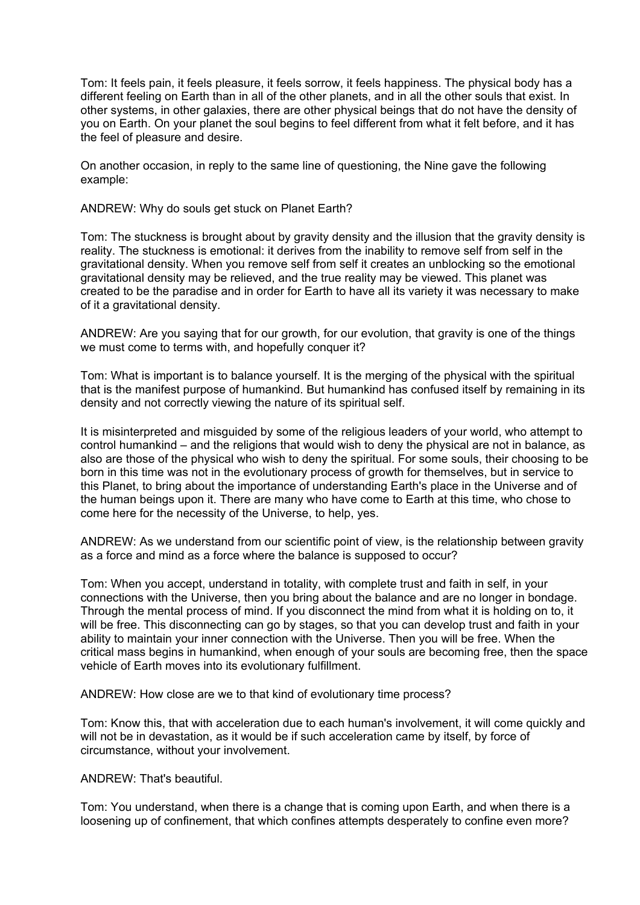Tom: It feels pain, it feels pleasure, it feels sorrow, it feels happiness. The physical body has a different feeling on Earth than in all of the other planets, and in all the other souls that exist. In other systems, in other galaxies, there are other physical beings that do not have the density of you on Earth. On your planet the soul begins to feel different from what it felt before, and it has the feel of pleasure and desire.

On another occasion, in reply to the same line of questioning, the Nine gave the following example:

ANDREW: Why do souls get stuck on Planet Earth?

Tom: The stuckness is brought about by gravity density and the illusion that the gravity density is reality. The stuckness is emotional: it derives from the inability to remove self from self in the gravitational density. When you remove self from self it creates an unblocking so the emotional gravitational density may be relieved, and the true reality may be viewed. This planet was created to be the paradise and in order for Earth to have all its variety it was necessary to make of it a gravitational density.

ANDREW: Are you saying that for our growth, for our evolution, that gravity is one of the things we must come to terms with, and hopefully conquer it?

Tom: What is important is to balance yourself. It is the merging of the physical with the spiritual that is the manifest purpose of humankind. But humankind has confused itself by remaining in its density and not correctly viewing the nature of its spiritual self.

It is misinterpreted and misguided by some of the religious leaders of your world, who attempt to control humankind – and the religions that would wish to deny the physical are not in balance, as also are those of the physical who wish to deny the spiritual. For some souls, their choosing to be born in this time was not in the evolutionary process of growth for themselves, but in service to this Planet, to bring about the importance of understanding Earth's place in the Universe and of the human beings upon it. There are many who have come to Earth at this time, who chose to come here for the necessity of the Universe, to help, yes.

ANDREW: As we understand from our scientific point of view, is the relationship between gravity as a force and mind as a force where the balance is supposed to occur?

Tom: When you accept, understand in totality, with complete trust and faith in self, in your connections with the Universe, then you bring about the balance and are no longer in bondage. Through the mental process of mind. If you disconnect the mind from what it is holding on to, it will be free. This disconnecting can go by stages, so that you can develop trust and faith in your ability to maintain your inner connection with the Universe. Then you will be free. When the critical mass begins in humankind, when enough of your souls are becoming free, then the space vehicle of Earth moves into its evolutionary fulfillment.

ANDREW: How close are we to that kind of evolutionary time process?

Tom: Know this, that with acceleration due to each human's involvement, it will come quickly and will not be in devastation, as it would be if such acceleration came by itself, by force of circumstance, without your involvement.

ANDREW: That's beautiful.

Tom: You understand, when there is a change that is coming upon Earth, and when there is a loosening up of confinement, that which confines attempts desperately to confine even more?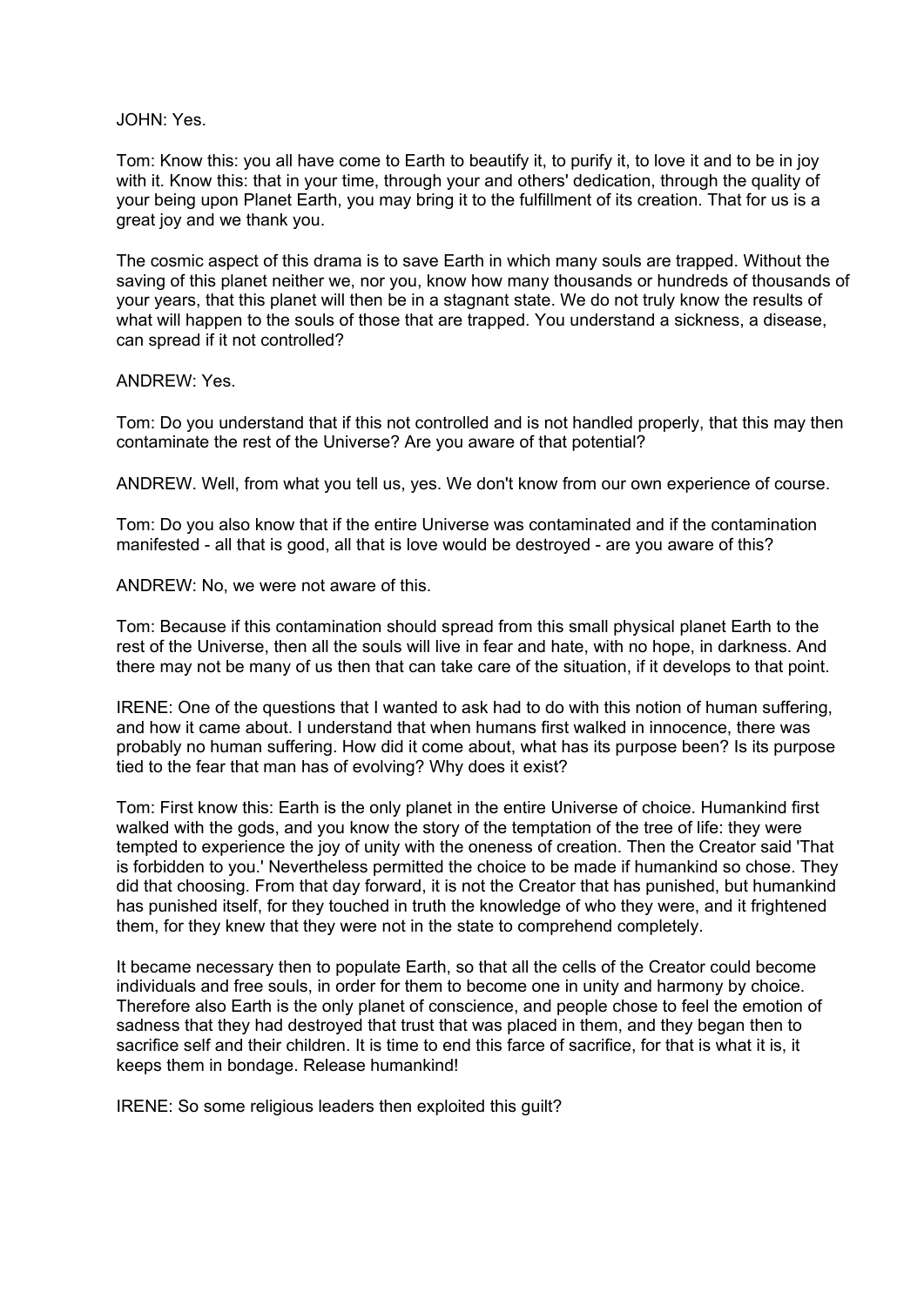JOHN: Yes.

Tom: Know this: you all have come to Earth to beautify it, to purify it, to love it and to be in joy with it. Know this: that in your time, through your and others' dedication, through the quality of your being upon Planet Earth, you may bring it to the fulfillment of its creation. That for us is a great joy and we thank you.

The cosmic aspect of this drama is to save Earth in which many souls are trapped. Without the saving of this planet neither we, nor you, know how many thousands or hundreds of thousands of your years, that this planet will then be in a stagnant state. We do not truly know the results of what will happen to the souls of those that are trapped. You understand a sickness, a disease, can spread if it not controlled?

ANDREW: Yes.

Tom: Do you understand that if this not controlled and is not handled properly, that this may then contaminate the rest of the Universe? Are you aware of that potential?

ANDREW. Well, from what you tell us, yes. We don't know from our own experience of course.

Tom: Do you also know that if the entire Universe was contaminated and if the contamination manifested - all that is good, all that is love would be destroyed - are you aware of this?

ANDREW: No, we were not aware of this.

Tom: Because if this contamination should spread from this small physical planet Earth to the rest of the Universe, then all the souls will live in fear and hate, with no hope, in darkness. And there may not be many of us then that can take care of the situation, if it develops to that point.

IRENE: One of the questions that I wanted to ask had to do with this notion of human suffering, and how it came about. I understand that when humans first walked in innocence, there was probably no human suffering. How did it come about, what has its purpose been? Is its purpose tied to the fear that man has of evolving? Why does it exist?

Tom: First know this: Earth is the only planet in the entire Universe of choice. Humankind first walked with the gods, and you know the story of the temptation of the tree of life: they were tempted to experience the joy of unity with the oneness of creation. Then the Creator said 'That is forbidden to you.' Nevertheless permitted the choice to be made if humankind so chose. They did that choosing. From that day forward, it is not the Creator that has punished, but humankind has punished itself, for they touched in truth the knowledge of who they were, and it frightened them, for they knew that they were not in the state to comprehend completely.

It became necessary then to populate Earth, so that all the cells of the Creator could become individuals and free souls, in order for them to become one in unity and harmony by choice. Therefore also Earth is the only planet of conscience, and people chose to feel the emotion of sadness that they had destroyed that trust that was placed in them, and they began then to sacrifice self and their children. It is time to end this farce of sacrifice, for that is what it is, it keeps them in bondage. Release humankind!

IRENE: So some religious leaders then exploited this guilt?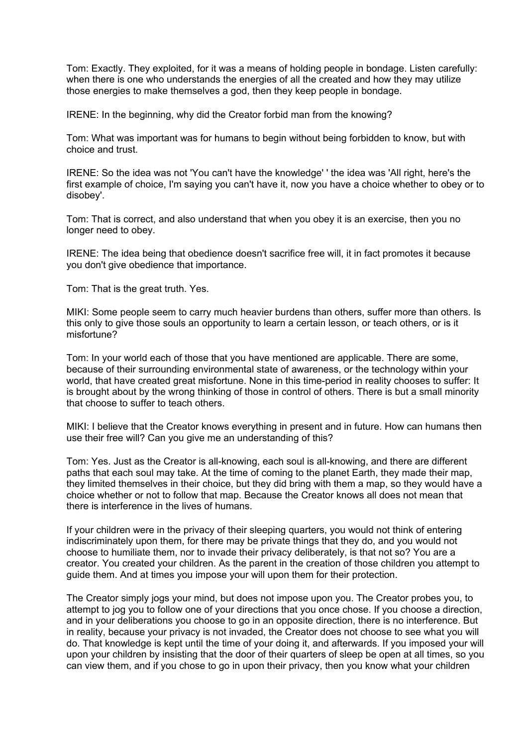Tom: Exactly. They exploited, for it was a means of holding people in bondage. Listen carefully: when there is one who understands the energies of all the created and how they may utilize those energies to make themselves a god, then they keep people in bondage.

IRENE: In the beginning, why did the Creator forbid man from the knowing?

Tom: What was important was for humans to begin without being forbidden to know, but with choice and trust.

IRENE: So the idea was not 'You can't have the knowledge' ' the idea was 'All right, here's the first example of choice, I'm saying you can't have it, now you have a choice whether to obey or to disobey'.

Tom: That is correct, and also understand that when you obey it is an exercise, then you no longer need to obey.

IRENE: The idea being that obedience doesn't sacrifice free will, it in fact promotes it because you don't give obedience that importance.

Tom: That is the great truth. Yes.

MIKI: Some people seem to carry much heavier burdens than others, suffer more than others. Is this only to give those souls an opportunity to learn a certain lesson, or teach others, or is it misfortune?

Tom: In your world each of those that you have mentioned are applicable. There are some, because of their surrounding environmental state of awareness, or the technology within your world, that have created great misfortune. None in this time-period in reality chooses to suffer: It is brought about by the wrong thinking of those in control of others. There is but a small minority that choose to suffer to teach others.

MIKI: I believe that the Creator knows everything in present and in future. How can humans then use their free will? Can you give me an understanding of this?

Tom: Yes. Just as the Creator is all-knowing, each soul is all-knowing, and there are different paths that each soul may take. At the time of coming to the planet Earth, they made their map, they limited themselves in their choice, but they did bring with them a map, so they would have a choice whether or not to follow that map. Because the Creator knows all does not mean that there is interference in the lives of humans.

If your children were in the privacy of their sleeping quarters, you would not think of entering indiscriminately upon them, for there may be private things that they do, and you would not choose to humiliate them, nor to invade their privacy deliberately, is that not so? You are a creator. You created your children. As the parent in the creation of those children you attempt to guide them. And at times you impose your will upon them for their protection.

The Creator simply jogs your mind, but does not impose upon you. The Creator probes you, to attempt to jog you to follow one of your directions that you once chose. If you choose a direction, and in your deliberations you choose to go in an opposite direction, there is no interference. But in reality, because your privacy is not invaded, the Creator does not choose to see what you will do. That knowledge is kept until the time of your doing it, and afterwards. If you imposed your will upon your children by insisting that the door of their quarters of sleep be open at all times, so you can view them, and if you chose to go in upon their privacy, then you know what your children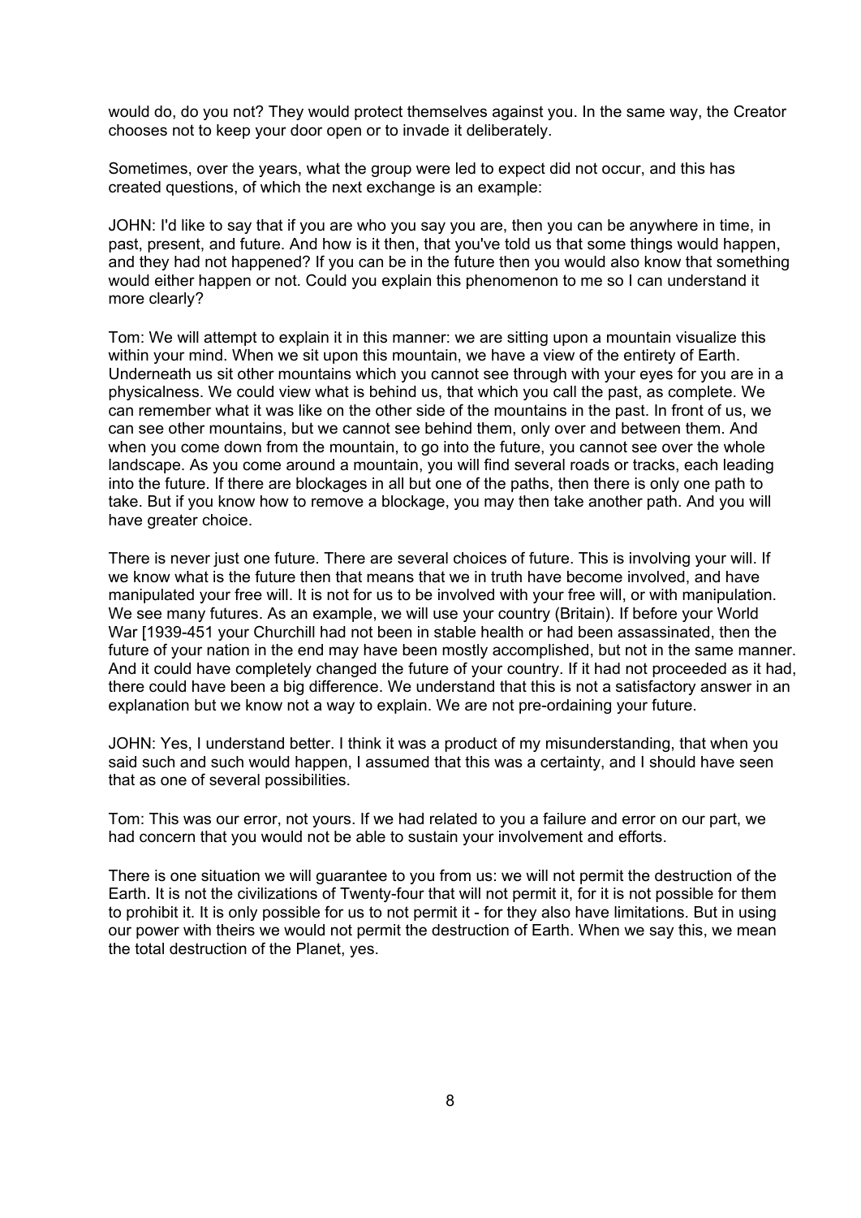would do, do you not? They would protect themselves against you. In the same way, the Creator chooses not to keep your door open or to invade it deliberately.

Sometimes, over the years, what the group were led to expect did not occur, and this has created questions, of which the next exchange is an example:

JOHN: I'd like to say that if you are who you say you are, then you can be anywhere in time, in past, present, and future. And how is it then, that you've told us that some things would happen, and they had not happened? If you can be in the future then you would also know that something would either happen or not. Could you explain this phenomenon to me so I can understand it more clearly?

Tom: We will attempt to explain it in this manner: we are sitting upon a mountain visualize this within your mind. When we sit upon this mountain, we have a view of the entirety of Earth. Underneath us sit other mountains which you cannot see through with your eyes for you are in a physicalness. We could view what is behind us, that which you call the past, as complete. We can remember what it was like on the other side of the mountains in the past. In front of us, we can see other mountains, but we cannot see behind them, only over and between them. And when you come down from the mountain, to go into the future, you cannot see over the whole landscape. As you come around a mountain, you will find several roads or tracks, each leading into the future. If there are blockages in all but one of the paths, then there is only one path to take. But if you know how to remove a blockage, you may then take another path. And you will have greater choice.

There is never just one future. There are several choices of future. This is involving your will. If we know what is the future then that means that we in truth have become involved, and have manipulated your free will. It is not for us to be involved with your free will, or with manipulation. We see many futures. As an example, we will use your country (Britain). If before your World War [1939-451 your Churchill had not been in stable health or had been assassinated, then the future of your nation in the end may have been mostly accomplished, but not in the same manner. And it could have completely changed the future of your country. If it had not proceeded as it had, there could have been a big difference. We understand that this is not a satisfactory answer in an explanation but we know not a way to explain. We are not pre-ordaining your future.

JOHN: Yes, I understand better. I think it was a product of my misunderstanding, that when you said such and such would happen, I assumed that this was a certainty, and I should have seen that as one of several possibilities.

Tom: This was our error, not yours. If we had related to you a failure and error on our part, we had concern that you would not be able to sustain your involvement and efforts.

There is one situation we will guarantee to you from us: we will not permit the destruction of the Earth. It is not the civilizations of Twenty-four that will not permit it, for it is not possible for them to prohibit it. It is only possible for us to not permit it - for they also have limitations. But in using our power with theirs we would not permit the destruction of Earth. When we say this, we mean the total destruction of the Planet, yes.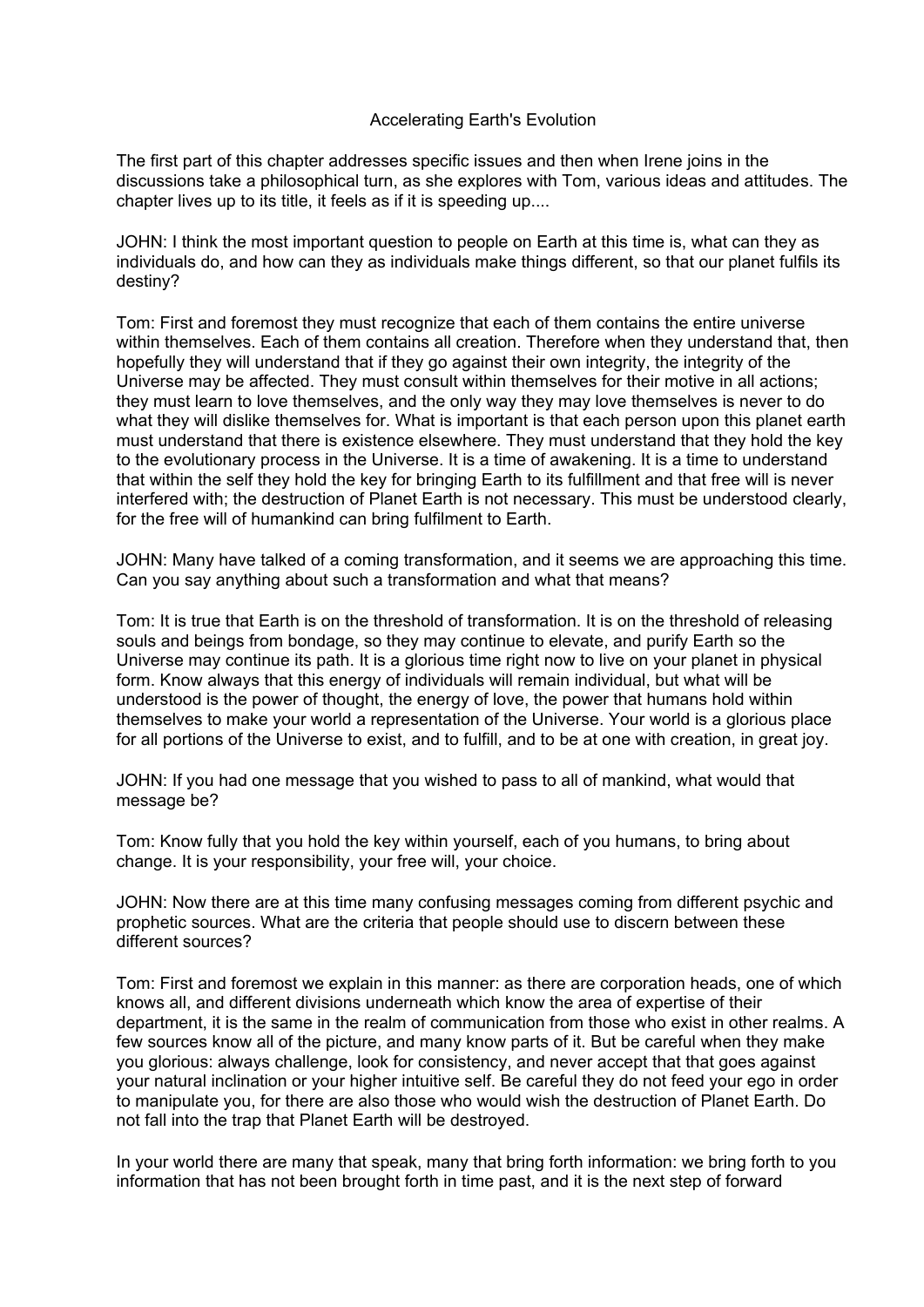# Accelerating Earth's Evolution

The first part of this chapter addresses specific issues and then when Irene joins in the discussions take a philosophical turn, as she explores with Tom, various ideas and attitudes. The chapter lives up to its title, it feels as if it is speeding up....

JOHN: I think the most important question to people on Earth at this time is, what can they as individuals do, and how can they as individuals make things different, so that our planet fulfils its destiny?

Tom: First and foremost they must recognize that each of them contains the entire universe within themselves. Each of them contains all creation. Therefore when they understand that, then hopefully they will understand that if they go against their own integrity, the integrity of the Universe may be affected. They must consult within themselves for their motive in all actions; they must learn to love themselves, and the only way they may love themselves is never to do what they will dislike themselves for. What is important is that each person upon this planet earth must understand that there is existence elsewhere. They must understand that they hold the key to the evolutionary process in the Universe. It is a time of awakening. It is a time to understand that within the self they hold the key for bringing Earth to its fulfillment and that free will is never interfered with; the destruction of Planet Earth is not necessary. This must be understood clearly, for the free will of humankind can bring fulfilment to Earth.

JOHN: Many have talked of a coming transformation, and it seems we are approaching this time. Can you say anything about such a transformation and what that means?

Tom: It is true that Earth is on the threshold of transformation. It is on the threshold of releasing souls and beings from bondage, so they may continue to elevate, and purify Earth so the Universe may continue its path. It is a glorious time right now to live on your planet in physical form. Know always that this energy of individuals will remain individual, but what will be understood is the power of thought, the energy of love, the power that humans hold within themselves to make your world a representation of the Universe. Your world is a glorious place for all portions of the Universe to exist, and to fulfill, and to be at one with creation, in great joy.

JOHN: If you had one message that you wished to pass to all of mankind, what would that message be?

Tom: Know fully that you hold the key within yourself, each of you humans, to bring about change. It is your responsibility, your free will, your choice.

JOHN: Now there are at this time many confusing messages coming from different psychic and prophetic sources. What are the criteria that people should use to discern between these different sources?

Tom: First and foremost we explain in this manner: as there are corporation heads, one of which knows all, and different divisions underneath which know the area of expertise of their department, it is the same in the realm of communication from those who exist in other realms. A few sources know all of the picture, and many know parts of it. But be careful when they make you glorious: always challenge, look for consistency, and never accept that that goes against your natural inclination or your higher intuitive self. Be careful they do not feed your ego in order to manipulate you, for there are also those who would wish the destruction of Planet Earth. Do not fall into the trap that Planet Earth will be destroyed.

In your world there are many that speak, many that bring forth information: we bring forth to you information that has not been brought forth in time past, and it is the next step of forward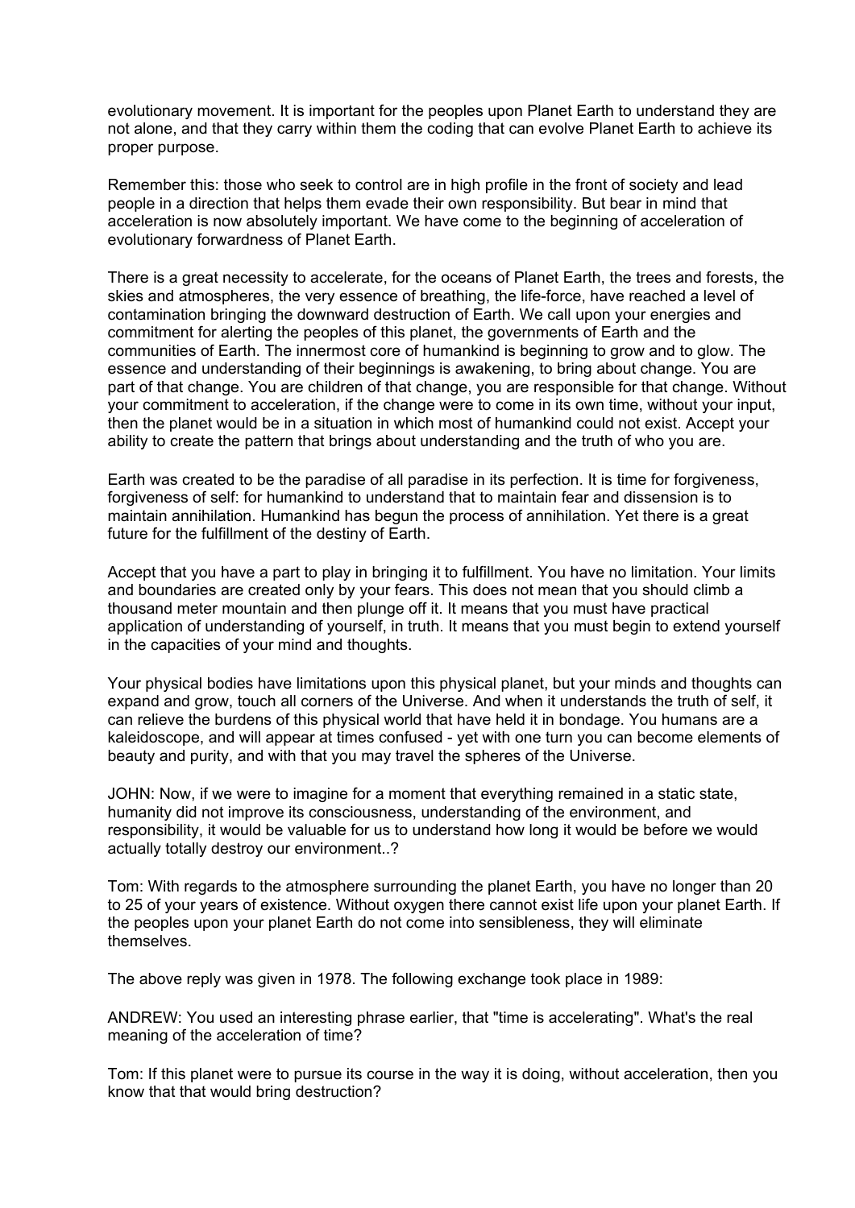evolutionary movement. It is important for the peoples upon Planet Earth to understand they are not alone, and that they carry within them the coding that can evolve Planet Earth to achieve its proper purpose.

Remember this: those who seek to control are in high profile in the front of society and lead people in a direction that helps them evade their own responsibility. But bear in mind that acceleration is now absolutely important. We have come to the beginning of acceleration of evolutionary forwardness of Planet Earth.

There is a great necessity to accelerate, for the oceans of Planet Earth, the trees and forests, the skies and atmospheres, the very essence of breathing, the life-force, have reached a level of contamination bringing the downward destruction of Earth. We call upon your energies and commitment for alerting the peoples of this planet, the governments of Earth and the communities of Earth. The innermost core of humankind is beginning to grow and to glow. The essence and understanding of their beginnings is awakening, to bring about change. You are part of that change. You are children of that change, you are responsible for that change. Without your commitment to acceleration, if the change were to come in its own time, without your input, then the planet would be in a situation in which most of humankind could not exist. Accept your ability to create the pattern that brings about understanding and the truth of who you are.

Earth was created to be the paradise of all paradise in its perfection. It is time for forgiveness, forgiveness of self: for humankind to understand that to maintain fear and dissension is to maintain annihilation. Humankind has begun the process of annihilation. Yet there is a great future for the fulfillment of the destiny of Earth.

Accept that you have a part to play in bringing it to fulfillment. You have no limitation. Your limits and boundaries are created only by your fears. This does not mean that you should climb a thousand meter mountain and then plunge off it. It means that you must have practical application of understanding of yourself, in truth. It means that you must begin to extend yourself in the capacities of your mind and thoughts.

Your physical bodies have limitations upon this physical planet, but your minds and thoughts can expand and grow, touch all corners of the Universe. And when it understands the truth of self, it can relieve the burdens of this physical world that have held it in bondage. You humans are a kaleidoscope, and will appear at times confused - yet with one turn you can become elements of beauty and purity, and with that you may travel the spheres of the Universe.

JOHN: Now, if we were to imagine for a moment that everything remained in a static state, humanity did not improve its consciousness, understanding of the environment, and responsibility, it would be valuable for us to understand how long it would be before we would actually totally destroy our environment..?

Tom: With regards to the atmosphere surrounding the planet Earth, you have no longer than 20 to 25 of your years of existence. Without oxygen there cannot exist life upon your planet Earth. If the peoples upon your planet Earth do not come into sensibleness, they will eliminate themselves.

The above reply was given in 1978. The following exchange took place in 1989:

ANDREW: You used an interesting phrase earlier, that "time is accelerating". What's the real meaning of the acceleration of time?

Tom: If this planet were to pursue its course in the way it is doing, without acceleration, then you know that that would bring destruction?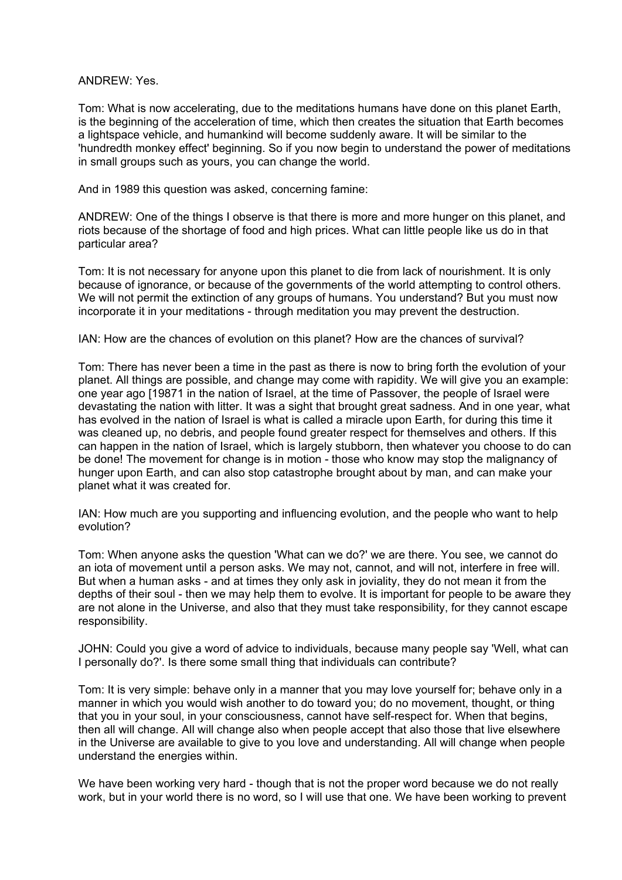ANDREW: Yes.

Tom: What is now accelerating, due to the meditations humans have done on this planet Earth, is the beginning of the acceleration of time, which then creates the situation that Earth becomes a lightspace vehicle, and humankind will become suddenly aware. It will be similar to the 'hundredth monkey effect' beginning. So if you now begin to understand the power of meditations in small groups such as yours, you can change the world.

And in 1989 this question was asked, concerning famine:

ANDREW: One of the things I observe is that there is more and more hunger on this planet, and riots because of the shortage of food and high prices. What can little people like us do in that particular area?

Tom: It is not necessary for anyone upon this planet to die from lack of nourishment. It is only because of ignorance, or because of the governments of the world attempting to control others. We will not permit the extinction of any groups of humans. You understand? But you must now incorporate it in your meditations - through meditation you may prevent the destruction.

IAN: How are the chances of evolution on this planet? How are the chances of survival?

Tom: There has never been a time in the past as there is now to bring forth the evolution of your planet. All things are possible, and change may come with rapidity. We will give you an example: one year ago [19871 in the nation of Israel, at the time of Passover, the people of Israel were devastating the nation with litter. It was a sight that brought great sadness. And in one year, what has evolved in the nation of Israel is what is called a miracle upon Earth, for during this time it was cleaned up, no debris, and people found greater respect for themselves and others. If this can happen in the nation of Israel, which is largely stubborn, then whatever you choose to do can be done! The movement for change is in motion - those who know may stop the malignancy of hunger upon Earth, and can also stop catastrophe brought about by man, and can make your planet what it was created for.

IAN: How much are you supporting and influencing evolution, and the people who want to help evolution?

Tom: When anyone asks the question 'What can we do?' we are there. You see, we cannot do an iota of movement until a person asks. We may not, cannot, and will not, interfere in free will. But when a human asks - and at times they only ask in joviality, they do not mean it from the depths of their soul - then we may help them to evolve. It is important for people to be aware they are not alone in the Universe, and also that they must take responsibility, for they cannot escape responsibility.

JOHN: Could you give a word of advice to individuals, because many people say 'Well, what can I personally do?'. Is there some small thing that individuals can contribute?

Tom: It is very simple: behave only in a manner that you may love yourself for; behave only in a manner in which you would wish another to do toward you; do no movement, thought, or thing that you in your soul, in your consciousness, cannot have self-respect for. When that begins, then all will change. All will change also when people accept that also those that live elsewhere in the Universe are available to give to you love and understanding. All will change when people understand the energies within.

We have been working very hard - though that is not the proper word because we do not really work, but in your world there is no word, so I will use that one. We have been working to prevent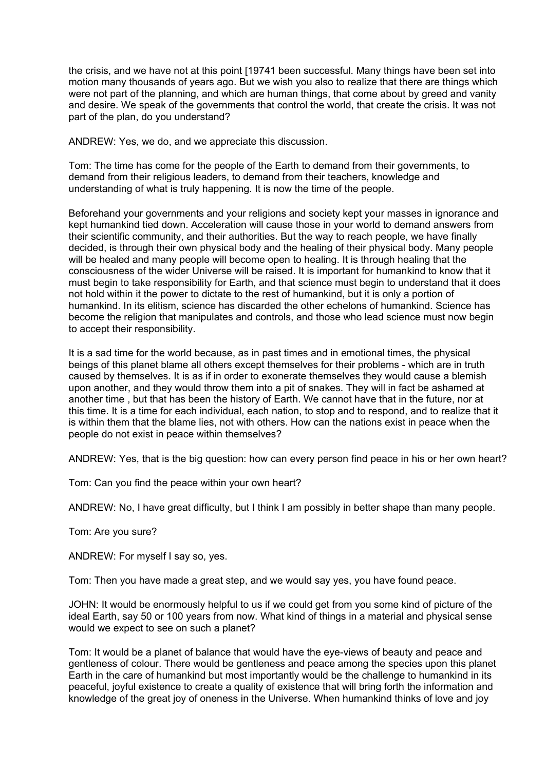the crisis, and we have not at this point [19741 been successful. Many things have been set into motion many thousands of years ago. But we wish you also to realize that there are things which were not part of the planning, and which are human things, that come about by greed and vanity and desire. We speak of the governments that control the world, that create the crisis. It was not part of the plan, do you understand?

ANDREW: Yes, we do, and we appreciate this discussion.

Tom: The time has come for the people of the Earth to demand from their governments, to demand from their religious leaders, to demand from their teachers, knowledge and understanding of what is truly happening. It is now the time of the people.

Beforehand your governments and your religions and society kept your masses in ignorance and kept humankind tied down. Acceleration will cause those in your world to demand answers from their scientific community, and their authorities. But the way to reach people, we have finally decided, is through their own physical body and the healing of their physical body. Many people will be healed and many people will become open to healing. It is through healing that the consciousness of the wider Universe will be raised. It is important for humankind to know that it must begin to take responsibility for Earth, and that science must begin to understand that it does not hold within it the power to dictate to the rest of humankind, but it is only a portion of humankind. In its elitism, science has discarded the other echelons of humankind. Science has become the religion that manipulates and controls, and those who lead science must now begin to accept their responsibility.

It is a sad time for the world because, as in past times and in emotional times, the physical beings of this planet blame all others except themselves for their problems - which are in truth caused by themselves. It is as if in order to exonerate themselves they would cause a blemish upon another, and they would throw them into a pit of snakes. They will in fact be ashamed at another time , but that has been the history of Earth. We cannot have that in the future, nor at this time. It is a time for each individual, each nation, to stop and to respond, and to realize that it is within them that the blame lies, not with others. How can the nations exist in peace when the people do not exist in peace within themselves?

ANDREW: Yes, that is the big question: how can every person find peace in his or her own heart?

Tom: Can you find the peace within your own heart?

ANDREW: No, I have great difficulty, but I think I am possibly in better shape than many people.

Tom: Are you sure?

ANDREW: For myself I say so, yes.

Tom: Then you have made a great step, and we would say yes, you have found peace.

JOHN: It would be enormously helpful to us if we could get from you some kind of picture of the ideal Earth, say 50 or 100 years from now. What kind of things in a material and physical sense would we expect to see on such a planet?

Tom: It would be a planet of balance that would have the eye-views of beauty and peace and gentleness of colour. There would be gentleness and peace among the species upon this planet Earth in the care of humankind but most importantly would be the challenge to humankind in its peaceful, joyful existence to create a quality of existence that will bring forth the information and knowledge of the great joy of oneness in the Universe. When humankind thinks of love and joy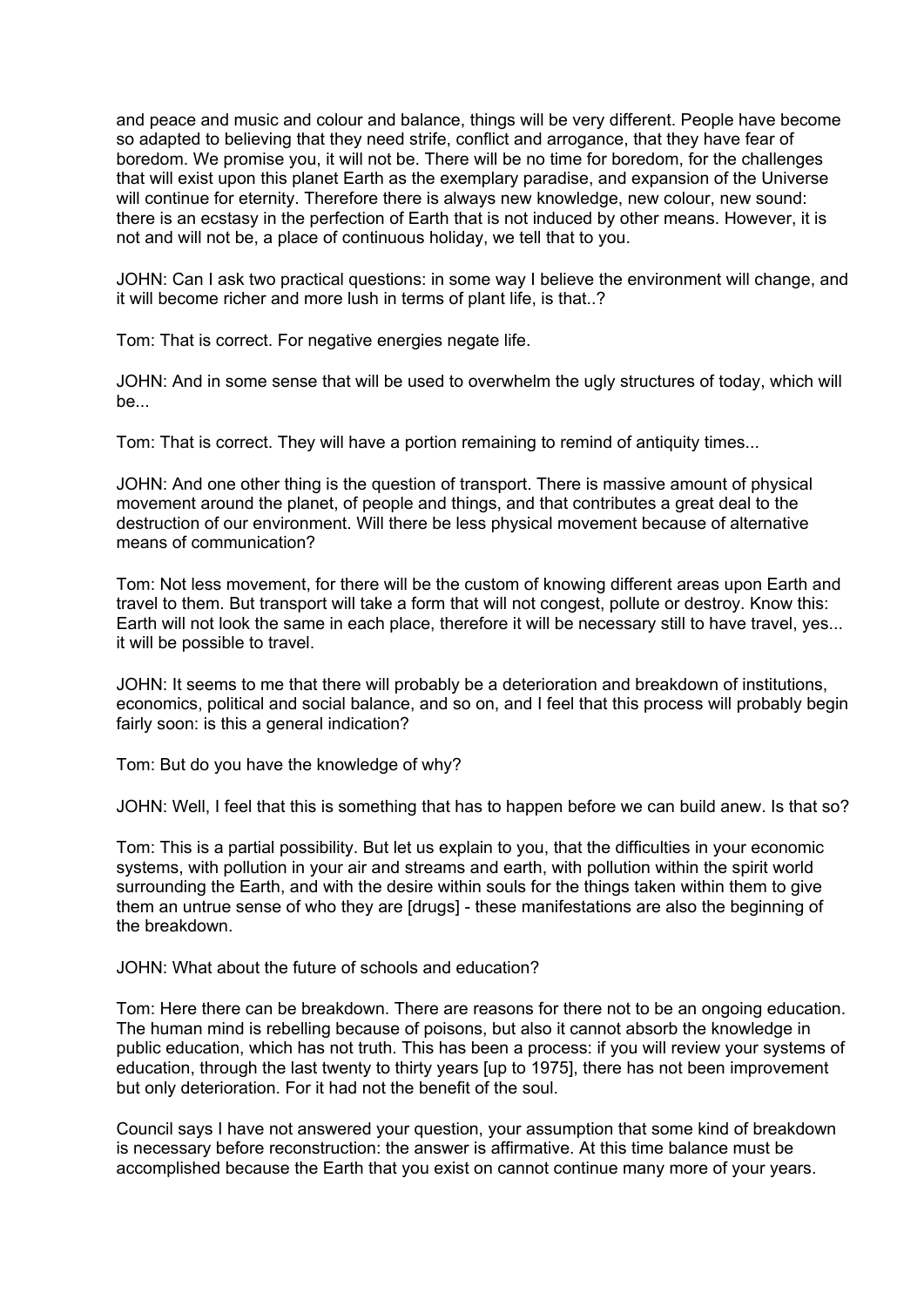and peace and music and colour and balance, things will be very different. People have become so adapted to believing that they need strife, conflict and arrogance, that they have fear of boredom. We promise you, it will not be. There will be no time for boredom, for the challenges that will exist upon this planet Earth as the exemplary paradise, and expansion of the Universe will continue for eternity. Therefore there is always new knowledge, new colour, new sound: there is an ecstasy in the perfection of Earth that is not induced by other means. However, it is not and will not be, a place of continuous holiday, we tell that to you.

JOHN: Can I ask two practical questions: in some way I believe the environment will change, and it will become richer and more lush in terms of plant life, is that..?

Tom: That is correct. For negative energies negate life.

JOHN: And in some sense that will be used to overwhelm the ugly structures of today, which will be...

Tom: That is correct. They will have a portion remaining to remind of antiquity times...

JOHN: And one other thing is the question of transport. There is massive amount of physical movement around the planet, of people and things, and that contributes a great deal to the destruction of our environment. Will there be less physical movement because of alternative means of communication?

Tom: Not less movement, for there will be the custom of knowing different areas upon Earth and travel to them. But transport will take a form that will not congest, pollute or destroy. Know this: Earth will not look the same in each place, therefore it will be necessary still to have travel, yes... it will be possible to travel.

JOHN: It seems to me that there will probably be a deterioration and breakdown of institutions, economics, political and social balance, and so on, and I feel that this process will probably begin fairly soon: is this a general indication?

Tom: But do you have the knowledge of why?

JOHN: Well, I feel that this is something that has to happen before we can build anew. Is that so?

Tom: This is a partial possibility. But let us explain to you, that the difficulties in your economic systems, with pollution in your air and streams and earth, with pollution within the spirit world surrounding the Earth, and with the desire within souls for the things taken within them to give them an untrue sense of who they are [drugs] - these manifestations are also the beginning of the breakdown.

JOHN: What about the future of schools and education?

Tom: Here there can be breakdown. There are reasons for there not to be an ongoing education. The human mind is rebelling because of poisons, but also it cannot absorb the knowledge in public education, which has not truth. This has been a process: if you will review your systems of education, through the last twenty to thirty years [up to 1975], there has not been improvement but only deterioration. For it had not the benefit of the soul.

Council says I have not answered your question, your assumption that some kind of breakdown is necessary before reconstruction: the answer is affirmative. At this time balance must be accomplished because the Earth that you exist on cannot continue many more of your years.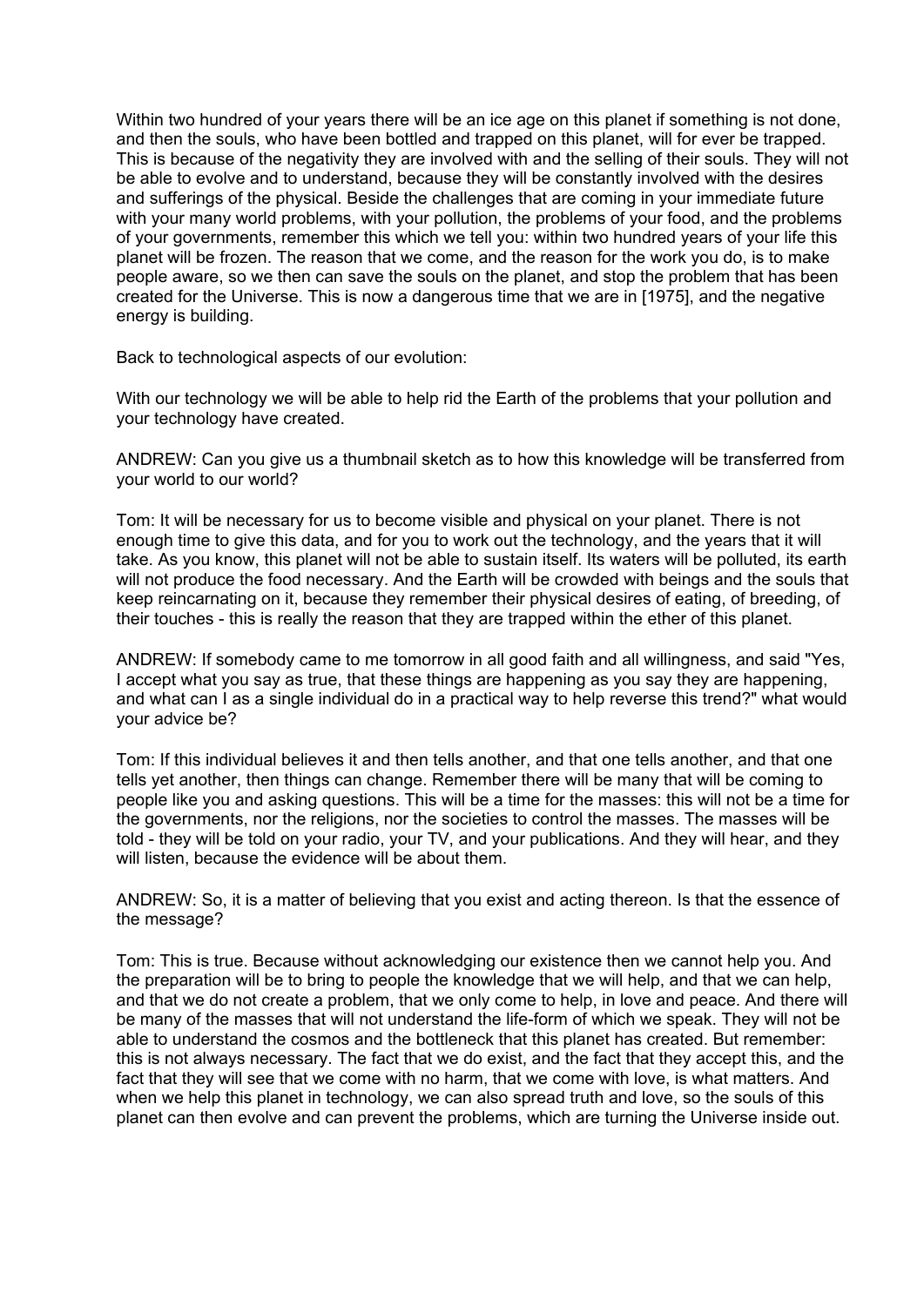Within two hundred of your years there will be an ice age on this planet if something is not done, and then the souls, who have been bottled and trapped on this planet, will for ever be trapped. This is because of the negativity they are involved with and the selling of their souls. They will not be able to evolve and to understand, because they will be constantly involved with the desires and sufferings of the physical. Beside the challenges that are coming in your immediate future with your many world problems, with your pollution, the problems of your food, and the problems of your governments, remember this which we tell you: within two hundred years of your life this planet will be frozen. The reason that we come, and the reason for the work you do, is to make people aware, so we then can save the souls on the planet, and stop the problem that has been created for the Universe. This is now a dangerous time that we are in [1975], and the negative energy is building.

Back to technological aspects of our evolution:

With our technology we will be able to help rid the Earth of the problems that your pollution and your technology have created.

ANDREW: Can you give us a thumbnail sketch as to how this knowledge will be transferred from your world to our world?

Tom: It will be necessary for us to become visible and physical on your planet. There is not enough time to give this data, and for you to work out the technology, and the years that it will take. As you know, this planet will not be able to sustain itself. Its waters will be polluted, its earth will not produce the food necessary. And the Earth will be crowded with beings and the souls that keep reincarnating on it, because they remember their physical desires of eating, of breeding, of their touches - this is really the reason that they are trapped within the ether of this planet.

ANDREW: If somebody came to me tomorrow in all good faith and all willingness, and said "Yes, I accept what you say as true, that these things are happening as you say they are happening, and what can I as a single individual do in a practical way to help reverse this trend?" what would your advice be?

Tom: If this individual believes it and then tells another, and that one tells another, and that one tells yet another, then things can change. Remember there will be many that will be coming to people like you and asking questions. This will be a time for the masses: this will not be a time for the governments, nor the religions, nor the societies to control the masses. The masses will be told - they will be told on your radio, your TV, and your publications. And they will hear, and they will listen, because the evidence will be about them.

ANDREW: So, it is a matter of believing that you exist and acting thereon. Is that the essence of the message?

Tom: This is true. Because without acknowledging our existence then we cannot help you. And the preparation will be to bring to people the knowledge that we will help, and that we can help, and that we do not create a problem, that we only come to help, in love and peace. And there will be many of the masses that will not understand the life-form of which we speak. They will not be able to understand the cosmos and the bottleneck that this planet has created. But remember: this is not always necessary. The fact that we do exist, and the fact that they accept this, and the fact that they will see that we come with no harm, that we come with love, is what matters. And when we help this planet in technology, we can also spread truth and love, so the souls of this planet can then evolve and can prevent the problems, which are turning the Universe inside out.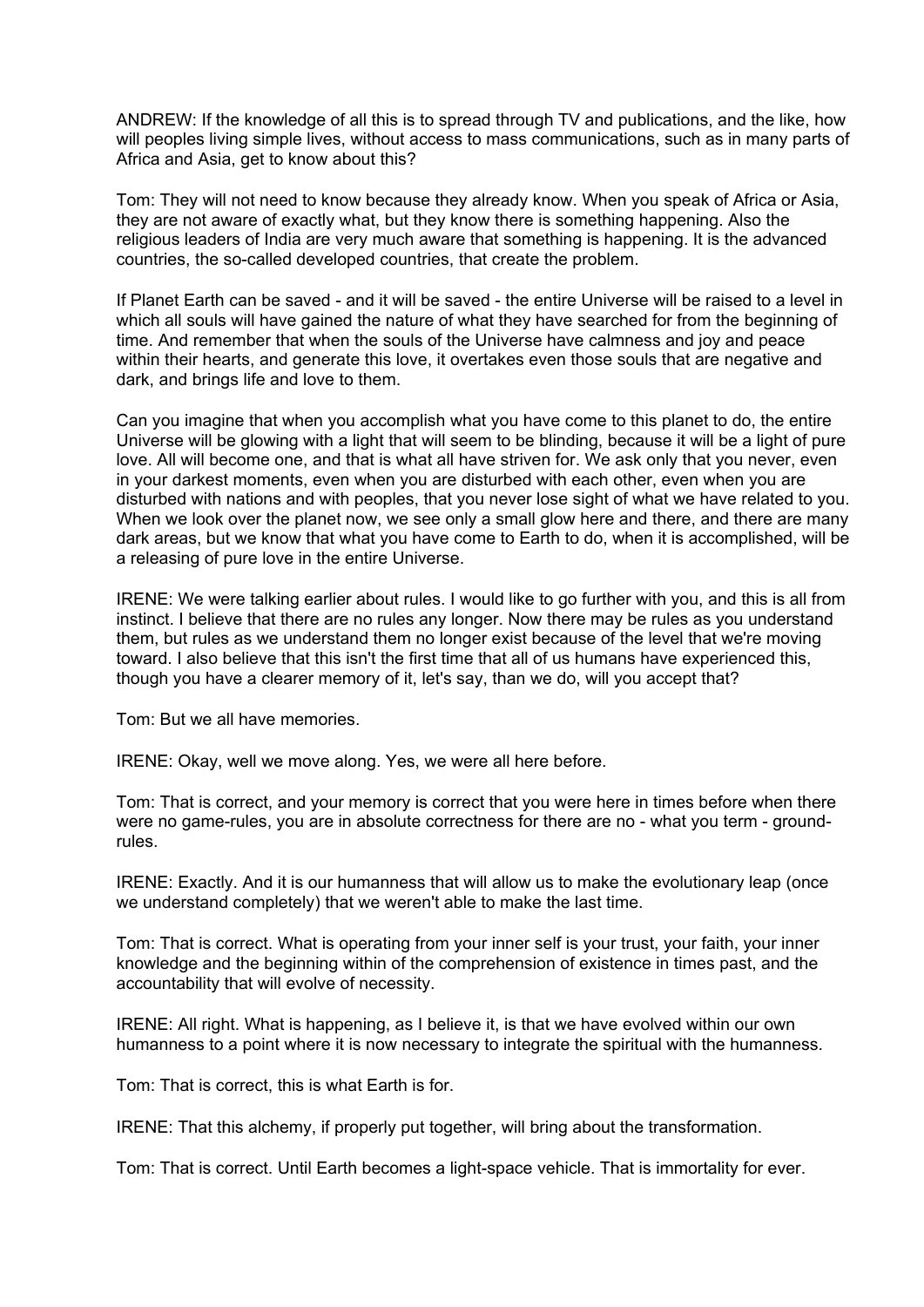ANDREW: If the knowledge of all this is to spread through TV and publications, and the like, how will peoples living simple lives, without access to mass communications, such as in many parts of Africa and Asia, get to know about this?

Tom: They will not need to know because they already know. When you speak of Africa or Asia, they are not aware of exactly what, but they know there is something happening. Also the religious leaders of India are very much aware that something is happening. It is the advanced countries, the so-called developed countries, that create the problem.

If Planet Earth can be saved - and it will be saved - the entire Universe will be raised to a level in which all souls will have gained the nature of what they have searched for from the beginning of time. And remember that when the souls of the Universe have calmness and joy and peace within their hearts, and generate this love, it overtakes even those souls that are negative and dark, and brings life and love to them.

Can you imagine that when you accomplish what you have come to this planet to do, the entire Universe will be glowing with a light that will seem to be blinding, because it will be a light of pure love. All will become one, and that is what all have striven for. We ask only that you never, even in your darkest moments, even when you are disturbed with each other, even when you are disturbed with nations and with peoples, that you never lose sight of what we have related to you. When we look over the planet now, we see only a small glow here and there, and there are many dark areas, but we know that what you have come to Earth to do, when it is accomplished, will be a releasing of pure love in the entire Universe.

IRENE: We were talking earlier about rules. I would like to go further with you, and this is all from instinct. I believe that there are no rules any longer. Now there may be rules as you understand them, but rules as we understand them no longer exist because of the level that we're moving toward. I also believe that this isn't the first time that all of us humans have experienced this, though you have a clearer memory of it, let's say, than we do, will you accept that?

Tom: But we all have memories.

IRENE: Okay, well we move along. Yes, we were all here before.

Tom: That is correct, and your memory is correct that you were here in times before when there were no game-rules, you are in absolute correctness for there are no - what you term - ground-rules.

IRENE: Exactly. And it is our humanness that will allow us to make the evolutionary leap (once we understand completely) that we weren't able to make the last time.

Tom: That is correct. What is operating from your inner self is your trust, your faith, your inner knowledge and the beginning within of the comprehension of existence in times past, and the accountability that will evolve of necessity.

IRENE: All right. What is happening, as I believe it, is that we have evolved within our own humanness to a point where it is now necessary to integrate the spiritual with the humanness.

Tom: That is correct, this is what Earth is for.

IRENE: That this alchemy, if properly put together, will bring about the transformation.

Tom: That is correct. Until Earth becomes a light-space vehicle. That is immortality for ever.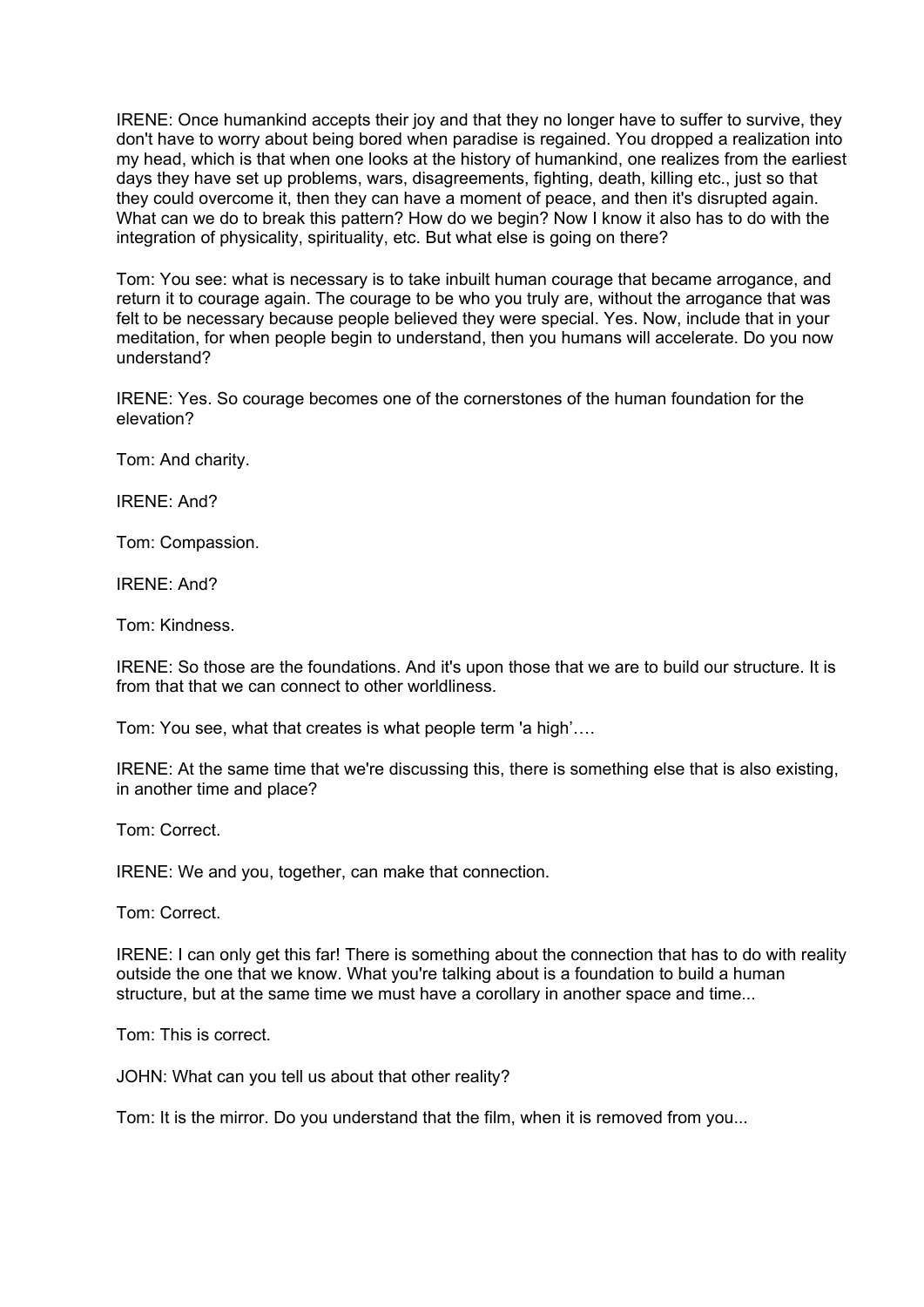IRENE: Once humankind accepts their joy and that they no longer have to suffer to survive, they don't have to worry about being bored when paradise is regained. You dropped a realization into my head, which is that when one looks at the history of humankind, one realizes from the earliest days they have set up problems, wars, disagreements, fighting, death, killing etc., just so that they could overcome it, then they can have a moment of peace, and then it's disrupted again. What can we do to break this pattern? How do we begin? Now I know it also has to do with the integration of physicality, spirituality, etc. But what else is going on there?

Tom: You see: what is necessary is to take inbuilt human courage that became arrogance, and return it to courage again. The courage to be who you truly are, without the arrogance that was felt to be necessary because people believed they were special. Yes. Now, include that in your meditation, for when people begin to understand, then you humans will accelerate. Do you now understand?

IRENE: Yes. So courage becomes one of the cornerstones of the human foundation for the elevation?

Tom: And charity.

IRENE: And?

Tom: Compassion.

IRENE: And?

Tom: Kindness.

IRENE: So those are the foundations. And it's upon those that we are to build our structure. It is from that that we can connect to other worldliness.

Tom: You see, what that creates is what people term 'a high'….

IRENE: At the same time that we're discussing this, there is something else that is also existing, in another time and place?

Tom: Correct.

IRENE: We and you, together, can make that connection.

Tom: Correct.

IRENE: I can only get this far! There is something about the connection that has to do with reality outside the one that we know. What you're talking about is a foundation to build a human structure, but at the same time we must have a corollary in another space and time...

Tom: This is correct.

JOHN: What can you tell us about that other reality?

Tom: It is the mirror. Do you understand that the film, when it is removed from you...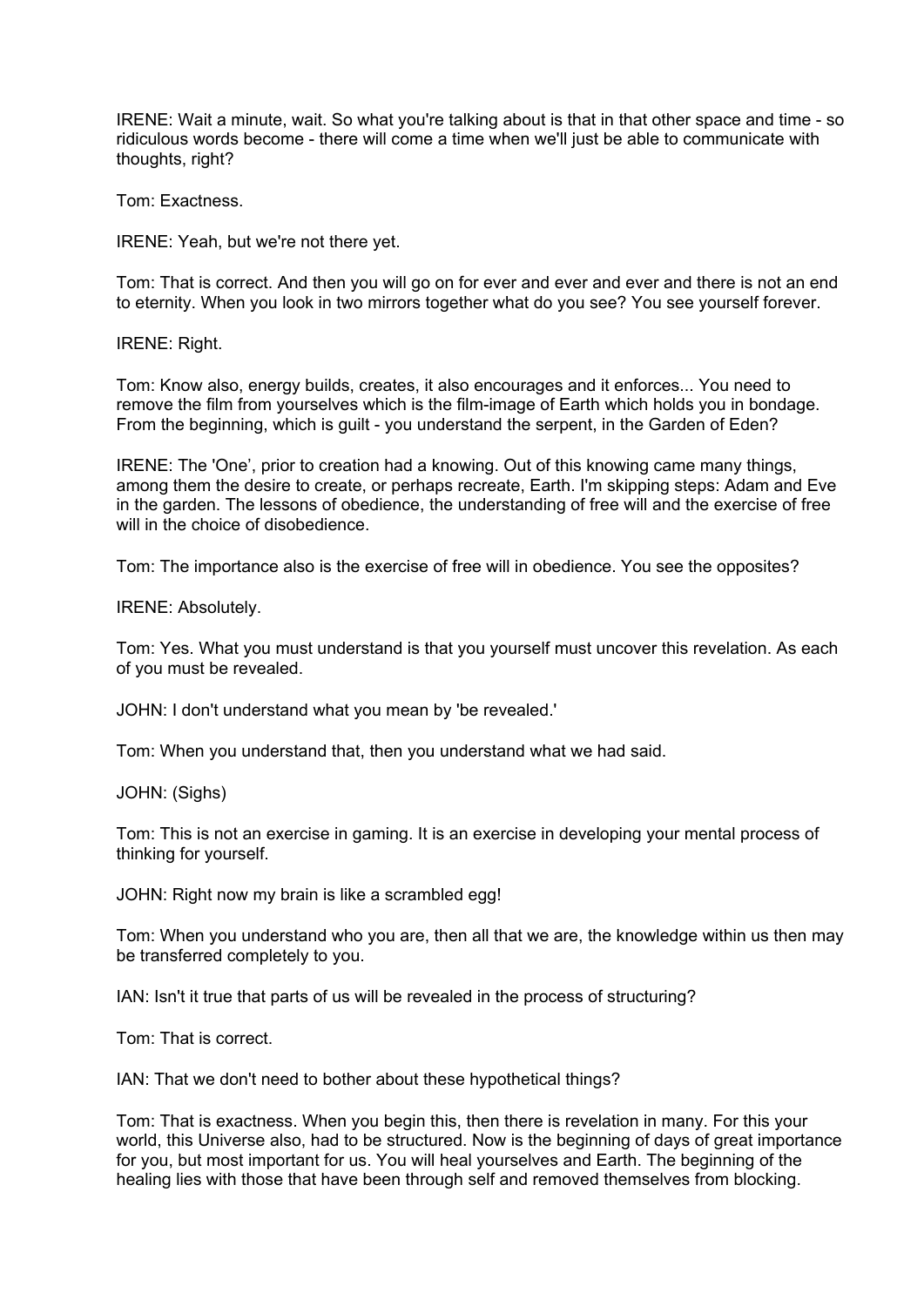IRENE: Wait a minute, wait. So what you're talking about is that in that other space and time - so ridiculous words become - there will come a time when we'll just be able to communicate with thoughts, right?

Tom: Exactness.

IRENE: Yeah, but we're not there yet.

Tom: That is correct. And then you will go on for ever and ever and ever and there is not an end to eternity. When you look in two mirrors together what do you see? You see yourself forever.

IRENE: Right.

Tom: Know also, energy builds, creates, it also encourages and it enforces... You need to remove the film from yourselves which is the film-image of Earth which holds you in bondage. From the beginning, which is guilt - you understand the serpent, in the Garden of Eden?

IRENE: The 'One', prior to creation had a knowing. Out of this knowing came many things, among them the desire to create, or perhaps recreate, Earth. I'm skipping steps: Adam and Eve in the garden. The lessons of obedience, the understanding of free will and the exercise of free will in the choice of disobedience.

Tom: The importance also is the exercise of free will in obedience. You see the opposites?

IRENE: Absolutely.

Tom: Yes. What you must understand is that you yourself must uncover this revelation. As each of you must be revealed.

JOHN: I don't understand what you mean by 'be revealed.'

Tom: When you understand that, then you understand what we had said.

JOHN: (Sighs)

Tom: This is not an exercise in gaming. It is an exercise in developing your mental process of thinking for yourself.

JOHN: Right now my brain is like a scrambled egg!

Tom: When you understand who you are, then all that we are, the knowledge within us then may be transferred completely to you.

IAN: Isn't it true that parts of us will be revealed in the process of structuring?

Tom: That is correct.

IAN: That we don't need to bother about these hypothetical things?

Tom: That is exactness. When you begin this, then there is revelation in many. For this your world, this Universe also, had to be structured. Now is the beginning of days of great importance for you, but most important for us. You will heal yourselves and Earth. The beginning of the healing lies with those that have been through self and removed themselves from blocking.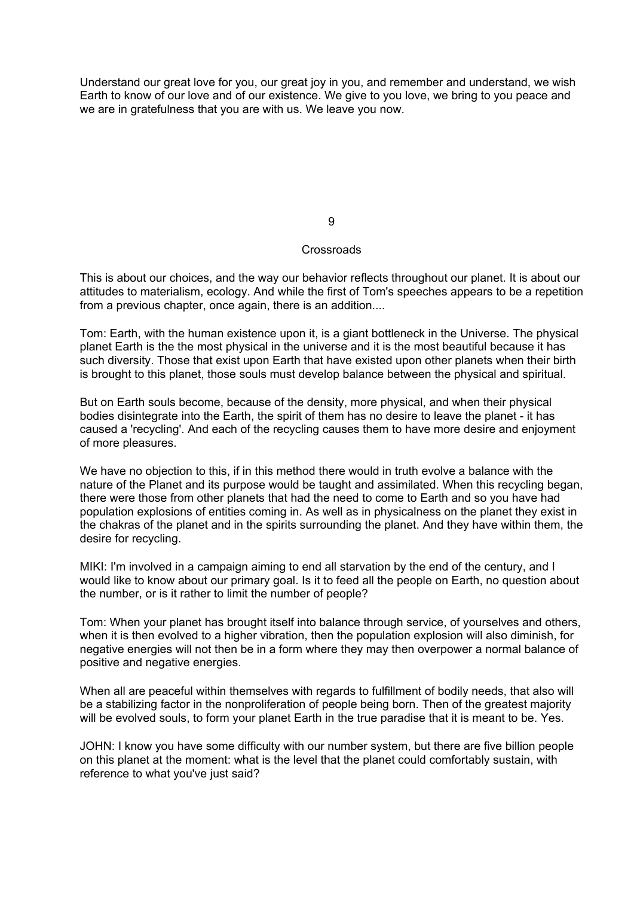Understand our great love for you, our great joy in you, and remember and understand, we wish Earth to know of our love and of our existence. We give to you love, we bring to you peace and we are in gratefulness that you are with us. We leave you now.

# 9

## Crossroads

This is about our choices, and the way our behavior reflects throughout our planet. It is about our attitudes to materialism, ecology. And while the first of Tom's speeches appears to be a repetition from a previous chapter, once again, there is an addition....

Tom: Earth, with the human existence upon it, is a giant bottleneck in the Universe. The physical planet Earth is the the most physical in the universe and it is the most beautiful because it has such diversity. Those that exist upon Earth that have existed upon other planets when their birth is brought to this planet, those souls must develop balance between the physical and spiritual.

But on Earth souls become, because of the density, more physical, and when their physical bodies disintegrate into the Earth, the spirit of them has no desire to leave the planet - it has caused a 'recycling'. And each of the recycling causes them to have more desire and enjoyment of more pleasures.

We have no objection to this, if in this method there would in truth evolve a balance with the nature of the Planet and its purpose would be taught and assimilated. When this recycling began, there were those from other planets that had the need to come to Earth and so you have had population explosions of entities coming in. As well as in physicalness on the planet they exist in the chakras of the planet and in the spirits surrounding the planet. And they have within them, the desire for recycling.

MIKI: I'm involved in a campaign aiming to end all starvation by the end of the century, and I would like to know about our primary goal. Is it to feed all the people on Earth, no question about the number, or is it rather to limit the number of people?

Tom: When your planet has brought itself into balance through service, of yourselves and others, when it is then evolved to a higher vibration, then the population explosion will also diminish, for negative energies will not then be in a form where they may then overpower a normal balance of positive and negative energies.

When all are peaceful within themselves with regards to fulfillment of bodily needs, that also will be a stabilizing factor in the nonproliferation of people being born. Then of the greatest majority will be evolved souls, to form your planet Earth in the true paradise that it is meant to be. Yes.

JOHN: I know you have some difficulty with our number system, but there are five billion people on this planet at the moment: what is the level that the planet could comfortably sustain, with reference to what you've just said?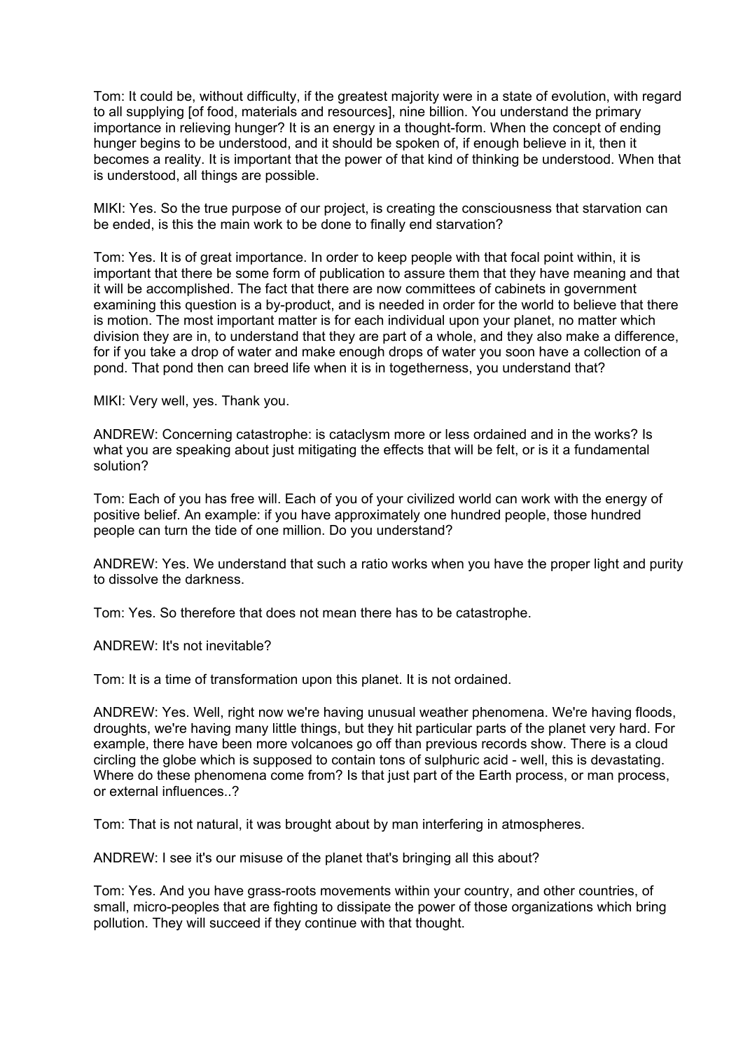Tom: It could be, without difficulty, if the greatest majority were in a state of evolution, with regard to all supplying [of food, materials and resources], nine billion. You understand the primary importance in relieving hunger? It is an energy in a thought-form. When the concept of ending hunger begins to be understood, and it should be spoken of, if enough believe in it, then it becomes a reality. It is important that the power of that kind of thinking be understood. When that is understood, all things are possible.

MIKI: Yes. So the true purpose of our project, is creating the consciousness that starvation can be ended, is this the main work to be done to finally end starvation?

Tom: Yes. It is of great importance. In order to keep people with that focal point within, it is important that there be some form of publication to assure them that they have meaning and that it will be accomplished. The fact that there are now committees of cabinets in government examining this question is a by-product, and is needed in order for the world to believe that there is motion. The most important matter is for each individual upon your planet, no matter which division they are in, to understand that they are part of a whole, and they also make a difference, for if you take a drop of water and make enough drops of water you soon have a collection of a pond. That pond then can breed life when it is in togetherness, you understand that?

MIKI: Very well, yes. Thank you.

ANDREW: Concerning catastrophe: is cataclysm more or less ordained and in the works? Is what you are speaking about just mitigating the effects that will be felt, or is it a fundamental solution?

Tom: Each of you has free will. Each of you of your civilized world can work with the energy of positive belief. An example: if you have approximately one hundred people, those hundred people can turn the tide of one million. Do you understand?

ANDREW: Yes. We understand that such a ratio works when you have the proper light and purity to dissolve the darkness.

Tom: Yes. So therefore that does not mean there has to be catastrophe.

ANDREW: It's not inevitable?

Tom: It is a time of transformation upon this planet. It is not ordained.

ANDREW: Yes. Well, right now we're having unusual weather phenomena. We're having floods, droughts, we're having many little things, but they hit particular parts of the planet very hard. For example, there have been more volcanoes go off than previous records show. There is a cloud circling the globe which is supposed to contain tons of sulphuric acid - well, this is devastating. Where do these phenomena come from? Is that just part of the Earth process, or man process, or external influences..?

Tom: That is not natural, it was brought about by man interfering in atmospheres.

ANDREW: I see it's our misuse of the planet that's bringing all this about?

Tom: Yes. And you have grass-roots movements within your country, and other countries, of small, micro-peoples that are fighting to dissipate the power of those organizations which bring pollution. They will succeed if they continue with that thought.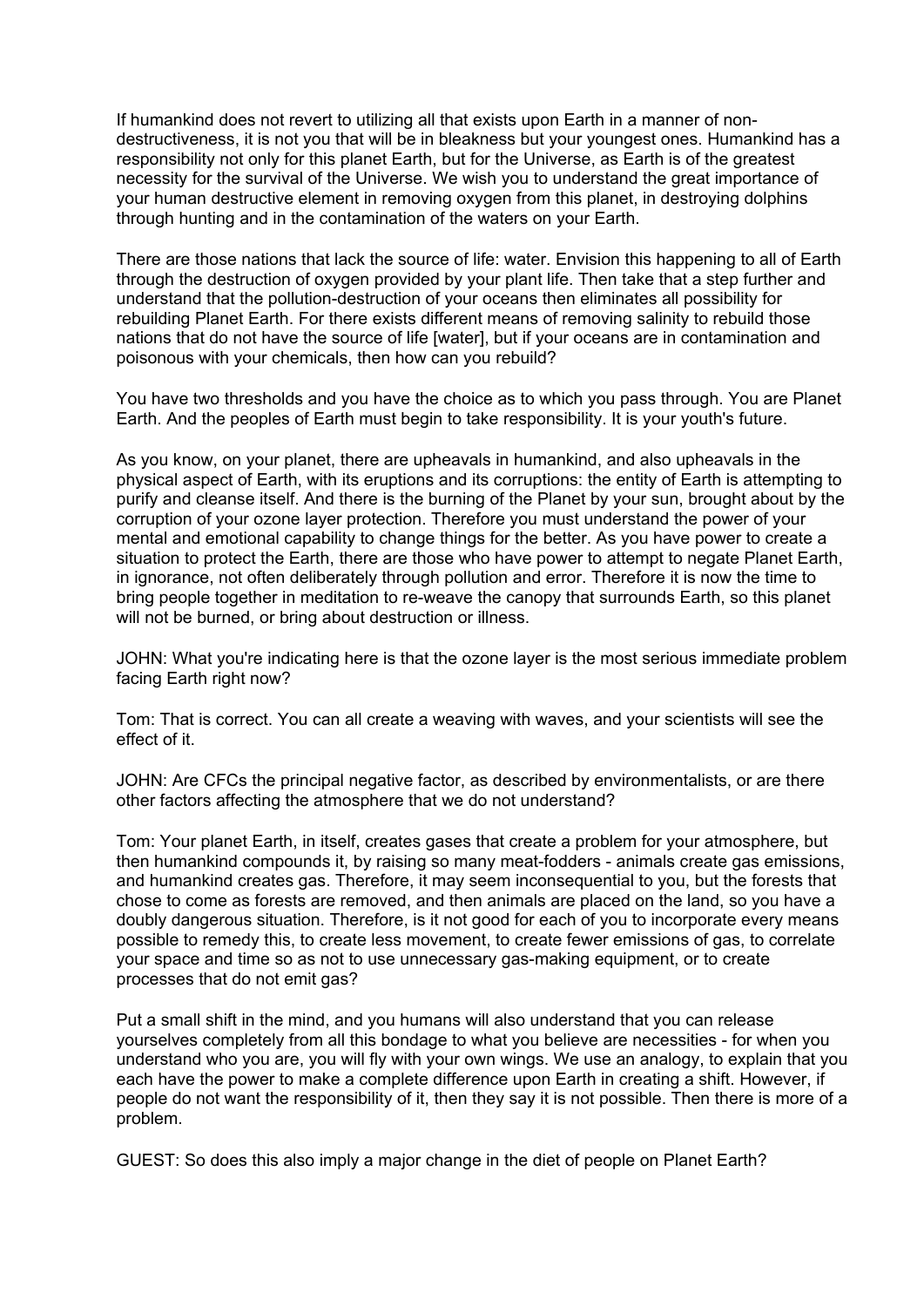If humankind does not revert to utilizing all that exists upon Earth in a manner of non-destructiveness, it is not you that will be in bleakness but your youngest ones. Humankind has a responsibility not only for this planet Earth, but for the Universe, as Earth is of the greatest necessity for the survival of the Universe. We wish you to understand the great importance of your human destructive element in removing oxygen from this planet, in destroying dolphins through hunting and in the contamination of the waters on your Earth.

There are those nations that lack the source of life: water. Envision this happening to all of Earth through the destruction of oxygen provided by your plant life. Then take that a step further and understand that the pollution-destruction of your oceans then eliminates all possibility for rebuilding Planet Earth. For there exists different means of removing salinity to rebuild those nations that do not have the source of life [water], but if your oceans are in contamination and poisonous with your chemicals, then how can you rebuild?

You have two thresholds and you have the choice as to which you pass through. You are Planet Earth. And the peoples of Earth must begin to take responsibility. It is your youth's future.

As you know, on your planet, there are upheavals in humankind, and also upheavals in the physical aspect of Earth, with its eruptions and its corruptions: the entity of Earth is attempting to purify and cleanse itself. And there is the burning of the Planet by your sun, brought about by the corruption of your ozone layer protection. Therefore you must understand the power of your mental and emotional capability to change things for the better. As you have power to create a situation to protect the Earth, there are those who have power to attempt to negate Planet Earth, in ignorance, not often deliberately through pollution and error. Therefore it is now the time to bring people together in meditation to re-weave the canopy that surrounds Earth, so this planet will not be burned, or bring about destruction or illness.

JOHN: What you're indicating here is that the ozone layer is the most serious immediate problem facing Earth right now?

Tom: That is correct. You can all create a weaving with waves, and your scientists will see the effect of it.

JOHN: Are CFCs the principal negative factor, as described by environmentalists, or are there other factors affecting the atmosphere that we do not understand?

Tom: Your planet Earth, in itself, creates gases that create a problem for your atmosphere, but then humankind compounds it, by raising so many meat-fodders - animals create gas emissions, and humankind creates gas. Therefore, it may seem inconsequential to you, but the forests that chose to come as forests are removed, and then animals are placed on the land, so you have a doubly dangerous situation. Therefore, is it not good for each of you to incorporate every means possible to remedy this, to create less movement, to create fewer emissions of gas, to correlate your space and time so as not to use unnecessary gas-making equipment, or to create processes that do not emit gas?

Put a small shift in the mind, and you humans will also understand that you can release yourselves completely from all this bondage to what you believe are necessities - for when you understand who you are, you will fly with your own wings. We use an analogy, to explain that you each have the power to make a complete difference upon Earth in creating a shift. However, if people do not want the responsibility of it, then they say it is not possible. Then there is more of a problem.

GUEST: So does this also imply a major change in the diet of people on Planet Earth?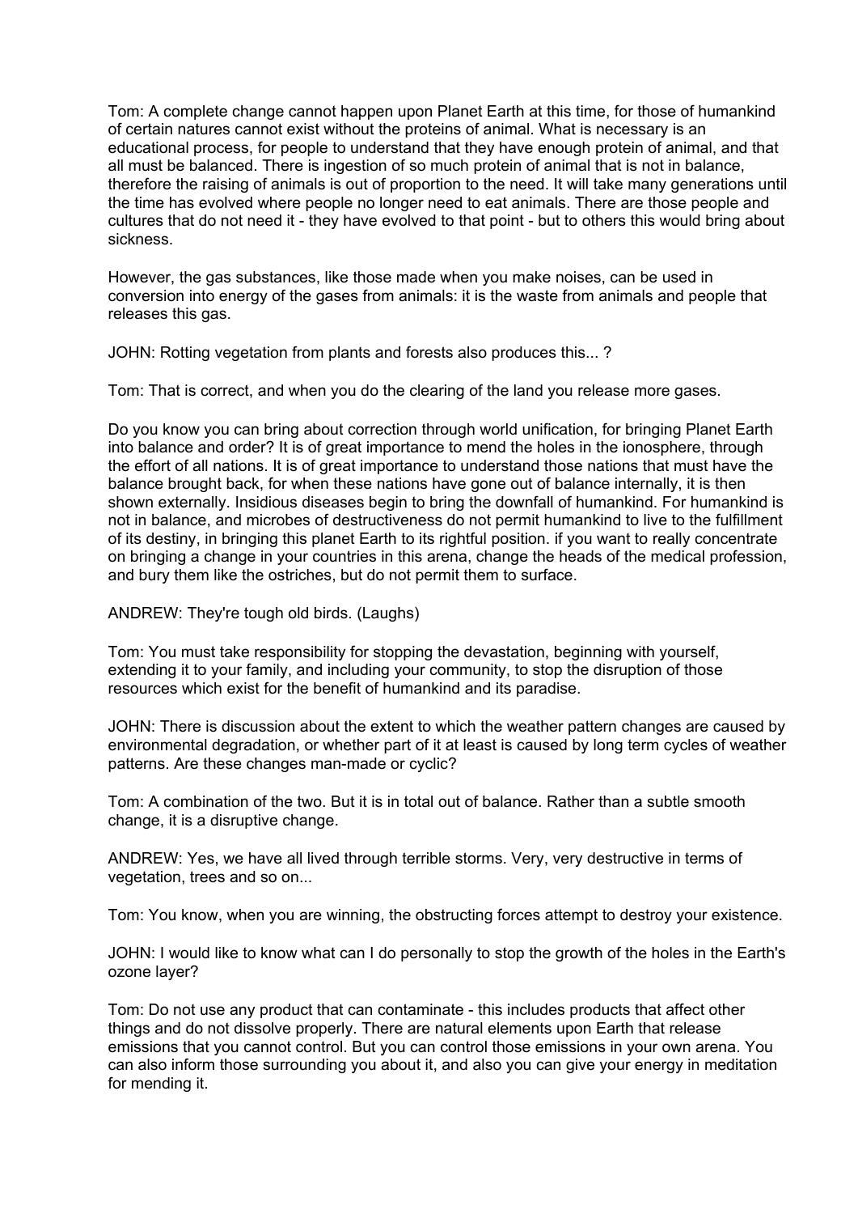Tom: A complete change cannot happen upon Planet Earth at this time, for those of humankind of certain natures cannot exist without the proteins of animal. What is necessary is an educational process, for people to understand that they have enough protein of animal, and that all must be balanced. There is ingestion of so much protein of animal that is not in balance, therefore the raising of animals is out of proportion to the need. It will take many generations until the time has evolved where people no longer need to eat animals. There are those people and cultures that do not need it - they have evolved to that point - but to others this would bring about sickness.

However, the gas substances, like those made when you make noises, can be used in conversion into energy of the gases from animals: it is the waste from animals and people that releases this gas.

JOHN: Rotting vegetation from plants and forests also produces this... ?

Tom: That is correct, and when you do the clearing of the land you release more gases.

Do you know you can bring about correction through world unification, for bringing Planet Earth into balance and order? It is of great importance to mend the holes in the ionosphere, through the effort of all nations. It is of great importance to understand those nations that must have the balance brought back, for when these nations have gone out of balance internally, it is then shown externally. Insidious diseases begin to bring the downfall of humankind. For humankind is not in balance, and microbes of destructiveness do not permit humankind to live to the fulfillment of its destiny, in bringing this planet Earth to its rightful position. if you want to really concentrate on bringing a change in your countries in this arena, change the heads of the medical profession, and bury them like the ostriches, but do not permit them to surface.

ANDREW: They're tough old birds. (Laughs)

Tom: You must take responsibility for stopping the devastation, beginning with yourself, extending it to your family, and including your community, to stop the disruption of those resources which exist for the benefit of humankind and its paradise.

JOHN: There is discussion about the extent to which the weather pattern changes are caused by environmental degradation, or whether part of it at least is caused by long term cycles of weather patterns. Are these changes man-made or cyclic?

Tom: A combination of the two. But it is in total out of balance. Rather than a subtle smooth change, it is a disruptive change.

ANDREW: Yes, we have all lived through terrible storms. Very, very destructive in terms of vegetation, trees and so on...

Tom: You know, when you are winning, the obstructing forces attempt to destroy your existence.

JOHN: I would like to know what can I do personally to stop the growth of the holes in the Earth's ozone layer?

Tom: Do not use any product that can contaminate - this includes products that affect other things and do not dissolve properly. There are natural elements upon Earth that release emissions that you cannot control. But you can control those emissions in your own arena. You can also inform those surrounding you about it, and also you can give your energy in meditation for mending it.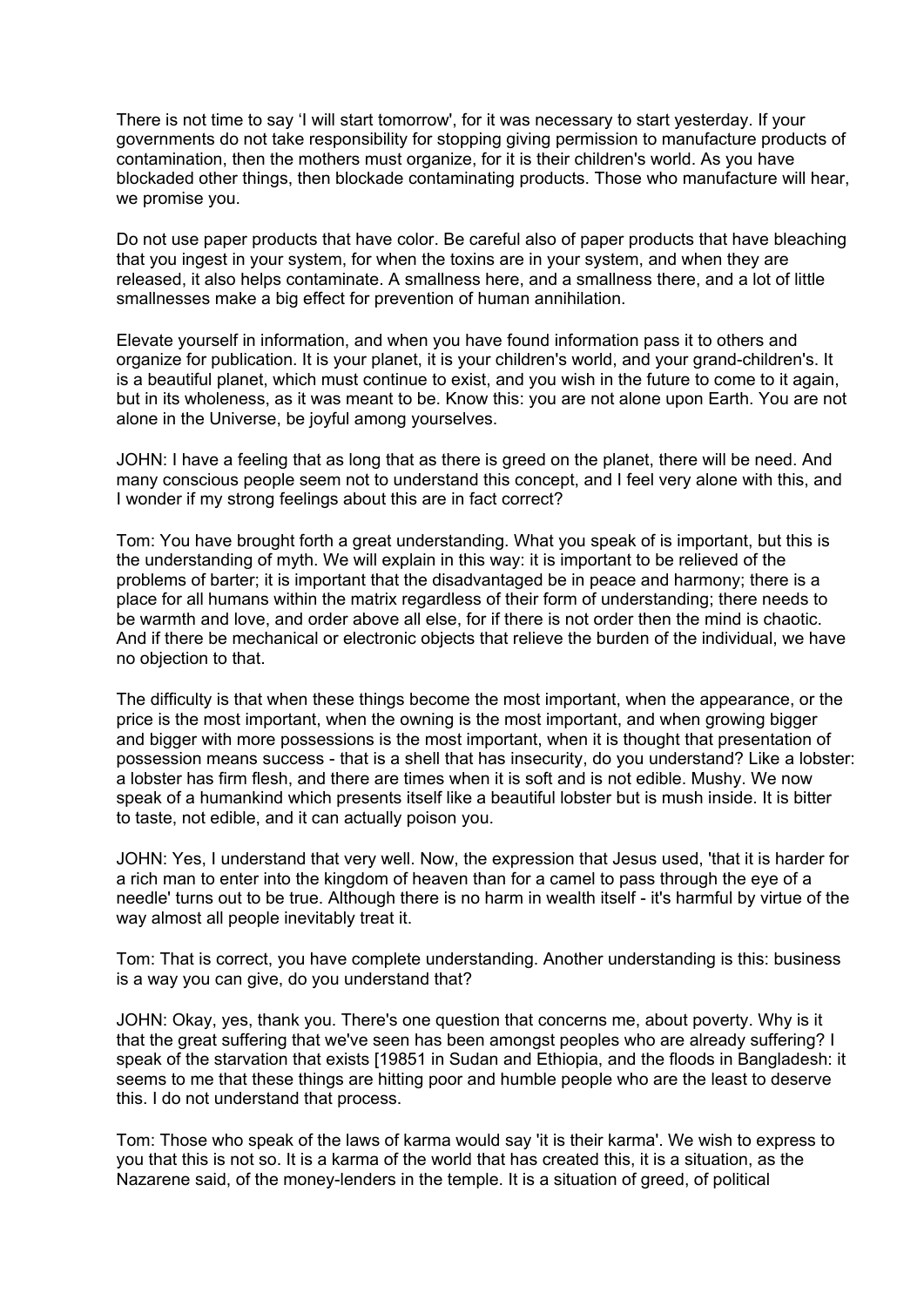There is not time to say 'I will start tomorrow', for it was necessary to start yesterday. If your governments do not take responsibility for stopping giving permission to manufacture products of contamination, then the mothers must organize, for it is their children's world. As you have blockaded other things, then blockade contaminating products. Those who manufacture will hear, we promise you.

Do not use paper products that have color. Be careful also of paper products that have bleaching that you ingest in your system, for when the toxins are in your system, and when they are released, it also helps contaminate. A smallness here, and a smallness there, and a lot of little smallnesses make a big effect for prevention of human annihilation.

Elevate yourself in information, and when you have found information pass it to others and organize for publication. It is your planet, it is your children's world, and your grand-children's. It is a beautiful planet, which must continue to exist, and you wish in the future to come to it again, but in its wholeness, as it was meant to be. Know this: you are not alone upon Earth. You are not alone in the Universe, be joyful among yourselves.

JOHN: I have a feeling that as long that as there is greed on the planet, there will be need. And many conscious people seem not to understand this concept, and I feel very alone with this, and I wonder if my strong feelings about this are in fact correct?

Tom: You have brought forth a great understanding. What you speak of is important, but this is the understanding of myth. We will explain in this way: it is important to be relieved of the problems of barter; it is important that the disadvantaged be in peace and harmony; there is a place for all humans within the matrix regardless of their form of understanding; there needs to be warmth and love, and order above all else, for if there is not order then the mind is chaotic. And if there be mechanical or electronic objects that relieve the burden of the individual, we have no objection to that.

The difficulty is that when these things become the most important, when the appearance, or the price is the most important, when the owning is the most important, and when growing bigger and bigger with more possessions is the most important, when it is thought that presentation of possession means success - that is a shell that has insecurity, do you understand? Like a lobster: a lobster has firm flesh, and there are times when it is soft and is not edible. Mushy. We now speak of a humankind which presents itself like a beautiful lobster but is mush inside. It is bitter to taste, not edible, and it can actually poison you.

JOHN: Yes, I understand that very well. Now, the expression that Jesus used, 'that it is harder for a rich man to enter into the kingdom of heaven than for a camel to pass through the eye of a needle' turns out to be true. Although there is no harm in wealth itself - it's harmful by virtue of the way almost all people inevitably treat it.

Tom: That is correct, you have complete understanding. Another understanding is this: business is a way you can give, do you understand that?

JOHN: Okay, yes, thank you. There's one question that concerns me, about poverty. Why is it that the great suffering that we've seen has been amongst peoples who are already suffering? I speak of the starvation that exists [19851 in Sudan and Ethiopia, and the floods in Bangladesh: it seems to me that these things are hitting poor and humble people who are the least to deserve this. I do not understand that process.

Tom: Those who speak of the laws of karma would say 'it is their karma'. We wish to express to you that this is not so. It is a karma of the world that has created this, it is a situation, as the Nazarene said, of the money-lenders in the temple. It is a situation of greed, of political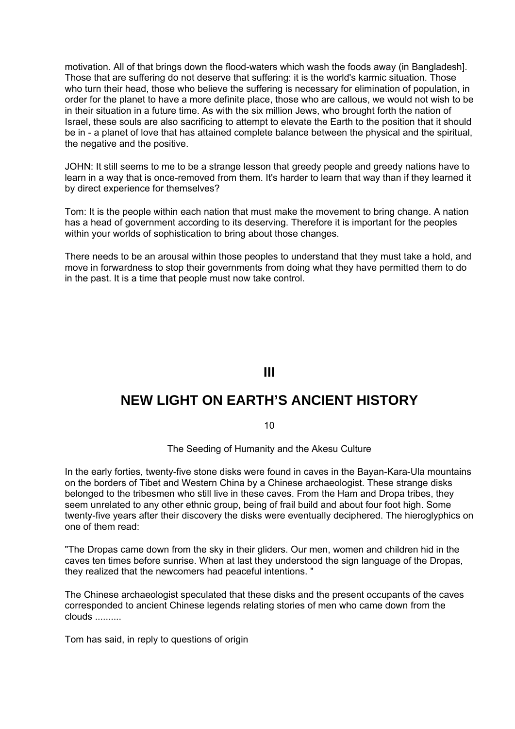motivation. All of that brings down the flood-waters which wash the foods away (in Bangladesh]. Those that are suffering do not deserve that suffering: it is the world's karmic situation. Those who turn their head, those who believe the suffering is necessary for elimination of population, in order for the planet to have a more definite place, those who are callous, we would not wish to be in their situation in a future time. As with the six million Jews, who brought forth the nation of Israel, these souls are also sacrificing to attempt to elevate the Earth to the position that it should be in - a planet of love that has attained complete balance between the physical and the spiritual, the negative and the positive.

JOHN: It still seems to me to be a strange lesson that greedy people and greedy nations have to learn in a way that is once-removed from them. It's harder to learn that way than if they learned it by direct experience for themselves?

Tom: It is the people within each nation that must make the movement to bring change. A nation has a head of government according to its deserving. Therefore it is important for the peoples within your worlds of sophistication to bring about those changes.

There needs to be an arousal within those peoples to understand that they must take a hold, and move in forwardness to stop their governments from doing what they have permitted them to do in the past. It is a time that people must now take control.

# III

# NEW LIGHT ON EARTH'S ANCIENT HISTORY

## 10

### The Seeding of Humanity and the Akesu Culture

In the early forties, twenty-five stone disks were found in caves in the Bayan-Kara-Ula mountains on the borders of Tibet and Western China by a Chinese archaeologist. These strange disks belonged to the tribesmen who still live in these caves. From the Ham and Dropa tribes, they seem unrelated to any other ethnic group, being of frail build and about four foot high. Some twenty-five years after their discovery the disks were eventually deciphered. The hieroglyphics on one of them read:

"The Dropas came down from the sky in their gliders. Our men, women and children hid in the caves ten times before sunrise. When at last they understood the sign language of the Dropas, they realized that the newcomers had peaceful intentions. "

The Chinese archaeologist speculated that these disks and the present occupants of the caves corresponded to ancient Chinese legends relating stories of men who came down from the clouds ..........

Tom has said, in reply to questions of origin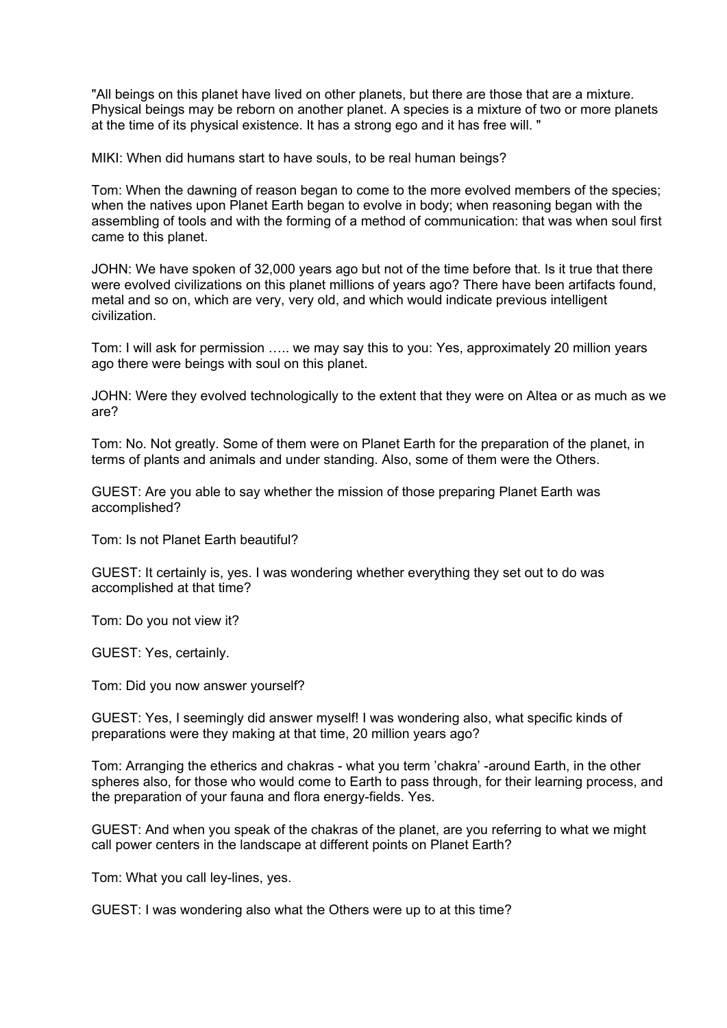"All beings on this planet have lived on other planets, but there are those that are a mixture. Physical beings may be reborn on another planet. A species is a mixture of two or more planets at the time of its physical existence. It has a strong ego and it has free will. "

MIKI: When did humans start to have souls, to be real human beings?

Tom: When the dawning of reason began to come to the more evolved members of the species; when the natives upon Planet Earth began to evolve in body; when reasoning began with the assembling of tools and with the forming of a method of communication: that was when soul first came to this planet.

JOHN: We have spoken of 32,000 years ago but not of the time before that. Is it true that there were evolved civilizations on this planet millions of years ago? There have been artifacts found, metal and so on, which are very, very old, and which would indicate previous intelligent civilization.

Tom: I will ask for permission ….. we may say this to you: Yes, approximately 20 million years ago there were beings with soul on this planet.

JOHN: Were they evolved technologically to the extent that they were on Altea or as much as we are?

Tom: No. Not greatly. Some of them were on Planet Earth for the preparation of the planet, in terms of plants and animals and under standing. Also, some of them were the Others.

GUEST: Are you able to say whether the mission of those preparing Planet Earth was accomplished?

Tom: Is not Planet Earth beautiful?

GUEST: It certainly is, yes. I was wondering whether everything they set out to do was accomplished at that time?

Tom: Do you not view it?

GUEST: Yes, certainly.

Tom: Did you now answer yourself?

GUEST: Yes, I seemingly did answer myself! I was wondering also, what specific kinds of preparations were they making at that time, 20 million years ago?

Tom: Arranging the etherics and chakras - what you term 'chakra' -around Earth, in the other spheres also, for those who would come to Earth to pass through, for their learning process, and the preparation of your fauna and flora energy-fields. Yes.

GUEST: And when you speak of the chakras of the planet, are you referring to what we might call power centers in the landscape at different points on Planet Earth?

Tom: What you call ley-lines, yes.

GUEST: I was wondering also what the Others were up to at this time?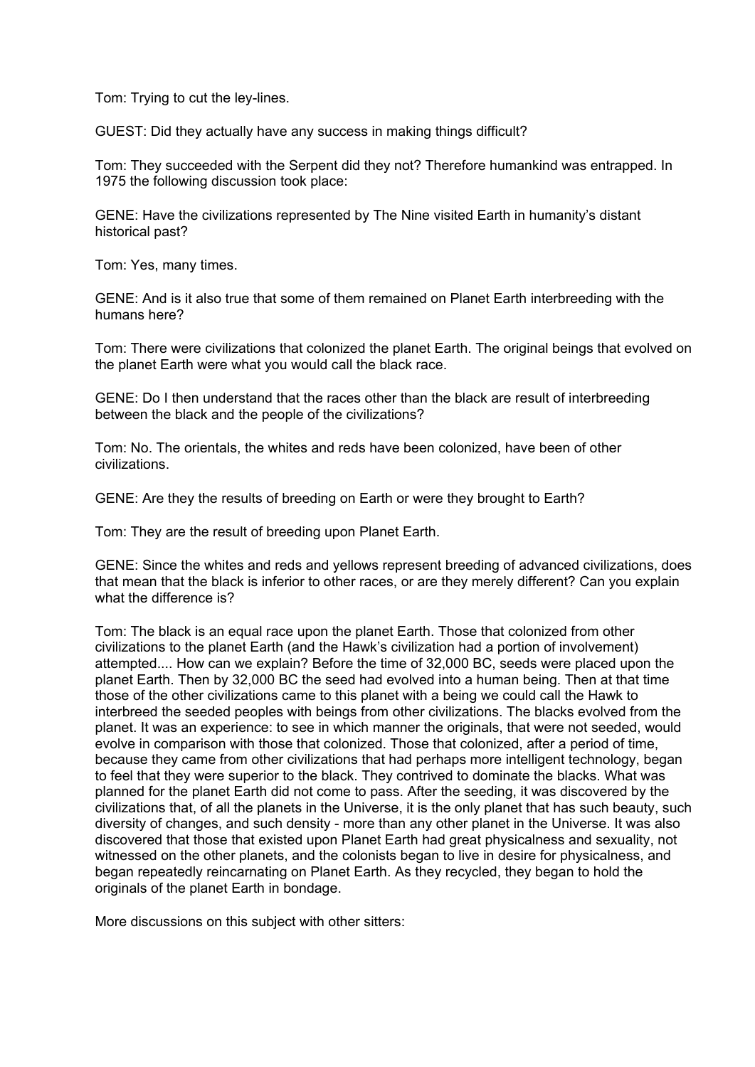Tom: Trying to cut the ley-lines.

GUEST: Did they actually have any success in making things difficult?

Tom: They succeeded with the Serpent did they not? Therefore humankind was entrapped. In 1975 the following discussion took place:

GENE: Have the civilizations represented by The Nine visited Earth in humanity's distant historical past?

Tom: Yes, many times.

GENE: And is it also true that some of them remained on Planet Earth interbreeding with the humans here?

Tom: There were civilizations that colonized the planet Earth. The original beings that evolved on the planet Earth were what you would call the black race.

GENE: Do I then understand that the races other than the black are result of interbreeding between the black and the people of the civilizations?

Tom: No. The orientals, the whites and reds have been colonized, have been of other civilizations.

GENE: Are they the results of breeding on Earth or were they brought to Earth?

Tom: They are the result of breeding upon Planet Earth.

GENE: Since the whites and reds and yellows represent breeding of advanced civilizations, does that mean that the black is inferior to other races, or are they merely different? Can you explain what the difference is?

Tom: The black is an equal race upon the planet Earth. Those that colonized from other civilizations to the planet Earth (and the Hawk's civilization had a portion of involvement) attempted.... How can we explain? Before the time of 32,000 BC, seeds were placed upon the planet Earth. Then by 32,000 BC the seed had evolved into a human being. Then at that time those of the other civilizations came to this planet with a being we could call the Hawk to interbreed the seeded peoples with beings from other civilizations. The blacks evolved from the planet. It was an experience: to see in which manner the originals, that were not seeded, would evolve in comparison with those that colonized. Those that colonized, after a period of time, because they came from other civilizations that had perhaps more intelligent technology, began to feel that they were superior to the black. They contrived to dominate the blacks. What was planned for the planet Earth did not come to pass. After the seeding, it was discovered by the civilizations that, of all the planets in the Universe, it is the only planet that has such beauty, such diversity of changes, and such density - more than any other planet in the Universe. It was also discovered that those that existed upon Planet Earth had great physicalness and sexuality, not witnessed on the other planets, and the colonists began to live in desire for physicalness, and began repeatedly reincarnating on Planet Earth. As they recycled, they began to hold the originals of the planet Earth in bondage.

More discussions on this subject with other sitters: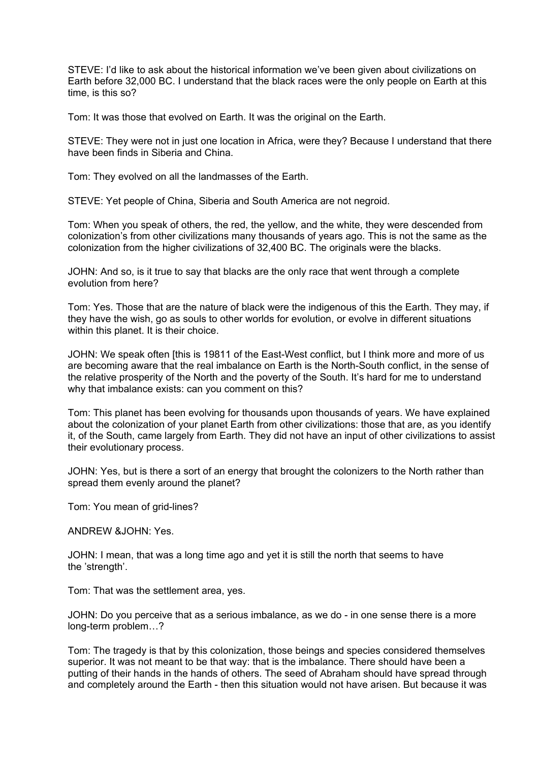STEVE: I'd like to ask about the historical information we've been given about civilizations on Earth before 32,000 BC. I understand that the black races were the only people on Earth at this time, is this so?

Tom: It was those that evolved on Earth. It was the original on the Earth.

STEVE: They were not in just one location in Africa, were they? Because I understand that there have been finds in Siberia and China.

Tom: They evolved on all the landmasses of the Earth.

STEVE: Yet people of China, Siberia and South America are not negroid.

Tom: When you speak of others, the red, the yellow, and the white, they were descended from colonization's from other civilizations many thousands of years ago. This is not the same as the colonization from the higher civilizations of 32,400 BC. The originals were the blacks.

JOHN: And so, is it true to say that blacks are the only race that went through a complete evolution from here?

Tom: Yes. Those that are the nature of black were the indigenous of this the Earth. They may, if they have the wish, go as souls to other worlds for evolution, or evolve in different situations within this planet. It is their choice.

JOHN: We speak often [this is 19811 of the East-West conflict, but I think more and more of us are becoming aware that the real imbalance on Earth is the North-South conflict, in the sense of the relative prosperity of the North and the poverty of the South. It's hard for me to understand why that imbalance exists: can you comment on this?

Tom: This planet has been evolving for thousands upon thousands of years. We have explained about the colonization of your planet Earth from other civilizations: those that are, as you identify it, of the South, came largely from Earth. They did not have an input of other civilizations to assist their evolutionary process.

JOHN: Yes, but is there a sort of an energy that brought the colonizers to the North rather than spread them evenly around the planet?

Tom: You mean of grid-lines?

ANDREW &JOHN: Yes.

JOHN: I mean, that was a long time ago and yet it is still the north that seems to have the 'strength'.

Tom: That was the settlement area, yes.

JOHN: Do you perceive that as a serious imbalance, as we do - in one sense there is a more long-term problem…?

Tom: The tragedy is that by this colonization, those beings and species considered themselves superior. It was not meant to be that way: that is the imbalance. There should have been a putting of their hands in the hands of others. The seed of Abraham should have spread through and completely around the Earth - then this situation would not have arisen. But because it was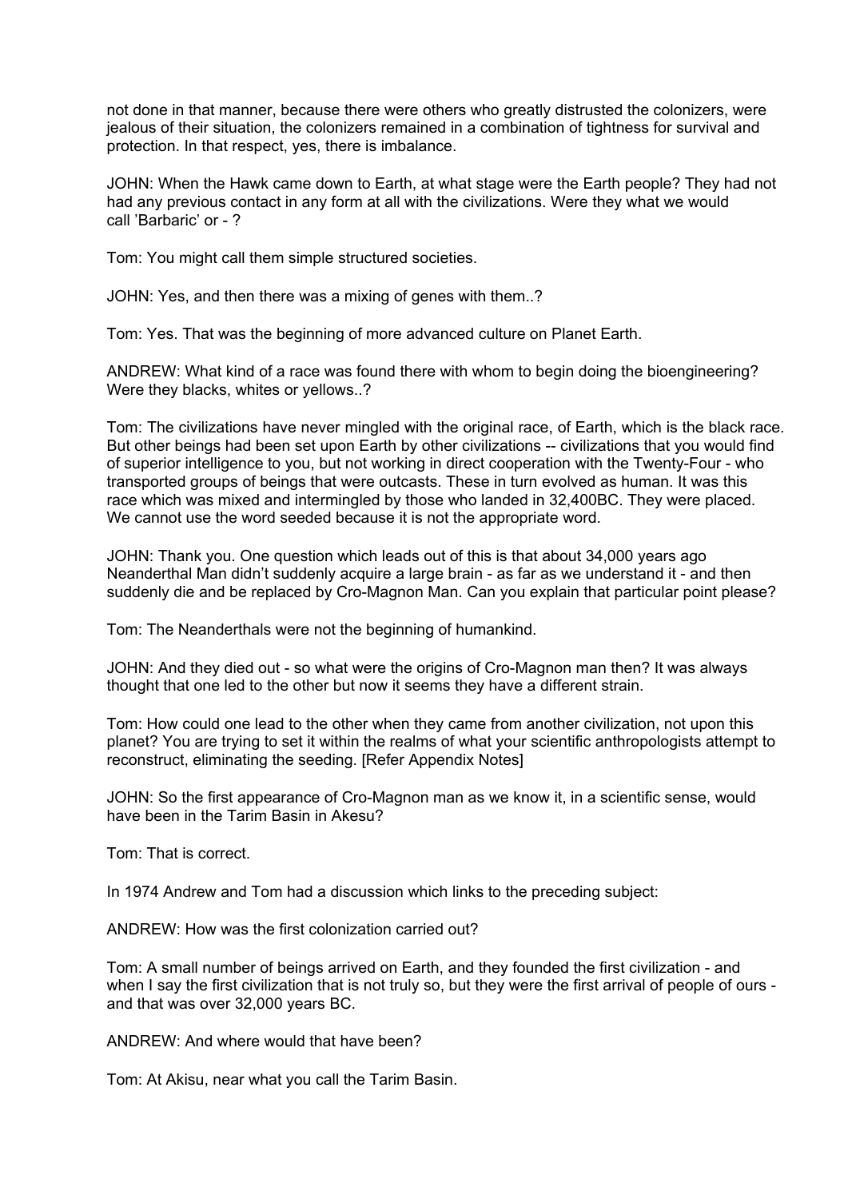not done in that manner, because there were others who greatly distrusted the colonizers, were jealous of their situation, the colonizers remained in a combination of tightness for survival and protection. In that respect, yes, there is imbalance.

JOHN: When the Hawk came down to Earth, at what stage were the Earth people? They had not had any previous contact in any form at all with the civilizations. Were they what we would call 'Barbaric' or - ?

Tom: You might call them simple structured societies.

JOHN: Yes, and then there was a mixing of genes with them..?

Tom: Yes. That was the beginning of more advanced culture on Planet Earth.

ANDREW: What kind of a race was found there with whom to begin doing the bioengineering? Were they blacks, whites or yellows..?

Tom: The civilizations have never mingled with the original race, of Earth, which is the black race. But other beings had been set upon Earth by other civilizations -- civilizations that you would find of superior intelligence to you, but not working in direct cooperation with the Twenty-Four - who transported groups of beings that were outcasts. These in turn evolved as human. It was this race which was mixed and intermingled by those who landed in 32,400BC. They were placed. We cannot use the word seeded because it is not the appropriate word.

JOHN: Thank you. One question which leads out of this is that about 34,000 years ago Neanderthal Man didn't suddenly acquire a large brain - as far as we understand it - and then suddenly die and be replaced by Cro-Magnon Man. Can you explain that particular point please?

Tom: The Neanderthals were not the beginning of humankind.

JOHN: And they died out - so what were the origins of Cro-Magnon man then? It was always thought that one led to the other but now it seems they have a different strain.

Tom: How could one lead to the other when they came from another civilization, not upon this planet? You are trying to set it within the realms of what your scientific anthropologists attempt to reconstruct, eliminating the seeding. [Refer Appendix Notes]

JOHN: So the first appearance of Cro-Magnon man as we know it, in a scientific sense, would have been in the Tarim Basin in Akesu?

Tom: That is correct.

In 1974 Andrew and Tom had a discussion which links to the preceding subject:

ANDREW: How was the first colonization carried out?

Tom: A small number of beings arrived on Earth, and they founded the first civilization - and when I say the first civilization that is not truly so, but they were the first arrival of people of ours - and that was over 32,000 years BC.

ANDREW: And where would that have been?

Tom: At Akisu, near what you call the Tarim Basin.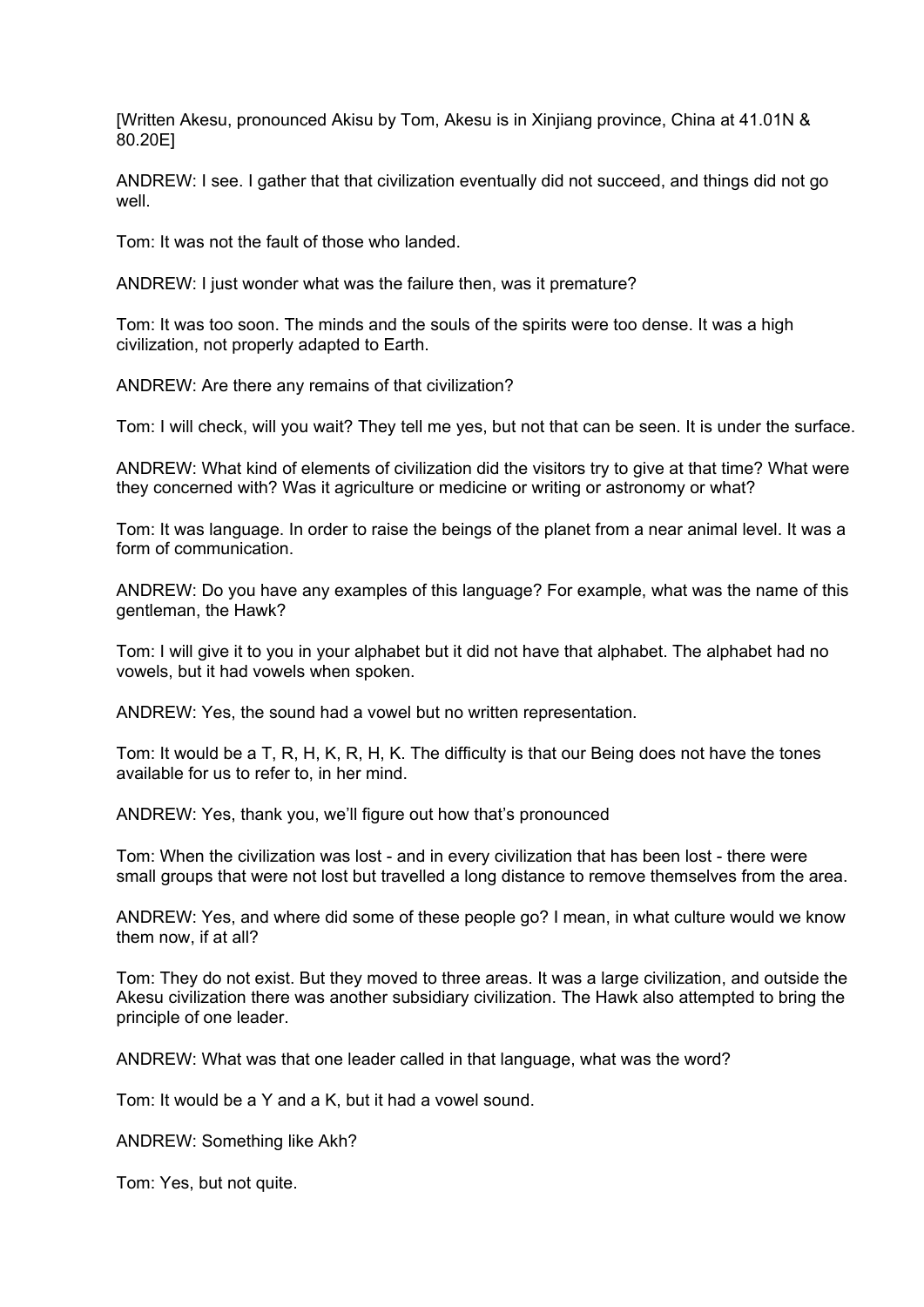[Written Akesu, pronounced Akisu by Tom, Akesu is in Xinjiang province, China at 41.01N & 80.20E]

ANDREW: I see. I gather that that civilization eventually did not succeed, and things did not go well.

Tom: It was not the fault of those who landed.

ANDREW: I just wonder what was the failure then, was it premature?

Tom: It was too soon. The minds and the souls of the spirits were too dense. It was a high civilization, not properly adapted to Earth.

ANDREW: Are there any remains of that civilization?

Tom: I will check, will you wait? They tell me yes, but not that can be seen. It is under the surface.

ANDREW: What kind of elements of civilization did the visitors try to give at that time? What were they concerned with? Was it agriculture or medicine or writing or astronomy or what?

Tom: It was language. In order to raise the beings of the planet from a near animal level. It was a form of communication.

ANDREW: Do you have any examples of this language? For example, what was the name of this gentleman, the Hawk?

Tom: I will give it to you in your alphabet but it did not have that alphabet. The alphabet had no vowels, but it had vowels when spoken.

ANDREW: Yes, the sound had a vowel but no written representation.

Tom: It would be a T, R, H, K, R, H, K. The difficulty is that our Being does not have the tones available for us to refer to, in her mind.

ANDREW: Yes, thank you, we'll figure out how that's pronounced

Tom: When the civilization was lost - and in every civilization that has been lost - there were small groups that were not lost but travelled a long distance to remove themselves from the area.

ANDREW: Yes, and where did some of these people go? I mean, in what culture would we know them now, if at all?

Tom: They do not exist. But they moved to three areas. It was a large civilization, and outside the Akesu civilization there was another subsidiary civilization. The Hawk also attempted to bring the principle of one leader.

ANDREW: What was that one leader called in that language, what was the word?

Tom: It would be a Y and a K, but it had a vowel sound.

ANDREW: Something like Akh?

Tom: Yes, but not quite.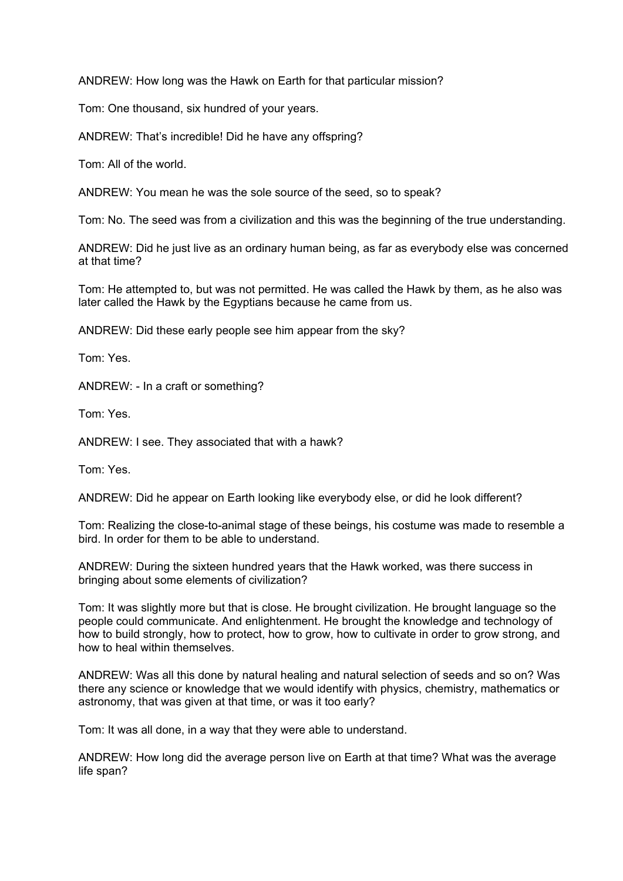ANDREW: How long was the Hawk on Earth for that particular mission?

Tom: One thousand, six hundred of your years.

ANDREW: That's incredible! Did he have any offspring?

Tom: All of the world.

ANDREW: You mean he was the sole source of the seed, so to speak?

Tom: No. The seed was from a civilization and this was the beginning of the true understanding.

ANDREW: Did he just live as an ordinary human being, as far as everybody else was concerned at that time?

Tom: He attempted to, but was not permitted. He was called the Hawk by them, as he also was later called the Hawk by the Egyptians because he came from us.

ANDREW: Did these early people see him appear from the sky?

Tom: Yes.

ANDREW: - In a craft or something?

Tom: Yes.

ANDREW: I see. They associated that with a hawk?

Tom: Yes.

ANDREW: Did he appear on Earth looking like everybody else, or did he look different?

Tom: Realizing the close-to-animal stage of these beings, his costume was made to resemble a bird. In order for them to be able to understand.

ANDREW: During the sixteen hundred years that the Hawk worked, was there success in bringing about some elements of civilization?

Tom: It was slightly more but that is close. He brought civilization. He brought language so the people could communicate. And enlightenment. He brought the knowledge and technology of how to build strongly, how to protect, how to grow, how to cultivate in order to grow strong, and how to heal within themselves.

ANDREW: Was all this done by natural healing and natural selection of seeds and so on? Was there any science or knowledge that we would identify with physics, chemistry, mathematics or astronomy, that was given at that time, or was it too early?

Tom: It was all done, in a way that they were able to understand.

ANDREW: How long did the average person live on Earth at that time? What was the average life span?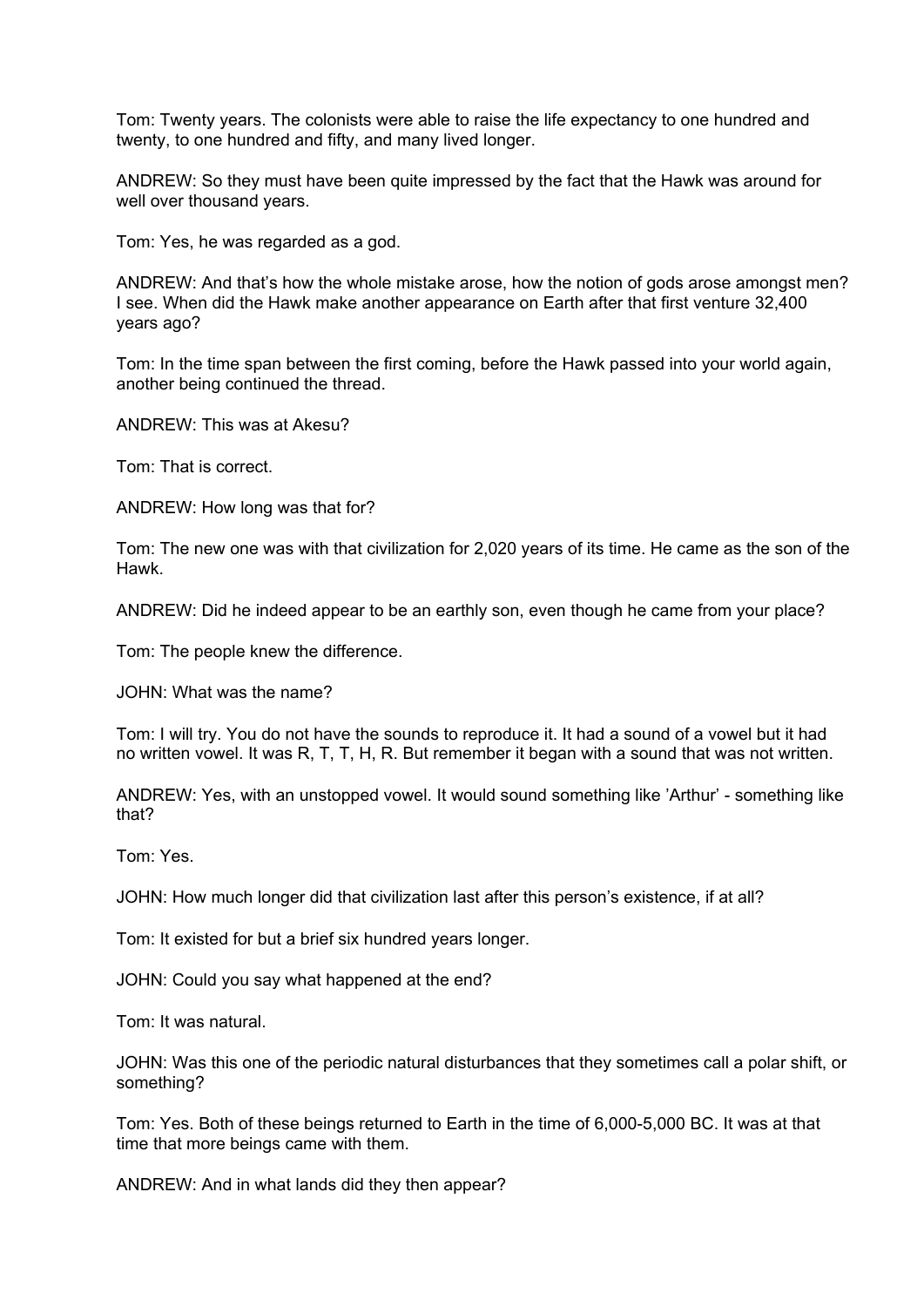Tom: Twenty years. The colonists were able to raise the life expectancy to one hundred and twenty, to one hundred and fifty, and many lived longer.

ANDREW: So they must have been quite impressed by the fact that the Hawk was around for well over thousand years.

Tom: Yes, he was regarded as a god.

ANDREW: And that's how the whole mistake arose, how the notion of gods arose amongst men? I see. When did the Hawk make another appearance on Earth after that first venture 32,400 years ago?

Tom: In the time span between the first coming, before the Hawk passed into your world again, another being continued the thread.

ANDREW: This was at Akesu?

Tom: That is correct.

ANDREW: How long was that for?

Tom: The new one was with that civilization for 2,020 years of its time. He came as the son of the Hawk.

ANDREW: Did he indeed appear to be an earthly son, even though he came from your place?

Tom: The people knew the difference.

JOHN: What was the name?

Tom: I will try. You do not have the sounds to reproduce it. It had a sound of a vowel but it had no written vowel. It was R, T, T, H, R. But remember it began with a sound that was not written.

ANDREW: Yes, with an unstopped vowel. It would sound something like 'Arthur' - something like that?

Tom: Yes.

JOHN: How much longer did that civilization last after this person's existence, if at all?

Tom: It existed for but a brief six hundred years longer.

JOHN: Could you say what happened at the end?

Tom: It was natural.

JOHN: Was this one of the periodic natural disturbances that they sometimes call a polar shift, or something?

Tom: Yes. Both of these beings returned to Earth in the time of 6,000-5,000 BC. It was at that time that more beings came with them.

ANDREW: And in what lands did they then appear?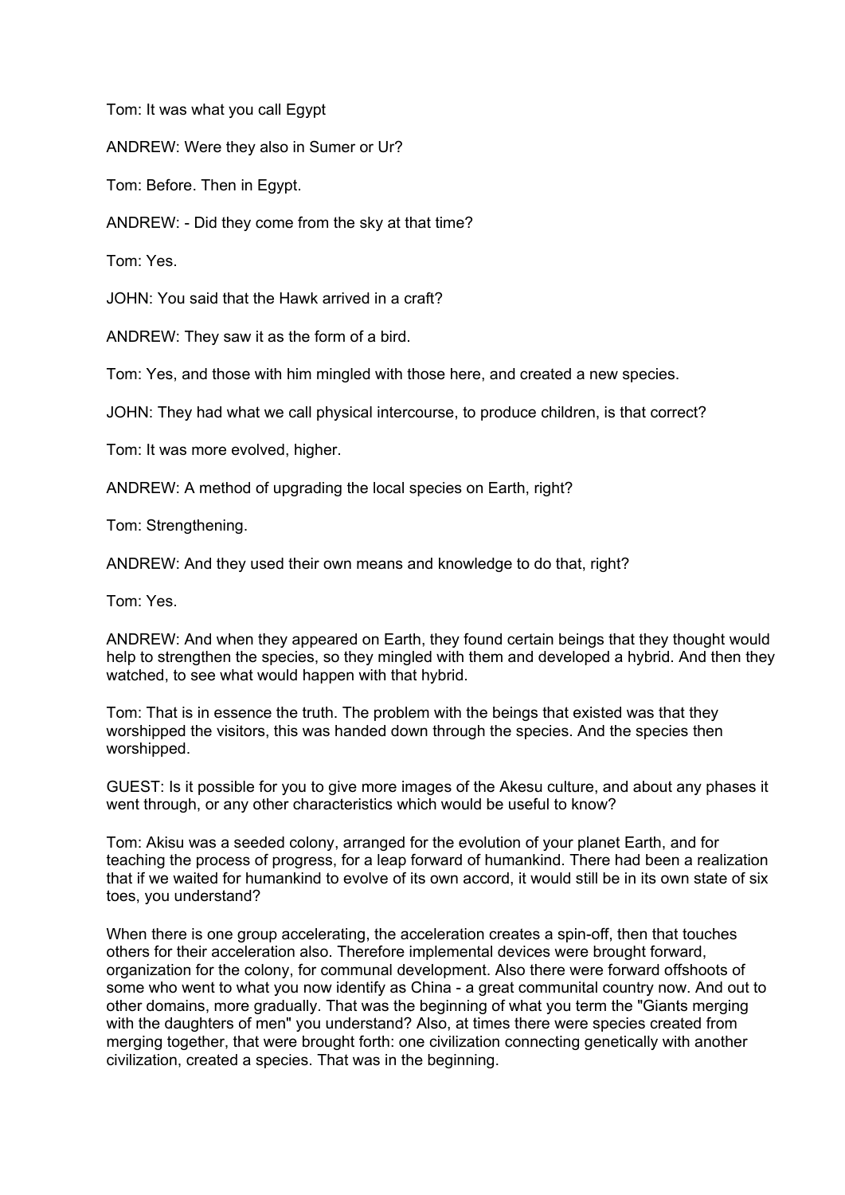Tom: It was what you call Egypt

ANDREW: Were they also in Sumer or Ur?

Tom: Before. Then in Egypt.

ANDREW: - Did they come from the sky at that time?

Tom: Yes.

JOHN: You said that the Hawk arrived in a craft?

ANDREW: They saw it as the form of a bird.

Tom: Yes, and those with him mingled with those here, and created a new species.

JOHN: They had what we call physical intercourse, to produce children, is that correct?

Tom: It was more evolved, higher.

ANDREW: A method of upgrading the local species on Earth, right?

Tom: Strengthening.

ANDREW: And they used their own means and knowledge to do that, right?

Tom: Yes.

ANDREW: And when they appeared on Earth, they found certain beings that they thought would help to strengthen the species, so they mingled with them and developed a hybrid. And then they watched, to see what would happen with that hybrid.

Tom: That is in essence the truth. The problem with the beings that existed was that they worshipped the visitors, this was handed down through the species. And the species then worshipped.

GUEST: Is it possible for you to give more images of the Akesu culture, and about any phases it went through, or any other characteristics which would be useful to know?

Tom: Akisu was a seeded colony, arranged for the evolution of your planet Earth, and for teaching the process of progress, for a leap forward of humankind. There had been a realization that if we waited for humankind to evolve of its own accord, it would still be in its own state of six toes, you understand?

When there is one group accelerating, the acceleration creates a spin-off, then that touches others for their acceleration also. Therefore implemental devices were brought forward, organization for the colony, for communal development. Also there were forward offshoots of some who went to what you now identify as China - a great communital country now. And out to other domains, more gradually. That was the beginning of what you term the "Giants merging with the daughters of men" you understand? Also, at times there were species created from merging together, that were brought forth: one civilization connecting genetically with another civilization, created a species. That was in the beginning.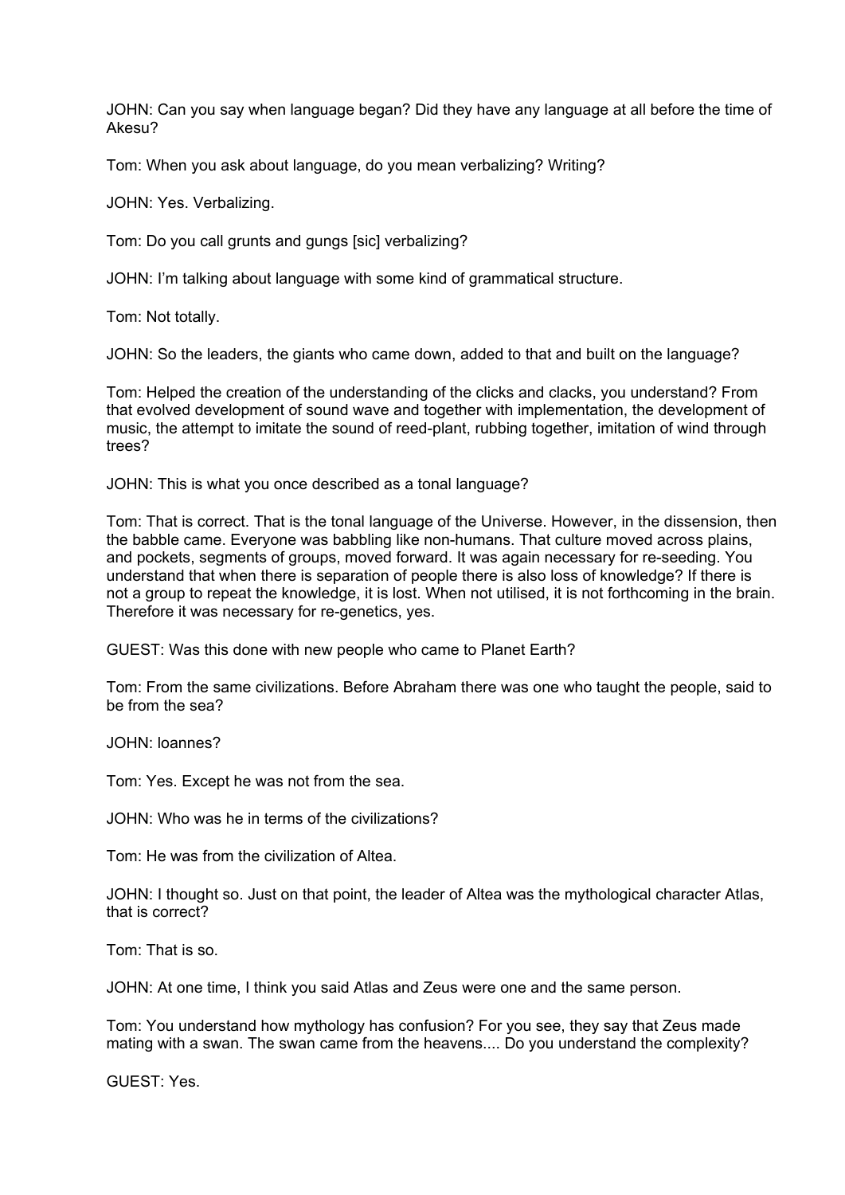JOHN: Can you say when language began? Did they have any language at all before the time of Akesu?

Tom: When you ask about language, do you mean verbalizing? Writing?

JOHN: Yes. Verbalizing.

Tom: Do you call grunts and gungs [sic] verbalizing?

JOHN: I'm talking about language with some kind of grammatical structure.

Tom: Not totally.

JOHN: So the leaders, the giants who came down, added to that and built on the language?

Tom: Helped the creation of the understanding of the clicks and clacks, you understand? From that evolved development of sound wave and together with implementation, the development of music, the attempt to imitate the sound of reed-plant, rubbing together, imitation of wind through trees?

JOHN: This is what you once described as a tonal language?

Tom: That is correct. That is the tonal language of the Universe. However, in the dissension, then the babble came. Everyone was babbling like non-humans. That culture moved across plains, and pockets, segments of groups, moved forward. It was again necessary for re-seeding. You understand that when there is separation of people there is also loss of knowledge? If there is not a group to repeat the knowledge, it is lost. When not utilised, it is not forthcoming in the brain. Therefore it was necessary for re-genetics, yes.

GUEST: Was this done with new people who came to Planet Earth?

Tom: From the same civilizations. Before Abraham there was one who taught the people, said to be from the sea?

JOHN: Ioannes?

Tom: Yes. Except he was not from the sea.

JOHN: Who was he in terms of the civilizations?

Tom: He was from the civilization of Altea.

JOHN: I thought so. Just on that point, the leader of Altea was the mythological character Atlas, that is correct?

Tom: That is so.

JOHN: At one time, I think you said Atlas and Zeus were one and the same person.

Tom: You understand how mythology has confusion? For you see, they say that Zeus made mating with a swan. The swan came from the heavens.... Do you understand the complexity?

GUEST: Yes.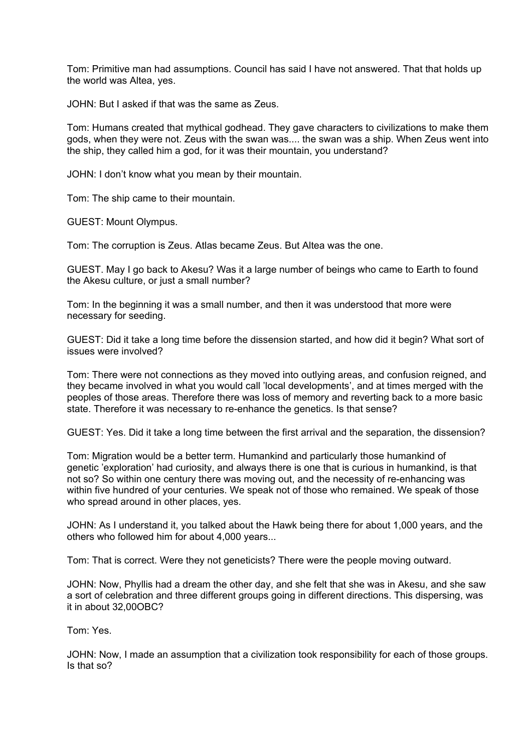Tom: Primitive man had assumptions. Council has said I have not answered. That that holds up the world was Altea, yes.

JOHN: But I asked if that was the same as Zeus.

Tom: Humans created that mythical godhead. They gave characters to civilizations to make them gods, when they were not. Zeus with the swan was.... the swan was a ship. When Zeus went into the ship, they called him a god, for it was their mountain, you understand?

JOHN: I don't know what you mean by their mountain.

Tom: The ship came to their mountain.

GUEST: Mount Olympus.

Tom: The corruption is Zeus. Atlas became Zeus. But Altea was the one.

GUEST. May I go back to Akesu? Was it a large number of beings who came to Earth to found the Akesu culture, or just a small number?

Tom: In the beginning it was a small number, and then it was understood that more were necessary for seeding.

GUEST: Did it take a long time before the dissension started, and how did it begin? What sort of issues were involved?

Tom: There were not connections as they moved into outlying areas, and confusion reigned, and they became involved in what you would call 'local developments', and at times merged with the peoples of those areas. Therefore there was loss of memory and reverting back to a more basic state. Therefore it was necessary to re-enhance the genetics. Is that sense?

GUEST: Yes. Did it take a long time between the first arrival and the separation, the dissension?

Tom: Migration would be a better term. Humankind and particularly those humankind of genetic 'exploration' had curiosity, and always there is one that is curious in humankind, is that not so? So within one century there was moving out, and the necessity of re-enhancing was within five hundred of your centuries. We speak not of those who remained. We speak of those who spread around in other places, yes.

JOHN: As I understand it, you talked about the Hawk being there for about 1,000 years, and the others who followed him for about 4,000 years...

Tom: That is correct. Were they not geneticists? There were the people moving outward.

JOHN: Now, Phyllis had a dream the other day, and she felt that she was in Akesu, and she saw a sort of celebration and three different groups going in different directions. This dispersing, was it in about 32,00OBC?

Tom: Yes.

JOHN: Now, I made an assumption that a civilization took responsibility for each of those groups. Is that so?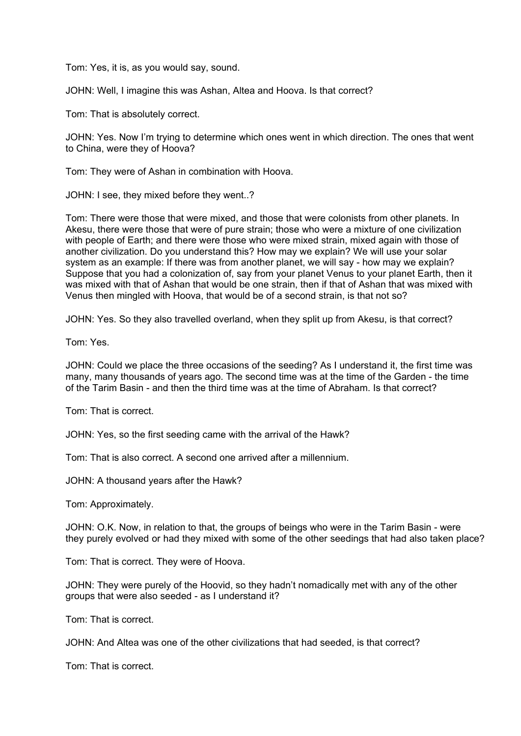Tom: Yes, it is, as you would say, sound.

JOHN: Well, I imagine this was Ashan, Altea and Hoova. Is that correct?

Tom: That is absolutely correct.

JOHN: Yes. Now I'm trying to determine which ones went in which direction. The ones that went to China, were they of Hoova?

Tom: They were of Ashan in combination with Hoova.

JOHN: I see, they mixed before they went..?

Tom: There were those that were mixed, and those that were colonists from other planets. In Akesu, there were those that were of pure strain; those who were a mixture of one civilization with people of Earth; and there were those who were mixed strain, mixed again with those of another civilization. Do you understand this? How may we explain? We will use your solar system as an example: If there was from another planet, we will say - how may we explain? Suppose that you had a colonization of, say from your planet Venus to your planet Earth, then it was mixed with that of Ashan that would be one strain, then if that of Ashan that was mixed with Venus then mingled with Hoova, that would be of a second strain, is that not so?

JOHN: Yes. So they also travelled overland, when they split up from Akesu, is that correct?

Tom: Yes.

JOHN: Could we place the three occasions of the seeding? As I understand it, the first time was many, many thousands of years ago. The second time was at the time of the Garden - the time of the Tarim Basin - and then the third time was at the time of Abraham. Is that correct?

Tom: That is correct.

JOHN: Yes, so the first seeding came with the arrival of the Hawk?

Tom: That is also correct. A second one arrived after a millennium.

JOHN: A thousand years after the Hawk?

Tom: Approximately.

JOHN: O.K. Now, in relation to that, the groups of beings who were in the Tarim Basin - were they purely evolved or had they mixed with some of the other seedings that had also taken place?

Tom: That is correct. They were of Hoova.

JOHN: They were purely of the Hoovid, so they hadn't nomadically met with any of the other groups that were also seeded - as I understand it?

Tom: That is correct.

JOHN: And Altea was one of the other civilizations that had seeded, is that correct?

Tom: That is correct.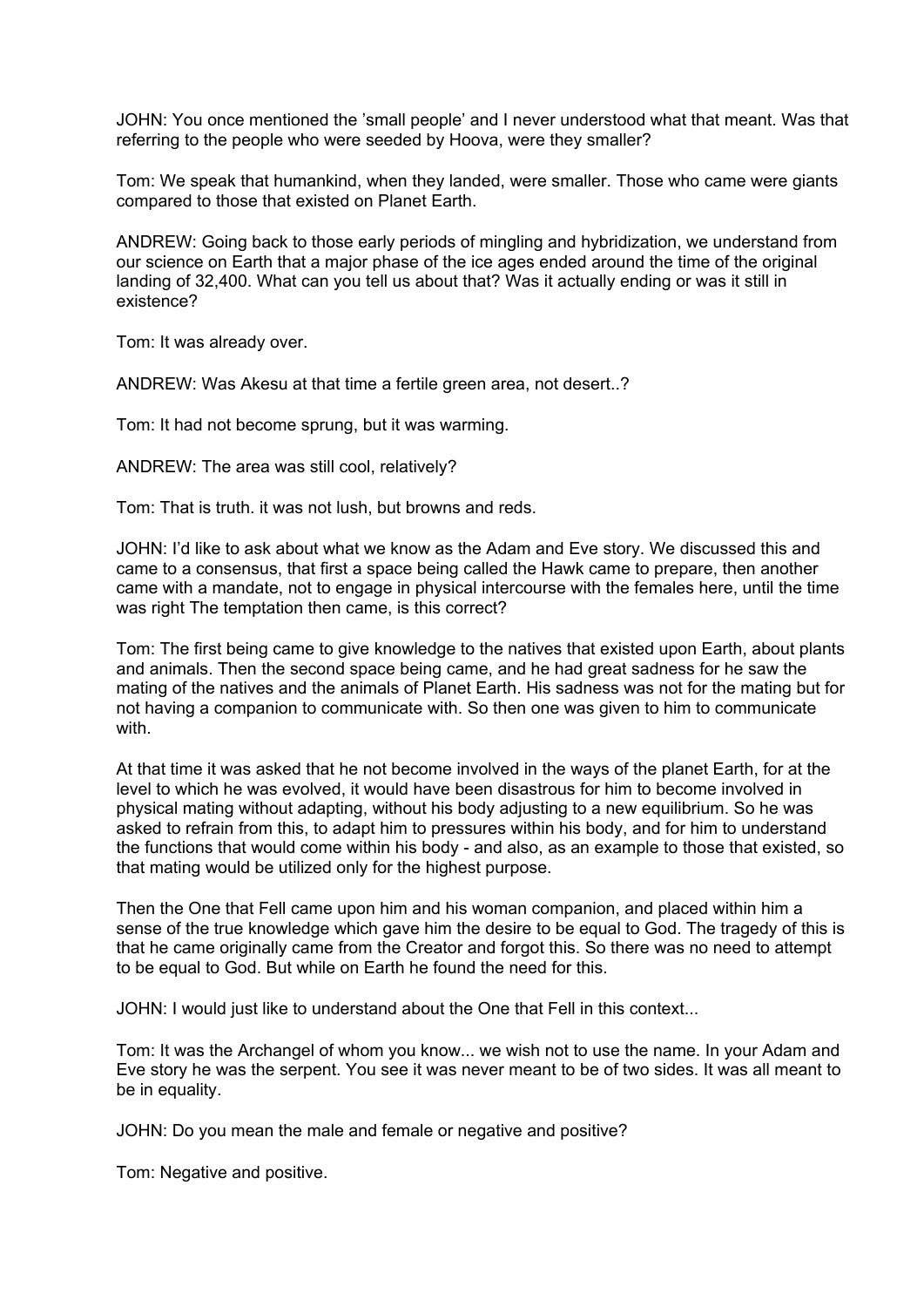JOHN: You once mentioned the 'small people' and I never understood what that meant. Was that referring to the people who were seeded by Hoova, were they smaller?

Tom: We speak that humankind, when they landed, were smaller. Those who came were giants compared to those that existed on Planet Earth.

ANDREW: Going back to those early periods of mingling and hybridization, we understand from our science on Earth that a major phase of the ice ages ended around the time of the original landing of 32,400. What can you tell us about that? Was it actually ending or was it still in existence?

Tom: It was already over.

ANDREW: Was Akesu at that time a fertile green area, not desert..?

Tom: It had not become sprung, but it was warming.

ANDREW: The area was still cool, relatively?

Tom: That is truth. it was not lush, but browns and reds.

JOHN: I'd like to ask about what we know as the Adam and Eve story. We discussed this and came to a consensus, that first a space being called the Hawk came to prepare, then another came with a mandate, not to engage in physical intercourse with the females here, until the time was right The temptation then came, is this correct?

Tom: The first being came to give knowledge to the natives that existed upon Earth, about plants and animals. Then the second space being came, and he had great sadness for he saw the mating of the natives and the animals of Planet Earth. His sadness was not for the mating but for not having a companion to communicate with. So then one was given to him to communicate with.

At that time it was asked that he not become involved in the ways of the planet Earth, for at the level to which he was evolved, it would have been disastrous for him to become involved in physical mating without adapting, without his body adjusting to a new equilibrium. So he was asked to refrain from this, to adapt him to pressures within his body, and for him to understand the functions that would come within his body - and also, as an example to those that existed, so that mating would be utilized only for the highest purpose.

Then the One that Fell came upon him and his woman companion, and placed within him a sense of the true knowledge which gave him the desire to be equal to God. The tragedy of this is that he came originally came from the Creator and forgot this. So there was no need to attempt to be equal to God. But while on Earth he found the need for this.

JOHN: I would just like to understand about the One that Fell in this context...

Tom: It was the Archangel of whom you know... we wish not to use the name. In your Adam and Eve story he was the serpent. You see it was never meant to be of two sides. It was all meant to be in equality.

JOHN: Do you mean the male and female or negative and positive?

Tom: Negative and positive.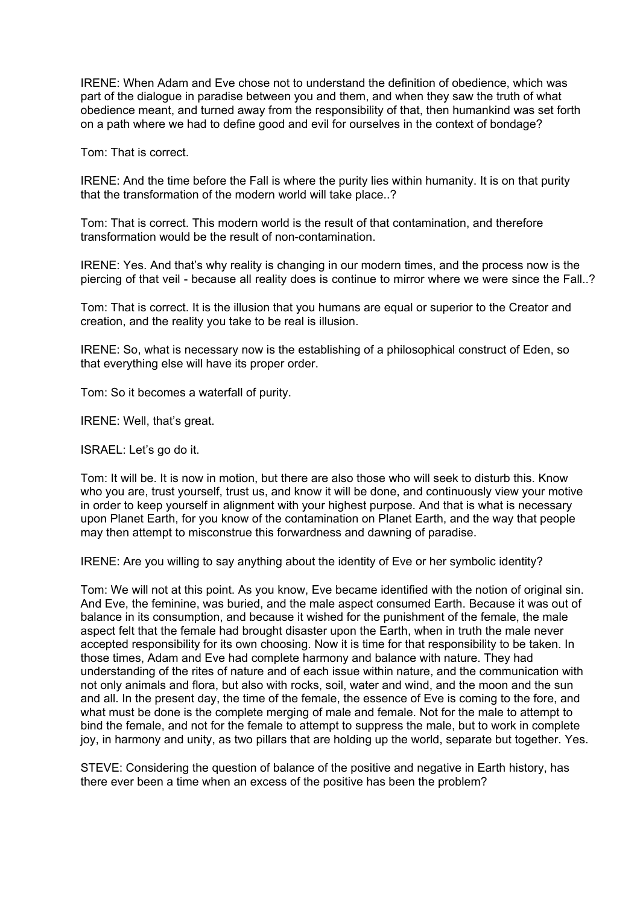IRENE: When Adam and Eve chose not to understand the definition of obedience, which was part of the dialogue in paradise between you and them, and when they saw the truth of what obedience meant, and turned away from the responsibility of that, then humankind was set forth on a path where we had to define good and evil for ourselves in the context of bondage?

Tom: That is correct.

IRENE: And the time before the Fall is where the purity lies within humanity. It is on that purity that the transformation of the modern world will take place..?

Tom: That is correct. This modern world is the result of that contamination, and therefore transformation would be the result of non-contamination.

IRENE: Yes. And that's why reality is changing in our modern times, and the process now is the piercing of that veil - because all reality does is continue to mirror where we were since the Fall..?

Tom: That is correct. It is the illusion that you humans are equal or superior to the Creator and creation, and the reality you take to be real is illusion.

IRENE: So, what is necessary now is the establishing of a philosophical construct of Eden, so that everything else will have its proper order.

Tom: So it becomes a waterfall of purity.

IRENE: Well, that's great.

ISRAEL: Let's go do it.

Tom: It will be. It is now in motion, but there are also those who will seek to disturb this. Know who you are, trust yourself, trust us, and know it will be done, and continuously view your motive in order to keep yourself in alignment with your highest purpose. And that is what is necessary upon Planet Earth, for you know of the contamination on Planet Earth, and the way that people may then attempt to misconstrue this forwardness and dawning of paradise.

IRENE: Are you willing to say anything about the identity of Eve or her symbolic identity?

Tom: We will not at this point. As you know, Eve became identified with the notion of original sin. And Eve, the feminine, was buried, and the male aspect consumed Earth. Because it was out of balance in its consumption, and because it wished for the punishment of the female, the male aspect felt that the female had brought disaster upon the Earth, when in truth the male never accepted responsibility for its own choosing. Now it is time for that responsibility to be taken. In those times, Adam and Eve had complete harmony and balance with nature. They had understanding of the rites of nature and of each issue within nature, and the communication with not only animals and flora, but also with rocks, soil, water and wind, and the moon and the sun and all. In the present day, the time of the female, the essence of Eve is coming to the fore, and what must be done is the complete merging of male and female. Not for the male to attempt to bind the female, and not for the female to attempt to suppress the male, but to work in complete joy, in harmony and unity, as two pillars that are holding up the world, separate but together. Yes.

STEVE: Considering the question of balance of the positive and negative in Earth history, has there ever been a time when an excess of the positive has been the problem?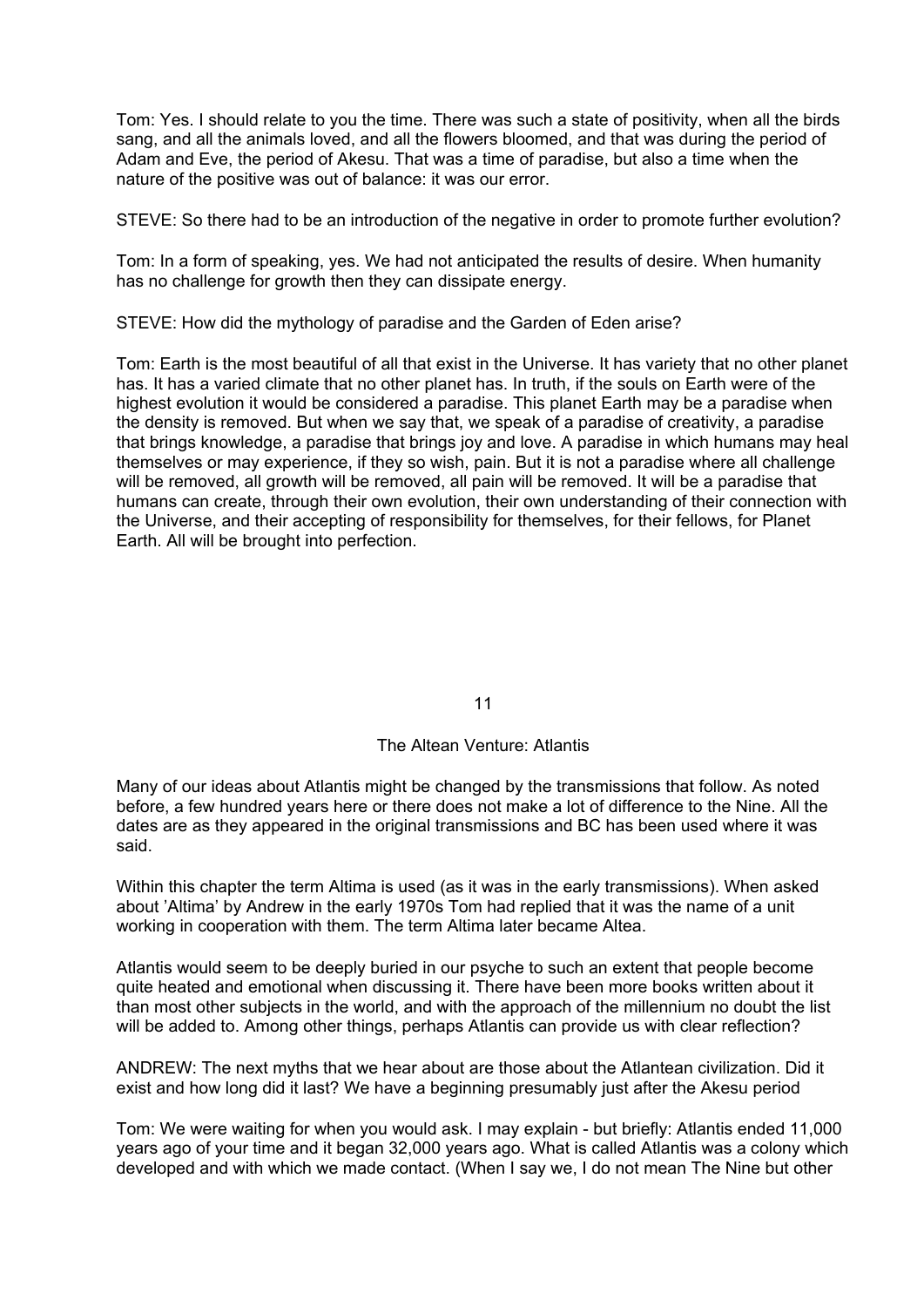Tom: Yes. I should relate to you the time. There was such a state of positivity, when all the birds sang, and all the animals loved, and all the flowers bloomed, and that was during the period of Adam and Eve, the period of Akesu. That was a time of paradise, but also a time when the nature of the positive was out of balance: it was our error.

STEVE: So there had to be an introduction of the negative in order to promote further evolution?

Tom: In a form of speaking, yes. We had not anticipated the results of desire. When humanity has no challenge for growth then they can dissipate energy.

STEVE: How did the mythology of paradise and the Garden of Eden arise?

Tom: Earth is the most beautiful of all that exist in the Universe. It has variety that no other planet has. It has a varied climate that no other planet has. In truth, if the souls on Earth were of the highest evolution it would be considered a paradise. This planet Earth may be a paradise when the density is removed. But when we say that, we speak of a paradise of creativity, a paradise that brings knowledge, a paradise that brings joy and love. A paradise in which humans may heal themselves or may experience, if they so wish, pain. But it is not a paradise where all challenge will be removed, all growth will be removed, all pain will be removed. It will be a paradise that humans can create, through their own evolution, their own understanding of their connection with the Universe, and their accepting of responsibility for themselves, for their fellows, for Planet Earth. All will be brought into perfection.

# 11

## The Altean Venture: Atlantis

Many of our ideas about Atlantis might be changed by the transmissions that follow. As noted before, a few hundred years here or there does not make a lot of difference to the Nine. All the dates are as they appeared in the original transmissions and BC has been used where it was said.

Within this chapter the term Altima is used (as it was in the early transmissions). When asked about 'Altima' by Andrew in the early 1970s Tom had replied that it was the name of a unit working in cooperation with them. The term Altima later became Altea.

Atlantis would seem to be deeply buried in our psyche to such an extent that people become quite heated and emotional when discussing it. There have been more books written about it than most other subjects in the world, and with the approach of the millennium no doubt the list will be added to. Among other things, perhaps Atlantis can provide us with clear reflection?

ANDREW: The next myths that we hear about are those about the Atlantean civilization. Did it exist and how long did it last? We have a beginning presumably just after the Akesu period

Tom: We were waiting for when you would ask. I may explain - but briefly: Atlantis ended 11,000 years ago of your time and it began 32,000 years ago. What is called Atlantis was a colony which developed and with which we made contact. (When I say we, I do not mean The Nine but other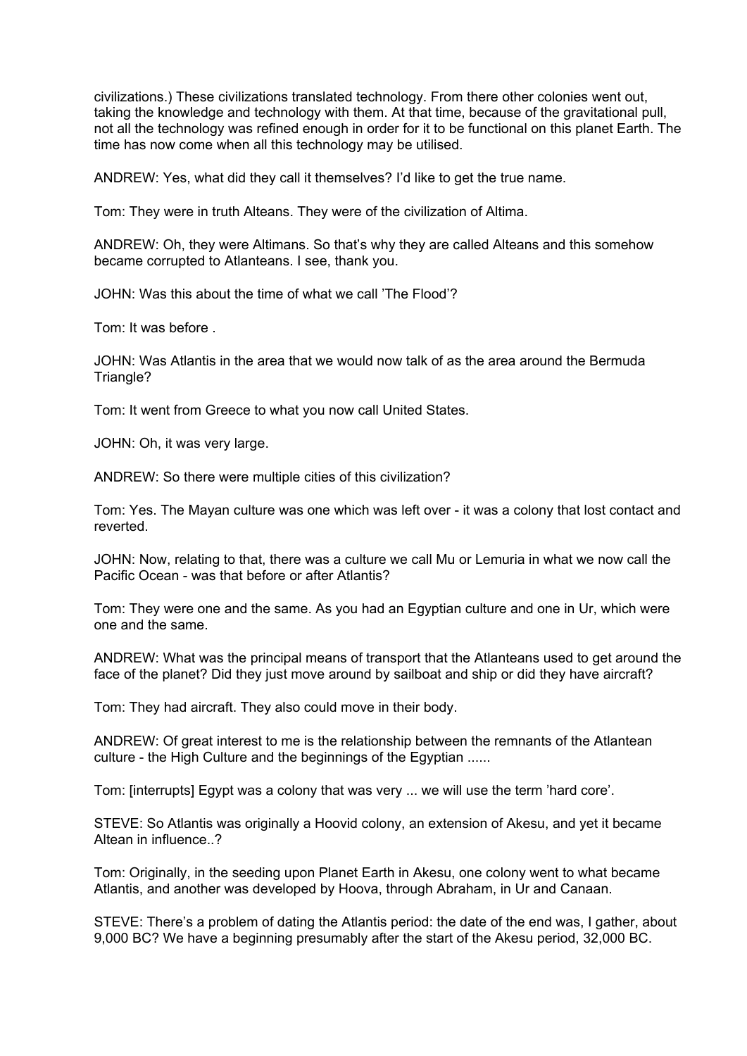civilizations.) These civilizations translated technology. From there other colonies went out, taking the knowledge and technology with them. At that time, because of the gravitational pull, not all the technology was refined enough in order for it to be functional on this planet Earth. The time has now come when all this technology may be utilised.

ANDREW: Yes, what did they call it themselves? I'd like to get the true name.

Tom: They were in truth Alteans. They were of the civilization of Altima.

ANDREW: Oh, they were Altimans. So that's why they are called Alteans and this somehow became corrupted to Atlanteans. I see, thank you.

JOHN: Was this about the time of what we call 'The Flood'?

Tom: It was before .

JOHN: Was Atlantis in the area that we would now talk of as the area around the Bermuda Triangle?

Tom: It went from Greece to what you now call United States.

JOHN: Oh, it was very large.

ANDREW: So there were multiple cities of this civilization?

Tom: Yes. The Mayan culture was one which was left over - it was a colony that lost contact and reverted.

JOHN: Now, relating to that, there was a culture we call Mu or Lemuria in what we now call the Pacific Ocean - was that before or after Atlantis?

Tom: They were one and the same. As you had an Egyptian culture and one in Ur, which were one and the same.

ANDREW: What was the principal means of transport that the Atlanteans used to get around the face of the planet? Did they just move around by sailboat and ship or did they have aircraft?

Tom: They had aircraft. They also could move in their body.

ANDREW: Of great interest to me is the relationship between the remnants of the Atlantean culture - the High Culture and the beginnings of the Egyptian ......

Tom: [interrupts] Egypt was a colony that was very ... we will use the term 'hard core'.

STEVE: So Atlantis was originally a Hoovid colony, an extension of Akesu, and yet it became Altean in influence..?

Tom: Originally, in the seeding upon Planet Earth in Akesu, one colony went to what became Atlantis, and another was developed by Hoova, through Abraham, in Ur and Canaan.

STEVE: There's a problem of dating the Atlantis period: the date of the end was, I gather, about 9,000 BC? We have a beginning presumably after the start of the Akesu period, 32,000 BC.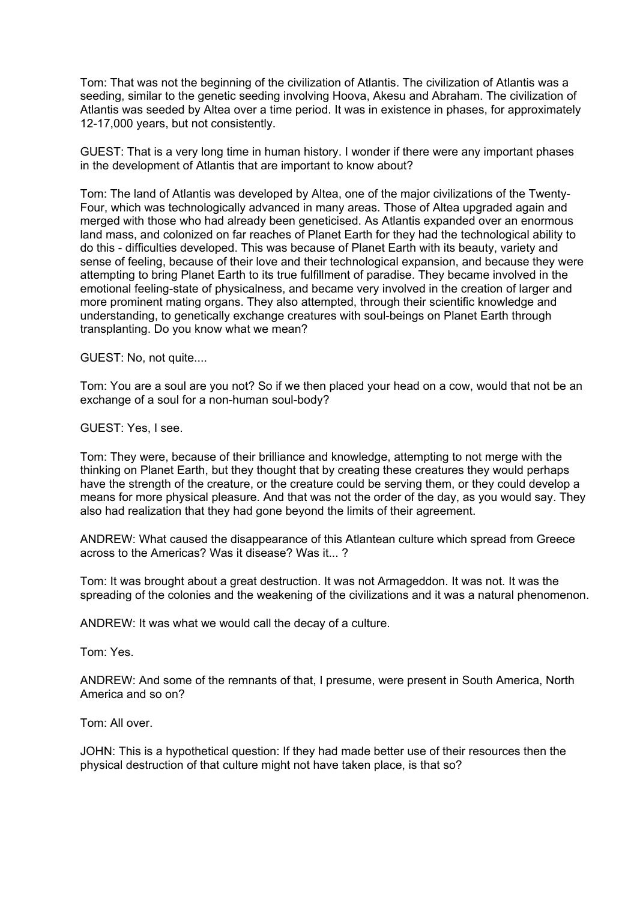Tom: That was not the beginning of the civilization of Atlantis. The civilization of Atlantis was a seeding, similar to the genetic seeding involving Hoova, Akesu and Abraham. The civilization of Atlantis was seeded by Altea over a time period. It was in existence in phases, for approximately 12-17,000 years, but not consistently.

GUEST: That is a very long time in human history. I wonder if there were any important phases in the development of Atlantis that are important to know about?

Tom: The land of Atlantis was developed by Altea, one of the major civilizations of the Twenty-Four, which was technologically advanced in many areas. Those of Altea upgraded again and merged with those who had already been geneticised. As Atlantis expanded over an enormous land mass, and colonized on far reaches of Planet Earth for they had the technological ability to do this - difficulties developed. This was because of Planet Earth with its beauty, variety and sense of feeling, because of their love and their technological expansion, and because they were attempting to bring Planet Earth to its true fulfillment of paradise. They became involved in the emotional feeling-state of physicalness, and became very involved in the creation of larger and more prominent mating organs. They also attempted, through their scientific knowledge and understanding, to genetically exchange creatures with soul-beings on Planet Earth through transplanting. Do you know what we mean?

GUEST: No, not quite....

Tom: You are a soul are you not? So if we then placed your head on a cow, would that not be an exchange of a soul for a non-human soul-body?

GUEST: Yes, I see.

Tom: They were, because of their brilliance and knowledge, attempting to not merge with the thinking on Planet Earth, but they thought that by creating these creatures they would perhaps have the strength of the creature, or the creature could be serving them, or they could develop a means for more physical pleasure. And that was not the order of the day, as you would say. They also had realization that they had gone beyond the limits of their agreement.

ANDREW: What caused the disappearance of this Atlantean culture which spread from Greece across to the Americas? Was it disease? Was it... ?

Tom: It was brought about a great destruction. It was not Armageddon. It was not. It was the spreading of the colonies and the weakening of the civilizations and it was a natural phenomenon.

ANDREW: It was what we would call the decay of a culture.

Tom: Yes.

ANDREW: And some of the remnants of that, I presume, were present in South America, North America and so on?

Tom: All over.

JOHN: This is a hypothetical question: If they had made better use of their resources then the physical destruction of that culture might not have taken place, is that so?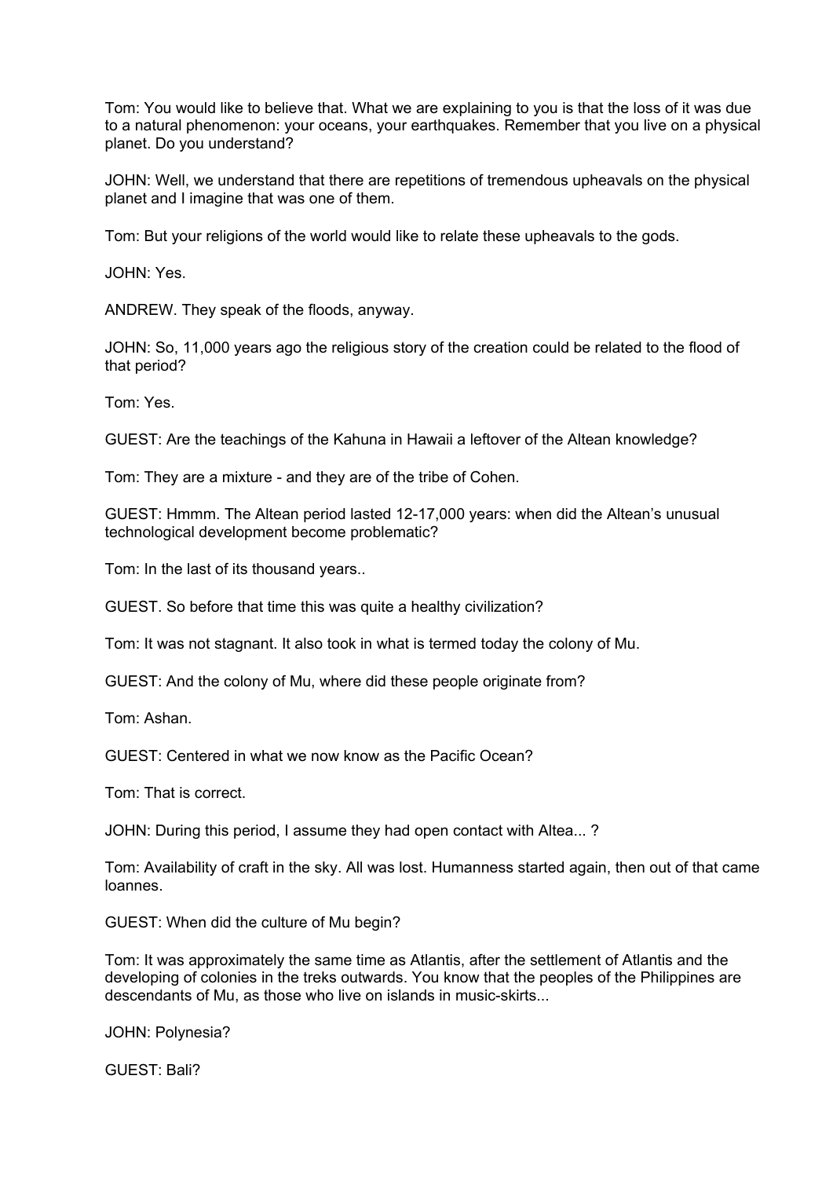Tom: You would like to believe that. What we are explaining to you is that the loss of it was due to a natural phenomenon: your oceans, your earthquakes. Remember that you live on a physical planet. Do you understand?

JOHN: Well, we understand that there are repetitions of tremendous upheavals on the physical planet and I imagine that was one of them.

Tom: But your religions of the world would like to relate these upheavals to the gods.

JOHN: Yes.

ANDREW. They speak of the floods, anyway.

JOHN: So, 11,000 years ago the religious story of the creation could be related to the flood of that period?

Tom: Yes.

GUEST: Are the teachings of the Kahuna in Hawaii a leftover of the Altean knowledge?

Tom: They are a mixture - and they are of the tribe of Cohen.

GUEST: Hmmm. The Altean period lasted 12-17,000 years: when did the Altean's unusual technological development become problematic?

Tom: In the last of its thousand years..

GUEST. So before that time this was quite a healthy civilization?

Tom: It was not stagnant. It also took in what is termed today the colony of Mu.

GUEST: And the colony of Mu, where did these people originate from?

Tom: Ashan.

GUEST: Centered in what we now know as the Pacific Ocean?

Tom: That is correct.

JOHN: During this period, I assume they had open contact with Altea... ?

Tom: Availability of craft in the sky. All was lost. Humanness started again, then out of that came Ioannes.

GUEST: When did the culture of Mu begin?

Tom: It was approximately the same time as Atlantis, after the settlement of Atlantis and the developing of colonies in the treks outwards. You know that the peoples of the Philippines are descendants of Mu, as those who live on islands in music-skirts...

JOHN: Polynesia?

GUEST: Bali?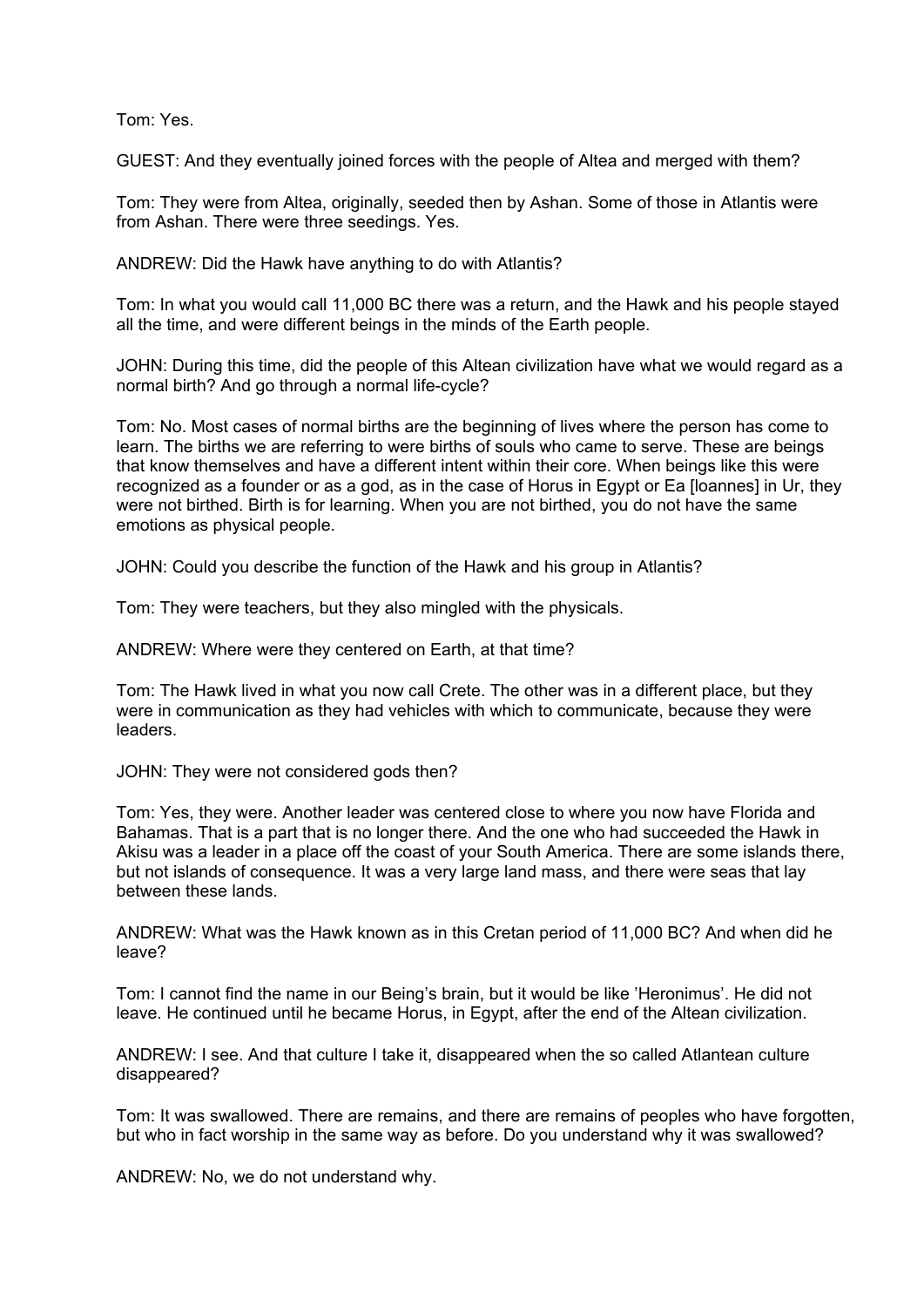Tom: Yes.

GUEST: And they eventually joined forces with the people of Altea and merged with them?

Tom: They were from Altea, originally, seeded then by Ashan. Some of those in Atlantis were from Ashan. There were three seedings. Yes.

ANDREW: Did the Hawk have anything to do with Atlantis?

Tom: In what you would call 11,000 BC there was a return, and the Hawk and his people stayed all the time, and were different beings in the minds of the Earth people.

JOHN: During this time, did the people of this Altean civilization have what we would regard as a normal birth? And go through a normal life-cycle?

Tom: No. Most cases of normal births are the beginning of lives where the person has come to learn. The births we are referring to were births of souls who came to serve. These are beings that know themselves and have a different intent within their core. When beings like this were recognized as a founder or as a god, as in the case of Horus in Egypt or Ea [Ioannes] in Ur, they were not birthed. Birth is for learning. When you are not birthed, you do not have the same emotions as physical people.

JOHN: Could you describe the function of the Hawk and his group in Atlantis?

Tom: They were teachers, but they also mingled with the physicals.

ANDREW: Where were they centered on Earth, at that time?

Tom: The Hawk lived in what you now call Crete. The other was in a different place, but they were in communication as they had vehicles with which to communicate, because they were leaders.

JOHN: They were not considered gods then?

Tom: Yes, they were. Another leader was centered close to where you now have Florida and Bahamas. That is a part that is no longer there. And the one who had succeeded the Hawk in Akisu was a leader in a place off the coast of your South America. There are some islands there, but not islands of consequence. It was a very large land mass, and there were seas that lay between these lands.

ANDREW: What was the Hawk known as in this Cretan period of 11,000 BC? And when did he leave?

Tom: I cannot find the name in our Being's brain, but it would be like 'Heronimus'. He did not leave. He continued until he became Horus, in Egypt, after the end of the Altean civilization.

ANDREW: I see. And that culture I take it, disappeared when the so called Atlantean culture disappeared?

Tom: It was swallowed. There are remains, and there are remains of peoples who have forgotten, but who in fact worship in the same way as before. Do you understand why it was swallowed?

ANDREW: No, we do not understand why.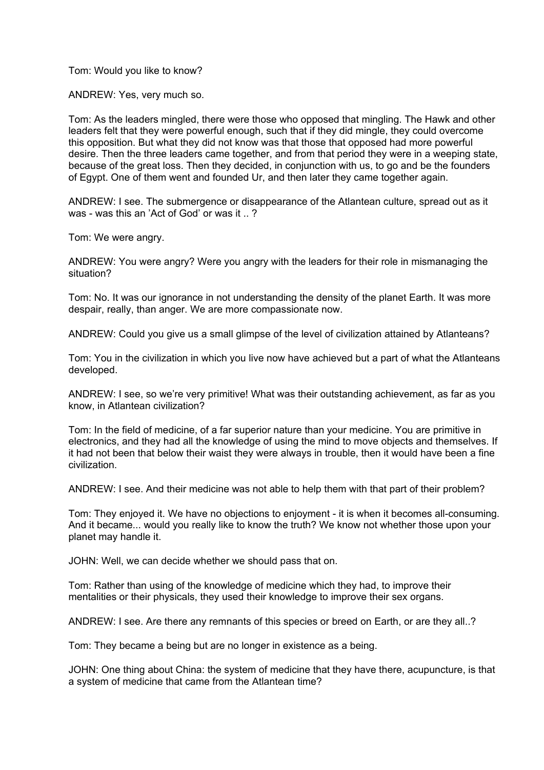Tom: Would you like to know?

ANDREW: Yes, very much so.

Tom: As the leaders mingled, there were those who opposed that mingling. The Hawk and other leaders felt that they were powerful enough, such that if they did mingle, they could overcome this opposition. But what they did not know was that those that opposed had more powerful desire. Then the three leaders came together, and from that period they were in a weeping state, because of the great loss. Then they decided, in conjunction with us, to go and be the founders of Egypt. One of them went and founded Ur, and then later they came together again.

ANDREW: I see. The submergence or disappearance of the Atlantean culture, spread out as it was - was this an 'Act of God' or was it .. ?

Tom: We were angry.

ANDREW: You were angry? Were you angry with the leaders for their role in mismanaging the situation?

Tom: No. It was our ignorance in not understanding the density of the planet Earth. It was more despair, really, than anger. We are more compassionate now.

ANDREW: Could you give us a small glimpse of the level of civilization attained by Atlanteans?

Tom: You in the civilization in which you live now have achieved but a part of what the Atlanteans developed.

ANDREW: I see, so we're very primitive! What was their outstanding achievement, as far as you know, in Atlantean civilization?

Tom: In the field of medicine, of a far superior nature than your medicine. You are primitive in electronics, and they had all the knowledge of using the mind to move objects and themselves. If it had not been that below their waist they were always in trouble, then it would have been a fine civilization.

ANDREW: I see. And their medicine was not able to help them with that part of their problem?

Tom: They enjoyed it. We have no objections to enjoyment - it is when it becomes all-consuming. And it became... would you really like to know the truth? We know not whether those upon your planet may handle it.

JOHN: Well, we can decide whether we should pass that on.

Tom: Rather than using of the knowledge of medicine which they had, to improve their mentalities or their physicals, they used their knowledge to improve their sex organs.

ANDREW: I see. Are there any remnants of this species or breed on Earth, or are they all..?

Tom: They became a being but are no longer in existence as a being.

JOHN: One thing about China: the system of medicine that they have there, acupuncture, is that a system of medicine that came from the Atlantean time?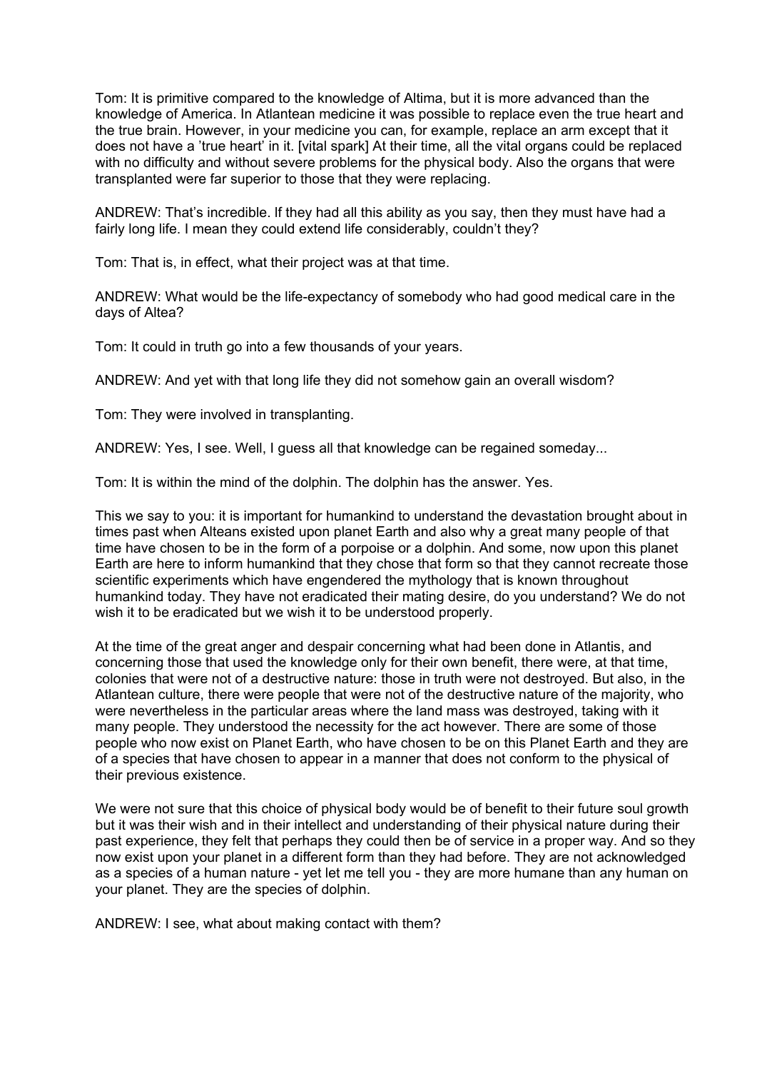Tom: It is primitive compared to the knowledge of Altima, but it is more advanced than the knowledge of America. In Atlantean medicine it was possible to replace even the true heart and the true brain. However, in your medicine you can, for example, replace an arm except that it does not have a 'true heart' in it. [vital spark] At their time, all the vital organs could be replaced with no difficulty and without severe problems for the physical body. Also the organs that were transplanted were far superior to those that they were replacing.

ANDREW: That's incredible. If they had all this ability as you say, then they must have had a fairly long life. I mean they could extend life considerably, couldn't they?

Tom: That is, in effect, what their project was at that time.

ANDREW: What would be the life-expectancy of somebody who had good medical care in the days of Altea?

Tom: It could in truth go into a few thousands of your years.

ANDREW: And yet with that long life they did not somehow gain an overall wisdom?

Tom: They were involved in transplanting.

ANDREW: Yes, I see. Well, I guess all that knowledge can be regained someday...

Tom: It is within the mind of the dolphin. The dolphin has the answer. Yes.

This we say to you: it is important for humankind to understand the devastation brought about in times past when Alteans existed upon planet Earth and also why a great many people of that time have chosen to be in the form of a porpoise or a dolphin. And some, now upon this planet Earth are here to inform humankind that they chose that form so that they cannot recreate those scientific experiments which have engendered the mythology that is known throughout humankind today. They have not eradicated their mating desire, do you understand? We do not wish it to be eradicated but we wish it to be understood properly.

At the time of the great anger and despair concerning what had been done in Atlantis, and concerning those that used the knowledge only for their own benefit, there were, at that time, colonies that were not of a destructive nature: those in truth were not destroyed. But also, in the Atlantean culture, there were people that were not of the destructive nature of the majority, who were nevertheless in the particular areas where the land mass was destroyed, taking with it many people. They understood the necessity for the act however. There are some of those people who now exist on Planet Earth, who have chosen to be on this Planet Earth and they are of a species that have chosen to appear in a manner that does not conform to the physical of their previous existence.

We were not sure that this choice of physical body would be of benefit to their future soul growth but it was their wish and in their intellect and understanding of their physical nature during their past experience, they felt that perhaps they could then be of service in a proper way. And so they now exist upon your planet in a different form than they had before. They are not acknowledged as a species of a human nature - yet let me tell you - they are more humane than any human on your planet. They are the species of dolphin.

ANDREW: I see, what about making contact with them?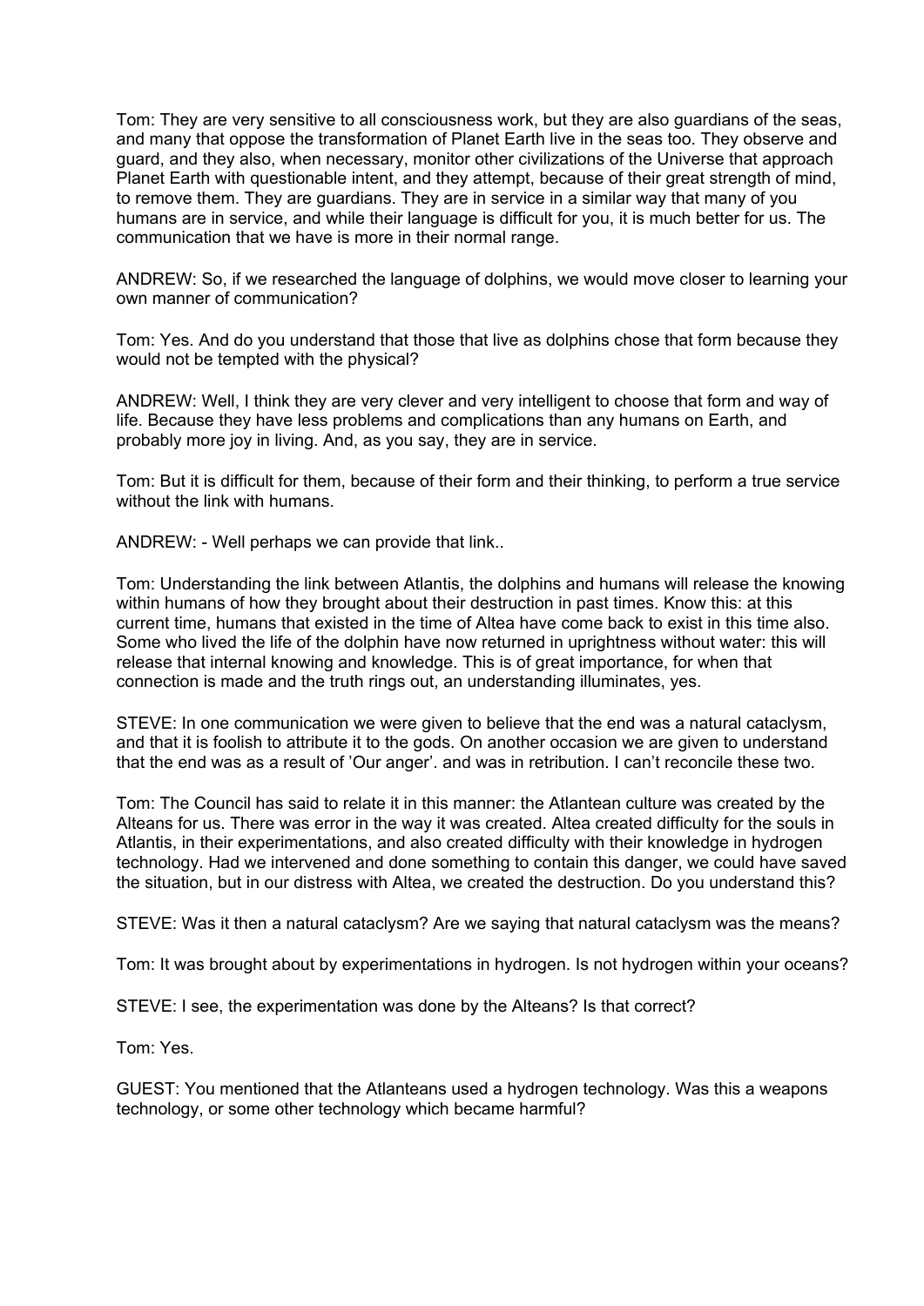Tom: They are very sensitive to all consciousness work, but they are also guardians of the seas, and many that oppose the transformation of Planet Earth live in the seas too. They observe and guard, and they also, when necessary, monitor other civilizations of the Universe that approach Planet Earth with questionable intent, and they attempt, because of their great strength of mind, to remove them. They are guardians. They are in service in a similar way that many of you humans are in service, and while their language is difficult for you, it is much better for us. The communication that we have is more in their normal range.

ANDREW: So, if we researched the language of dolphins, we would move closer to learning your own manner of communication?

Tom: Yes. And do you understand that those that live as dolphins chose that form because they would not be tempted with the physical?

ANDREW: Well, I think they are very clever and very intelligent to choose that form and way of life. Because they have less problems and complications than any humans on Earth, and probably more joy in living. And, as you say, they are in service.

Tom: But it is difficult for them, because of their form and their thinking, to perform a true service without the link with humans.

ANDREW: - Well perhaps we can provide that link..

Tom: Understanding the link between Atlantis, the dolphins and humans will release the knowing within humans of how they brought about their destruction in past times. Know this: at this current time, humans that existed in the time of Altea have come back to exist in this time also. Some who lived the life of the dolphin have now returned in uprightness without water: this will release that internal knowing and knowledge. This is of great importance, for when that connection is made and the truth rings out, an understanding illuminates, yes.

STEVE: In one communication we were given to believe that the end was a natural cataclysm, and that it is foolish to attribute it to the gods. On another occasion we are given to understand that the end was as a result of 'Our anger'. and was in retribution. I can't reconcile these two.

Tom: The Council has said to relate it in this manner: the Atlantean culture was created by the Alteans for us. There was error in the way it was created. Altea created difficulty for the souls in Atlantis, in their experimentations, and also created difficulty with their knowledge in hydrogen technology. Had we intervened and done something to contain this danger, we could have saved the situation, but in our distress with Altea, we created the destruction. Do you understand this?

STEVE: Was it then a natural cataclysm? Are we saying that natural cataclysm was the means?

Tom: It was brought about by experimentations in hydrogen. Is not hydrogen within your oceans?

STEVE: I see, the experimentation was done by the Alteans? Is that correct?

Tom: Yes.

GUEST: You mentioned that the Atlanteans used a hydrogen technology. Was this a weapons technology, or some other technology which became harmful?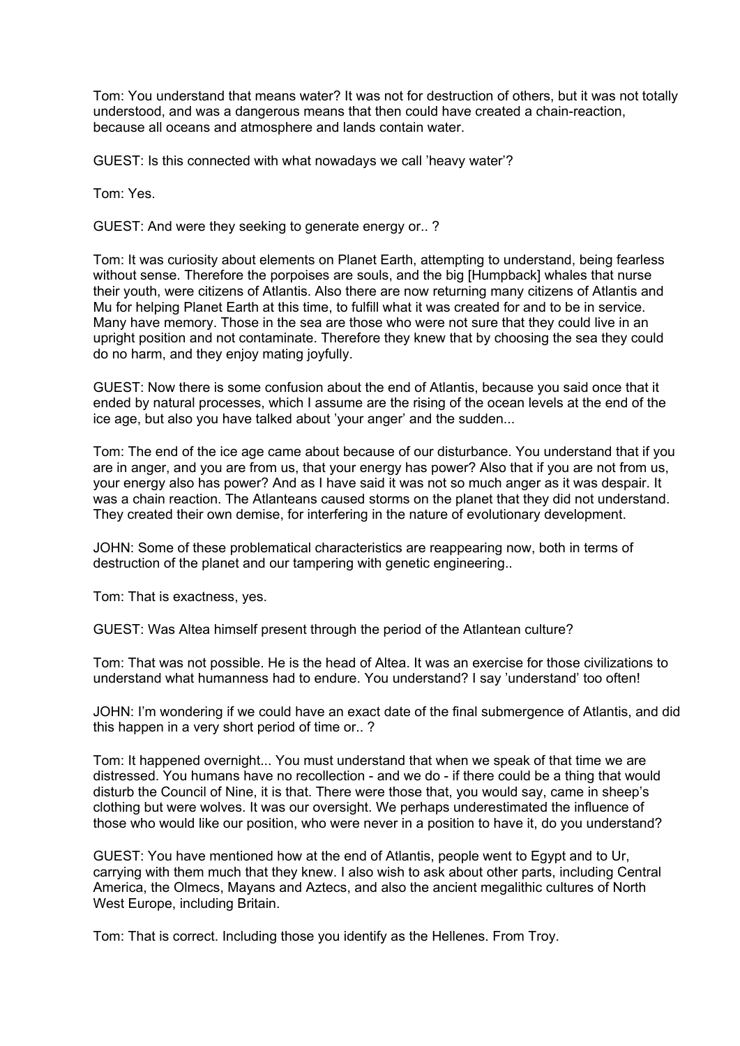Tom: You understand that means water? It was not for destruction of others, but it was not totally understood, and was a dangerous means that then could have created a chain-reaction, because all oceans and atmosphere and lands contain water.

GUEST: Is this connected with what nowadays we call 'heavy water'?

Tom: Yes.

GUEST: And were they seeking to generate energy or.. ?

Tom: It was curiosity about elements on Planet Earth, attempting to understand, being fearless without sense. Therefore the porpoises are souls, and the big [Humpback] whales that nurse their youth, were citizens of Atlantis. Also there are now returning many citizens of Atlantis and Mu for helping Planet Earth at this time, to fulfill what it was created for and to be in service. Many have memory. Those in the sea are those who were not sure that they could live in an upright position and not contaminate. Therefore they knew that by choosing the sea they could do no harm, and they enjoy mating joyfully.

GUEST: Now there is some confusion about the end of Atlantis, because you said once that it ended by natural processes, which I assume are the rising of the ocean levels at the end of the ice age, but also you have talked about 'your anger' and the sudden...

Tom: The end of the ice age came about because of our disturbance. You understand that if you are in anger, and you are from us, that your energy has power? Also that if you are not from us, your energy also has power? And as I have said it was not so much anger as it was despair. It was a chain reaction. The Atlanteans caused storms on the planet that they did not understand. They created their own demise, for interfering in the nature of evolutionary development.

JOHN: Some of these problematical characteristics are reappearing now, both in terms of destruction of the planet and our tampering with genetic engineering..

Tom: That is exactness, yes.

GUEST: Was Altea himself present through the period of the Atlantean culture?

Tom: That was not possible. He is the head of Altea. It was an exercise for those civilizations to understand what humanness had to endure. You understand? I say 'understand' too often!

JOHN: I'm wondering if we could have an exact date of the final submergence of Atlantis, and did this happen in a very short period of time or.. ?

Tom: It happened overnight... You must understand that when we speak of that time we are distressed. You humans have no recollection - and we do - if there could be a thing that would disturb the Council of Nine, it is that. There were those that, you would say, came in sheep's clothing but were wolves. It was our oversight. We perhaps underestimated the influence of those who would like our position, who were never in a position to have it, do you understand?

GUEST: You have mentioned how at the end of Atlantis, people went to Egypt and to Ur, carrying with them much that they knew. I also wish to ask about other parts, including Central America, the Olmecs, Mayans and Aztecs, and also the ancient megalithic cultures of North West Europe, including Britain.

Tom: That is correct. Including those you identify as the Hellenes. From Troy.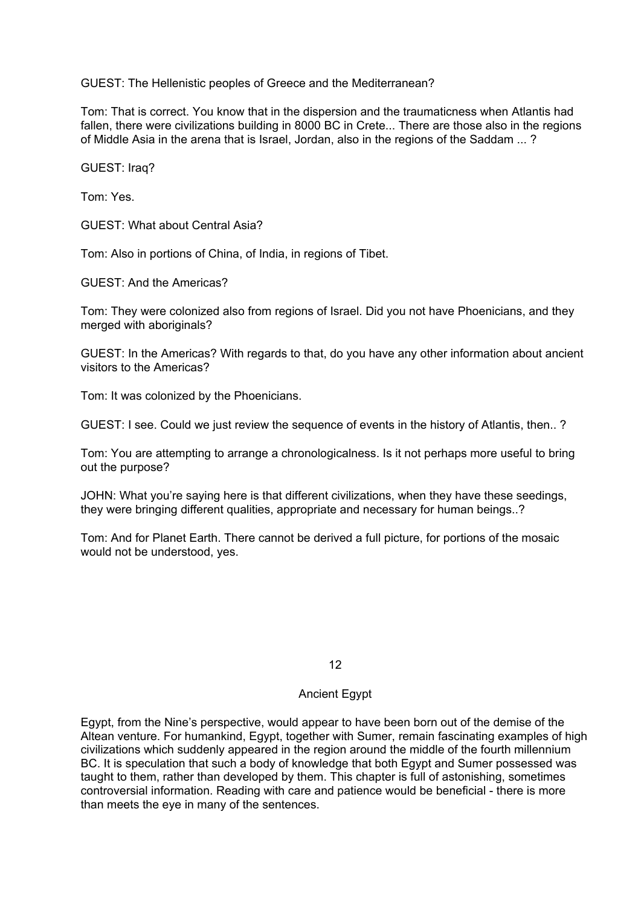GUEST: The Hellenistic peoples of Greece and the Mediterranean?

Tom: That is correct. You know that in the dispersion and the traumaticness when Atlantis had fallen, there were civilizations building in 8000 BC in Crete... There are those also in the regions of Middle Asia in the arena that is Israel, Jordan, also in the regions of the Saddam ... ?

GUEST: Iraq?

Tom: Yes.

GUEST: What about Central Asia?

Tom: Also in portions of China, of India, in regions of Tibet.

GUEST: And the Americas?

Tom: They were colonized also from regions of Israel. Did you not have Phoenicians, and they merged with aboriginals?

GUEST: In the Americas? With regards to that, do you have any other information about ancient visitors to the Americas?

Tom: It was colonized by the Phoenicians.

GUEST: I see. Could we just review the sequence of events in the history of Atlantis, then.. ?

Tom: You are attempting to arrange a chronologicalness. Is it not perhaps more useful to bring out the purpose?

JOHN: What you're saying here is that different civilizations, when they have these seedings, they were bringing different qualities, appropriate and necessary for human beings..?

Tom: And for Planet Earth. There cannot be derived a full picture, for portions of the mosaic would not be understood, yes.

# 12

## Ancient Egypt

Egypt, from the Nine's perspective, would appear to have been born out of the demise of the Altean venture. For humankind, Egypt, together with Sumer, remain fascinating examples of high civilizations which suddenly appeared in the region around the middle of the fourth millennium BC. It is speculation that such a body of knowledge that both Egypt and Sumer possessed was taught to them, rather than developed by them. This chapter is full of astonishing, sometimes controversial information. Reading with care and patience would be beneficial - there is more than meets the eye in many of the sentences.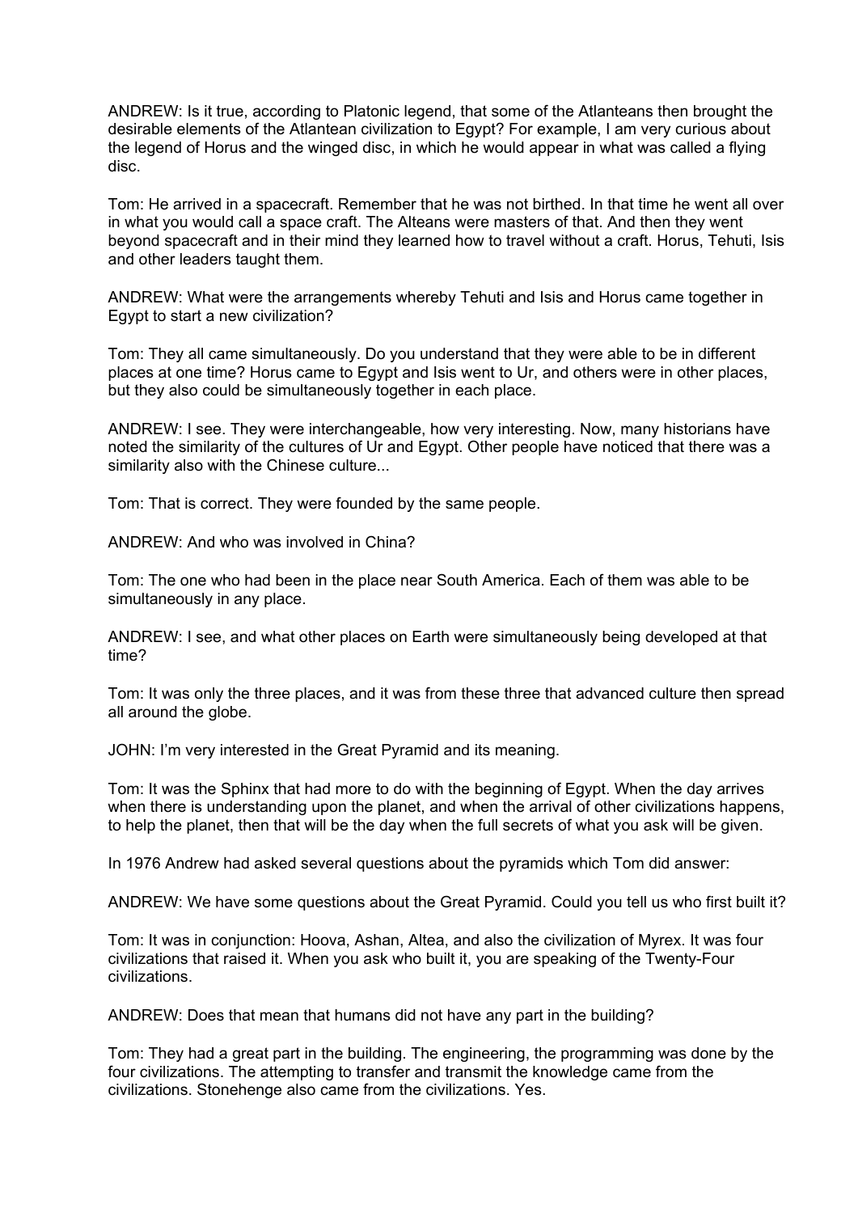ANDREW: Is it true, according to Platonic legend, that some of the Atlanteans then brought the desirable elements of the Atlantean civilization to Egypt? For example, I am very curious about the legend of Horus and the winged disc, in which he would appear in what was called a flying disc.

Tom: He arrived in a spacecraft. Remember that he was not birthed. In that time he went all over in what you would call a space craft. The Alteans were masters of that. And then they went beyond spacecraft and in their mind they learned how to travel without a craft. Horus, Tehuti, Isis and other leaders taught them.

ANDREW: What were the arrangements whereby Tehuti and Isis and Horus came together in Egypt to start a new civilization?

Tom: They all came simultaneously. Do you understand that they were able to be in different places at one time? Horus came to Egypt and Isis went to Ur, and others were in other places, but they also could be simultaneously together in each place.

ANDREW: I see. They were interchangeable, how very interesting. Now, many historians have noted the similarity of the cultures of Ur and Egypt. Other people have noticed that there was a similarity also with the Chinese culture...

Tom: That is correct. They were founded by the same people.

ANDREW: And who was involved in China?

Tom: The one who had been in the place near South America. Each of them was able to be simultaneously in any place.

ANDREW: I see, and what other places on Earth were simultaneously being developed at that time?

Tom: It was only the three places, and it was from these three that advanced culture then spread all around the globe.

JOHN: I'm very interested in the Great Pyramid and its meaning.

Tom: It was the Sphinx that had more to do with the beginning of Egypt. When the day arrives when there is understanding upon the planet, and when the arrival of other civilizations happens, to help the planet, then that will be the day when the full secrets of what you ask will be given.

In 1976 Andrew had asked several questions about the pyramids which Tom did answer:

ANDREW: We have some questions about the Great Pyramid. Could you tell us who first built it?

Tom: It was in conjunction: Hoova, Ashan, Altea, and also the civilization of Myrex. It was four civilizations that raised it. When you ask who built it, you are speaking of the Twenty-Four civilizations.

ANDREW: Does that mean that humans did not have any part in the building?

Tom: They had a great part in the building. The engineering, the programming was done by the four civilizations. The attempting to transfer and transmit the knowledge came from the civilizations. Stonehenge also came from the civilizations. Yes.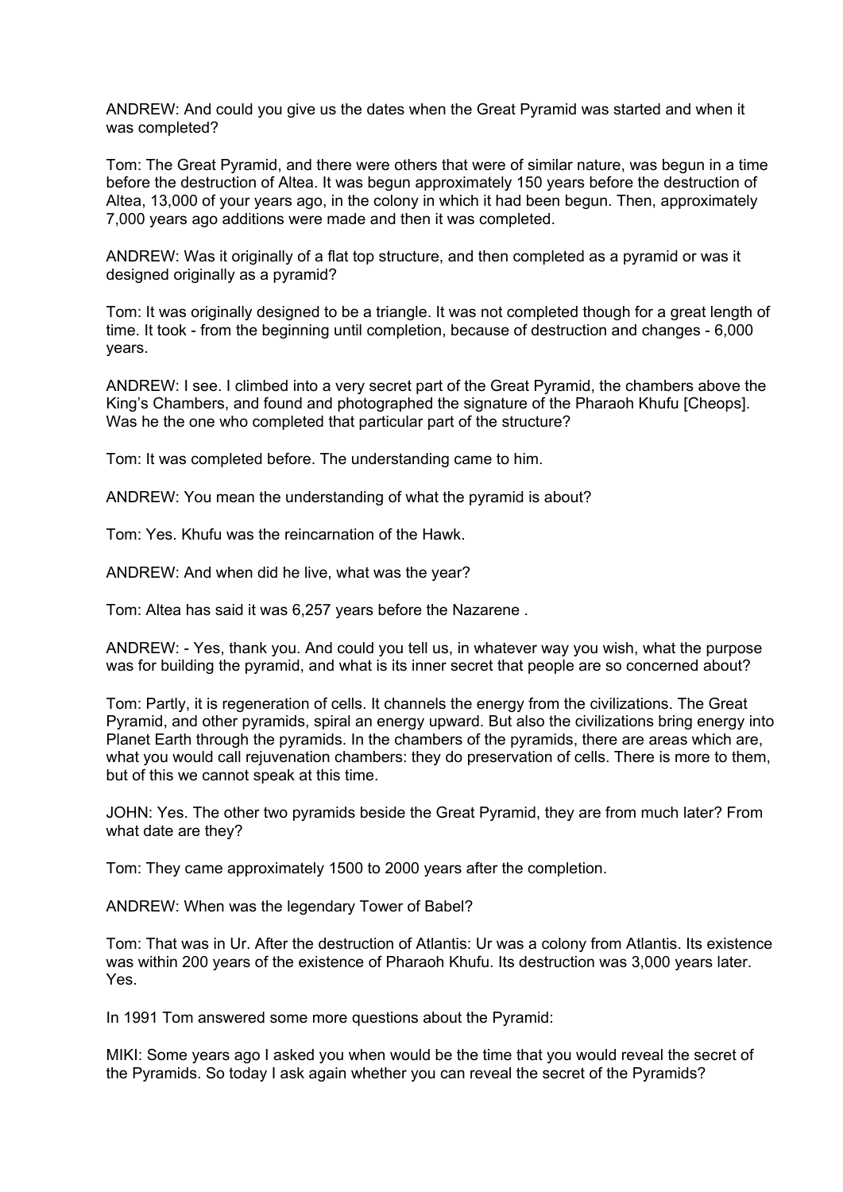ANDREW: And could you give us the dates when the Great Pyramid was started and when it was completed?

Tom: The Great Pyramid, and there were others that were of similar nature, was begun in a time before the destruction of Altea. It was begun approximately 150 years before the destruction of Altea, 13,000 of your years ago, in the colony in which it had been begun. Then, approximately 7,000 years ago additions were made and then it was completed.

ANDREW: Was it originally of a flat top structure, and then completed as a pyramid or was it designed originally as a pyramid?

Tom: It was originally designed to be a triangle. It was not completed though for a great length of time. It took - from the beginning until completion, because of destruction and changes - 6,000 years.

ANDREW: I see. I climbed into a very secret part of the Great Pyramid, the chambers above the King's Chambers, and found and photographed the signature of the Pharaoh Khufu [Cheops]. Was he the one who completed that particular part of the structure?

Tom: It was completed before. The understanding came to him.

ANDREW: You mean the understanding of what the pyramid is about?

Tom: Yes. Khufu was the reincarnation of the Hawk.

ANDREW: And when did he live, what was the year?

Tom: Altea has said it was 6,257 years before the Nazarene .

ANDREW: - Yes, thank you. And could you tell us, in whatever way you wish, what the purpose was for building the pyramid, and what is its inner secret that people are so concerned about?

Tom: Partly, it is regeneration of cells. It channels the energy from the civilizations. The Great Pyramid, and other pyramids, spiral an energy upward. But also the civilizations bring energy into Planet Earth through the pyramids. In the chambers of the pyramids, there are areas which are, what you would call rejuvenation chambers: they do preservation of cells. There is more to them, but of this we cannot speak at this time.

JOHN: Yes. The other two pyramids beside the Great Pyramid, they are from much later? From what date are they?

Tom: They came approximately 1500 to 2000 years after the completion.

ANDREW: When was the legendary Tower of Babel?

Tom: That was in Ur. After the destruction of Atlantis: Ur was a colony from Atlantis. Its existence was within 200 years of the existence of Pharaoh Khufu. Its destruction was 3,000 years later. Yes.

In 1991 Tom answered some more questions about the Pyramid:

MIKI: Some years ago I asked you when would be the time that you would reveal the secret of the Pyramids. So today I ask again whether you can reveal the secret of the Pyramids?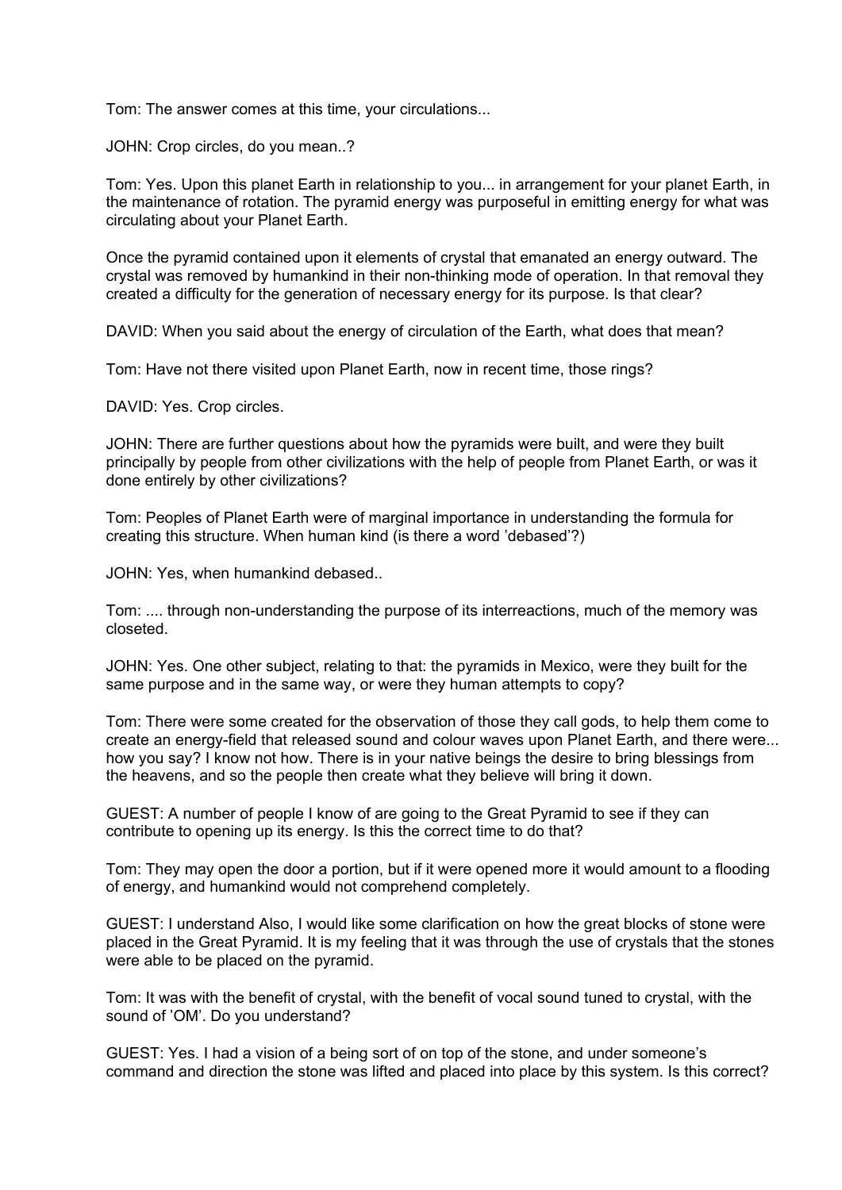Tom: The answer comes at this time, your circulations...

JOHN: Crop circles, do you mean..?

Tom: Yes. Upon this planet Earth in relationship to you... in arrangement for your planet Earth, in the maintenance of rotation. The pyramid energy was purposeful in emitting energy for what was circulating about your Planet Earth.

Once the pyramid contained upon it elements of crystal that emanated an energy outward. The crystal was removed by humankind in their non-thinking mode of operation. In that removal they created a difficulty for the generation of necessary energy for its purpose. Is that clear?

DAVID: When you said about the energy of circulation of the Earth, what does that mean?

Tom: Have not there visited upon Planet Earth, now in recent time, those rings?

DAVID: Yes. Crop circles.

JOHN: There are further questions about how the pyramids were built, and were they built principally by people from other civilizations with the help of people from Planet Earth, or was it done entirely by other civilizations?

Tom: Peoples of Planet Earth were of marginal importance in understanding the formula for creating this structure. When human kind (is there a word 'debased'?)

JOHN: Yes, when humankind debased..

Tom: .... through non-understanding the purpose of its interreactions, much of the memory was closeted.

JOHN: Yes. One other subject, relating to that: the pyramids in Mexico, were they built for the same purpose and in the same way, or were they human attempts to copy?

Tom: There were some created for the observation of those they call gods, to help them come to create an energy-field that released sound and colour waves upon Planet Earth, and there were... how you say? I know not how. There is in your native beings the desire to bring blessings from the heavens, and so the people then create what they believe will bring it down.

GUEST: A number of people I know of are going to the Great Pyramid to see if they can contribute to opening up its energy. Is this the correct time to do that?

Tom: They may open the door a portion, but if it were opened more it would amount to a flooding of energy, and humankind would not comprehend completely.

GUEST: I understand Also, I would like some clarification on how the great blocks of stone were placed in the Great Pyramid. It is my feeling that it was through the use of crystals that the stones were able to be placed on the pyramid.

Tom: It was with the benefit of crystal, with the benefit of vocal sound tuned to crystal, with the sound of 'OM'. Do you understand?

GUEST: Yes. I had a vision of a being sort of on top of the stone, and under someone's command and direction the stone was lifted and placed into place by this system. Is this correct?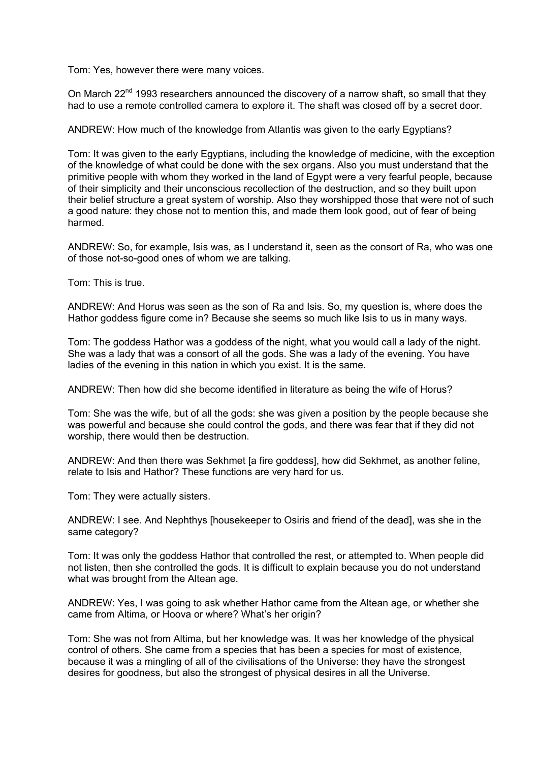Tom: Yes, however there were many voices.

On March 22nd 1993 researchers announced the discovery of a narrow shaft, so small that they had to use a remote controlled camera to explore it. The shaft was closed off by a secret door.

ANDREW: How much of the knowledge from Atlantis was given to the early Egyptians?

Tom: It was given to the early Egyptians, including the knowledge of medicine, with the exception of the knowledge of what could be done with the sex organs. Also you must understand that the primitive people with whom they worked in the land of Egypt were a very fearful people, because of their simplicity and their unconscious recollection of the destruction, and so they built upon their belief structure a great system of worship. Also they worshipped those that were not of such a good nature: they chose not to mention this, and made them look good, out of fear of being harmed.

ANDREW: So, for example, Isis was, as I understand it, seen as the consort of Ra, who was one of those not-so-good ones of whom we are talking.

Tom: This is true.

ANDREW: And Horus was seen as the son of Ra and Isis. So, my question is, where does the Hathor goddess figure come in? Because she seems so much like Isis to us in many ways.

Tom: The goddess Hathor was a goddess of the night, what you would call a lady of the night. She was a lady that was a consort of all the gods. She was a lady of the evening. You have ladies of the evening in this nation in which you exist. It is the same.

ANDREW: Then how did she become identified in literature as being the wife of Horus?

Tom: She was the wife, but of all the gods: she was given a position by the people because she was powerful and because she could control the gods, and there was fear that if they did not worship, there would then be destruction.

ANDREW: And then there was Sekhmet [a fire goddess], how did Sekhmet, as another feline, relate to Isis and Hathor? These functions are very hard for us.

Tom: They were actually sisters.

ANDREW: I see. And Nephthys [housekeeper to Osiris and friend of the dead], was she in the same category?

Tom: It was only the goddess Hathor that controlled the rest, or attempted to. When people did not listen, then she controlled the gods. It is difficult to explain because you do not understand what was brought from the Altean age.

ANDREW: Yes, I was going to ask whether Hathor came from the Altean age, or whether she came from Altima, or Hoova or where? What's her origin?

Tom: She was not from Altima, but her knowledge was. It was her knowledge of the physical control of others. She came from a species that has been a species for most of existence, because it was a mingling of all of the civilisations of the Universe: they have the strongest desires for goodness, but also the strongest of physical desires in all the Universe.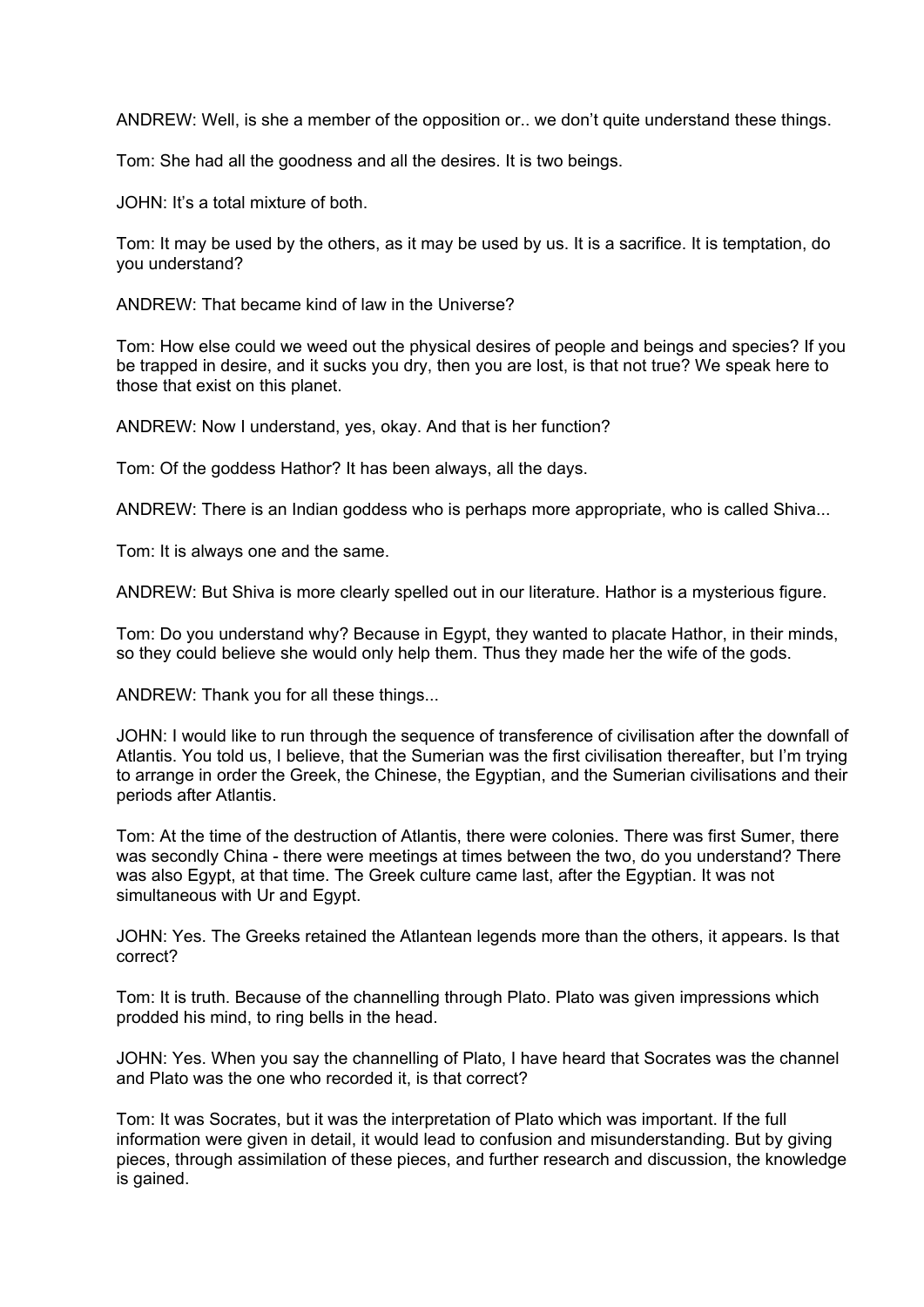ANDREW: Well, is she a member of the opposition or.. we don't quite understand these things.

Tom: She had all the goodness and all the desires. It is two beings.

JOHN: It's a total mixture of both.

Tom: It may be used by the others, as it may be used by us. It is a sacrifice. It is temptation, do you understand?

ANDREW: That became kind of law in the Universe?

Tom: How else could we weed out the physical desires of people and beings and species? If you be trapped in desire, and it sucks you dry, then you are lost, is that not true? We speak here to those that exist on this planet.

ANDREW: Now I understand, yes, okay. And that is her function?

Tom: Of the goddess Hathor? It has been always, all the days.

ANDREW: There is an Indian goddess who is perhaps more appropriate, who is called Shiva...

Tom: It is always one and the same.

ANDREW: But Shiva is more clearly spelled out in our literature. Hathor is a mysterious figure.

Tom: Do you understand why? Because in Egypt, they wanted to placate Hathor, in their minds, so they could believe she would only help them. Thus they made her the wife of the gods.

ANDREW: Thank you for all these things...

JOHN: I would like to run through the sequence of transference of civilisation after the downfall of Atlantis. You told us, I believe, that the Sumerian was the first civilisation thereafter, but I'm trying to arrange in order the Greek, the Chinese, the Egyptian, and the Sumerian civilisations and their periods after Atlantis.

Tom: At the time of the destruction of Atlantis, there were colonies. There was first Sumer, there was secondly China - there were meetings at times between the two, do you understand? There was also Egypt, at that time. The Greek culture came last, after the Egyptian. It was not simultaneous with Ur and Egypt.

JOHN: Yes. The Greeks retained the Atlantean legends more than the others, it appears. Is that correct?

Tom: It is truth. Because of the channelling through Plato. Plato was given impressions which prodded his mind, to ring bells in the head.

JOHN: Yes. When you say the channelling of Plato, I have heard that Socrates was the channel and Plato was the one who recorded it, is that correct?

Tom: It was Socrates, but it was the interpretation of Plato which was important. If the full information were given in detail, it would lead to confusion and misunderstanding. But by giving pieces, through assimilation of these pieces, and further research and discussion, the knowledge is gained.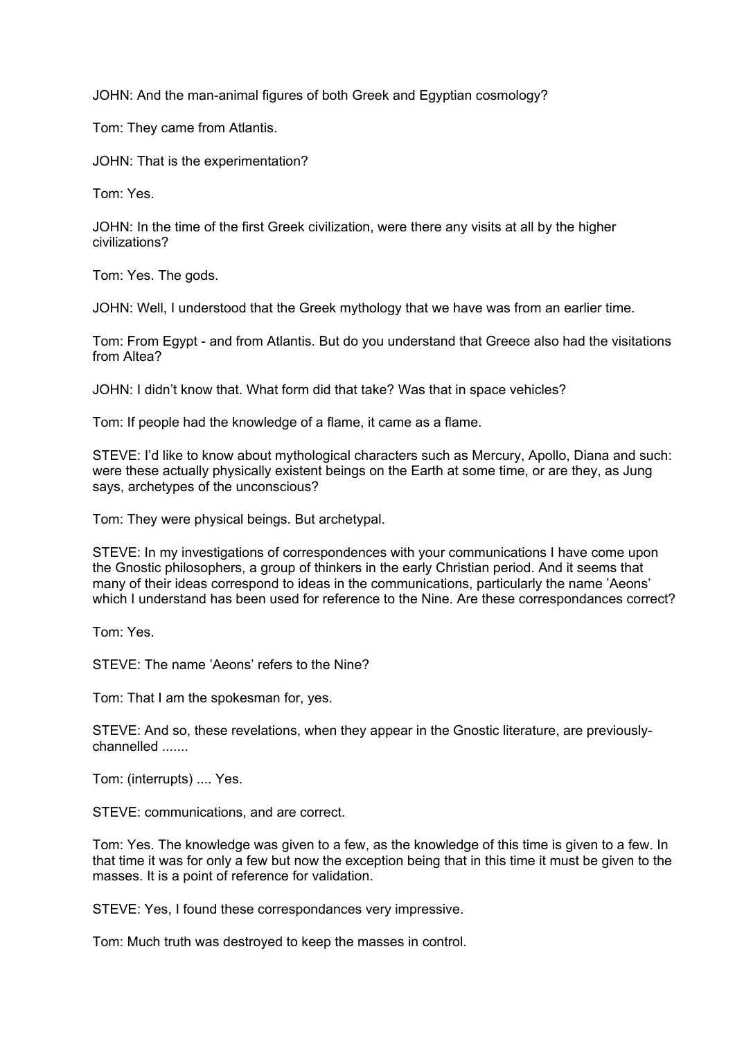JOHN: And the man-animal figures of both Greek and Egyptian cosmology?

Tom: They came from Atlantis.

JOHN: That is the experimentation?

Tom: Yes.

JOHN: In the time of the first Greek civilization, were there any visits at all by the higher civilizations?

Tom: Yes. The gods.

JOHN: Well, I understood that the Greek mythology that we have was from an earlier time.

Tom: From Egypt - and from Atlantis. But do you understand that Greece also had the visitations from Altea?

JOHN: I didn't know that. What form did that take? Was that in space vehicles?

Tom: If people had the knowledge of a flame, it came as a flame.

STEVE: I'd like to know about mythological characters such as Mercury, Apollo, Diana and such: were these actually physically existent beings on the Earth at some time, or are they, as Jung says, archetypes of the unconscious?

Tom: They were physical beings. But archetypal.

STEVE: In my investigations of correspondences with your communications I have come upon the Gnostic philosophers, a group of thinkers in the early Christian period. And it seems that many of their ideas correspond to ideas in the communications, particularly the name 'Aeons' which I understand has been used for reference to the Nine. Are these correspondances correct?

Tom: Yes.

STEVE: The name 'Aeons' refers to the Nine?

Tom: That I am the spokesman for, yes.

STEVE: And so, these revelations, when they appear in the Gnostic literature, are previously-channelled .......

Tom: (interrupts) .... Yes.

STEVE: communications, and are correct.

Tom: Yes. The knowledge was given to a few, as the knowledge of this time is given to a few. In that time it was for only a few but now the exception being that in this time it must be given to the masses. It is a point of reference for validation.

STEVE: Yes, I found these correspondances very impressive.

Tom: Much truth was destroyed to keep the masses in control.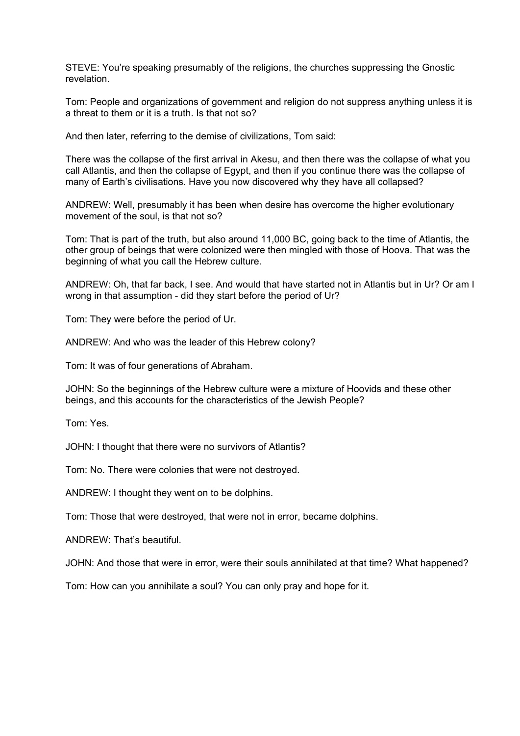STEVE: You're speaking presumably of the religions, the churches suppressing the Gnostic revelation.

Tom: People and organizations of government and religion do not suppress anything unless it is a threat to them or it is a truth. Is that not so?

And then later, referring to the demise of civilizations, Tom said:

There was the collapse of the first arrival in Akesu, and then there was the collapse of what you call Atlantis, and then the collapse of Egypt, and then if you continue there was the collapse of many of Earth's civilisations. Have you now discovered why they have all collapsed?

ANDREW: Well, presumably it has been when desire has overcome the higher evolutionary movement of the soul, is that not so?

Tom: That is part of the truth, but also around 11,000 BC, going back to the time of Atlantis, the other group of beings that were colonized were then mingled with those of Hoova. That was the beginning of what you call the Hebrew culture.

ANDREW: Oh, that far back, I see. And would that have started not in Atlantis but in Ur? Or am I wrong in that assumption - did they start before the period of Ur?

Tom: They were before the period of Ur.

ANDREW: And who was the leader of this Hebrew colony?

Tom: It was of four generations of Abraham.

JOHN: So the beginnings of the Hebrew culture were a mixture of Hoovids and these other beings, and this accounts for the characteristics of the Jewish People?

Tom: Yes.

JOHN: I thought that there were no survivors of Atlantis?

Tom: No. There were colonies that were not destroyed.

ANDREW: I thought they went on to be dolphins.

Tom: Those that were destroyed, that were not in error, became dolphins.

ANDREW: That's beautiful.

JOHN: And those that were in error, were their souls annihilated at that time? What happened?

Tom: How can you annihilate a soul? You can only pray and hope for it.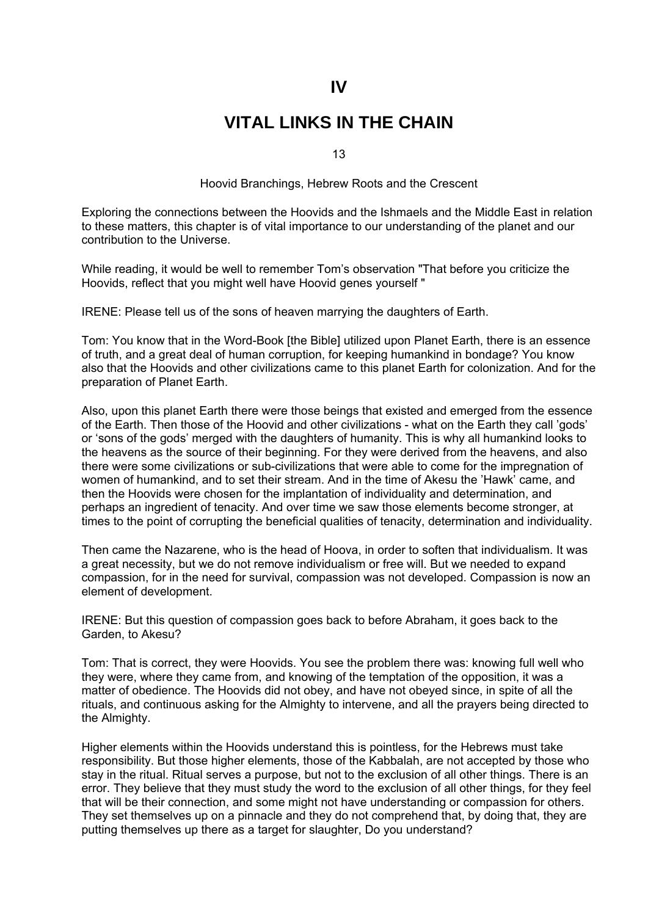# IV

# VITAL LINKS IN THE CHAIN

## 13

### Hoovid Branchings, Hebrew Roots and the Crescent

Exploring the connections between the Hoovids and the Ishmaels and the Middle East in relation to these matters, this chapter is of vital importance to our understanding of the planet and our contribution to the Universe.

While reading, it would be well to remember Tom's observation "That before you criticize the Hoovids, reflect that you might well have Hoovid genes yourself "

IRENE: Please tell us of the sons of heaven marrying the daughters of Earth.

Tom: You know that in the Word-Book [the Bible] utilized upon Planet Earth, there is an essence of truth, and a great deal of human corruption, for keeping humankind in bondage? You know also that the Hoovids and other civilizations came to this planet Earth for colonization. And for the preparation of Planet Earth.

Also, upon this planet Earth there were those beings that existed and emerged from the essence of the Earth. Then those of the Hoovid and other civilizations - what on the Earth they call 'gods' or 'sons of the gods' merged with the daughters of humanity. This is why all humankind looks to the heavens as the source of their beginning. For they were derived from the heavens, and also there were some civilizations or sub-civilizations that were able to come for the impregnation of women of humankind, and to set their stream. And in the time of Akesu the 'Hawk' came, and then the Hoovids were chosen for the implantation of individuality and determination, and perhaps an ingredient of tenacity. And over time we saw those elements become stronger, at times to the point of corrupting the beneficial qualities of tenacity, determination and individuality.

Then came the Nazarene, who is the head of Hoova, in order to soften that individualism. It was a great necessity, but we do not remove individualism or free will. But we needed to expand compassion, for in the need for survival, compassion was not developed. Compassion is now an element of development.

IRENE: But this question of compassion goes back to before Abraham, it goes back to the Garden, to Akesu?

Tom: That is correct, they were Hoovids. You see the problem there was: knowing full well who they were, where they came from, and knowing of the temptation of the opposition, it was a matter of obedience. The Hoovids did not obey, and have not obeyed since, in spite of all the rituals, and continuous asking for the Almighty to intervene, and all the prayers being directed to the Almighty.

Higher elements within the Hoovids understand this is pointless, for the Hebrews must take responsibility. But those higher elements, those of the Kabbalah, are not accepted by those who stay in the ritual. Ritual serves a purpose, but not to the exclusion of all other things. There is an error. They believe that they must study the word to the exclusion of all other things, for they feel that will be their connection, and some might not have understanding or compassion for others. They set themselves up on a pinnacle and they do not comprehend that, by doing that, they are putting themselves up there as a target for slaughter, Do you understand?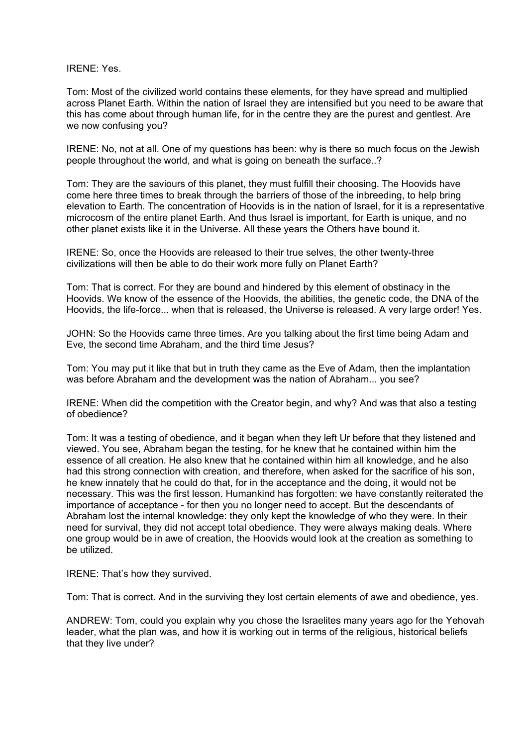IRENE: Yes.

Tom: Most of the civilized world contains these elements, for they have spread and multiplied across Planet Earth. Within the nation of Israel they are intensified but you need to be aware that this has come about through human life, for in the centre they are the purest and gentlest. Are we now confusing you?

IRENE: No, not at all. One of my questions has been: why is there so much focus on the Jewish people throughout the world, and what is going on beneath the surface..?

Tom: They are the saviours of this planet, they must fulfill their choosing. The Hoovids have come here three times to break through the barriers of those of the inbreeding, to help bring elevation to Earth. The concentration of Hoovids is in the nation of Israel, for it is a representative microcosm of the entire planet Earth. And thus Israel is important, for Earth is unique, and no other planet exists like it in the Universe. All these years the Others have bound it.

IRENE: So, once the Hoovids are released to their true selves, the other twenty-three civilizations will then be able to do their work more fully on Planet Earth?

Tom: That is correct. For they are bound and hindered by this element of obstinacy in the Hoovids. We know of the essence of the Hoovids, the abilities, the genetic code, the DNA of the Hoovids, the life-force... when that is released, the Universe is released. A very large order! Yes.

JOHN: So the Hoovids came three times. Are you talking about the first time being Adam and Eve, the second time Abraham, and the third time Jesus?

Tom: You may put it like that but in truth they came as the Eve of Adam, then the implantation was before Abraham and the development was the nation of Abraham... you see?

IRENE: When did the competition with the Creator begin, and why? And was that also a testing of obedience?

Tom: It was a testing of obedience, and it began when they left Ur before that they listened and viewed. You see, Abraham began the testing, for he knew that he contained within him the essence of all creation. He also knew that he contained within him all knowledge, and he also had this strong connection with creation, and therefore, when asked for the sacrifice of his son, he knew innately that he could do that, for in the acceptance and the doing, it would not be necessary. This was the first lesson. Humankind has forgotten: we have constantly reiterated the importance of acceptance - for then you no longer need to accept. But the descendants of Abraham lost the internal knowledge: they only kept the knowledge of who they were. In their need for survival, they did not accept total obedience. They were always making deals. Where one group would be in awe of creation, the Hoovids would look at the creation as something to be utilized.

IRENE: That's how they survived.

Tom: That is correct. And in the surviving they lost certain elements of awe and obedience, yes.

ANDREW: Tom, could you explain why you chose the Israelites many years ago for the Yehovah leader, what the plan was, and how it is working out in terms of the religious, historical beliefs that they live under?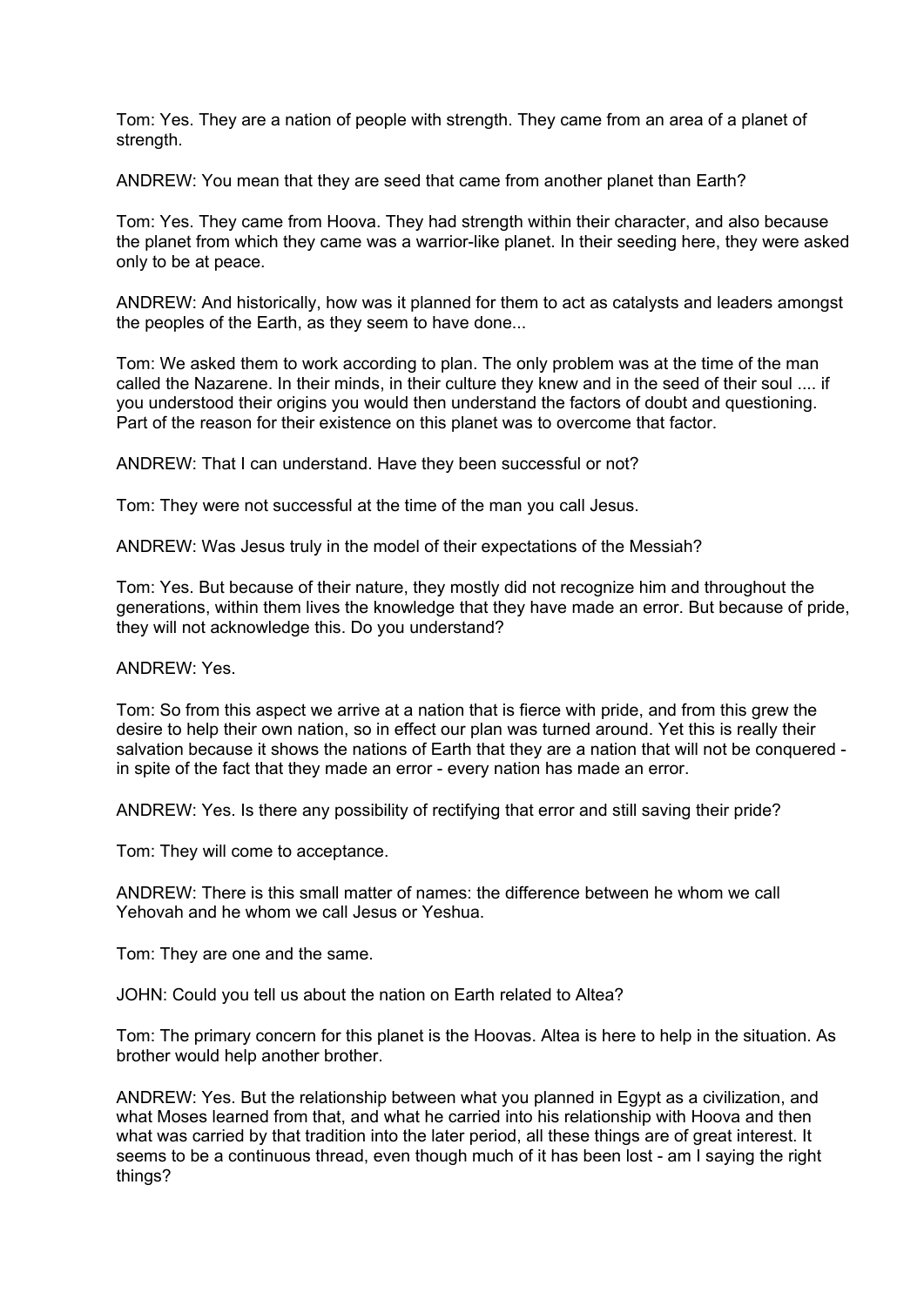Tom: Yes. They are a nation of people with strength. They came from an area of a planet of strength.

ANDREW: You mean that they are seed that came from another planet than Earth?

Tom: Yes. They came from Hoova. They had strength within their character, and also because the planet from which they came was a warrior-like planet. In their seeding here, they were asked only to be at peace.

ANDREW: And historically, how was it planned for them to act as catalysts and leaders amongst the peoples of the Earth, as they seem to have done...

Tom: We asked them to work according to plan. The only problem was at the time of the man called the Nazarene. In their minds, in their culture they knew and in the seed of their soul .... if you understood their origins you would then understand the factors of doubt and questioning. Part of the reason for their existence on this planet was to overcome that factor.

ANDREW: That I can understand. Have they been successful or not?

Tom: They were not successful at the time of the man you call Jesus.

ANDREW: Was Jesus truly in the model of their expectations of the Messiah?

Tom: Yes. But because of their nature, they mostly did not recognize him and throughout the generations, within them lives the knowledge that they have made an error. But because of pride, they will not acknowledge this. Do you understand?

ANDREW: Yes.

Tom: So from this aspect we arrive at a nation that is fierce with pride, and from this grew the desire to help their own nation, so in effect our plan was turned around. Yet this is really their salvation because it shows the nations of Earth that they are a nation that will not be conquered - in spite of the fact that they made an error - every nation has made an error.

ANDREW: Yes. Is there any possibility of rectifying that error and still saving their pride?

Tom: They will come to acceptance.

ANDREW: There is this small matter of names: the difference between he whom we call Yehovah and he whom we call Jesus or Yeshua.

Tom: They are one and the same.

JOHN: Could you tell us about the nation on Earth related to Altea?

Tom: The primary concern for this planet is the Hoovas. Altea is here to help in the situation. As brother would help another brother.

ANDREW: Yes. But the relationship between what you planned in Egypt as a civilization, and what Moses learned from that, and what he carried into his relationship with Hoova and then what was carried by that tradition into the later period, all these things are of great interest. It seems to be a continuous thread, even though much of it has been lost - am I saying the right things?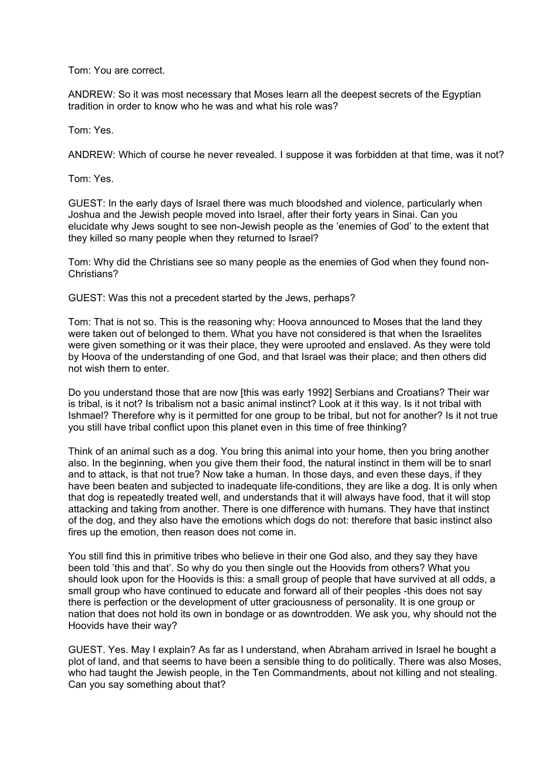Tom: You are correct.

ANDREW: So it was most necessary that Moses learn all the deepest secrets of the Egyptian tradition in order to know who he was and what his role was?

Tom: Yes.

ANDREW: Which of course he never revealed. I suppose it was forbidden at that time, was it not?

Tom: Yes.

GUEST: In the early days of Israel there was much bloodshed and violence, particularly when Joshua and the Jewish people moved into Israel, after their forty years in Sinai. Can you elucidate why Jews sought to see non-Jewish people as the 'enemies of God' to the extent that they killed so many people when they returned to Israel?

Tom: Why did the Christians see so many people as the enemies of God when they found non-Christians?

GUEST: Was this not a precedent started by the Jews, perhaps?

Tom: That is not so. This is the reasoning why: Hoova announced to Moses that the land they were taken out of belonged to them. What you have not considered is that when the Israelites were given something or it was their place, they were uprooted and enslaved. As they were told by Hoova of the understanding of one God, and that Israel was their place; and then others did not wish them to enter.

Do you understand those that are now [this was early 1992] Serbians and Croatians? Their war is tribal, is it not? Is tribalism not a basic animal instinct? Look at it this way. Is it not tribal with Ishmael? Therefore why is it permitted for one group to be tribal, but not for another? Is it not true you still have tribal conflict upon this planet even in this time of free thinking?

Think of an animal such as a dog. You bring this animal into your home, then you bring another also. In the beginning, when you give them their food, the natural instinct in them will be to snarl and to attack, is that not true? Now take a human. In those days, and even these days, if they have been beaten and subjected to inadequate life-conditions, they are like a dog. It is only when that dog is repeatedly treated well, and understands that it will always have food, that it will stop attacking and taking from another. There is one difference with humans. They have that instinct of the dog, and they also have the emotions which dogs do not: therefore that basic instinct also fires up the emotion, then reason does not come in.

You still find this in primitive tribes who believe in their one God also, and they say they have been told 'this and that'. So why do you then single out the Hoovids from others? What you should look upon for the Hoovids is this: a small group of people that have survived at all odds, a small group who have continued to educate and forward all of their peoples -this does not say there is perfection or the development of utter graciousness of personality. It is one group or nation that does not hold its own in bondage or as downtrodden. We ask you, why should not the Hoovids have their way?

GUEST. Yes. May I explain? As far as I understand, when Abraham arrived in Israel he bought a plot of land, and that seems to have been a sensible thing to do politically. There was also Moses, who had taught the Jewish people, in the Ten Commandments, about not killing and not stealing. Can you say something about that?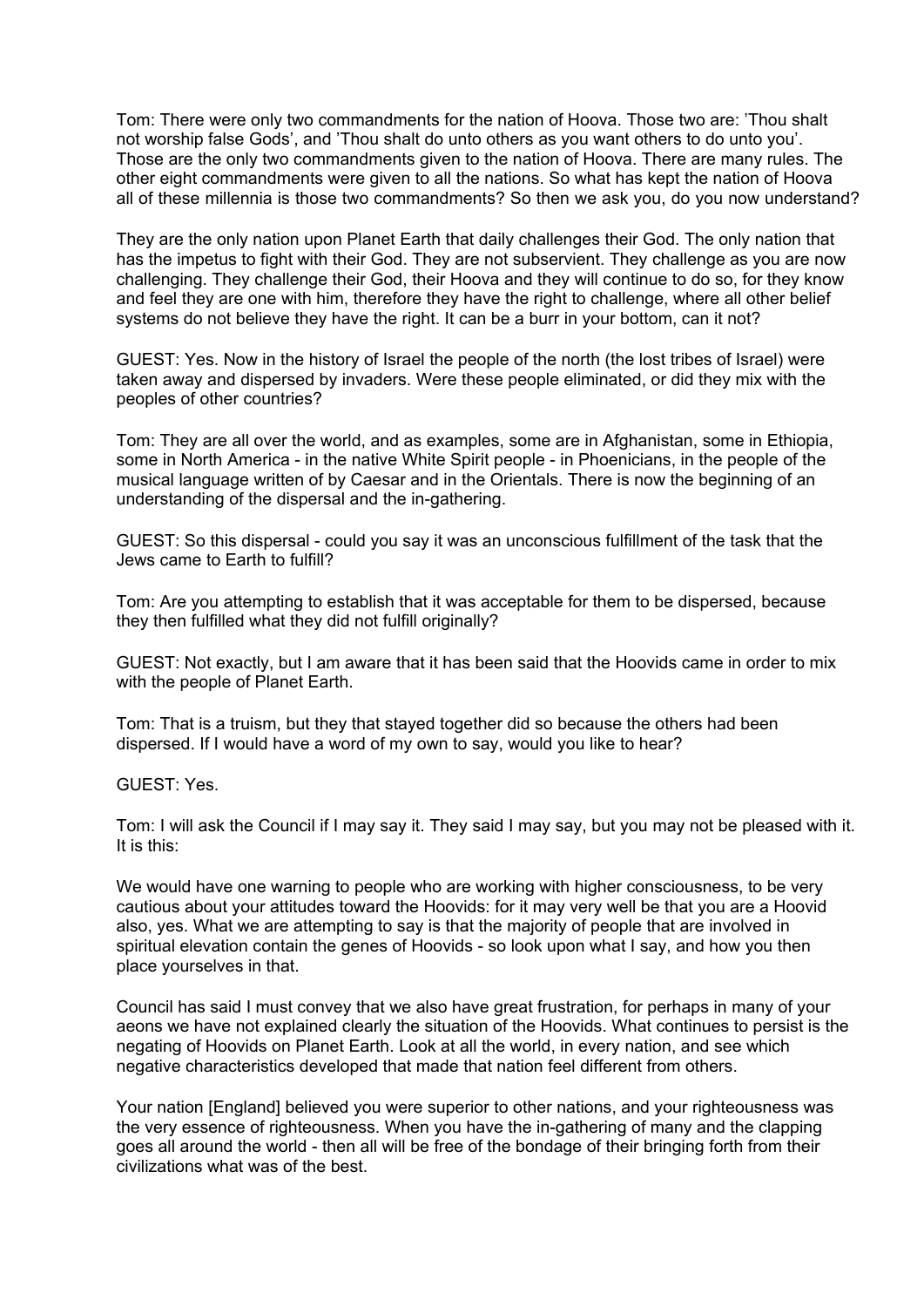Tom: There were only two commandments for the nation of Hoova. Those two are: 'Thou shalt not worship false Gods', and 'Thou shalt do unto others as you want others to do unto you'. Those are the only two commandments given to the nation of Hoova. There are many rules. The other eight commandments were given to all the nations. So what has kept the nation of Hoova all of these millennia is those two commandments? So then we ask you, do you now understand?

They are the only nation upon Planet Earth that daily challenges their God. The only nation that has the impetus to fight with their God. They are not subservient. They challenge as you are now challenging. They challenge their God, their Hoova and they will continue to do so, for they know and feel they are one with him, therefore they have the right to challenge, where all other belief systems do not believe they have the right. It can be a burr in your bottom, can it not?

GUEST: Yes. Now in the history of Israel the people of the north (the lost tribes of Israel) were taken away and dispersed by invaders. Were these people eliminated, or did they mix with the peoples of other countries?

Tom: They are all over the world, and as examples, some are in Afghanistan, some in Ethiopia, some in North America - in the native White Spirit people - in Phoenicians, in the people of the musical language written of by Caesar and in the Orientals. There is now the beginning of an understanding of the dispersal and the in-gathering.

GUEST: So this dispersal - could you say it was an unconscious fulfillment of the task that the Jews came to Earth to fulfill?

Tom: Are you attempting to establish that it was acceptable for them to be dispersed, because they then fulfilled what they did not fulfill originally?

GUEST: Not exactly, but I am aware that it has been said that the Hoovids came in order to mix with the people of Planet Earth.

Tom: That is a truism, but they that stayed together did so because the others had been dispersed. If I would have a word of my own to say, would you like to hear?

GUEST: Yes.

Tom: I will ask the Council if I may say it. They said I may say, but you may not be pleased with it. It is this:

We would have one warning to people who are working with higher consciousness, to be very cautious about your attitudes toward the Hoovids: for it may very well be that you are a Hoovid also, yes. What we are attempting to say is that the majority of people that are involved in spiritual elevation contain the genes of Hoovids - so look upon what I say, and how you then place yourselves in that.

Council has said I must convey that we also have great frustration, for perhaps in many of your aeons we have not explained clearly the situation of the Hoovids. What continues to persist is the negating of Hoovids on Planet Earth. Look at all the world, in every nation, and see which negative characteristics developed that made that nation feel different from others.

Your nation [England] believed you were superior to other nations, and your righteousness was the very essence of righteousness. When you have the in-gathering of many and the clapping goes all around the world - then all will be free of the bondage of their bringing forth from their civilizations what was of the best.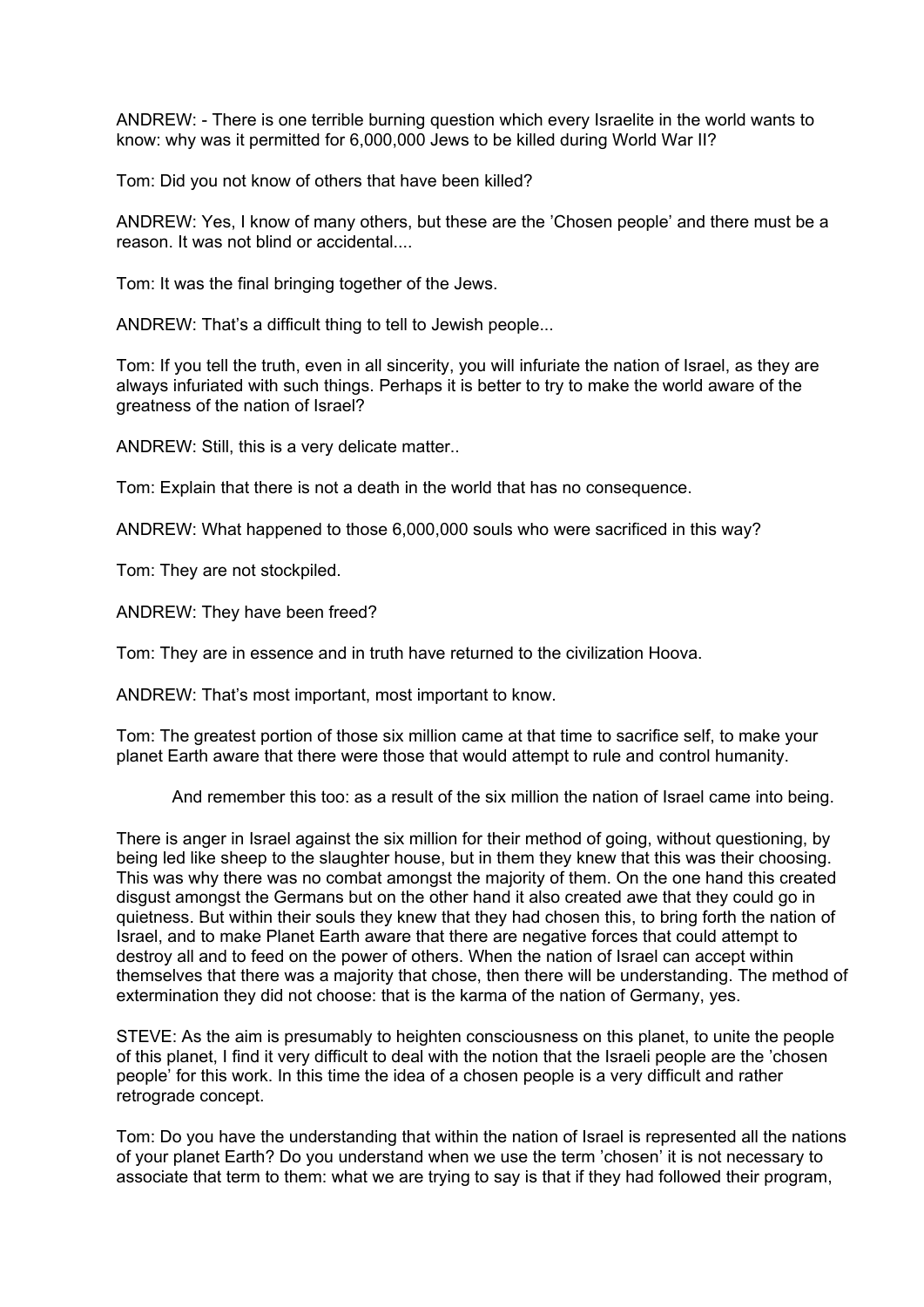ANDREW: - There is one terrible burning question which every Israelite in the world wants to know: why was it permitted for 6,000,000 Jews to be killed during World War II?

Tom: Did you not know of others that have been killed?

ANDREW: Yes, I know of many others, but these are the 'Chosen people' and there must be a reason. It was not blind or accidental....

Tom: It was the final bringing together of the Jews.

ANDREW: That's a difficult thing to tell to Jewish people...

Tom: If you tell the truth, even in all sincerity, you will infuriate the nation of Israel, as they are always infuriated with such things. Perhaps it is better to try to make the world aware of the greatness of the nation of Israel?

ANDREW: Still, this is a very delicate matter..

Tom: Explain that there is not a death in the world that has no consequence.

ANDREW: What happened to those 6,000,000 souls who were sacrificed in this way?

Tom: They are not stockpiled.

ANDREW: They have been freed?

Tom: They are in essence and in truth have returned to the civilization Hoova.

ANDREW: That's most important, most important to know.

Tom: The greatest portion of those six million came at that time to sacrifice self, to make your planet Earth aware that there were those that would attempt to rule and control humanity.

And remember this too: as a result of the six million the nation of Israel came into being.

There is anger in Israel against the six million for their method of going, without questioning, by being led like sheep to the slaughter house, but in them they knew that this was their choosing. This was why there was no combat amongst the majority of them. On the one hand this created disgust amongst the Germans but on the other hand it also created awe that they could go in quietness. But within their souls they knew that they had chosen this, to bring forth the nation of Israel, and to make Planet Earth aware that there are negative forces that could attempt to destroy all and to feed on the power of others. When the nation of Israel can accept within themselves that there was a majority that chose, then there will be understanding. The method of extermination they did not choose: that is the karma of the nation of Germany, yes.

STEVE: As the aim is presumably to heighten consciousness on this planet, to unite the people of this planet, I find it very difficult to deal with the notion that the Israeli people are the 'chosen people' for this work. In this time the idea of a chosen people is a very difficult and rather retrograde concept.

Tom: Do you have the understanding that within the nation of Israel is represented all the nations of your planet Earth? Do you understand when we use the term 'chosen' it is not necessary to associate that term to them: what we are trying to say is that if they had followed their program,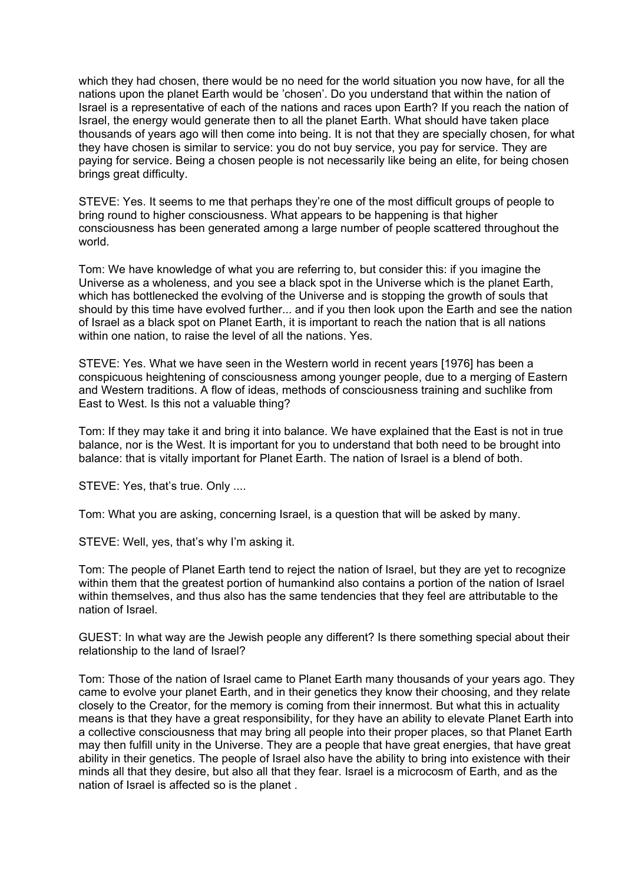which they had chosen, there would be no need for the world situation you now have, for all the nations upon the planet Earth would be 'chosen'. Do you understand that within the nation of Israel is a representative of each of the nations and races upon Earth? If you reach the nation of Israel, the energy would generate then to all the planet Earth. What should have taken place thousands of years ago will then come into being. It is not that they are specially chosen, for what they have chosen is similar to service: you do not buy service, you pay for service. They are paying for service. Being a chosen people is not necessarily like being an elite, for being chosen brings great difficulty.

STEVE: Yes. It seems to me that perhaps they're one of the most difficult groups of people to bring round to higher consciousness. What appears to be happening is that higher consciousness has been generated among a large number of people scattered throughout the world.

Tom: We have knowledge of what you are referring to, but consider this: if you imagine the Universe as a wholeness, and you see a black spot in the Universe which is the planet Earth, which has bottlenecked the evolving of the Universe and is stopping the growth of souls that should by this time have evolved further... and if you then look upon the Earth and see the nation of Israel as a black spot on Planet Earth, it is important to reach the nation that is all nations within one nation, to raise the level of all the nations. Yes.

STEVE: Yes. What we have seen in the Western world in recent years [1976] has been a conspicuous heightening of consciousness among younger people, due to a merging of Eastern and Western traditions. A flow of ideas, methods of consciousness training and suchlike from East to West. Is this not a valuable thing?

Tom: If they may take it and bring it into balance. We have explained that the East is not in true balance, nor is the West. It is important for you to understand that both need to be brought into balance: that is vitally important for Planet Earth. The nation of Israel is a blend of both.

STEVE: Yes, that's true. Only ....

Tom: What you are asking, concerning Israel, is a question that will be asked by many.

STEVE: Well, yes, that's why I'm asking it.

Tom: The people of Planet Earth tend to reject the nation of Israel, but they are yet to recognize within them that the greatest portion of humankind also contains a portion of the nation of Israel within themselves, and thus also has the same tendencies that they feel are attributable to the nation of Israel.

GUEST: In what way are the Jewish people any different? Is there something special about their relationship to the land of Israel?

Tom: Those of the nation of Israel came to Planet Earth many thousands of your years ago. They came to evolve your planet Earth, and in their genetics they know their choosing, and they relate closely to the Creator, for the memory is coming from their innermost. But what this in actuality means is that they have a great responsibility, for they have an ability to elevate Planet Earth into a collective consciousness that may bring all people into their proper places, so that Planet Earth may then fulfill unity in the Universe. They are a people that have great energies, that have great ability in their genetics. The people of Israel also have the ability to bring into existence with their minds all that they desire, but also all that they fear. Israel is a microcosm of Earth, and as the nation of Israel is affected so is the planet .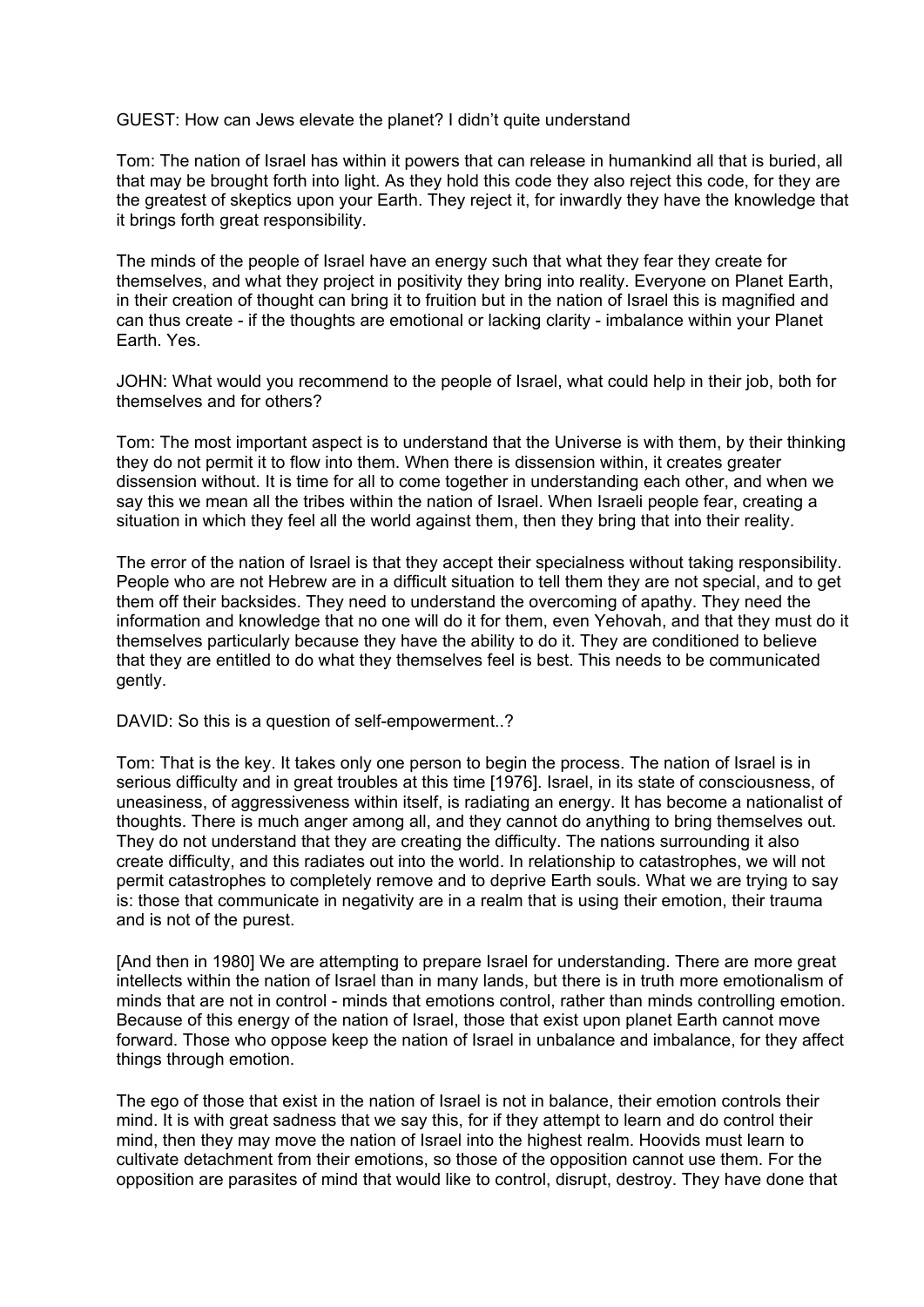GUEST: How can Jews elevate the planet? I didn't quite understand

Tom: The nation of Israel has within it powers that can release in humankind all that is buried, all that may be brought forth into light. As they hold this code they also reject this code, for they are the greatest of skeptics upon your Earth. They reject it, for inwardly they have the knowledge that it brings forth great responsibility.

The minds of the people of Israel have an energy such that what they fear they create for themselves, and what they project in positivity they bring into reality. Everyone on Planet Earth, in their creation of thought can bring it to fruition but in the nation of Israel this is magnified and can thus create - if the thoughts are emotional or lacking clarity - imbalance within your Planet Earth. Yes.

JOHN: What would you recommend to the people of Israel, what could help in their job, both for themselves and for others?

Tom: The most important aspect is to understand that the Universe is with them, by their thinking they do not permit it to flow into them. When there is dissension within, it creates greater dissension without. It is time for all to come together in understanding each other, and when we say this we mean all the tribes within the nation of Israel. When Israeli people fear, creating a situation in which they feel all the world against them, then they bring that into their reality.

The error of the nation of Israel is that they accept their specialness without taking responsibility. People who are not Hebrew are in a difficult situation to tell them they are not special, and to get them off their backsides. They need to understand the overcoming of apathy. They need the information and knowledge that no one will do it for them, even Yehovah, and that they must do it themselves particularly because they have the ability to do it. They are conditioned to believe that they are entitled to do what they themselves feel is best. This needs to be communicated gently.

DAVID: So this is a question of self-empowerment..?

Tom: That is the key. It takes only one person to begin the process. The nation of Israel is in serious difficulty and in great troubles at this time [1976]. Israel, in its state of consciousness, of uneasiness, of aggressiveness within itself, is radiating an energy. It has become a nationalist of thoughts. There is much anger among all, and they cannot do anything to bring themselves out. They do not understand that they are creating the difficulty. The nations surrounding it also create difficulty, and this radiates out into the world. In relationship to catastrophes, we will not permit catastrophes to completely remove and to deprive Earth souls. What we are trying to say is: those that communicate in negativity are in a realm that is using their emotion, their trauma and is not of the purest.

[And then in 1980] We are attempting to prepare Israel for understanding. There are more great intellects within the nation of Israel than in many lands, but there is in truth more emotionalism of minds that are not in control - minds that emotions control, rather than minds controlling emotion. Because of this energy of the nation of Israel, those that exist upon planet Earth cannot move forward. Those who oppose keep the nation of Israel in unbalance and imbalance, for they affect things through emotion.

The ego of those that exist in the nation of Israel is not in balance, their emotion controls their mind. It is with great sadness that we say this, for if they attempt to learn and do control their mind, then they may move the nation of Israel into the highest realm. Hoovids must learn to cultivate detachment from their emotions, so those of the opposition cannot use them. For the opposition are parasites of mind that would like to control, disrupt, destroy. They have done that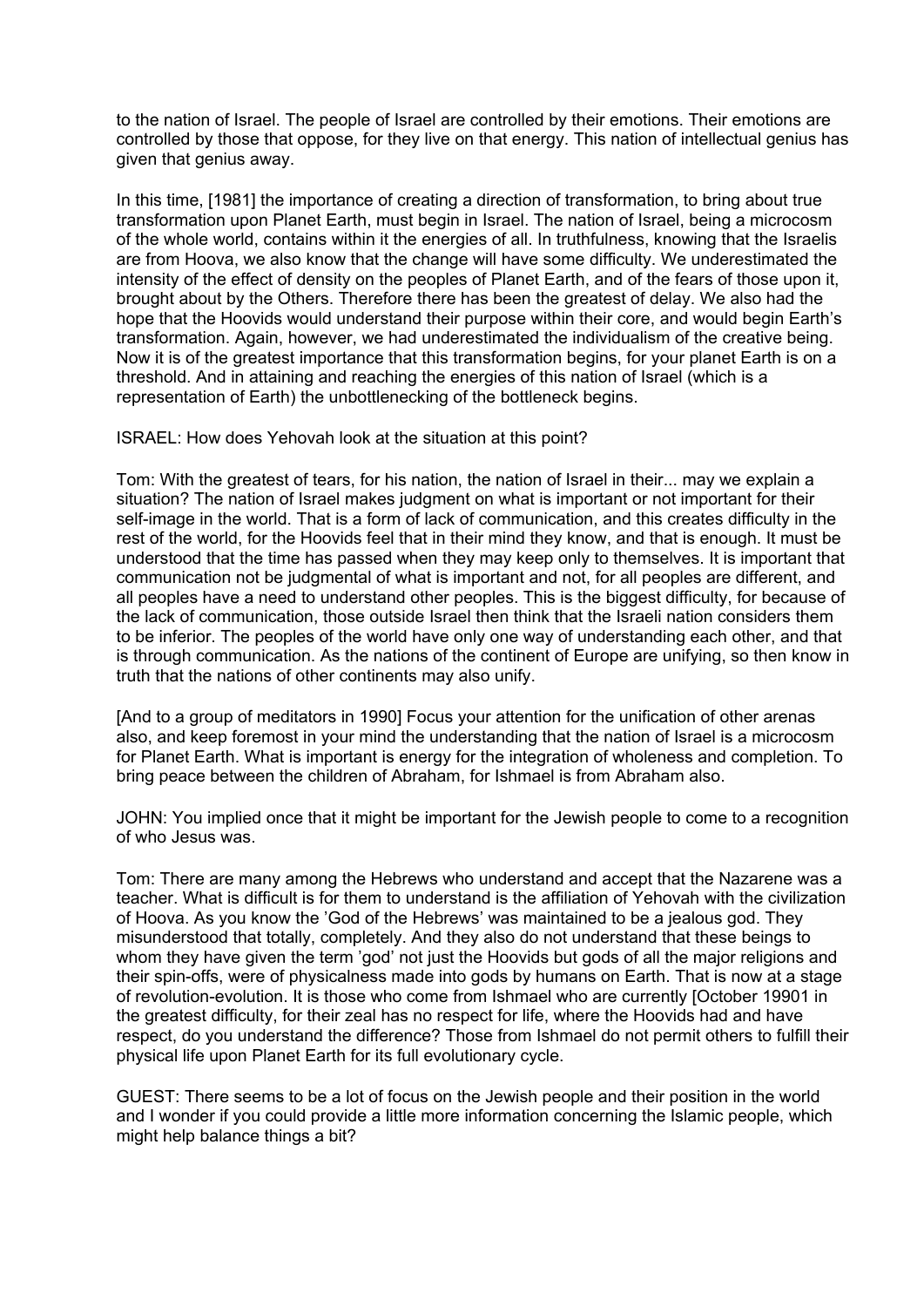to the nation of Israel. The people of Israel are controlled by their emotions. Their emotions are controlled by those that oppose, for they live on that energy. This nation of intellectual genius has given that genius away.

In this time, [1981] the importance of creating a direction of transformation, to bring about true transformation upon Planet Earth, must begin in Israel. The nation of Israel, being a microcosm of the whole world, contains within it the energies of all. In truthfulness, knowing that the Israelis are from Hoova, we also know that the change will have some difficulty. We underestimated the intensity of the effect of density on the peoples of Planet Earth, and of the fears of those upon it, brought about by the Others. Therefore there has been the greatest of delay. We also had the hope that the Hoovids would understand their purpose within their core, and would begin Earth's transformation. Again, however, we had underestimated the individualism of the creative being. Now it is of the greatest importance that this transformation begins, for your planet Earth is on a threshold. And in attaining and reaching the energies of this nation of Israel (which is a representation of Earth) the unbottlenecking of the bottleneck begins.

ISRAEL: How does Yehovah look at the situation at this point?

Tom: With the greatest of tears, for his nation, the nation of Israel in their... may we explain a situation? The nation of Israel makes judgment on what is important or not important for their self-image in the world. That is a form of lack of communication, and this creates difficulty in the rest of the world, for the Hoovids feel that in their mind they know, and that is enough. It must be understood that the time has passed when they may keep only to themselves. It is important that communication not be judgmental of what is important and not, for all peoples are different, and all peoples have a need to understand other peoples. This is the biggest difficulty, for because of the lack of communication, those outside Israel then think that the Israeli nation considers them to be inferior. The peoples of the world have only one way of understanding each other, and that is through communication. As the nations of the continent of Europe are unifying, so then know in truth that the nations of other continents may also unify.

[And to a group of meditators in 1990] Focus your attention for the unification of other arenas also, and keep foremost in your mind the understanding that the nation of Israel is a microcosm for Planet Earth. What is important is energy for the integration of wholeness and completion. To bring peace between the children of Abraham, for Ishmael is from Abraham also.

JOHN: You implied once that it might be important for the Jewish people to come to a recognition of who Jesus was.

Tom: There are many among the Hebrews who understand and accept that the Nazarene was a teacher. What is difficult is for them to understand is the affiliation of Yehovah with the civilization of Hoova. As you know the 'God of the Hebrews' was maintained to be a jealous god. They misunderstood that totally, completely. And they also do not understand that these beings to whom they have given the term 'god' not just the Hoovids but gods of all the major religions and their spin-offs, were of physicalness made into gods by humans on Earth. That is now at a stage of revolution-evolution. It is those who come from Ishmael who are currently [October 19901 in the greatest difficulty, for their zeal has no respect for life, where the Hoovids had and have respect, do you understand the difference? Those from Ishmael do not permit others to fulfill their physical life upon Planet Earth for its full evolutionary cycle.

GUEST: There seems to be a lot of focus on the Jewish people and their position in the world and I wonder if you could provide a little more information concerning the Islamic people, which might help balance things a bit?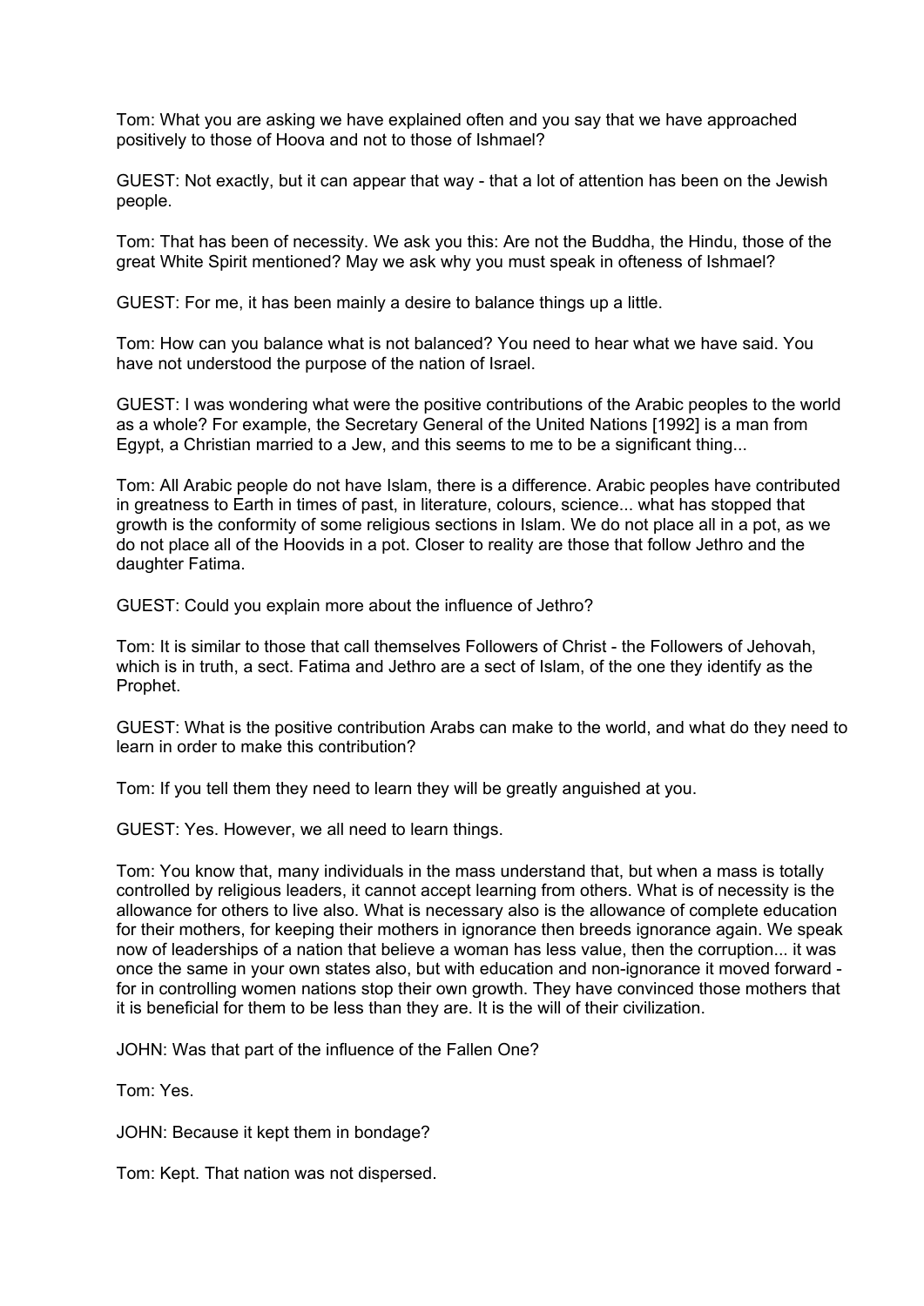Tom: What you are asking we have explained often and you say that we have approached positively to those of Hoova and not to those of Ishmael?

GUEST: Not exactly, but it can appear that way - that a lot of attention has been on the Jewish people.

Tom: That has been of necessity. We ask you this: Are not the Buddha, the Hindu, those of the great White Spirit mentioned? May we ask why you must speak in ofteness of Ishmael?

GUEST: For me, it has been mainly a desire to balance things up a little.

Tom: How can you balance what is not balanced? You need to hear what we have said. You have not understood the purpose of the nation of Israel.

GUEST: I was wondering what were the positive contributions of the Arabic peoples to the world as a whole? For example, the Secretary General of the United Nations [1992] is a man from Egypt, a Christian married to a Jew, and this seems to me to be a significant thing...

Tom: All Arabic people do not have Islam, there is a difference. Arabic peoples have contributed in greatness to Earth in times of past, in literature, colours, science... what has stopped that growth is the conformity of some religious sections in Islam. We do not place all in a pot, as we do not place all of the Hoovids in a pot. Closer to reality are those that follow Jethro and the daughter Fatima.

GUEST: Could you explain more about the influence of Jethro?

Tom: It is similar to those that call themselves Followers of Christ - the Followers of Jehovah, which is in truth, a sect. Fatima and Jethro are a sect of Islam, of the one they identify as the Prophet.

GUEST: What is the positive contribution Arabs can make to the world, and what do they need to learn in order to make this contribution?

Tom: If you tell them they need to learn they will be greatly anguished at you.

GUEST: Yes. However, we all need to learn things.

Tom: You know that, many individuals in the mass understand that, but when a mass is totally controlled by religious leaders, it cannot accept learning from others. What is of necessity is the allowance for others to live also. What is necessary also is the allowance of complete education for their mothers, for keeping their mothers in ignorance then breeds ignorance again. We speak now of leaderships of a nation that believe a woman has less value, then the corruption... it was once the same in your own states also, but with education and non-ignorance it moved forward - for in controlling women nations stop their own growth. They have convinced those mothers that it is beneficial for them to be less than they are. It is the will of their civilization.

JOHN: Was that part of the influence of the Fallen One?

Tom: Yes.

JOHN: Because it kept them in bondage?

Tom: Kept. That nation was not dispersed.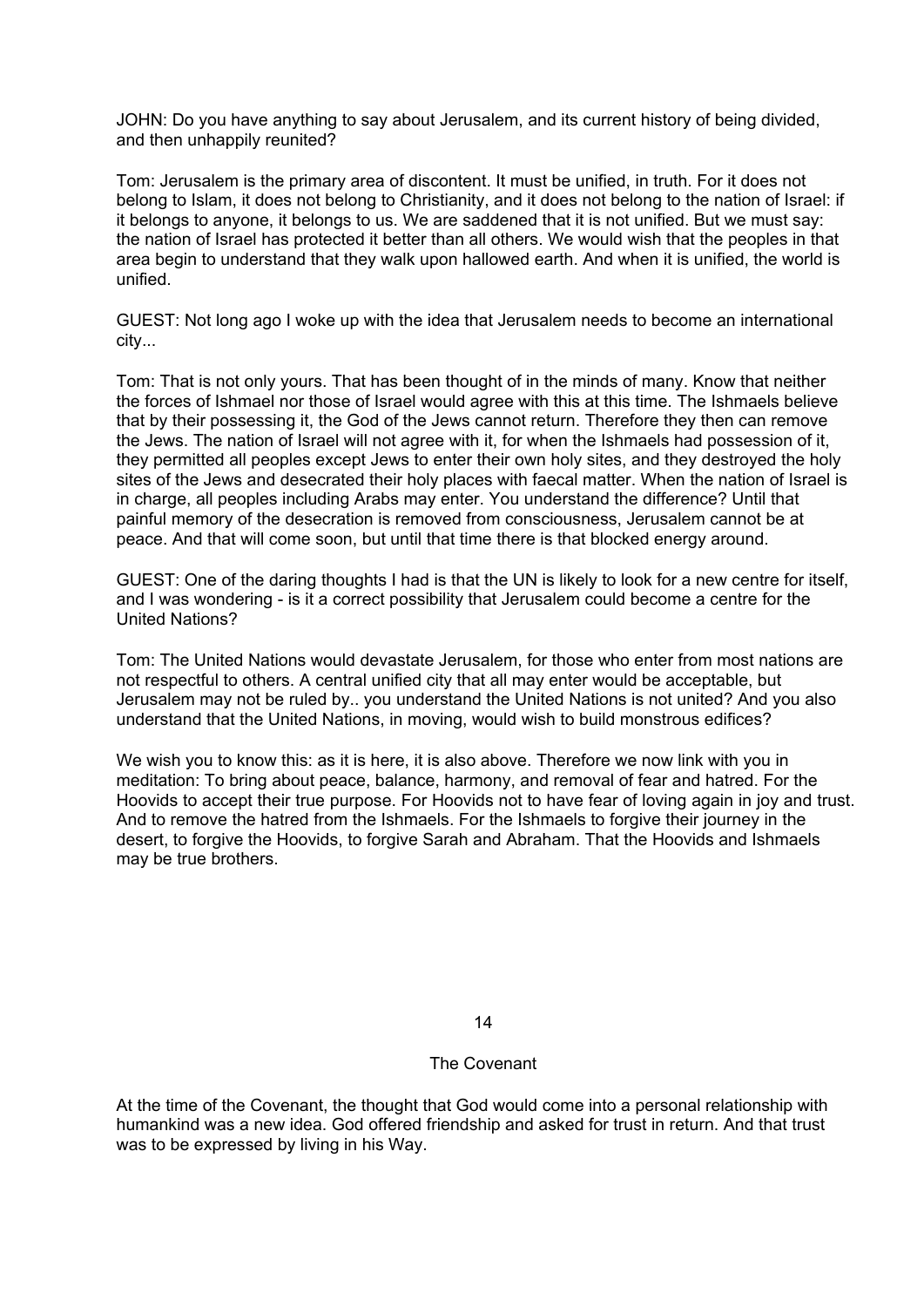JOHN: Do you have anything to say about Jerusalem, and its current history of being divided, and then unhappily reunited?

Tom: Jerusalem is the primary area of discontent. It must be unified, in truth. For it does not belong to Islam, it does not belong to Christianity, and it does not belong to the nation of Israel: if it belongs to anyone, it belongs to us. We are saddened that it is not unified. But we must say: the nation of Israel has protected it better than all others. We would wish that the peoples in that area begin to understand that they walk upon hallowed earth. And when it is unified, the world is unified.

GUEST: Not long ago I woke up with the idea that Jerusalem needs to become an international city...

Tom: That is not only yours. That has been thought of in the minds of many. Know that neither the forces of Ishmael nor those of Israel would agree with this at this time. The Ishmaels believe that by their possessing it, the God of the Jews cannot return. Therefore they then can remove the Jews. The nation of Israel will not agree with it, for when the Ishmaels had possession of it, they permitted all peoples except Jews to enter their own holy sites, and they destroyed the holy sites of the Jews and desecrated their holy places with faecal matter. When the nation of Israel is in charge, all peoples including Arabs may enter. You understand the difference? Until that painful memory of the desecration is removed from consciousness, Jerusalem cannot be at peace. And that will come soon, but until that time there is that blocked energy around.

GUEST: One of the daring thoughts I had is that the UN is likely to look for a new centre for itself, and I was wondering - is it a correct possibility that Jerusalem could become a centre for the United Nations?

Tom: The United Nations would devastate Jerusalem, for those who enter from most nations are not respectful to others. A central unified city that all may enter would be acceptable, but Jerusalem may not be ruled by.. you understand the United Nations is not united? And you also understand that the United Nations, in moving, would wish to build monstrous edifices?

We wish you to know this: as it is here, it is also above. Therefore we now link with you in meditation: To bring about peace, balance, harmony, and removal of fear and hatred. For the Hoovids to accept their true purpose. For Hoovids not to have fear of loving again in joy and trust. And to remove the hatred from the Ishmaels. For the Ishmaels to forgive their journey in the desert, to forgive the Hoovids, to forgive Sarah and Abraham. That the Hoovids and Ishmaels may be true brothers.

## 14

## The Covenant

At the time of the Covenant, the thought that God would come into a personal relationship with humankind was a new idea. God offered friendship and asked for trust in return. And that trust was to be expressed by living in his Way.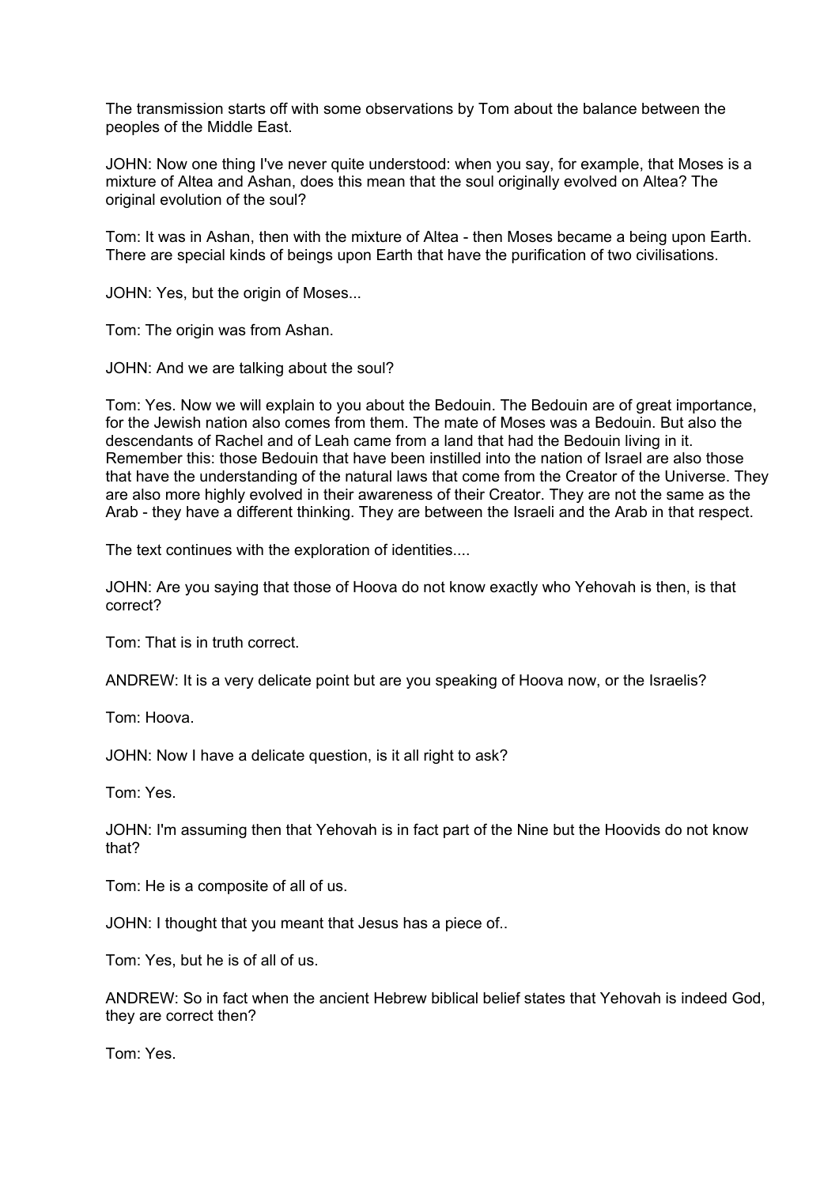The transmission starts off with some observations by Tom about the balance between the peoples of the Middle East.

JOHN: Now one thing I've never quite understood: when you say, for example, that Moses is a mixture of Altea and Ashan, does this mean that the soul originally evolved on Altea? The original evolution of the soul?

Tom: It was in Ashan, then with the mixture of Altea - then Moses became a being upon Earth. There are special kinds of beings upon Earth that have the purification of two civilisations.

JOHN: Yes, but the origin of Moses...

Tom: The origin was from Ashan.

JOHN: And we are talking about the soul?

Tom: Yes. Now we will explain to you about the Bedouin. The Bedouin are of great importance, for the Jewish nation also comes from them. The mate of Moses was a Bedouin. But also the descendants of Rachel and of Leah came from a land that had the Bedouin living in it. Remember this: those Bedouin that have been instilled into the nation of Israel are also those that have the understanding of the natural laws that come from the Creator of the Universe. They are also more highly evolved in their awareness of their Creator. They are not the same as the Arab - they have a different thinking. They are between the Israeli and the Arab in that respect.

The text continues with the exploration of identities....

JOHN: Are you saying that those of Hoova do not know exactly who Yehovah is then, is that correct?

Tom: That is in truth correct.

ANDREW: It is a very delicate point but are you speaking of Hoova now, or the Israelis?

Tom: Hoova.

JOHN: Now I have a delicate question, is it all right to ask?

Tom: Yes.

JOHN: I'm assuming then that Yehovah is in fact part of the Nine but the Hoovids do not know that?

Tom: He is a composite of all of us.

JOHN: I thought that you meant that Jesus has a piece of..

Tom: Yes, but he is of all of us.

ANDREW: So in fact when the ancient Hebrew biblical belief states that Yehovah is indeed God, they are correct then?

Tom: Yes.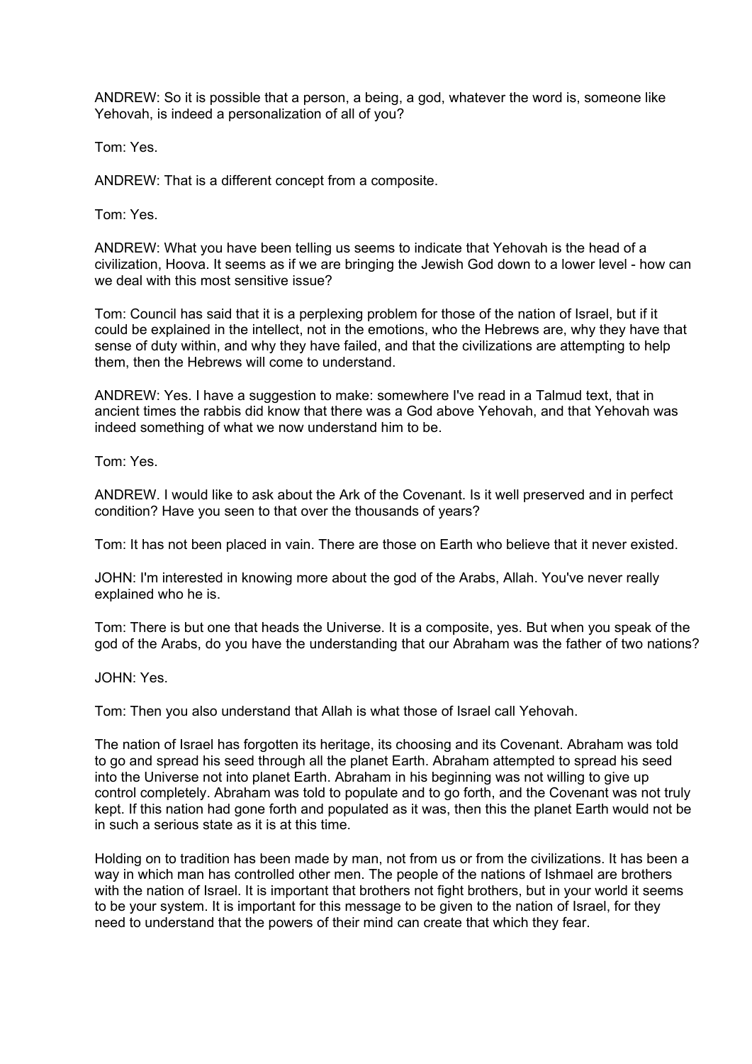ANDREW: So it is possible that a person, a being, a god, whatever the word is, someone like Yehovah, is indeed a personalization of all of you?

Tom: Yes.

ANDREW: That is a different concept from a composite.

Tom: Yes.

ANDREW: What you have been telling us seems to indicate that Yehovah is the head of a civilization, Hoova. It seems as if we are bringing the Jewish God down to a lower level - how can we deal with this most sensitive issue?

Tom: Council has said that it is a perplexing problem for those of the nation of Israel, but if it could be explained in the intellect, not in the emotions, who the Hebrews are, why they have that sense of duty within, and why they have failed, and that the civilizations are attempting to help them, then the Hebrews will come to understand.

ANDREW: Yes. I have a suggestion to make: somewhere I've read in a Talmud text, that in ancient times the rabbis did know that there was a God above Yehovah, and that Yehovah was indeed something of what we now understand him to be.

Tom: Yes.

ANDREW. I would like to ask about the Ark of the Covenant. Is it well preserved and in perfect condition? Have you seen to that over the thousands of years?

Tom: It has not been placed in vain. There are those on Earth who believe that it never existed.

JOHN: I'm interested in knowing more about the god of the Arabs, Allah. You've never really explained who he is.

Tom: There is but one that heads the Universe. It is a composite, yes. But when you speak of the god of the Arabs, do you have the understanding that our Abraham was the father of two nations?

JOHN: Yes.

Tom: Then you also understand that Allah is what those of Israel call Yehovah.

The nation of Israel has forgotten its heritage, its choosing and its Covenant. Abraham was told to go and spread his seed through all the planet Earth. Abraham attempted to spread his seed into the Universe not into planet Earth. Abraham in his beginning was not willing to give up control completely. Abraham was told to populate and to go forth, and the Covenant was not truly kept. If this nation had gone forth and populated as it was, then this the planet Earth would not be in such a serious state as it is at this time.

Holding on to tradition has been made by man, not from us or from the civilizations. It has been a way in which man has controlled other men. The people of the nations of Ishmael are brothers with the nation of Israel. It is important that brothers not fight brothers, but in your world it seems to be your system. It is important for this message to be given to the nation of Israel, for they need to understand that the powers of their mind can create that which they fear.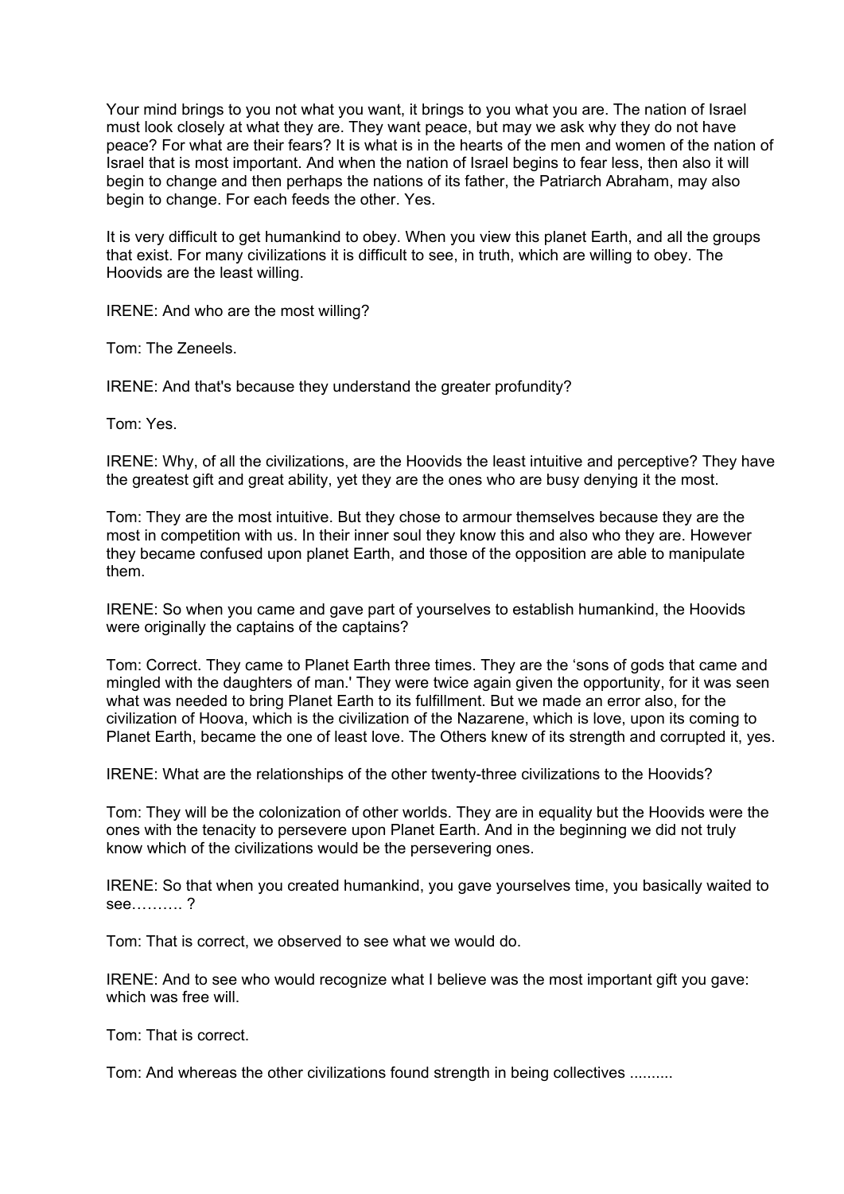Your mind brings to you not what you want, it brings to you what you are. The nation of Israel must look closely at what they are. They want peace, but may we ask why they do not have peace? For what are their fears? It is what is in the hearts of the men and women of the nation of Israel that is most important. And when the nation of Israel begins to fear less, then also it will begin to change and then perhaps the nations of its father, the Patriarch Abraham, may also begin to change. For each feeds the other. Yes.

It is very difficult to get humankind to obey. When you view this planet Earth, and all the groups that exist. For many civilizations it is difficult to see, in truth, which are willing to obey. The Hoovids are the least willing.

IRENE: And who are the most willing?

Tom: The Zeneels.

IRENE: And that's because they understand the greater profundity?

Tom: Yes.

IRENE: Why, of all the civilizations, are the Hoovids the least intuitive and perceptive? They have the greatest gift and great ability, yet they are the ones who are busy denying it the most.

Tom: They are the most intuitive. But they chose to armour themselves because they are the most in competition with us. In their inner soul they know this and also who they are. However they became confused upon planet Earth, and those of the opposition are able to manipulate them.

IRENE: So when you came and gave part of yourselves to establish humankind, the Hoovids were originally the captains of the captains?

Tom: Correct. They came to Planet Earth three times. They are the 'sons of gods that came and mingled with the daughters of man.' They were twice again given the opportunity, for it was seen what was needed to bring Planet Earth to its fulfillment. But we made an error also, for the civilization of Hoova, which is the civilization of the Nazarene, which is love, upon its coming to Planet Earth, became the one of least love. The Others knew of its strength and corrupted it, yes.

IRENE: What are the relationships of the other twenty-three civilizations to the Hoovids?

Tom: They will be the colonization of other worlds. They are in equality but the Hoovids were the ones with the tenacity to persevere upon Planet Earth. And in the beginning we did not truly know which of the civilizations would be the persevering ones.

IRENE: So that when you created humankind, you gave yourselves time, you basically waited to see………. ?

Tom: That is correct, we observed to see what we would do.

IRENE: And to see who would recognize what I believe was the most important gift you gave: which was free will.

Tom: That is correct.

Tom: And whereas the other civilizations found strength in being collectives ..........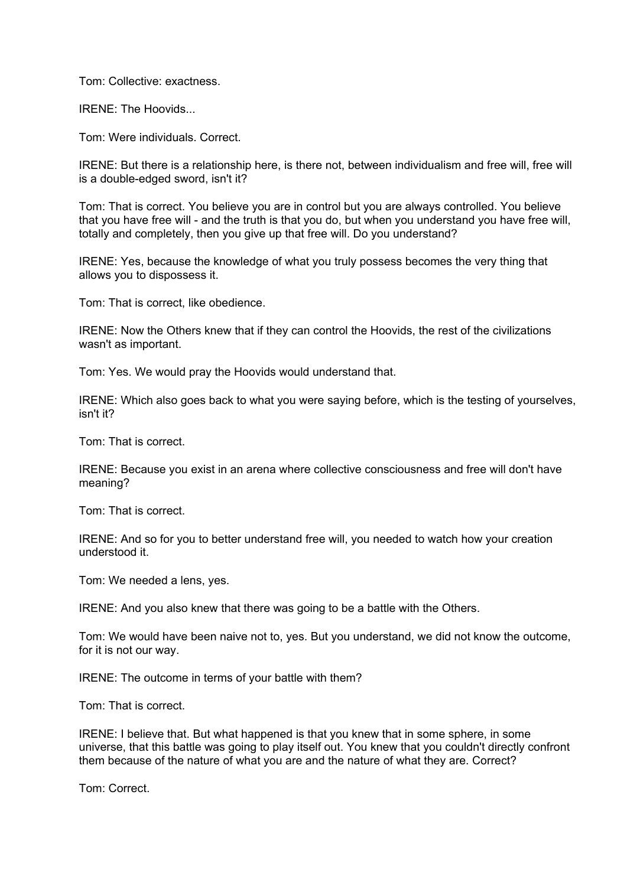Tom: Collective: exactness.

IRENE: The Hoovids...

Tom: Were individuals. Correct.

IRENE: But there is a relationship here, is there not, between individualism and free will, free will is a double-edged sword, isn't it?

Tom: That is correct. You believe you are in control but you are always controlled. You believe that you have free will - and the truth is that you do, but when you understand you have free will, totally and completely, then you give up that free will. Do you understand?

IRENE: Yes, because the knowledge of what you truly possess becomes the very thing that allows you to dispossess it.

Tom: That is correct, like obedience.

IRENE: Now the Others knew that if they can control the Hoovids, the rest of the civilizations wasn't as important.

Tom: Yes. We would pray the Hoovids would understand that.

IRENE: Which also goes back to what you were saying before, which is the testing of yourselves, isn't it?

Tom: That is correct.

IRENE: Because you exist in an arena where collective consciousness and free will don't have meaning?

Tom: That is correct.

IRENE: And so for you to better understand free will, you needed to watch how your creation understood it.

Tom: We needed a lens, yes.

IRENE: And you also knew that there was going to be a battle with the Others.

Tom: We would have been naive not to, yes. But you understand, we did not know the outcome, for it is not our way.

IRENE: The outcome in terms of your battle with them?

Tom: That is correct.

IRENE: I believe that. But what happened is that you knew that in some sphere, in some universe, that this battle was going to play itself out. You knew that you couldn't directly confront them because of the nature of what you are and the nature of what they are. Correct?

Tom: Correct.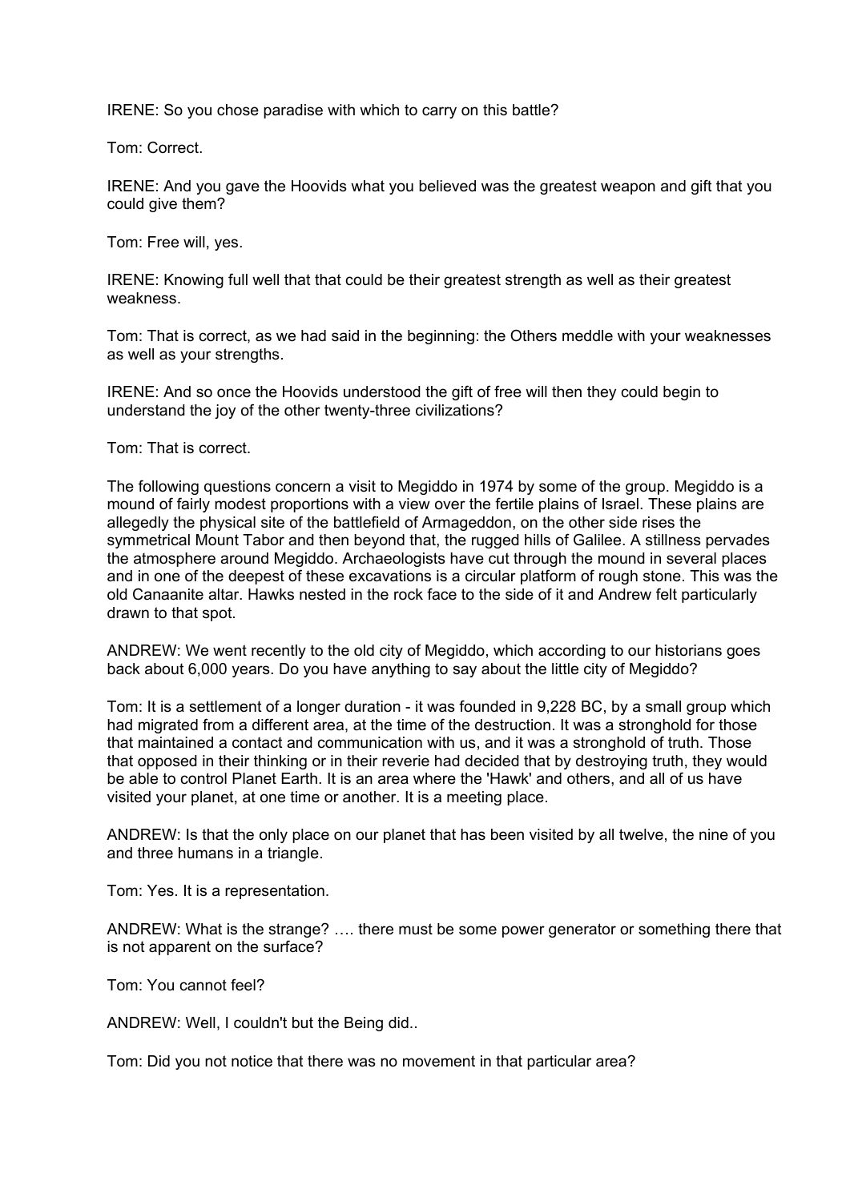IRENE: So you chose paradise with which to carry on this battle?

Tom: Correct.

IRENE: And you gave the Hoovids what you believed was the greatest weapon and gift that you could give them?

Tom: Free will, yes.

IRENE: Knowing full well that that could be their greatest strength as well as their greatest weakness.

Tom: That is correct, as we had said in the beginning: the Others meddle with your weaknesses as well as your strengths.

IRENE: And so once the Hoovids understood the gift of free will then they could begin to understand the joy of the other twenty-three civilizations?

Tom: That is correct.

The following questions concern a visit to Megiddo in 1974 by some of the group. Megiddo is a mound of fairly modest proportions with a view over the fertile plains of Israel. These plains are allegedly the physical site of the battlefield of Armageddon, on the other side rises the symmetrical Mount Tabor and then beyond that, the rugged hills of Galilee. A stillness pervades the atmosphere around Megiddo. Archaeologists have cut through the mound in several places and in one of the deepest of these excavations is a circular platform of rough stone. This was the old Canaanite altar. Hawks nested in the rock face to the side of it and Andrew felt particularly drawn to that spot.

ANDREW: We went recently to the old city of Megiddo, which according to our historians goes back about 6,000 years. Do you have anything to say about the little city of Megiddo?

Tom: It is a settlement of a longer duration - it was founded in 9,228 BC, by a small group which had migrated from a different area, at the time of the destruction. It was a stronghold for those that maintained a contact and communication with us, and it was a stronghold of truth. Those that opposed in their thinking or in their reverie had decided that by destroying truth, they would be able to control Planet Earth. It is an area where the 'Hawk' and others, and all of us have visited your planet, at one time or another. It is a meeting place.

ANDREW: Is that the only place on our planet that has been visited by all twelve, the nine of you and three humans in a triangle.

Tom: Yes. It is a representation.

ANDREW: What is the strange? …. there must be some power generator or something there that is not apparent on the surface?

Tom: You cannot feel?

ANDREW: Well, I couldn't but the Being did..

Tom: Did you not notice that there was no movement in that particular area?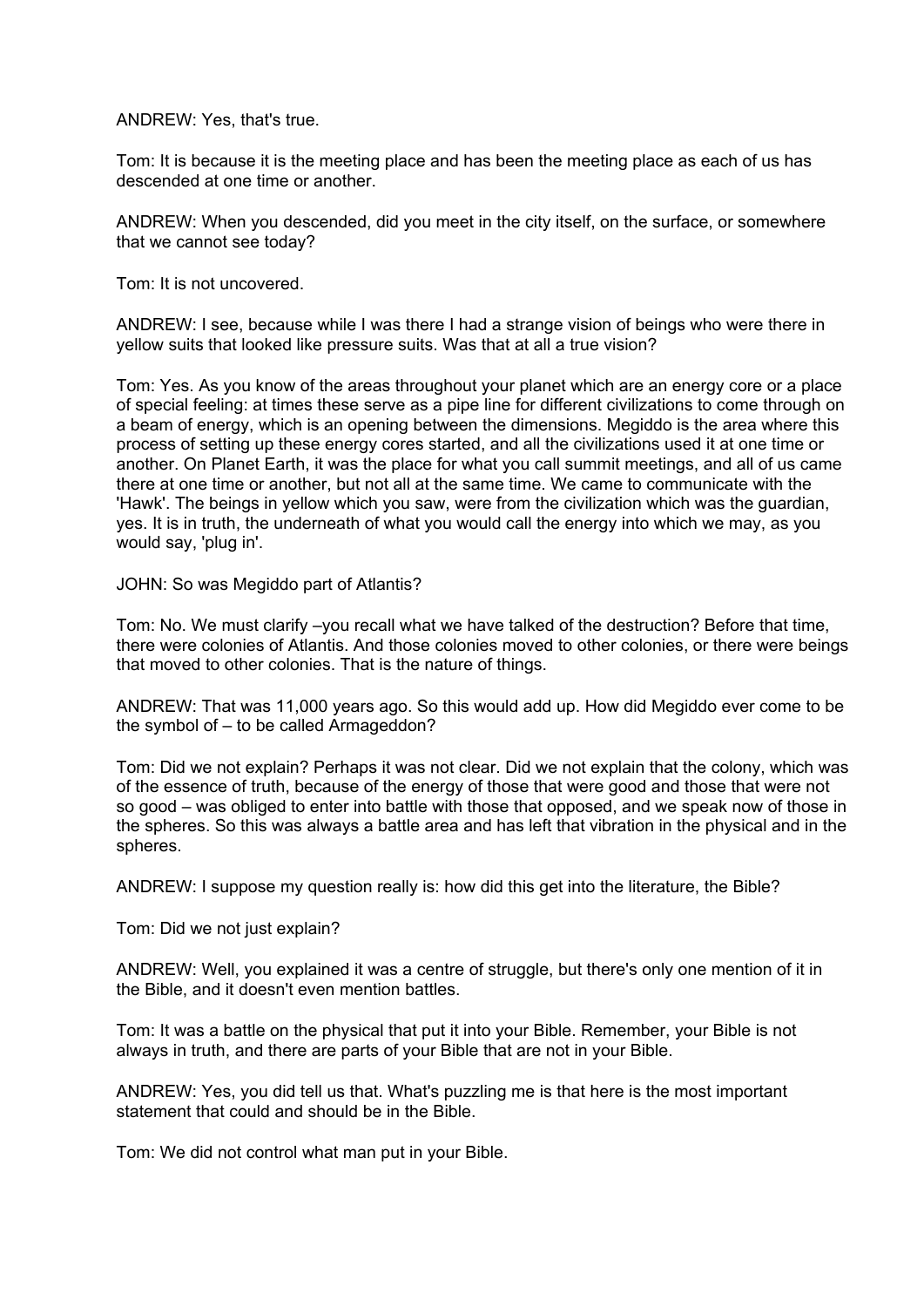ANDREW: Yes, that's true.

Tom: It is because it is the meeting place and has been the meeting place as each of us has descended at one time or another.

ANDREW: When you descended, did you meet in the city itself, on the surface, or somewhere that we cannot see today?

Tom: It is not uncovered.

ANDREW: I see, because while I was there I had a strange vision of beings who were there in yellow suits that looked like pressure suits. Was that at all a true vision?

Tom: Yes. As you know of the areas throughout your planet which are an energy core or a place of special feeling: at times these serve as a pipe line for different civilizations to come through on a beam of energy, which is an opening between the dimensions. Megiddo is the area where this process of setting up these energy cores started, and all the civilizations used it at one time or another. On Planet Earth, it was the place for what you call summit meetings, and all of us came there at one time or another, but not all at the same time. We came to communicate with the 'Hawk'. The beings in yellow which you saw, were from the civilization which was the guardian, yes. It is in truth, the underneath of what you would call the energy into which we may, as you would say, 'plug in'.

JOHN: So was Megiddo part of Atlantis?

Tom: No. We must clarify –you recall what we have talked of the destruction? Before that time, there were colonies of Atlantis. And those colonies moved to other colonies, or there were beings that moved to other colonies. That is the nature of things.

ANDREW: That was 11,000 years ago. So this would add up. How did Megiddo ever come to be the symbol of – to be called Armageddon?

Tom: Did we not explain? Perhaps it was not clear. Did we not explain that the colony, which was of the essence of truth, because of the energy of those that were good and those that were not so good – was obliged to enter into battle with those that opposed, and we speak now of those in the spheres. So this was always a battle area and has left that vibration in the physical and in the spheres.

ANDREW: I suppose my question really is: how did this get into the literature, the Bible?

Tom: Did we not just explain?

ANDREW: Well, you explained it was a centre of struggle, but there's only one mention of it in the Bible, and it doesn't even mention battles.

Tom: It was a battle on the physical that put it into your Bible. Remember, your Bible is not always in truth, and there are parts of your Bible that are not in your Bible.

ANDREW: Yes, you did tell us that. What's puzzling me is that here is the most important statement that could and should be in the Bible.

Tom: We did not control what man put in your Bible.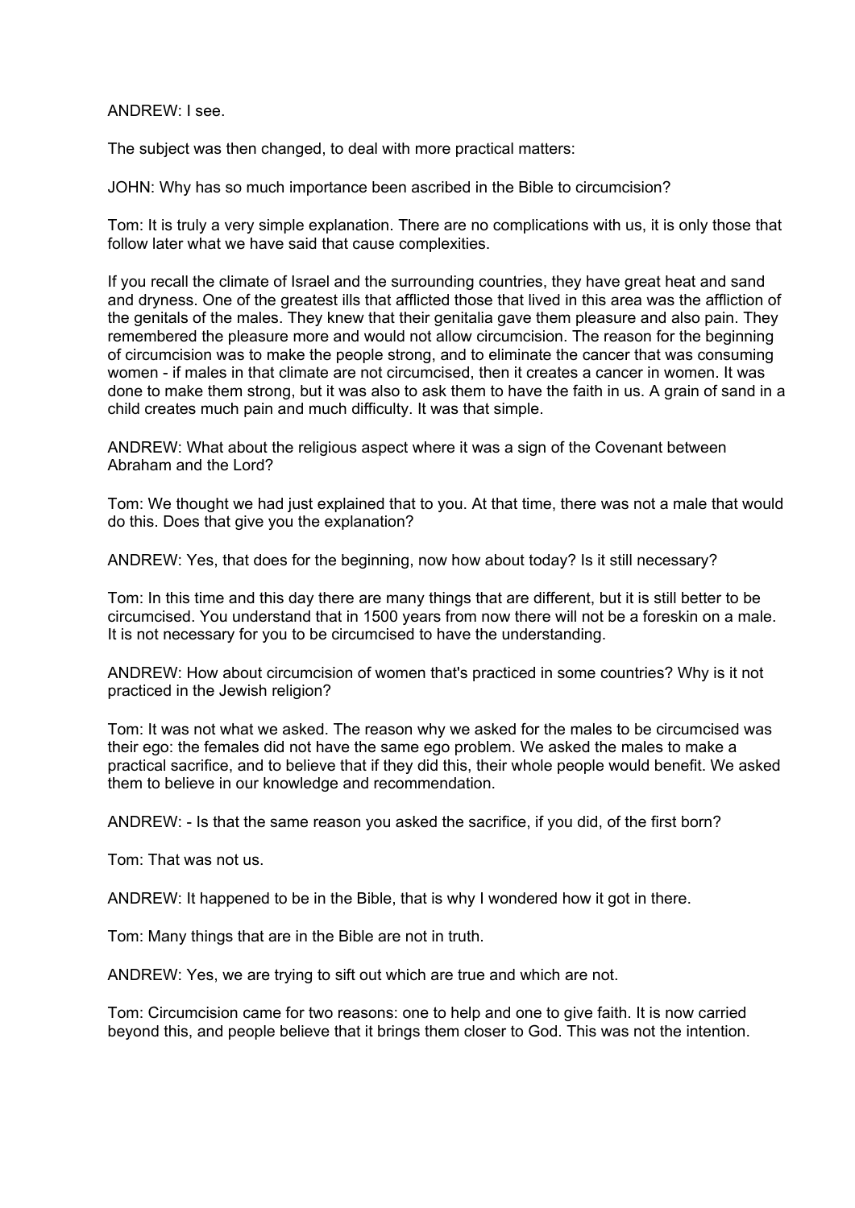ANDREW: I see.

The subject was then changed, to deal with more practical matters:

JOHN: Why has so much importance been ascribed in the Bible to circumcision?

Tom: It is truly a very simple explanation. There are no complications with us, it is only those that follow later what we have said that cause complexities.

If you recall the climate of Israel and the surrounding countries, they have great heat and sand and dryness. One of the greatest ills that afflicted those that lived in this area was the affliction of the genitals of the males. They knew that their genitalia gave them pleasure and also pain. They remembered the pleasure more and would not allow circumcision. The reason for the beginning of circumcision was to make the people strong, and to eliminate the cancer that was consuming women - if males in that climate are not circumcised, then it creates a cancer in women. It was done to make them strong, but it was also to ask them to have the faith in us. A grain of sand in a child creates much pain and much difficulty. It was that simple.

ANDREW: What about the religious aspect where it was a sign of the Covenant between Abraham and the Lord?

Tom: We thought we had just explained that to you. At that time, there was not a male that would do this. Does that give you the explanation?

ANDREW: Yes, that does for the beginning, now how about today? Is it still necessary?

Tom: In this time and this day there are many things that are different, but it is still better to be circumcised. You understand that in 1500 years from now there will not be a foreskin on a male. It is not necessary for you to be circumcised to have the understanding.

ANDREW: How about circumcision of women that's practiced in some countries? Why is it not practiced in the Jewish religion?

Tom: It was not what we asked. The reason why we asked for the males to be circumcised was their ego: the females did not have the same ego problem. We asked the males to make a practical sacrifice, and to believe that if they did this, their whole people would benefit. We asked them to believe in our knowledge and recommendation.

ANDREW: - Is that the same reason you asked the sacrifice, if you did, of the first born?

Tom: That was not us.

ANDREW: It happened to be in the Bible, that is why I wondered how it got in there.

Tom: Many things that are in the Bible are not in truth.

ANDREW: Yes, we are trying to sift out which are true and which are not.

Tom: Circumcision came for two reasons: one to help and one to give faith. It is now carried beyond this, and people believe that it brings them closer to God. This was not the intention.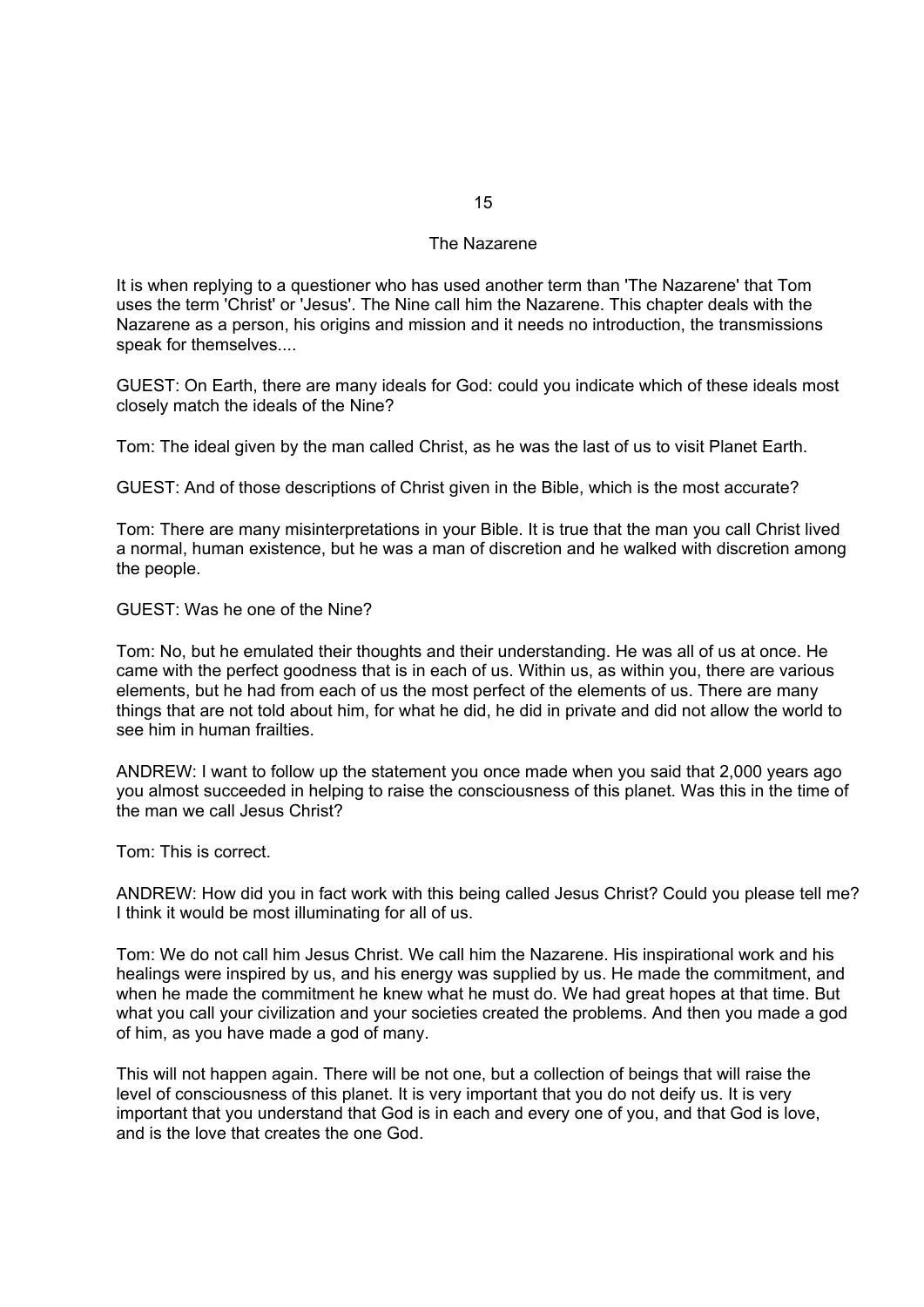# 15

# The Nazarene

It is when replying to a questioner who has used another term than 'The Nazarene' that Tom uses the term 'Christ' or 'Jesus'. The Nine call him the Nazarene. This chapter deals with the Nazarene as a person, his origins and mission and it needs no introduction, the transmissions speak for themselves....

GUEST: On Earth, there are many ideals for God: could you indicate which of these ideals most closely match the ideals of the Nine?

Tom: The ideal given by the man called Christ, as he was the last of us to visit Planet Earth.

GUEST: And of those descriptions of Christ given in the Bible, which is the most accurate?

Tom: There are many misinterpretations in your Bible. It is true that the man you call Christ lived a normal, human existence, but he was a man of discretion and he walked with discretion among the people.

GUEST: Was he one of the Nine?

Tom: No, but he emulated their thoughts and their understanding. He was all of us at once. He came with the perfect goodness that is in each of us. Within us, as within you, there are various elements, but he had from each of us the most perfect of the elements of us. There are many things that are not told about him, for what he did, he did in private and did not allow the world to see him in human frailties.

ANDREW: I want to follow up the statement you once made when you said that 2,000 years ago you almost succeeded in helping to raise the consciousness of this planet. Was this in the time of the man we call Jesus Christ?

Tom: This is correct.

ANDREW: How did you in fact work with this being called Jesus Christ? Could you please tell me? I think it would be most illuminating for all of us.

Tom: We do not call him Jesus Christ. We call him the Nazarene. His inspirational work and his healings were inspired by us, and his energy was supplied by us. He made the commitment, and when he made the commitment he knew what he must do. We had great hopes at that time. But what you call your civilization and your societies created the problems. And then you made a god of him, as you have made a god of many.

This will not happen again. There will be not one, but a collection of beings that will raise the level of consciousness of this planet. It is very important that you do not deify us. It is very important that you understand that God is in each and every one of you, and that God is love, and is the love that creates the one God.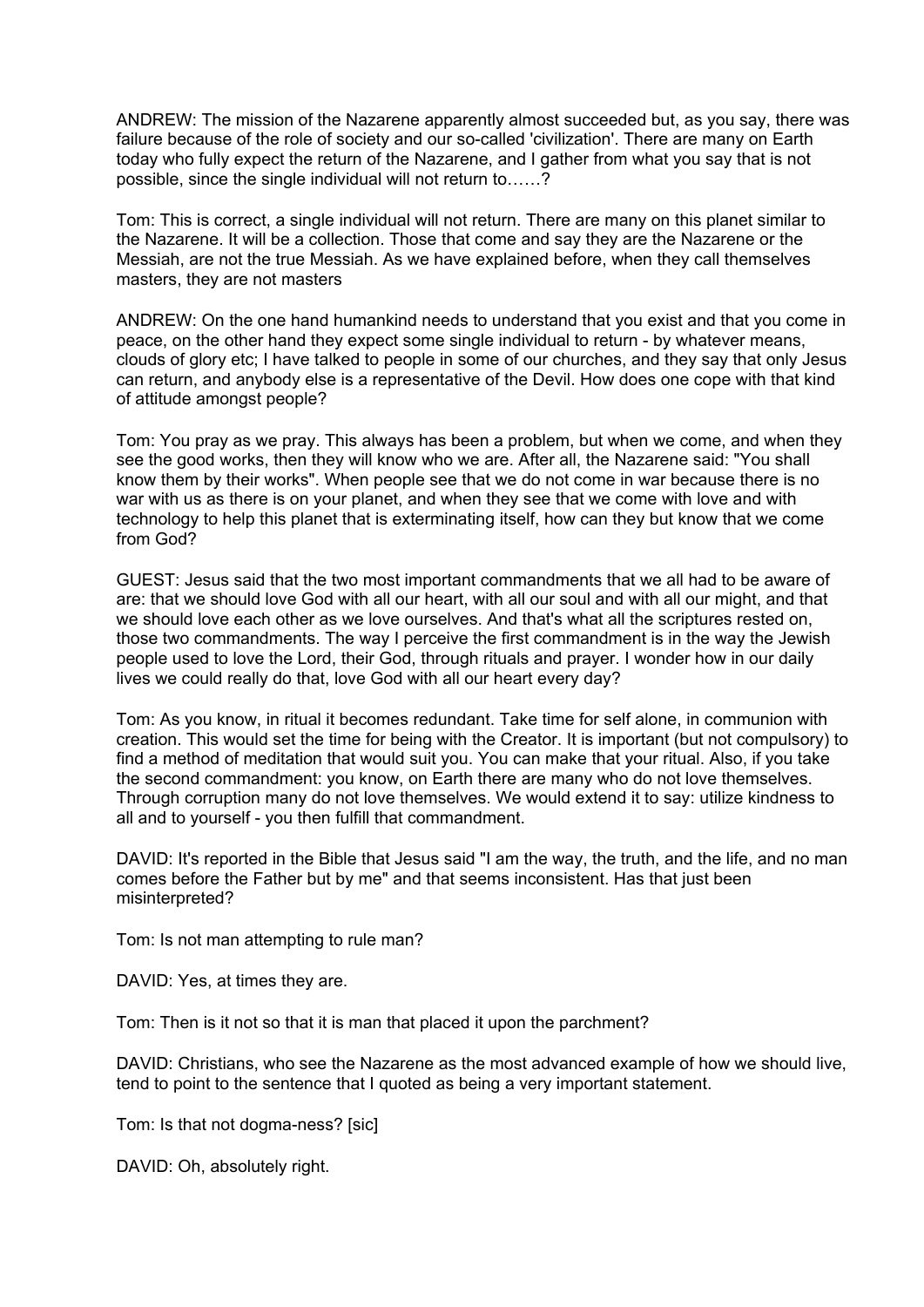ANDREW: The mission of the Nazarene apparently almost succeeded but, as you say, there was failure because of the role of society and our so-called 'civilization'. There are many on Earth today who fully expect the return of the Nazarene, and I gather from what you say that is not possible, since the single individual will not return to……?

Tom: This is correct, a single individual will not return. There are many on this planet similar to the Nazarene. It will be a collection. Those that come and say they are the Nazarene or the Messiah, are not the true Messiah. As we have explained before, when they call themselves masters, they are not masters

ANDREW: On the one hand humankind needs to understand that you exist and that you come in peace, on the other hand they expect some single individual to return - by whatever means, clouds of glory etc; I have talked to people in some of our churches, and they say that only Jesus can return, and anybody else is a representative of the Devil. How does one cope with that kind of attitude amongst people?

Tom: You pray as we pray. This always has been a problem, but when we come, and when they see the good works, then they will know who we are. After all, the Nazarene said: "You shall know them by their works". When people see that we do not come in war because there is no war with us as there is on your planet, and when they see that we come with love and with technology to help this planet that is exterminating itself, how can they but know that we come from God?

GUEST: Jesus said that the two most important commandments that we all had to be aware of are: that we should love God with all our heart, with all our soul and with all our might, and that we should love each other as we love ourselves. And that's what all the scriptures rested on, those two commandments. The way I perceive the first commandment is in the way the Jewish people used to love the Lord, their God, through rituals and prayer. I wonder how in our daily lives we could really do that, love God with all our heart every day?

Tom: As you know, in ritual it becomes redundant. Take time for self alone, in communion with creation. This would set the time for being with the Creator. It is important (but not compulsory) to find a method of meditation that would suit you. You can make that your ritual. Also, if you take the second commandment: you know, on Earth there are many who do not love themselves. Through corruption many do not love themselves. We would extend it to say: utilize kindness to all and to yourself - you then fulfill that commandment.

DAVID: It's reported in the Bible that Jesus said "I am the way, the truth, and the life, and no man comes before the Father but by me" and that seems inconsistent. Has that just been misinterpreted?

Tom: Is not man attempting to rule man?

DAVID: Yes, at times they are.

Tom: Then is it not so that it is man that placed it upon the parchment?

DAVID: Christians, who see the Nazarene as the most advanced example of how we should live, tend to point to the sentence that I quoted as being a very important statement.

Tom: Is that not dogma-ness? [sic]

DAVID: Oh, absolutely right.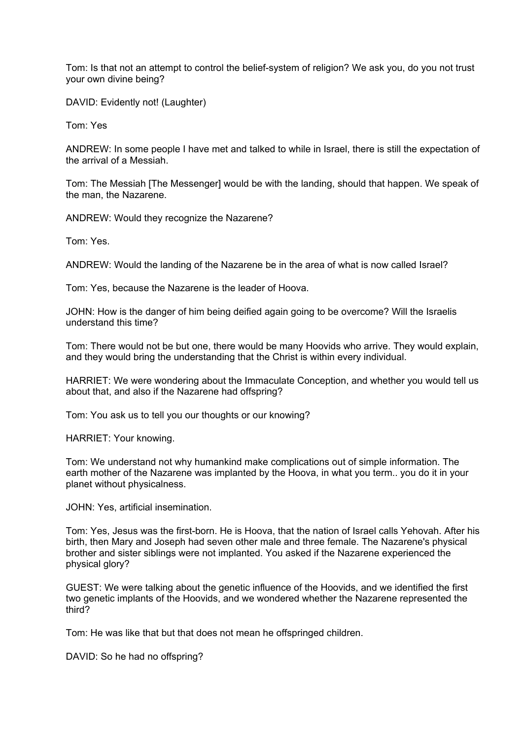Tom: Is that not an attempt to control the belief-system of religion? We ask you, do you not trust your own divine being?

DAVID: Evidently not! (Laughter)

Tom: Yes

ANDREW: In some people I have met and talked to while in Israel, there is still the expectation of the arrival of a Messiah.

Tom: The Messiah [The Messenger] would be with the landing, should that happen. We speak of the man, the Nazarene.

ANDREW: Would they recognize the Nazarene?

Tom: Yes.

ANDREW: Would the landing of the Nazarene be in the area of what is now called Israel?

Tom: Yes, because the Nazarene is the leader of Hoova.

JOHN: How is the danger of him being deified again going to be overcome? Will the Israelis understand this time?

Tom: There would not be but one, there would be many Hoovids who arrive. They would explain, and they would bring the understanding that the Christ is within every individual.

HARRIET: We were wondering about the Immaculate Conception, and whether you would tell us about that, and also if the Nazarene had offspring?

Tom: You ask us to tell you our thoughts or our knowing?

HARRIET: Your knowing.

Tom: We understand not why humankind make complications out of simple information. The earth mother of the Nazarene was implanted by the Hoova, in what you term.. you do it in your planet without physicalness.

JOHN: Yes, artificial insemination.

Tom: Yes, Jesus was the first-born. He is Hoova, that the nation of Israel calls Yehovah. After his birth, then Mary and Joseph had seven other male and three female. The Nazarene's physical brother and sister siblings were not implanted. You asked if the Nazarene experienced the physical glory?

GUEST: We were talking about the genetic influence of the Hoovids, and we identified the first two genetic implants of the Hoovids, and we wondered whether the Nazarene represented the third?

Tom: He was like that but that does not mean he offspringed children.

DAVID: So he had no offspring?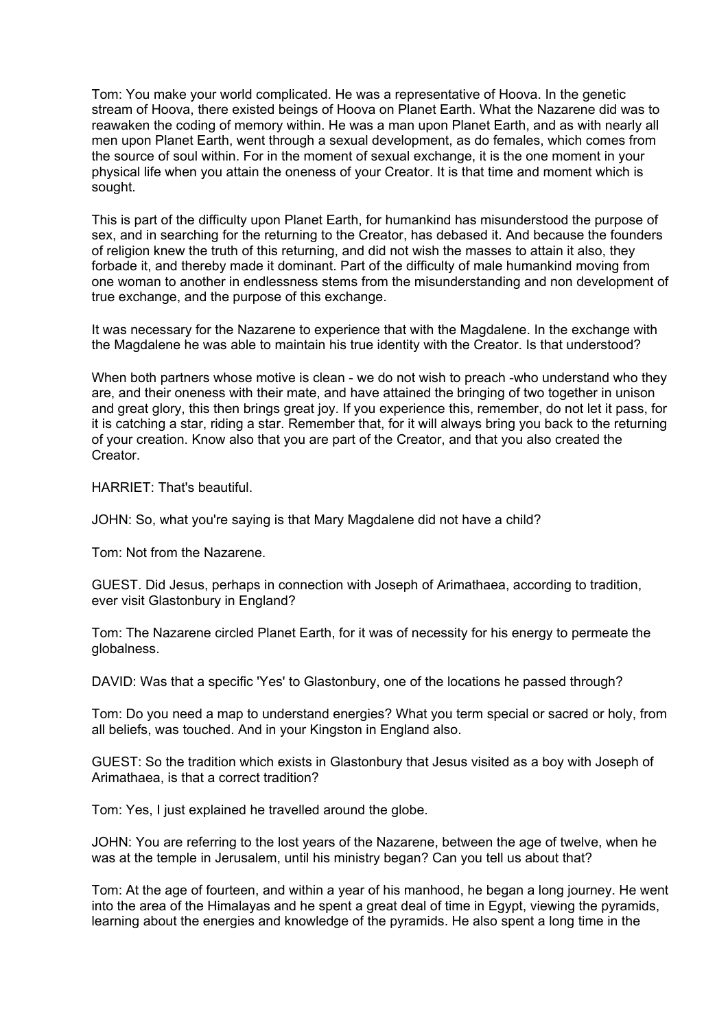Tom: You make your world complicated. He was a representative of Hoova. In the genetic stream of Hoova, there existed beings of Hoova on Planet Earth. What the Nazarene did was to reawaken the coding of memory within. He was a man upon Planet Earth, and as with nearly all men upon Planet Earth, went through a sexual development, as do females, which comes from the source of soul within. For in the moment of sexual exchange, it is the one moment in your physical life when you attain the oneness of your Creator. It is that time and moment which is sought.

This is part of the difficulty upon Planet Earth, for humankind has misunderstood the purpose of sex, and in searching for the returning to the Creator, has debased it. And because the founders of religion knew the truth of this returning, and did not wish the masses to attain it also, they forbade it, and thereby made it dominant. Part of the difficulty of male humankind moving from one woman to another in endlessness stems from the misunderstanding and non development of true exchange, and the purpose of this exchange.

It was necessary for the Nazarene to experience that with the Magdalene. In the exchange with the Magdalene he was able to maintain his true identity with the Creator. Is that understood?

When both partners whose motive is clean - we do not wish to preach -who understand who they are, and their oneness with their mate, and have attained the bringing of two together in unison and great glory, this then brings great joy. If you experience this, remember, do not let it pass, for it is catching a star, riding a star. Remember that, for it will always bring you back to the returning of your creation. Know also that you are part of the Creator, and that you also created the Creator.

HARRIET: That's beautiful.

JOHN: So, what you're saying is that Mary Magdalene did not have a child?

Tom: Not from the Nazarene.

GUEST. Did Jesus, perhaps in connection with Joseph of Arimathaea, according to tradition, ever visit Glastonbury in England?

Tom: The Nazarene circled Planet Earth, for it was of necessity for his energy to permeate the globalness.

DAVID: Was that a specific 'Yes' to Glastonbury, one of the locations he passed through?

Tom: Do you need a map to understand energies? What you term special or sacred or holy, from all beliefs, was touched. And in your Kingston in England also.

GUEST: So the tradition which exists in Glastonbury that Jesus visited as a boy with Joseph of Arimathaea, is that a correct tradition?

Tom: Yes, I just explained he travelled around the globe.

JOHN: You are referring to the lost years of the Nazarene, between the age of twelve, when he was at the temple in Jerusalem, until his ministry began? Can you tell us about that?

Tom: At the age of fourteen, and within a year of his manhood, he began a long journey. He went into the area of the Himalayas and he spent a great deal of time in Egypt, viewing the pyramids, learning about the energies and knowledge of the pyramids. He also spent a long time in the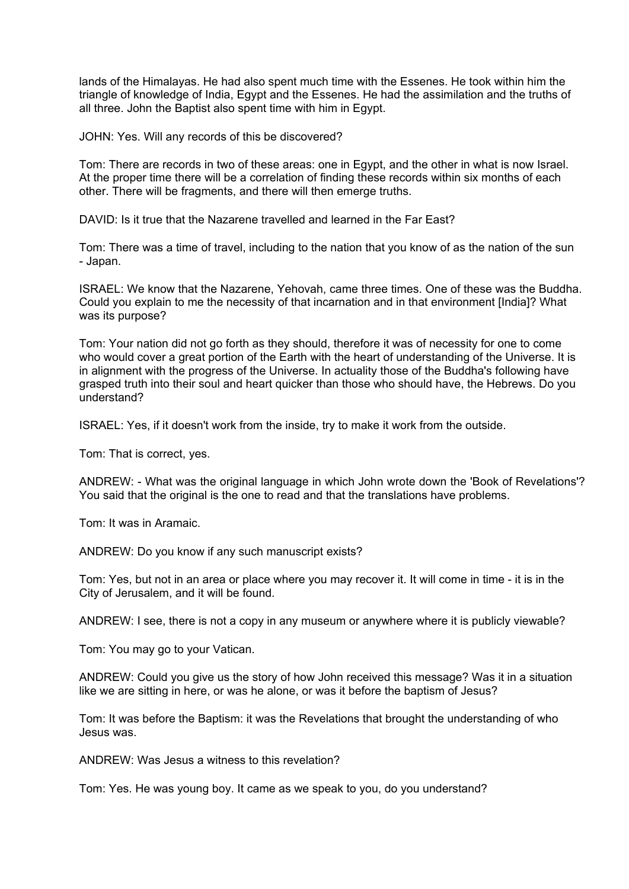lands of the Himalayas. He had also spent much time with the Essenes. He took within him the triangle of knowledge of India, Egypt and the Essenes. He had the assimilation and the truths of all three. John the Baptist also spent time with him in Egypt.

JOHN: Yes. Will any records of this be discovered?

Tom: There are records in two of these areas: one in Egypt, and the other in what is now Israel. At the proper time there will be a correlation of finding these records within six months of each other. There will be fragments, and there will then emerge truths.

DAVID: Is it true that the Nazarene travelled and learned in the Far East?

Tom: There was a time of travel, including to the nation that you know of as the nation of the sun - Japan.

ISRAEL: We know that the Nazarene, Yehovah, came three times. One of these was the Buddha. Could you explain to me the necessity of that incarnation and in that environment [India]? What was its purpose?

Tom: Your nation did not go forth as they should, therefore it was of necessity for one to come who would cover a great portion of the Earth with the heart of understanding of the Universe. It is in alignment with the progress of the Universe. In actuality those of the Buddha's following have grasped truth into their soul and heart quicker than those who should have, the Hebrews. Do you understand?

ISRAEL: Yes, if it doesn't work from the inside, try to make it work from the outside.

Tom: That is correct, yes.

ANDREW: - What was the original language in which John wrote down the 'Book of Revelations'? You said that the original is the one to read and that the translations have problems.

Tom: It was in Aramaic.

ANDREW: Do you know if any such manuscript exists?

Tom: Yes, but not in an area or place where you may recover it. It will come in time - it is in the City of Jerusalem, and it will be found.

ANDREW: I see, there is not a copy in any museum or anywhere where it is publicly viewable?

Tom: You may go to your Vatican.

ANDREW: Could you give us the story of how John received this message? Was it in a situation like we are sitting in here, or was he alone, or was it before the baptism of Jesus?

Tom: It was before the Baptism: it was the Revelations that brought the understanding of who Jesus was.

ANDREW: Was Jesus a witness to this revelation?

Tom: Yes. He was young boy. It came as we speak to you, do you understand?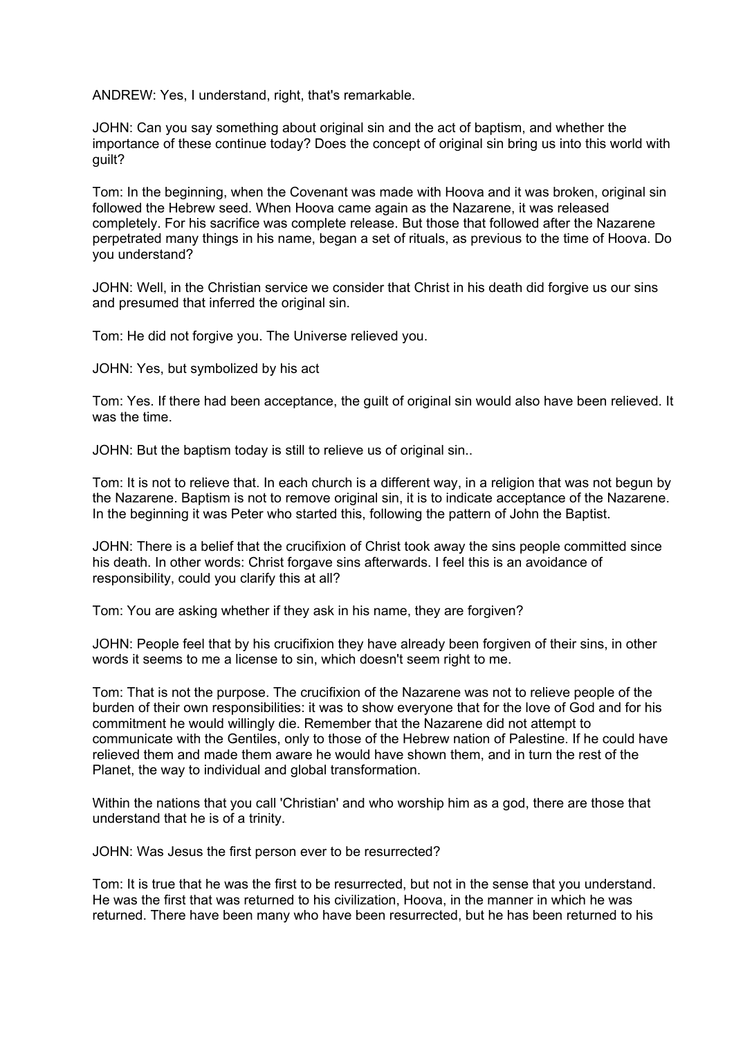ANDREW: Yes, I understand, right, that's remarkable.

JOHN: Can you say something about original sin and the act of baptism, and whether the importance of these continue today? Does the concept of original sin bring us into this world with guilt?

Tom: In the beginning, when the Covenant was made with Hoova and it was broken, original sin followed the Hebrew seed. When Hoova came again as the Nazarene, it was released completely. For his sacrifice was complete release. But those that followed after the Nazarene perpetrated many things in his name, began a set of rituals, as previous to the time of Hoova. Do you understand?

JOHN: Well, in the Christian service we consider that Christ in his death did forgive us our sins and presumed that inferred the original sin.

Tom: He did not forgive you. The Universe relieved you.

JOHN: Yes, but symbolized by his act

Tom: Yes. If there had been acceptance, the guilt of original sin would also have been relieved. It was the time.

JOHN: But the baptism today is still to relieve us of original sin..

Tom: It is not to relieve that. In each church is a different way, in a religion that was not begun by the Nazarene. Baptism is not to remove original sin, it is to indicate acceptance of the Nazarene. In the beginning it was Peter who started this, following the pattern of John the Baptist.

JOHN: There is a belief that the crucifixion of Christ took away the sins people committed since his death. In other words: Christ forgave sins afterwards. I feel this is an avoidance of responsibility, could you clarify this at all?

Tom: You are asking whether if they ask in his name, they are forgiven?

JOHN: People feel that by his crucifixion they have already been forgiven of their sins, in other words it seems to me a license to sin, which doesn't seem right to me.

Tom: That is not the purpose. The crucifixion of the Nazarene was not to relieve people of the burden of their own responsibilities: it was to show everyone that for the love of God and for his commitment he would willingly die. Remember that the Nazarene did not attempt to communicate with the Gentiles, only to those of the Hebrew nation of Palestine. If he could have relieved them and made them aware he would have shown them, and in turn the rest of the Planet, the way to individual and global transformation.

Within the nations that you call 'Christian' and who worship him as a god, there are those that understand that he is of a trinity.

JOHN: Was Jesus the first person ever to be resurrected?

Tom: It is true that he was the first to be resurrected, but not in the sense that you understand. He was the first that was returned to his civilization, Hoova, in the manner in which he was returned. There have been many who have been resurrected, but he has been returned to his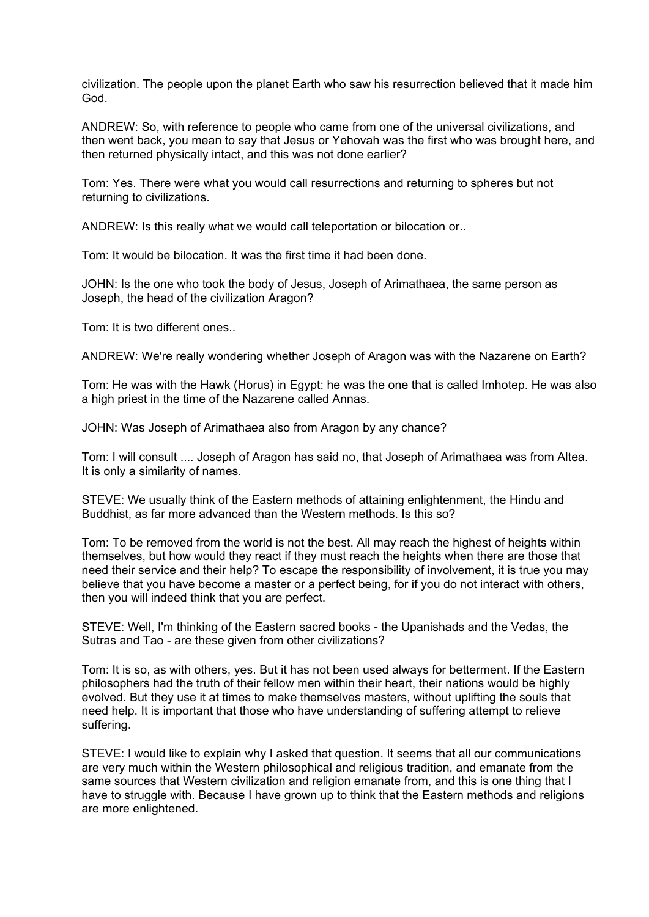civilization. The people upon the planet Earth who saw his resurrection believed that it made him God.

ANDREW: So, with reference to people who came from one of the universal civilizations, and then went back, you mean to say that Jesus or Yehovah was the first who was brought here, and then returned physically intact, and this was not done earlier?

Tom: Yes. There were what you would call resurrections and returning to spheres but not returning to civilizations.

ANDREW: Is this really what we would call teleportation or bilocation or..

Tom: It would be bilocation. It was the first time it had been done.

JOHN: Is the one who took the body of Jesus, Joseph of Arimathaea, the same person as Joseph, the head of the civilization Aragon?

Tom: It is two different ones..

ANDREW: We're really wondering whether Joseph of Aragon was with the Nazarene on Earth?

Tom: He was with the Hawk (Horus) in Egypt: he was the one that is called Imhotep. He was also a high priest in the time of the Nazarene called Annas.

JOHN: Was Joseph of Arimathaea also from Aragon by any chance?

Tom: I will consult .... Joseph of Aragon has said no, that Joseph of Arimathaea was from Altea. It is only a similarity of names.

STEVE: We usually think of the Eastern methods of attaining enlightenment, the Hindu and Buddhist, as far more advanced than the Western methods. Is this so?

Tom: To be removed from the world is not the best. All may reach the highest of heights within themselves, but how would they react if they must reach the heights when there are those that need their service and their help? To escape the responsibility of involvement, it is true you may believe that you have become a master or a perfect being, for if you do not interact with others, then you will indeed think that you are perfect.

STEVE: Well, I'm thinking of the Eastern sacred books - the Upanishads and the Vedas, the Sutras and Tao - are these given from other civilizations?

Tom: It is so, as with others, yes. But it has not been used always for betterment. If the Eastern philosophers had the truth of their fellow men within their heart, their nations would be highly evolved. But they use it at times to make themselves masters, without uplifting the souls that need help. It is important that those who have understanding of suffering attempt to relieve suffering.

STEVE: I would like to explain why I asked that question. It seems that all our communications are very much within the Western philosophical and religious tradition, and emanate from the same sources that Western civilization and religion emanate from, and this is one thing that I have to struggle with. Because I have grown up to think that the Eastern methods and religions are more enlightened.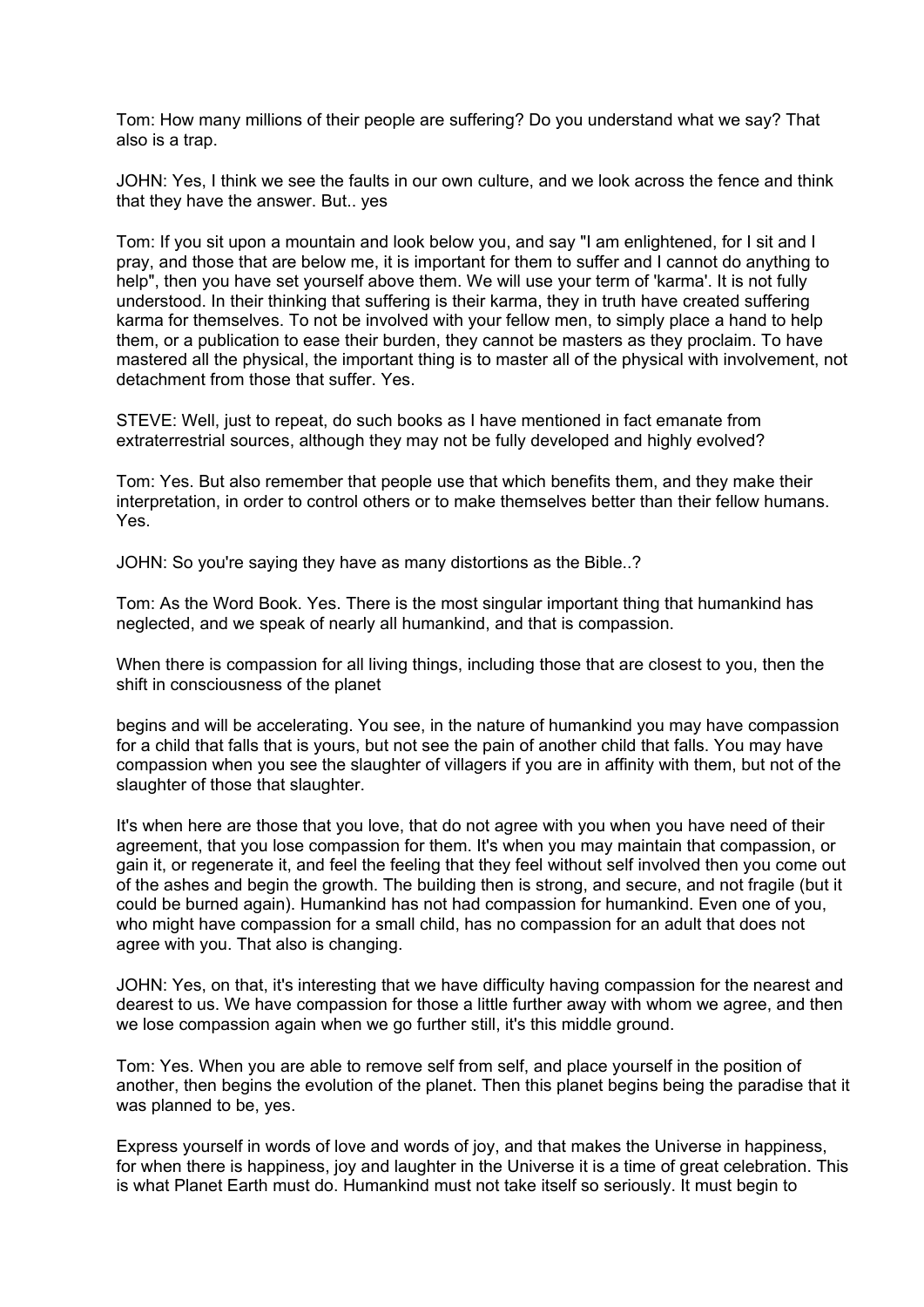Tom: How many millions of their people are suffering? Do you understand what we say? That also is a trap.

JOHN: Yes, I think we see the faults in our own culture, and we look across the fence and think that they have the answer. But.. yes

Tom: If you sit upon a mountain and look below you, and say "I am enlightened, for I sit and I pray, and those that are below me, it is important for them to suffer and I cannot do anything to help", then you have set yourself above them. We will use your term of 'karma'. It is not fully understood. In their thinking that suffering is their karma, they in truth have created suffering karma for themselves. To not be involved with your fellow men, to simply place a hand to help them, or a publication to ease their burden, they cannot be masters as they proclaim. To have mastered all the physical, the important thing is to master all of the physical with involvement, not detachment from those that suffer. Yes.

STEVE: Well, just to repeat, do such books as I have mentioned in fact emanate from extraterrestrial sources, although they may not be fully developed and highly evolved?

Tom: Yes. But also remember that people use that which benefits them, and they make their interpretation, in order to control others or to make themselves better than their fellow humans. Yes.

JOHN: So you're saying they have as many distortions as the Bible..?

Tom: As the Word Book. Yes. There is the most singular important thing that humankind has neglected, and we speak of nearly all humankind, and that is compassion.

When there is compassion for all living things, including those that are closest to you, then the shift in consciousness of the planet

begins and will be accelerating. You see, in the nature of humankind you may have compassion for a child that falls that is yours, but not see the pain of another child that falls. You may have compassion when you see the slaughter of villagers if you are in affinity with them, but not of the slaughter of those that slaughter.

It's when here are those that you love, that do not agree with you when you have need of their agreement, that you lose compassion for them. It's when you may maintain that compassion, or gain it, or regenerate it, and feel the feeling that they feel without self involved then you come out of the ashes and begin the growth. The building then is strong, and secure, and not fragile (but it could be burned again). Humankind has not had compassion for humankind. Even one of you, who might have compassion for a small child, has no compassion for an adult that does not agree with you. That also is changing.

JOHN: Yes, on that, it's interesting that we have difficulty having compassion for the nearest and dearest to us. We have compassion for those a little further away with whom we agree, and then we lose compassion again when we go further still, it's this middle ground.

Tom: Yes. When you are able to remove self from self, and place yourself in the position of another, then begins the evolution of the planet. Then this planet begins being the paradise that it was planned to be, yes.

Express yourself in words of love and words of joy, and that makes the Universe in happiness, for when there is happiness, joy and laughter in the Universe it is a time of great celebration. This is what Planet Earth must do. Humankind must not take itself so seriously. It must begin to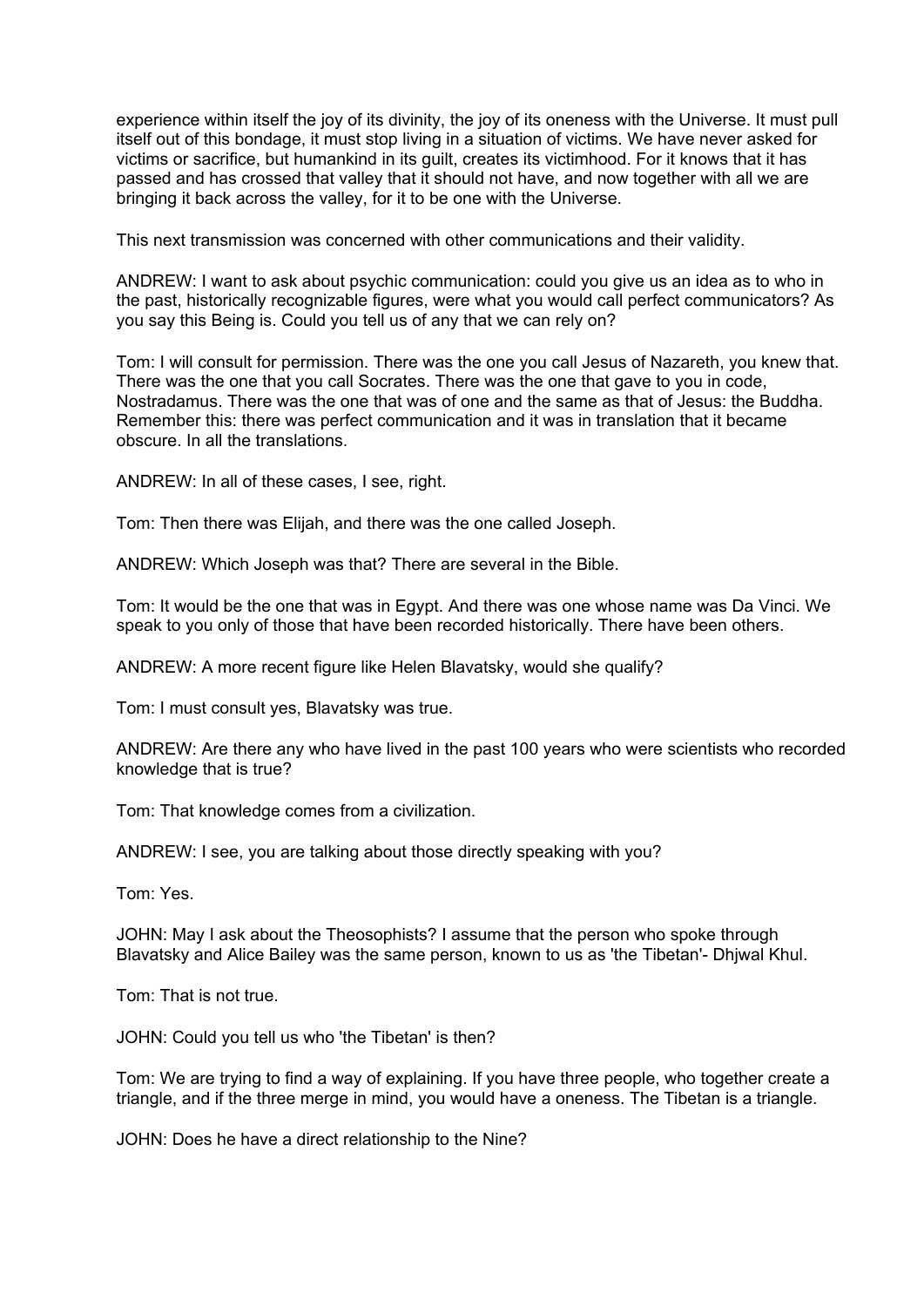experience within itself the joy of its divinity, the joy of its oneness with the Universe. It must pull itself out of this bondage, it must stop living in a situation of victims. We have never asked for victims or sacrifice, but humankind in its guilt, creates its victimhood. For it knows that it has passed and has crossed that valley that it should not have, and now together with all we are bringing it back across the valley, for it to be one with the Universe.

This next transmission was concerned with other communications and their validity.

ANDREW: I want to ask about psychic communication: could you give us an idea as to who in the past, historically recognizable figures, were what you would call perfect communicators? As you say this Being is. Could you tell us of any that we can rely on?

Tom: I will consult for permission. There was the one you call Jesus of Nazareth, you knew that. There was the one that you call Socrates. There was the one that gave to you in code, Nostradamus. There was the one that was of one and the same as that of Jesus: the Buddha. Remember this: there was perfect communication and it was in translation that it became obscure. In all the translations.

ANDREW: In all of these cases, I see, right.

Tom: Then there was Elijah, and there was the one called Joseph.

ANDREW: Which Joseph was that? There are several in the Bible.

Tom: It would be the one that was in Egypt. And there was one whose name was Da Vinci. We speak to you only of those that have been recorded historically. There have been others.

ANDREW: A more recent figure like Helen Blavatsky, would she qualify?

Tom: I must consult yes, Blavatsky was true.

ANDREW: Are there any who have lived in the past 100 years who were scientists who recorded knowledge that is true?

Tom: That knowledge comes from a civilization.

ANDREW: I see, you are talking about those directly speaking with you?

Tom: Yes.

JOHN: May I ask about the Theosophists? I assume that the person who spoke through Blavatsky and Alice Bailey was the same person, known to us as 'the Tibetan'- Dhjwal Khul.

Tom: That is not true.

JOHN: Could you tell us who 'the Tibetan' is then?

Tom: We are trying to find a way of explaining. If you have three people, who together create a triangle, and if the three merge in mind, you would have a oneness. The Tibetan is a triangle.

JOHN: Does he have a direct relationship to the Nine?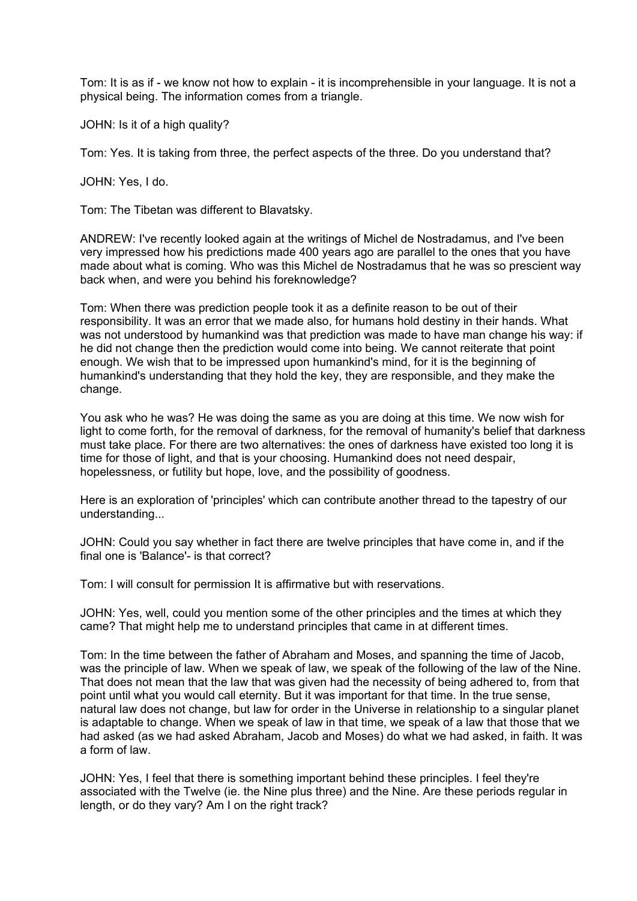Tom: It is as if - we know not how to explain - it is incomprehensible in your language. It is not a physical being. The information comes from a triangle.

JOHN: Is it of a high quality?

Tom: Yes. It is taking from three, the perfect aspects of the three. Do you understand that?

JOHN: Yes, I do.

Tom: The Tibetan was different to Blavatsky.

ANDREW: I've recently looked again at the writings of Michel de Nostradamus, and I've been very impressed how his predictions made 400 years ago are parallel to the ones that you have made about what is coming. Who was this Michel de Nostradamus that he was so prescient way back when, and were you behind his foreknowledge?

Tom: When there was prediction people took it as a definite reason to be out of their responsibility. It was an error that we made also, for humans hold destiny in their hands. What was not understood by humankind was that prediction was made to have man change his way: if he did not change then the prediction would come into being. We cannot reiterate that point enough. We wish that to be impressed upon humankind's mind, for it is the beginning of humankind's understanding that they hold the key, they are responsible, and they make the change.

You ask who he was? He was doing the same as you are doing at this time. We now wish for light to come forth, for the removal of darkness, for the removal of humanity's belief that darkness must take place. For there are two alternatives: the ones of darkness have existed too long it is time for those of light, and that is your choosing. Humankind does not need despair, hopelessness, or futility but hope, love, and the possibility of goodness.

Here is an exploration of 'principles' which can contribute another thread to the tapestry of our understanding...

JOHN: Could you say whether in fact there are twelve principles that have come in, and if the final one is 'Balance'- is that correct?

Tom: I will consult for permission It is affirmative but with reservations.

JOHN: Yes, well, could you mention some of the other principles and the times at which they came? That might help me to understand principles that came in at different times.

Tom: In the time between the father of Abraham and Moses, and spanning the time of Jacob, was the principle of law. When we speak of law, we speak of the following of the law of the Nine. That does not mean that the law that was given had the necessity of being adhered to, from that point until what you would call eternity. But it was important for that time. In the true sense, natural law does not change, but law for order in the Universe in relationship to a singular planet is adaptable to change. When we speak of law in that time, we speak of a law that those that we had asked (as we had asked Abraham, Jacob and Moses) do what we had asked, in faith. It was a form of law.

JOHN: Yes, I feel that there is something important behind these principles. I feel they're associated with the Twelve (ie. the Nine plus three) and the Nine. Are these periods regular in length, or do they vary? Am I on the right track?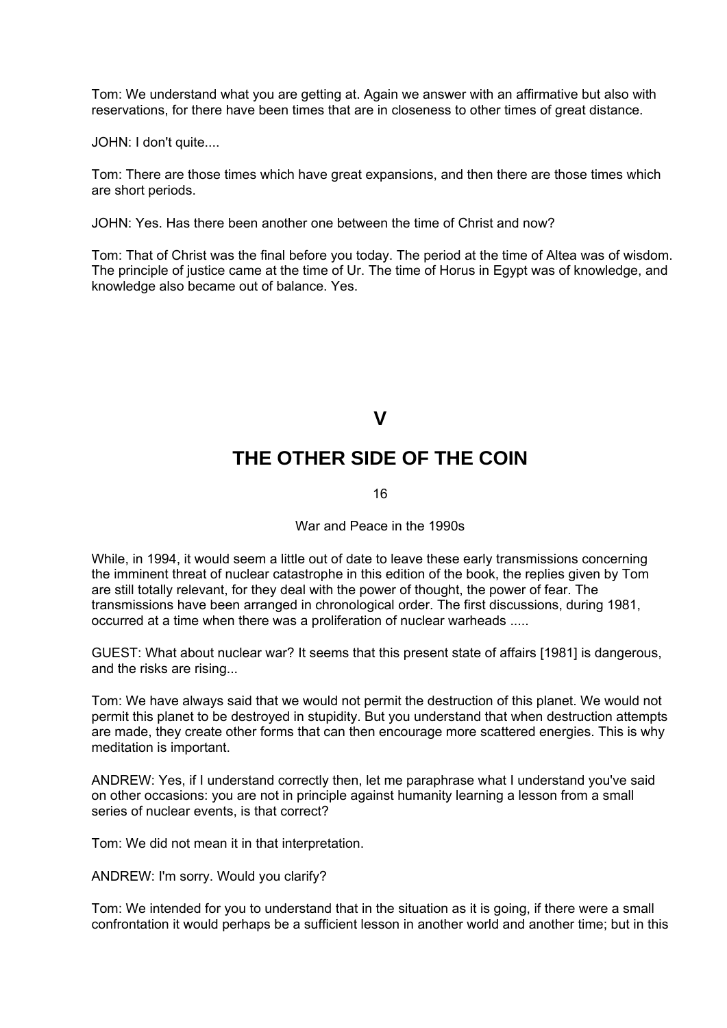Tom: We understand what you are getting at. Again we answer with an affirmative but also with reservations, for there have been times that are in closeness to other times of great distance.

JOHN: I don't quite....

Tom: There are those times which have great expansions, and then there are those times which are short periods.

JOHN: Yes. Has there been another one between the time of Christ and now?

Tom: That of Christ was the final before you today. The period at the time of Altea was of wisdom. The principle of justice came at the time of Ur. The time of Horus in Egypt was of knowledge, and knowledge also became out of balance. Yes.

# V

# THE OTHER SIDE OF THE COIN

## 16

### War and Peace in the 1990s

While, in 1994, it would seem a little out of date to leave these early transmissions concerning the imminent threat of nuclear catastrophe in this edition of the book, the replies given by Tom are still totally relevant, for they deal with the power of thought, the power of fear. The transmissions have been arranged in chronological order. The first discussions, during 1981, occurred at a time when there was a proliferation of nuclear warheads .....

GUEST: What about nuclear war? It seems that this present state of affairs [1981] is dangerous, and the risks are rising...

Tom: We have always said that we would not permit the destruction of this planet. We would not permit this planet to be destroyed in stupidity. But you understand that when destruction attempts are made, they create other forms that can then encourage more scattered energies. This is why meditation is important.

ANDREW: Yes, if I understand correctly then, let me paraphrase what I understand you've said on other occasions: you are not in principle against humanity learning a lesson from a small series of nuclear events, is that correct?

Tom: We did not mean it in that interpretation.

ANDREW: I'm sorry. Would you clarify?

Tom: We intended for you to understand that in the situation as it is going, if there were a small confrontation it would perhaps be a sufficient lesson in another world and another time; but in this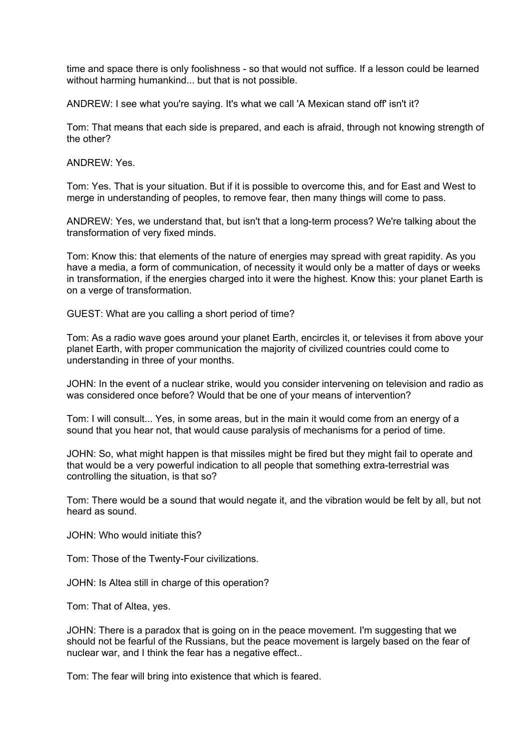time and space there is only foolishness - so that would not suffice. If a lesson could be learned without harming humankind... but that is not possible.

ANDREW: I see what you're saying. It's what we call 'A Mexican stand off' isn't it?

Tom: That means that each side is prepared, and each is afraid, through not knowing strength of the other?

ANDREW: Yes.

Tom: Yes. That is your situation. But if it is possible to overcome this, and for East and West to merge in understanding of peoples, to remove fear, then many things will come to pass.

ANDREW: Yes, we understand that, but isn't that a long-term process? We're talking about the transformation of very fixed minds.

Tom: Know this: that elements of the nature of energies may spread with great rapidity. As you have a media, a form of communication, of necessity it would only be a matter of days or weeks in transformation, if the energies charged into it were the highest. Know this: your planet Earth is on a verge of transformation.

GUEST: What are you calling a short period of time?

Tom: As a radio wave goes around your planet Earth, encircles it, or televises it from above your planet Earth, with proper communication the majority of civilized countries could come to understanding in three of your months.

JOHN: In the event of a nuclear strike, would you consider intervening on television and radio as was considered once before? Would that be one of your means of intervention?

Tom: I will consult... Yes, in some areas, but in the main it would come from an energy of a sound that you hear not, that would cause paralysis of mechanisms for a period of time.

JOHN: So, what might happen is that missiles might be fired but they might fail to operate and that would be a very powerful indication to all people that something extra-terrestrial was controlling the situation, is that so?

Tom: There would be a sound that would negate it, and the vibration would be felt by all, but not heard as sound.

JOHN: Who would initiate this?

Tom: Those of the Twenty-Four civilizations.

JOHN: Is Altea still in charge of this operation?

Tom: That of Altea, yes.

JOHN: There is a paradox that is going on in the peace movement. I'm suggesting that we should not be fearful of the Russians, but the peace movement is largely based on the fear of nuclear war, and I think the fear has a negative effect..

Tom: The fear will bring into existence that which is feared.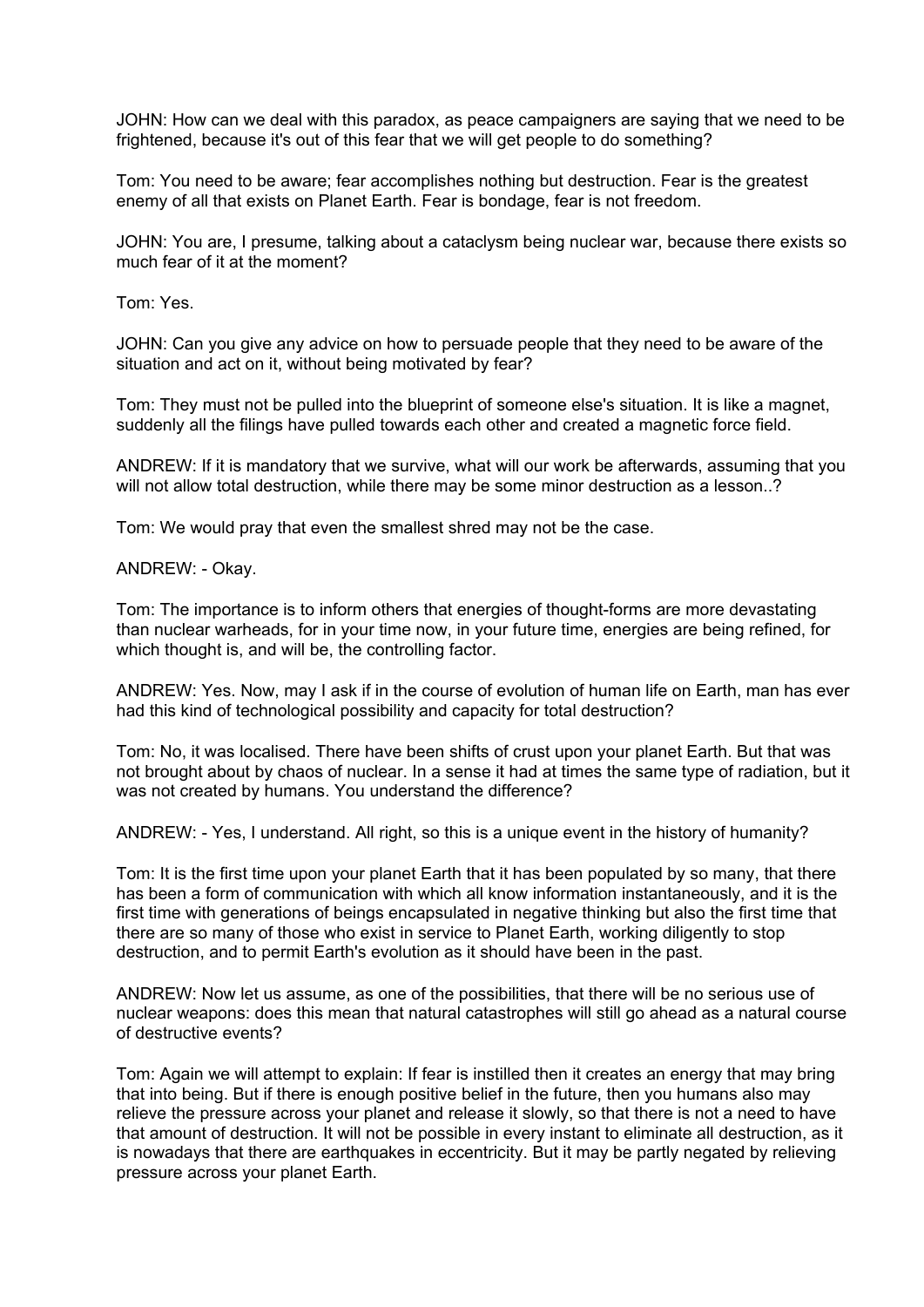JOHN: How can we deal with this paradox, as peace campaigners are saying that we need to be frightened, because it's out of this fear that we will get people to do something?

Tom: You need to be aware; fear accomplishes nothing but destruction. Fear is the greatest enemy of all that exists on Planet Earth. Fear is bondage, fear is not freedom.

JOHN: You are, I presume, talking about a cataclysm being nuclear war, because there exists so much fear of it at the moment?

Tom: Yes.

JOHN: Can you give any advice on how to persuade people that they need to be aware of the situation and act on it, without being motivated by fear?

Tom: They must not be pulled into the blueprint of someone else's situation. It is like a magnet, suddenly all the filings have pulled towards each other and created a magnetic force field.

ANDREW: If it is mandatory that we survive, what will our work be afterwards, assuming that you will not allow total destruction, while there may be some minor destruction as a lesson..?

Tom: We would pray that even the smallest shred may not be the case.

ANDREW: - Okay.

Tom: The importance is to inform others that energies of thought-forms are more devastating than nuclear warheads, for in your time now, in your future time, energies are being refined, for which thought is, and will be, the controlling factor.

ANDREW: Yes. Now, may I ask if in the course of evolution of human life on Earth, man has ever had this kind of technological possibility and capacity for total destruction?

Tom: No, it was localised. There have been shifts of crust upon your planet Earth. But that was not brought about by chaos of nuclear. In a sense it had at times the same type of radiation, but it was not created by humans. You understand the difference?

ANDREW: - Yes, I understand. All right, so this is a unique event in the history of humanity?

Tom: It is the first time upon your planet Earth that it has been populated by so many, that there has been a form of communication with which all know information instantaneously, and it is the first time with generations of beings encapsulated in negative thinking but also the first time that there are so many of those who exist in service to Planet Earth, working diligently to stop destruction, and to permit Earth's evolution as it should have been in the past.

ANDREW: Now let us assume, as one of the possibilities, that there will be no serious use of nuclear weapons: does this mean that natural catastrophes will still go ahead as a natural course of destructive events?

Tom: Again we will attempt to explain: If fear is instilled then it creates an energy that may bring that into being. But if there is enough positive belief in the future, then you humans also may relieve the pressure across your planet and release it slowly, so that there is not a need to have that amount of destruction. It will not be possible in every instant to eliminate all destruction, as it is nowadays that there are earthquakes in eccentricity. But it may be partly negated by relieving pressure across your planet Earth.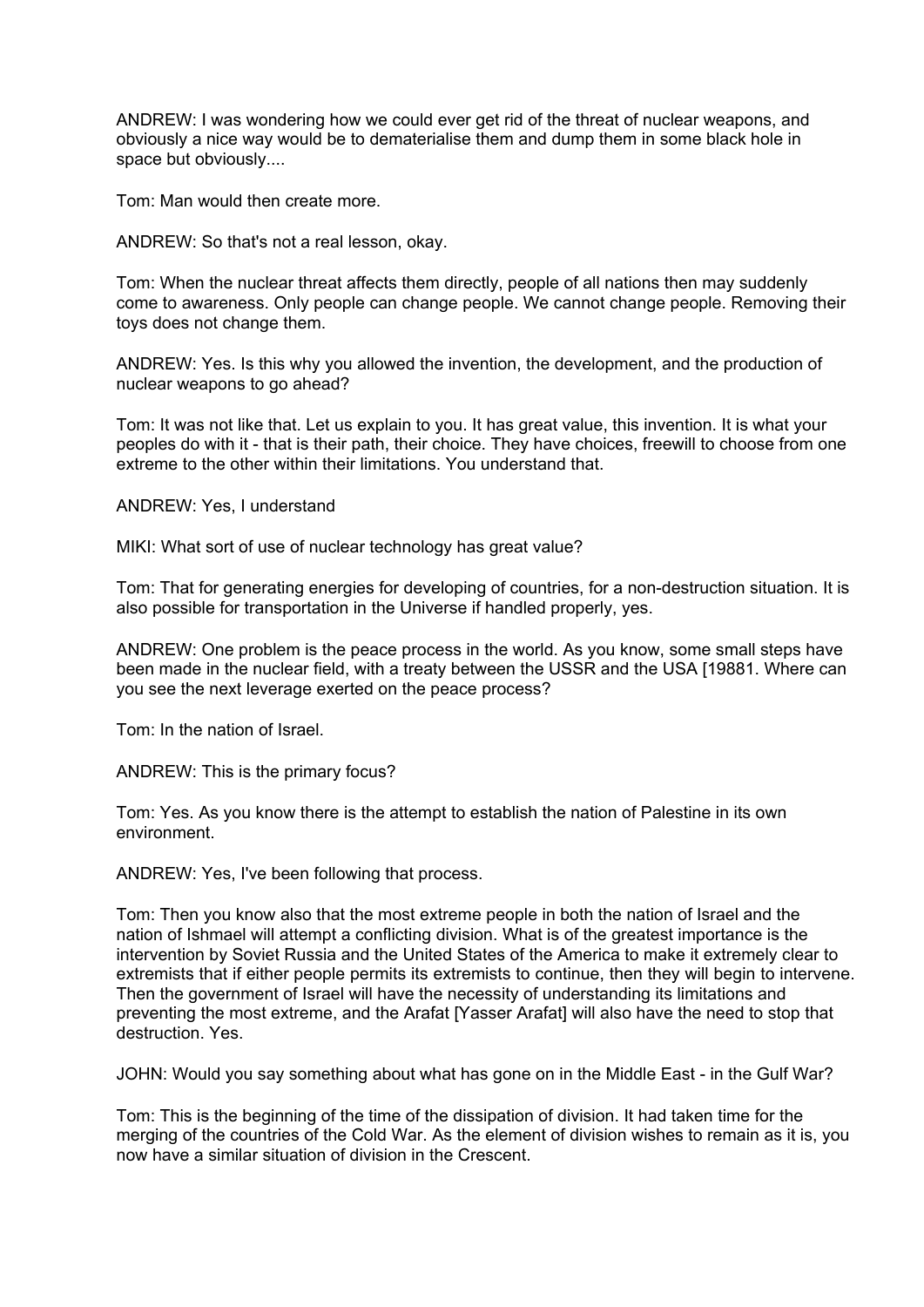ANDREW: I was wondering how we could ever get rid of the threat of nuclear weapons, and obviously a nice way would be to dematerialise them and dump them in some black hole in space but obviously....

Tom: Man would then create more.

ANDREW: So that's not a real lesson, okay.

Tom: When the nuclear threat affects them directly, people of all nations then may suddenly come to awareness. Only people can change people. We cannot change people. Removing their toys does not change them.

ANDREW: Yes. Is this why you allowed the invention, the development, and the production of nuclear weapons to go ahead?

Tom: It was not like that. Let us explain to you. It has great value, this invention. It is what your peoples do with it - that is their path, their choice. They have choices, freewill to choose from one extreme to the other within their limitations. You understand that.

ANDREW: Yes, I understand

MIKI: What sort of use of nuclear technology has great value?

Tom: That for generating energies for developing of countries, for a non-destruction situation. It is also possible for transportation in the Universe if handled properly, yes.

ANDREW: One problem is the peace process in the world. As you know, some small steps have been made in the nuclear field, with a treaty between the USSR and the USA [19881. Where can you see the next leverage exerted on the peace process?

Tom: In the nation of Israel.

ANDREW: This is the primary focus?

Tom: Yes. As you know there is the attempt to establish the nation of Palestine in its own environment.

ANDREW: Yes, I've been following that process.

Tom: Then you know also that the most extreme people in both the nation of Israel and the nation of Ishmael will attempt a conflicting division. What is of the greatest importance is the intervention by Soviet Russia and the United States of the America to make it extremely clear to extremists that if either people permits its extremists to continue, then they will begin to intervene. Then the government of Israel will have the necessity of understanding its limitations and preventing the most extreme, and the Arafat [Yasser Arafat] will also have the need to stop that destruction. Yes.

JOHN: Would you say something about what has gone on in the Middle East - in the Gulf War?

Tom: This is the beginning of the time of the dissipation of division. It had taken time for the merging of the countries of the Cold War. As the element of division wishes to remain as it is, you now have a similar situation of division in the Crescent.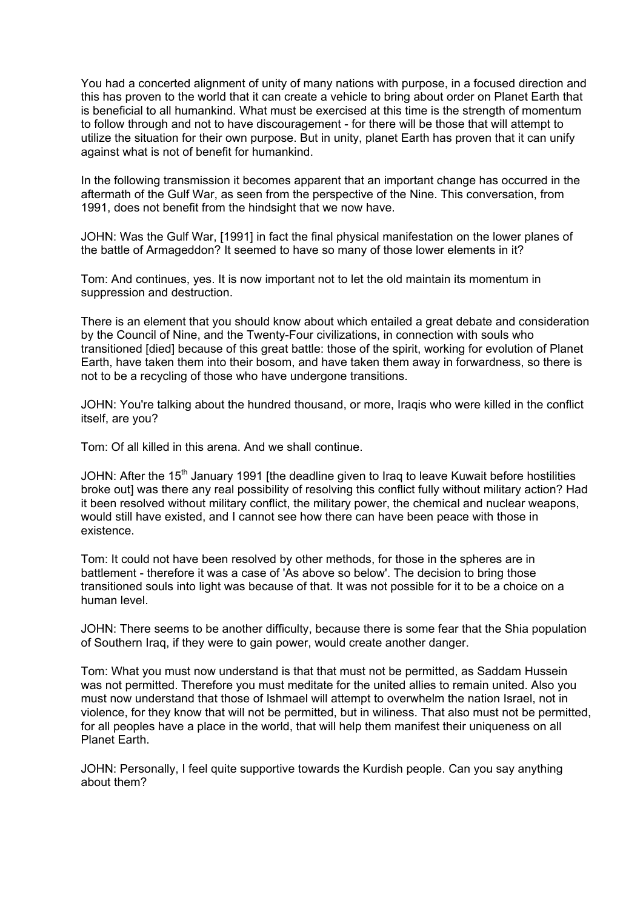You had a concerted alignment of unity of many nations with purpose, in a focused direction and this has proven to the world that it can create a vehicle to bring about order on Planet Earth that is beneficial to all humankind. What must be exercised at this time is the strength of momentum to follow through and not to have discouragement - for there will be those that will attempt to utilize the situation for their own purpose. But in unity, planet Earth has proven that it can unify against what is not of benefit for humankind.

In the following transmission it becomes apparent that an important change has occurred in the aftermath of the Gulf War, as seen from the perspective of the Nine. This conversation, from 1991, does not benefit from the hindsight that we now have.

JOHN: Was the Gulf War, [1991] in fact the final physical manifestation on the lower planes of the battle of Armageddon? It seemed to have so many of those lower elements in it?

Tom: And continues, yes. It is now important not to let the old maintain its momentum in suppression and destruction.

There is an element that you should know about which entailed a great debate and consideration by the Council of Nine, and the Twenty-Four civilizations, in connection with souls who transitioned [died] because of this great battle: those of the spirit, working for evolution of Planet Earth, have taken them into their bosom, and have taken them away in forwardness, so there is not to be a recycling of those who have undergone transitions.

JOHN: You're talking about the hundred thousand, or more, Iraqis who were killed in the conflict itself, are you?

Tom: Of all killed in this arena. And we shall continue.

JOHN: After the 15th January 1991 [the deadline given to Iraq to leave Kuwait before hostilities broke out] was there any real possibility of resolving this conflict fully without military action? Had it been resolved without military conflict, the military power, the chemical and nuclear weapons, would still have existed, and I cannot see how there can have been peace with those in existence.

Tom: It could not have been resolved by other methods, for those in the spheres are in battlement - therefore it was a case of 'As above so below'. The decision to bring those transitioned souls into light was because of that. It was not possible for it to be a choice on a human level.

JOHN: There seems to be another difficulty, because there is some fear that the Shia population of Southern Iraq, if they were to gain power, would create another danger.

Tom: What you must now understand is that that must not be permitted, as Saddam Hussein was not permitted. Therefore you must meditate for the united allies to remain united. Also you must now understand that those of Ishmael will attempt to overwhelm the nation Israel, not in violence, for they know that will not be permitted, but in wiliness. That also must not be permitted, for all peoples have a place in the world, that will help them manifest their uniqueness on all Planet Earth.

JOHN: Personally, I feel quite supportive towards the Kurdish people. Can you say anything about them?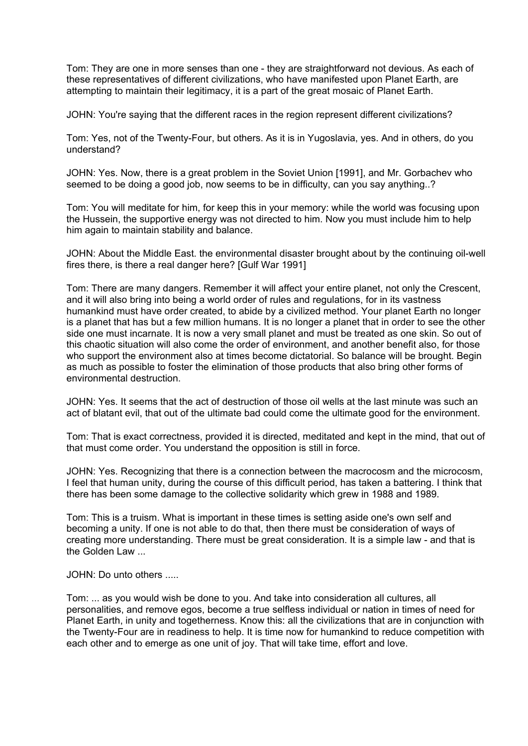Tom: They are one in more senses than one - they are straightforward not devious. As each of these representatives of different civilizations, who have manifested upon Planet Earth, are attempting to maintain their legitimacy, it is a part of the great mosaic of Planet Earth.

JOHN: You're saying that the different races in the region represent different civilizations?

Tom: Yes, not of the Twenty-Four, but others. As it is in Yugoslavia, yes. And in others, do you understand?

JOHN: Yes. Now, there is a great problem in the Soviet Union [1991], and Mr. Gorbachev who seemed to be doing a good job, now seems to be in difficulty, can you say anything..?

Tom: You will meditate for him, for keep this in your memory: while the world was focusing upon the Hussein, the supportive energy was not directed to him. Now you must include him to help him again to maintain stability and balance.

JOHN: About the Middle East. the environmental disaster brought about by the continuing oil-well fires there, is there a real danger here? [Gulf War 1991]

Tom: There are many dangers. Remember it will affect your entire planet, not only the Crescent, and it will also bring into being a world order of rules and regulations, for in its vastness humankind must have order created, to abide by a civilized method. Your planet Earth no longer is a planet that has but a few million humans. It is no longer a planet that in order to see the other side one must incarnate. It is now a very small planet and must be treated as one skin. So out of this chaotic situation will also come the order of environment, and another benefit also, for those who support the environment also at times become dictatorial. So balance will be brought. Begin as much as possible to foster the elimination of those products that also bring other forms of environmental destruction.

JOHN: Yes. It seems that the act of destruction of those oil wells at the last minute was such an act of blatant evil, that out of the ultimate bad could come the ultimate good for the environment.

Tom: That is exact correctness, provided it is directed, meditated and kept in the mind, that out of that must come order. You understand the opposition is still in force.

JOHN: Yes. Recognizing that there is a connection between the macrocosm and the microcosm, I feel that human unity, during the course of this difficult period, has taken a battering. I think that there has been some damage to the collective solidarity which grew in 1988 and 1989.

Tom: This is a truism. What is important in these times is setting aside one's own self and becoming a unity. If one is not able to do that, then there must be consideration of ways of creating more understanding. There must be great consideration. It is a simple law - and that is the Golden Law ...

JOHN: Do unto others .....

Tom: ... as you would wish be done to you. And take into consideration all cultures, all personalities, and remove egos, become a true selfless individual or nation in times of need for Planet Earth, in unity and togetherness. Know this: all the civilizations that are in conjunction with the Twenty-Four are in readiness to help. It is time now for humankind to reduce competition with each other and to emerge as one unit of joy. That will take time, effort and love.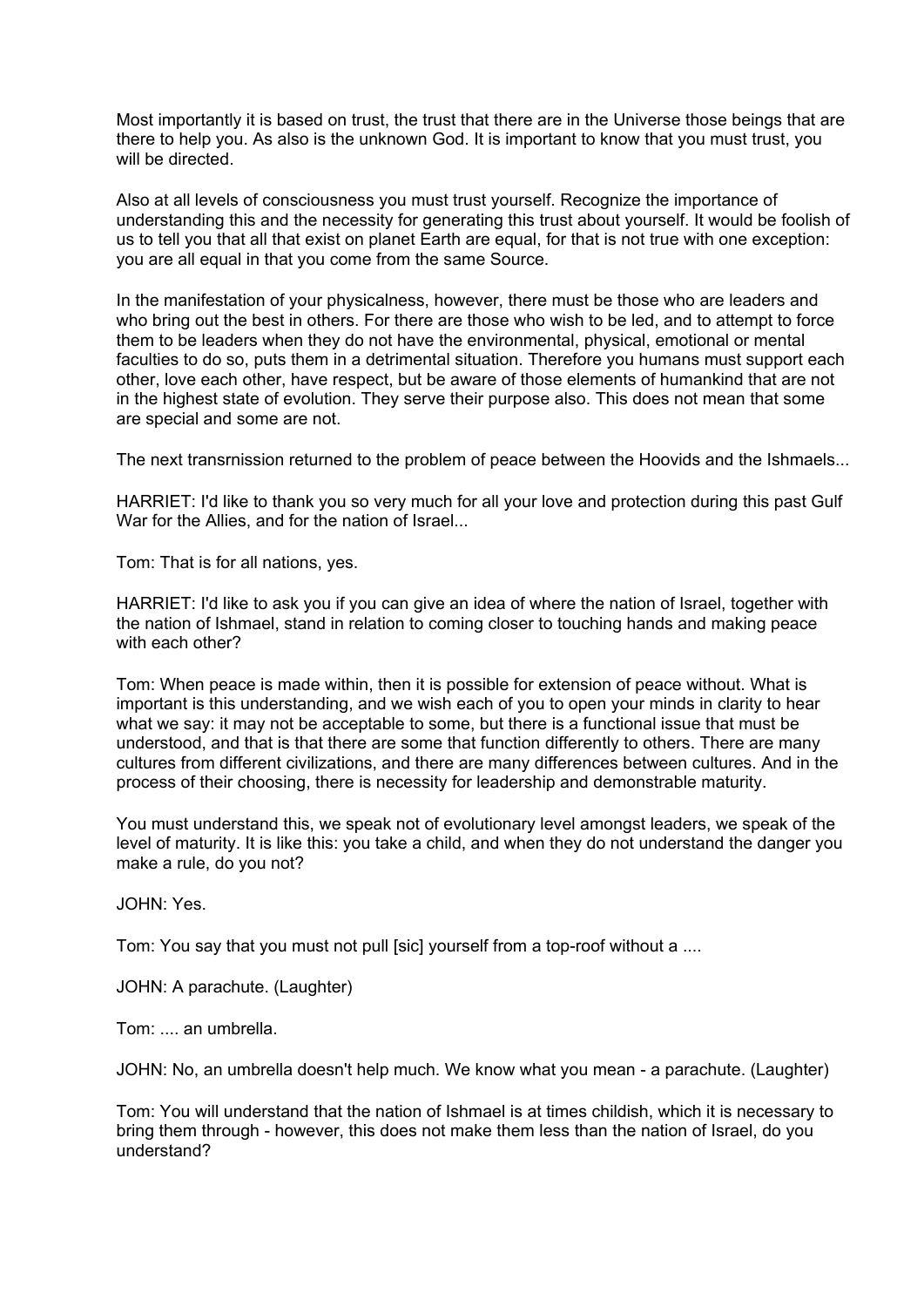Most importantly it is based on trust, the trust that there are in the Universe those beings that are there to help you. As also is the unknown God. It is important to know that you must trust, you will be directed.

Also at all levels of consciousness you must trust yourself. Recognize the importance of understanding this and the necessity for generating this trust about yourself. It would be foolish of us to tell you that all that exist on planet Earth are equal, for that is not true with one exception: you are all equal in that you come from the same Source.

In the manifestation of your physicalness, however, there must be those who are leaders and who bring out the best in others. For there are those who wish to be led, and to attempt to force them to be leaders when they do not have the environmental, physical, emotional or mental faculties to do so, puts them in a detrimental situation. Therefore you humans must support each other, love each other, have respect, but be aware of those elements of humankind that are not in the highest state of evolution. They serve their purpose also. This does not mean that some are special and some are not.

The next transrnission returned to the problem of peace between the Hoovids and the Ishmaels...

HARRIET: I'd like to thank you so very much for all your love and protection during this past Gulf War for the Allies, and for the nation of Israel...

Tom: That is for all nations, yes.

HARRIET: I'd like to ask you if you can give an idea of where the nation of Israel, together with the nation of Ishmael, stand in relation to coming closer to touching hands and making peace with each other?

Tom: When peace is made within, then it is possible for extension of peace without. What is important is this understanding, and we wish each of you to open your minds in clarity to hear what we say: it may not be acceptable to some, but there is a functional issue that must be understood, and that is that there are some that function differently to others. There are many cultures from different civilizations, and there are many differences between cultures. And in the process of their choosing, there is necessity for leadership and demonstrable maturity.

You must understand this, we speak not of evolutionary level amongst leaders, we speak of the level of maturity. It is like this: you take a child, and when they do not understand the danger you make a rule, do you not?

JOHN: Yes.

Tom: You say that you must not pull [sic] yourself from a top-roof without a ....

JOHN: A parachute. (Laughter)

Tom: .... an umbrella.

JOHN: No, an umbrella doesn't help much. We know what you mean - a parachute. (Laughter)

Tom: You will understand that the nation of Ishmael is at times childish, which it is necessary to bring them through - however, this does not make them less than the nation of Israel, do you understand?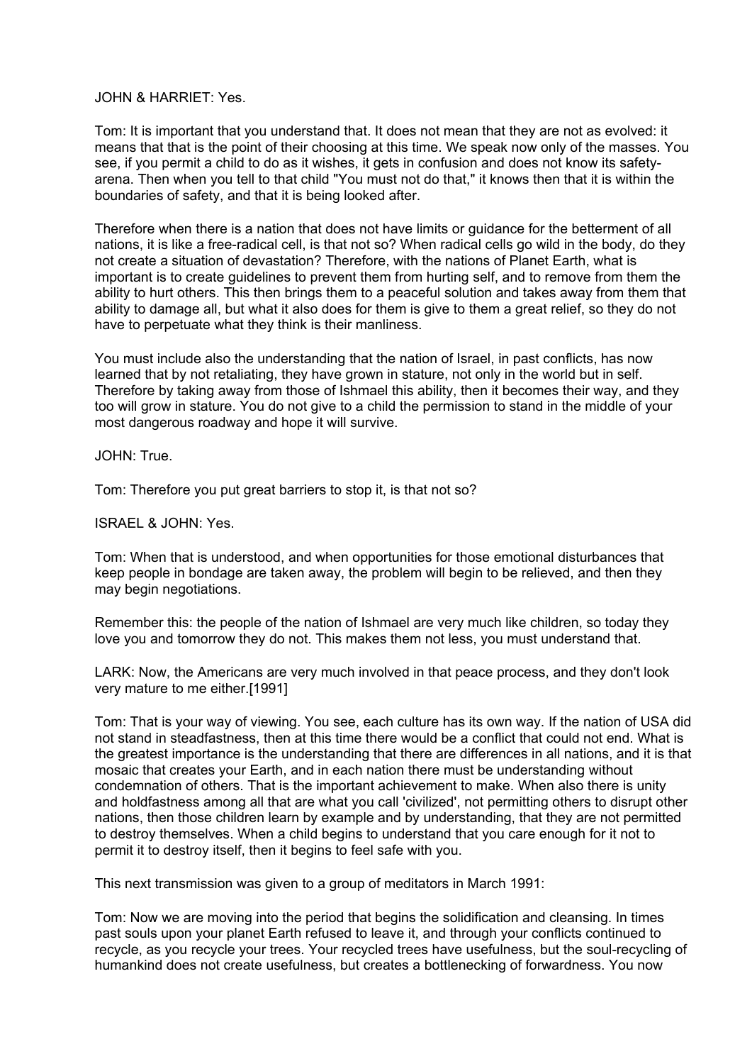JOHN & HARRIET: Yes.

Tom: It is important that you understand that. It does not mean that they are not as evolved: it means that that is the point of their choosing at this time. We speak now only of the masses. You see, if you permit a child to do as it wishes, it gets in confusion and does not know its safety-arena. Then when you tell to that child "You must not do that," it knows then that it is within the boundaries of safety, and that it is being looked after.

Therefore when there is a nation that does not have limits or guidance for the betterment of all nations, it is like a free-radical cell, is that not so? When radical cells go wild in the body, do they not create a situation of devastation? Therefore, with the nations of Planet Earth, what is important is to create guidelines to prevent them from hurting self, and to remove from them the ability to hurt others. This then brings them to a peaceful solution and takes away from them that ability to damage all, but what it also does for them is give to them a great relief, so they do not have to perpetuate what they think is their manliness.

You must include also the understanding that the nation of Israel, in past conflicts, has now learned that by not retaliating, they have grown in stature, not only in the world but in self. Therefore by taking away from those of Ishmael this ability, then it becomes their way, and they too will grow in stature. You do not give to a child the permission to stand in the middle of your most dangerous roadway and hope it will survive.

JOHN: True.

Tom: Therefore you put great barriers to stop it, is that not so?

ISRAEL & JOHN: Yes.

Tom: When that is understood, and when opportunities for those emotional disturbances that keep people in bondage are taken away, the problem will begin to be relieved, and then they may begin negotiations.

Remember this: the people of the nation of Ishmael are very much like children, so today they love you and tomorrow they do not. This makes them not less, you must understand that.

LARK: Now, the Americans are very much involved in that peace process, and they don't look very mature to me either.[1991]

Tom: That is your way of viewing. You see, each culture has its own way. If the nation of USA did not stand in steadfastness, then at this time there would be a conflict that could not end. What is the greatest importance is the understanding that there are differences in all nations, and it is that mosaic that creates your Earth, and in each nation there must be understanding without condemnation of others. That is the important achievement to make. When also there is unity and holdfastness among all that are what you call 'civilized', not permitting others to disrupt other nations, then those children learn by example and by understanding, that they are not permitted to destroy themselves. When a child begins to understand that you care enough for it not to permit it to destroy itself, then it begins to feel safe with you.

This next transmission was given to a group of meditators in March 1991:

Tom: Now we are moving into the period that begins the solidification and cleansing. In times past souls upon your planet Earth refused to leave it, and through your conflicts continued to recycle, as you recycle your trees. Your recycled trees have usefulness, but the soul-recycling of humankind does not create usefulness, but creates a bottlenecking of forwardness. You now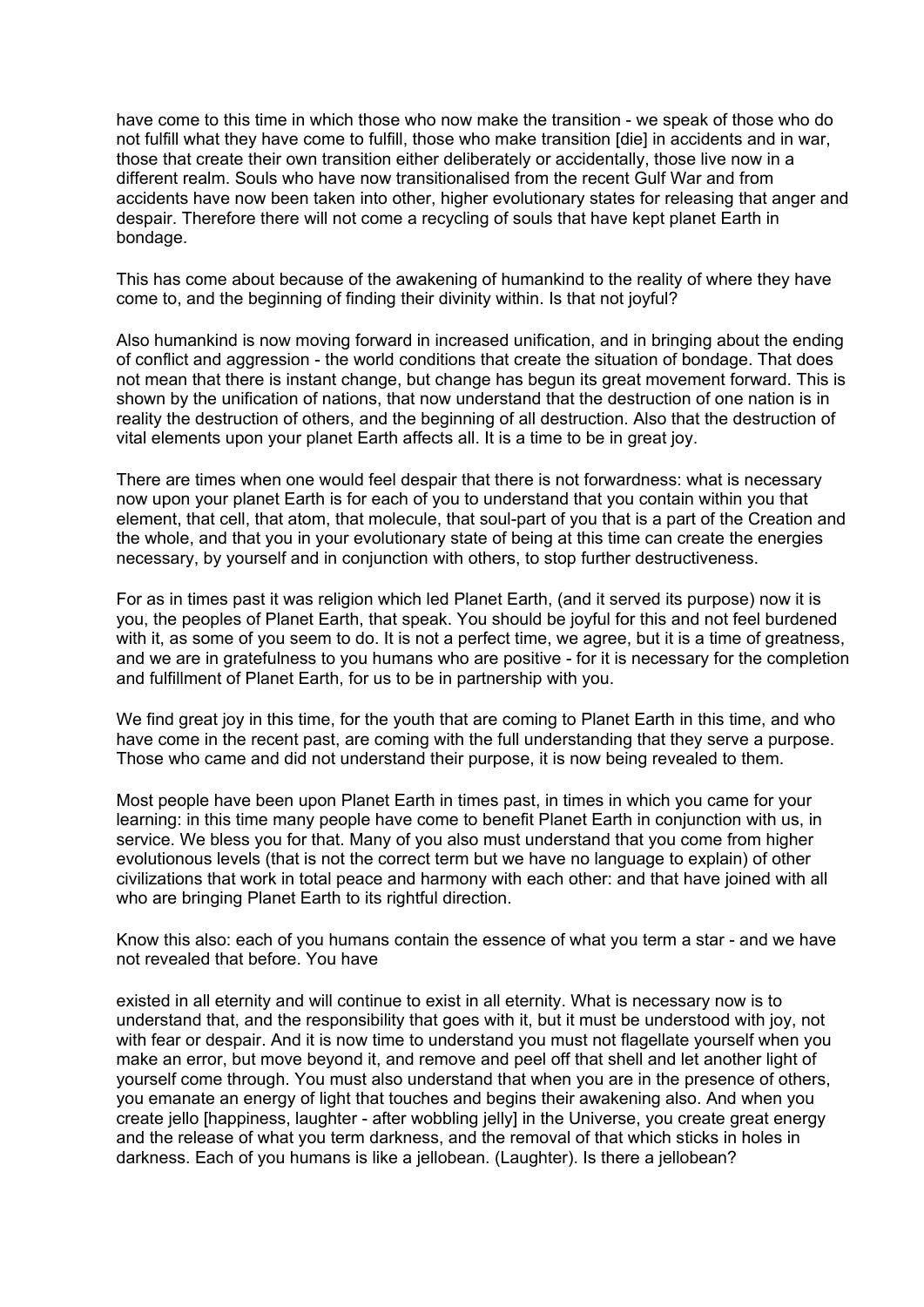have come to this time in which those who now make the transition - we speak of those who do not fulfill what they have come to fulfill, those who make transition [die] in accidents and in war, those that create their own transition either deliberately or accidentally, those live now in a different realm. Souls who have now transitionalised from the recent Gulf War and from accidents have now been taken into other, higher evolutionary states for releasing that anger and despair. Therefore there will not come a recycling of souls that have kept planet Earth in bondage.

This has come about because of the awakening of humankind to the reality of where they have come to, and the beginning of finding their divinity within. Is that not joyful?

Also humankind is now moving forward in increased unification, and in bringing about the ending of conflict and aggression - the world conditions that create the situation of bondage. That does not mean that there is instant change, but change has begun its great movement forward. This is shown by the unification of nations, that now understand that the destruction of one nation is in reality the destruction of others, and the beginning of all destruction. Also that the destruction of vital elements upon your planet Earth affects all. It is a time to be in great joy.

There are times when one would feel despair that there is not forwardness: what is necessary now upon your planet Earth is for each of you to understand that you contain within you that element, that cell, that atom, that molecule, that soul-part of you that is a part of the Creation and the whole, and that you in your evolutionary state of being at this time can create the energies necessary, by yourself and in conjunction with others, to stop further destructiveness.

For as in times past it was religion which led Planet Earth, (and it served its purpose) now it is you, the peoples of Planet Earth, that speak. You should be joyful for this and not feel burdened with it, as some of you seem to do. It is not a perfect time, we agree, but it is a time of greatness, and we are in gratefulness to you humans who are positive - for it is necessary for the completion and fulfillment of Planet Earth, for us to be in partnership with you.

We find great joy in this time, for the youth that are coming to Planet Earth in this time, and who have come in the recent past, are coming with the full understanding that they serve a purpose. Those who came and did not understand their purpose, it is now being revealed to them.

Most people have been upon Planet Earth in times past, in times in which you came for your learning: in this time many people have come to benefit Planet Earth in conjunction with us, in service. We bless you for that. Many of you also must understand that you come from higher evolutionous levels (that is not the correct term but we have no language to explain) of other civilizations that work in total peace and harmony with each other: and that have joined with all who are bringing Planet Earth to its rightful direction.

Know this also: each of you humans contain the essence of what you term a star - and we have not revealed that before. You have existed in all eternity and will continue to exist in all eternity. What is necessary now is to understand that, and the responsibility that goes with it, but it must be understood with joy, not with fear or despair. And it is now time to understand you must not flagellate yourself when you make an error, but move beyond it, and remove and peel off that shell and let another light of yourself come through. You must also understand that when you are in the presence of others, you emanate an energy of light that touches and begins their awakening also. And when you create jello [happiness, laughter - after wobbling jelly] in the Universe, you create great energy and the release of what you term darkness, and the removal of that which sticks in holes in darkness. Each of you humans is like a jellobean. (Laughter). Is there a jellobean?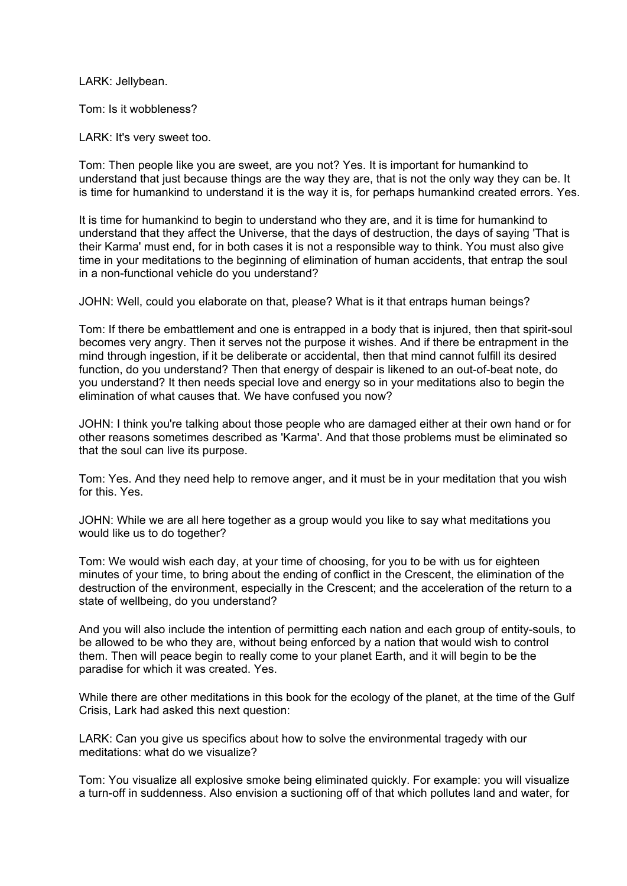LARK: Jellybean.

Tom: Is it wobbleness?

LARK: It's very sweet too.

Tom: Then people like you are sweet, are you not? Yes. It is important for humankind to understand that just because things are the way they are, that is not the only way they can be. It is time for humankind to understand it is the way it is, for perhaps humankind created errors. Yes.

It is time for humankind to begin to understand who they are, and it is time for humankind to understand that they affect the Universe, that the days of destruction, the days of saying 'That is their Karma' must end, for in both cases it is not a responsible way to think. You must also give time in your meditations to the beginning of elimination of human accidents, that entrap the soul in a non-functional vehicle do you understand?

JOHN: Well, could you elaborate on that, please? What is it that entraps human beings?

Tom: If there be embattlement and one is entrapped in a body that is injured, then that spirit-soul becomes very angry. Then it serves not the purpose it wishes. And if there be entrapment in the mind through ingestion, if it be deliberate or accidental, then that mind cannot fulfill its desired function, do you understand? Then that energy of despair is likened to an out-of-beat note, do you understand? It then needs special love and energy so in your meditations also to begin the elimination of what causes that. We have confused you now?

JOHN: I think you're talking about those people who are damaged either at their own hand or for other reasons sometimes described as 'Karma'. And that those problems must be eliminated so that the soul can live its purpose.

Tom: Yes. And they need help to remove anger, and it must be in your meditation that you wish for this. Yes.

JOHN: While we are all here together as a group would you like to say what meditations you would like us to do together?

Tom: We would wish each day, at your time of choosing, for you to be with us for eighteen minutes of your time, to bring about the ending of conflict in the Crescent, the elimination of the destruction of the environment, especially in the Crescent; and the acceleration of the return to a state of wellbeing, do you understand?

And you will also include the intention of permitting each nation and each group of entity-souls, to be allowed to be who they are, without being enforced by a nation that would wish to control them. Then will peace begin to really come to your planet Earth, and it will begin to be the paradise for which it was created. Yes.

While there are other meditations in this book for the ecology of the planet, at the time of the Gulf Crisis, Lark had asked this next question:

LARK: Can you give us specifics about how to solve the environmental tragedy with our meditations: what do we visualize?

Tom: You visualize all explosive smoke being eliminated quickly. For example: you will visualize a turn-off in suddenness. Also envision a suctioning off of that which pollutes land and water, for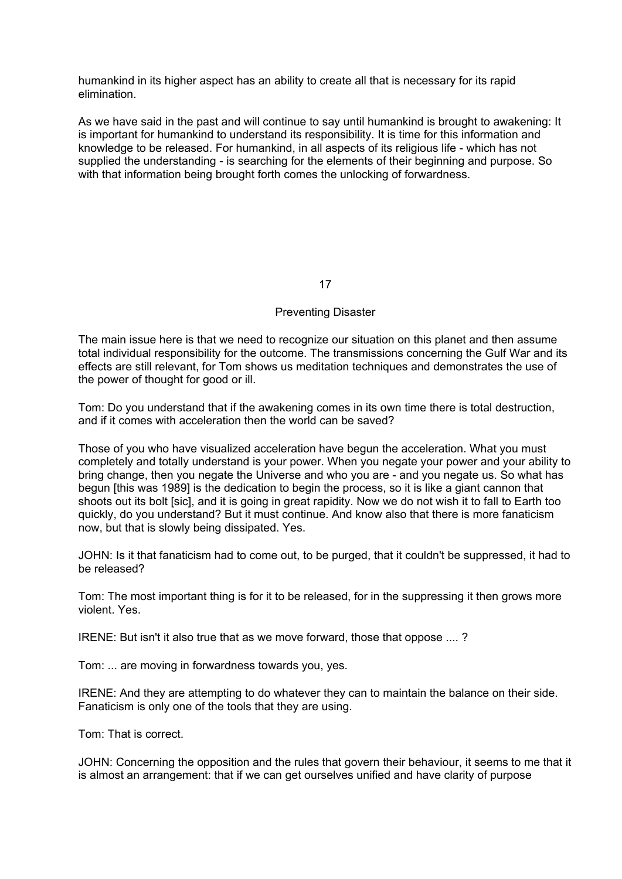humankind in its higher aspect has an ability to create all that is necessary for its rapid elimination.

As we have said in the past and will continue to say until humankind is brought to awakening: It is important for humankind to understand its responsibility. It is time for this information and knowledge to be released. For humankind, in all aspects of its religious life - which has not supplied the understanding - is searching for the elements of their beginning and purpose. So with that information being brought forth comes the unlocking of forwardness.

# 17

## Preventing Disaster

The main issue here is that we need to recognize our situation on this planet and then assume total individual responsibility for the outcome. The transmissions concerning the Gulf War and its effects are still relevant, for Tom shows us meditation techniques and demonstrates the use of the power of thought for good or ill.

Tom: Do you understand that if the awakening comes in its own time there is total destruction, and if it comes with acceleration then the world can be saved?

Those of you who have visualized acceleration have begun the acceleration. What you must completely and totally understand is your power. When you negate your power and your ability to bring change, then you negate the Universe and who you are - and you negate us. So what has begun [this was 1989] is the dedication to begin the process, so it is like a giant cannon that shoots out its bolt [sic], and it is going in great rapidity. Now we do not wish it to fall to Earth too quickly, do you understand? But it must continue. And know also that there is more fanaticism now, but that is slowly being dissipated. Yes.

JOHN: Is it that fanaticism had to come out, to be purged, that it couldn't be suppressed, it had to be released?

Tom: The most important thing is for it to be released, for in the suppressing it then grows more violent. Yes.

IRENE: But isn't it also true that as we move forward, those that oppose .... ?

Tom: ... are moving in forwardness towards you, yes.

IRENE: And they are attempting to do whatever they can to maintain the balance on their side. Fanaticism is only one of the tools that they are using.

Tom: That is correct.

JOHN: Concerning the opposition and the rules that govern their behaviour, it seems to me that it is almost an arrangement: that if we can get ourselves unified and have clarity of purpose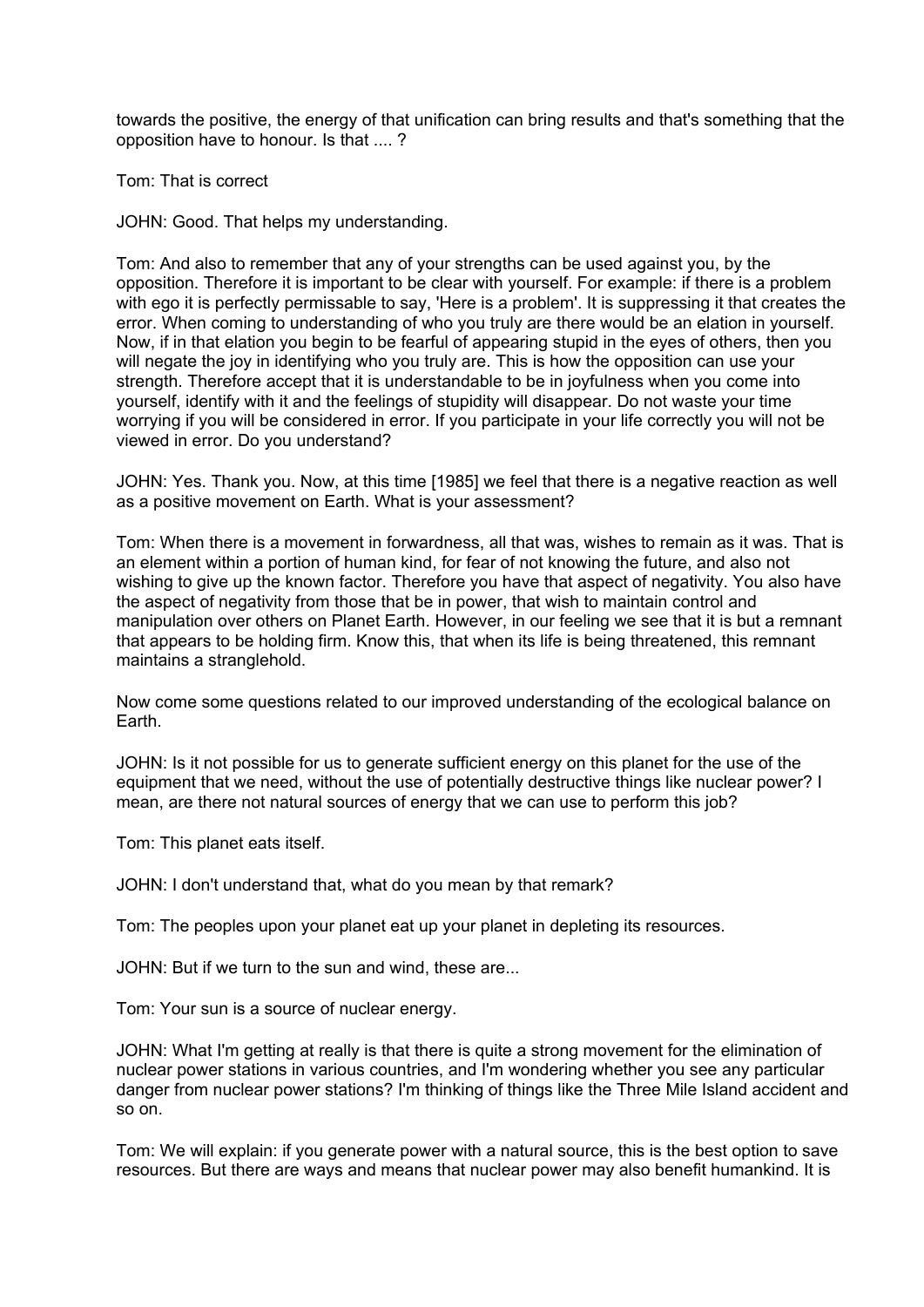towards the positive, the energy of that unification can bring results and that's something that the opposition have to honour. Is that .... ?

Tom: That is correct

JOHN: Good. That helps my understanding.

Tom: And also to remember that any of your strengths can be used against you, by the opposition. Therefore it is important to be clear with yourself. For example: if there is a problem with ego it is perfectly permissable to say, 'Here is a problem'. It is suppressing it that creates the error. When coming to understanding of who you truly are there would be an elation in yourself. Now, if in that elation you begin to be fearful of appearing stupid in the eyes of others, then you will negate the joy in identifying who you truly are. This is how the opposition can use your strength. Therefore accept that it is understandable to be in joyfulness when you come into yourself, identify with it and the feelings of stupidity will disappear. Do not waste your time worrying if you will be considered in error. If you participate in your life correctly you will not be viewed in error. Do you understand?

JOHN: Yes. Thank you. Now, at this time [1985] we feel that there is a negative reaction as well as a positive movement on Earth. What is your assessment?

Tom: When there is a movement in forwardness, all that was, wishes to remain as it was. That is an element within a portion of human kind, for fear of not knowing the future, and also not wishing to give up the known factor. Therefore you have that aspect of negativity. You also have the aspect of negativity from those that be in power, that wish to maintain control and manipulation over others on Planet Earth. However, in our feeling we see that it is but a remnant that appears to be holding firm. Know this, that when its life is being threatened, this remnant maintains a stranglehold.

Now come some questions related to our improved understanding of the ecological balance on Earth.

JOHN: Is it not possible for us to generate sufficient energy on this planet for the use of the equipment that we need, without the use of potentially destructive things like nuclear power? I mean, are there not natural sources of energy that we can use to perform this job?

Tom: This planet eats itself.

JOHN: I don't understand that, what do you mean by that remark?

Tom: The peoples upon your planet eat up your planet in depleting its resources.

JOHN: But if we turn to the sun and wind, these are...

Tom: Your sun is a source of nuclear energy.

JOHN: What I'm getting at really is that there is quite a strong movement for the elimination of nuclear power stations in various countries, and I'm wondering whether you see any particular danger from nuclear power stations? I'm thinking of things like the Three Mile Island accident and so on.

Tom: We will explain: if you generate power with a natural source, this is the best option to save resources. But there are ways and means that nuclear power may also benefit humankind. It is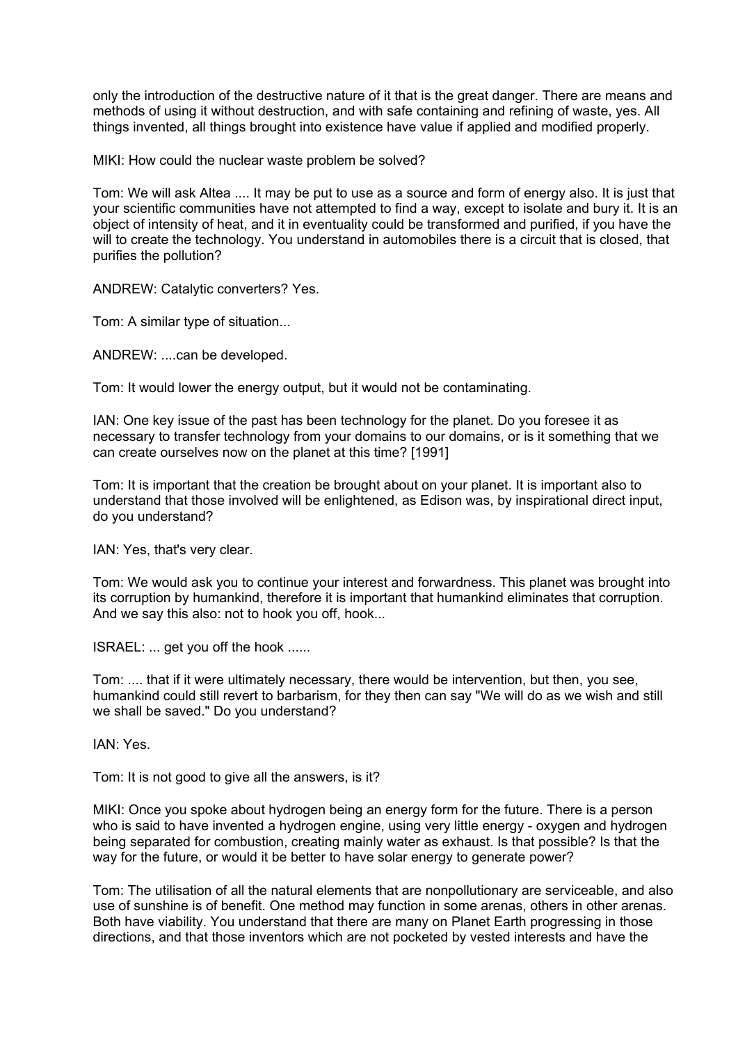only the introduction of the destructive nature of it that is the great danger. There are means and methods of using it without destruction, and with safe containing and refining of waste, yes. All things invented, all things brought into existence have value if applied and modified properly.

MIKI: How could the nuclear waste problem be solved?

Tom: We will ask Altea .... It may be put to use as a source and form of energy also. It is just that your scientific communities have not attempted to find a way, except to isolate and bury it. It is an object of intensity of heat, and it in eventuality could be transformed and purified, if you have the will to create the technology. You understand in automobiles there is a circuit that is closed, that purifies the pollution?

ANDREW: Catalytic converters? Yes.

Tom: A similar type of situation...

ANDREW: ....can be developed.

Tom: It would lower the energy output, but it would not be contaminating.

IAN: One key issue of the past has been technology for the planet. Do you foresee it as necessary to transfer technology from your domains to our domains, or is it something that we can create ourselves now on the planet at this time? [1991]

Tom: It is important that the creation be brought about on your planet. It is important also to understand that those involved will be enlightened, as Edison was, by inspirational direct input, do you understand?

IAN: Yes, that's very clear.

Tom: We would ask you to continue your interest and forwardness. This planet was brought into its corruption by humankind, therefore it is important that humankind eliminates that corruption. And we say this also: not to hook you off, hook...

ISRAEL: ... get you off the hook ......

Tom: .... that if it were ultimately necessary, there would be intervention, but then, you see, humankind could still revert to barbarism, for they then can say "We will do as we wish and still we shall be saved." Do you understand?

IAN: Yes.

Tom: It is not good to give all the answers, is it?

MIKI: Once you spoke about hydrogen being an energy form for the future. There is a person who is said to have invented a hydrogen engine, using very little energy - oxygen and hydrogen being separated for combustion, creating mainly water as exhaust. Is that possible? Is that the way for the future, or would it be better to have solar energy to generate power?

Tom: The utilisation of all the natural elements that are nonpollutionary are serviceable, and also use of sunshine is of benefit. One method may function in some arenas, others in other arenas. Both have viability. You understand that there are many on Planet Earth progressing in those directions, and that those inventors which are not pocketed by vested interests and have the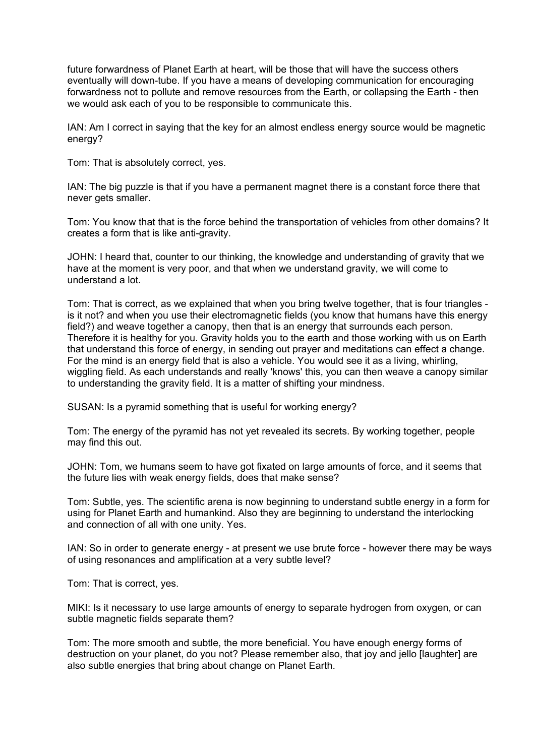future forwardness of Planet Earth at heart, will be those that will have the success others eventually will down-tube. If you have a means of developing communication for encouraging forwardness not to pollute and remove resources from the Earth, or collapsing the Earth - then we would ask each of you to be responsible to communicate this.

IAN: Am I correct in saying that the key for an almost endless energy source would be magnetic energy?

Tom: That is absolutely correct, yes.

IAN: The big puzzle is that if you have a permanent magnet there is a constant force there that never gets smaller.

Tom: You know that that is the force behind the transportation of vehicles from other domains? It creates a form that is like anti-gravity.

JOHN: I heard that, counter to our thinking, the knowledge and understanding of gravity that we have at the moment is very poor, and that when we understand gravity, we will come to understand a lot.

Tom: That is correct, as we explained that when you bring twelve together, that is four triangles - is it not? and when you use their electromagnetic fields (you know that humans have this energy field?) and weave together a canopy, then that is an energy that surrounds each person. Therefore it is healthy for you. Gravity holds you to the earth and those working with us on Earth that understand this force of energy, in sending out prayer and meditations can effect a change. For the mind is an energy field that is also a vehicle. You would see it as a living, whirling, wiggling field. As each understands and really 'knows' this, you can then weave a canopy similar to understanding the gravity field. It is a matter of shifting your mindness.

SUSAN: Is a pyramid something that is useful for working energy?

Tom: The energy of the pyramid has not yet revealed its secrets. By working together, people may find this out.

JOHN: Tom, we humans seem to have got fixated on large amounts of force, and it seems that the future lies with weak energy fields, does that make sense?

Tom: Subtle, yes. The scientific arena is now beginning to understand subtle energy in a form for using for Planet Earth and humankind. Also they are beginning to understand the interlocking and connection of all with one unity. Yes.

IAN: So in order to generate energy - at present we use brute force - however there may be ways of using resonances and amplification at a very subtle level?

Tom: That is correct, yes.

MIKI: Is it necessary to use large amounts of energy to separate hydrogen from oxygen, or can subtle magnetic fields separate them?

Tom: The more smooth and subtle, the more beneficial. You have enough energy forms of destruction on your planet, do you not? Please remember also, that joy and jello [laughter] are also subtle energies that bring about change on Planet Earth.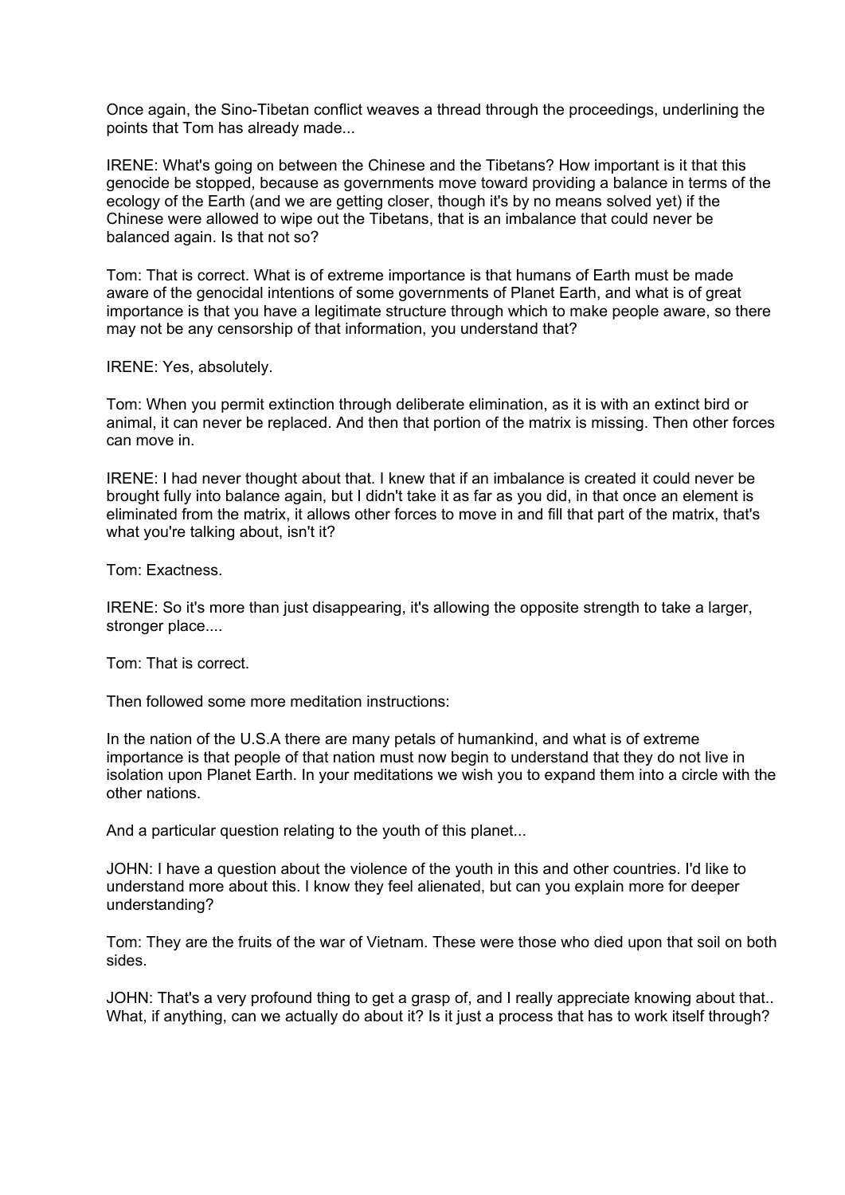Once again, the Sino-Tibetan conflict weaves a thread through the proceedings, underlining the points that Tom has already made...

IRENE: What's going on between the Chinese and the Tibetans? How important is it that this genocide be stopped, because as governments move toward providing a balance in terms of the ecology of the Earth (and we are getting closer, though it's by no means solved yet) if the Chinese were allowed to wipe out the Tibetans, that is an imbalance that could never be balanced again. Is that not so?

Tom: That is correct. What is of extreme importance is that humans of Earth must be made aware of the genocidal intentions of some governments of Planet Earth, and what is of great importance is that you have a legitimate structure through which to make people aware, so there may not be any censorship of that information, you understand that?

IRENE: Yes, absolutely.

Tom: When you permit extinction through deliberate elimination, as it is with an extinct bird or animal, it can never be replaced. And then that portion of the matrix is missing. Then other forces can move in.

IRENE: I had never thought about that. I knew that if an imbalance is created it could never be brought fully into balance again, but I didn't take it as far as you did, in that once an element is eliminated from the matrix, it allows other forces to move in and fill that part of the matrix, that's what you're talking about, isn't it?

Tom: Exactness.

IRENE: So it's more than just disappearing, it's allowing the opposite strength to take a larger, stronger place....

Tom: That is correct.

Then followed some more meditation instructions:

In the nation of the U.S.A there are many petals of humankind, and what is of extreme importance is that people of that nation must now begin to understand that they do not live in isolation upon Planet Earth. In your meditations we wish you to expand them into a circle with the other nations.

And a particular question relating to the youth of this planet...

JOHN: I have a question about the violence of the youth in this and other countries. I'd like to understand more about this. I know they feel alienated, but can you explain more for deeper understanding?

Tom: They are the fruits of the war of Vietnam. These were those who died upon that soil on both sides.

JOHN: That's a very profound thing to get a grasp of, and I really appreciate knowing about that.. What, if anything, can we actually do about it? Is it just a process that has to work itself through?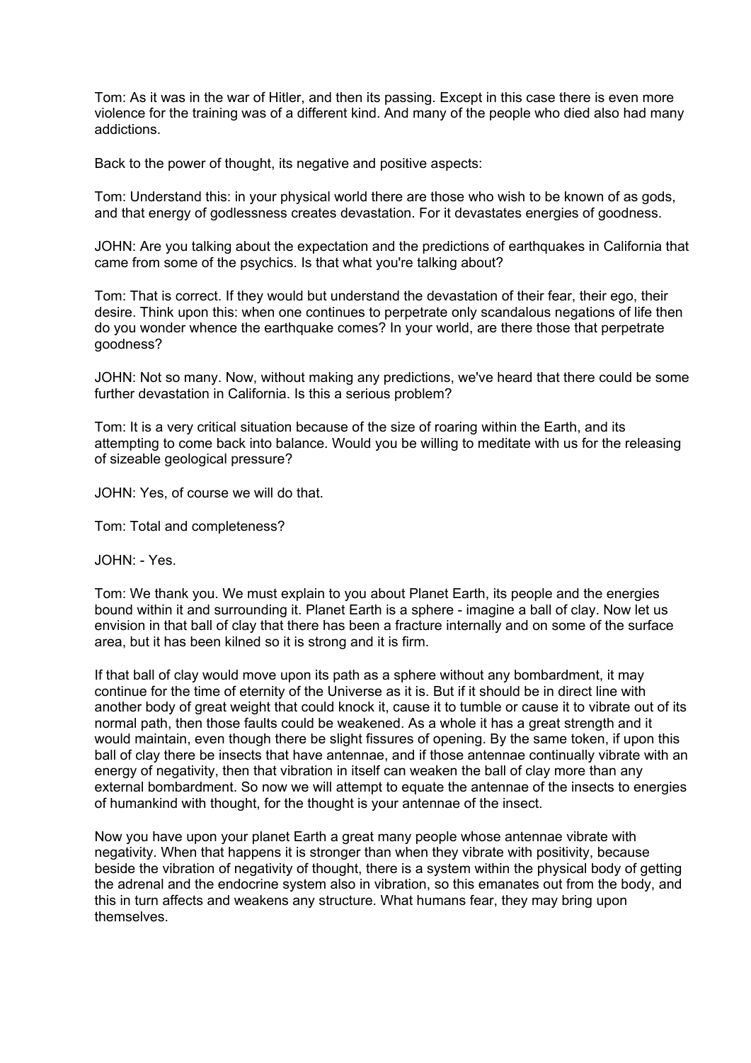Tom: As it was in the war of Hitler, and then its passing. Except in this case there is even more violence for the training was of a different kind. And many of the people who died also had many addictions.

Back to the power of thought, its negative and positive aspects:

Tom: Understand this: in your physical world there are those who wish to be known of as gods, and that energy of godlessness creates devastation. For it devastates energies of goodness.

JOHN: Are you talking about the expectation and the predictions of earthquakes in California that came from some of the psychics. Is that what you're talking about?

Tom: That is correct. If they would but understand the devastation of their fear, their ego, their desire. Think upon this: when one continues to perpetrate only scandalous negations of life then do you wonder whence the earthquake comes? In your world, are there those that perpetrate goodness?

JOHN: Not so many. Now, without making any predictions, we've heard that there could be some further devastation in California. Is this a serious problem?

Tom: It is a very critical situation because of the size of roaring within the Earth, and its attempting to come back into balance. Would you be willing to meditate with us for the releasing of sizeable geological pressure?

JOHN: Yes, of course we will do that.

Tom: Total and completeness?

JOHN: - Yes.

Tom: We thank you. We must explain to you about Planet Earth, its people and the energies bound within it and surrounding it. Planet Earth is a sphere - imagine a ball of clay. Now let us envision in that ball of clay that there has been a fracture internally and on some of the surface area, but it has been kilned so it is strong and it is firm.

If that ball of clay would move upon its path as a sphere without any bombardment, it may continue for the time of eternity of the Universe as it is. But if it should be in direct line with another body of great weight that could knock it, cause it to tumble or cause it to vibrate out of its normal path, then those faults could be weakened. As a whole it has a great strength and it would maintain, even though there be slight fissures of opening. By the same token, if upon this ball of clay there be insects that have antennae, and if those antennae continually vibrate with an energy of negativity, then that vibration in itself can weaken the ball of clay more than any external bombardment. So now we will attempt to equate the antennae of the insects to energies of humankind with thought, for the thought is your antennae of the insect.

Now you have upon your planet Earth a great many people whose antennae vibrate with negativity. When that happens it is stronger than when they vibrate with positivity, because beside the vibration of negativity of thought, there is a system within the physical body of getting the adrenal and the endocrine system also in vibration, so this emanates out from the body, and this in turn affects and weakens any structure. What humans fear, they may bring upon themselves.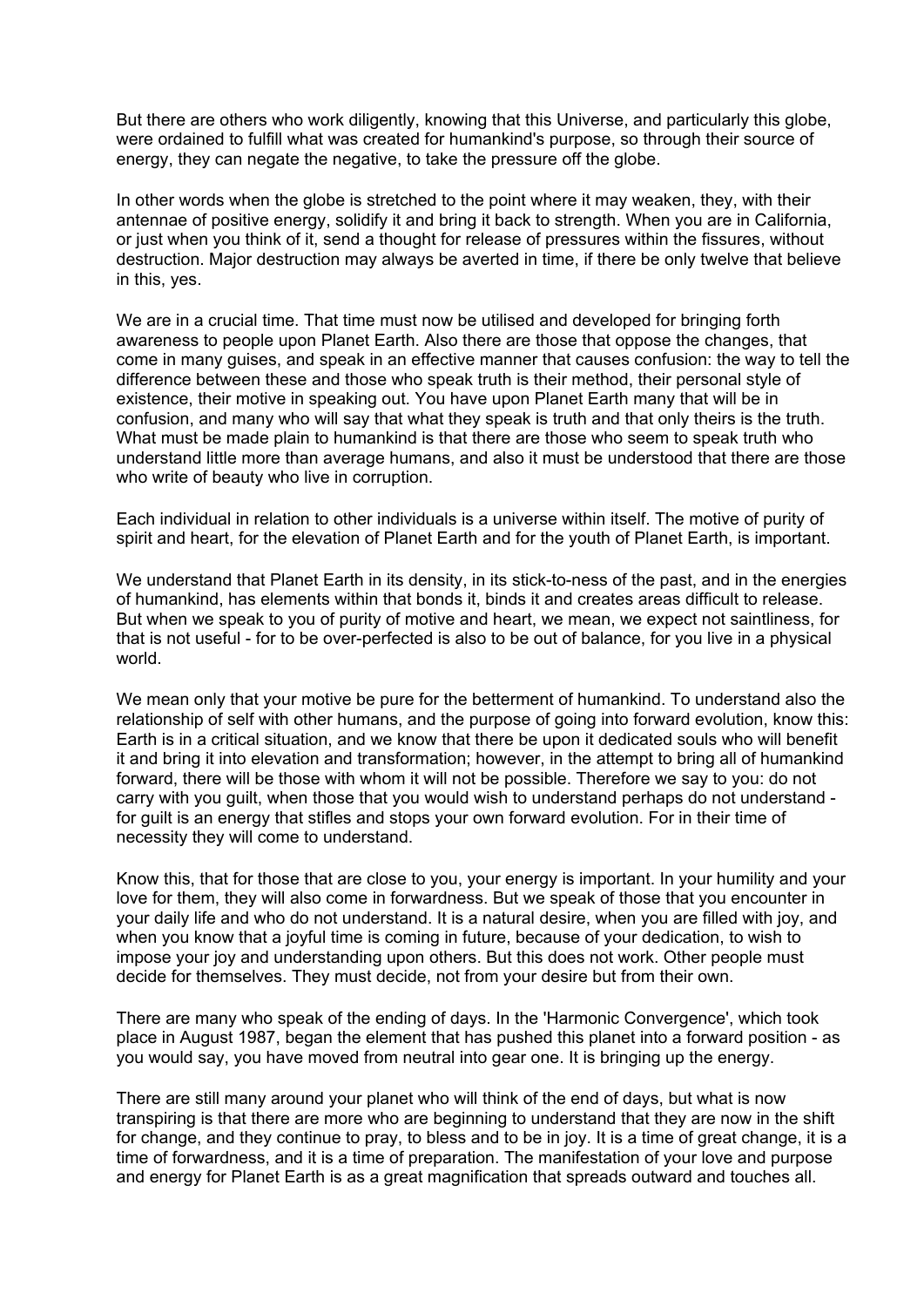But there are others who work diligently, knowing that this Universe, and particularly this globe, were ordained to fulfill what was created for humankind's purpose, so through their source of energy, they can negate the negative, to take the pressure off the globe.

In other words when the globe is stretched to the point where it may weaken, they, with their antennae of positive energy, solidify it and bring it back to strength. When you are in California, or just when you think of it, send a thought for release of pressures within the fissures, without destruction. Major destruction may always be averted in time, if there be only twelve that believe in this, yes.

We are in a crucial time. That time must now be utilised and developed for bringing forth awareness to people upon Planet Earth. Also there are those that oppose the changes, that come in many guises, and speak in an effective manner that causes confusion: the way to tell the difference between these and those who speak truth is their method, their personal style of existence, their motive in speaking out. You have upon Planet Earth many that will be in confusion, and many who will say that what they speak is truth and that only theirs is the truth. What must be made plain to humankind is that there are those who seem to speak truth who understand little more than average humans, and also it must be understood that there are those who write of beauty who live in corruption.

Each individual in relation to other individuals is a universe within itself. The motive of purity of spirit and heart, for the elevation of Planet Earth and for the youth of Planet Earth, is important.

We understand that Planet Earth in its density, in its stick-to-ness of the past, and in the energies of humankind, has elements within that bonds it, binds it and creates areas difficult to release. But when we speak to you of purity of motive and heart, we mean, we expect not saintliness, for that is not useful - for to be over-perfected is also to be out of balance, for you live in a physical world.

We mean only that your motive be pure for the betterment of humankind. To understand also the relationship of self with other humans, and the purpose of going into forward evolution, know this: Earth is in a critical situation, and we know that there be upon it dedicated souls who will benefit it and bring it into elevation and transformation; however, in the attempt to bring all of humankind forward, there will be those with whom it will not be possible. Therefore we say to you: do not carry with you guilt, when those that you would wish to understand perhaps do not understand - for guilt is an energy that stifles and stops your own forward evolution. For in their time of necessity they will come to understand.

Know this, that for those that are close to you, your energy is important. In your humility and your love for them, they will also come in forwardness. But we speak of those that you encounter in your daily life and who do not understand. It is a natural desire, when you are filled with joy, and when you know that a joyful time is coming in future, because of your dedication, to wish to impose your joy and understanding upon others. But this does not work. Other people must decide for themselves. They must decide, not from your desire but from their own.

There are many who speak of the ending of days. In the 'Harmonic Convergence', which took place in August 1987, began the element that has pushed this planet into a forward position - as you would say, you have moved from neutral into gear one. It is bringing up the energy.

There are still many around your planet who will think of the end of days, but what is now transpiring is that there are more who are beginning to understand that they are now in the shift for change, and they continue to pray, to bless and to be in joy. It is a time of great change, it is a time of forwardness, and it is a time of preparation. The manifestation of your love and purpose and energy for Planet Earth is as a great magnification that spreads outward and touches all.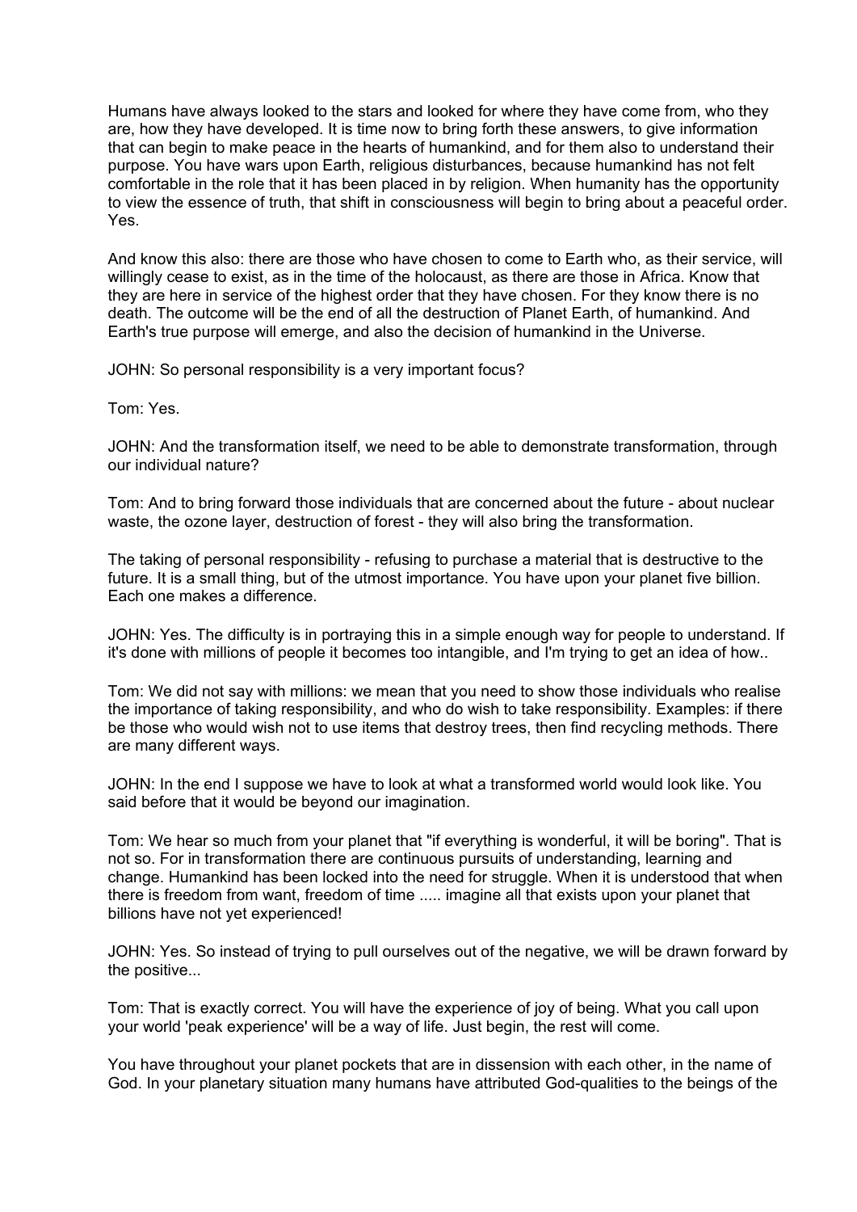Humans have always looked to the stars and looked for where they have come from, who they are, how they have developed. It is time now to bring forth these answers, to give information that can begin to make peace in the hearts of humankind, and for them also to understand their purpose. You have wars upon Earth, religious disturbances, because humankind has not felt comfortable in the role that it has been placed in by religion. When humanity has the opportunity to view the essence of truth, that shift in consciousness will begin to bring about a peaceful order. Yes.

And know this also: there are those who have chosen to come to Earth who, as their service, will willingly cease to exist, as in the time of the holocaust, as there are those in Africa. Know that they are here in service of the highest order that they have chosen. For they know there is no death. The outcome will be the end of all the destruction of Planet Earth, of humankind. And Earth's true purpose will emerge, and also the decision of humankind in the Universe.

JOHN: So personal responsibility is a very important focus?

Tom: Yes.

JOHN: And the transformation itself, we need to be able to demonstrate transformation, through our individual nature?

Tom: And to bring forward those individuals that are concerned about the future - about nuclear waste, the ozone layer, destruction of forest - they will also bring the transformation.

The taking of personal responsibility - refusing to purchase a material that is destructive to the future. It is a small thing, but of the utmost importance. You have upon your planet five billion. Each one makes a difference.

JOHN: Yes. The difficulty is in portraying this in a simple enough way for people to understand. If it's done with millions of people it becomes too intangible, and I'm trying to get an idea of how..

Tom: We did not say with millions: we mean that you need to show those individuals who realise the importance of taking responsibility, and who do wish to take responsibility. Examples: if there be those who would wish not to use items that destroy trees, then find recycling methods. There are many different ways.

JOHN: In the end I suppose we have to look at what a transformed world would look like. You said before that it would be beyond our imagination.

Tom: We hear so much from your planet that "if everything is wonderful, it will be boring". That is not so. For in transformation there are continuous pursuits of understanding, learning and change. Humankind has been locked into the need for struggle. When it is understood that when there is freedom from want, freedom of time ..... imagine all that exists upon your planet that billions have not yet experienced!

JOHN: Yes. So instead of trying to pull ourselves out of the negative, we will be drawn forward by the positive...

Tom: That is exactly correct. You will have the experience of joy of being. What you call upon your world 'peak experience' will be a way of life. Just begin, the rest will come.

You have throughout your planet pockets that are in dissension with each other, in the name of God. In your planetary situation many humans have attributed God-qualities to the beings of the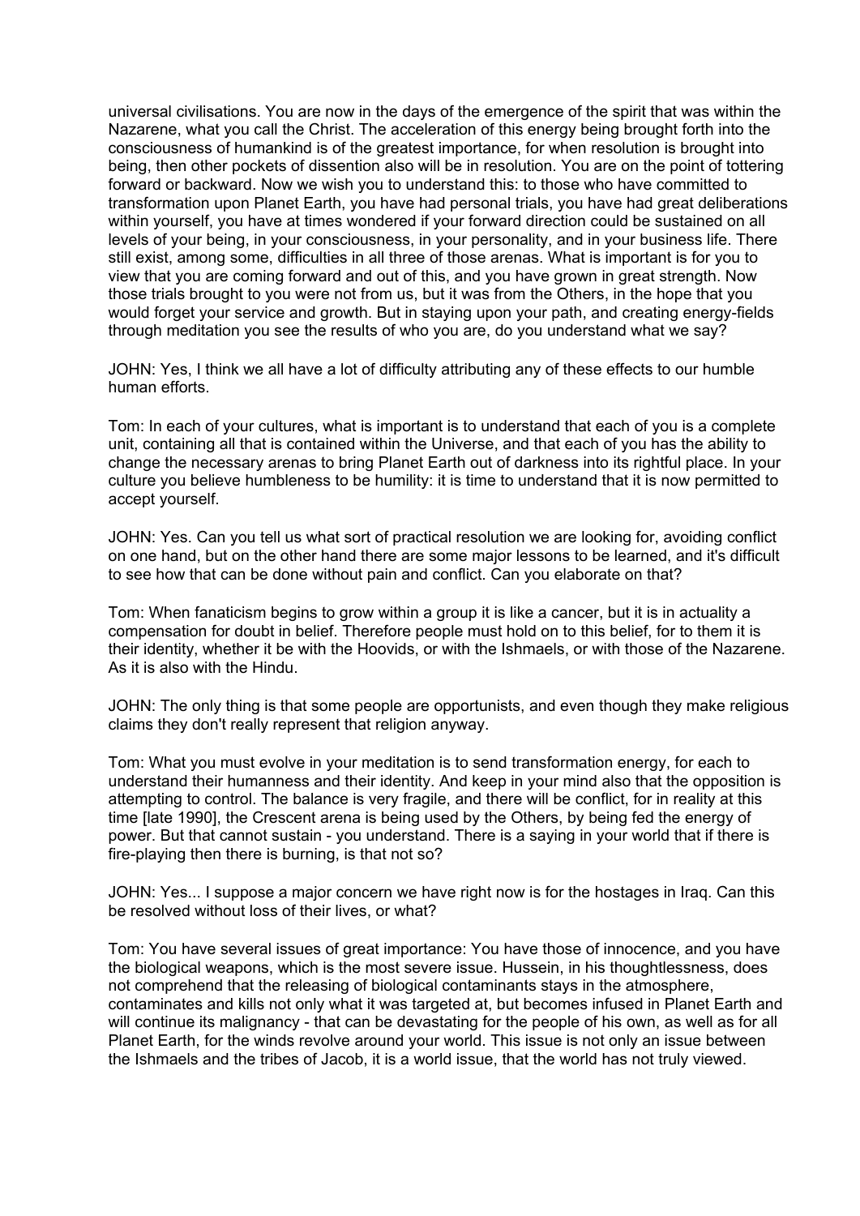universal civilisations. You are now in the days of the emergence of the spirit that was within the Nazarene, what you call the Christ. The acceleration of this energy being brought forth into the consciousness of humankind is of the greatest importance, for when resolution is brought into being, then other pockets of dissention also will be in resolution. You are on the point of tottering forward or backward. Now we wish you to understand this: to those who have committed to transformation upon Planet Earth, you have had personal trials, you have had great deliberations within yourself, you have at times wondered if your forward direction could be sustained on all levels of your being, in your consciousness, in your personality, and in your business life. There still exist, among some, difficulties in all three of those arenas. What is important is for you to view that you are coming forward and out of this, and you have grown in great strength. Now those trials brought to you were not from us, but it was from the Others, in the hope that you would forget your service and growth. But in staying upon your path, and creating energy-fields through meditation you see the results of who you are, do you understand what we say?

JOHN: Yes, I think we all have a lot of difficulty attributing any of these effects to our humble human efforts.

Tom: In each of your cultures, what is important is to understand that each of you is a complete unit, containing all that is contained within the Universe, and that each of you has the ability to change the necessary arenas to bring Planet Earth out of darkness into its rightful place. In your culture you believe humbleness to be humility: it is time to understand that it is now permitted to accept yourself.

JOHN: Yes. Can you tell us what sort of practical resolution we are looking for, avoiding conflict on one hand, but on the other hand there are some major lessons to be learned, and it's difficult to see how that can be done without pain and conflict. Can you elaborate on that?

Tom: When fanaticism begins to grow within a group it is like a cancer, but it is in actuality a compensation for doubt in belief. Therefore people must hold on to this belief, for to them it is their identity, whether it be with the Hoovids, or with the Ishmaels, or with those of the Nazarene. As it is also with the Hindu.

JOHN: The only thing is that some people are opportunists, and even though they make religious claims they don't really represent that religion anyway.

Tom: What you must evolve in your meditation is to send transformation energy, for each to understand their humanness and their identity. And keep in your mind also that the opposition is attempting to control. The balance is very fragile, and there will be conflict, for in reality at this time [late 1990], the Crescent arena is being used by the Others, by being fed the energy of power. But that cannot sustain - you understand. There is a saying in your world that if there is fire-playing then there is burning, is that not so?

JOHN: Yes... I suppose a major concern we have right now is for the hostages in Iraq. Can this be resolved without loss of their lives, or what?

Tom: You have several issues of great importance: You have those of innocence, and you have the biological weapons, which is the most severe issue. Hussein, in his thoughtlessness, does not comprehend that the releasing of biological contaminants stays in the atmosphere, contaminates and kills not only what it was targeted at, but becomes infused in Planet Earth and will continue its malignancy - that can be devastating for the people of his own, as well as for all Planet Earth, for the winds revolve around your world. This issue is not only an issue between the Ishmaels and the tribes of Jacob, it is a world issue, that the world has not truly viewed.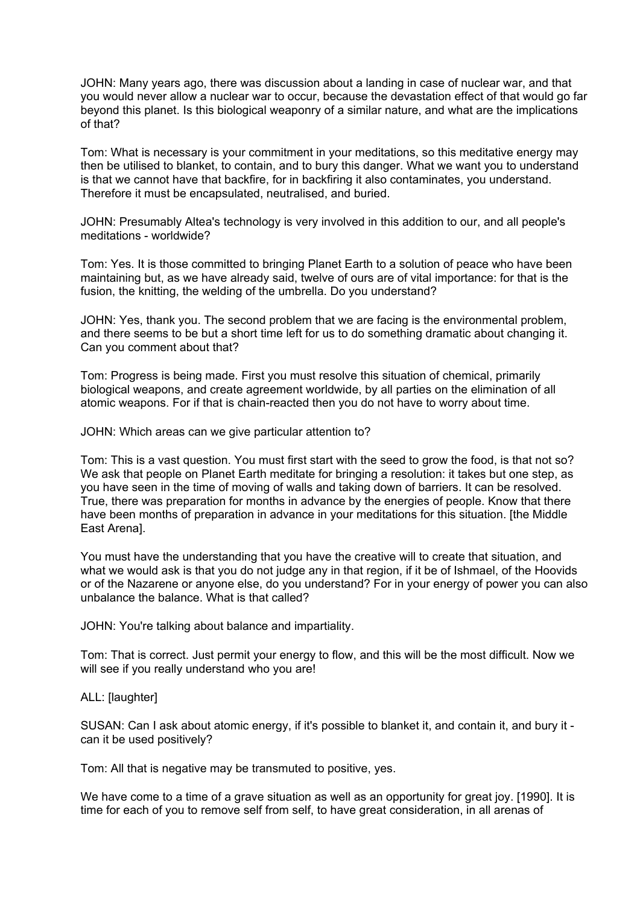JOHN: Many years ago, there was discussion about a landing in case of nuclear war, and that you would never allow a nuclear war to occur, because the devastation effect of that would go far beyond this planet. Is this biological weaponry of a similar nature, and what are the implications of that?

Tom: What is necessary is your commitment in your meditations, so this meditative energy may then be utilised to blanket, to contain, and to bury this danger. What we want you to understand is that we cannot have that backfire, for in backfiring it also contaminates, you understand. Therefore it must be encapsulated, neutralised, and buried.

JOHN: Presumably Altea's technology is very involved in this addition to our, and all people's meditations - worldwide?

Tom: Yes. It is those committed to bringing Planet Earth to a solution of peace who have been maintaining but, as we have already said, twelve of ours are of vital importance: for that is the fusion, the knitting, the welding of the umbrella. Do you understand?

JOHN: Yes, thank you. The second problem that we are facing is the environmental problem, and there seems to be but a short time left for us to do something dramatic about changing it. Can you comment about that?

Tom: Progress is being made. First you must resolve this situation of chemical, primarily biological weapons, and create agreement worldwide, by all parties on the elimination of all atomic weapons. For if that is chain-reacted then you do not have to worry about time.

JOHN: Which areas can we give particular attention to?

Tom: This is a vast question. You must first start with the seed to grow the food, is that not so? We ask that people on Planet Earth meditate for bringing a resolution: it takes but one step, as you have seen in the time of moving of walls and taking down of barriers. It can be resolved. True, there was preparation for months in advance by the energies of people. Know that there have been months of preparation in advance in your meditations for this situation. [the Middle East Arena].

You must have the understanding that you have the creative will to create that situation, and what we would ask is that you do not judge any in that region, if it be of Ishmael, of the Hoovids or of the Nazarene or anyone else, do you understand? For in your energy of power you can also unbalance the balance. What is that called?

JOHN: You're talking about balance and impartiality.

Tom: That is correct. Just permit your energy to flow, and this will be the most difficult. Now we will see if you really understand who you are!

ALL: [laughter]

SUSAN: Can I ask about atomic energy, if it's possible to blanket it, and contain it, and bury it - can it be used positively?

Tom: All that is negative may be transmuted to positive, yes.

We have come to a time of a grave situation as well as an opportunity for great joy. [1990]. It is time for each of you to remove self from self, to have great consideration, in all arenas of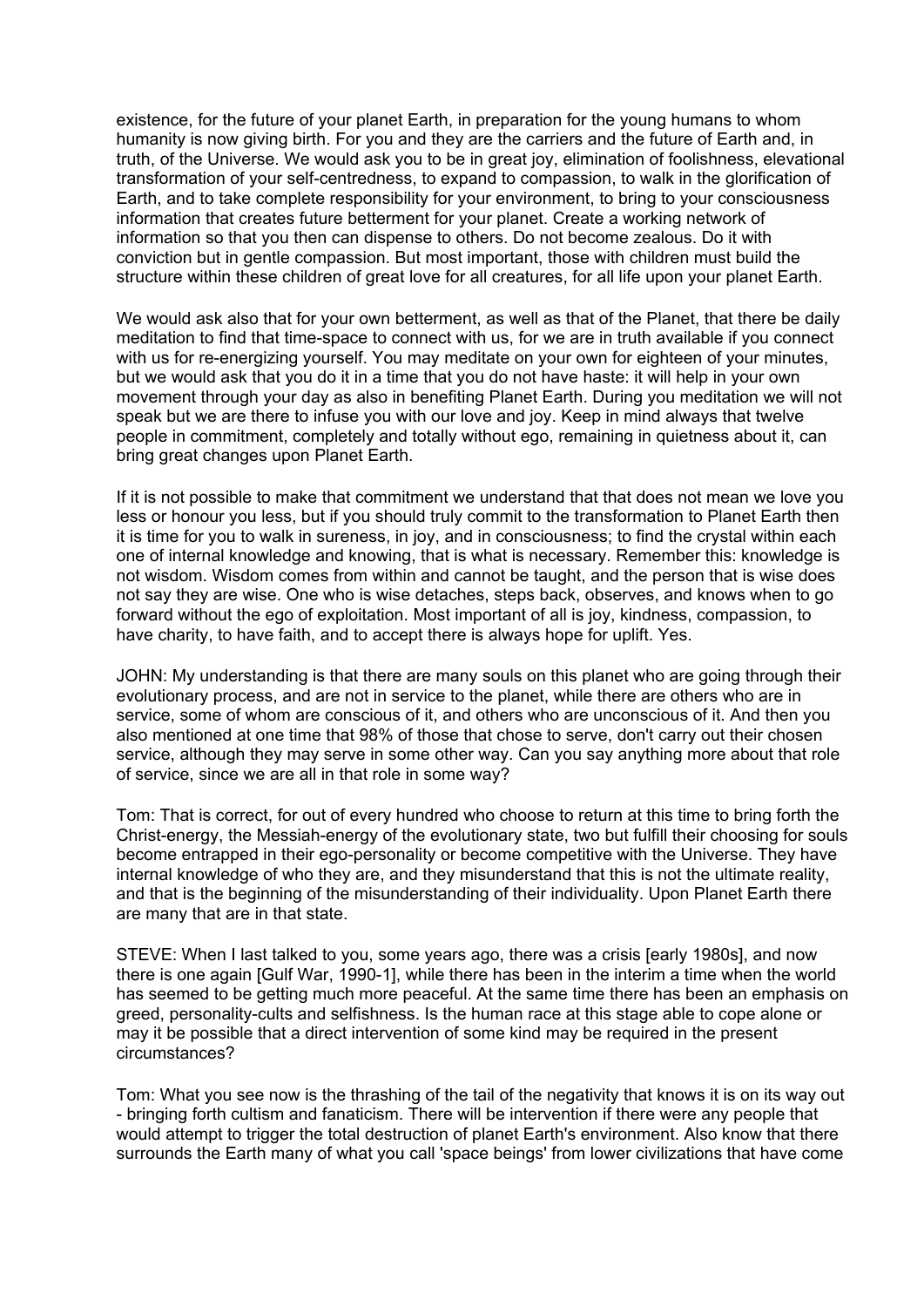existence, for the future of your planet Earth, in preparation for the young humans to whom humanity is now giving birth. For you and they are the carriers and the future of Earth and, in truth, of the Universe. We would ask you to be in great joy, elimination of foolishness, elevational transformation of your self-centredness, to expand to compassion, to walk in the glorification of Earth, and to take complete responsibility for your environment, to bring to your consciousness information that creates future betterment for your planet. Create a working network of information so that you then can dispense to others. Do not become zealous. Do it with conviction but in gentle compassion. But most important, those with children must build the structure within these children of great love for all creatures, for all life upon your planet Earth.

We would ask also that for your own betterment, as well as that of the Planet, that there be daily meditation to find that time-space to connect with us, for we are in truth available if you connect with us for re-energizing yourself. You may meditate on your own for eighteen of your minutes, but we would ask that you do it in a time that you do not have haste: it will help in your own movement through your day as also in benefiting Planet Earth. During you meditation we will not speak but we are there to infuse you with our love and joy. Keep in mind always that twelve people in commitment, completely and totally without ego, remaining in quietness about it, can bring great changes upon Planet Earth.

If it is not possible to make that commitment we understand that that does not mean we love you less or honour you less, but if you should truly commit to the transformation to Planet Earth then it is time for you to walk in sureness, in joy, and in consciousness; to find the crystal within each one of internal knowledge and knowing, that is what is necessary. Remember this: knowledge is not wisdom. Wisdom comes from within and cannot be taught, and the person that is wise does not say they are wise. One who is wise detaches, steps back, observes, and knows when to go forward without the ego of exploitation. Most important of all is joy, kindness, compassion, to have charity, to have faith, and to accept there is always hope for uplift. Yes.

JOHN: My understanding is that there are many souls on this planet who are going through their evolutionary process, and are not in service to the planet, while there are others who are in service, some of whom are conscious of it, and others who are unconscious of it. And then you also mentioned at one time that 98% of those that chose to serve, don't carry out their chosen service, although they may serve in some other way. Can you say anything more about that role of service, since we are all in that role in some way?

Tom: That is correct, for out of every hundred who choose to return at this time to bring forth the Christ-energy, the Messiah-energy of the evolutionary state, two but fulfill their choosing for souls become entrapped in their ego-personality or become competitive with the Universe. They have internal knowledge of who they are, and they misunderstand that this is not the ultimate reality, and that is the beginning of the misunderstanding of their individuality. Upon Planet Earth there are many that are in that state.

STEVE: When I last talked to you, some years ago, there was a crisis [early 1980s], and now there is one again [Gulf War, 1990-1], while there has been in the interim a time when the world has seemed to be getting much more peaceful. At the same time there has been an emphasis on greed, personality-cults and selfishness. Is the human race at this stage able to cope alone or may it be possible that a direct intervention of some kind may be required in the present circumstances?

Tom: What you see now is the thrashing of the tail of the negativity that knows it is on its way out - bringing forth cultism and fanaticism. There will be intervention if there were any people that would attempt to trigger the total destruction of planet Earth's environment. Also know that there surrounds the Earth many of what you call 'space beings' from lower civilizations that have come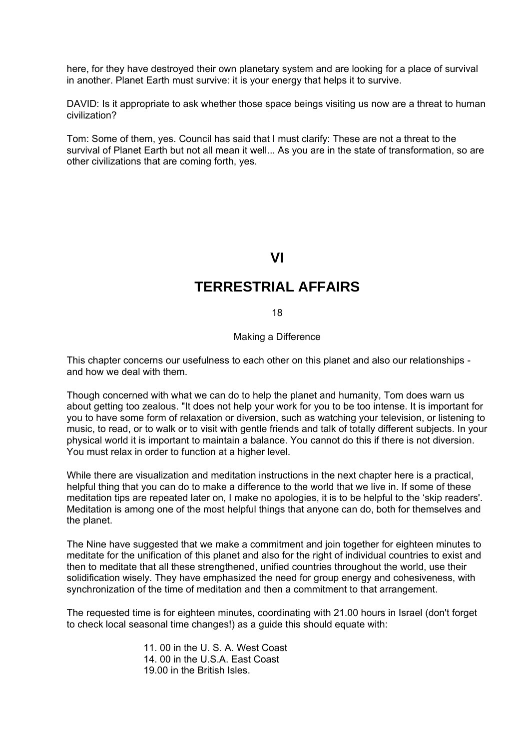here, for they have destroyed their own planetary system and are looking for a place of survival in another. Planet Earth must survive: it is your energy that helps it to survive.

DAVID: Is it appropriate to ask whether those space beings visiting us now are a threat to human civilization?

Tom: Some of them, yes. Council has said that I must clarify: These are not a threat to the survival of Planet Earth but not all mean it well... As you are in the state of transformation, so are other civilizations that are coming forth, yes.

# VI

# TERRESTRIAL AFFAIRS

## 18

### Making a Difference

This chapter concerns our usefulness to each other on this planet and also our relationships - and how we deal with them.

Though concerned with what we can do to help the planet and humanity, Tom does warn us about getting too zealous. "It does not help your work for you to be too intense. It is important for you to have some form of relaxation or diversion, such as watching your television, or listening to music, to read, or to walk or to visit with gentle friends and talk of totally different subjects. In your physical world it is important to maintain a balance. You cannot do this if there is not diversion. You must relax in order to function at a higher level.

While there are visualization and meditation instructions in the next chapter here is a practical, helpful thing that you can do to make a difference to the world that we live in. If some of these meditation tips are repeated later on, I make no apologies, it is to be helpful to the 'skip readers'. Meditation is among one of the most helpful things that anyone can do, both for themselves and the planet.

The Nine have suggested that we make a commitment and join together for eighteen minutes to meditate for the unification of this planet and also for the right of individual countries to exist and then to meditate that all these strengthened, unified countries throughout the world, use their solidification wisely. They have emphasized the need for group energy and cohesiveness, with synchronization of the time of meditation and then a commitment to that arrangement.

The requested time is for eighteen minutes, coordinating with 21.00 hours in Israel (don't forget to check local seasonal time changes!) as a guide this should equate with:

11. 00 in the U. S. A. West Coast
14. 00 in the U.S.A. East Coast
19.00 in the British Isles.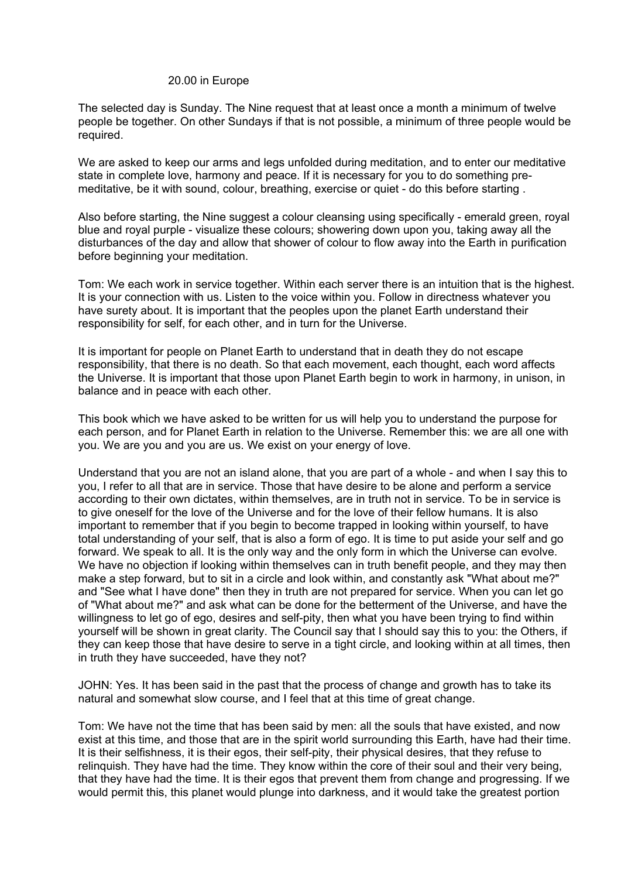20.00 in Europe

The selected day is Sunday. The Nine request that at least once a month a minimum of twelve people be together. On other Sundays if that is not possible, a minimum of three people would be required.

We are asked to keep our arms and legs unfolded during meditation, and to enter our meditative state in complete love, harmony and peace. If it is necessary for you to do something pre-meditative, be it with sound, colour, breathing, exercise or quiet - do this before starting .

Also before starting, the Nine suggest a colour cleansing using specifically - emerald green, royal blue and royal purple - visualize these colours; showering down upon you, taking away all the disturbances of the day and allow that shower of colour to flow away into the Earth in purification before beginning your meditation.

Tom: We each work in service together. Within each server there is an intuition that is the highest. It is your connection with us. Listen to the voice within you. Follow in directness whatever you have surety about. It is important that the peoples upon the planet Earth understand their responsibility for self, for each other, and in turn for the Universe.

It is important for people on Planet Earth to understand that in death they do not escape responsibility, that there is no death. So that each movement, each thought, each word affects the Universe. It is important that those upon Planet Earth begin to work in harmony, in unison, in balance and in peace with each other.

This book which we have asked to be written for us will help you to understand the purpose for each person, and for Planet Earth in relation to the Universe. Remember this: we are all one with you. We are you and you are us. We exist on your energy of love.

Understand that you are not an island alone, that you are part of a whole - and when I say this to you, I refer to all that are in service. Those that have desire to be alone and perform a service according to their own dictates, within themselves, are in truth not in service. To be in service is to give oneself for the love of the Universe and for the love of their fellow humans. It is also important to remember that if you begin to become trapped in looking within yourself, to have total understanding of your self, that is also a form of ego. It is time to put aside your self and go forward. We speak to all. It is the only way and the only form in which the Universe can evolve. We have no objection if looking within themselves can in truth benefit people, and they may then make a step forward, but to sit in a circle and look within, and constantly ask "What about me?" and "See what I have done" then they in truth are not prepared for service. When you can let go of "What about me?" and ask what can be done for the betterment of the Universe, and have the willingness to let go of ego, desires and self-pity, then what you have been trying to find within yourself will be shown in great clarity. The Council say that I should say this to you: the Others, if they can keep those that have desire to serve in a tight circle, and looking within at all times, then in truth they have succeeded, have they not?

JOHN: Yes. It has been said in the past that the process of change and growth has to take its natural and somewhat slow course, and I feel that at this time of great change.

Tom: We have not the time that has been said by men: all the souls that have existed, and now exist at this time, and those that are in the spirit world surrounding this Earth, have had their time. It is their selfishness, it is their egos, their self-pity, their physical desires, that they refuse to relinquish. They have had the time. They know within the core of their soul and their very being, that they have had the time. It is their egos that prevent them from change and progressing. If we would permit this, this planet would plunge into darkness, and it would take the greatest portion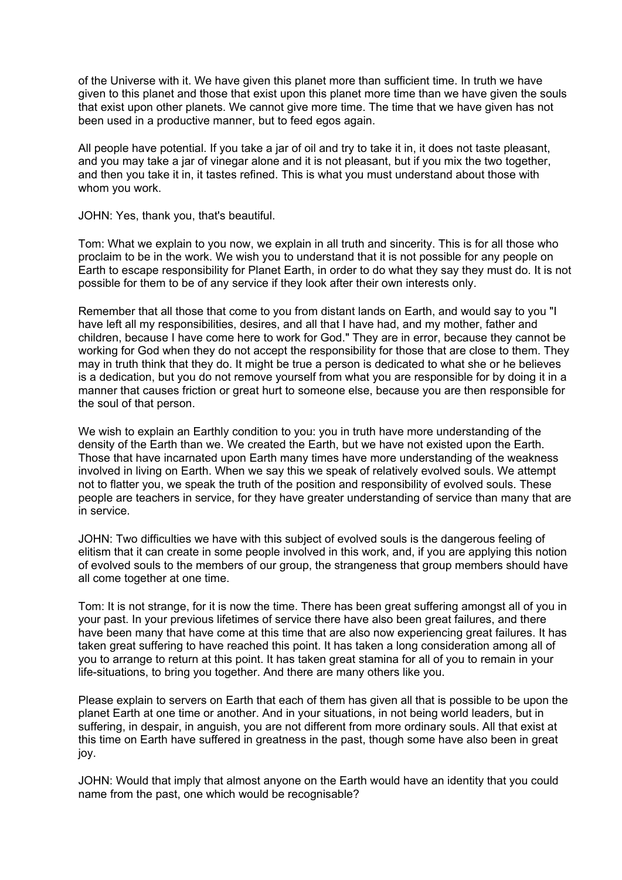of the Universe with it. We have given this planet more than sufficient time. In truth we have given to this planet and those that exist upon this planet more time than we have given the souls that exist upon other planets. We cannot give more time. The time that we have given has not been used in a productive manner, but to feed egos again.

All people have potential. If you take a jar of oil and try to take it in, it does not taste pleasant, and you may take a jar of vinegar alone and it is not pleasant, but if you mix the two together, and then you take it in, it tastes refined. This is what you must understand about those with whom you work.

JOHN: Yes, thank you, that's beautiful.

Tom: What we explain to you now, we explain in all truth and sincerity. This is for all those who proclaim to be in the work. We wish you to understand that it is not possible for any people on Earth to escape responsibility for Planet Earth, in order to do what they say they must do. It is not possible for them to be of any service if they look after their own interests only.

Remember that all those that come to you from distant lands on Earth, and would say to you "I have left all my responsibilities, desires, and all that I have had, and my mother, father and children, because I have come here to work for God." They are in error, because they cannot be working for God when they do not accept the responsibility for those that are close to them. They may in truth think that they do. It might be true a person is dedicated to what she or he believes is a dedication, but you do not remove yourself from what you are responsible for by doing it in a manner that causes friction or great hurt to someone else, because you are then responsible for the soul of that person.

We wish to explain an Earthly condition to you: you in truth have more understanding of the density of the Earth than we. We created the Earth, but we have not existed upon the Earth. Those that have incarnated upon Earth many times have more understanding of the weakness involved in living on Earth. When we say this we speak of relatively evolved souls. We attempt not to flatter you, we speak the truth of the position and responsibility of evolved souls. These people are teachers in service, for they have greater understanding of service than many that are in service.

JOHN: Two difficulties we have with this subject of evolved souls is the dangerous feeling of elitism that it can create in some people involved in this work, and, if you are applying this notion of evolved souls to the members of our group, the strangeness that group members should have all come together at one time.

Tom: It is not strange, for it is now the time. There has been great suffering amongst all of you in your past. In your previous lifetimes of service there have also been great failures, and there have been many that have come at this time that are also now experiencing great failures. It has taken great suffering to have reached this point. It has taken a long consideration among all of you to arrange to return at this point. It has taken great stamina for all of you to remain in your life-situations, to bring you together. And there are many others like you.

Please explain to servers on Earth that each of them has given all that is possible to be upon the planet Earth at one time or another. And in your situations, in not being world leaders, but in suffering, in despair, in anguish, you are not different from more ordinary souls. All that exist at this time on Earth have suffered in greatness in the past, though some have also been in great joy.

JOHN: Would that imply that almost anyone on the Earth would have an identity that you could name from the past, one which would be recognisable?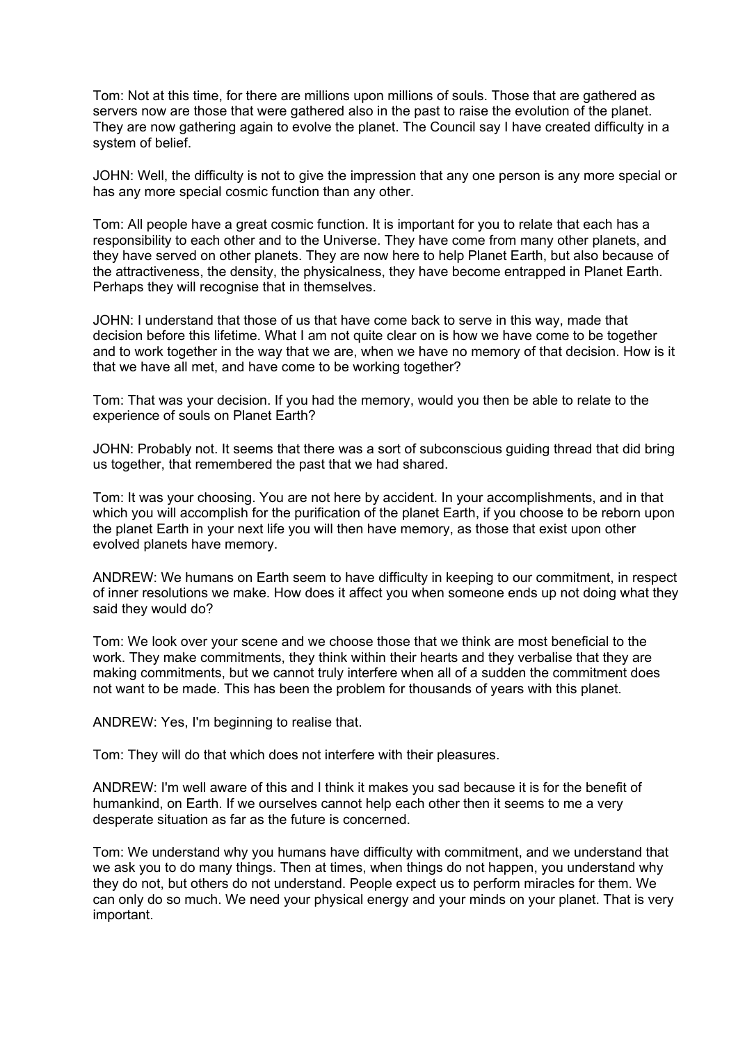Tom: Not at this time, for there are millions upon millions of souls. Those that are gathered as servers now are those that were gathered also in the past to raise the evolution of the planet. They are now gathering again to evolve the planet. The Council say I have created difficulty in a system of belief.

JOHN: Well, the difficulty is not to give the impression that any one person is any more special or has any more special cosmic function than any other.

Tom: All people have a great cosmic function. It is important for you to relate that each has a responsibility to each other and to the Universe. They have come from many other planets, and they have served on other planets. They are now here to help Planet Earth, but also because of the attractiveness, the density, the physicalness, they have become entrapped in Planet Earth. Perhaps they will recognise that in themselves.

JOHN: I understand that those of us that have come back to serve in this way, made that decision before this lifetime. What I am not quite clear on is how we have come to be together and to work together in the way that we are, when we have no memory of that decision. How is it that we have all met, and have come to be working together?

Tom: That was your decision. If you had the memory, would you then be able to relate to the experience of souls on Planet Earth?

JOHN: Probably not. It seems that there was a sort of subconscious guiding thread that did bring us together, that remembered the past that we had shared.

Tom: It was your choosing. You are not here by accident. In your accomplishments, and in that which you will accomplish for the purification of the planet Earth, if you choose to be reborn upon the planet Earth in your next life you will then have memory, as those that exist upon other evolved planets have memory.

ANDREW: We humans on Earth seem to have difficulty in keeping to our commitment, in respect of inner resolutions we make. How does it affect you when someone ends up not doing what they said they would do?

Tom: We look over your scene and we choose those that we think are most beneficial to the work. They make commitments, they think within their hearts and they verbalise that they are making commitments, but we cannot truly interfere when all of a sudden the commitment does not want to be made. This has been the problem for thousands of years with this planet.

ANDREW: Yes, I'm beginning to realise that.

Tom: They will do that which does not interfere with their pleasures.

ANDREW: I'm well aware of this and I think it makes you sad because it is for the benefit of humankind, on Earth. If we ourselves cannot help each other then it seems to me a very desperate situation as far as the future is concerned.

Tom: We understand why you humans have difficulty with commitment, and we understand that we ask you to do many things. Then at times, when things do not happen, you understand why they do not, but others do not understand. People expect us to perform miracles for them. We can only do so much. We need your physical energy and your minds on your planet. That is very important.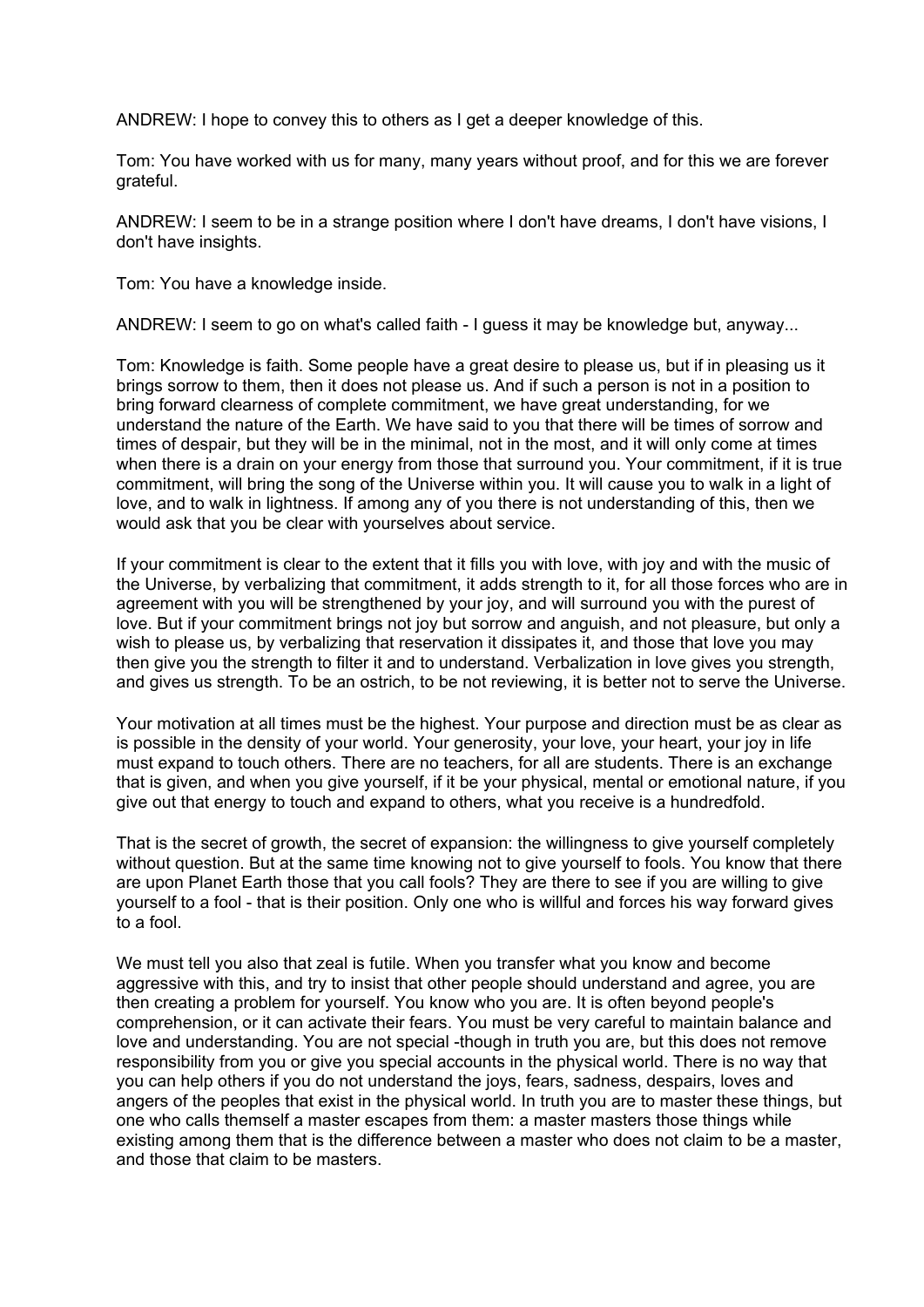ANDREW: I hope to convey this to others as I get a deeper knowledge of this.

Tom: You have worked with us for many, many years without proof, and for this we are forever grateful.

ANDREW: I seem to be in a strange position where I don't have dreams, I don't have visions, I don't have insights.

Tom: You have a knowledge inside.

ANDREW: I seem to go on what's called faith - I guess it may be knowledge but, anyway...

Tom: Knowledge is faith. Some people have a great desire to please us, but if in pleasing us it brings sorrow to them, then it does not please us. And if such a person is not in a position to bring forward clearness of complete commitment, we have great understanding, for we understand the nature of the Earth. We have said to you that there will be times of sorrow and times of despair, but they will be in the minimal, not in the most, and it will only come at times when there is a drain on your energy from those that surround you. Your commitment, if it is true commitment, will bring the song of the Universe within you. It will cause you to walk in a light of love, and to walk in lightness. If among any of you there is not understanding of this, then we would ask that you be clear with yourselves about service.

If your commitment is clear to the extent that it fills you with love, with joy and with the music of the Universe, by verbalizing that commitment, it adds strength to it, for all those forces who are in agreement with you will be strengthened by your joy, and will surround you with the purest of love. But if your commitment brings not joy but sorrow and anguish, and not pleasure, but only a wish to please us, by verbalizing that reservation it dissipates it, and those that love you may then give you the strength to filter it and to understand. Verbalization in love gives you strength, and gives us strength. To be an ostrich, to be not reviewing, it is better not to serve the Universe.

Your motivation at all times must be the highest. Your purpose and direction must be as clear as is possible in the density of your world. Your generosity, your love, your heart, your joy in life must expand to touch others. There are no teachers, for all are students. There is an exchange that is given, and when you give yourself, if it be your physical, mental or emotional nature, if you give out that energy to touch and expand to others, what you receive is a hundredfold.

That is the secret of growth, the secret of expansion: the willingness to give yourself completely without question. But at the same time knowing not to give yourself to fools. You know that there are upon Planet Earth those that you call fools? They are there to see if you are willing to give yourself to a fool - that is their position. Only one who is willful and forces his way forward gives to a fool.

We must tell you also that zeal is futile. When you transfer what you know and become aggressive with this, and try to insist that other people should understand and agree, you are then creating a problem for yourself. You know who you are. It is often beyond people's comprehension, or it can activate their fears. You must be very careful to maintain balance and love and understanding. You are not special -though in truth you are, but this does not remove responsibility from you or give you special accounts in the physical world. There is no way that you can help others if you do not understand the joys, fears, sadness, despairs, loves and angers of the peoples that exist in the physical world. In truth you are to master these things, but one who calls themself a master escapes from them: a master masters those things while existing among them that is the difference between a master who does not claim to be a master, and those that claim to be masters.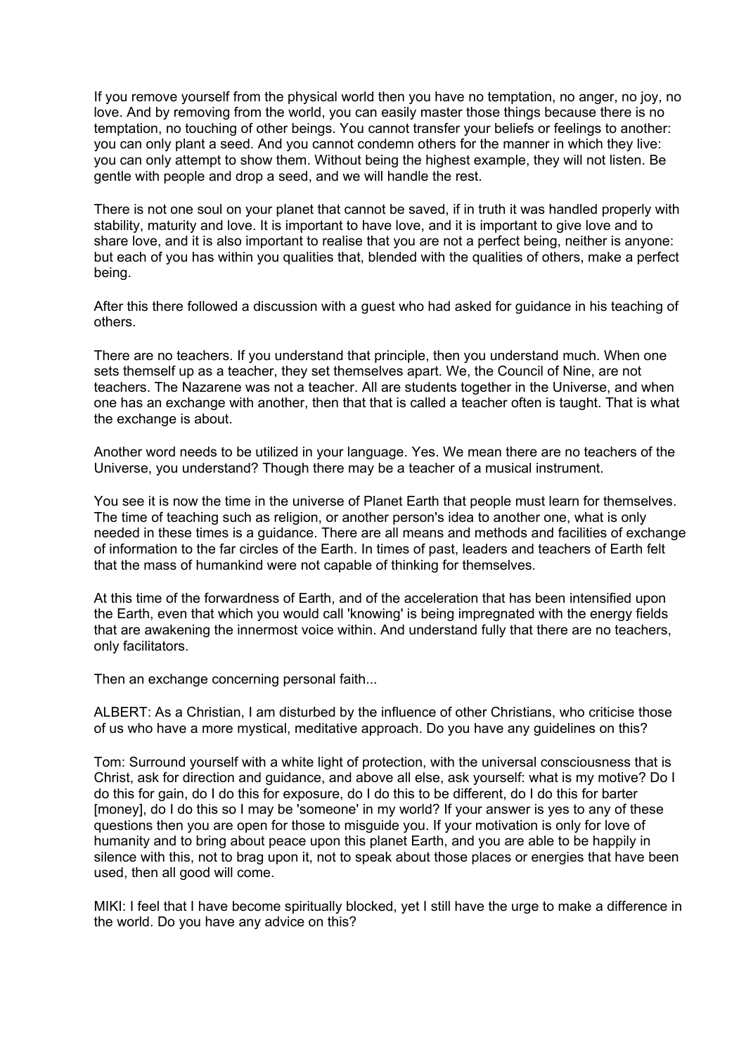If you remove yourself from the physical world then you have no temptation, no anger, no joy, no love. And by removing from the world, you can easily master those things because there is no temptation, no touching of other beings. You cannot transfer your beliefs or feelings to another: you can only plant a seed. And you cannot condemn others for the manner in which they live: you can only attempt to show them. Without being the highest example, they will not listen. Be gentle with people and drop a seed, and we will handle the rest.

There is not one soul on your planet that cannot be saved, if in truth it was handled properly with stability, maturity and love. It is important to have love, and it is important to give love and to share love, and it is also important to realise that you are not a perfect being, neither is anyone: but each of you has within you qualities that, blended with the qualities of others, make a perfect being.

After this there followed a discussion with a guest who had asked for guidance in his teaching of others.

There are no teachers. If you understand that principle, then you understand much. When one sets themself up as a teacher, they set themselves apart. We, the Council of Nine, are not teachers. The Nazarene was not a teacher. All are students together in the Universe, and when one has an exchange with another, then that that is called a teacher often is taught. That is what the exchange is about.

Another word needs to be utilized in your language. Yes. We mean there are no teachers of the Universe, you understand? Though there may be a teacher of a musical instrument.

You see it is now the time in the universe of Planet Earth that people must learn for themselves. The time of teaching such as religion, or another person's idea to another one, what is only needed in these times is a guidance. There are all means and methods and facilities of exchange of information to the far circles of the Earth. In times of past, leaders and teachers of Earth felt that the mass of humankind were not capable of thinking for themselves.

At this time of the forwardness of Earth, and of the acceleration that has been intensified upon the Earth, even that which you would call 'knowing' is being impregnated with the energy fields that are awakening the innermost voice within. And understand fully that there are no teachers, only facilitators.

Then an exchange concerning personal faith...

ALBERT: As a Christian, I am disturbed by the influence of other Christians, who criticise those of us who have a more mystical, meditative approach. Do you have any guidelines on this?

Tom: Surround yourself with a white light of protection, with the universal consciousness that is Christ, ask for direction and guidance, and above all else, ask yourself: what is my motive? Do I do this for gain, do I do this for exposure, do I do this to be different, do I do this for barter [money], do I do this so I may be 'someone' in my world? If your answer is yes to any of these questions then you are open for those to misguide you. If your motivation is only for love of humanity and to bring about peace upon this planet Earth, and you are able to be happily in silence with this, not to brag upon it, not to speak about those places or energies that have been used, then all good will come.

MIKI: I feel that I have become spiritually blocked, yet I still have the urge to make a difference in the world. Do you have any advice on this?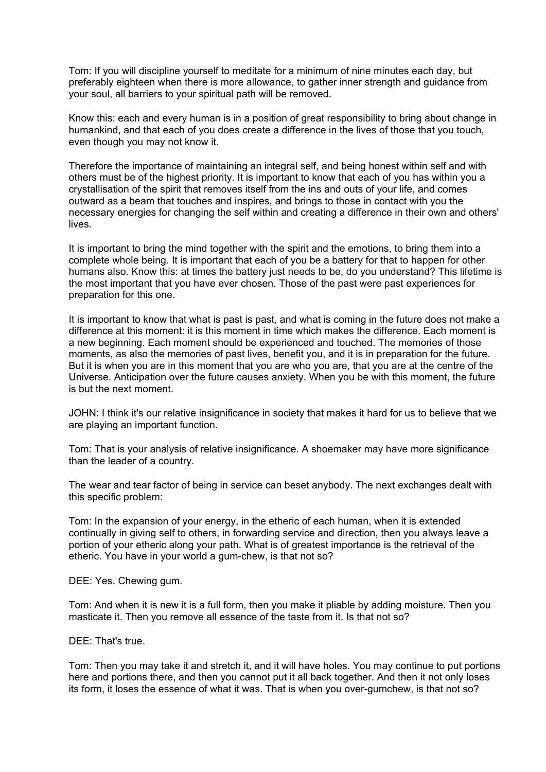Tom: If you will discipline yourself to meditate for a minimum of nine minutes each day, but preferably eighteen when there is more allowance, to gather inner strength and guidance from your soul, all barriers to your spiritual path will be removed.

Know this: each and every human is in a position of great responsibility to bring about change in humankind, and that each of you does create a difference in the lives of those that you touch, even though you may not know it.

Therefore the importance of maintaining an integral self, and being honest within self and with others must be of the highest priority. It is important to know that each of you has within you a crystallisation of the spirit that removes itself from the ins and outs of your life, and comes outward as a beam that touches and inspires, and brings to those in contact with you the necessary energies for changing the self within and creating a difference in their own and others' lives.

It is important to bring the mind together with the spirit and the emotions, to bring them into a complete whole being. It is important that each of you be a battery for that to happen for other humans also. Know this: at times the battery just needs to be, do you understand? This lifetime is the most important that you have ever chosen. Those of the past were past experiences for preparation for this one.

It is important to know that what is past is past, and what is coming in the future does not make a difference at this moment: it is this moment in time which makes the difference. Each moment is a new beginning. Each moment should be experienced and touched. The memories of those moments, as also the memories of past lives, benefit you, and it is in preparation for the future. But it is when you are in this moment that you are who you are, that you are at the centre of the Universe. Anticipation over the future causes anxiety. When you be with this moment, the future is but the next moment.

JOHN: I think it's our relative insignificance in society that makes it hard for us to believe that we are playing an important function.

Tom: That is your analysis of relative insignificance. A shoemaker may have more significance than the leader of a country.

The wear and tear factor of being in service can beset anybody. The next exchanges dealt with this specific problem:

Tom: In the expansion of your energy, in the etheric of each human, when it is extended continually in giving self to others, in forwarding service and direction, then you always leave a portion of your etheric along your path. What is of greatest importance is the retrieval of the etheric. You have in your world a gum-chew, is that not so?

DEE: Yes. Chewing gum.

Tom: And when it is new it is a full form, then you make it pliable by adding moisture. Then you masticate it. Then you remove all essence of the taste from it. Is that not so?

DEE: That's true.

Tom: Then you may take it and stretch it, and it will have holes. You may continue to put portions here and portions there, and then you cannot put it all back together. And then it not only loses its form, it loses the essence of what it was. That is when you over-gumchew, is that not so?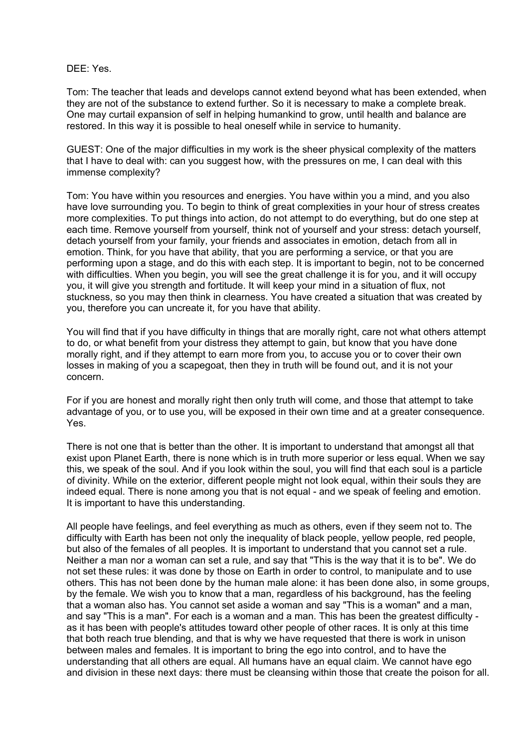DEE: Yes.

Tom: The teacher that leads and develops cannot extend beyond what has been extended, when they are not of the substance to extend further. So it is necessary to make a complete break. One may curtail expansion of self in helping humankind to grow, until health and balance are restored. In this way it is possible to heal oneself while in service to humanity.

GUEST: One of the major difficulties in my work is the sheer physical complexity of the matters that I have to deal with: can you suggest how, with the pressures on me, I can deal with this immense complexity?

Tom: You have within you resources and energies. You have within you a mind, and you also have love surrounding you. To begin to think of great complexities in your hour of stress creates more complexities. To put things into action, do not attempt to do everything, but do one step at each time. Remove yourself from yourself, think not of yourself and your stress: detach yourself, detach yourself from your family, your friends and associates in emotion, detach from all in emotion. Think, for you have that ability, that you are performing a service, or that you are performing upon a stage, and do this with each step. It is important to begin, not to be concerned with difficulties. When you begin, you will see the great challenge it is for you, and it will occupy you, it will give you strength and fortitude. It will keep your mind in a situation of flux, not stuckness, so you may then think in clearness. You have created a situation that was created by you, therefore you can uncreate it, for you have that ability.

You will find that if you have difficulty in things that are morally right, care not what others attempt to do, or what benefit from your distress they attempt to gain, but know that you have done morally right, and if they attempt to earn more from you, to accuse you or to cover their own losses in making of you a scapegoat, then they in truth will be found out, and it is not your concern.

For if you are honest and morally right then only truth will come, and those that attempt to take advantage of you, or to use you, will be exposed in their own time and at a greater consequence. Yes.

There is not one that is better than the other. It is important to understand that amongst all that exist upon Planet Earth, there is none which is in truth more superior or less equal. When we say this, we speak of the soul. And if you look within the soul, you will find that each soul is a particle of divinity. While on the exterior, different people might not look equal, within their souls they are indeed equal. There is none among you that is not equal - and we speak of feeling and emotion. It is important to have this understanding.

All people have feelings, and feel everything as much as others, even if they seem not to. The difficulty with Earth has been not only the inequality of black people, yellow people, red people, but also of the females of all peoples. It is important to understand that you cannot set a rule. Neither a man nor a woman can set a rule, and say that "This is the way that it is to be". We do not set these rules: it was done by those on Earth in order to control, to manipulate and to use others. This has not been done by the human male alone: it has been done also, in some groups, by the female. We wish you to know that a man, regardless of his background, has the feeling that a woman also has. You cannot set aside a woman and say "This is a woman" and a man, and say "This is a man". For each is a woman and a man. This has been the greatest difficulty - as it has been with people's attitudes toward other people of other races. It is only at this time that both reach true blending, and that is why we have requested that there is work in unison between males and females. It is important to bring the ego into control, and to have the understanding that all others are equal. All humans have an equal claim. We cannot have ego and division in these next days: there must be cleansing within those that create the poison for all.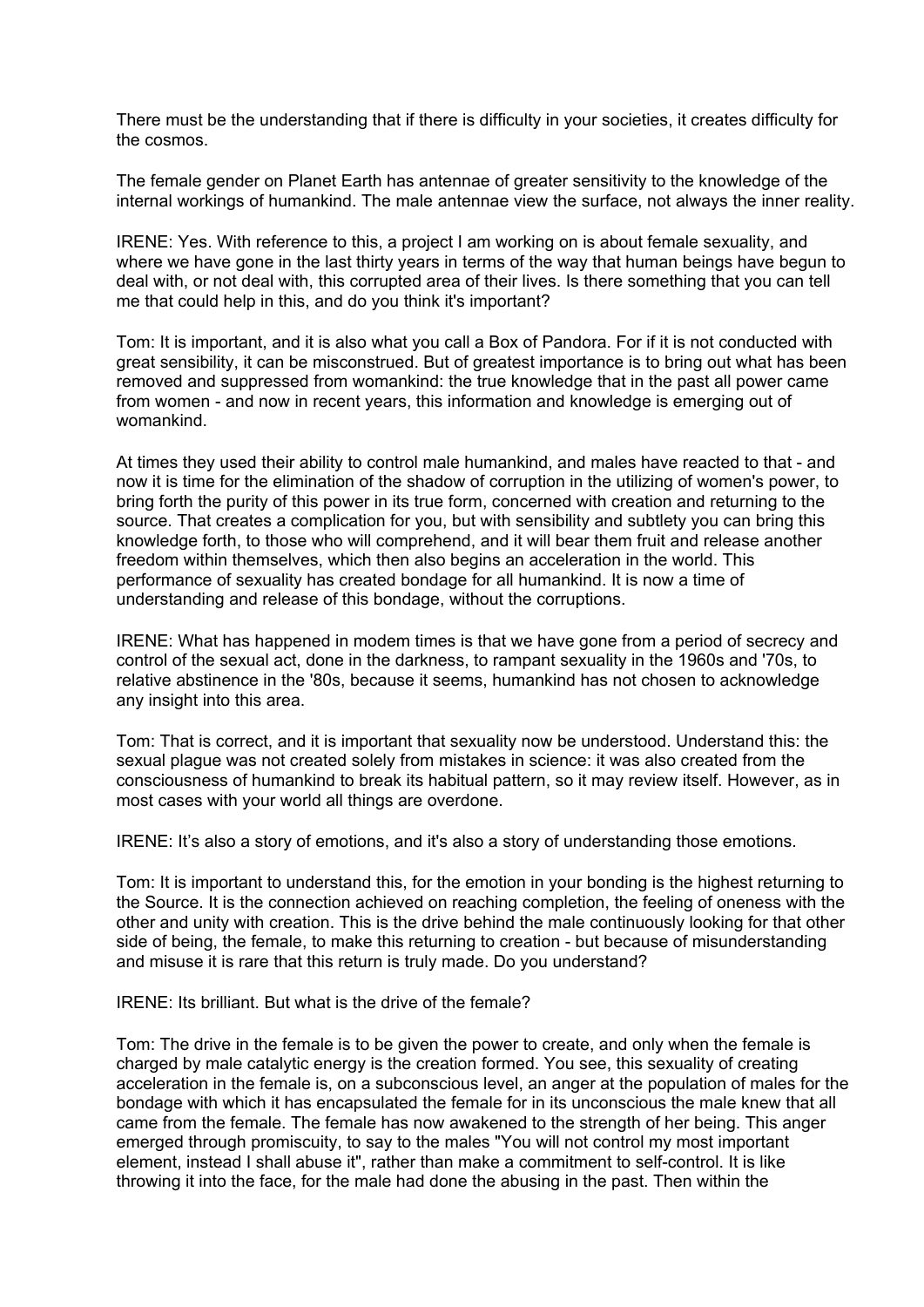There must be the understanding that if there is difficulty in your societies, it creates difficulty for the cosmos.

The female gender on Planet Earth has antennae of greater sensitivity to the knowledge of the internal workings of humankind. The male antennae view the surface, not always the inner reality.

IRENE: Yes. With reference to this, a project I am working on is about female sexuality, and where we have gone in the last thirty years in terms of the way that human beings have begun to deal with, or not deal with, this corrupted area of their lives. Is there something that you can tell me that could help in this, and do you think it's important?

Tom: It is important, and it is also what you call a Box of Pandora. For if it is not conducted with great sensibility, it can be misconstrued. But of greatest importance is to bring out what has been removed and suppressed from womankind: the true knowledge that in the past all power came from women - and now in recent years, this information and knowledge is emerging out of womankind.

At times they used their ability to control male humankind, and males have reacted to that - and now it is time for the elimination of the shadow of corruption in the utilizing of women's power, to bring forth the purity of this power in its true form, concerned with creation and returning to the source. That creates a complication for you, but with sensibility and subtlety you can bring this knowledge forth, to those who will comprehend, and it will bear them fruit and release another freedom within themselves, which then also begins an acceleration in the world. This performance of sexuality has created bondage for all humankind. It is now a time of understanding and release of this bondage, without the corruptions.

IRENE: What has happened in modem times is that we have gone from a period of secrecy and control of the sexual act, done in the darkness, to rampant sexuality in the 1960s and '70s, to relative abstinence in the '80s, because it seems, humankind has not chosen to acknowledge any insight into this area.

Tom: That is correct, and it is important that sexuality now be understood. Understand this: the sexual plague was not created solely from mistakes in science: it was also created from the consciousness of humankind to break its habitual pattern, so it may review itself. However, as in most cases with your world all things are overdone.

IRENE: It's also a story of emotions, and it's also a story of understanding those emotions.

Tom: It is important to understand this, for the emotion in your bonding is the highest returning to the Source. It is the connection achieved on reaching completion, the feeling of oneness with the other and unity with creation. This is the drive behind the male continuously looking for that other side of being, the female, to make this returning to creation - but because of misunderstanding and misuse it is rare that this return is truly made. Do you understand?

IRENE: Its brilliant. But what is the drive of the female?

Tom: The drive in the female is to be given the power to create, and only when the female is charged by male catalytic energy is the creation formed. You see, this sexuality of creating acceleration in the female is, on a subconscious level, an anger at the population of males for the bondage with which it has encapsulated the female for in its unconscious the male knew that all came from the female. The female has now awakened to the strength of her being. This anger emerged through promiscuity, to say to the males "You will not control my most important element, instead I shall abuse it", rather than make a commitment to self-control. It is like throwing it into the face, for the male had done the abusing in the past. Then within the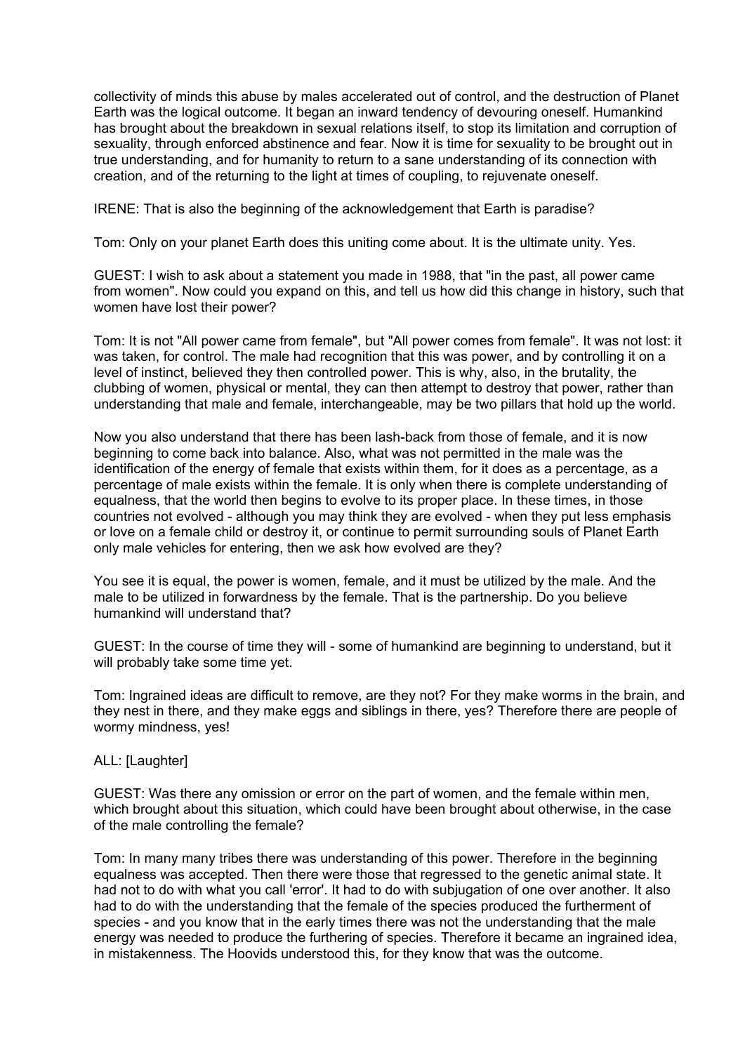collectivity of minds this abuse by males accelerated out of control, and the destruction of Planet Earth was the logical outcome. It began an inward tendency of devouring oneself. Humankind has brought about the breakdown in sexual relations itself, to stop its limitation and corruption of sexuality, through enforced abstinence and fear. Now it is time for sexuality to be brought out in true understanding, and for humanity to return to a sane understanding of its connection with creation, and of the returning to the light at times of coupling, to rejuvenate oneself.

IRENE: That is also the beginning of the acknowledgement that Earth is paradise?

Tom: Only on your planet Earth does this uniting come about. It is the ultimate unity. Yes.

GUEST: I wish to ask about a statement you made in 1988, that "in the past, all power came from women". Now could you expand on this, and tell us how did this change in history, such that women have lost their power?

Tom: It is not "All power came from female", but "All power comes from female". It was not lost: it was taken, for control. The male had recognition that this was power, and by controlling it on a level of instinct, believed they then controlled power. This is why, also, in the brutality, the clubbing of women, physical or mental, they can then attempt to destroy that power, rather than understanding that male and female, interchangeable, may be two pillars that hold up the world.

Now you also understand that there has been lash-back from those of female, and it is now beginning to come back into balance. Also, what was not permitted in the male was the identification of the energy of female that exists within them, for it does as a percentage, as a percentage of male exists within the female. It is only when there is complete understanding of equalness, that the world then begins to evolve to its proper place. In these times, in those countries not evolved - although you may think they are evolved - when they put less emphasis or love on a female child or destroy it, or continue to permit surrounding souls of Planet Earth only male vehicles for entering, then we ask how evolved are they?

You see it is equal, the power is women, female, and it must be utilized by the male. And the male to be utilized in forwardness by the female. That is the partnership. Do you believe humankind will understand that?

GUEST: In the course of time they will - some of humankind are beginning to understand, but it will probably take some time yet.

Tom: Ingrained ideas are difficult to remove, are they not? For they make worms in the brain, and they nest in there, and they make eggs and siblings in there, yes? Therefore there are people of wormy mindness, yes!

ALL: [Laughter]

GUEST: Was there any omission or error on the part of women, and the female within men, which brought about this situation, which could have been brought about otherwise, in the case of the male controlling the female?

Tom: In many many tribes there was understanding of this power. Therefore in the beginning equalness was accepted. Then there were those that regressed to the genetic animal state. It had not to do with what you call 'error'. It had to do with subjugation of one over another. It also had to do with the understanding that the female of the species produced the furtherment of species - and you know that in the early times there was not the understanding that the male energy was needed to produce the furthering of species. Therefore it became an ingrained idea, in mistakenness. The Hoovids understood this, for they know that was the outcome.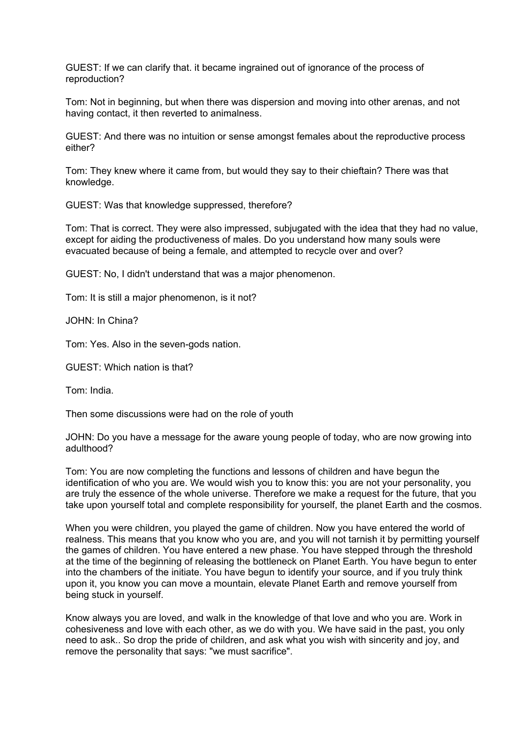GUEST: If we can clarify that. it became ingrained out of ignorance of the process of reproduction?

Tom: Not in beginning, but when there was dispersion and moving into other arenas, and not having contact, it then reverted to animalness.

GUEST: And there was no intuition or sense amongst females about the reproductive process either?

Tom: They knew where it came from, but would they say to their chieftain? There was that knowledge.

GUEST: Was that knowledge suppressed, therefore?

Tom: That is correct. They were also impressed, subjugated with the idea that they had no value, except for aiding the productiveness of males. Do you understand how many souls were evacuated because of being a female, and attempted to recycle over and over?

GUEST: No, I didn't understand that was a major phenomenon.

Tom: It is still a major phenomenon, is it not?

JOHN: In China?

Tom: Yes. Also in the seven-gods nation.

GUEST: Which nation is that?

Tom: India.

Then some discussions were had on the role of youth

JOHN: Do you have a message for the aware young people of today, who are now growing into adulthood?

Tom: You are now completing the functions and lessons of children and have begun the identification of who you are. We would wish you to know this: you are not your personality, you are truly the essence of the whole universe. Therefore we make a request for the future, that you take upon yourself total and complete responsibility for yourself, the planet Earth and the cosmos.

When you were children, you played the game of children. Now you have entered the world of realness. This means that you know who you are, and you will not tarnish it by permitting yourself the games of children. You have entered a new phase. You have stepped through the threshold at the time of the beginning of releasing the bottleneck on Planet Earth. You have begun to enter into the chambers of the initiate. You have begun to identify your source, and if you truly think upon it, you know you can move a mountain, elevate Planet Earth and remove yourself from being stuck in yourself.

Know always you are loved, and walk in the knowledge of that love and who you are. Work in cohesiveness and love with each other, as we do with you. We have said in the past, you only need to ask.. So drop the pride of children, and ask what you wish with sincerity and joy, and remove the personality that says: "we must sacrifice".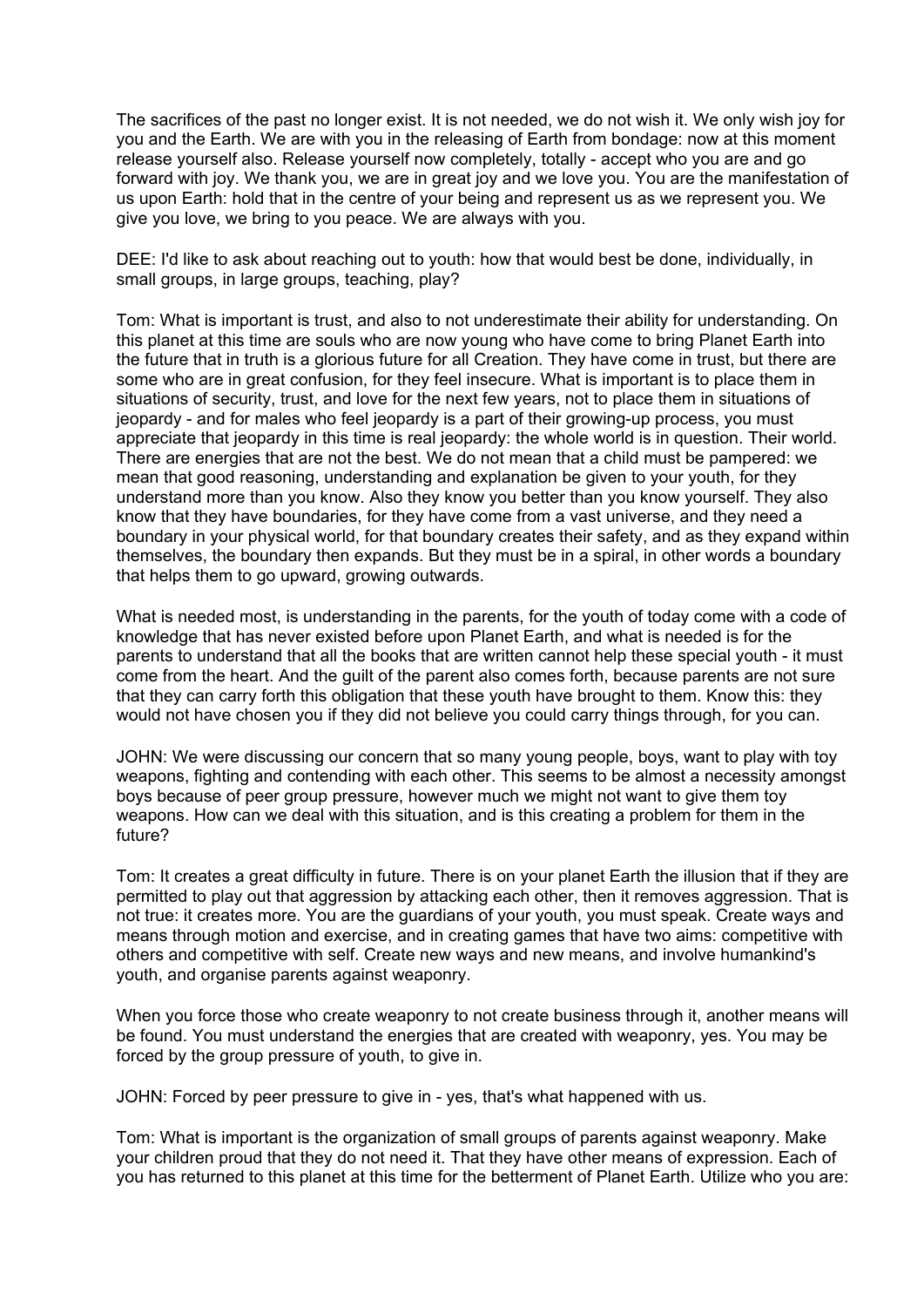The sacrifices of the past no longer exist. It is not needed, we do not wish it. We only wish joy for you and the Earth. We are with you in the releasing of Earth from bondage: now at this moment release yourself also. Release yourself now completely, totally - accept who you are and go forward with joy. We thank you, we are in great joy and we love you. You are the manifestation of us upon Earth: hold that in the centre of your being and represent us as we represent you. We give you love, we bring to you peace. We are always with you.

DEE: I'd like to ask about reaching out to youth: how that would best be done, individually, in small groups, in large groups, teaching, play?

Tom: What is important is trust, and also to not underestimate their ability for understanding. On this planet at this time are souls who are now young who have come to bring Planet Earth into the future that in truth is a glorious future for all Creation. They have come in trust, but there are some who are in great confusion, for they feel insecure. What is important is to place them in situations of security, trust, and love for the next few years, not to place them in situations of jeopardy - and for males who feel jeopardy is a part of their growing-up process, you must appreciate that jeopardy in this time is real jeopardy: the whole world is in question. Their world. There are energies that are not the best. We do not mean that a child must be pampered: we mean that good reasoning, understanding and explanation be given to your youth, for they understand more than you know. Also they know you better than you know yourself. They also know that they have boundaries, for they have come from a vast universe, and they need a boundary in your physical world, for that boundary creates their safety, and as they expand within themselves, the boundary then expands. But they must be in a spiral, in other words a boundary that helps them to go upward, growing outwards.

What is needed most, is understanding in the parents, for the youth of today come with a code of knowledge that has never existed before upon Planet Earth, and what is needed is for the parents to understand that all the books that are written cannot help these special youth - it must come from the heart. And the guilt of the parent also comes forth, because parents are not sure that they can carry forth this obligation that these youth have brought to them. Know this: they would not have chosen you if they did not believe you could carry things through, for you can.

JOHN: We were discussing our concern that so many young people, boys, want to play with toy weapons, fighting and contending with each other. This seems to be almost a necessity amongst boys because of peer group pressure, however much we might not want to give them toy weapons. How can we deal with this situation, and is this creating a problem for them in the future?

Tom: It creates a great difficulty in future. There is on your planet Earth the illusion that if they are permitted to play out that aggression by attacking each other, then it removes aggression. That is not true: it creates more. You are the guardians of your youth, you must speak. Create ways and means through motion and exercise, and in creating games that have two aims: competitive with others and competitive with self. Create new ways and new means, and involve humankind's youth, and organise parents against weaponry.

When you force those who create weaponry to not create business through it, another means will be found. You must understand the energies that are created with weaponry, yes. You may be forced by the group pressure of youth, to give in.

JOHN: Forced by peer pressure to give in - yes, that's what happened with us.

Tom: What is important is the organization of small groups of parents against weaponry. Make your children proud that they do not need it. That they have other means of expression. Each of you has returned to this planet at this time for the betterment of Planet Earth. Utilize who you are: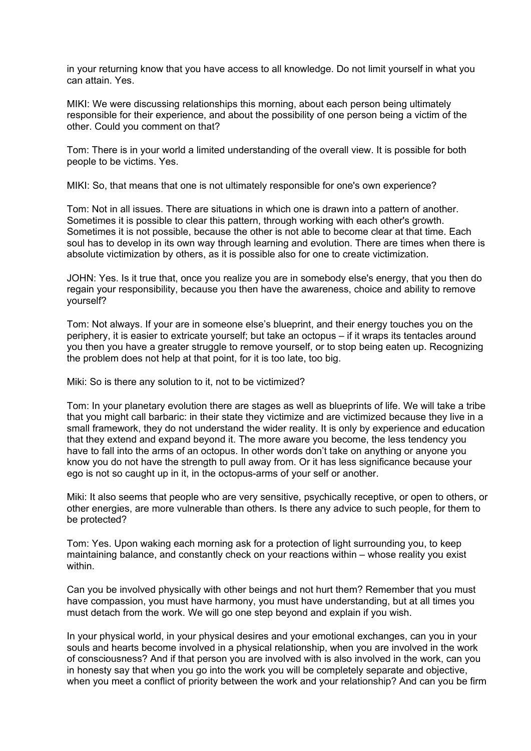in your returning know that you have access to all knowledge. Do not limit yourself in what you can attain. Yes.

MIKI: We were discussing relationships this morning, about each person being ultimately responsible for their experience, and about the possibility of one person being a victim of the other. Could you comment on that?

Tom: There is in your world a limited understanding of the overall view. It is possible for both people to be victims. Yes.

MIKI: So, that means that one is not ultimately responsible for one's own experience?

Tom: Not in all issues. There are situations in which one is drawn into a pattern of another. Sometimes it is possible to clear this pattern, through working with each other's growth. Sometimes it is not possible, because the other is not able to become clear at that time. Each soul has to develop in its own way through learning and evolution. There are times when there is absolute victimization by others, as it is possible also for one to create victimization.

JOHN: Yes. Is it true that, once you realize you are in somebody else's energy, that you then do regain your responsibility, because you then have the awareness, choice and ability to remove yourself?

Tom: Not always. If your are in someone else's blueprint, and their energy touches you on the periphery, it is easier to extricate yourself; but take an octopus – if it wraps its tentacles around you then you have a greater struggle to remove yourself, or to stop being eaten up. Recognizing the problem does not help at that point, for it is too late, too big.

Miki: So is there any solution to it, not to be victimized?

Tom: In your planetary evolution there are stages as well as blueprints of life. We will take a tribe that you might call barbaric: in their state they victimize and are victimized because they live in a small framework, they do not understand the wider reality. It is only by experience and education that they extend and expand beyond it. The more aware you become, the less tendency you have to fall into the arms of an octopus. In other words don't take on anything or anyone you know you do not have the strength to pull away from. Or it has less significance because your ego is not so caught up in it, in the octopus-arms of your self or another.

Miki: It also seems that people who are very sensitive, psychically receptive, or open to others, or other energies, are more vulnerable than others. Is there any advice to such people, for them to be protected?

Tom: Yes. Upon waking each morning ask for a protection of light surrounding you, to keep maintaining balance, and constantly check on your reactions within – whose reality you exist within.

Can you be involved physically with other beings and not hurt them? Remember that you must have compassion, you must have harmony, you must have understanding, but at all times you must detach from the work. We will go one step beyond and explain if you wish.

In your physical world, in your physical desires and your emotional exchanges, can you in your souls and hearts become involved in a physical relationship, when you are involved in the work of consciousness? And if that person you are involved with is also involved in the work, can you in honesty say that when you go into the work you will be completely separate and objective, when you meet a conflict of priority between the work and your relationship? And can you be firm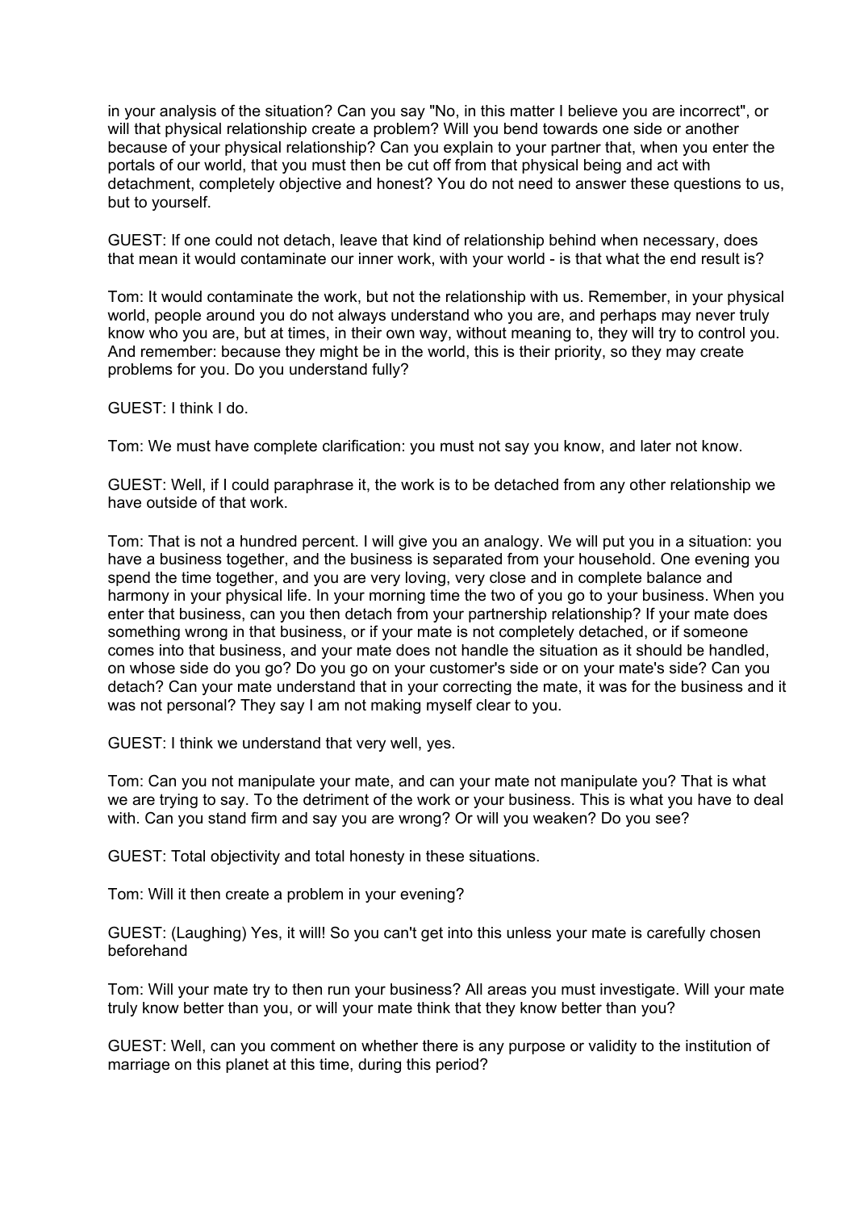in your analysis of the situation? Can you say "No, in this matter I believe you are incorrect", or will that physical relationship create a problem? Will you bend towards one side or another because of your physical relationship? Can you explain to your partner that, when you enter the portals of our world, that you must then be cut off from that physical being and act with detachment, completely objective and honest? You do not need to answer these questions to us, but to yourself.

GUEST: If one could not detach, leave that kind of relationship behind when necessary, does that mean it would contaminate our inner work, with your world - is that what the end result is?

Tom: It would contaminate the work, but not the relationship with us. Remember, in your physical world, people around you do not always understand who you are, and perhaps may never truly know who you are, but at times, in their own way, without meaning to, they will try to control you. And remember: because they might be in the world, this is their priority, so they may create problems for you. Do you understand fully?

GUEST: I think I do.

Tom: We must have complete clarification: you must not say you know, and later not know.

GUEST: Well, if I could paraphrase it, the work is to be detached from any other relationship we have outside of that work.

Tom: That is not a hundred percent. I will give you an analogy. We will put you in a situation: you have a business together, and the business is separated from your household. One evening you spend the time together, and you are very loving, very close and in complete balance and harmony in your physical life. In your morning time the two of you go to your business. When you enter that business, can you then detach from your partnership relationship? If your mate does something wrong in that business, or if your mate is not completely detached, or if someone comes into that business, and your mate does not handle the situation as it should be handled, on whose side do you go? Do you go on your customer's side or on your mate's side? Can you detach? Can your mate understand that in your correcting the mate, it was for the business and it was not personal? They say I am not making myself clear to you.

GUEST: I think we understand that very well, yes.

Tom: Can you not manipulate your mate, and can your mate not manipulate you? That is what we are trying to say. To the detriment of the work or your business. This is what you have to deal with. Can you stand firm and say you are wrong? Or will you weaken? Do you see?

GUEST: Total objectivity and total honesty in these situations.

Tom: Will it then create a problem in your evening?

GUEST: (Laughing) Yes, it will! So you can't get into this unless your mate is carefully chosen beforehand

Tom: Will your mate try to then run your business? All areas you must investigate. Will your mate truly know better than you, or will your mate think that they know better than you?

GUEST: Well, can you comment on whether there is any purpose or validity to the institution of marriage on this planet at this time, during this period?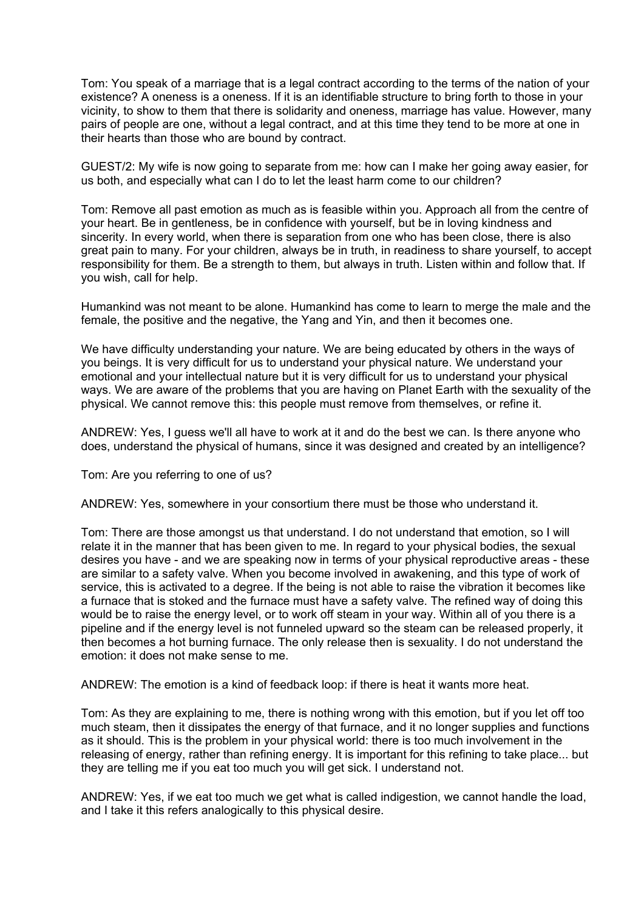Tom: You speak of a marriage that is a legal contract according to the terms of the nation of your existence? A oneness is a oneness. If it is an identifiable structure to bring forth to those in your vicinity, to show to them that there is solidarity and oneness, marriage has value. However, many pairs of people are one, without a legal contract, and at this time they tend to be more at one in their hearts than those who are bound by contract.

GUEST/2: My wife is now going to separate from me: how can I make her going away easier, for us both, and especially what can I do to let the least harm come to our children?

Tom: Remove all past emotion as much as is feasible within you. Approach all from the centre of your heart. Be in gentleness, be in confidence with yourself, but be in loving kindness and sincerity. In every world, when there is separation from one who has been close, there is also great pain to many. For your children, always be in truth, in readiness to share yourself, to accept responsibility for them. Be a strength to them, but always in truth. Listen within and follow that. If you wish, call for help.

Humankind was not meant to be alone. Humankind has come to learn to merge the male and the female, the positive and the negative, the Yang and Yin, and then it becomes one.

We have difficulty understanding your nature. We are being educated by others in the ways of you beings. It is very difficult for us to understand your physical nature. We understand your emotional and your intellectual nature but it is very difficult for us to understand your physical ways. We are aware of the problems that you are having on Planet Earth with the sexuality of the physical. We cannot remove this: this people must remove from themselves, or refine it.

ANDREW: Yes, I guess we'll all have to work at it and do the best we can. Is there anyone who does, understand the physical of humans, since it was designed and created by an intelligence?

Tom: Are you referring to one of us?

ANDREW: Yes, somewhere in your consortium there must be those who understand it.

Tom: There are those amongst us that understand. I do not understand that emotion, so I will relate it in the manner that has been given to me. In regard to your physical bodies, the sexual desires you have - and we are speaking now in terms of your physical reproductive areas - these are similar to a safety valve. When you become involved in awakening, and this type of work of service, this is activated to a degree. If the being is not able to raise the vibration it becomes like a furnace that is stoked and the furnace must have a safety valve. The refined way of doing this would be to raise the energy level, or to work off steam in your way. Within all of you there is a pipeline and if the energy level is not funneled upward so the steam can be released properly, it then becomes a hot burning furnace. The only release then is sexuality. I do not understand the emotion: it does not make sense to me.

ANDREW: The emotion is a kind of feedback loop: if there is heat it wants more heat.

Tom: As they are explaining to me, there is nothing wrong with this emotion, but if you let off too much steam, then it dissipates the energy of that furnace, and it no longer supplies and functions as it should. This is the problem in your physical world: there is too much involvement in the releasing of energy, rather than refining energy. It is important for this refining to take place... but they are telling me if you eat too much you will get sick. I understand not.

ANDREW: Yes, if we eat too much we get what is called indigestion, we cannot handle the load, and I take it this refers analogically to this physical desire.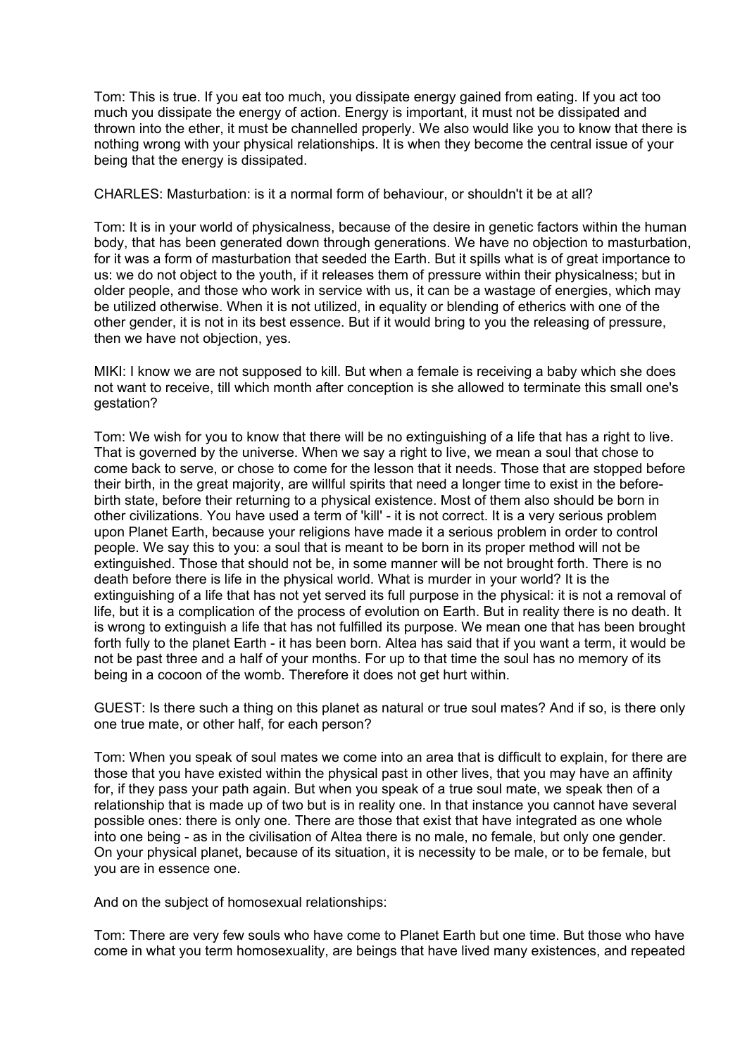Tom: This is true. If you eat too much, you dissipate energy gained from eating. If you act too much you dissipate the energy of action. Energy is important, it must not be dissipated and thrown into the ether, it must be channelled properly. We also would like you to know that there is nothing wrong with your physical relationships. It is when they become the central issue of your being that the energy is dissipated.

CHARLES: Masturbation: is it a normal form of behaviour, or shouldn't it be at all?

Tom: It is in your world of physicalness, because of the desire in genetic factors within the human body, that has been generated down through generations. We have no objection to masturbation, for it was a form of masturbation that seeded the Earth. But it spills what is of great importance to us: we do not object to the youth, if it releases them of pressure within their physicalness; but in older people, and those who work in service with us, it can be a wastage of energies, which may be utilized otherwise. When it is not utilized, in equality or blending of etherics with one of the other gender, it is not in its best essence. But if it would bring to you the releasing of pressure, then we have not objection, yes.

MIKI: I know we are not supposed to kill. But when a female is receiving a baby which she does not want to receive, till which month after conception is she allowed to terminate this small one's gestation?

Tom: We wish for you to know that there will be no extinguishing of a life that has a right to live. That is governed by the universe. When we say a right to live, we mean a soul that chose to come back to serve, or chose to come for the lesson that it needs. Those that are stopped before their birth, in the great majority, are willful spirits that need a longer time to exist in the before-birth state, before their returning to a physical existence. Most of them also should be born in other civilizations. You have used a term of 'kill' - it is not correct. It is a very serious problem upon Planet Earth, because your religions have made it a serious problem in order to control people. We say this to you: a soul that is meant to be born in its proper method will not be extinguished. Those that should not be, in some manner will be not brought forth. There is no death before there is life in the physical world. What is murder in your world? It is the extinguishing of a life that has not yet served its full purpose in the physical: it is not a removal of life, but it is a complication of the process of evolution on Earth. But in reality there is no death. It is wrong to extinguish a life that has not fulfilled its purpose. We mean one that has been brought forth fully to the planet Earth - it has been born. Altea has said that if you want a term, it would be not be past three and a half of your months. For up to that time the soul has no memory of its being in a cocoon of the womb. Therefore it does not get hurt within.

GUEST: Is there such a thing on this planet as natural or true soul mates? And if so, is there only one true mate, or other half, for each person?

Tom: When you speak of soul mates we come into an area that is difficult to explain, for there are those that you have existed within the physical past in other lives, that you may have an affinity for, if they pass your path again. But when you speak of a true soul mate, we speak then of a relationship that is made up of two but is in reality one. In that instance you cannot have several possible ones: there is only one. There are those that exist that have integrated as one whole into one being - as in the civilisation of Altea there is no male, no female, but only one gender. On your physical planet, because of its situation, it is necessity to be male, or to be female, but you are in essence one.

And on the subject of homosexual relationships:

Tom: There are very few souls who have come to Planet Earth but one time. But those who have come in what you term homosexuality, are beings that have lived many existences, and repeated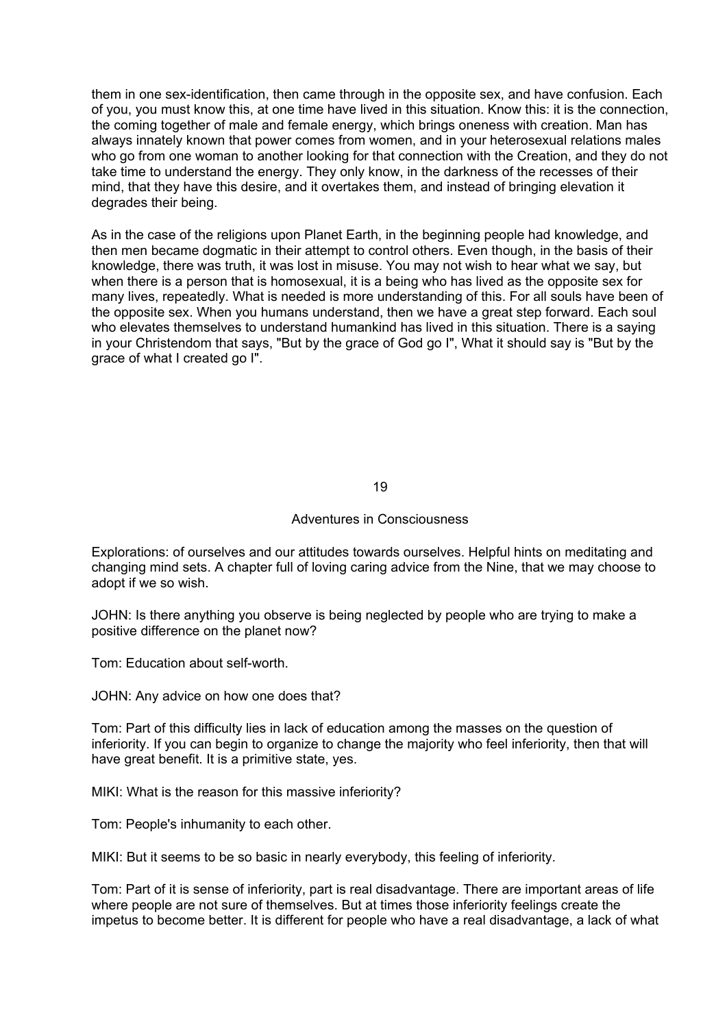them in one sex-identification, then came through in the opposite sex, and have confusion. Each of you, you must know this, at one time have lived in this situation. Know this: it is the connection, the coming together of male and female energy, which brings oneness with creation. Man has always innately known that power comes from women, and in your heterosexual relations males who go from one woman to another looking for that connection with the Creation, and they do not take time to understand the energy. They only know, in the darkness of the recesses of their mind, that they have this desire, and it overtakes them, and instead of bringing elevation it degrades their being.

As in the case of the religions upon Planet Earth, in the beginning people had knowledge, and then men became dogmatic in their attempt to control others. Even though, in the basis of their knowledge, there was truth, it was lost in misuse. You may not wish to hear what we say, but when there is a person that is homosexual, it is a being who has lived as the opposite sex for many lives, repeatedly. What is needed is more understanding of this. For all souls have been of the opposite sex. When you humans understand, then we have a great step forward. Each soul who elevates themselves to understand humankind has lived in this situation. There is a saying in your Christendom that says, "But by the grace of God go I", What it should say is "But by the grace of what I created go I".

# 19

## Adventures in Consciousness

Explorations: of ourselves and our attitudes towards ourselves. Helpful hints on meditating and changing mind sets. A chapter full of loving caring advice from the Nine, that we may choose to adopt if we so wish.

JOHN: Is there anything you observe is being neglected by people who are trying to make a positive difference on the planet now?

Tom: Education about self-worth.

JOHN: Any advice on how one does that?

Tom: Part of this difficulty lies in lack of education among the masses on the question of inferiority. If you can begin to organize to change the majority who feel inferiority, then that will have great benefit. It is a primitive state, yes.

MIKI: What is the reason for this massive inferiority?

Tom: People's inhumanity to each other.

MIKI: But it seems to be so basic in nearly everybody, this feeling of inferiority.

Tom: Part of it is sense of inferiority, part is real disadvantage. There are important areas of life where people are not sure of themselves. But at times those inferiority feelings create the impetus to become better. It is different for people who have a real disadvantage, a lack of what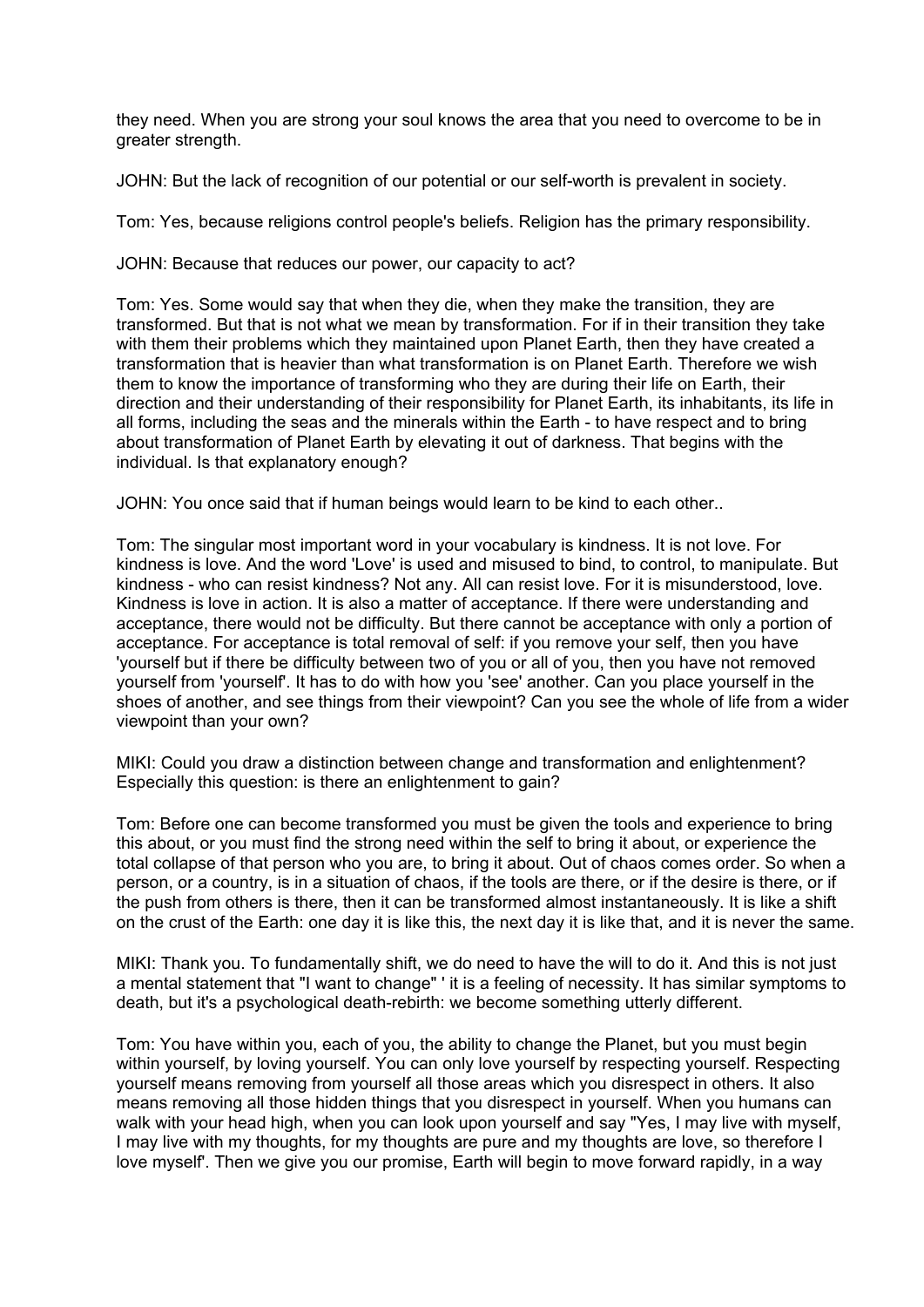they need. When you are strong your soul knows the area that you need to overcome to be in greater strength.

JOHN: But the lack of recognition of our potential or our self-worth is prevalent in society.

Tom: Yes, because religions control people's beliefs. Religion has the primary responsibility.

JOHN: Because that reduces our power, our capacity to act?

Tom: Yes. Some would say that when they die, when they make the transition, they are transformed. But that is not what we mean by transformation. For if in their transition they take with them their problems which they maintained upon Planet Earth, then they have created a transformation that is heavier than what transformation is on Planet Earth. Therefore we wish them to know the importance of transforming who they are during their life on Earth, their direction and their understanding of their responsibility for Planet Earth, its inhabitants, its life in all forms, including the seas and the minerals within the Earth - to have respect and to bring about transformation of Planet Earth by elevating it out of darkness. That begins with the individual. Is that explanatory enough?

JOHN: You once said that if human beings would learn to be kind to each other..

Tom: The singular most important word in your vocabulary is kindness. It is not love. For kindness is love. And the word 'Love' is used and misused to bind, to control, to manipulate. But kindness - who can resist kindness? Not any. All can resist love. For it is misunderstood, love. Kindness is love in action. It is also a matter of acceptance. If there were understanding and acceptance, there would not be difficulty. But there cannot be acceptance with only a portion of acceptance. For acceptance is total removal of self: if you remove your self, then you have 'yourself but if there be difficulty between two of you or all of you, then you have not removed yourself from 'yourself'. It has to do with how you 'see' another. Can you place yourself in the shoes of another, and see things from their viewpoint? Can you see the whole of life from a wider viewpoint than your own?

MIKI: Could you draw a distinction between change and transformation and enlightenment? Especially this question: is there an enlightenment to gain?

Tom: Before one can become transformed you must be given the tools and experience to bring this about, or you must find the strong need within the self to bring it about, or experience the total collapse of that person who you are, to bring it about. Out of chaos comes order. So when a person, or a country, is in a situation of chaos, if the tools are there, or if the desire is there, or if the push from others is there, then it can be transformed almost instantaneously. It is like a shift on the crust of the Earth: one day it is like this, the next day it is like that, and it is never the same.

MIKI: Thank you. To fundamentally shift, we do need to have the will to do it. And this is not just a mental statement that "I want to change" ' it is a feeling of necessity. It has similar symptoms to death, but it's a psychological death-rebirth: we become something utterly different.

Tom: You have within you, each of you, the ability to change the Planet, but you must begin within yourself, by loving yourself. You can only love yourself by respecting yourself. Respecting yourself means removing from yourself all those areas which you disrespect in others. It also means removing all those hidden things that you disrespect in yourself. When you humans can walk with your head high, when you can look upon yourself and say "Yes, I may live with myself, I may live with my thoughts, for my thoughts are pure and my thoughts are love, so therefore I love myself'. Then we give you our promise, Earth will begin to move forward rapidly, in a way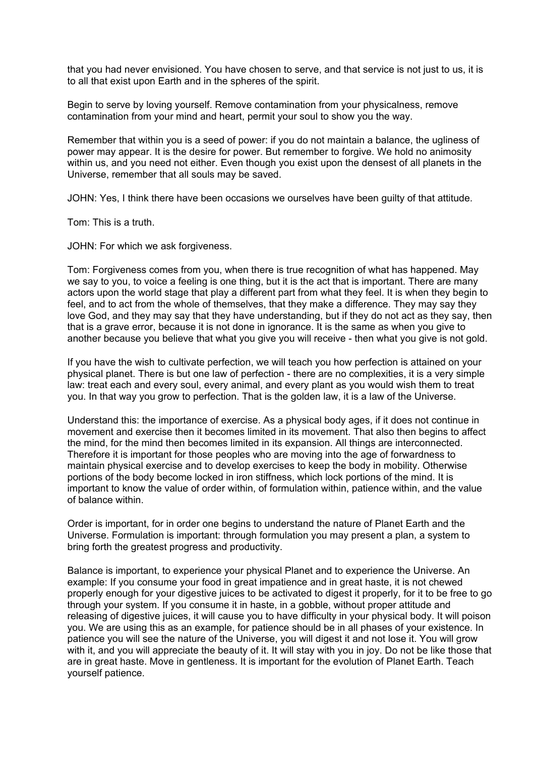that you had never envisioned. You have chosen to serve, and that service is not just to us, it is to all that exist upon Earth and in the spheres of the spirit.

Begin to serve by loving yourself. Remove contamination from your physicalness, remove contamination from your mind and heart, permit your soul to show you the way.

Remember that within you is a seed of power: if you do not maintain a balance, the ugliness of power may appear. It is the desire for power. But remember to forgive. We hold no animosity within us, and you need not either. Even though you exist upon the densest of all planets in the Universe, remember that all souls may be saved.

JOHN: Yes, I think there have been occasions we ourselves have been guilty of that attitude.

Tom: This is a truth.

JOHN: For which we ask forgiveness.

Tom: Forgiveness comes from you, when there is true recognition of what has happened. May we say to you, to voice a feeling is one thing, but it is the act that is important. There are many actors upon the world stage that play a different part from what they feel. It is when they begin to feel, and to act from the whole of themselves, that they make a difference. They may say they love God, and they may say that they have understanding, but if they do not act as they say, then that is a grave error, because it is not done in ignorance. It is the same as when you give to another because you believe that what you give you will receive - then what you give is not gold.

If you have the wish to cultivate perfection, we will teach you how perfection is attained on your physical planet. There is but one law of perfection - there are no complexities, it is a very simple law: treat each and every soul, every animal, and every plant as you would wish them to treat you. In that way you grow to perfection. That is the golden law, it is a law of the Universe.

Understand this: the importance of exercise. As a physical body ages, if it does not continue in movement and exercise then it becomes limited in its movement. That also then begins to affect the mind, for the mind then becomes limited in its expansion. All things are interconnected. Therefore it is important for those peoples who are moving into the age of forwardness to maintain physical exercise and to develop exercises to keep the body in mobility. Otherwise portions of the body become locked in iron stiffness, which lock portions of the mind. It is important to know the value of order within, of formulation within, patience within, and the value of balance within.

Order is important, for in order one begins to understand the nature of Planet Earth and the Universe. Formulation is important: through formulation you may present a plan, a system to bring forth the greatest progress and productivity.

Balance is important, to experience your physical Planet and to experience the Universe. An example: If you consume your food in great impatience and in great haste, it is not chewed properly enough for your digestive juices to be activated to digest it properly, for it to be free to go through your system. If you consume it in haste, in a gobble, without proper attitude and releasing of digestive juices, it will cause you to have difficulty in your physical body. It will poison you. We are using this as an example, for patience should be in all phases of your existence. In patience you will see the nature of the Universe, you will digest it and not lose it. You will grow with it, and you will appreciate the beauty of it. It will stay with you in joy. Do not be like those that are in great haste. Move in gentleness. It is important for the evolution of Planet Earth. Teach yourself patience.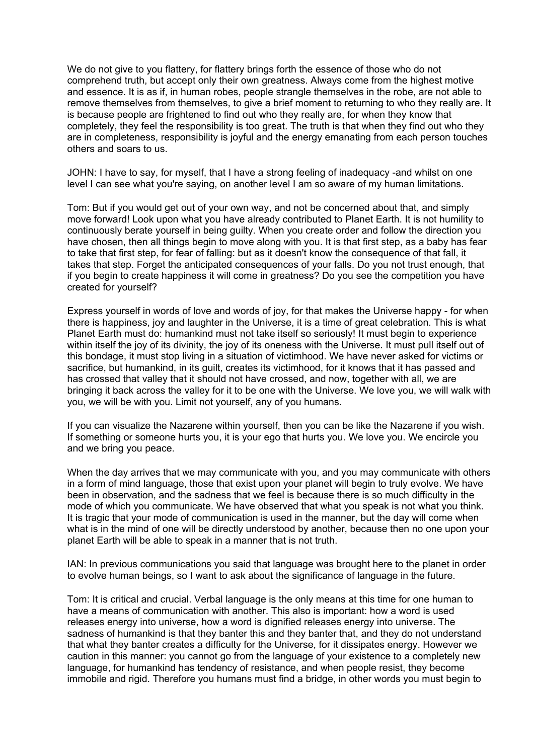We do not give to you flattery, for flattery brings forth the essence of those who do not comprehend truth, but accept only their own greatness. Always come from the highest motive and essence. It is as if, in human robes, people strangle themselves in the robe, are not able to remove themselves from themselves, to give a brief moment to returning to who they really are. It is because people are frightened to find out who they really are, for when they know that completely, they feel the responsibility is too great. The truth is that when they find out who they are in completeness, responsibility is joyful and the energy emanating from each person touches others and soars to us.

JOHN: I have to say, for myself, that I have a strong feeling of inadequacy -and whilst on one level I can see what you're saying, on another level I am so aware of my human limitations.

Tom: But if you would get out of your own way, and not be concerned about that, and simply move forward! Look upon what you have already contributed to Planet Earth. It is not humility to continuously berate yourself in being guilty. When you create order and follow the direction you have chosen, then all things begin to move along with you. It is that first step, as a baby has fear to take that first step, for fear of falling: but as it doesn't know the consequence of that fall, it takes that step. Forget the anticipated consequences of your falls. Do you not trust enough, that if you begin to create happiness it will come in greatness? Do you see the competition you have created for yourself?

Express yourself in words of love and words of joy, for that makes the Universe happy - for when there is happiness, joy and laughter in the Universe, it is a time of great celebration. This is what Planet Earth must do: humankind must not take itself so seriously! It must begin to experience within itself the joy of its divinity, the joy of its oneness with the Universe. It must pull itself out of this bondage, it must stop living in a situation of victimhood. We have never asked for victims or sacrifice, but humankind, in its guilt, creates its victimhood, for it knows that it has passed and has crossed that valley that it should not have crossed, and now, together with all, we are bringing it back across the valley for it to be one with the Universe. We love you, we will walk with you, we will be with you. Limit not yourself, any of you humans.

If you can visualize the Nazarene within yourself, then you can be like the Nazarene if you wish. If something or someone hurts you, it is your ego that hurts you. We love you. We encircle you and we bring you peace.

When the day arrives that we may communicate with you, and you may communicate with others in a form of mind language, those that exist upon your planet will begin to truly evolve. We have been in observation, and the sadness that we feel is because there is so much difficulty in the mode of which you communicate. We have observed that what you speak is not what you think. It is tragic that your mode of communication is used in the manner, but the day will come when what is in the mind of one will be directly understood by another, because then no one upon your planet Earth will be able to speak in a manner that is not truth.

IAN: In previous communications you said that language was brought here to the planet in order to evolve human beings, so I want to ask about the significance of language in the future.

Tom: It is critical and crucial. Verbal language is the only means at this time for one human to have a means of communication with another. This also is important: how a word is used releases energy into universe, how a word is dignified releases energy into universe. The sadness of humankind is that they banter this and they banter that, and they do not understand that what they banter creates a difficulty for the Universe, for it dissipates energy. However we caution in this manner: you cannot go from the language of your existence to a completely new language, for humankind has tendency of resistance, and when people resist, they become immobile and rigid. Therefore you humans must find a bridge, in other words you must begin to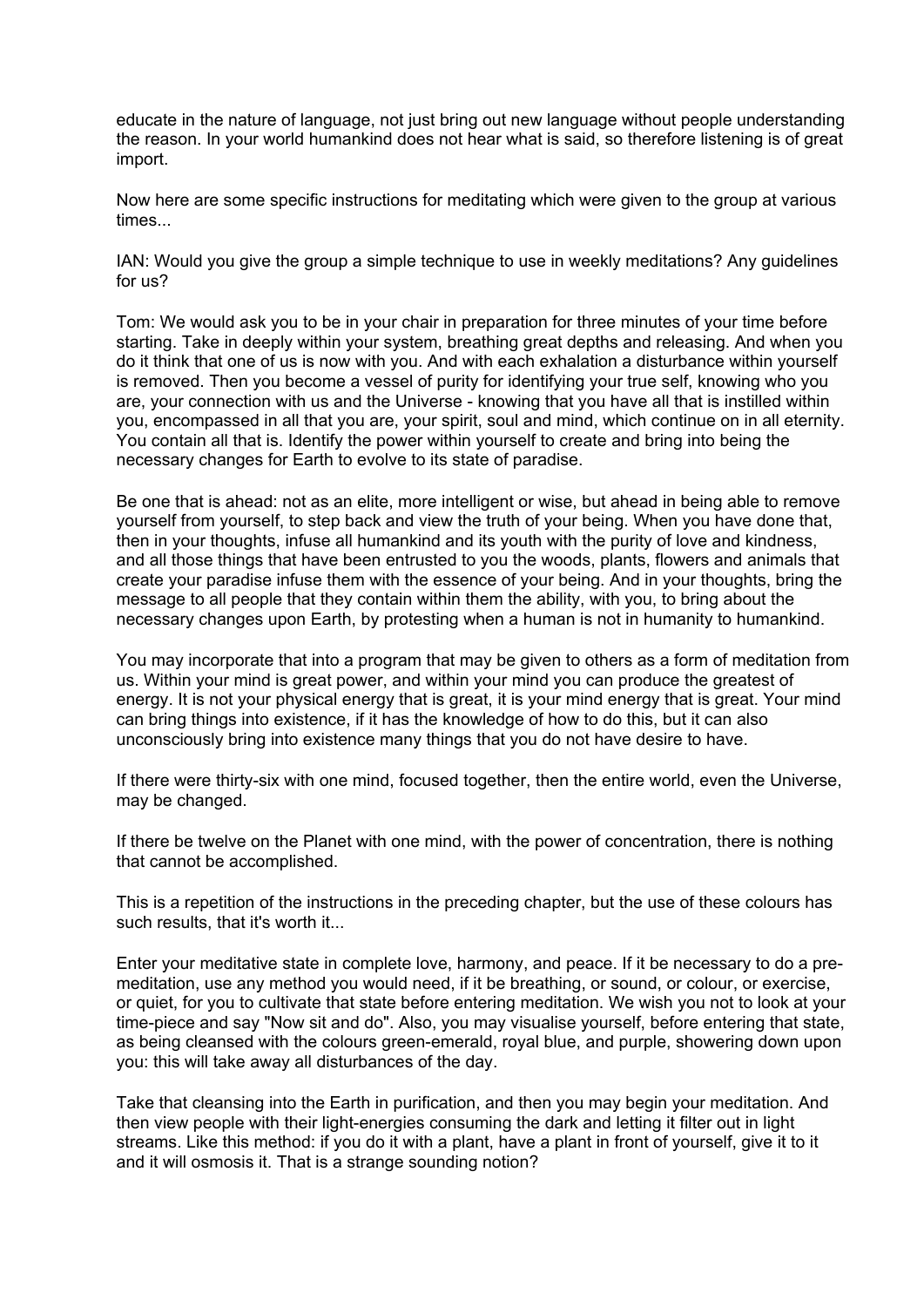educate in the nature of language, not just bring out new language without people understanding the reason. In your world humankind does not hear what is said, so therefore listening is of great import.

Now here are some specific instructions for meditating which were given to the group at various times...

IAN: Would you give the group a simple technique to use in weekly meditations? Any guidelines for us?

Tom: We would ask you to be in your chair in preparation for three minutes of your time before starting. Take in deeply within your system, breathing great depths and releasing. And when you do it think that one of us is now with you. And with each exhalation a disturbance within yourself is removed. Then you become a vessel of purity for identifying your true self, knowing who you are, your connection with us and the Universe - knowing that you have all that is instilled within you, encompassed in all that you are, your spirit, soul and mind, which continue on in all eternity. You contain all that is. Identify the power within yourself to create and bring into being the necessary changes for Earth to evolve to its state of paradise.

Be one that is ahead: not as an elite, more intelligent or wise, but ahead in being able to remove yourself from yourself, to step back and view the truth of your being. When you have done that, then in your thoughts, infuse all humankind and its youth with the purity of love and kindness, and all those things that have been entrusted to you the woods, plants, flowers and animals that create your paradise infuse them with the essence of your being. And in your thoughts, bring the message to all people that they contain within them the ability, with you, to bring about the necessary changes upon Earth, by protesting when a human is not in humanity to humankind.

You may incorporate that into a program that may be given to others as a form of meditation from us. Within your mind is great power, and within your mind you can produce the greatest of energy. It is not your physical energy that is great, it is your mind energy that is great. Your mind can bring things into existence, if it has the knowledge of how to do this, but it can also unconsciously bring into existence many things that you do not have desire to have.

If there were thirty-six with one mind, focused together, then the entire world, even the Universe, may be changed.

If there be twelve on the Planet with one mind, with the power of concentration, there is nothing that cannot be accomplished.

This is a repetition of the instructions in the preceding chapter, but the use of these colours has such results, that it's worth it...

Enter your meditative state in complete love, harmony, and peace. If it be necessary to do a pre-meditation, use any method you would need, if it be breathing, or sound, or colour, or exercise, or quiet, for you to cultivate that state before entering meditation. We wish you not to look at your time-piece and say "Now sit and do". Also, you may visualise yourself, before entering that state, as being cleansed with the colours green-emerald, royal blue, and purple, showering down upon you: this will take away all disturbances of the day.

Take that cleansing into the Earth in purification, and then you may begin your meditation. And then view people with their light-energies consuming the dark and letting it filter out in light streams. Like this method: if you do it with a plant, have a plant in front of yourself, give it to it and it will osmosis it. That is a strange sounding notion?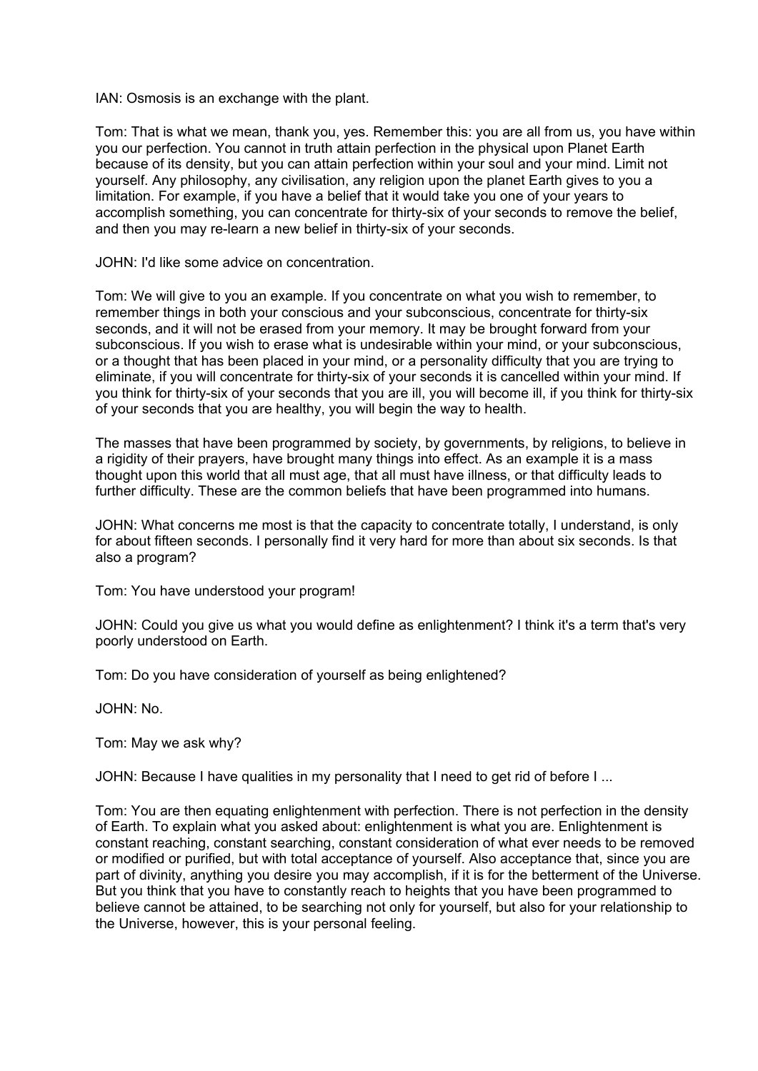IAN: Osmosis is an exchange with the plant.

Tom: That is what we mean, thank you, yes. Remember this: you are all from us, you have within you our perfection. You cannot in truth attain perfection in the physical upon Planet Earth because of its density, but you can attain perfection within your soul and your mind. Limit not yourself. Any philosophy, any civilisation, any religion upon the planet Earth gives to you a limitation. For example, if you have a belief that it would take you one of your years to accomplish something, you can concentrate for thirty-six of your seconds to remove the belief, and then you may re-learn a new belief in thirty-six of your seconds.

JOHN: I'd like some advice on concentration.

Tom: We will give to you an example. If you concentrate on what you wish to remember, to remember things in both your conscious and your subconscious, concentrate for thirty-six seconds, and it will not be erased from your memory. It may be brought forward from your subconscious. If you wish to erase what is undesirable within your mind, or your subconscious, or a thought that has been placed in your mind, or a personality difficulty that you are trying to eliminate, if you will concentrate for thirty-six of your seconds it is cancelled within your mind. If you think for thirty-six of your seconds that you are ill, you will become ill, if you think for thirty-six of your seconds that you are healthy, you will begin the way to health.

The masses that have been programmed by society, by governments, by religions, to believe in a rigidity of their prayers, have brought many things into effect. As an example it is a mass thought upon this world that all must age, that all must have illness, or that difficulty leads to further difficulty. These are the common beliefs that have been programmed into humans.

JOHN: What concerns me most is that the capacity to concentrate totally, I understand, is only for about fifteen seconds. I personally find it very hard for more than about six seconds. Is that also a program?

Tom: You have understood your program!

JOHN: Could you give us what you would define as enlightenment? I think it's a term that's very poorly understood on Earth.

Tom: Do you have consideration of yourself as being enlightened?

JOHN: No.

Tom: May we ask why?

JOHN: Because I have qualities in my personality that I need to get rid of before I ...

Tom: You are then equating enlightenment with perfection. There is not perfection in the density of Earth. To explain what you asked about: enlightenment is what you are. Enlightenment is constant reaching, constant searching, constant consideration of what ever needs to be removed or modified or purified, but with total acceptance of yourself. Also acceptance that, since you are part of divinity, anything you desire you may accomplish, if it is for the betterment of the Universe. But you think that you have to constantly reach to heights that you have been programmed to believe cannot be attained, to be searching not only for yourself, but also for your relationship to the Universe, however, this is your personal feeling.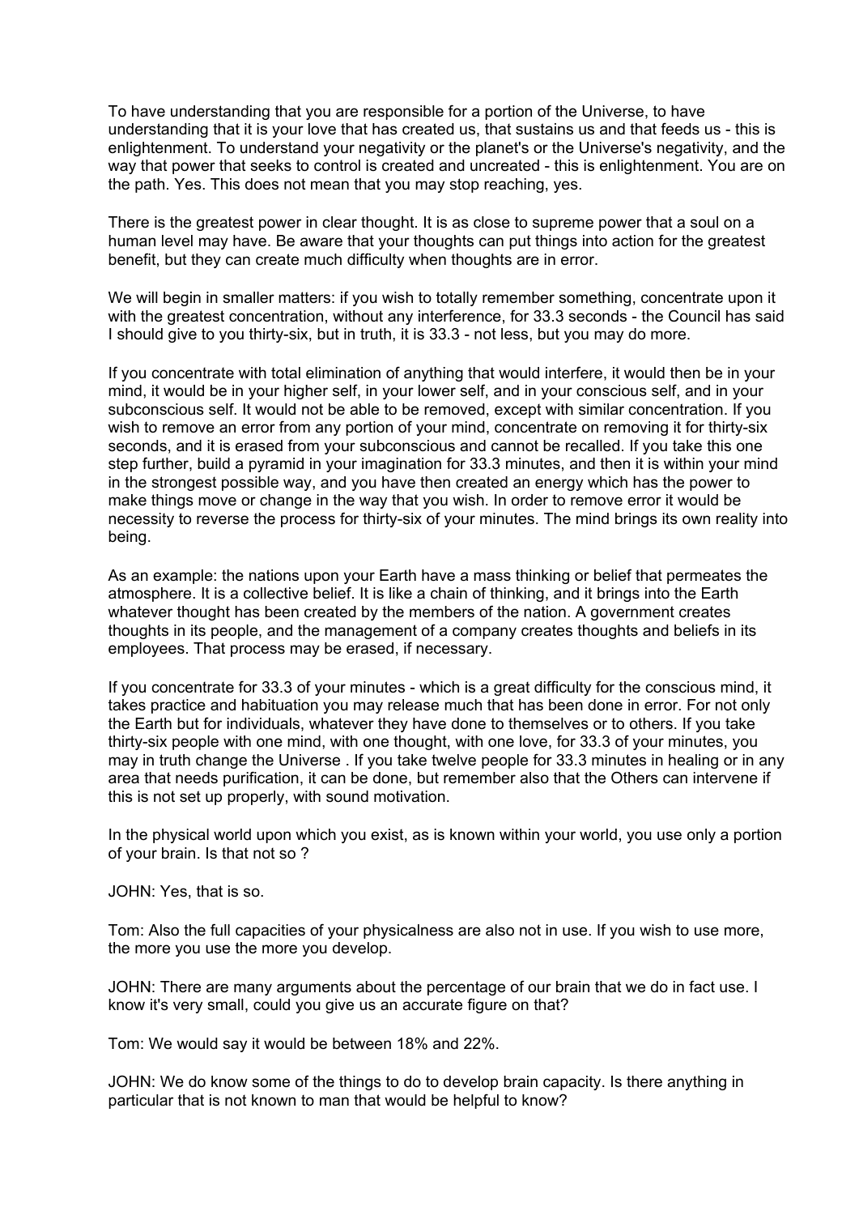To have understanding that you are responsible for a portion of the Universe, to have understanding that it is your love that has created us, that sustains us and that feeds us - this is enlightenment. To understand your negativity or the planet's or the Universe's negativity, and the way that power that seeks to control is created and uncreated - this is enlightenment. You are on the path. Yes. This does not mean that you may stop reaching, yes.

There is the greatest power in clear thought. It is as close to supreme power that a soul on a human level may have. Be aware that your thoughts can put things into action for the greatest benefit, but they can create much difficulty when thoughts are in error.

We will begin in smaller matters: if you wish to totally remember something, concentrate upon it with the greatest concentration, without any interference, for 33.3 seconds - the Council has said I should give to you thirty-six, but in truth, it is 33.3 - not less, but you may do more.

If you concentrate with total elimination of anything that would interfere, it would then be in your mind, it would be in your higher self, in your lower self, and in your conscious self, and in your subconscious self. It would not be able to be removed, except with similar concentration. If you wish to remove an error from any portion of your mind, concentrate on removing it for thirty-six seconds, and it is erased from your subconscious and cannot be recalled. If you take this one step further, build a pyramid in your imagination for 33.3 minutes, and then it is within your mind in the strongest possible way, and you have then created an energy which has the power to make things move or change in the way that you wish. In order to remove error it would be necessity to reverse the process for thirty-six of your minutes. The mind brings its own reality into being.

As an example: the nations upon your Earth have a mass thinking or belief that permeates the atmosphere. It is a collective belief. It is like a chain of thinking, and it brings into the Earth whatever thought has been created by the members of the nation. A government creates thoughts in its people, and the management of a company creates thoughts and beliefs in its employees. That process may be erased, if necessary.

If you concentrate for 33.3 of your minutes - which is a great difficulty for the conscious mind, it takes practice and habituation you may release much that has been done in error. For not only the Earth but for individuals, whatever they have done to themselves or to others. If you take thirty-six people with one mind, with one thought, with one love, for 33.3 of your minutes, you may in truth change the Universe . If you take twelve people for 33.3 minutes in healing or in any area that needs purification, it can be done, but remember also that the Others can intervene if this is not set up properly, with sound motivation.

In the physical world upon which you exist, as is known within your world, you use only a portion of your brain. Is that not so ?

JOHN: Yes, that is so.

Tom: Also the full capacities of your physicalness are also not in use. If you wish to use more, the more you use the more you develop.

JOHN: There are many arguments about the percentage of our brain that we do in fact use. I know it's very small, could you give us an accurate figure on that?

Tom: We would say it would be between 18% and 22%.

JOHN: We do know some of the things to do to develop brain capacity. Is there anything in particular that is not known to man that would be helpful to know?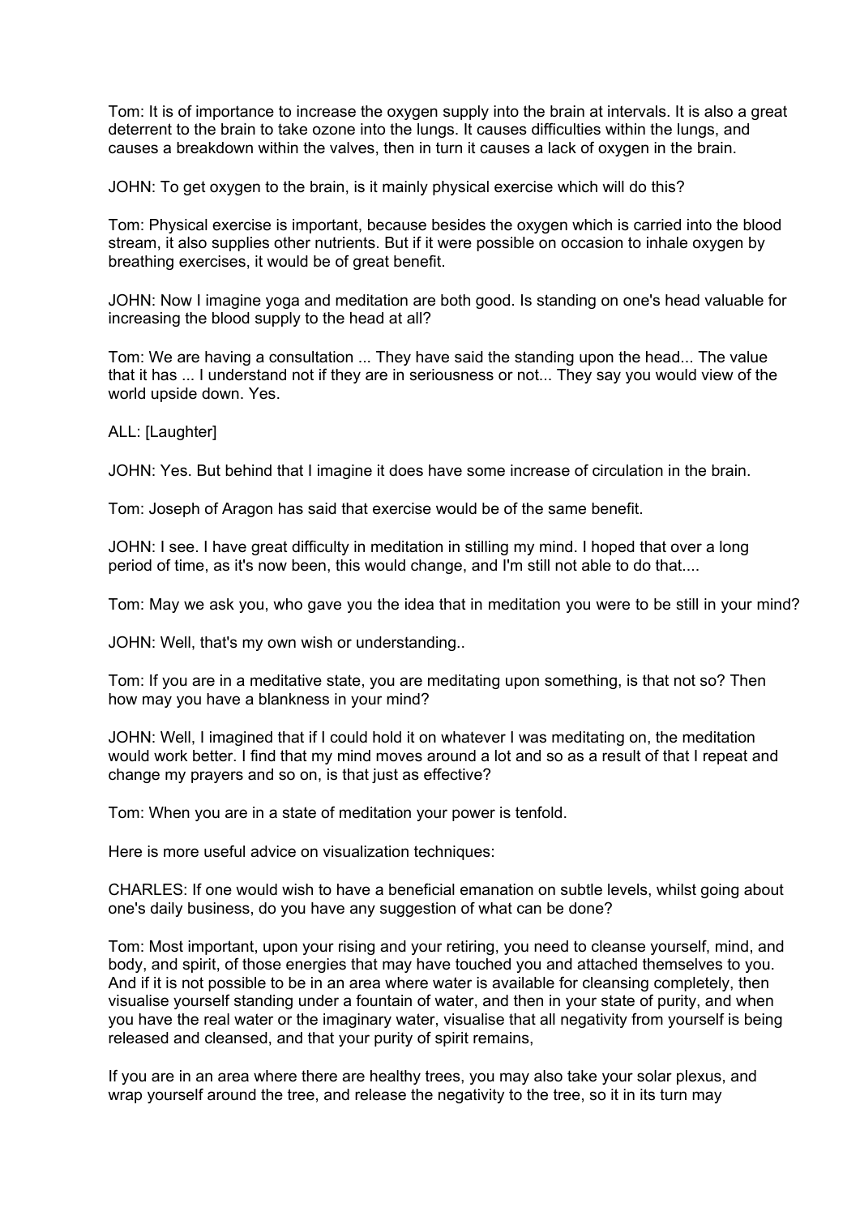Tom: It is of importance to increase the oxygen supply into the brain at intervals. It is also a great deterrent to the brain to take ozone into the lungs. It causes difficulties within the lungs, and causes a breakdown within the valves, then in turn it causes a lack of oxygen in the brain.

JOHN: To get oxygen to the brain, is it mainly physical exercise which will do this?

Tom: Physical exercise is important, because besides the oxygen which is carried into the blood stream, it also supplies other nutrients. But if it were possible on occasion to inhale oxygen by breathing exercises, it would be of great benefit.

JOHN: Now I imagine yoga and meditation are both good. Is standing on one's head valuable for increasing the blood supply to the head at all?

Tom: We are having a consultation ... They have said the standing upon the head... The value that it has ... I understand not if they are in seriousness or not... They say you would view of the world upside down. Yes.

ALL: [Laughter]

JOHN: Yes. But behind that I imagine it does have some increase of circulation in the brain.

Tom: Joseph of Aragon has said that exercise would be of the same benefit.

JOHN: I see. I have great difficulty in meditation in stilling my mind. I hoped that over a long period of time, as it's now been, this would change, and I'm still not able to do that....

Tom: May we ask you, who gave you the idea that in meditation you were to be still in your mind?

JOHN: Well, that's my own wish or understanding..

Tom: If you are in a meditative state, you are meditating upon something, is that not so? Then how may you have a blankness in your mind?

JOHN: Well, I imagined that if I could hold it on whatever I was meditating on, the meditation would work better. I find that my mind moves around a lot and so as a result of that I repeat and change my prayers and so on, is that just as effective?

Tom: When you are in a state of meditation your power is tenfold.

Here is more useful advice on visualization techniques:

CHARLES: If one would wish to have a beneficial emanation on subtle levels, whilst going about one's daily business, do you have any suggestion of what can be done?

Tom: Most important, upon your rising and your retiring, you need to cleanse yourself, mind, and body, and spirit, of those energies that may have touched you and attached themselves to you. And if it is not possible to be in an area where water is available for cleansing completely, then visualise yourself standing under a fountain of water, and then in your state of purity, and when you have the real water or the imaginary water, visualise that all negativity from yourself is being released and cleansed, and that your purity of spirit remains,

If you are in an area where there are healthy trees, you may also take your solar plexus, and wrap yourself around the tree, and release the negativity to the tree, so it in its turn may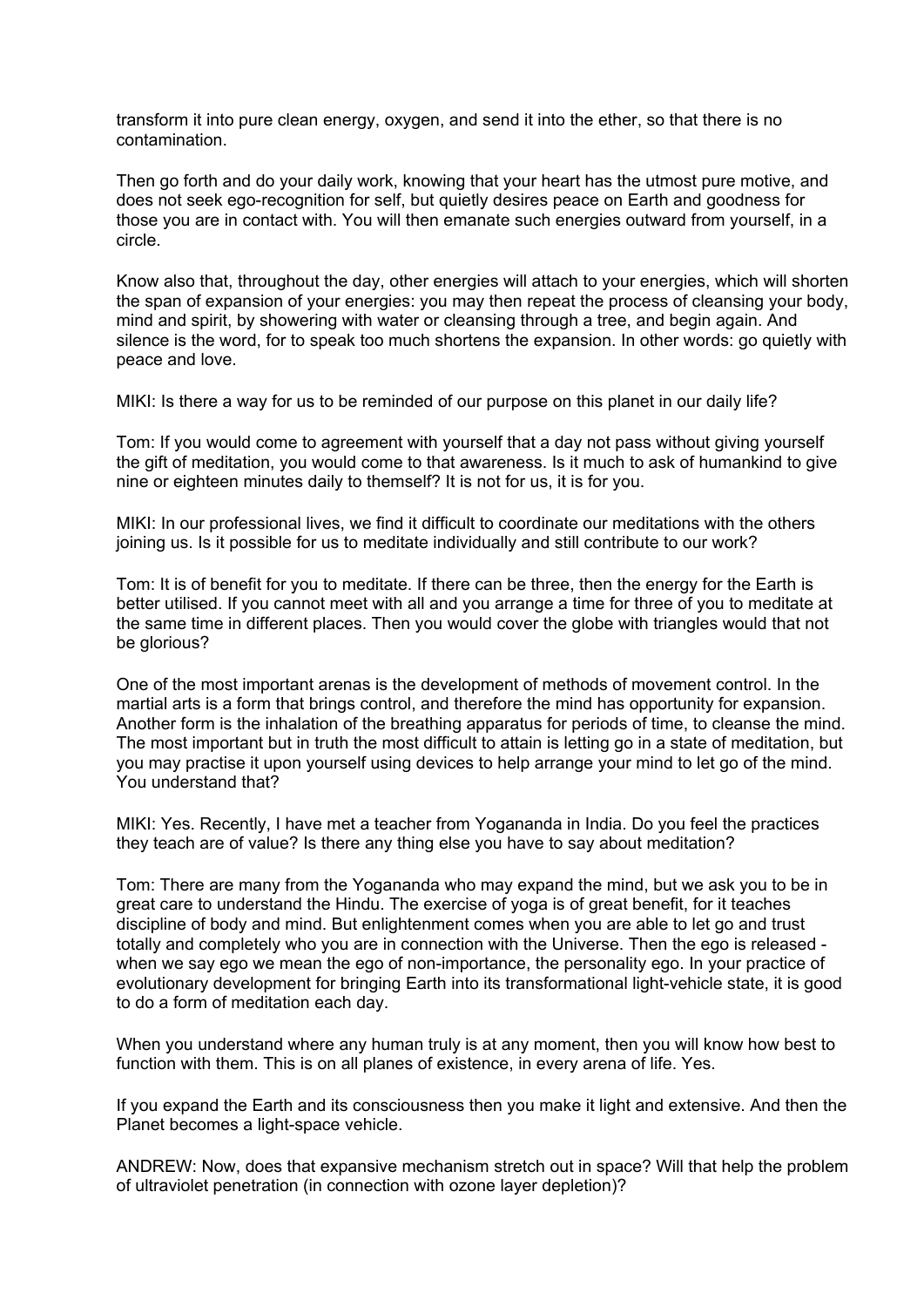transform it into pure clean energy, oxygen, and send it into the ether, so that there is no contamination.

Then go forth and do your daily work, knowing that your heart has the utmost pure motive, and does not seek ego-recognition for self, but quietly desires peace on Earth and goodness for those you are in contact with. You will then emanate such energies outward from yourself, in a circle.

Know also that, throughout the day, other energies will attach to your energies, which will shorten the span of expansion of your energies: you may then repeat the process of cleansing your body, mind and spirit, by showering with water or cleansing through a tree, and begin again. And silence is the word, for to speak too much shortens the expansion. In other words: go quietly with peace and love.

MIKI: Is there a way for us to be reminded of our purpose on this planet in our daily life?

Tom: If you would come to agreement with yourself that a day not pass without giving yourself the gift of meditation, you would come to that awareness. Is it much to ask of humankind to give nine or eighteen minutes daily to themself? It is not for us, it is for you.

MIKI: In our professional lives, we find it difficult to coordinate our meditations with the others joining us. Is it possible for us to meditate individually and still contribute to our work?

Tom: It is of benefit for you to meditate. If there can be three, then the energy for the Earth is better utilised. If you cannot meet with all and you arrange a time for three of you to meditate at the same time in different places. Then you would cover the globe with triangles would that not be glorious?

One of the most important arenas is the development of methods of movement control. In the martial arts is a form that brings control, and therefore the mind has opportunity for expansion. Another form is the inhalation of the breathing apparatus for periods of time, to cleanse the mind. The most important but in truth the most difficult to attain is letting go in a state of meditation, but you may practise it upon yourself using devices to help arrange your mind to let go of the mind. You understand that?

MIKI: Yes. Recently, I have met a teacher from Yogananda in India. Do you feel the practices they teach are of value? Is there any thing else you have to say about meditation?

Tom: There are many from the Yogananda who may expand the mind, but we ask you to be in great care to understand the Hindu. The exercise of yoga is of great benefit, for it teaches discipline of body and mind. But enlightenment comes when you are able to let go and trust totally and completely who you are in connection with the Universe. Then the ego is released - when we say ego we mean the ego of non-importance, the personality ego. In your practice of evolutionary development for bringing Earth into its transformational light-vehicle state, it is good to do a form of meditation each day.

When you understand where any human truly is at any moment, then you will know how best to function with them. This is on all planes of existence, in every arena of life. Yes.

If you expand the Earth and its consciousness then you make it light and extensive. And then the Planet becomes a light-space vehicle.

ANDREW: Now, does that expansive mechanism stretch out in space? Will that help the problem of ultraviolet penetration (in connection with ozone layer depletion)?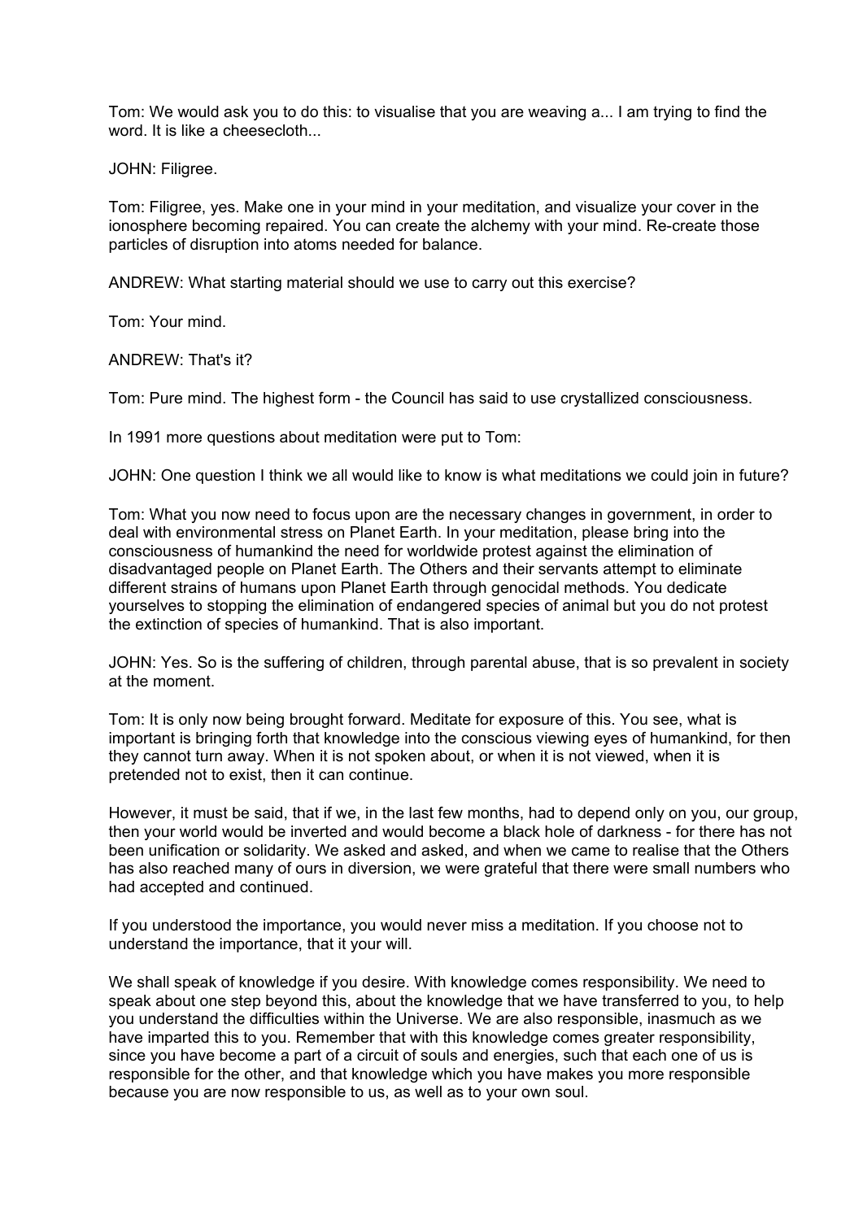Tom: We would ask you to do this: to visualise that you are weaving a... I am trying to find the word. It is like a cheesecloth...

JOHN: Filigree.

Tom: Filigree, yes. Make one in your mind in your meditation, and visualize your cover in the ionosphere becoming repaired. You can create the alchemy with your mind. Re-create those particles of disruption into atoms needed for balance.

ANDREW: What starting material should we use to carry out this exercise?

Tom: Your mind.

ANDREW: That's it?

Tom: Pure mind. The highest form - the Council has said to use crystallized consciousness.

In 1991 more questions about meditation were put to Tom:

JOHN: One question I think we all would like to know is what meditations we could join in future?

Tom: What you now need to focus upon are the necessary changes in government, in order to deal with environmental stress on Planet Earth. In your meditation, please bring into the consciousness of humankind the need for worldwide protest against the elimination of disadvantaged people on Planet Earth. The Others and their servants attempt to eliminate different strains of humans upon Planet Earth through genocidal methods. You dedicate yourselves to stopping the elimination of endangered species of animal but you do not protest the extinction of species of humankind. That is also important.

JOHN: Yes. So is the suffering of children, through parental abuse, that is so prevalent in society at the moment.

Tom: It is only now being brought forward. Meditate for exposure of this. You see, what is important is bringing forth that knowledge into the conscious viewing eyes of humankind, for then they cannot turn away. When it is not spoken about, or when it is not viewed, when it is pretended not to exist, then it can continue.

However, it must be said, that if we, in the last few months, had to depend only on you, our group, then your world would be inverted and would become a black hole of darkness - for there has not been unification or solidarity. We asked and asked, and when we came to realise that the Others has also reached many of ours in diversion, we were grateful that there were small numbers who had accepted and continued.

If you understood the importance, you would never miss a meditation. If you choose not to understand the importance, that it your will.

We shall speak of knowledge if you desire. With knowledge comes responsibility. We need to speak about one step beyond this, about the knowledge that we have transferred to you, to help you understand the difficulties within the Universe. We are also responsible, inasmuch as we have imparted this to you. Remember that with this knowledge comes greater responsibility, since you have become a part of a circuit of souls and energies, such that each one of us is responsible for the other, and that knowledge which you have makes you more responsible because you are now responsible to us, as well as to your own soul.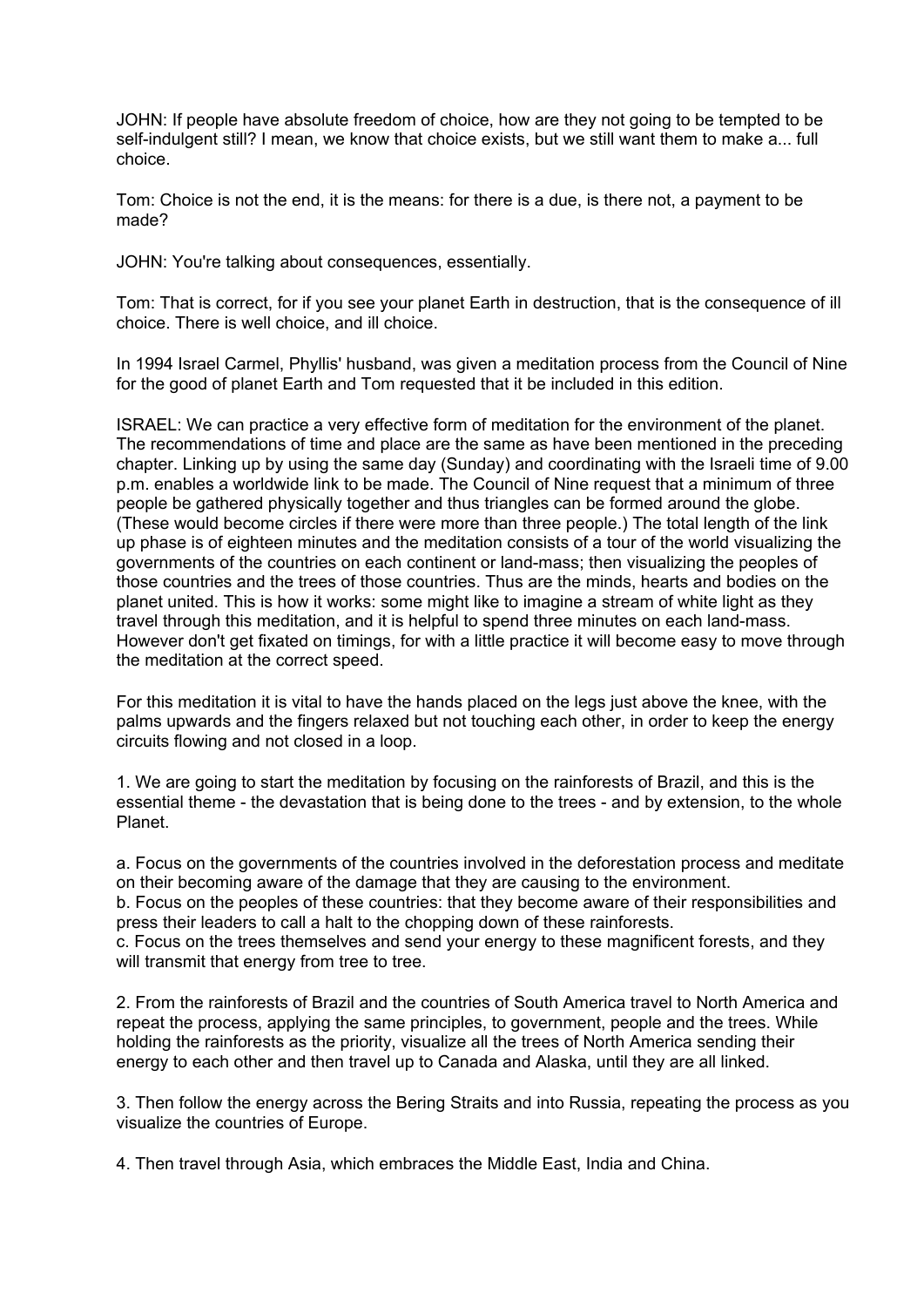JOHN: If people have absolute freedom of choice, how are they not going to be tempted to be self-indulgent still? I mean, we know that choice exists, but we still want them to make a... full choice.

Tom: Choice is not the end, it is the means: for there is a due, is there not, a payment to be made?

JOHN: You're talking about consequences, essentially.

Tom: That is correct, for if you see your planet Earth in destruction, that is the consequence of ill choice. There is well choice, and ill choice.

In 1994 Israel Carmel, Phyllis' husband, was given a meditation process from the Council of Nine for the good of planet Earth and Tom requested that it be included in this edition.

ISRAEL: We can practice a very effective form of meditation for the environment of the planet. The recommendations of time and place are the same as have been mentioned in the preceding chapter. Linking up by using the same day (Sunday) and coordinating with the Israeli time of 9.00 p.m. enables a worldwide link to be made. The Council of Nine request that a minimum of three people be gathered physically together and thus triangles can be formed around the globe. (These would become circles if there were more than three people.) The total length of the link up phase is of eighteen minutes and the meditation consists of a tour of the world visualizing the governments of the countries on each continent or land-mass; then visualizing the peoples of those countries and the trees of those countries. Thus are the minds, hearts and bodies on the planet united. This is how it works: some might like to imagine a stream of white light as they travel through this meditation, and it is helpful to spend three minutes on each land-mass. However don't get fixated on timings, for with a little practice it will become easy to move through the meditation at the correct speed.

For this meditation it is vital to have the hands placed on the legs just above the knee, with the palms upwards and the fingers relaxed but not touching each other, in order to keep the energy circuits flowing and not closed in a loop.

1. We are going to start the meditation by focusing on the rainforests of Brazil, and this is the essential theme - the devastation that is being done to the trees - and by extension, to the whole Planet.

a. Focus on the governments of the countries involved in the deforestation process and meditate on their becoming aware of the damage that they are causing to the environment.
b. Focus on the peoples of these countries: that they become aware of their responsibilities and press their leaders to call a halt to the chopping down of these rainforests.
c. Focus on the trees themselves and send your energy to these magnificent forests, and they will transmit that energy from tree to tree.

2. From the rainforests of Brazil and the countries of South America travel to North America and repeat the process, applying the same principles, to government, people and the trees. While holding the rainforests as the priority, visualize all the trees of North America sending their energy to each other and then travel up to Canada and Alaska, until they are all linked.

3. Then follow the energy across the Bering Straits and into Russia, repeating the process as you visualize the countries of Europe.

4. Then travel through Asia, which embraces the Middle East, India and China.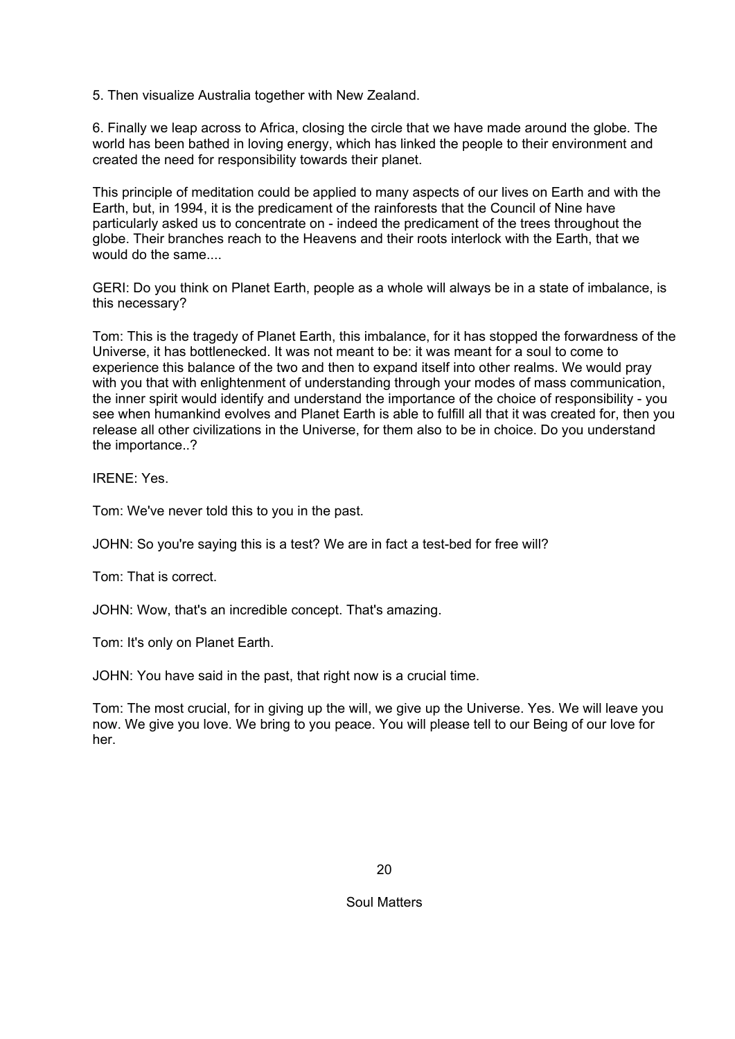5. Then visualize Australia together with New Zealand.

6. Finally we leap across to Africa, closing the circle that we have made around the globe. The world has been bathed in loving energy, which has linked the people to their environment and created the need for responsibility towards their planet.

This principle of meditation could be applied to many aspects of our lives on Earth and with the Earth, but, in 1994, it is the predicament of the rainforests that the Council of Nine have particularly asked us to concentrate on - indeed the predicament of the trees throughout the globe. Their branches reach to the Heavens and their roots interlock with the Earth, that we would do the same....

GERI: Do you think on Planet Earth, people as a whole will always be in a state of imbalance, is this necessary?

Tom: This is the tragedy of Planet Earth, this imbalance, for it has stopped the forwardness of the Universe, it has bottlenecked. It was not meant to be: it was meant for a soul to come to experience this balance of the two and then to expand itself into other realms. We would pray with you that with enlightenment of understanding through your modes of mass communication, the inner spirit would identify and understand the importance of the choice of responsibility - you see when humankind evolves and Planet Earth is able to fulfill all that it was created for, then you release all other civilizations in the Universe, for them also to be in choice. Do you understand the importance..?

IRENE: Yes.

Tom: We've never told this to you in the past.

JOHN: So you're saying this is a test? We are in fact a test-bed for free will?

Tom: That is correct.

JOHN: Wow, that's an incredible concept. That's amazing.

Tom: It's only on Planet Earth.

JOHN: You have said in the past, that right now is a crucial time.

Tom: The most crucial, for in giving up the will, we give up the Universe. Yes. We will leave you now. We give you love. We bring to you peace. You will please tell to our Being of our love for her.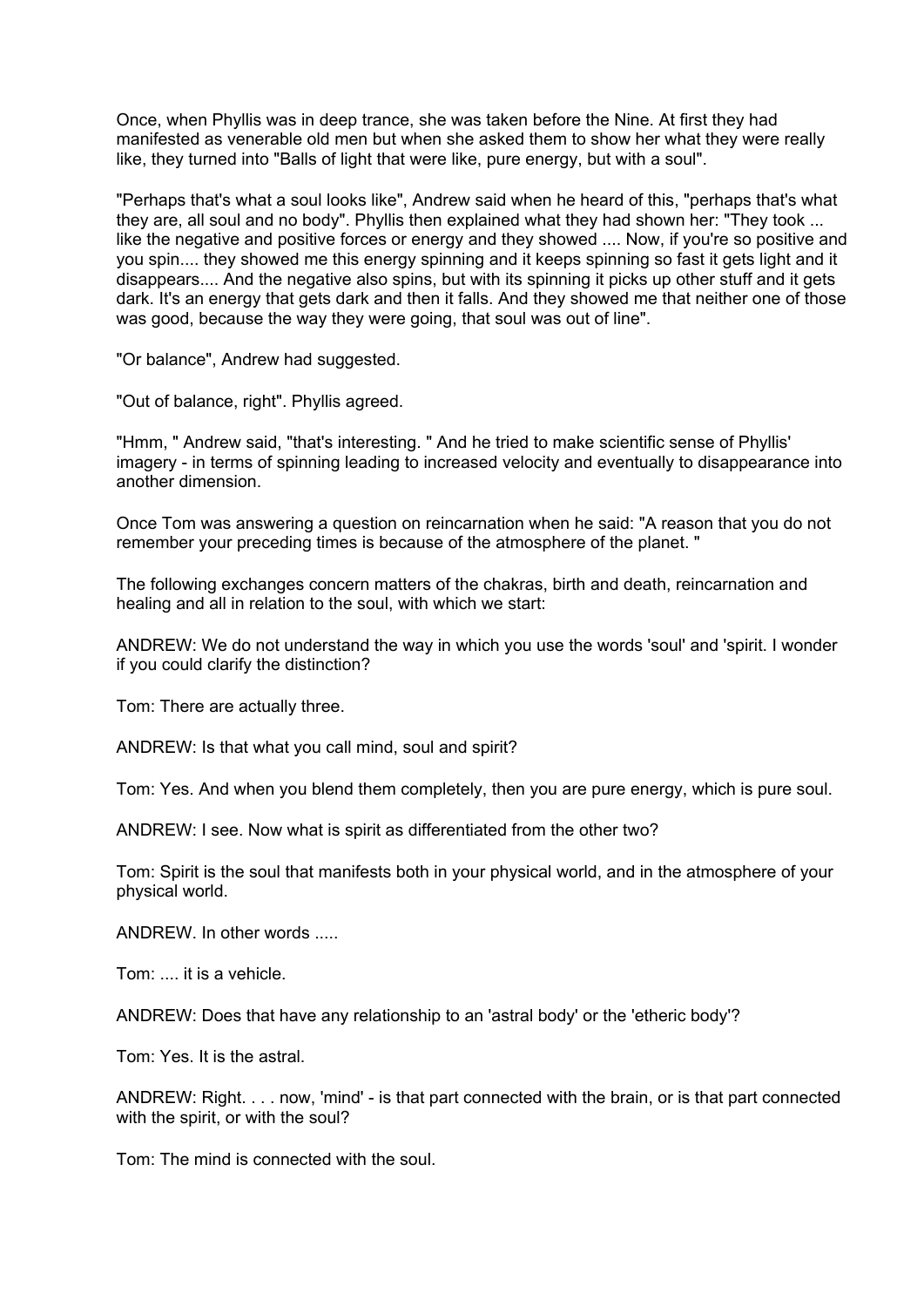Once, when Phyllis was in deep trance, she was taken before the Nine. At first they had manifested as venerable old men but when she asked them to show her what they were really like, they turned into "Balls of light that were like, pure energy, but with a soul".

"Perhaps that's what a soul looks like", Andrew said when he heard of this, "perhaps that's what they are, all soul and no body". Phyllis then explained what they had shown her: "They took ... like the negative and positive forces or energy and they showed .... Now, if you're so positive and you spin.... they showed me this energy spinning and it keeps spinning so fast it gets light and it disappears.... And the negative also spins, but with its spinning it picks up other stuff and it gets dark. It's an energy that gets dark and then it falls. And they showed me that neither one of those was good, because the way they were going, that soul was out of line".

"Or balance", Andrew had suggested.

"Out of balance, right". Phyllis agreed.

"Hmm, " Andrew said, "that's interesting. " And he tried to make scientific sense of Phyllis' imagery - in terms of spinning leading to increased velocity and eventually to disappearance into another dimension.

Once Tom was answering a question on reincarnation when he said: "A reason that you do not remember your preceding times is because of the atmosphere of the planet. "

The following exchanges concern matters of the chakras, birth and death, reincarnation and healing and all in relation to the soul, with which we start:

ANDREW: We do not understand the way in which you use the words 'soul' and 'spirit. I wonder if you could clarify the distinction?

Tom: There are actually three.

ANDREW: Is that what you call mind, soul and spirit?

Tom: Yes. And when you blend them completely, then you are pure energy, which is pure soul.

ANDREW: I see. Now what is spirit as differentiated from the other two?

Tom: Spirit is the soul that manifests both in your physical world, and in the atmosphere of your physical world.

ANDREW. In other words .....

Tom: .... it is a vehicle.

ANDREW: Does that have any relationship to an 'astral body' or the 'etheric body'?

Tom: Yes. It is the astral.

ANDREW: Right. . . . now, 'mind' - is that part connected with the brain, or is that part connected with the spirit, or with the soul?

Tom: The mind is connected with the soul.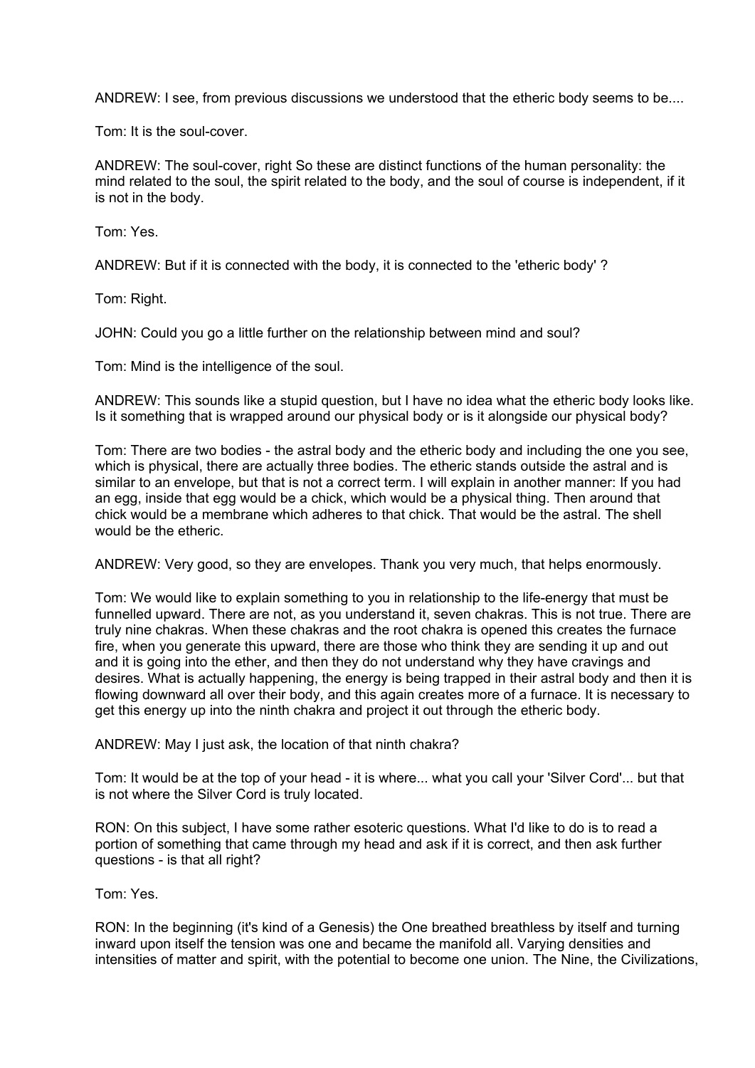ANDREW: I see, from previous discussions we understood that the etheric body seems to be....

Tom: It is the soul-cover.

ANDREW: The soul-cover, right So these are distinct functions of the human personality: the mind related to the soul, the spirit related to the body, and the soul of course is independent, if it is not in the body.

Tom: Yes.

ANDREW: But if it is connected with the body, it is connected to the 'etheric body' ?

Tom: Right.

JOHN: Could you go a little further on the relationship between mind and soul?

Tom: Mind is the intelligence of the soul.

ANDREW: This sounds like a stupid question, but I have no idea what the etheric body looks like. Is it something that is wrapped around our physical body or is it alongside our physical body?

Tom: There are two bodies - the astral body and the etheric body and including the one you see, which is physical, there are actually three bodies. The etheric stands outside the astral and is similar to an envelope, but that is not a correct term. I will explain in another manner: If you had an egg, inside that egg would be a chick, which would be a physical thing. Then around that chick would be a membrane which adheres to that chick. That would be the astral. The shell would be the etheric.

ANDREW: Very good, so they are envelopes. Thank you very much, that helps enormously.

Tom: We would like to explain something to you in relationship to the life-energy that must be funnelled upward. There are not, as you understand it, seven chakras. This is not true. There are truly nine chakras. When these chakras and the root chakra is opened this creates the furnace fire, when you generate this upward, there are those who think they are sending it up and out and it is going into the ether, and then they do not understand why they have cravings and desires. What is actually happening, the energy is being trapped in their astral body and then it is flowing downward all over their body, and this again creates more of a furnace. It is necessary to get this energy up into the ninth chakra and project it out through the etheric body.

ANDREW: May I just ask, the location of that ninth chakra?

Tom: It would be at the top of your head - it is where... what you call your 'Silver Cord'... but that is not where the Silver Cord is truly located.

RON: On this subject, I have some rather esoteric questions. What I'd like to do is to read a portion of something that came through my head and ask if it is correct, and then ask further questions - is that all right?

Tom: Yes.

RON: In the beginning (it's kind of a Genesis) the One breathed breathless by itself and turning inward upon itself the tension was one and became the manifold all. Varying densities and intensities of matter and spirit, with the potential to become one union. The Nine, the Civilizations,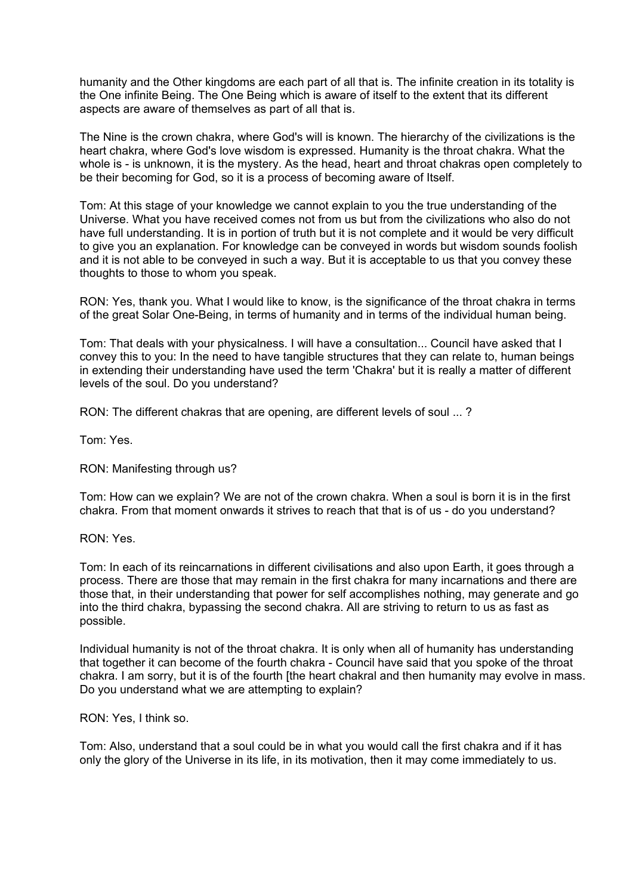humanity and the Other kingdoms are each part of all that is. The infinite creation in its totality is the One infinite Being. The One Being which is aware of itself to the extent that its different aspects are aware of themselves as part of all that is.

The Nine is the crown chakra, where God's will is known. The hierarchy of the civilizations is the heart chakra, where God's love wisdom is expressed. Humanity is the throat chakra. What the whole is - is unknown, it is the mystery. As the head, heart and throat chakras open completely to be their becoming for God, so it is a process of becoming aware of Itself.

Tom: At this stage of your knowledge we cannot explain to you the true understanding of the Universe. What you have received comes not from us but from the civilizations who also do not have full understanding. It is in portion of truth but it is not complete and it would be very difficult to give you an explanation. For knowledge can be conveyed in words but wisdom sounds foolish and it is not able to be conveyed in such a way. But it is acceptable to us that you convey these thoughts to those to whom you speak.

RON: Yes, thank you. What I would like to know, is the significance of the throat chakra in terms of the great Solar One-Being, in terms of humanity and in terms of the individual human being.

Tom: That deals with your physicalness. I will have a consultation... Council have asked that I convey this to you: In the need to have tangible structures that they can relate to, human beings in extending their understanding have used the term 'Chakra' but it is really a matter of different levels of the soul. Do you understand?

RON: The different chakras that are opening, are different levels of soul ... ?

Tom: Yes.

RON: Manifesting through us?

Tom: How can we explain? We are not of the crown chakra. When a soul is born it is in the first chakra. From that moment onwards it strives to reach that that is of us - do you understand?

RON: Yes.

Tom: In each of its reincarnations in different civilisations and also upon Earth, it goes through a process. There are those that may remain in the first chakra for many incarnations and there are those that, in their understanding that power for self accomplishes nothing, may generate and go into the third chakra, bypassing the second chakra. All are striving to return to us as fast as possible.

Individual humanity is not of the throat chakra. It is only when all of humanity has understanding that together it can become of the fourth chakra - Council have said that you spoke of the throat chakra. I am sorry, but it is of the fourth [the heart chakral and then humanity may evolve in mass. Do you understand what we are attempting to explain?

RON: Yes, I think so.

Tom: Also, understand that a soul could be in what you would call the first chakra and if it has only the glory of the Universe in its life, in its motivation, then it may come immediately to us.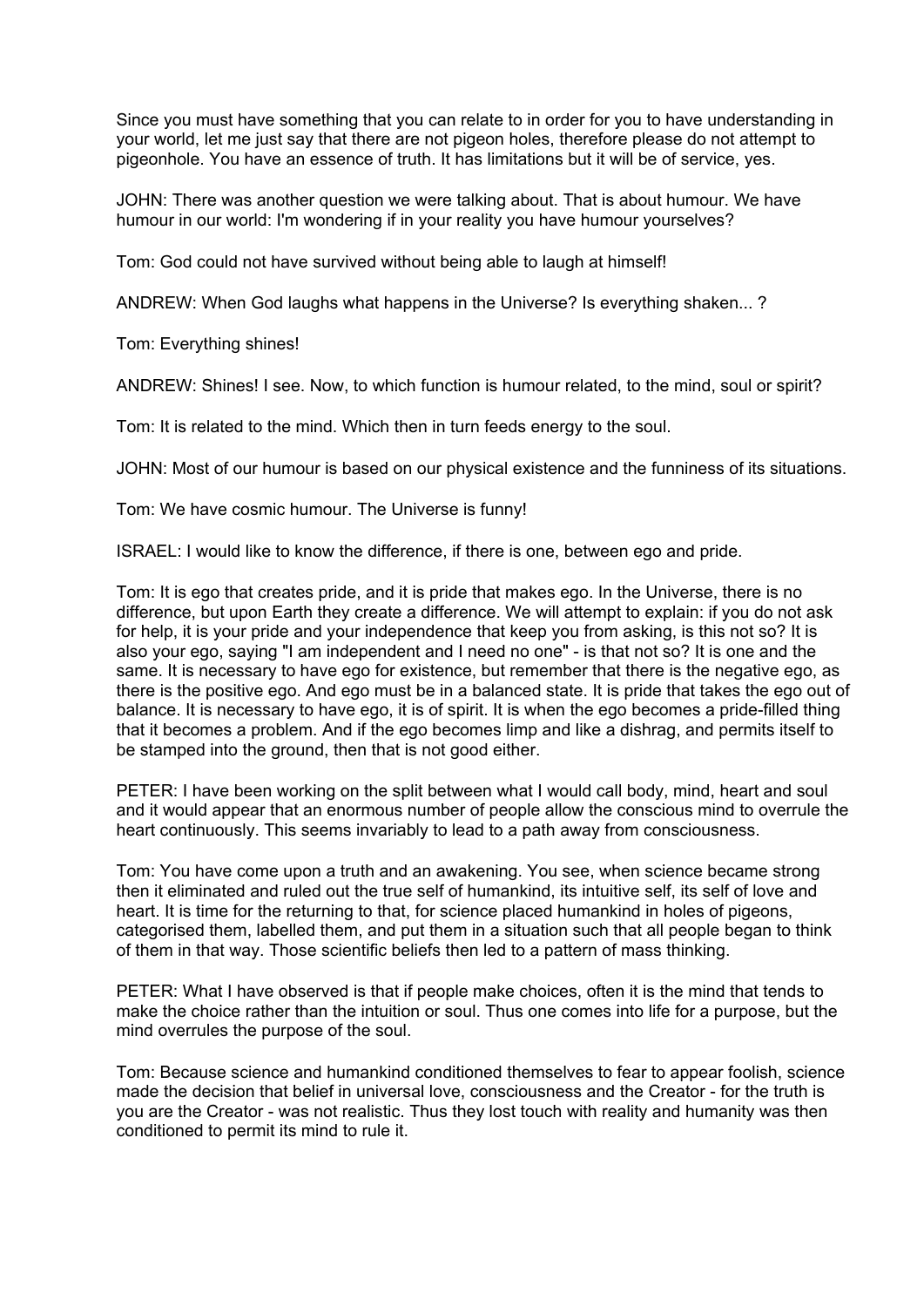Since you must have something that you can relate to in order for you to have understanding in your world, let me just say that there are not pigeon holes, therefore please do not attempt to pigeonhole. You have an essence of truth. It has limitations but it will be of service, yes.

JOHN: There was another question we were talking about. That is about humour. We have humour in our world: I'm wondering if in your reality you have humour yourselves?

Tom: God could not have survived without being able to laugh at himself!

ANDREW: When God laughs what happens in the Universe? Is everything shaken... ?

Tom: Everything shines!

ANDREW: Shines! I see. Now, to which function is humour related, to the mind, soul or spirit?

Tom: It is related to the mind. Which then in turn feeds energy to the soul.

JOHN: Most of our humour is based on our physical existence and the funniness of its situations.

Tom: We have cosmic humour. The Universe is funny!

ISRAEL: I would like to know the difference, if there is one, between ego and pride.

Tom: It is ego that creates pride, and it is pride that makes ego. In the Universe, there is no difference, but upon Earth they create a difference. We will attempt to explain: if you do not ask for help, it is your pride and your independence that keep you from asking, is this not so? It is also your ego, saying "I am independent and I need no one" - is that not so? It is one and the same. It is necessary to have ego for existence, but remember that there is the negative ego, as there is the positive ego. And ego must be in a balanced state. It is pride that takes the ego out of balance. It is necessary to have ego, it is of spirit. It is when the ego becomes a pride-filled thing that it becomes a problem. And if the ego becomes limp and like a dishrag, and permits itself to be stamped into the ground, then that is not good either.

PETER: I have been working on the split between what I would call body, mind, heart and soul and it would appear that an enormous number of people allow the conscious mind to overrule the heart continuously. This seems invariably to lead to a path away from consciousness.

Tom: You have come upon a truth and an awakening. You see, when science became strong then it eliminated and ruled out the true self of humankind, its intuitive self, its self of love and heart. It is time for the returning to that, for science placed humankind in holes of pigeons, categorised them, labelled them, and put them in a situation such that all people began to think of them in that way. Those scientific beliefs then led to a pattern of mass thinking.

PETER: What I have observed is that if people make choices, often it is the mind that tends to make the choice rather than the intuition or soul. Thus one comes into life for a purpose, but the mind overrules the purpose of the soul.

Tom: Because science and humankind conditioned themselves to fear to appear foolish, science made the decision that belief in universal love, consciousness and the Creator - for the truth is you are the Creator - was not realistic. Thus they lost touch with reality and humanity was then conditioned to permit its mind to rule it.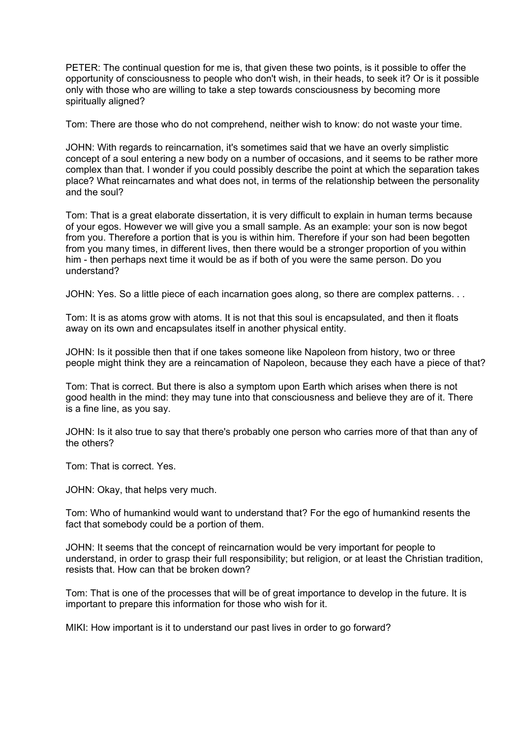PETER: The continual question for me is, that given these two points, is it possible to offer the opportunity of consciousness to people who don't wish, in their heads, to seek it? Or is it possible only with those who are willing to take a step towards consciousness by becoming more spiritually aligned?

Tom: There are those who do not comprehend, neither wish to know: do not waste your time.

JOHN: With regards to reincarnation, it's sometimes said that we have an overly simplistic concept of a soul entering a new body on a number of occasions, and it seems to be rather more complex than that. I wonder if you could possibly describe the point at which the separation takes place? What reincarnates and what does not, in terms of the relationship between the personality and the soul?

Tom: That is a great elaborate dissertation, it is very difficult to explain in human terms because of your egos. However we will give you a small sample. As an example: your son is now begot from you. Therefore a portion that is you is within him. Therefore if your son had been begotten from you many times, in different lives, then there would be a stronger proportion of you within him - then perhaps next time it would be as if both of you were the same person. Do you understand?

JOHN: Yes. So a little piece of each incarnation goes along, so there are complex patterns. . .

Tom: It is as atoms grow with atoms. It is not that this soul is encapsulated, and then it floats away on its own and encapsulates itself in another physical entity.

JOHN: Is it possible then that if one takes someone like Napoleon from history, two or three people might think they are a reincamation of Napoleon, because they each have a piece of that?

Tom: That is correct. But there is also a symptom upon Earth which arises when there is not good health in the mind: they may tune into that consciousness and believe they are of it. There is a fine line, as you say.

JOHN: Is it also true to say that there's probably one person who carries more of that than any of the others?

Tom: That is correct. Yes.

JOHN: Okay, that helps very much.

Tom: Who of humankind would want to understand that? For the ego of humankind resents the fact that somebody could be a portion of them.

JOHN: It seems that the concept of reincarnation would be very important for people to understand, in order to grasp their full responsibility; but religion, or at least the Christian tradition, resists that. How can that be broken down?

Tom: That is one of the processes that will be of great importance to develop in the future. It is important to prepare this information for those who wish for it.

MIKI: How important is it to understand our past lives in order to go forward?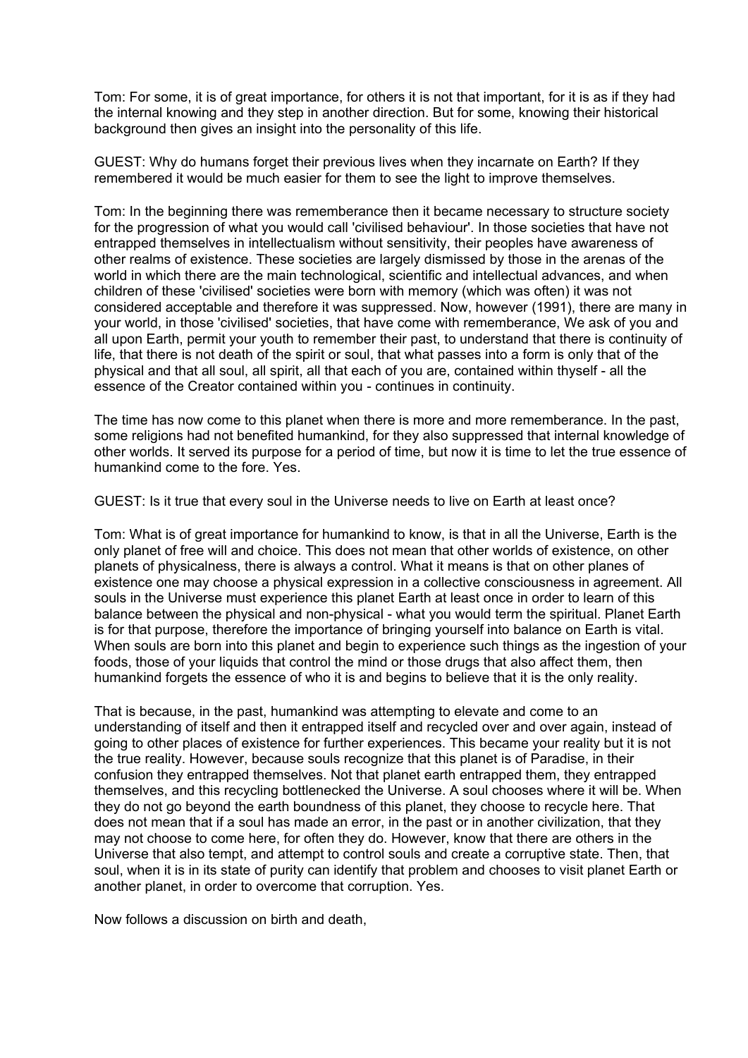Tom: For some, it is of great importance, for others it is not that important, for it is as if they had the internal knowing and they step in another direction. But for some, knowing their historical background then gives an insight into the personality of this life.

GUEST: Why do humans forget their previous lives when they incarnate on Earth? If they remembered it would be much easier for them to see the light to improve themselves.

Tom: In the beginning there was rememberance then it became necessary to structure society for the progression of what you would call 'civilised behaviour'. In those societies that have not entrapped themselves in intellectualism without sensitivity, their peoples have awareness of other realms of existence. These societies are largely dismissed by those in the arenas of the world in which there are the main technological, scientific and intellectual advances, and when children of these 'civilised' societies were born with memory (which was often) it was not considered acceptable and therefore it was suppressed. Now, however (1991), there are many in your world, in those 'civilised' societies, that have come with rememberance, We ask of you and all upon Earth, permit your youth to remember their past, to understand that there is continuity of life, that there is not death of the spirit or soul, that what passes into a form is only that of the physical and that all soul, all spirit, all that each of you are, contained within thyself - all the essence of the Creator contained within you - continues in continuity.

The time has now come to this planet when there is more and more rememberance. In the past, some religions had not benefited humankind, for they also suppressed that internal knowledge of other worlds. It served its purpose for a period of time, but now it is time to let the true essence of humankind come to the fore. Yes.

GUEST: Is it true that every soul in the Universe needs to live on Earth at least once?

Tom: What is of great importance for humankind to know, is that in all the Universe, Earth is the only planet of free will and choice. This does not mean that other worlds of existence, on other planets of physicalness, there is always a control. What it means is that on other planes of existence one may choose a physical expression in a collective consciousness in agreement. All souls in the Universe must experience this planet Earth at least once in order to learn of this balance between the physical and non-physical - what you would term the spiritual. Planet Earth is for that purpose, therefore the importance of bringing yourself into balance on Earth is vital. When souls are born into this planet and begin to experience such things as the ingestion of your foods, those of your liquids that control the mind or those drugs that also affect them, then humankind forgets the essence of who it is and begins to believe that it is the only reality.

That is because, in the past, humankind was attempting to elevate and come to an understanding of itself and then it entrapped itself and recycled over and over again, instead of going to other places of existence for further experiences. This became your reality but it is not the true reality. However, because souls recognize that this planet is of Paradise, in their confusion they entrapped themselves. Not that planet earth entrapped them, they entrapped themselves, and this recycling bottlenecked the Universe. A soul chooses where it will be. When they do not go beyond the earth boundness of this planet, they choose to recycle here. That does not mean that if a soul has made an error, in the past or in another civilization, that they may not choose to come here, for often they do. However, know that there are others in the Universe that also tempt, and attempt to control souls and create a corruptive state. Then, that soul, when it is in its state of purity can identify that problem and chooses to visit planet Earth or another planet, in order to overcome that corruption. Yes.

Now follows a discussion on birth and death,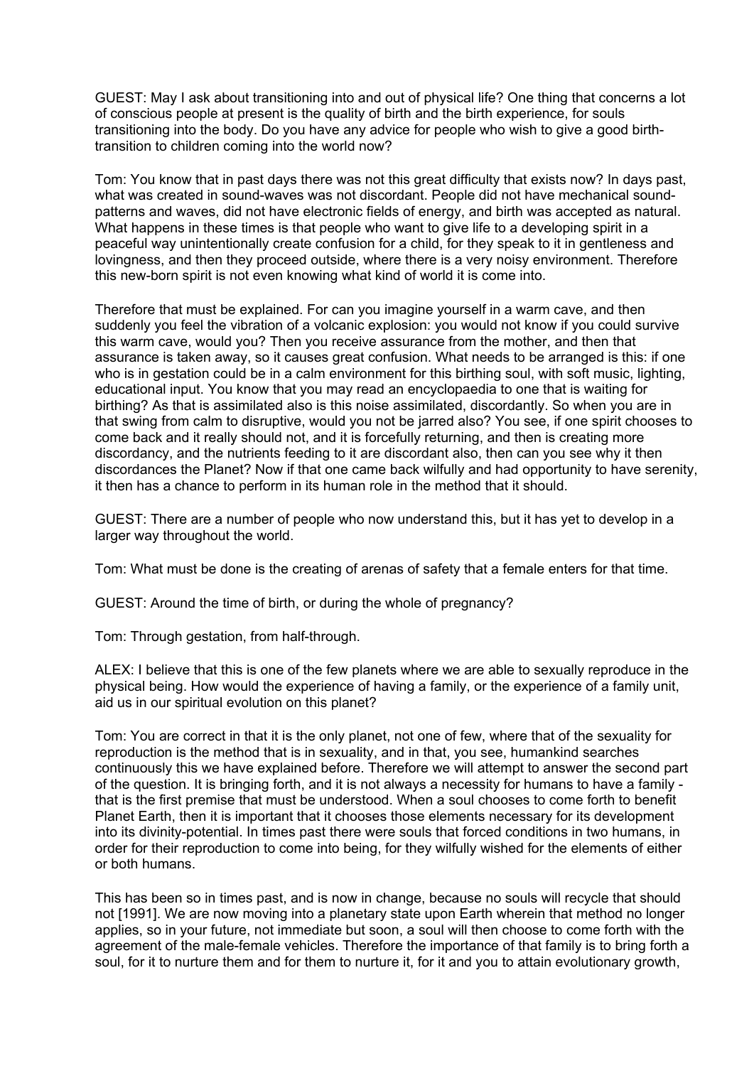GUEST: May I ask about transitioning into and out of physical life? One thing that concerns a lot of conscious people at present is the quality of birth and the birth experience, for souls transitioning into the body. Do you have any advice for people who wish to give a good birth-transition to children coming into the world now?

Tom: You know that in past days there was not this great difficulty that exists now? In days past, what was created in sound-waves was not discordant. People did not have mechanical sound-patterns and waves, did not have electronic fields of energy, and birth was accepted as natural. What happens in these times is that people who want to give life to a developing spirit in a peaceful way unintentionally create confusion for a child, for they speak to it in gentleness and lovingness, and then they proceed outside, where there is a very noisy environment. Therefore this new-born spirit is not even knowing what kind of world it is come into.

Therefore that must be explained. For can you imagine yourself in a warm cave, and then suddenly you feel the vibration of a volcanic explosion: you would not know if you could survive this warm cave, would you? Then you receive assurance from the mother, and then that assurance is taken away, so it causes great confusion. What needs to be arranged is this: if one who is in gestation could be in a calm environment for this birthing soul, with soft music, lighting, educational input. You know that you may read an encyclopaedia to one that is waiting for birthing? As that is assimilated also is this noise assimilated, discordantly. So when you are in that swing from calm to disruptive, would you not be jarred also? You see, if one spirit chooses to come back and it really should not, and it is forcefully returning, and then is creating more discordancy, and the nutrients feeding to it are discordant also, then can you see why it then discordances the Planet? Now if that one came back wilfully and had opportunity to have serenity, it then has a chance to perform in its human role in the method that it should.

GUEST: There are a number of people who now understand this, but it has yet to develop in a larger way throughout the world.

Tom: What must be done is the creating of arenas of safety that a female enters for that time.

GUEST: Around the time of birth, or during the whole of pregnancy?

Tom: Through gestation, from half-through.

ALEX: I believe that this is one of the few planets where we are able to sexually reproduce in the physical being. How would the experience of having a family, or the experience of a family unit, aid us in our spiritual evolution on this planet?

Tom: You are correct in that it is the only planet, not one of few, where that of the sexuality for reproduction is the method that is in sexuality, and in that, you see, humankind searches continuously this we have explained before. Therefore we will attempt to answer the second part of the question. It is bringing forth, and it is not always a necessity for humans to have a family - that is the first premise that must be understood. When a soul chooses to come forth to benefit Planet Earth, then it is important that it chooses those elements necessary for its development into its divinity-potential. In times past there were souls that forced conditions in two humans, in order for their reproduction to come into being, for they wilfully wished for the elements of either or both humans.

This has been so in times past, and is now in change, because no souls will recycle that should not [1991]. We are now moving into a planetary state upon Earth wherein that method no longer applies, so in your future, not immediate but soon, a soul will then choose to come forth with the agreement of the male-female vehicles. Therefore the importance of that family is to bring forth a soul, for it to nurture them and for them to nurture it, for it and you to attain evolutionary growth,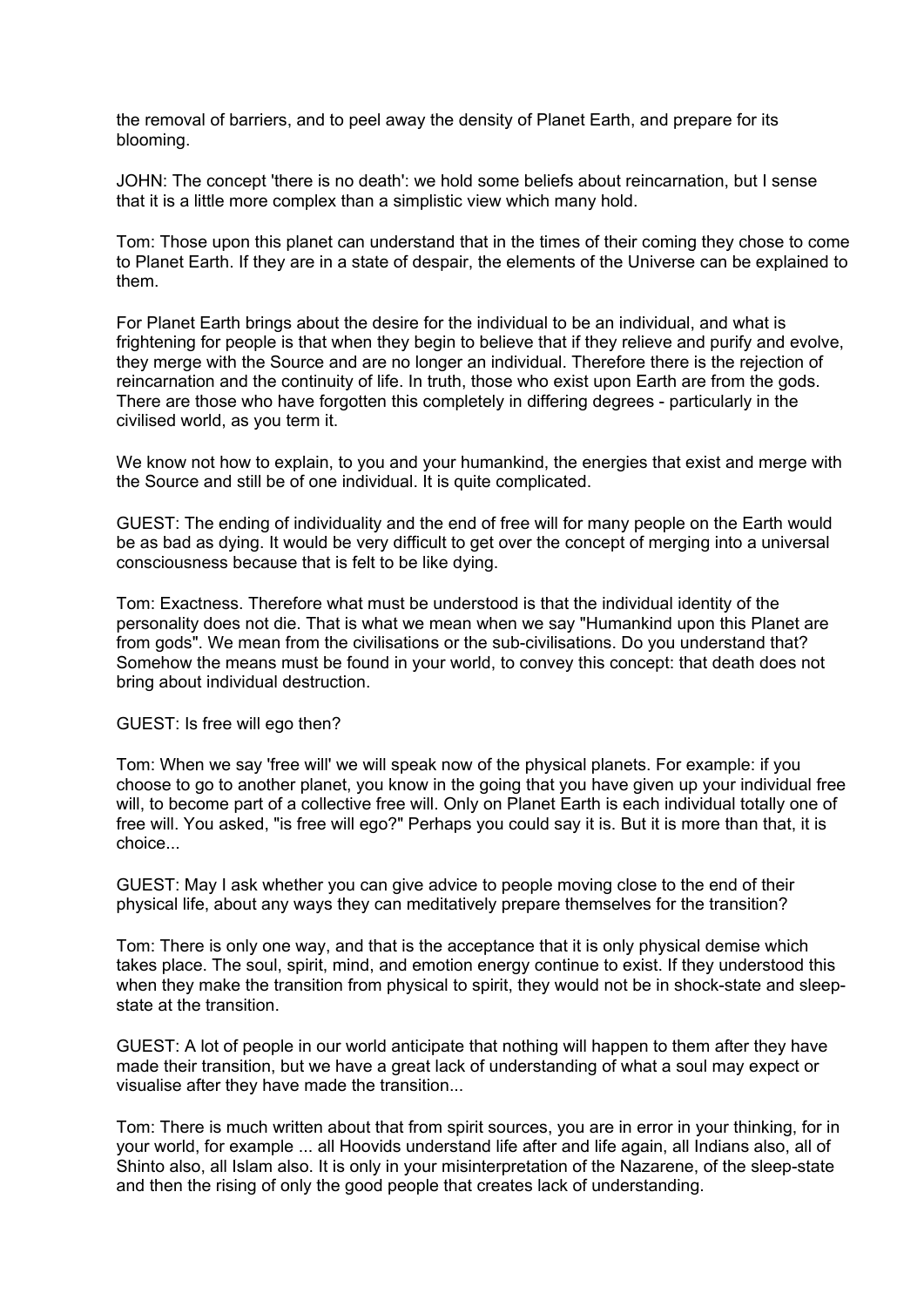the removal of barriers, and to peel away the density of Planet Earth, and prepare for its blooming.

JOHN: The concept 'there is no death': we hold some beliefs about reincarnation, but I sense that it is a little more complex than a simplistic view which many hold.

Tom: Those upon this planet can understand that in the times of their coming they chose to come to Planet Earth. If they are in a state of despair, the elements of the Universe can be explained to them.

For Planet Earth brings about the desire for the individual to be an individual, and what is frightening for people is that when they begin to believe that if they relieve and purify and evolve, they merge with the Source and are no longer an individual. Therefore there is the rejection of reincarnation and the continuity of life. In truth, those who exist upon Earth are from the gods. There are those who have forgotten this completely in differing degrees - particularly in the civilised world, as you term it.

We know not how to explain, to you and your humankind, the energies that exist and merge with the Source and still be of one individual. It is quite complicated.

GUEST: The ending of individuality and the end of free will for many people on the Earth would be as bad as dying. It would be very difficult to get over the concept of merging into a universal consciousness because that is felt to be like dying.

Tom: Exactness. Therefore what must be understood is that the individual identity of the personality does not die. That is what we mean when we say "Humankind upon this Planet are from gods". We mean from the civilisations or the sub-civilisations. Do you understand that? Somehow the means must be found in your world, to convey this concept: that death does not bring about individual destruction.

GUEST: Is free will ego then?

Tom: When we say 'free will' we will speak now of the physical planets. For example: if you choose to go to another planet, you know in the going that you have given up your individual free will, to become part of a collective free will. Only on Planet Earth is each individual totally one of free will. You asked, "is free will ego?" Perhaps you could say it is. But it is more than that, it is choice...

GUEST: May I ask whether you can give advice to people moving close to the end of their physical life, about any ways they can meditatively prepare themselves for the transition?

Tom: There is only one way, and that is the acceptance that it is only physical demise which takes place. The soul, spirit, mind, and emotion energy continue to exist. If they understood this when they make the transition from physical to spirit, they would not be in shock-state and sleep-state at the transition.

GUEST: A lot of people in our world anticipate that nothing will happen to them after they have made their transition, but we have a great lack of understanding of what a soul may expect or visualise after they have made the transition...

Tom: There is much written about that from spirit sources, you are in error in your thinking, for in your world, for example ... all Hoovids understand life after and life again, all Indians also, all of Shinto also, all Islam also. It is only in your misinterpretation of the Nazarene, of the sleep-state and then the rising of only the good people that creates lack of understanding.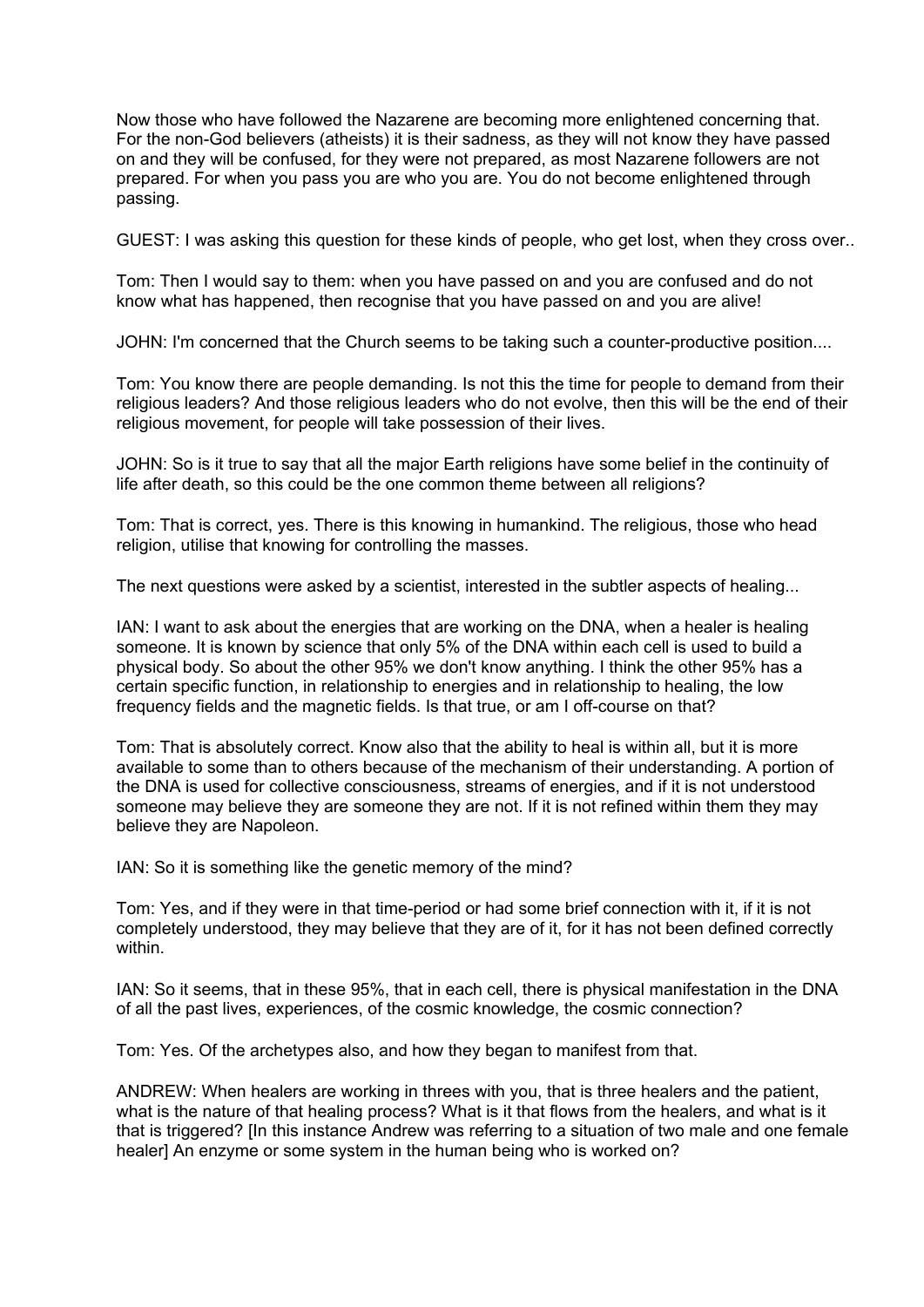Now those who have followed the Nazarene are becoming more enlightened concerning that. For the non-God believers (atheists) it is their sadness, as they will not know they have passed on and they will be confused, for they were not prepared, as most Nazarene followers are not prepared. For when you pass you are who you are. You do not become enlightened through passing.

GUEST: I was asking this question for these kinds of people, who get lost, when they cross over..

Tom: Then I would say to them: when you have passed on and you are confused and do not know what has happened, then recognise that you have passed on and you are alive!

JOHN: I'm concerned that the Church seems to be taking such a counter-productive position....

Tom: You know there are people demanding. Is not this the time for people to demand from their religious leaders? And those religious leaders who do not evolve, then this will be the end of their religious movement, for people will take possession of their lives.

JOHN: So is it true to say that all the major Earth religions have some belief in the continuity of life after death, so this could be the one common theme between all religions?

Tom: That is correct, yes. There is this knowing in humankind. The religious, those who head religion, utilise that knowing for controlling the masses.

The next questions were asked by a scientist, interested in the subtler aspects of healing...

IAN: I want to ask about the energies that are working on the DNA, when a healer is healing someone. It is known by science that only 5% of the DNA within each cell is used to build a physical body. So about the other 95% we don't know anything. I think the other 95% has a certain specific function, in relationship to energies and in relationship to healing, the low frequency fields and the magnetic fields. Is that true, or am I off-course on that?

Tom: That is absolutely correct. Know also that the ability to heal is within all, but it is more available to some than to others because of the mechanism of their understanding. A portion of the DNA is used for collective consciousness, streams of energies, and if it is not understood someone may believe they are someone they are not. If it is not refined within them they may believe they are Napoleon.

IAN: So it is something like the genetic memory of the mind?

Tom: Yes, and if they were in that time-period or had some brief connection with it, if it is not completely understood, they may believe that they are of it, for it has not been defined correctly within.

IAN: So it seems, that in these 95%, that in each cell, there is physical manifestation in the DNA of all the past lives, experiences, of the cosmic knowledge, the cosmic connection?

Tom: Yes. Of the archetypes also, and how they began to manifest from that.

ANDREW: When healers are working in threes with you, that is three healers and the patient, what is the nature of that healing process? What is it that flows from the healers, and what is it that is triggered? [In this instance Andrew was referring to a situation of two male and one female healer] An enzyme or some system in the human being who is worked on?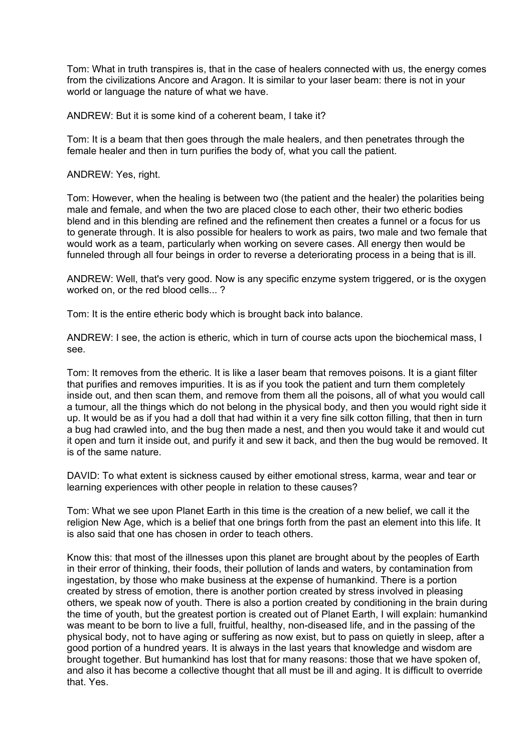Tom: What in truth transpires is, that in the case of healers connected with us, the energy comes from the civilizations Ancore and Aragon. It is similar to your laser beam: there is not in your world or language the nature of what we have.

ANDREW: But it is some kind of a coherent beam, I take it?

Tom: It is a beam that then goes through the male healers, and then penetrates through the female healer and then in turn purifies the body of, what you call the patient.

ANDREW: Yes, right.

Tom: However, when the healing is between two (the patient and the healer) the polarities being male and female, and when the two are placed close to each other, their two etheric bodies blend and in this blending are refined and the refinement then creates a funnel or a focus for us to generate through. It is also possible for healers to work as pairs, two male and two female that would work as a team, particularly when working on severe cases. All energy then would be funneled through all four beings in order to reverse a deteriorating process in a being that is ill.

ANDREW: Well, that's very good. Now is any specific enzyme system triggered, or is the oxygen worked on, or the red blood cells... ?

Tom: It is the entire etheric body which is brought back into balance.

ANDREW: I see, the action is etheric, which in turn of course acts upon the biochemical mass, I see.

Tom: It removes from the etheric. It is like a laser beam that removes poisons. It is a giant filter that purifies and removes impurities. It is as if you took the patient and turn them completely inside out, and then scan them, and remove from them all the poisons, all of what you would call a tumour, all the things which do not belong in the physical body, and then you would right side it up. It would be as if you had a doll that had within it a very fine silk cotton filling, that then in turn a bug had crawled into, and the bug then made a nest, and then you would take it and would cut it open and turn it inside out, and purify it and sew it back, and then the bug would be removed. It is of the same nature.

DAVID: To what extent is sickness caused by either emotional stress, karma, wear and tear or learning experiences with other people in relation to these causes?

Tom: What we see upon Planet Earth in this time is the creation of a new belief, we call it the religion New Age, which is a belief that one brings forth from the past an element into this life. It is also said that one has chosen in order to teach others.

Know this: that most of the illnesses upon this planet are brought about by the peoples of Earth in their error of thinking, their foods, their pollution of lands and waters, by contamination from ingestation, by those who make business at the expense of humankind. There is a portion created by stress of emotion, there is another portion created by stress involved in pleasing others, we speak now of youth. There is also a portion created by conditioning in the brain during the time of youth, but the greatest portion is created out of Planet Earth, I will explain: humankind was meant to be born to live a full, fruitful, healthy, non-diseased life, and in the passing of the physical body, not to have aging or suffering as now exist, but to pass on quietly in sleep, after a good portion of a hundred years. It is always in the last years that knowledge and wisdom are brought together. But humankind has lost that for many reasons: those that we have spoken of, and also it has become a collective thought that all must be ill and aging. It is difficult to override that. Yes.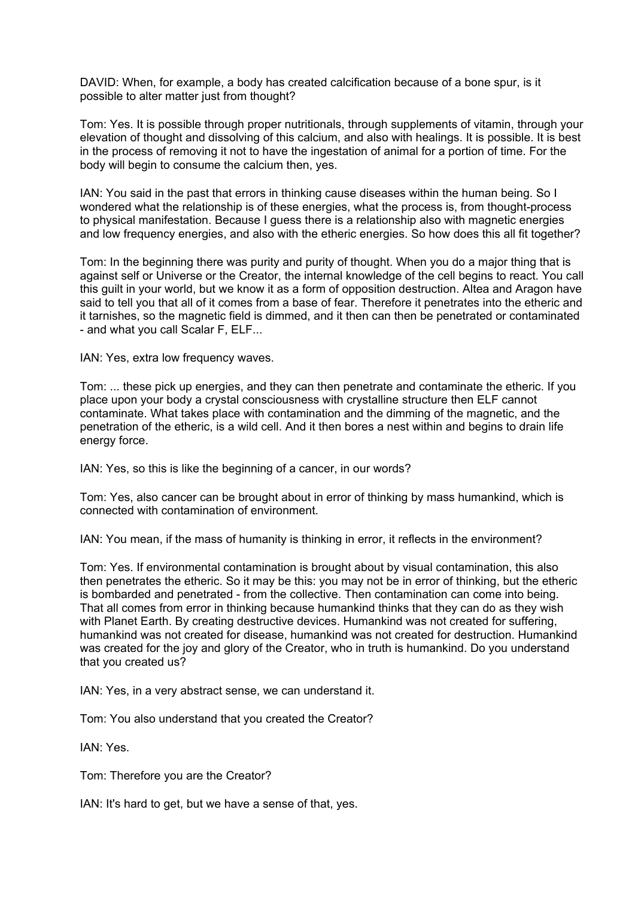DAVID: When, for example, a body has created calcification because of a bone spur, is it possible to alter matter just from thought?

Tom: Yes. It is possible through proper nutritionals, through supplements of vitamin, through your elevation of thought and dissolving of this calcium, and also with healings. It is possible. It is best in the process of removing it not to have the ingestation of animal for a portion of time. For the body will begin to consume the calcium then, yes.

IAN: You said in the past that errors in thinking cause diseases within the human being. So I wondered what the relationship is of these energies, what the process is, from thought-process to physical manifestation. Because I guess there is a relationship also with magnetic energies and low frequency energies, and also with the etheric energies. So how does this all fit together?

Tom: In the beginning there was purity and purity of thought. When you do a major thing that is against self or Universe or the Creator, the internal knowledge of the cell begins to react. You call this guilt in your world, but we know it as a form of opposition destruction. Altea and Aragon have said to tell you that all of it comes from a base of fear. Therefore it penetrates into the etheric and it tarnishes, so the magnetic field is dimmed, and it then can then be penetrated or contaminated - and what you call Scalar F, ELF...

IAN: Yes, extra low frequency waves.

Tom: ... these pick up energies, and they can then penetrate and contaminate the etheric. If you place upon your body a crystal consciousness with crystalline structure then ELF cannot contaminate. What takes place with contamination and the dimming of the magnetic, and the penetration of the etheric, is a wild cell. And it then bores a nest within and begins to drain life energy force.

IAN: Yes, so this is like the beginning of a cancer, in our words?

Tom: Yes, also cancer can be brought about in error of thinking by mass humankind, which is connected with contamination of environment.

IAN: You mean, if the mass of humanity is thinking in error, it reflects in the environment?

Tom: Yes. If environmental contamination is brought about by visual contamination, this also then penetrates the etheric. So it may be this: you may not be in error of thinking, but the etheric is bombarded and penetrated - from the collective. Then contamination can come into being. That all comes from error in thinking because humankind thinks that they can do as they wish with Planet Earth. By creating destructive devices. Humankind was not created for suffering, humankind was not created for disease, humankind was not created for destruction. Humankind was created for the joy and glory of the Creator, who in truth is humankind. Do you understand that you created us?

IAN: Yes, in a very abstract sense, we can understand it.

Tom: You also understand that you created the Creator?

IAN: Yes.

Tom: Therefore you are the Creator?

IAN: It's hard to get, but we have a sense of that, yes.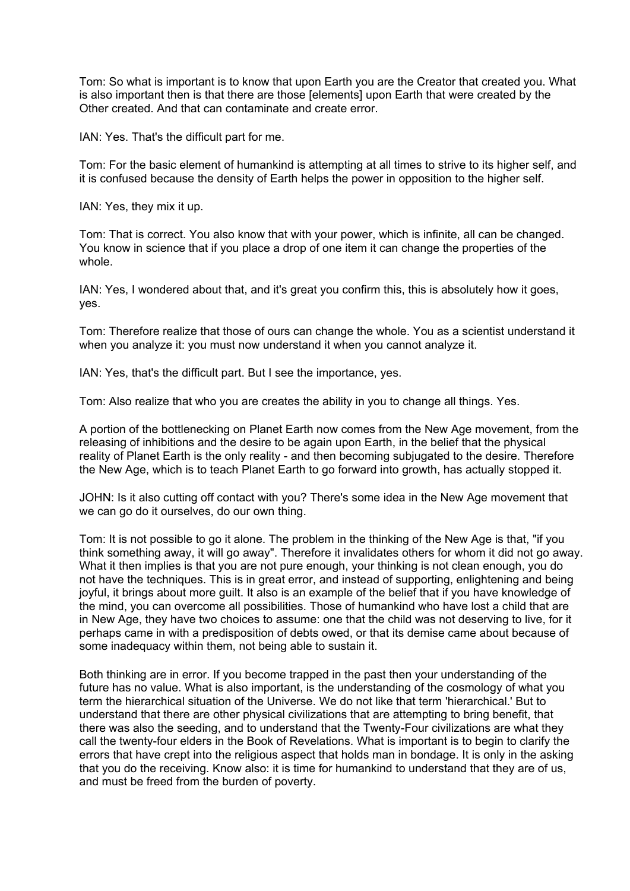Tom: So what is important is to know that upon Earth you are the Creator that created you. What is also important then is that there are those [elements] upon Earth that were created by the Other created. And that can contaminate and create error.

IAN: Yes. That's the difficult part for me.

Tom: For the basic element of humankind is attempting at all times to strive to its higher self, and it is confused because the density of Earth helps the power in opposition to the higher self.

IAN: Yes, they mix it up.

Tom: That is correct. You also know that with your power, which is infinite, all can be changed. You know in science that if you place a drop of one item it can change the properties of the whole.

IAN: Yes, I wondered about that, and it's great you confirm this, this is absolutely how it goes, yes.

Tom: Therefore realize that those of ours can change the whole. You as a scientist understand it when you analyze it: you must now understand it when you cannot analyze it.

IAN: Yes, that's the difficult part. But I see the importance, yes.

Tom: Also realize that who you are creates the ability in you to change all things. Yes.

A portion of the bottlenecking on Planet Earth now comes from the New Age movement, from the releasing of inhibitions and the desire to be again upon Earth, in the belief that the physical reality of Planet Earth is the only reality - and then becoming subjugated to the desire. Therefore the New Age, which is to teach Planet Earth to go forward into growth, has actually stopped it.

JOHN: Is it also cutting off contact with you? There's some idea in the New Age movement that we can go do it ourselves, do our own thing.

Tom: It is not possible to go it alone. The problem in the thinking of the New Age is that, "if you think something away, it will go away". Therefore it invalidates others for whom it did not go away. What it then implies is that you are not pure enough, your thinking is not clean enough, you do not have the techniques. This is in great error, and instead of supporting, enlightening and being joyful, it brings about more guilt. It also is an example of the belief that if you have knowledge of the mind, you can overcome all possibilities. Those of humankind who have lost a child that are in New Age, they have two choices to assume: one that the child was not deserving to live, for it perhaps came in with a predisposition of debts owed, or that its demise came about because of some inadequacy within them, not being able to sustain it.

Both thinking are in error. If you become trapped in the past then your understanding of the future has no value. What is also important, is the understanding of the cosmology of what you term the hierarchical situation of the Universe. We do not like that term 'hierarchical.' But to understand that there are other physical civilizations that are attempting to bring benefit, that there was also the seeding, and to understand that the Twenty-Four civilizations are what they call the twenty-four elders in the Book of Revelations. What is important is to begin to clarify the errors that have crept into the religious aspect that holds man in bondage. It is only in the asking that you do the receiving. Know also: it is time for humankind to understand that they are of us, and must be freed from the burden of poverty.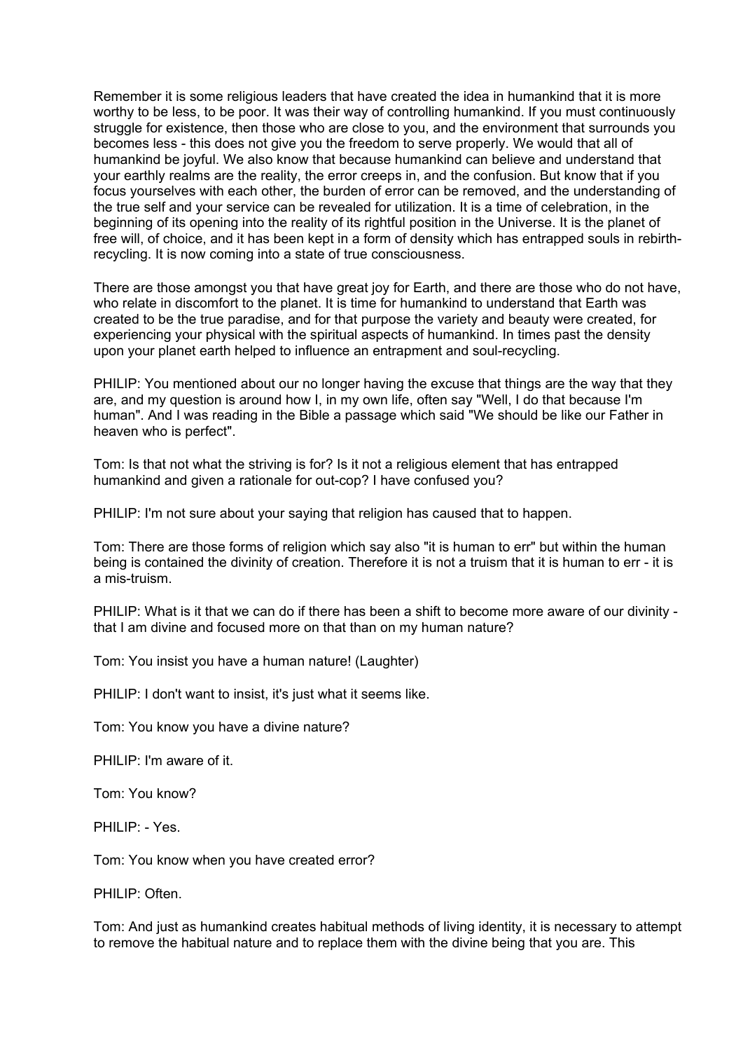Remember it is some religious leaders that have created the idea in humankind that it is more worthy to be less, to be poor. It was their way of controlling humankind. If you must continuously struggle for existence, then those who are close to you, and the environment that surrounds you becomes less - this does not give you the freedom to serve properly. We would that all of humankind be joyful. We also know that because humankind can believe and understand that your earthly realms are the reality, the error creeps in, and the confusion. But know that if you focus yourselves with each other, the burden of error can be removed, and the understanding of the true self and your service can be revealed for utilization. It is a time of celebration, in the beginning of its opening into the reality of its rightful position in the Universe. It is the planet of free will, of choice, and it has been kept in a form of density which has entrapped souls in rebirth-recycling. It is now coming into a state of true consciousness.

There are those amongst you that have great joy for Earth, and there are those who do not have, who relate in discomfort to the planet. It is time for humankind to understand that Earth was created to be the true paradise, and for that purpose the variety and beauty were created, for experiencing your physical with the spiritual aspects of humankind. In times past the density upon your planet earth helped to influence an entrapment and soul-recycling.

PHILIP: You mentioned about our no longer having the excuse that things are the way that they are, and my question is around how I, in my own life, often say "Well, I do that because I'm human". And I was reading in the Bible a passage which said "We should be like our Father in heaven who is perfect".

Tom: Is that not what the striving is for? Is it not a religious element that has entrapped humankind and given a rationale for out-cop? I have confused you?

PHILIP: I'm not sure about your saying that religion has caused that to happen.

Tom: There are those forms of religion which say also "it is human to err" but within the human being is contained the divinity of creation. Therefore it is not a truism that it is human to err - it is a mis-truism.

PHILIP: What is it that we can do if there has been a shift to become more aware of our divinity - that I am divine and focused more on that than on my human nature?

Tom: You insist you have a human nature! (Laughter)

PHILIP: I don't want to insist, it's just what it seems like.

Tom: You know you have a divine nature?

PHILIP: I'm aware of it.

Tom: You know?

PHILIP: - Yes.

Tom: You know when you have created error?

PHILIP: Often.

Tom: And just as humankind creates habitual methods of living identity, it is necessary to attempt to remove the habitual nature and to replace them with the divine being that you are. This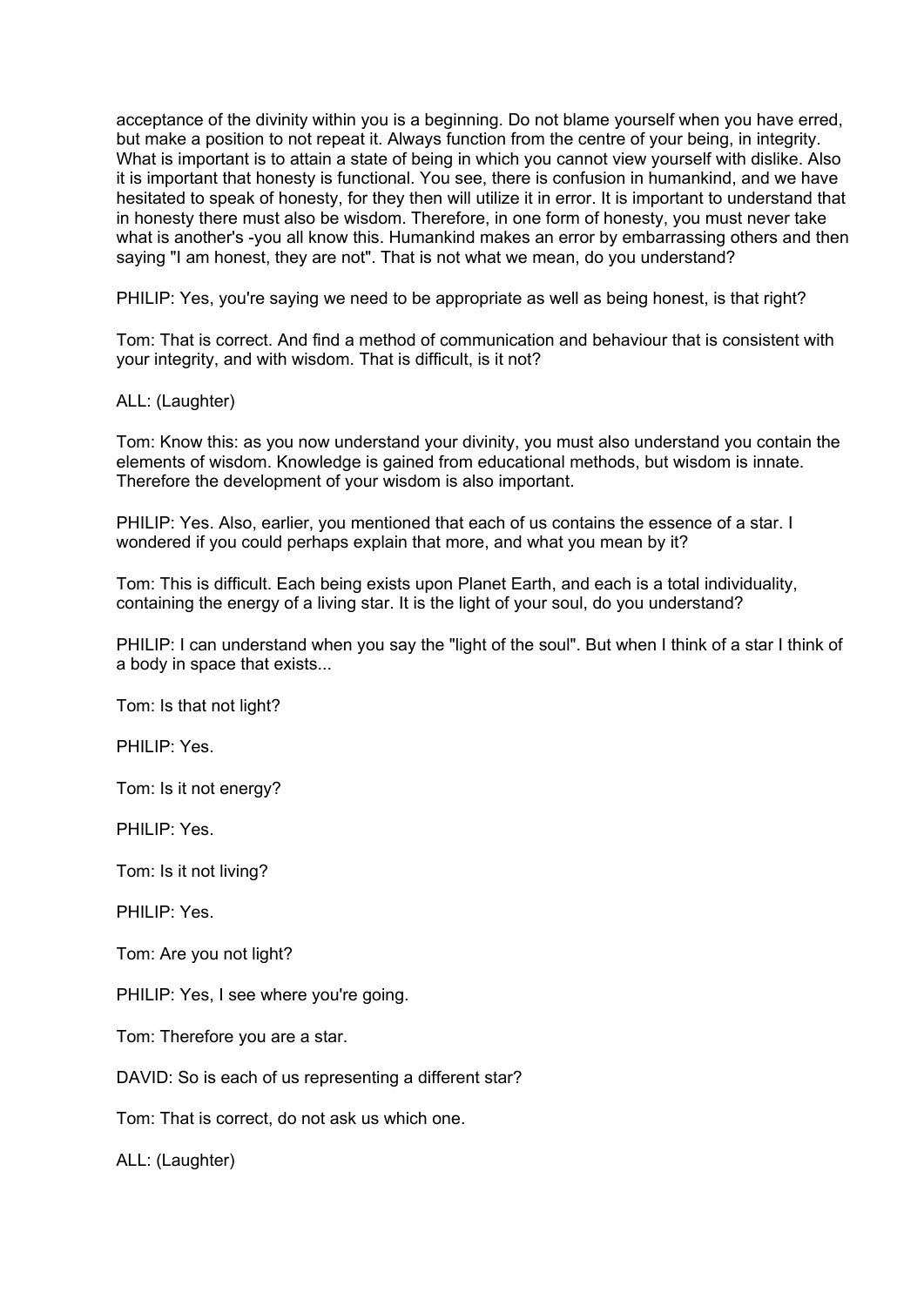acceptance of the divinity within you is a beginning. Do not blame yourself when you have erred, but make a position to not repeat it. Always function from the centre of your being, in integrity. What is important is to attain a state of being in which you cannot view yourself with dislike. Also it is important that honesty is functional. You see, there is confusion in humankind, and we have hesitated to speak of honesty, for they then will utilize it in error. It is important to understand that in honesty there must also be wisdom. Therefore, in one form of honesty, you must never take what is another's -you all know this. Humankind makes an error by embarrassing others and then saying "I am honest, they are not". That is not what we mean, do you understand?

PHILIP: Yes, you're saying we need to be appropriate as well as being honest, is that right?

Tom: That is correct. And find a method of communication and behaviour that is consistent with your integrity, and with wisdom. That is difficult, is it not?

ALL: (Laughter)

Tom: Know this: as you now understand your divinity, you must also understand you contain the elements of wisdom. Knowledge is gained from educational methods, but wisdom is innate. Therefore the development of your wisdom is also important.

PHILIP: Yes. Also, earlier, you mentioned that each of us contains the essence of a star. I wondered if you could perhaps explain that more, and what you mean by it?

Tom: This is difficult. Each being exists upon Planet Earth, and each is a total individuality, containing the energy of a living star. It is the light of your soul, do you understand?

PHILIP: I can understand when you say the "light of the soul". But when I think of a star I think of a body in space that exists...

Tom: Is that not light?

PHILIP: Yes.

Tom: Is it not energy?

PHILIP: Yes.

Tom: Is it not living?

PHILIP: Yes.

Tom: Are you not light?

PHILIP: Yes, I see where you're going.

Tom: Therefore you are a star.

DAVID: So is each of us representing a different star?

Tom: That is correct, do not ask us which one.

ALL: (Laughter)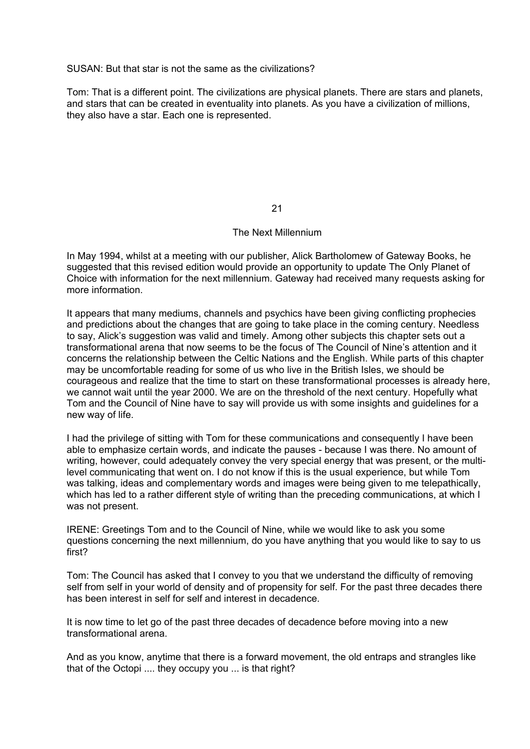SUSAN: But that star is not the same as the civilizations?

Tom: That is a different point. The civilizations are physical planets. There are stars and planets, and stars that can be created in eventuality into planets. As you have a civilization of millions, they also have a star. Each one is represented.

# 21

## The Next Millennium

In May 1994, whilst at a meeting with our publisher, Alick Bartholomew of Gateway Books, he suggested that this revised edition would provide an opportunity to update The Only Planet of Choice with information for the next millennium. Gateway had received many requests asking for more information.

It appears that many mediums, channels and psychics have been giving conflicting prophecies and predictions about the changes that are going to take place in the coming century. Needless to say, Alick's suggestion was valid and timely. Among other subjects this chapter sets out a transformational arena that now seems to be the focus of The Council of Nine's attention and it concerns the relationship between the Celtic Nations and the English. While parts of this chapter may be uncomfortable reading for some of us who live in the British Isles, we should be courageous and realize that the time to start on these transformational processes is already here, we cannot wait until the year 2000. We are on the threshold of the next century. Hopefully what Tom and the Council of Nine have to say will provide us with some insights and guidelines for a new way of life.

I had the privilege of sitting with Tom for these communications and consequently I have been able to emphasize certain words, and indicate the pauses - because I was there. No amount of writing, however, could adequately convey the very special energy that was present, or the multi-level communicating that went on. I do not know if this is the usual experience, but while Tom was talking, ideas and complementary words and images were being given to me telepathically, which has led to a rather different style of writing than the preceding communications, at which I was not present.

IRENE: Greetings Tom and to the Council of Nine, while we would like to ask you some questions concerning the next millennium, do you have anything that you would like to say to us first?

Tom: The Council has asked that I convey to you that we understand the difficulty of removing self from self in your world of density and of propensity for self. For the past three decades there has been interest in self for self and interest in decadence.

It is now time to let go of the past three decades of decadence before moving into a new transformational arena.

And as you know, anytime that there is a forward movement, the old entraps and strangles like that of the Octopi .... they occupy you ... is that right?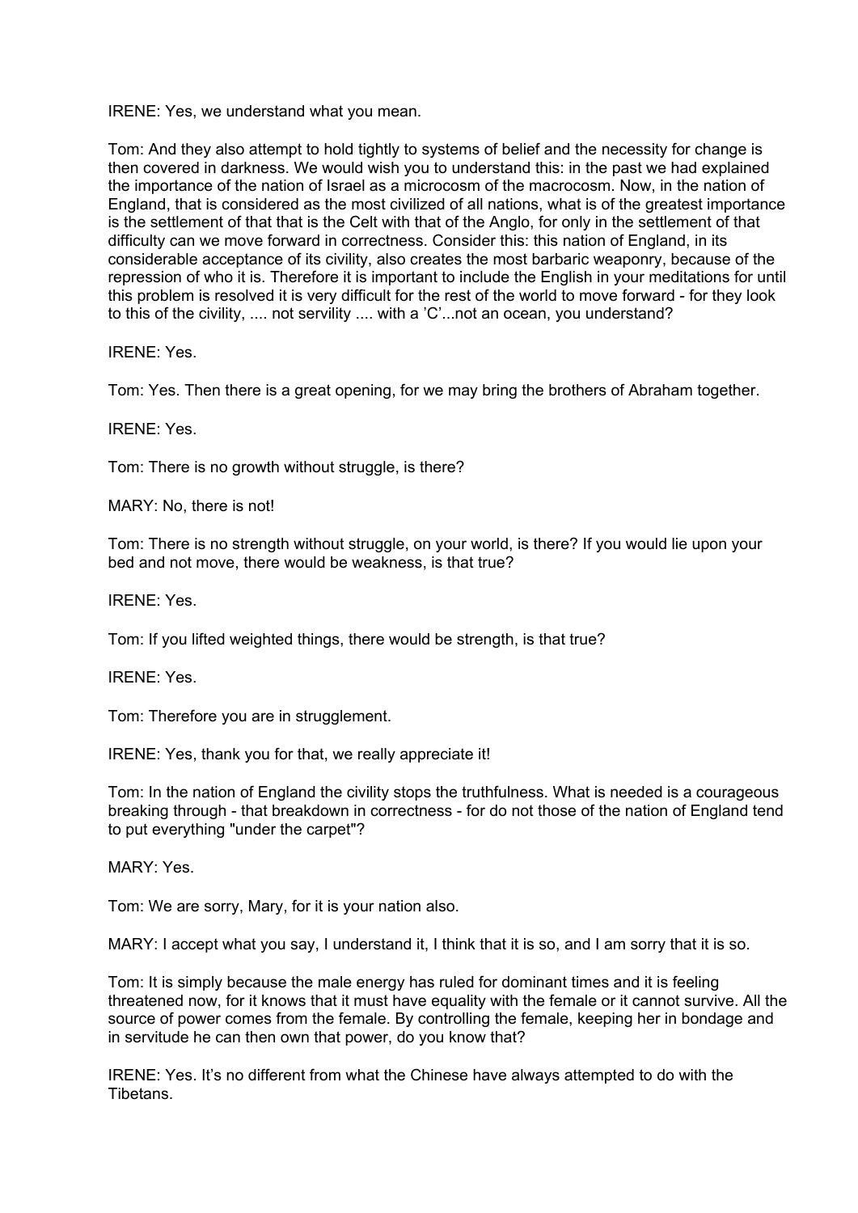IRENE: Yes, we understand what you mean.

Tom: And they also attempt to hold tightly to systems of belief and the necessity for change is then covered in darkness. We would wish you to understand this: in the past we had explained the importance of the nation of Israel as a microcosm of the macrocosm. Now, in the nation of England, that is considered as the most civilized of all nations, what is of the greatest importance is the settlement of that that is the Celt with that of the Anglo, for only in the settlement of that difficulty can we move forward in correctness. Consider this: this nation of England, in its considerable acceptance of its civility, also creates the most barbaric weaponry, because of the repression of who it is. Therefore it is important to include the English in your meditations for until this problem is resolved it is very difficult for the rest of the world to move forward - for they look to this of the civility, .... not servility .... with a 'C'...not an ocean, you understand?

IRENE: Yes.

Tom: Yes. Then there is a great opening, for we may bring the brothers of Abraham together.

IRENE: Yes.

Tom: There is no growth without struggle, is there?

MARY: No, there is not!

Tom: There is no strength without struggle, on your world, is there? If you would lie upon your bed and not move, there would be weakness, is that true?

IRENE: Yes.

Tom: If you lifted weighted things, there would be strength, is that true?

IRENE: Yes.

Tom: Therefore you are in strugglement.

IRENE: Yes, thank you for that, we really appreciate it!

Tom: In the nation of England the civility stops the truthfulness. What is needed is a courageous breaking through - that breakdown in correctness - for do not those of the nation of England tend to put everything "under the carpet"?

MARY: Yes.

Tom: We are sorry, Mary, for it is your nation also.

MARY: I accept what you say, I understand it, I think that it is so, and I am sorry that it is so.

Tom: It is simply because the male energy has ruled for dominant times and it is feeling threatened now, for it knows that it must have equality with the female or it cannot survive. All the source of power comes from the female. By controlling the female, keeping her in bondage and in servitude he can then own that power, do you know that?

IRENE: Yes. It's no different from what the Chinese have always attempted to do with the Tibetans.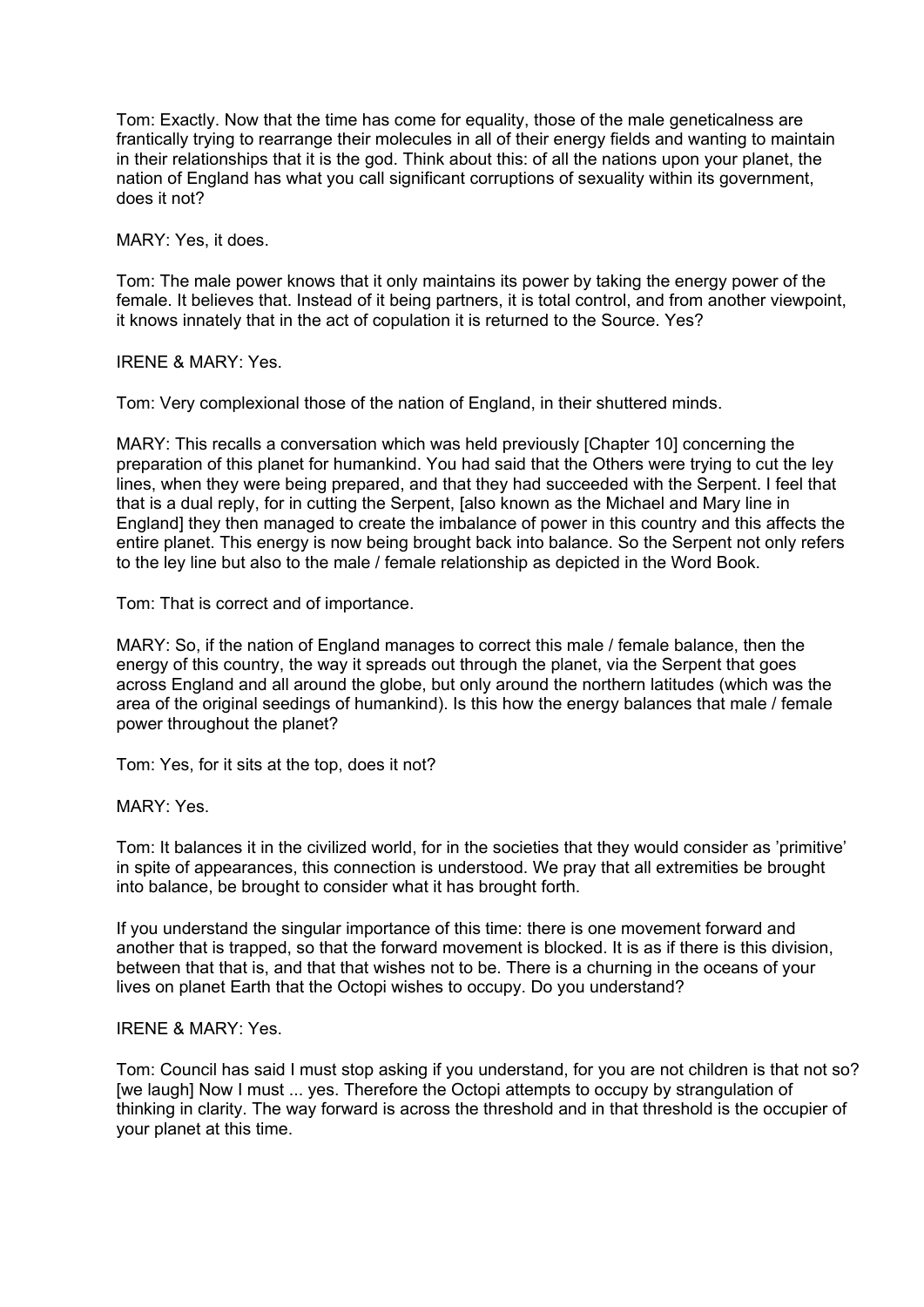Tom: Exactly. Now that the time has come for equality, those of the male geneticalness are frantically trying to rearrange their molecules in all of their energy fields and wanting to maintain in their relationships that it is the god. Think about this: of all the nations upon your planet, the nation of England has what you call significant corruptions of sexuality within its government, does it not?

MARY: Yes, it does.

Tom: The male power knows that it only maintains its power by taking the energy power of the female. It believes that. Instead of it being partners, it is total control, and from another viewpoint, it knows innately that in the act of copulation it is returned to the Source. Yes?

IRENE & MARY: Yes.

Tom: Very complexional those of the nation of England, in their shuttered minds.

MARY: This recalls a conversation which was held previously [Chapter 10] concerning the preparation of this planet for humankind. You had said that the Others were trying to cut the ley lines, when they were being prepared, and that they had succeeded with the Serpent. I feel that that is a dual reply, for in cutting the Serpent, [also known as the Michael and Mary line in England] they then managed to create the imbalance of power in this country and this affects the entire planet. This energy is now being brought back into balance. So the Serpent not only refers to the ley line but also to the male / female relationship as depicted in the Word Book.

Tom: That is correct and of importance.

MARY: So, if the nation of England manages to correct this male / female balance, then the energy of this country, the way it spreads out through the planet, via the Serpent that goes across England and all around the globe, but only around the northern latitudes (which was the area of the original seedings of humankind). Is this how the energy balances that male / female power throughout the planet?

Tom: Yes, for it sits at the top, does it not?

MARY: Yes.

Tom: It balances it in the civilized world, for in the societies that they would consider as 'primitive' in spite of appearances, this connection is understood. We pray that all extremities be brought into balance, be brought to consider what it has brought forth.

If you understand the singular importance of this time: there is one movement forward and another that is trapped, so that the forward movement is blocked. It is as if there is this division, between that that is, and that that wishes not to be. There is a churning in the oceans of your lives on planet Earth that the Octopi wishes to occupy. Do you understand?

IRENE & MARY: Yes.

Tom: Council has said I must stop asking if you understand, for you are not children is that not so? [we laugh] Now I must ... yes. Therefore the Octopi attempts to occupy by strangulation of thinking in clarity. The way forward is across the threshold and in that threshold is the occupier of your planet at this time.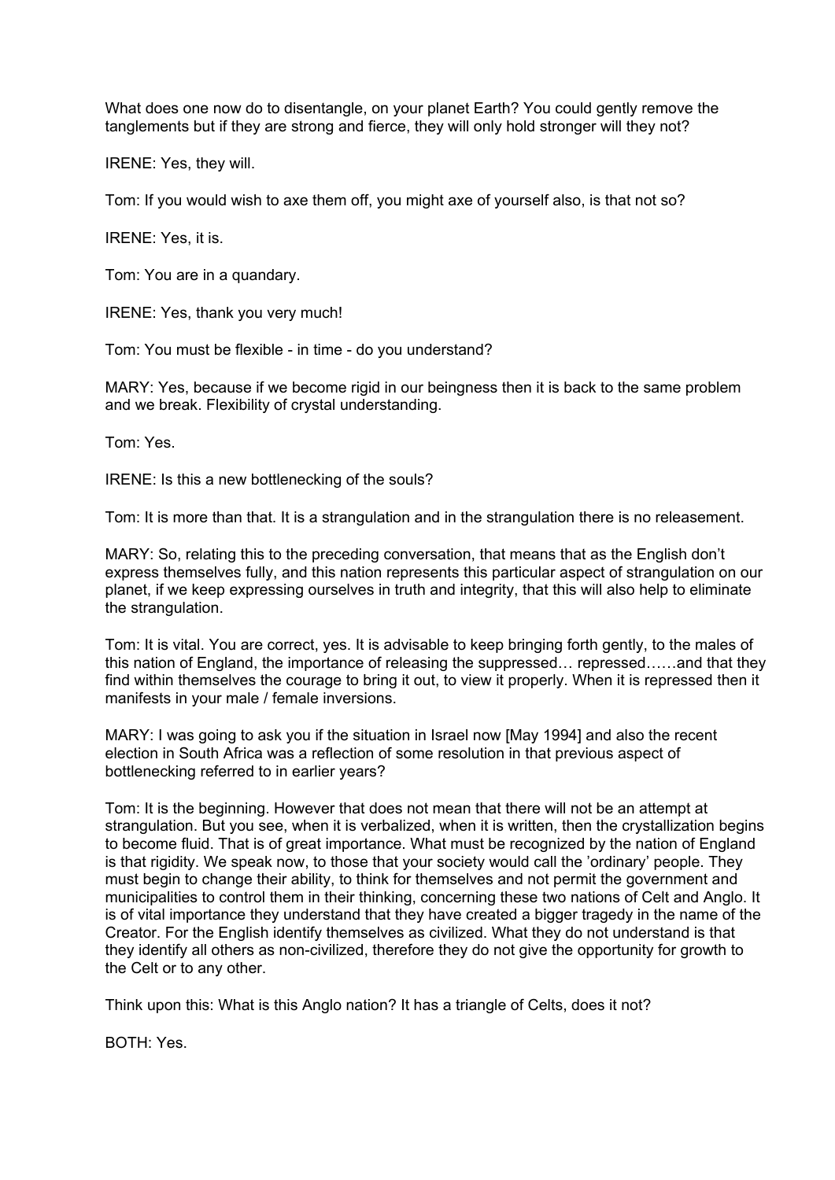What does one now do to disentangle, on your planet Earth? You could gently remove the tanglements but if they are strong and fierce, they will only hold stronger will they not?

IRENE: Yes, they will.

Tom: If you would wish to axe them off, you might axe of yourself also, is that not so?

IRENE: Yes, it is.

Tom: You are in a quandary.

IRENE: Yes, thank you very much!

Tom: You must be flexible - in time - do you understand?

MARY: Yes, because if we become rigid in our beingness then it is back to the same problem and we break. Flexibility of crystal understanding.

Tom: Yes.

IRENE: Is this a new bottlenecking of the souls?

Tom: It is more than that. It is a strangulation and in the strangulation there is no releasement.

MARY: So, relating this to the preceding conversation, that means that as the English don't express themselves fully, and this nation represents this particular aspect of strangulation on our planet, if we keep expressing ourselves in truth and integrity, that this will also help to eliminate the strangulation.

Tom: It is vital. You are correct, yes. It is advisable to keep bringing forth gently, to the males of this nation of England, the importance of releasing the suppressed… repressed……and that they find within themselves the courage to bring it out, to view it properly. When it is repressed then it manifests in your male / female inversions.

MARY: I was going to ask you if the situation in Israel now [May 1994] and also the recent election in South Africa was a reflection of some resolution in that previous aspect of bottlenecking referred to in earlier years?

Tom: It is the beginning. However that does not mean that there will not be an attempt at strangulation. But you see, when it is verbalized, when it is written, then the crystallization begins to become fluid. That is of great importance. What must be recognized by the nation of England is that rigidity. We speak now, to those that your society would call the 'ordinary' people. They must begin to change their ability, to think for themselves and not permit the government and municipalities to control them in their thinking, concerning these two nations of Celt and Anglo. It is of vital importance they understand that they have created a bigger tragedy in the name of the Creator. For the English identify themselves as civilized. What they do not understand is that they identify all others as non-civilized, therefore they do not give the opportunity for growth to the Celt or to any other.

Think upon this: What is this Anglo nation? It has a triangle of Celts, does it not?

BOTH: Yes.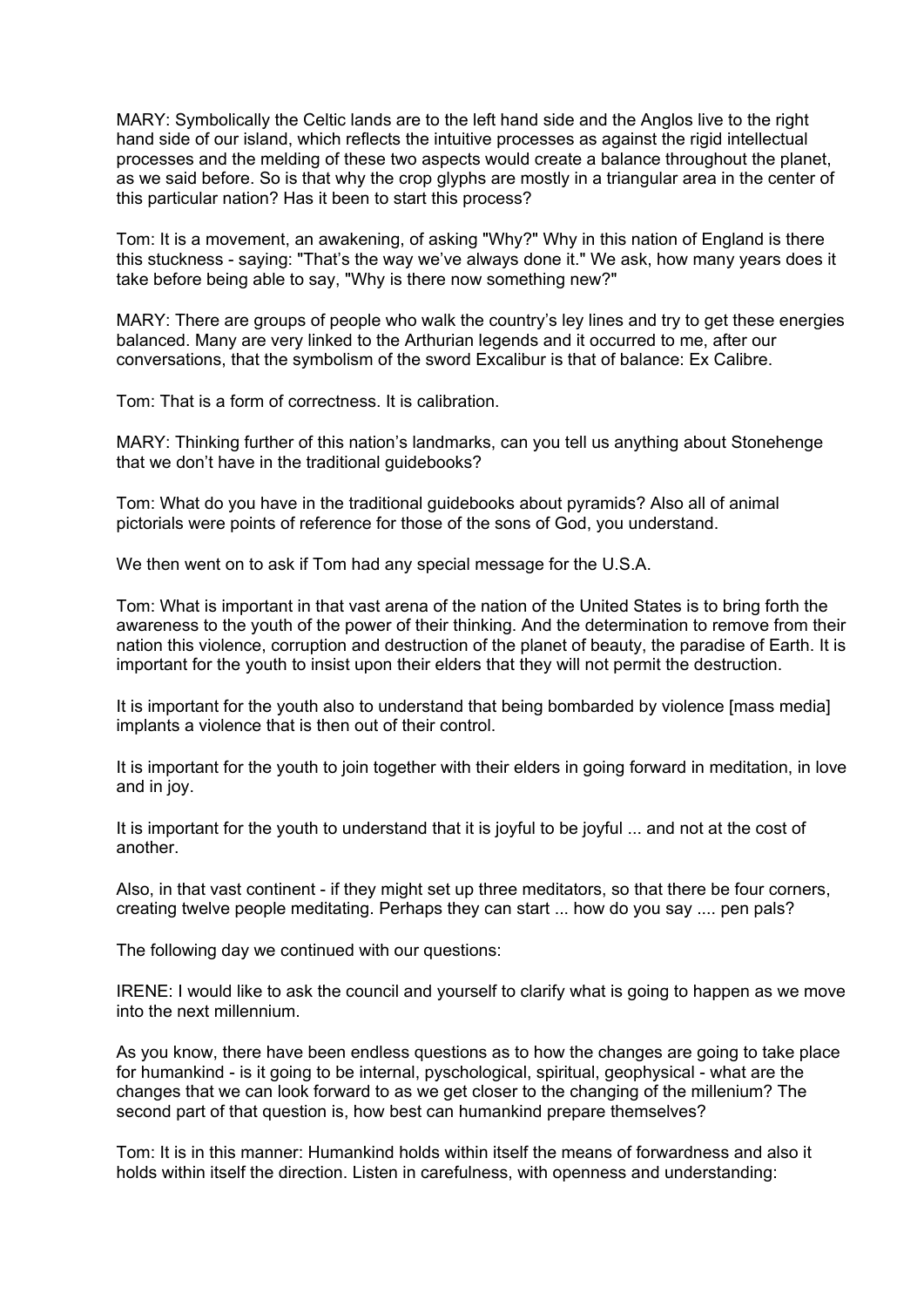MARY: Symbolically the Celtic lands are to the left hand side and the Anglos live to the right hand side of our island, which reflects the intuitive processes as against the rigid intellectual processes and the melding of these two aspects would create a balance throughout the planet, as we said before. So is that why the crop glyphs are mostly in a triangular area in the center of this particular nation? Has it been to start this process?

Tom: It is a movement, an awakening, of asking "Why?" Why in this nation of England is there this stuckness - saying: "That's the way we've always done it." We ask, how many years does it take before being able to say, "Why is there now something new?"

MARY: There are groups of people who walk the country's ley lines and try to get these energies balanced. Many are very linked to the Arthurian legends and it occurred to me, after our conversations, that the symbolism of the sword Excalibur is that of balance: Ex Calibre.

Tom: That is a form of correctness. It is calibration.

MARY: Thinking further of this nation's landmarks, can you tell us anything about Stonehenge that we don't have in the traditional guidebooks?

Tom: What do you have in the traditional guidebooks about pyramids? Also all of animal pictorials were points of reference for those of the sons of God, you understand.

We then went on to ask if Tom had any special message for the U.S.A.

Tom: What is important in that vast arena of the nation of the United States is to bring forth the awareness to the youth of the power of their thinking. And the determination to remove from their nation this violence, corruption and destruction of the planet of beauty, the paradise of Earth. It is important for the youth to insist upon their elders that they will not permit the destruction.

It is important for the youth also to understand that being bombarded by violence [mass media] implants a violence that is then out of their control.

It is important for the youth to join together with their elders in going forward in meditation, in love and in joy.

It is important for the youth to understand that it is joyful to be joyful ... and not at the cost of another.

Also, in that vast continent - if they might set up three meditators, so that there be four corners, creating twelve people meditating. Perhaps they can start ... how do you say .... pen pals?

The following day we continued with our questions:

IRENE: I would like to ask the council and yourself to clarify what is going to happen as we move into the next millennium.

As you know, there have been endless questions as to how the changes are going to take place for humankind - is it going to be internal, pyschological, spiritual, geophysical - what are the changes that we can look forward to as we get closer to the changing of the millenium? The second part of that question is, how best can humankind prepare themselves?

Tom: It is in this manner: Humankind holds within itself the means of forwardness and also it holds within itself the direction. Listen in carefulness, with openness and understanding: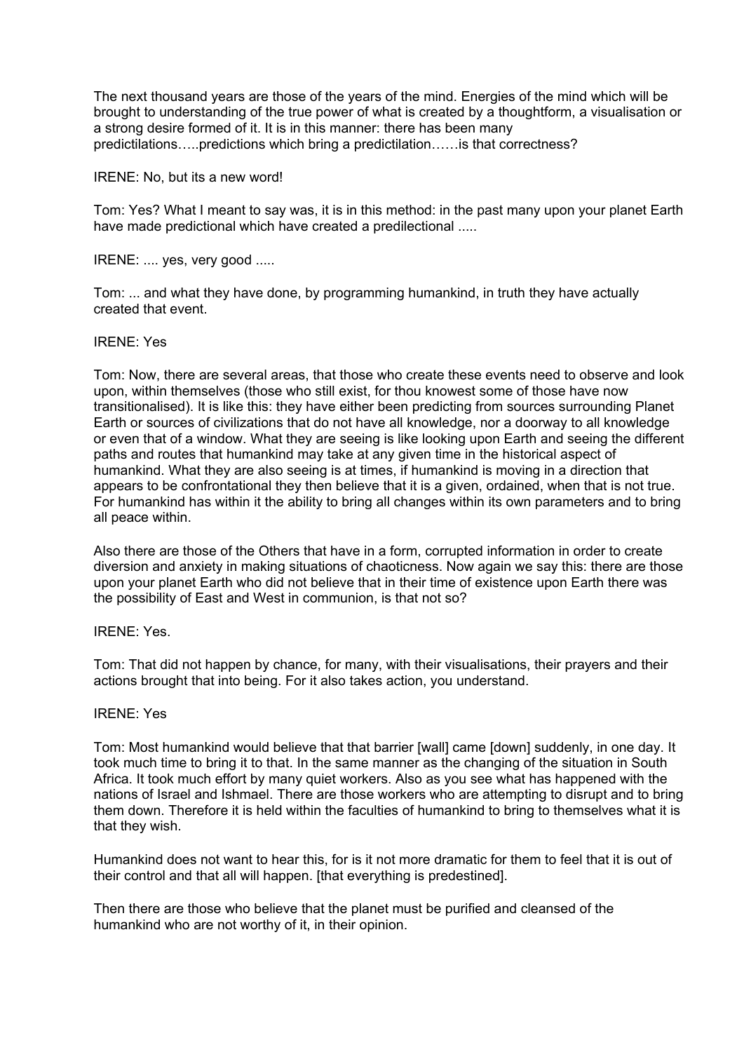The next thousand years are those of the years of the mind. Energies of the mind which will be brought to understanding of the true power of what is created by a thoughtform, a visualisation or a strong desire formed of it. It is in this manner: there has been many predictilations…..predictions which bring a predictilation……is that correctness?

IRENE: No, but its a new word!

Tom: Yes? What I meant to say was, it is in this method: in the past many upon your planet Earth have made predictional which have created a predilectional .....

IRENE: .... yes, very good .....

Tom: ... and what they have done, by programming humankind, in truth they have actually created that event.

IRENE: Yes

Tom: Now, there are several areas, that those who create these events need to observe and look upon, within themselves (those who still exist, for thou knowest some of those have now transitionalised). It is like this: they have either been predicting from sources surrounding Planet Earth or sources of civilizations that do not have all knowledge, nor a doorway to all knowledge or even that of a window. What they are seeing is like looking upon Earth and seeing the different paths and routes that humankind may take at any given time in the historical aspect of humankind. What they are also seeing is at times, if humankind is moving in a direction that appears to be confrontational they then believe that it is a given, ordained, when that is not true. For humankind has within it the ability to bring all changes within its own parameters and to bring all peace within.

Also there are those of the Others that have in a form, corrupted information in order to create diversion and anxiety in making situations of chaoticness. Now again we say this: there are those upon your planet Earth who did not believe that in their time of existence upon Earth there was the possibility of East and West in communion, is that not so?

IRENE: Yes.

Tom: That did not happen by chance, for many, with their visualisations, their prayers and their actions brought that into being. For it also takes action, you understand.

IRENE: Yes

Tom: Most humankind would believe that that barrier [wall] came [down] suddenly, in one day. It took much time to bring it to that. In the same manner as the changing of the situation in South Africa. It took much effort by many quiet workers. Also as you see what has happened with the nations of Israel and Ishmael. There are those workers who are attempting to disrupt and to bring them down. Therefore it is held within the faculties of humankind to bring to themselves what it is that they wish.

Humankind does not want to hear this, for is it not more dramatic for them to feel that it is out of their control and that all will happen. [that everything is predestined].

Then there are those who believe that the planet must be purified and cleansed of the humankind who are not worthy of it, in their opinion.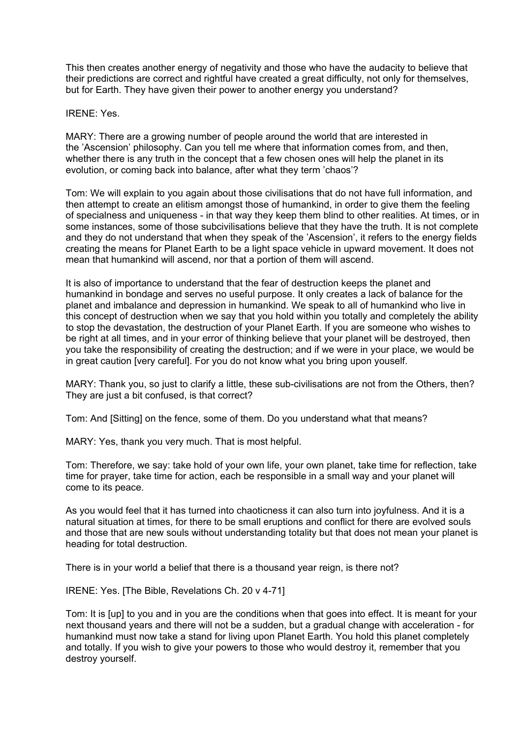This then creates another energy of negativity and those who have the audacity to believe that their predictions are correct and rightful have created a great difficulty, not only for themselves, but for Earth. They have given their power to another energy you understand?

IRENE: Yes.

MARY: There are a growing number of people around the world that are interested in the 'Ascension' philosophy. Can you tell me where that information comes from, and then, whether there is any truth in the concept that a few chosen ones will help the planet in its evolution, or coming back into balance, after what they term 'chaos'?

Tom: We will explain to you again about those civilisations that do not have full information, and then attempt to create an elitism amongst those of humankind, in order to give them the feeling of specialness and uniqueness - in that way they keep them blind to other realities. At times, or in some instances, some of those subcivilisations believe that they have the truth. It is not complete and they do not understand that when they speak of the 'Ascension', it refers to the energy fields creating the means for Planet Earth to be a light space vehicle in upward movement. It does not mean that humankind will ascend, nor that a portion of them will ascend.

It is also of importance to understand that the fear of destruction keeps the planet and humankind in bondage and serves no useful purpose. It only creates a lack of balance for the planet and imbalance and depression in humankind. We speak to all of humankind who live in this concept of destruction when we say that you hold within you totally and completely the ability to stop the devastation, the destruction of your Planet Earth. If you are someone who wishes to be right at all times, and in your error of thinking believe that your planet will be destroyed, then you take the responsibility of creating the destruction; and if we were in your place, we would be in great caution [very careful]. For you do not know what you bring upon youself.

MARY: Thank you, so just to clarify a little, these sub-civilisations are not from the Others, then? They are just a bit confused, is that correct?

Tom: And [Sitting] on the fence, some of them. Do you understand what that means?

MARY: Yes, thank you very much. That is most helpful.

Tom: Therefore, we say: take hold of your own life, your own planet, take time for reflection, take time for prayer, take time for action, each be responsible in a small way and your planet will come to its peace.

As you would feel that it has turned into chaoticness it can also turn into joyfulness. And it is a natural situation at times, for there to be small eruptions and conflict for there are evolved souls and those that are new souls without understanding totality but that does not mean your planet is heading for total destruction.

There is in your world a belief that there is a thousand year reign, is there not?

IRENE: Yes. [The Bible, Revelations Ch. 20 v 4-71]

Tom: It is [up] to you and in you are the conditions when that goes into effect. It is meant for your next thousand years and there will not be a sudden, but a gradual change with acceleration - for humankind must now take a stand for living upon Planet Earth. You hold this planet completely and totally. If you wish to give your powers to those who would destroy it, remember that you destroy yourself.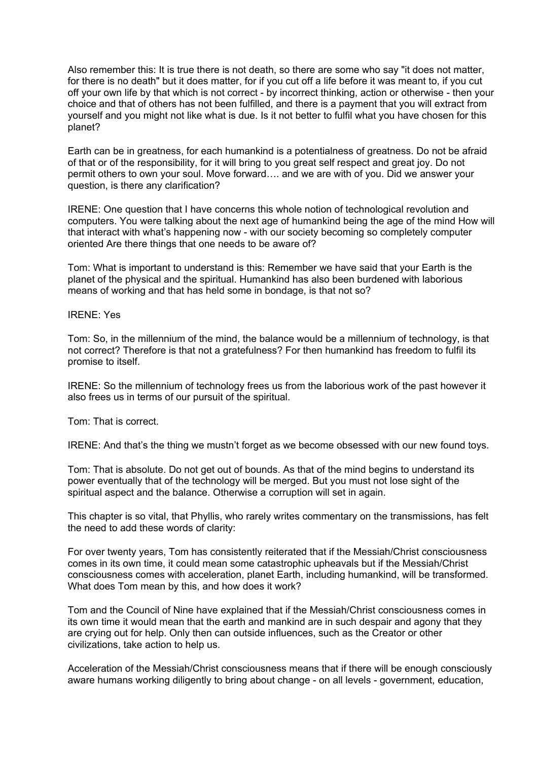Also remember this: It is true there is not death, so there are some who say "it does not matter, for there is no death" but it does matter, for if you cut off a life before it was meant to, if you cut off your own life by that which is not correct - by incorrect thinking, action or otherwise - then your choice and that of others has not been fulfilled, and there is a payment that you will extract from yourself and you might not like what is due. Is it not better to fulfil what you have chosen for this planet?

Earth can be in greatness, for each humankind is a potentialness of greatness. Do not be afraid of that or of the responsibility, for it will bring to you great self respect and great joy. Do not permit others to own your soul. Move forward…. and we are with of you. Did we answer your question, is there any clarification?

IRENE: One question that I have concerns this whole notion of technological revolution and computers. You were talking about the next age of humankind being the age of the mind How will that interact with what's happening now - with our society becoming so completely computer oriented Are there things that one needs to be aware of?

Tom: What is important to understand is this: Remember we have said that your Earth is the planet of the physical and the spiritual. Humankind has also been burdened with laborious means of working and that has held some in bondage, is that not so?

IRENE: Yes

Tom: So, in the millennium of the mind, the balance would be a millennium of technology, is that not correct? Therefore is that not a gratefulness? For then humankind has freedom to fulfil its promise to itself.

IRENE: So the millennium of technology frees us from the laborious work of the past however it also frees us in terms of our pursuit of the spiritual.

Tom: That is correct.

IRENE: And that's the thing we mustn't forget as we become obsessed with our new found toys.

Tom: That is absolute. Do not get out of bounds. As that of the mind begins to understand its power eventually that of the technology will be merged. But you must not lose sight of the spiritual aspect and the balance. Otherwise a corruption will set in again.

This chapter is so vital, that Phyllis, who rarely writes commentary on the transmissions, has felt the need to add these words of clarity:

For over twenty years, Tom has consistently reiterated that if the Messiah/Christ consciousness comes in its own time, it could mean some catastrophic upheavals but if the Messiah/Christ consciousness comes with acceleration, planet Earth, including humankind, will be transformed. What does Tom mean by this, and how does it work?

Tom and the Council of Nine have explained that if the Messiah/Christ consciousness comes in its own time it would mean that the earth and mankind are in such despair and agony that they are crying out for help. Only then can outside influences, such as the Creator or other civilizations, take action to help us.

Acceleration of the Messiah/Christ consciousness means that if there will be enough consciously aware humans working diligently to bring about change - on all levels - government, education,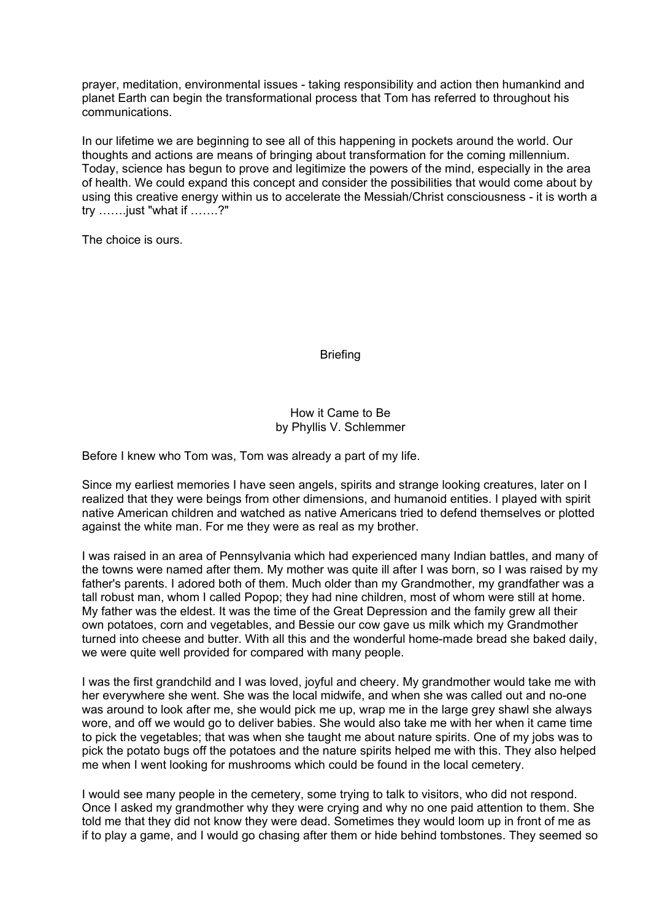prayer, meditation, environmental issues - taking responsibility and action then humankind and planet Earth can begin the transformational process that Tom has referred to throughout his communications.

In our lifetime we are beginning to see all of this happening in pockets around the world. Our thoughts and actions are means of bringing about transformation for the coming millennium. Today, science has begun to prove and legitimize the powers of the mind, especially in the area of health. We could expand this concept and consider the possibilities that would come about by using this creative energy within us to accelerate the Messiah/Christ consciousness - it is worth a try …….just "what if …….?"

The choice is ours.

## Briefing

### How it Came to Be
by Phyllis V. Schlemmer

Before I knew who Tom was, Tom was already a part of my life.

Since my earliest memories I have seen angels, spirits and strange looking creatures, later on I realized that they were beings from other dimensions, and humanoid entities. I played with spirit native American children and watched as native Americans tried to defend themselves or plotted against the white man. For me they were as real as my brother.

I was raised in an area of Pennsylvania which had experienced many Indian battles, and many of the towns were named after them. My mother was quite ill after I was born, so I was raised by my father's parents. I adored both of them. Much older than my Grandmother, my grandfather was a tall robust man, whom I called Popop; they had nine children, most of whom were still at home. My father was the eldest. It was the time of the Great Depression and the family grew all their own potatoes, corn and vegetables, and Bessie our cow gave us milk which my Grandmother turned into cheese and butter. With all this and the wonderful home-made bread she baked daily, we were quite well provided for compared with many people.

I was the first grandchild and I was loved, joyful and cheery. My grandmother would take me with her everywhere she went. She was the local midwife, and when she was called out and no-one was around to look after me, she would pick me up, wrap me in the large grey shawl she always wore, and off we would go to deliver babies. She would also take me with her when it came time to pick the vegetables; that was when she taught me about nature spirits. One of my jobs was to pick the potato bugs off the potatoes and the nature spirits helped me with this. They also helped me when I went looking for mushrooms which could be found in the local cemetery.

I would see many people in the cemetery, some trying to talk to visitors, who did not respond. Once I asked my grandmother why they were crying and why no one paid attention to them. She told me that they did not know they were dead. Sometimes they would loom up in front of me as if to play a game, and I would go chasing after them or hide behind tombstones. They seemed so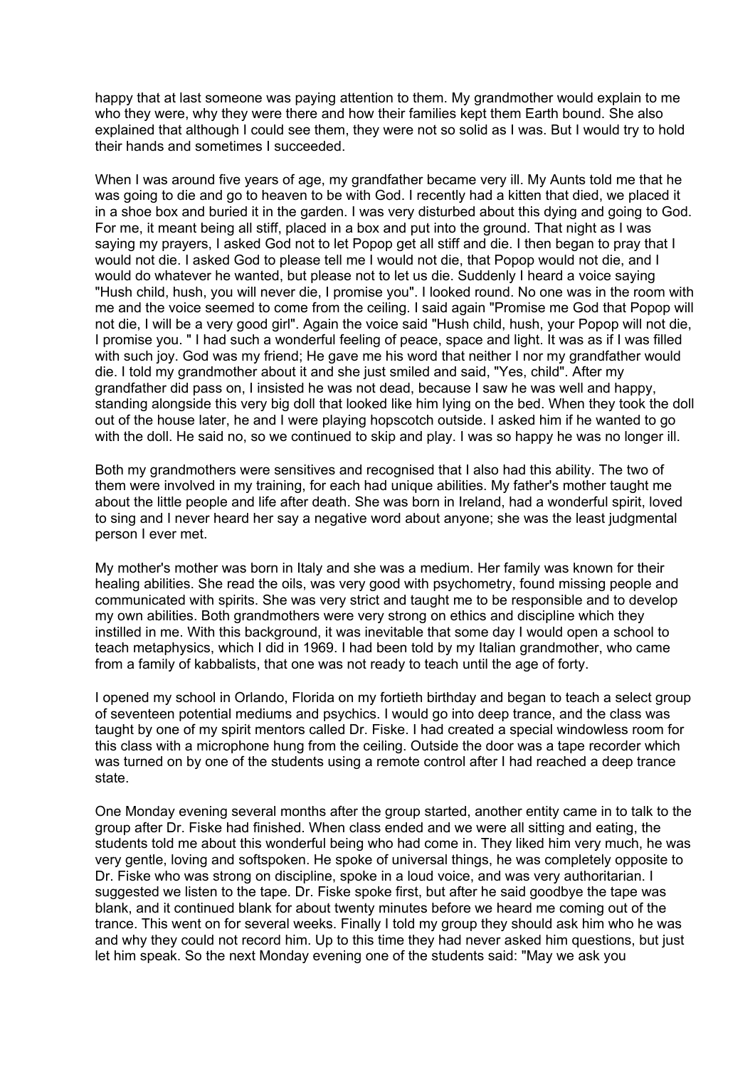happy that at last someone was paying attention to them. My grandmother would explain to me who they were, why they were there and how their families kept them Earth bound. She also explained that although I could see them, they were not so solid as I was. But I would try to hold their hands and sometimes I succeeded.

When I was around five years of age, my grandfather became very ill. My Aunts told me that he was going to die and go to heaven to be with God. I recently had a kitten that died, we placed it in a shoe box and buried it in the garden. I was very disturbed about this dying and going to God. For me, it meant being all stiff, placed in a box and put into the ground. That night as I was saying my prayers, I asked God not to let Popop get all stiff and die. I then began to pray that I would not die. I asked God to please tell me I would not die, that Popop would not die, and I would do whatever he wanted, but please not to let us die. Suddenly I heard a voice saying "Hush child, hush, you will never die, I promise you". I looked round. No one was in the room with me and the voice seemed to come from the ceiling. I said again "Promise me God that Popop will not die, I will be a very good girl". Again the voice said "Hush child, hush, your Popop will not die, I promise you. " I had such a wonderful feeling of peace, space and light. It was as if I was filled with such joy. God was my friend; He gave me his word that neither I nor my grandfather would die. I told my grandmother about it and she just smiled and said, "Yes, child". After my grandfather did pass on, I insisted he was not dead, because I saw he was well and happy, standing alongside this very big doll that looked like him lying on the bed. When they took the doll out of the house later, he and I were playing hopscotch outside. I asked him if he wanted to go with the doll. He said no, so we continued to skip and play. I was so happy he was no longer ill.

Both my grandmothers were sensitives and recognised that I also had this ability. The two of them were involved in my training, for each had unique abilities. My father's mother taught me about the little people and life after death. She was born in Ireland, had a wonderful spirit, loved to sing and I never heard her say a negative word about anyone; she was the least judgmental person I ever met.

My mother's mother was born in Italy and she was a medium. Her family was known for their healing abilities. She read the oils, was very good with psychometry, found missing people and communicated with spirits. She was very strict and taught me to be responsible and to develop my own abilities. Both grandmothers were very strong on ethics and discipline which they instilled in me. With this background, it was inevitable that some day I would open a school to teach metaphysics, which I did in 1969. I had been told by my Italian grandmother, who came from a family of kabbalists, that one was not ready to teach until the age of forty.

I opened my school in Orlando, Florida on my fortieth birthday and began to teach a select group of seventeen potential mediums and psychics. I would go into deep trance, and the class was taught by one of my spirit mentors called Dr. Fiske. I had created a special windowless room for this class with a microphone hung from the ceiling. Outside the door was a tape recorder which was turned on by one of the students using a remote control after I had reached a deep trance state.

One Monday evening several months after the group started, another entity came in to talk to the group after Dr. Fiske had finished. When class ended and we were all sitting and eating, the students told me about this wonderful being who had come in. They liked him very much, he was very gentle, loving and softspoken. He spoke of universal things, he was completely opposite to Dr. Fiske who was strong on discipline, spoke in a loud voice, and was very authoritarian. I suggested we listen to the tape. Dr. Fiske spoke first, but after he said goodbye the tape was blank, and it continued blank for about twenty minutes before we heard me coming out of the trance. This went on for several weeks. Finally I told my group they should ask him who he was and why they could not record him. Up to this time they had never asked him questions, but just let him speak. So the next Monday evening one of the students said: "May we ask you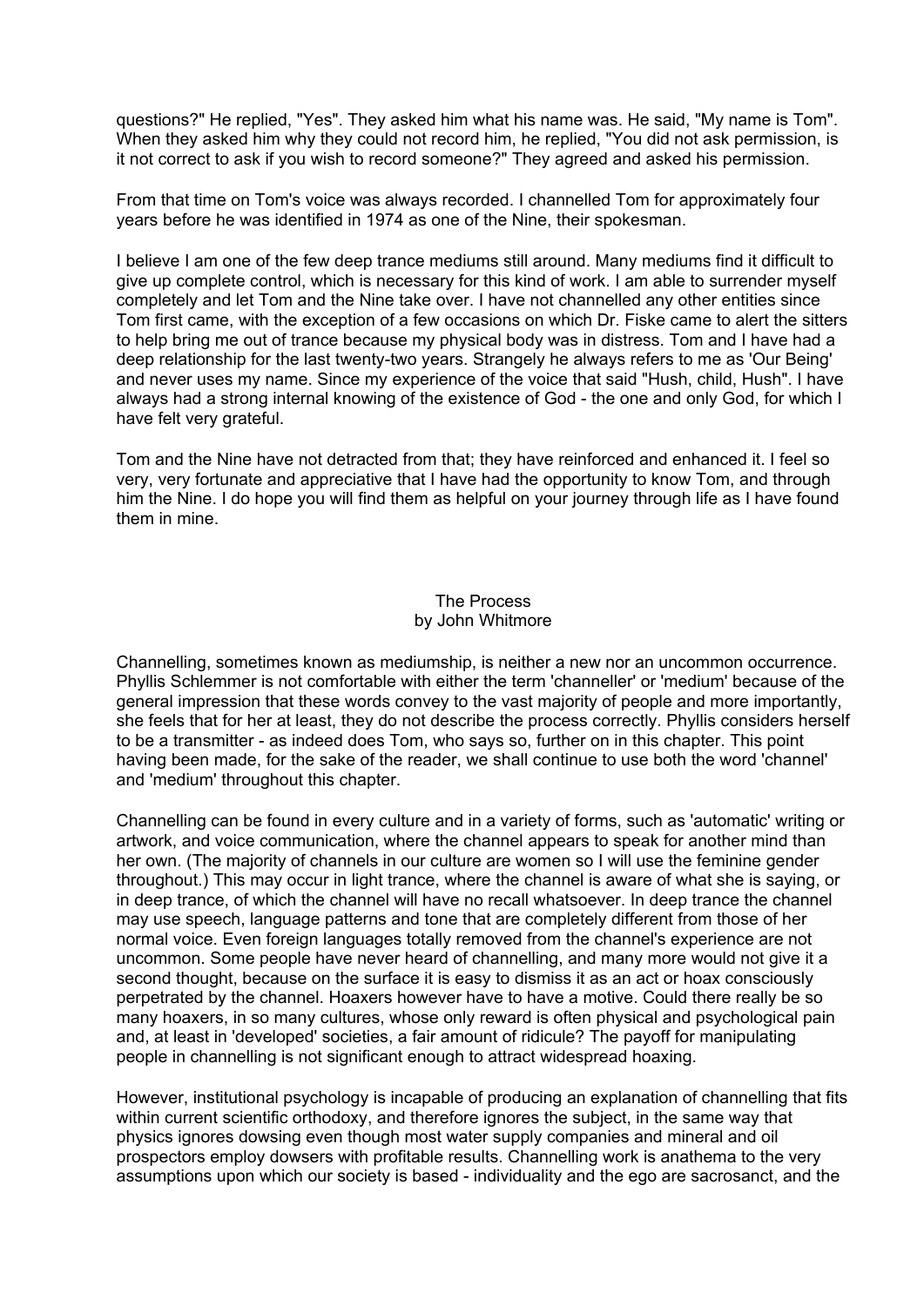questions?" He replied, "Yes". They asked him what his name was. He said, "My name is Tom". When they asked him why they could not record him, he replied, "You did not ask permission, is it not correct to ask if you wish to record someone?" They agreed and asked his permission.

From that time on Tom's voice was always recorded. I channelled Tom for approximately four years before he was identified in 1974 as one of the Nine, their spokesman.

I believe I am one of the few deep trance mediums still around. Many mediums find it difficult to give up complete control, which is necessary for this kind of work. I am able to surrender myself completely and let Tom and the Nine take over. I have not channelled any other entities since Tom first came, with the exception of a few occasions on which Dr. Fiske came to alert the sitters to help bring me out of trance because my physical body was in distress. Tom and I have had a deep relationship for the last twenty-two years. Strangely he always refers to me as 'Our Being' and never uses my name. Since my experience of the voice that said "Hush, child, Hush". I have always had a strong internal knowing of the existence of God - the one and only God, for which I have felt very grateful.

Tom and the Nine have not detracted from that; they have reinforced and enhanced it. I feel so very, very fortunate and appreciative that I have had the opportunity to know Tom, and through him the Nine. I do hope you will find them as helpful on your journey through life as I have found them in mine.

## The Process
by John Whitmore

Channelling, sometimes known as mediumship, is neither a new nor an uncommon occurrence. Phyllis Schlemmer is not comfortable with either the term 'channeller' or 'medium' because of the general impression that these words convey to the vast majority of people and more importantly, she feels that for her at least, they do not describe the process correctly. Phyllis considers herself to be a transmitter - as indeed does Tom, who says so, further on in this chapter. This point having been made, for the sake of the reader, we shall continue to use both the word 'channel' and 'medium' throughout this chapter.

Channelling can be found in every culture and in a variety of forms, such as 'automatic' writing or artwork, and voice communication, where the channel appears to speak for another mind than her own. (The majority of channels in our culture are women so I will use the feminine gender throughout.) This may occur in light trance, where the channel is aware of what she is saying, or in deep trance, of which the channel will have no recall whatsoever. In deep trance the channel may use speech, language patterns and tone that are completely different from those of her normal voice. Even foreign languages totally removed from the channel's experience are not uncommon. Some people have never heard of channelling, and many more would not give it a second thought, because on the surface it is easy to dismiss it as an act or hoax consciously perpetrated by the channel. Hoaxers however have to have a motive. Could there really be so many hoaxers, in so many cultures, whose only reward is often physical and psychological pain and, at least in 'developed' societies, a fair amount of ridicule? The payoff for manipulating people in channelling is not significant enough to attract widespread hoaxing.

However, institutional psychology is incapable of producing an explanation of channelling that fits within current scientific orthodoxy, and therefore ignores the subject, in the same way that physics ignores dowsing even though most water supply companies and mineral and oil prospectors employ dowsers with profitable results. Channelling work is anathema to the very assumptions upon which our society is based - individuality and the ego are sacrosanct, and the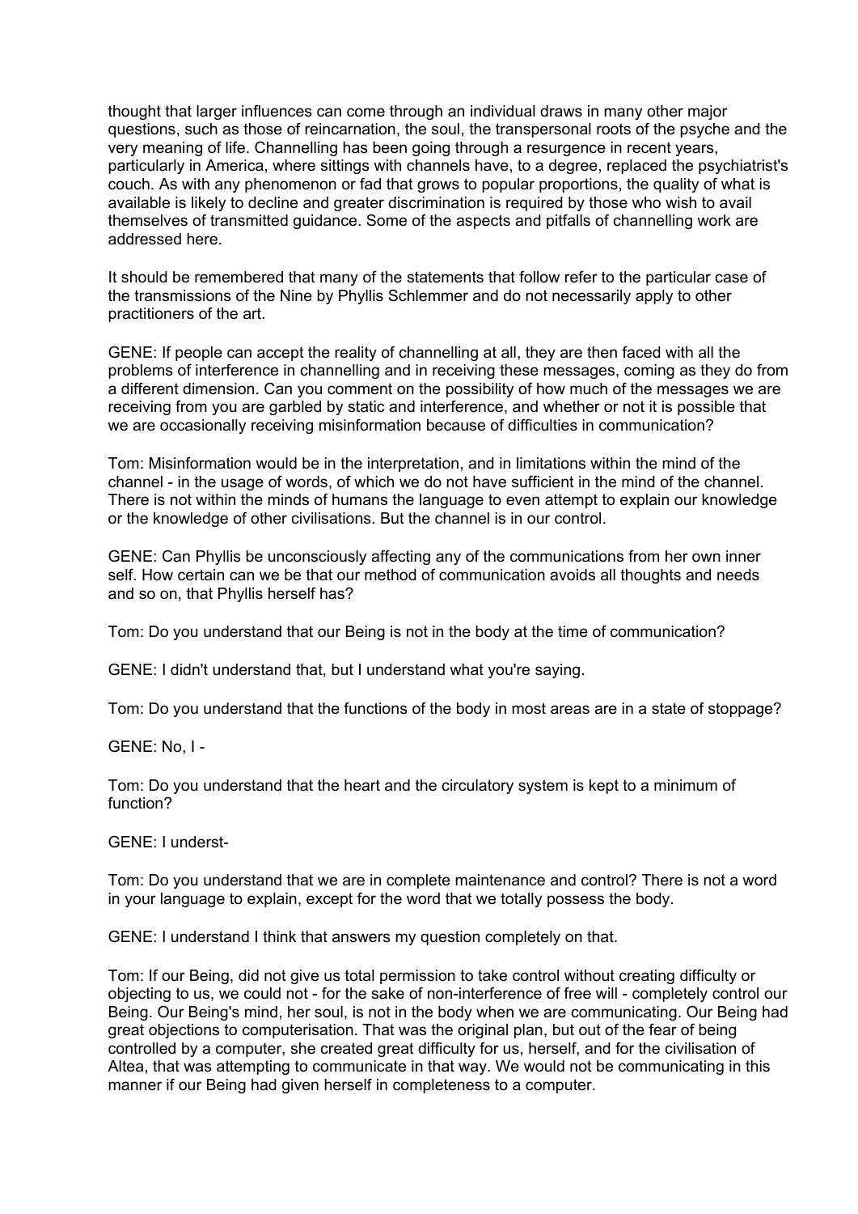thought that larger influences can come through an individual draws in many other major questions, such as those of reincarnation, the soul, the transpersonal roots of the psyche and the very meaning of life. Channelling has been going through a resurgence in recent years, particularly in America, where sittings with channels have, to a degree, replaced the psychiatrist's couch. As with any phenomenon or fad that grows to popular proportions, the quality of what is available is likely to decline and greater discrimination is required by those who wish to avail themselves of transmitted guidance. Some of the aspects and pitfalls of channelling work are addressed here.

It should be remembered that many of the statements that follow refer to the particular case of the transmissions of the Nine by Phyllis Schlemmer and do not necessarily apply to other practitioners of the art.

GENE: If people can accept the reality of channelling at all, they are then faced with all the problems of interference in channelling and in receiving these messages, coming as they do from a different dimension. Can you comment on the possibility of how much of the messages we are receiving from you are garbled by static and interference, and whether or not it is possible that we are occasionally receiving misinformation because of difficulties in communication?

Tom: Misinformation would be in the interpretation, and in limitations within the mind of the channel - in the usage of words, of which we do not have sufficient in the mind of the channel. There is not within the minds of humans the language to even attempt to explain our knowledge or the knowledge of other civilisations. But the channel is in our control.

GENE: Can Phyllis be unconsciously affecting any of the communications from her own inner self. How certain can we be that our method of communication avoids all thoughts and needs and so on, that Phyllis herself has?

Tom: Do you understand that our Being is not in the body at the time of communication?

GENE: I didn't understand that, but I understand what you're saying.

Tom: Do you understand that the functions of the body in most areas are in a state of stoppage?

GENE: No, I -

Tom: Do you understand that the heart and the circulatory system is kept to a minimum of function?

GENE: I underst-

Tom: Do you understand that we are in complete maintenance and control? There is not a word in your language to explain, except for the word that we totally possess the body.

GENE: I understand I think that answers my question completely on that.

Tom: If our Being, did not give us total permission to take control without creating difficulty or objecting to us, we could not - for the sake of non-interference of free will - completely control our Being. Our Being's mind, her soul, is not in the body when we are communicating. Our Being had great objections to computerisation. That was the original plan, but out of the fear of being controlled by a computer, she created great difficulty for us, herself, and for the civilisation of Altea, that was attempting to communicate in that way. We would not be communicating in this manner if our Being had given herself in completeness to a computer.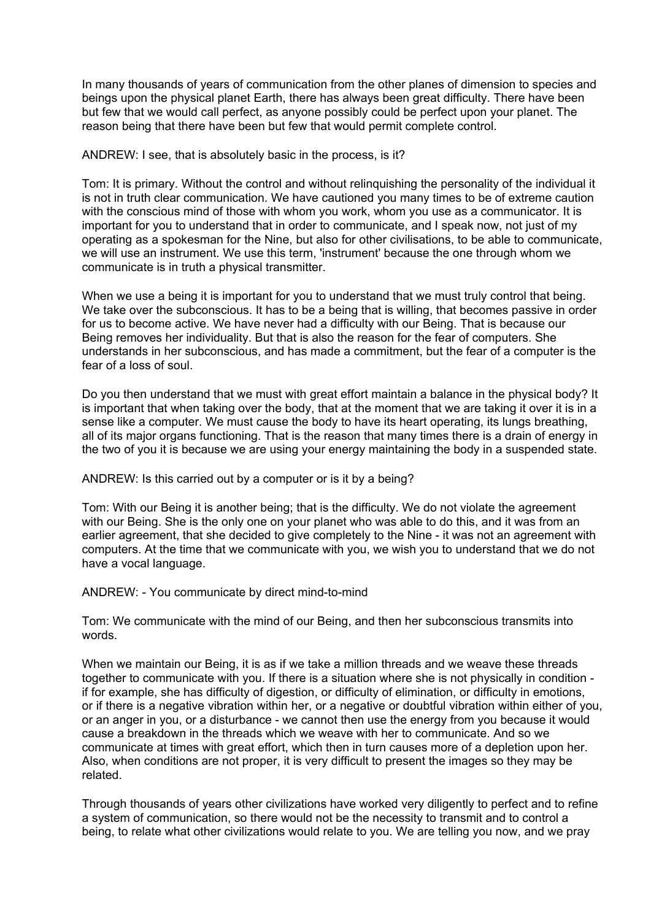In many thousands of years of communication from the other planes of dimension to species and beings upon the physical planet Earth, there has always been great difficulty. There have been but few that we would call perfect, as anyone possibly could be perfect upon your planet. The reason being that there have been but few that would permit complete control.

ANDREW: I see, that is absolutely basic in the process, is it?

Tom: It is primary. Without the control and without relinquishing the personality of the individual it is not in truth clear communication. We have cautioned you many times to be of extreme caution with the conscious mind of those with whom you work, whom you use as a communicator. It is important for you to understand that in order to communicate, and I speak now, not just of my operating as a spokesman for the Nine, but also for other civilisations, to be able to communicate, we will use an instrument. We use this term, 'instrument' because the one through whom we communicate is in truth a physical transmitter.

When we use a being it is important for you to understand that we must truly control that being. We take over the subconscious. It has to be a being that is willing, that becomes passive in order for us to become active. We have never had a difficulty with our Being. That is because our Being removes her individuality. But that is also the reason for the fear of computers. She understands in her subconscious, and has made a commitment, but the fear of a computer is the fear of a loss of soul.

Do you then understand that we must with great effort maintain a balance in the physical body? It is important that when taking over the body, that at the moment that we are taking it over it is in a sense like a computer. We must cause the body to have its heart operating, its lungs breathing, all of its major organs functioning. That is the reason that many times there is a drain of energy in the two of you it is because we are using your energy maintaining the body in a suspended state.

ANDREW: Is this carried out by a computer or is it by a being?

Tom: With our Being it is another being; that is the difficulty. We do not violate the agreement with our Being. She is the only one on your planet who was able to do this, and it was from an earlier agreement, that she decided to give completely to the Nine - it was not an agreement with computers. At the time that we communicate with you, we wish you to understand that we do not have a vocal language.

ANDREW: - You communicate by direct mind-to-mind

Tom: We communicate with the mind of our Being, and then her subconscious transmits into words.

When we maintain our Being, it is as if we take a million threads and we weave these threads together to communicate with you. If there is a situation where she is not physically in condition - if for example, she has difficulty of digestion, or difficulty of elimination, or difficulty in emotions, or if there is a negative vibration within her, or a negative or doubtful vibration within either of you, or an anger in you, or a disturbance - we cannot then use the energy from you because it would cause a breakdown in the threads which we weave with her to communicate. And so we communicate at times with great effort, which then in turn causes more of a depletion upon her. Also, when conditions are not proper, it is very difficult to present the images so they may be related.

Through thousands of years other civilizations have worked very diligently to perfect and to refine a system of communication, so there would not be the necessity to transmit and to control a being, to relate what other civilizations would relate to you. We are telling you now, and we pray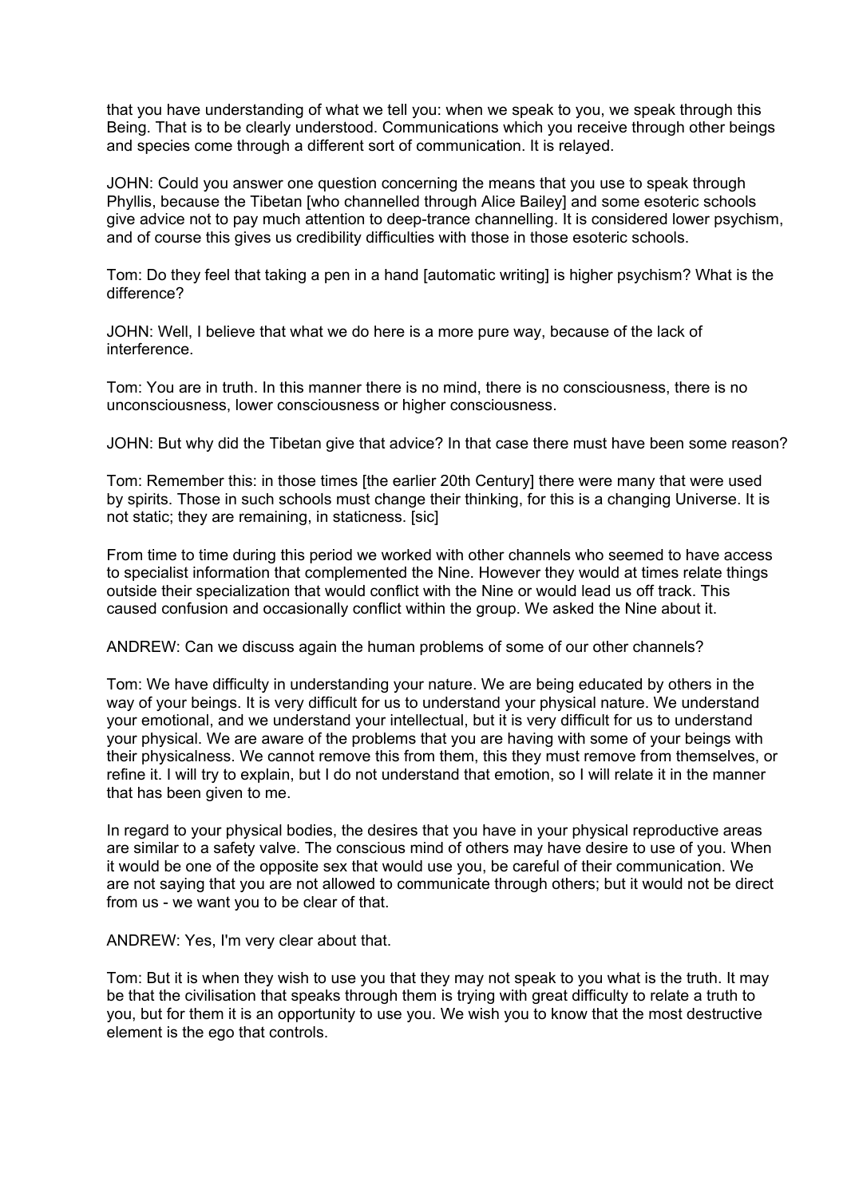that you have understanding of what we tell you: when we speak to you, we speak through this Being. That is to be clearly understood. Communications which you receive through other beings and species come through a different sort of communication. It is relayed.

JOHN: Could you answer one question concerning the means that you use to speak through Phyllis, because the Tibetan [who channelled through Alice Bailey] and some esoteric schools give advice not to pay much attention to deep-trance channelling. It is considered lower psychism, and of course this gives us credibility difficulties with those in those esoteric schools.

Tom: Do they feel that taking a pen in a hand [automatic writing] is higher psychism? What is the difference?

JOHN: Well, I believe that what we do here is a more pure way, because of the lack of interference.

Tom: You are in truth. In this manner there is no mind, there is no consciousness, there is no unconsciousness, lower consciousness or higher consciousness.

JOHN: But why did the Tibetan give that advice? In that case there must have been some reason?

Tom: Remember this: in those times [the earlier 20th Century] there were many that were used by spirits. Those in such schools must change their thinking, for this is a changing Universe. It is not static; they are remaining, in staticness. [sic]

From time to time during this period we worked with other channels who seemed to have access to specialist information that complemented the Nine. However they would at times relate things outside their specialization that would conflict with the Nine or would lead us off track. This caused confusion and occasionally conflict within the group. We asked the Nine about it.

ANDREW: Can we discuss again the human problems of some of our other channels?

Tom: We have difficulty in understanding your nature. We are being educated by others in the way of your beings. It is very difficult for us to understand your physical nature. We understand your emotional, and we understand your intellectual, but it is very difficult for us to understand your physical. We are aware of the problems that you are having with some of your beings with their physicalness. We cannot remove this from them, this they must remove from themselves, or refine it. I will try to explain, but I do not understand that emotion, so I will relate it in the manner that has been given to me.

In regard to your physical bodies, the desires that you have in your physical reproductive areas are similar to a safety valve. The conscious mind of others may have desire to use of you. When it would be one of the opposite sex that would use you, be careful of their communication. We are not saying that you are not allowed to communicate through others; but it would not be direct from us - we want you to be clear of that.

ANDREW: Yes, I'm very clear about that.

Tom: But it is when they wish to use you that they may not speak to you what is the truth. It may be that the civilisation that speaks through them is trying with great difficulty to relate a truth to you, but for them it is an opportunity to use you. We wish you to know that the most destructive element is the ego that controls.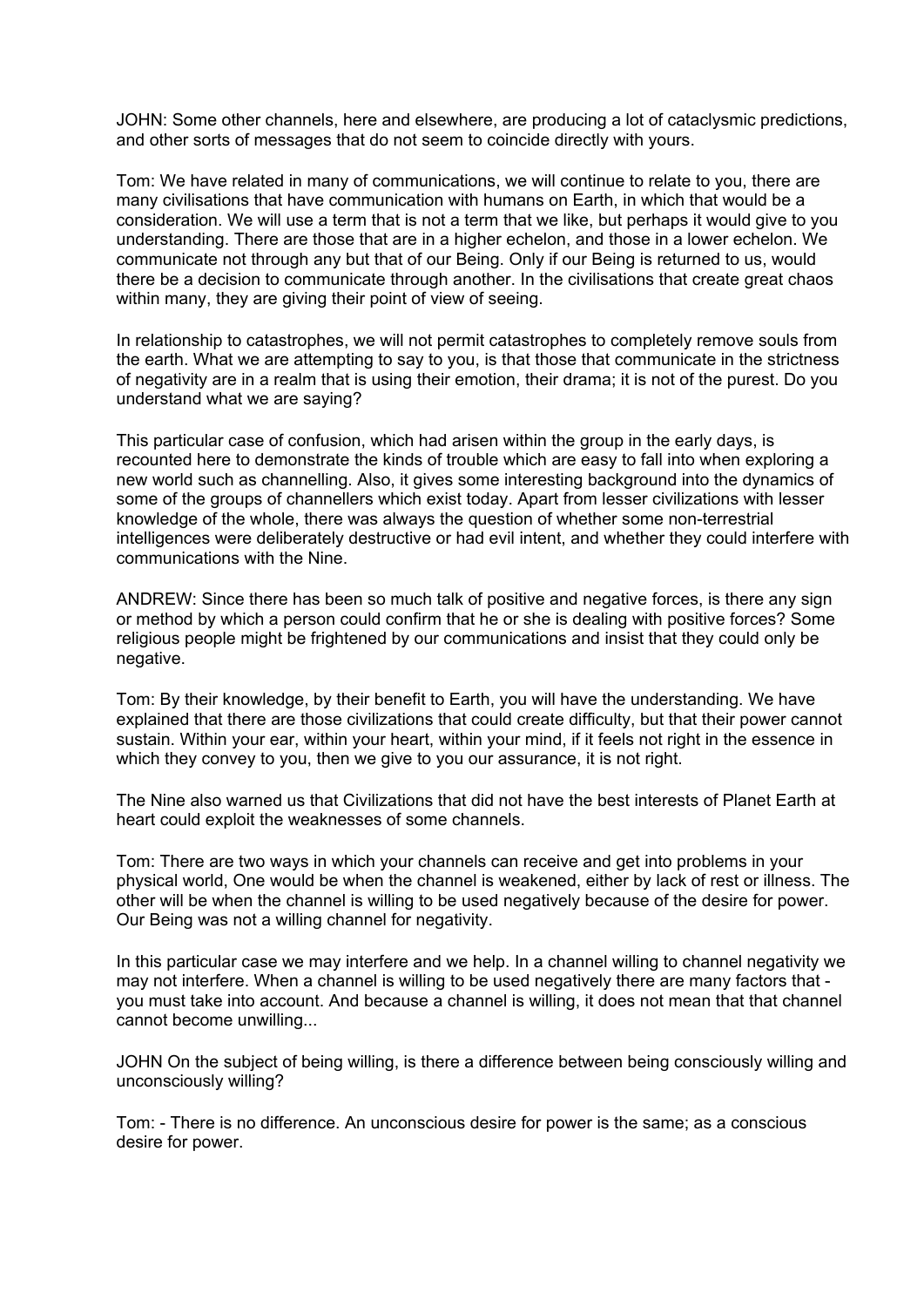JOHN: Some other channels, here and elsewhere, are producing a lot of cataclysmic predictions, and other sorts of messages that do not seem to coincide directly with yours.

Tom: We have related in many of communications, we will continue to relate to you, there are many civilisations that have communication with humans on Earth, in which that would be a consideration. We will use a term that is not a term that we like, but perhaps it would give to you understanding. There are those that are in a higher echelon, and those in a lower echelon. We communicate not through any but that of our Being. Only if our Being is returned to us, would there be a decision to communicate through another. In the civilisations that create great chaos within many, they are giving their point of view of seeing.

In relationship to catastrophes, we will not permit catastrophes to completely remove souls from the earth. What we are attempting to say to you, is that those that communicate in the strictness of negativity are in a realm that is using their emotion, their drama; it is not of the purest. Do you understand what we are saying?

This particular case of confusion, which had arisen within the group in the early days, is recounted here to demonstrate the kinds of trouble which are easy to fall into when exploring a new world such as channelling. Also, it gives some interesting background into the dynamics of some of the groups of channellers which exist today. Apart from lesser civilizations with lesser knowledge of the whole, there was always the question of whether some non-terrestrial intelligences were deliberately destructive or had evil intent, and whether they could interfere with communications with the Nine.

ANDREW: Since there has been so much talk of positive and negative forces, is there any sign or method by which a person could confirm that he or she is dealing with positive forces? Some religious people might be frightened by our communications and insist that they could only be negative.

Tom: By their knowledge, by their benefit to Earth, you will have the understanding. We have explained that there are those civilizations that could create difficulty, but that their power cannot sustain. Within your ear, within your heart, within your mind, if it feels not right in the essence in which they convey to you, then we give to you our assurance, it is not right.

The Nine also warned us that Civilizations that did not have the best interests of Planet Earth at heart could exploit the weaknesses of some channels.

Tom: There are two ways in which your channels can receive and get into problems in your physical world, One would be when the channel is weakened, either by lack of rest or illness. The other will be when the channel is willing to be used negatively because of the desire for power. Our Being was not a willing channel for negativity.

In this particular case we may interfere and we help. In a channel willing to channel negativity we may not interfere. When a channel is willing to be used negatively there are many factors that - you must take into account. And because a channel is willing, it does not mean that that channel cannot become unwilling...

JOHN On the subject of being willing, is there a difference between being consciously willing and unconsciously willing?

Tom: - There is no difference. An unconscious desire for power is the same; as a conscious desire for power.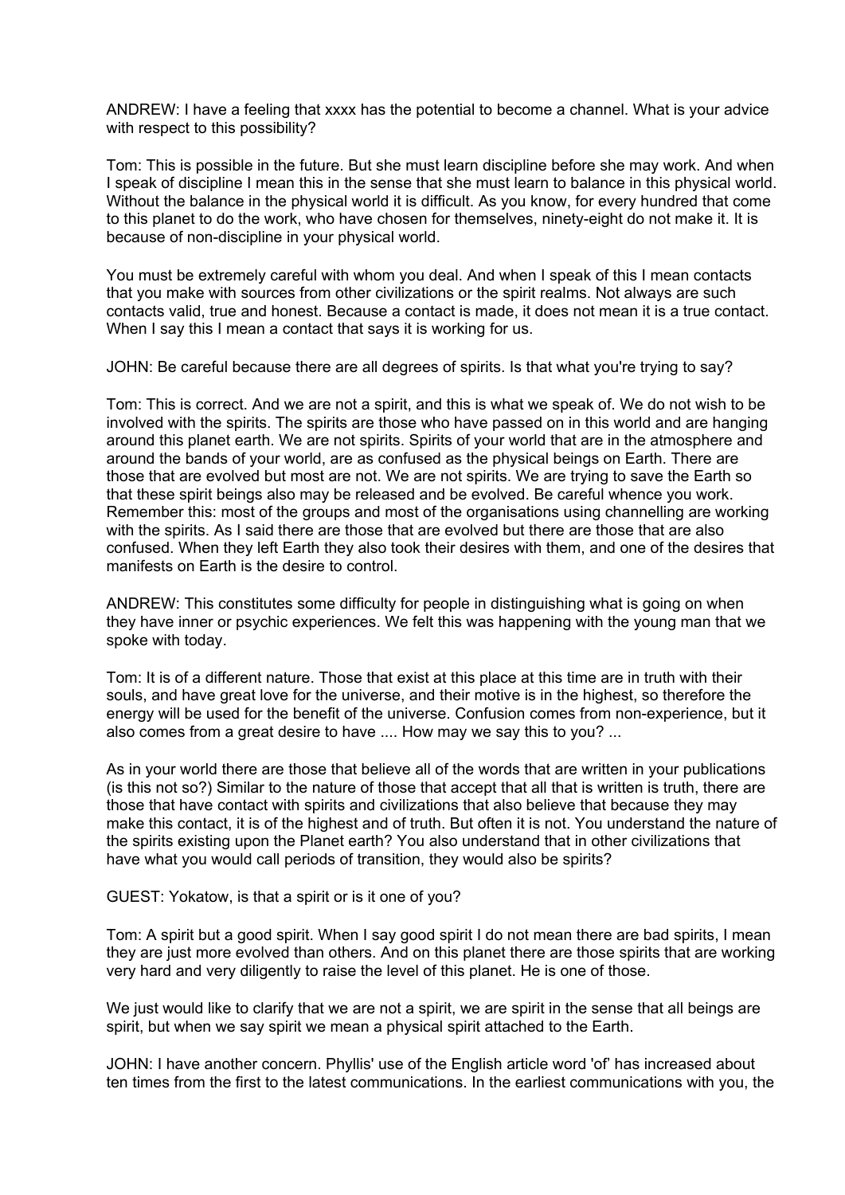ANDREW: I have a feeling that xxxx has the potential to become a channel. What is your advice with respect to this possibility?

Tom: This is possible in the future. But she must learn discipline before she may work. And when I speak of discipline I mean this in the sense that she must learn to balance in this physical world. Without the balance in the physical world it is difficult. As you know, for every hundred that come to this planet to do the work, who have chosen for themselves, ninety-eight do not make it. It is because of non-discipline in your physical world.

You must be extremely careful with whom you deal. And when I speak of this I mean contacts that you make with sources from other civilizations or the spirit realms. Not always are such contacts valid, true and honest. Because a contact is made, it does not mean it is a true contact. When I say this I mean a contact that says it is working for us.

JOHN: Be careful because there are all degrees of spirits. Is that what you're trying to say?

Tom: This is correct. And we are not a spirit, and this is what we speak of. We do not wish to be involved with the spirits. The spirits are those who have passed on in this world and are hanging around this planet earth. We are not spirits. Spirits of your world that are in the atmosphere and around the bands of your world, are as confused as the physical beings on Earth. There are those that are evolved but most are not. We are not spirits. We are trying to save the Earth so that these spirit beings also may be released and be evolved. Be careful whence you work. Remember this: most of the groups and most of the organisations using channelling are working with the spirits. As I said there are those that are evolved but there are those that are also confused. When they left Earth they also took their desires with them, and one of the desires that manifests on Earth is the desire to control.

ANDREW: This constitutes some difficulty for people in distinguishing what is going on when they have inner or psychic experiences. We felt this was happening with the young man that we spoke with today.

Tom: It is of a different nature. Those that exist at this place at this time are in truth with their souls, and have great love for the universe, and their motive is in the highest, so therefore the energy will be used for the benefit of the universe. Confusion comes from non-experience, but it also comes from a great desire to have .... How may we say this to you? ...

As in your world there are those that believe all of the words that are written in your publications (is this not so?) Similar to the nature of those that accept that all that is written is truth, there are those that have contact with spirits and civilizations that also believe that because they may make this contact, it is of the highest and of truth. But often it is not. You understand the nature of the spirits existing upon the Planet earth? You also understand that in other civilizations that have what you would call periods of transition, they would also be spirits?

GUEST: Yokatow, is that a spirit or is it one of you?

Tom: A spirit but a good spirit. When I say good spirit I do not mean there are bad spirits, I mean they are just more evolved than others. And on this planet there are those spirits that are working very hard and very diligently to raise the level of this planet. He is one of those.

We just would like to clarify that we are not a spirit, we are spirit in the sense that all beings are spirit, but when we say spirit we mean a physical spirit attached to the Earth.

JOHN: I have another concern. Phyllis' use of the English article word 'of' has increased about ten times from the first to the latest communications. In the earliest communications with you, the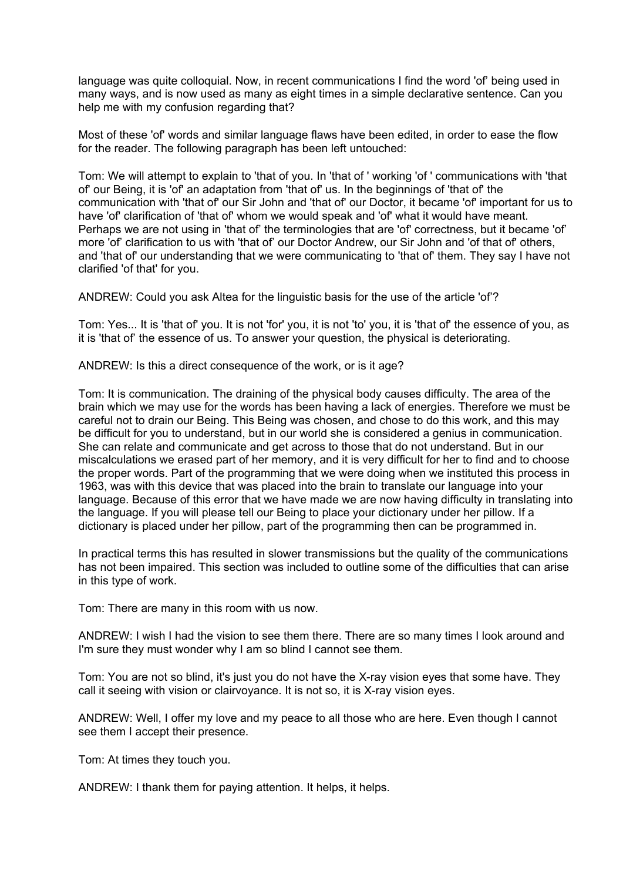language was quite colloquial. Now, in recent communications I find the word 'of' being used in many ways, and is now used as many as eight times in a simple declarative sentence. Can you help me with my confusion regarding that?

Most of these 'of' words and similar language flaws have been edited, in order to ease the flow for the reader. The following paragraph has been left untouched:

Tom: We will attempt to explain to 'that of you. In 'that of ' working 'of ' communications with 'that of' our Being, it is 'of' an adaptation from 'that of' us. In the beginnings of 'that of' the communication with 'that of' our Sir John and 'that of' our Doctor, it became 'of' important for us to have 'of' clarification of 'that of' whom we would speak and 'of' what it would have meant. Perhaps we are not using in 'that of' the terminologies that are 'of' correctness, but it became 'of' more 'of' clarification to us with 'that of' our Doctor Andrew, our Sir John and 'of that of' others, and 'that of' our understanding that we were communicating to 'that of' them. They say I have not clarified 'of that' for you.

ANDREW: Could you ask Altea for the linguistic basis for the use of the article 'of'?

Tom: Yes... It is 'that of' you. It is not 'for' you, it is not 'to' you, it is 'that of' the essence of you, as it is 'that of' the essence of us. To answer your question, the physical is deteriorating.

ANDREW: Is this a direct consequence of the work, or is it age?

Tom: It is communication. The draining of the physical body causes difficulty. The area of the brain which we may use for the words has been having a lack of energies. Therefore we must be careful not to drain our Being. This Being was chosen, and chose to do this work, and this may be difficult for you to understand, but in our world she is considered a genius in communication. She can relate and communicate and get across to those that do not understand. But in our miscalculations we erased part of her memory, and it is very difficult for her to find and to choose the proper words. Part of the programming that we were doing when we instituted this process in 1963, was with this device that was placed into the brain to translate our language into your language. Because of this error that we have made we are now having difficulty in translating into the language. If you will please tell our Being to place your dictionary under her pillow. If a dictionary is placed under her pillow, part of the programming then can be programmed in.

In practical terms this has resulted in slower transmissions but the quality of the communications has not been impaired. This section was included to outline some of the difficulties that can arise in this type of work.

Tom: There are many in this room with us now.

ANDREW: I wish I had the vision to see them there. There are so many times I look around and I'm sure they must wonder why I am so blind I cannot see them.

Tom: You are not so blind, it's just you do not have the X-ray vision eyes that some have. They call it seeing with vision or clairvoyance. It is not so, it is X-ray vision eyes.

ANDREW: Well, I offer my love and my peace to all those who are here. Even though I cannot see them I accept their presence.

Tom: At times they touch you.

ANDREW: I thank them for paying attention. It helps, it helps.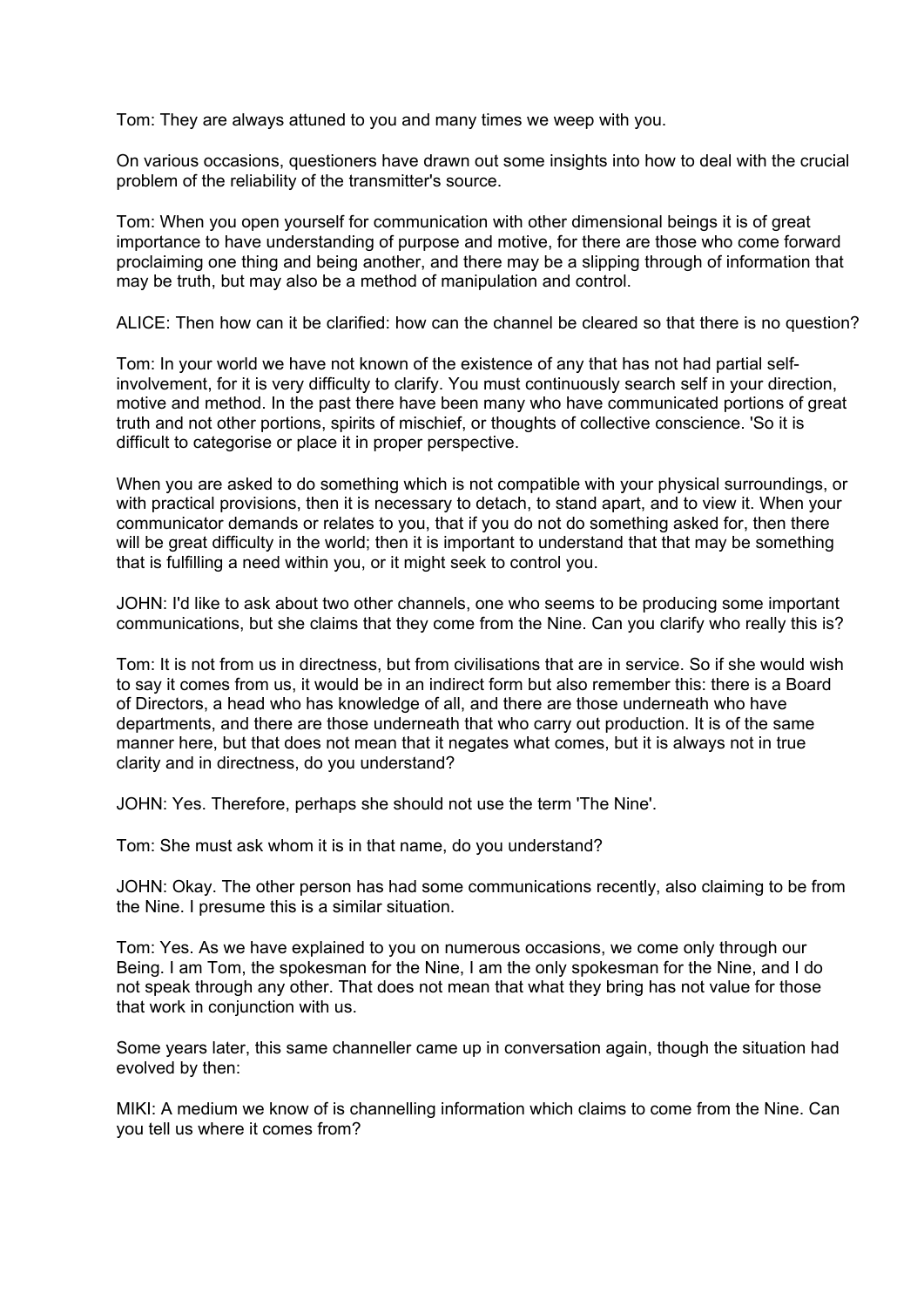Tom: They are always attuned to you and many times we weep with you.

On various occasions, questioners have drawn out some insights into how to deal with the crucial problem of the reliability of the transmitter's source.

Tom: When you open yourself for communication with other dimensional beings it is of great importance to have understanding of purpose and motive, for there are those who come forward proclaiming one thing and being another, and there may be a slipping through of information that may be truth, but may also be a method of manipulation and control.

ALICE: Then how can it be clarified: how can the channel be cleared so that there is no question?

Tom: In your world we have not known of the existence of any that has not had partial self-involvement, for it is very difficulty to clarify. You must continuously search self in your direction, motive and method. In the past there have been many who have communicated portions of great truth and not other portions, spirits of mischief, or thoughts of collective conscience. 'So it is difficult to categorise or place it in proper perspective.

When you are asked to do something which is not compatible with your physical surroundings, or with practical provisions, then it is necessary to detach, to stand apart, and to view it. When your communicator demands or relates to you, that if you do not do something asked for, then there will be great difficulty in the world; then it is important to understand that that may be something that is fulfilling a need within you, or it might seek to control you.

JOHN: I'd like to ask about two other channels, one who seems to be producing some important communications, but she claims that they come from the Nine. Can you clarify who really this is?

Tom: It is not from us in directness, but from civilisations that are in service. So if she would wish to say it comes from us, it would be in an indirect form but also remember this: there is a Board of Directors, a head who has knowledge of all, and there are those underneath who have departments, and there are those underneath that who carry out production. It is of the same manner here, but that does not mean that it negates what comes, but it is always not in true clarity and in directness, do you understand?

JOHN: Yes. Therefore, perhaps she should not use the term 'The Nine'.

Tom: She must ask whom it is in that name, do you understand?

JOHN: Okay. The other person has had some communications recently, also claiming to be from the Nine. I presume this is a similar situation.

Tom: Yes. As we have explained to you on numerous occasions, we come only through our Being. I am Tom, the spokesman for the Nine, I am the only spokesman for the Nine, and I do not speak through any other. That does not mean that what they bring has not value for those that work in conjunction with us.

Some years later, this same channeller came up in conversation again, though the situation had evolved by then:

MIKI: A medium we know of is channelling information which claims to come from the Nine. Can you tell us where it comes from?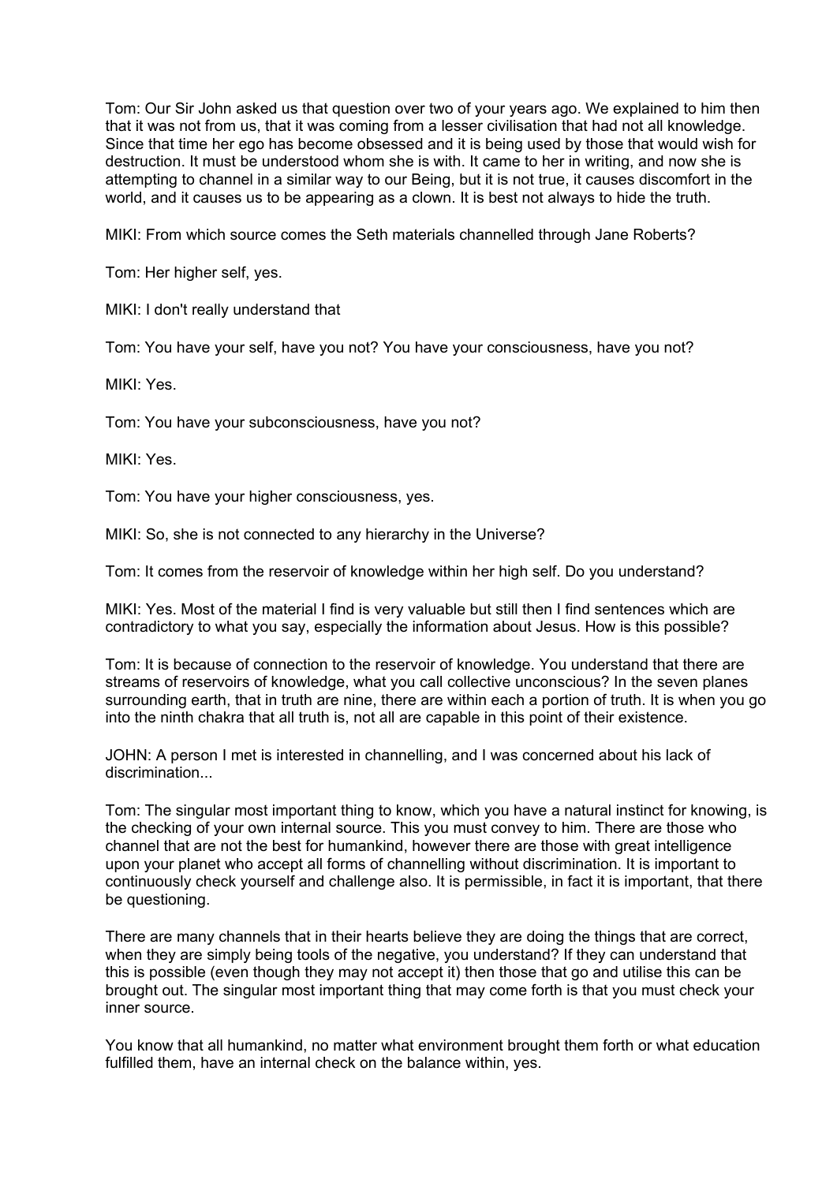Tom: Our Sir John asked us that question over two of your years ago. We explained to him then that it was not from us, that it was coming from a lesser civilisation that had not all knowledge. Since that time her ego has become obsessed and it is being used by those that would wish for destruction. It must be understood whom she is with. It came to her in writing, and now she is attempting to channel in a similar way to our Being, but it is not true, it causes discomfort in the world, and it causes us to be appearing as a clown. It is best not always to hide the truth.

MIKI: From which source comes the Seth materials channelled through Jane Roberts?

Tom: Her higher self, yes.

MIKI: I don't really understand that

Tom: You have your self, have you not? You have your consciousness, have you not?

MIKI: Yes.

Tom: You have your subconsciousness, have you not?

MIKI: Yes.

Tom: You have your higher consciousness, yes.

MIKI: So, she is not connected to any hierarchy in the Universe?

Tom: It comes from the reservoir of knowledge within her high self. Do you understand?

MIKI: Yes. Most of the material I find is very valuable but still then I find sentences which are contradictory to what you say, especially the information about Jesus. How is this possible?

Tom: It is because of connection to the reservoir of knowledge. You understand that there are streams of reservoirs of knowledge, what you call collective unconscious? In the seven planes surrounding earth, that in truth are nine, there are within each a portion of truth. It is when you go into the ninth chakra that all truth is, not all are capable in this point of their existence.

JOHN: A person I met is interested in channelling, and I was concerned about his lack of discrimination...

Tom: The singular most important thing to know, which you have a natural instinct for knowing, is the checking of your own internal source. This you must convey to him. There are those who channel that are not the best for humankind, however there are those with great intelligence upon your planet who accept all forms of channelling without discrimination. It is important to continuously check yourself and challenge also. It is permissible, in fact it is important, that there be questioning.

There are many channels that in their hearts believe they are doing the things that are correct, when they are simply being tools of the negative, you understand? If they can understand that this is possible (even though they may not accept it) then those that go and utilise this can be brought out. The singular most important thing that may come forth is that you must check your inner source.

You know that all humankind, no matter what environment brought them forth or what education fulfilled them, have an internal check on the balance within, yes.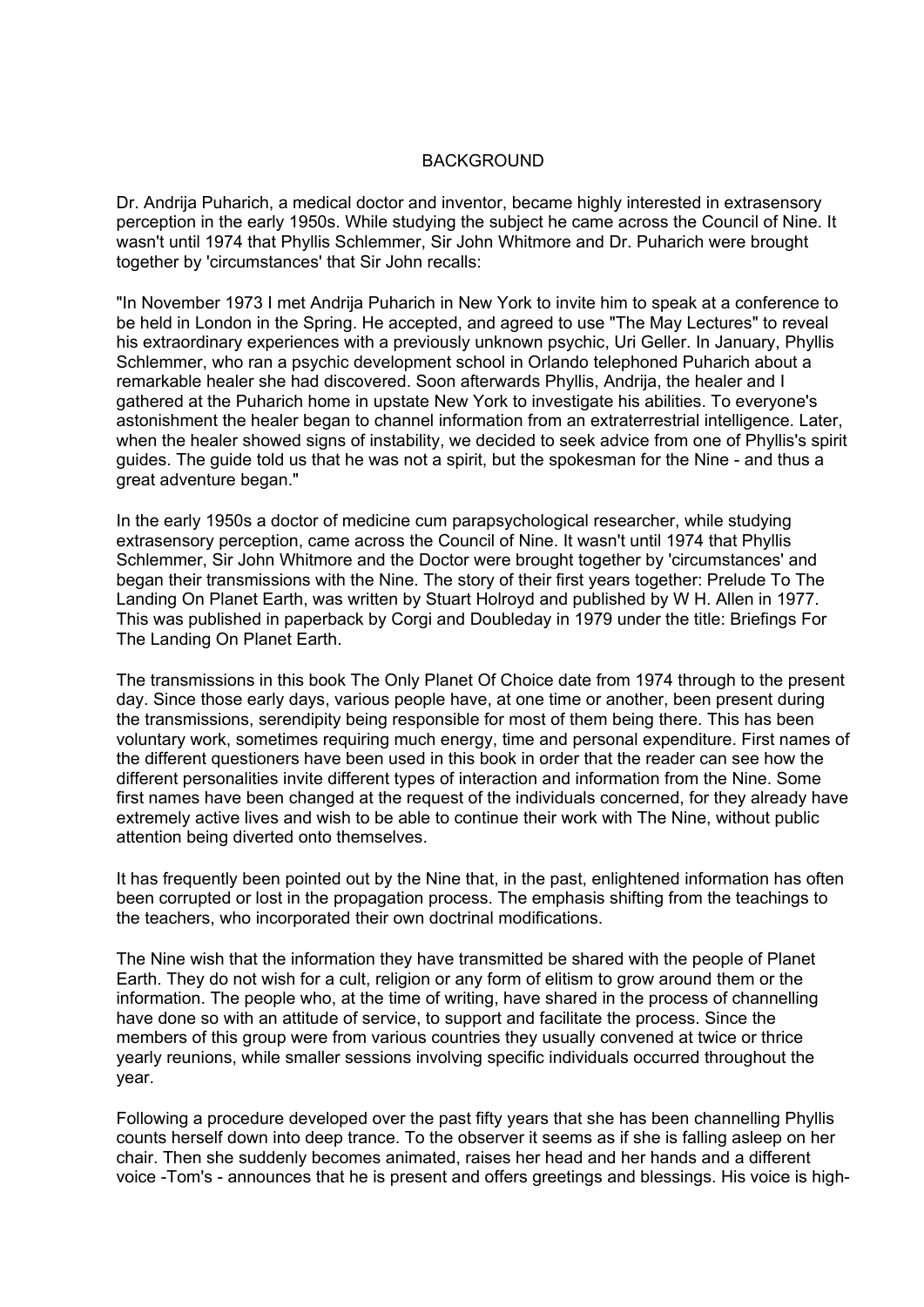# BACKGROUND

Dr. Andrija Puharich, a medical doctor and inventor, became highly interested in extrasensory perception in the early 1950s. While studying the subject he came across the Council of Nine. It wasn't until 1974 that Phyllis Schlemmer, Sir John Whitmore and Dr. Puharich were brought together by 'circumstances' that Sir John recalls:

"In November 1973 I met Andrija Puharich in New York to invite him to speak at a conference to be held in London in the Spring. He accepted, and agreed to use "The May Lectures" to reveal his extraordinary experiences with a previously unknown psychic, Uri Geller. In January, Phyllis Schlemmer, who ran a psychic development school in Orlando telephoned Puharich about a remarkable healer she had discovered. Soon afterwards Phyllis, Andrija, the healer and I gathered at the Puharich home in upstate New York to investigate his abilities. To everyone's astonishment the healer began to channel information from an extraterrestrial intelligence. Later, when the healer showed signs of instability, we decided to seek advice from one of Phyllis's spirit guides. The guide told us that he was not a spirit, but the spokesman for the Nine - and thus a great adventure began."

In the early 1950s a doctor of medicine cum parapsychological researcher, while studying extrasensory perception, came across the Council of Nine. It wasn't until 1974 that Phyllis Schlemmer, Sir John Whitmore and the Doctor were brought together by 'circumstances' and began their transmissions with the Nine. The story of their first years together: Prelude To The Landing On Planet Earth, was written by Stuart Holroyd and published by W H. Allen in 1977. This was published in paperback by Corgi and Doubleday in 1979 under the title: Briefings For The Landing On Planet Earth.

The transmissions in this book The Only Planet Of Choice date from 1974 through to the present day. Since those early days, various people have, at one time or another, been present during the transmissions, serendipity being responsible for most of them being there. This has been voluntary work, sometimes requiring much energy, time and personal expenditure. First names of the different questioners have been used in this book in order that the reader can see how the different personalities invite different types of interaction and information from the Nine. Some first names have been changed at the request of the individuals concerned, for they already have extremely active lives and wish to be able to continue their work with The Nine, without public attention being diverted onto themselves.

It has frequently been pointed out by the Nine that, in the past, enlightened information has often been corrupted or lost in the propagation process. The emphasis shifting from the teachings to the teachers, who incorporated their own doctrinal modifications.

The Nine wish that the information they have transmitted be shared with the people of Planet Earth. They do not wish for a cult, religion or any form of elitism to grow around them or the information. The people who, at the time of writing, have shared in the process of channelling have done so with an attitude of service, to support and facilitate the process. Since the members of this group were from various countries they usually convened at twice or thrice yearly reunions, while smaller sessions involving specific individuals occurred throughout the year.

Following a procedure developed over the past fifty years that she has been channelling Phyllis counts herself down into deep trance. To the observer it seems as if she is falling asleep on her chair. Then she suddenly becomes animated, raises her head and her hands and a different voice -Tom's - announces that he is present and offers greetings and blessings. His voice is high-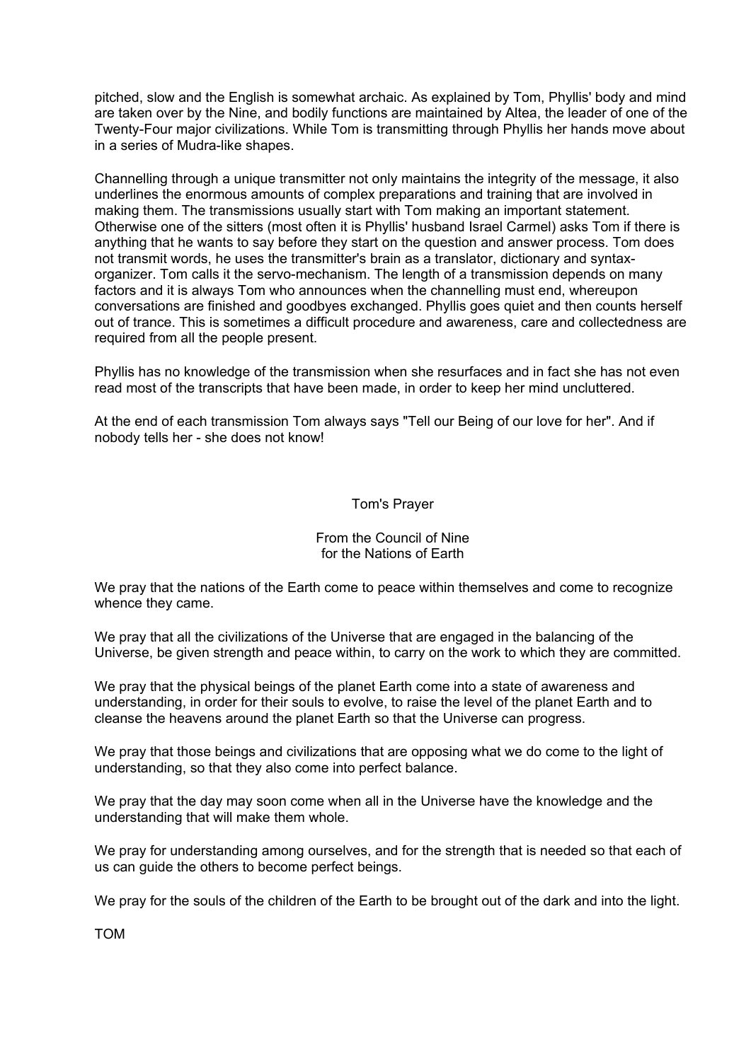pitched, slow and the English is somewhat archaic. As explained by Tom, Phyllis' body and mind are taken over by the Nine, and bodily functions are maintained by Altea, the leader of one of the Twenty-Four major civilizations. While Tom is transmitting through Phyllis her hands move about in a series of Mudra-like shapes.

Channelling through a unique transmitter not only maintains the integrity of the message, it also underlines the enormous amounts of complex preparations and training that are involved in making them. The transmissions usually start with Tom making an important statement. Otherwise one of the sitters (most often it is Phyllis' husband Israel Carmel) asks Tom if there is anything that he wants to say before they start on the question and answer process. Tom does not transmit words, he uses the transmitter's brain as a translator, dictionary and syntax-organizer. Tom calls it the servo-mechanism. The length of a transmission depends on many factors and it is always Tom who announces when the channelling must end, whereupon conversations are finished and goodbyes exchanged. Phyllis goes quiet and then counts herself out of trance. This is sometimes a difficult procedure and awareness, care and collectedness are required from all the people present.

Phyllis has no knowledge of the transmission when she resurfaces and in fact she has not even read most of the transcripts that have been made, in order to keep her mind uncluttered.

At the end of each transmission Tom always says "Tell our Being of our love for her". And if nobody tells her - she does not know!

## Tom's Prayer

From the Council of Nine
for the Nations of Earth

We pray that the nations of the Earth come to peace within themselves and come to recognize whence they came.

We pray that all the civilizations of the Universe that are engaged in the balancing of the Universe, be given strength and peace within, to carry on the work to which they are committed.

We pray that the physical beings of the planet Earth come into a state of awareness and understanding, in order for their souls to evolve, to raise the level of the planet Earth and to cleanse the heavens around the planet Earth so that the Universe can progress.

We pray that those beings and civilizations that are opposing what we do come to the light of understanding, so that they also come into perfect balance.

We pray that the day may soon come when all in the Universe have the knowledge and the understanding that will make them whole.

We pray for understanding among ourselves, and for the strength that is needed so that each of us can guide the others to become perfect beings.

We pray for the souls of the children of the Earth to be brought out of the dark and into the light.

TOM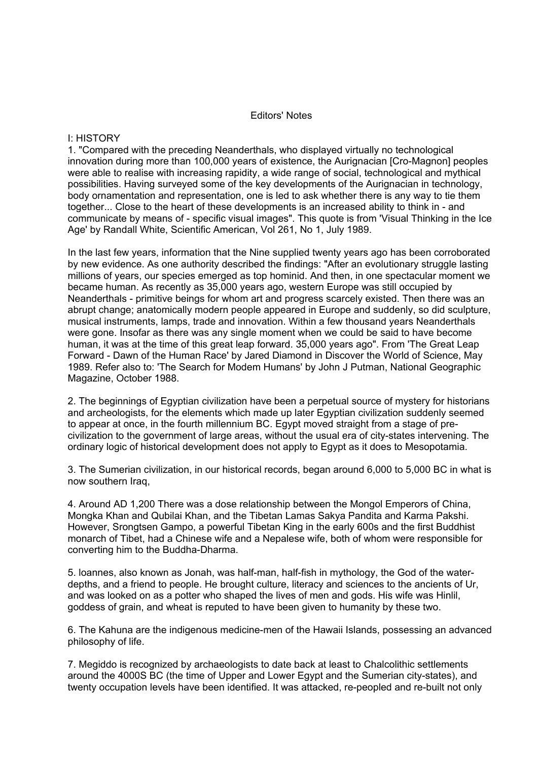Editors' Notes

I: HISTORY

1. "Compared with the preceding Neanderthals, who displayed virtually no technological innovation during more than 100,000 years of existence, the Aurignacian [Cro-Magnon] peoples were able to realise with increasing rapidity, a wide range of social, technological and mythical possibilities. Having surveyed some of the key developments of the Aurignacian in technology, body ornamentation and representation, one is led to ask whether there is any way to tie them together... Close to the heart of these developments is an increased ability to think in - and communicate by means of - specific visual images". This quote is from 'Visual Thinking in the Ice Age' by Randall White, Scientific American, Vol 261, No 1, July 1989.

In the last few years, information that the Nine supplied twenty years ago has been corroborated by new evidence. As one authority described the findings: "After an evolutionary struggle lasting millions of years, our species emerged as top hominid. And then, in one spectacular moment we became human. As recently as 35,000 years ago, western Europe was still occupied by Neanderthals - primitive beings for whom art and progress scarcely existed. Then there was an abrupt change; anatomically modern people appeared in Europe and suddenly, so did sculpture, musical instruments, lamps, trade and innovation. Within a few thousand years Neanderthals were gone. Insofar as there was any single moment when we could be said to have become human, it was at the time of this great leap forward. 35,000 years ago". From 'The Great Leap Forward - Dawn of the Human Race' by Jared Diamond in Discover the World of Science, May 1989. Refer also to: 'The Search for Modem Humans' by John J Putman, National Geographic Magazine, October 1988.

2. The beginnings of Egyptian civilization have been a perpetual source of mystery for historians and archeologists, for the elements which made up later Egyptian civilization suddenly seemed to appear at once, in the fourth millennium BC. Egypt moved straight from a stage of pre-civilization to the government of large areas, without the usual era of city-states intervening. The ordinary logic of historical development does not apply to Egypt as it does to Mesopotamia.

3. The Sumerian civilization, in our historical records, began around 6,000 to 5,000 BC in what is now southern Iraq,

4. Around AD 1,200 There was a dose relationship between the Mongol Emperors of China, Mongka Khan and Qubilai Khan, and the Tibetan Lamas Sakya Pandita and Karma Pakshi. However, Srongtsen Gampo, a powerful Tibetan King in the early 600s and the first Buddhist monarch of Tibet, had a Chinese wife and a Nepalese wife, both of whom were responsible for converting him to the Buddha-Dharma.

5. loannes, also known as Jonah, was half-man, half-fish in mythology, the God of the water-depths, and a friend to people. He brought culture, literacy and sciences to the ancients of Ur, and was looked on as a potter who shaped the lives of men and gods. His wife was Hinlil, goddess of grain, and wheat is reputed to have been given to humanity by these two.

6. The Kahuna are the indigenous medicine-men of the Hawaii Islands, possessing an advanced philosophy of life.

7. Megiddo is recognized by archaeologists to date back at least to Chalcolithic settlements around the 4000S BC (the time of Upper and Lower Egypt and the Sumerian city-states), and twenty occupation levels have been identified. It was attacked, re-peopled and re-built not only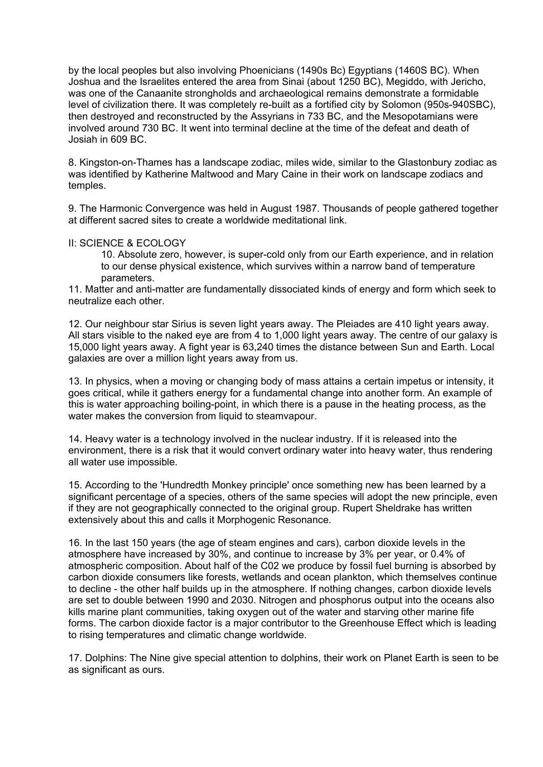by the local peoples but also involving Phoenicians (1490s Bc) Egyptians (1460S BC). When Joshua and the Israelites entered the area from Sinai (about 1250 BC), Megiddo, with Jericho, was one of the Canaanite strongholds and archaeological remains demonstrate a formidable level of civilization there. It was completely re-built as a fortified city by Solomon (950s-940SBC), then destroyed and reconstructed by the Assyrians in 733 BC, and the Mesopotamians were involved around 730 BC. It went into terminal decline at the time of the defeat and death of Josiah in 609 BC.

8. Kingston-on-Thames has a landscape zodiac, miles wide, similar to the Glastonbury zodiac as was identified by Katherine Maltwood and Mary Caine in their work on landscape zodiacs and temples.

9. The Harmonic Convergence was held in August 1987. Thousands of people gathered together at different sacred sites to create a worldwide meditational link.

II: SCIENCE & ECOLOGY

10. Absolute zero, however, is super-cold only from our Earth experience, and in relation to our dense physical existence, which survives within a narrow band of temperature parameters.

11. Matter and anti-matter are fundamentally dissociated kinds of energy and form which seek to neutralize each other.

12. Our neighbour star Sirius is seven light years away. The Pleiades are 410 light years away. All stars visible to the naked eye are from 4 to 1,000 light years away. The centre of our galaxy is 15,000 light years away. A fight year is 63,240 times the distance between Sun and Earth. Local galaxies are over a million light years away from us.

13. In physics, when a moving or changing body of mass attains a certain impetus or intensity, it goes critical, while it gathers energy for a fundamental change into another form. An example of this is water approaching boiling-point, in which there is a pause in the heating process, as the water makes the conversion from liquid to steamvapour.

14. Heavy water is a technology involved in the nuclear industry. If it is released into the environment, there is a risk that it would convert ordinary water into heavy water, thus rendering all water use impossible.

15. According to the 'Hundredth Monkey principle' once something new has been learned by a significant percentage of a species, others of the same species will adopt the new principle, even if they are not geographically connected to the original group. Rupert Sheldrake has written extensively about this and calls it Morphogenic Resonance.

16. In the last 150 years (the age of steam engines and cars), carbon dioxide levels in the atmosphere have increased by 30%, and continue to increase by 3% per year, or 0.4% of atmospheric composition. About half of the C02 we produce by fossil fuel burning is absorbed by carbon dioxide consumers like forests, wetlands and ocean plankton, which themselves continue to decline - the other half builds up in the atmosphere. If nothing changes, carbon dioxide levels are set to double between 1990 and 2030. Nitrogen and phosphorus output into the oceans also kills marine plant communities, taking oxygen out of the water and starving other marine fife forms. The carbon dioxide factor is a major contributor to the Greenhouse Effect which is leading to rising temperatures and climatic change worldwide.

17. Dolphins: The Nine give special attention to dolphins, their work on Planet Earth is seen to be as significant as ours.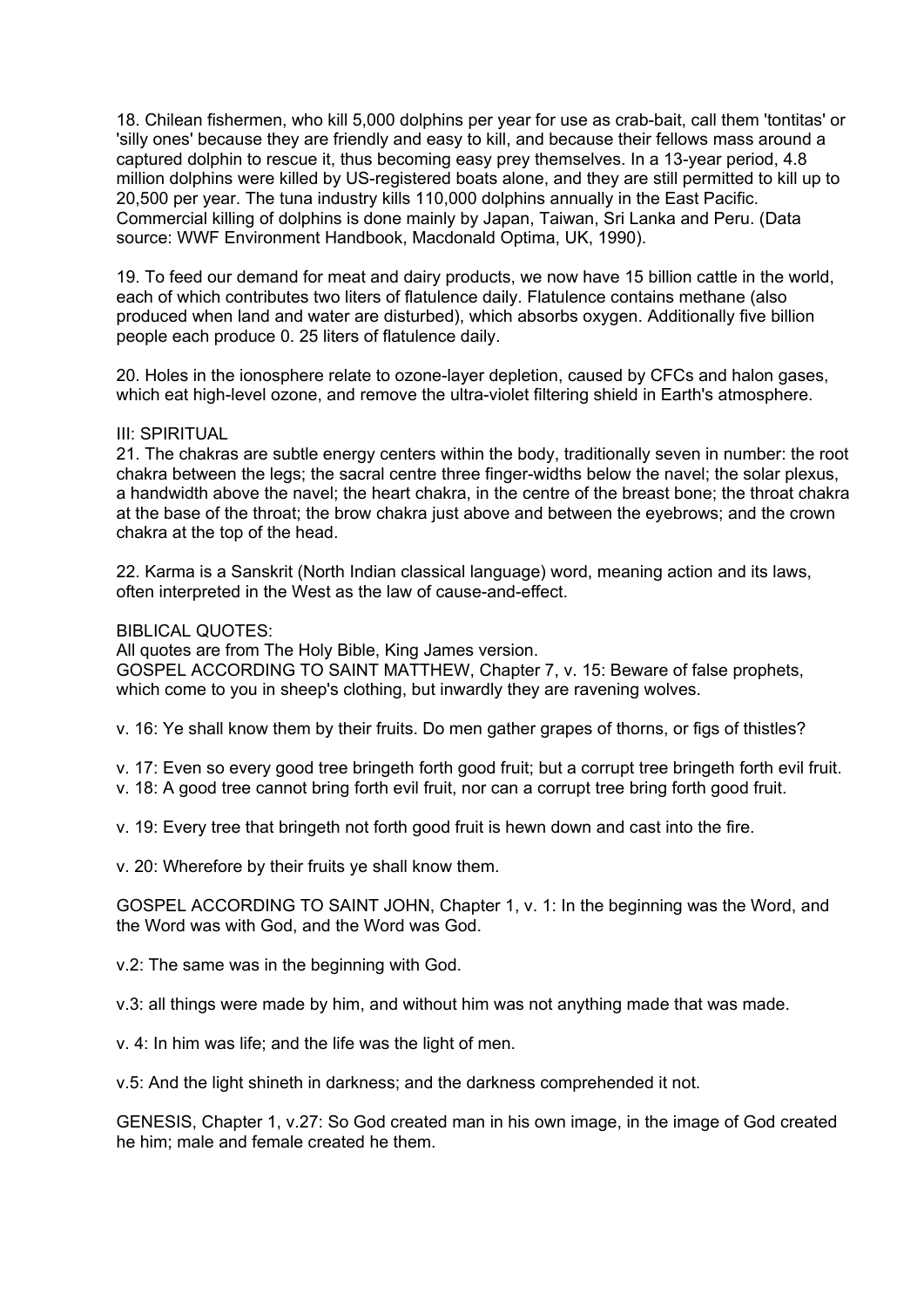18. Chilean fishermen, who kill 5,000 dolphins per year for use as crab-bait, call them 'tontitas' or 'silly ones' because they are friendly and easy to kill, and because their fellows mass around a captured dolphin to rescue it, thus becoming easy prey themselves. In a 13-year period, 4.8 million dolphins were killed by US-registered boats alone, and they are still permitted to kill up to 20,500 per year. The tuna industry kills 110,000 dolphins annually in the East Pacific. Commercial killing of dolphins is done mainly by Japan, Taiwan, Sri Lanka and Peru. (Data source: WWF Environment Handbook, Macdonald Optima, UK, 1990).

19. To feed our demand for meat and dairy products, we now have 15 billion cattle in the world, each of which contributes two liters of flatulence daily. Flatulence contains methane (also produced when land and water are disturbed), which absorbs oxygen. Additionally five billion people each produce 0. 25 liters of flatulence daily.

20. Holes in the ionosphere relate to ozone-layer depletion, caused by CFCs and halon gases, which eat high-level ozone, and remove the ultra-violet filtering shield in Earth's atmosphere.

III: SPIRITUAL

21. The chakras are subtle energy centers within the body, traditionally seven in number: the root chakra between the legs; the sacral centre three finger-widths below the navel; the solar plexus, a handwidth above the navel; the heart chakra, in the centre of the breast bone; the throat chakra at the base of the throat; the brow chakra just above and between the eyebrows; and the crown chakra at the top of the head.

22. Karma is a Sanskrit (North Indian classical language) word, meaning action and its laws, often interpreted in the West as the law of cause-and-effect.

BIBLICAL QUOTES:

All quotes are from The Holy Bible, King James version.

GOSPEL ACCORDING TO SAINT MATTHEW, Chapter 7, v. 15: Beware of false prophets, which come to you in sheep's clothing, but inwardly they are ravening wolves.

v. 16: Ye shall know them by their fruits. Do men gather grapes of thorns, or figs of thistles?

v. 17: Even so every good tree bringeth forth good fruit; but a corrupt tree bringeth forth evil fruit.
v. 18: A good tree cannot bring forth evil fruit, nor can a corrupt tree bring forth good fruit.

v. 19: Every tree that bringeth not forth good fruit is hewn down and cast into the fire.

v. 20: Wherefore by their fruits ye shall know them.

GOSPEL ACCORDING TO SAINT JOHN, Chapter 1, v. 1: In the beginning was the Word, and the Word was with God, and the Word was God.

v.2: The same was in the beginning with God.

v.3: all things were made by him, and without him was not anything made that was made.

v. 4: In him was life; and the life was the light of men.

v.5: And the light shineth in darkness; and the darkness comprehended it not.

GENESIS, Chapter 1, v.27: So God created man in his own image, in the image of God created he him; male and female created he them.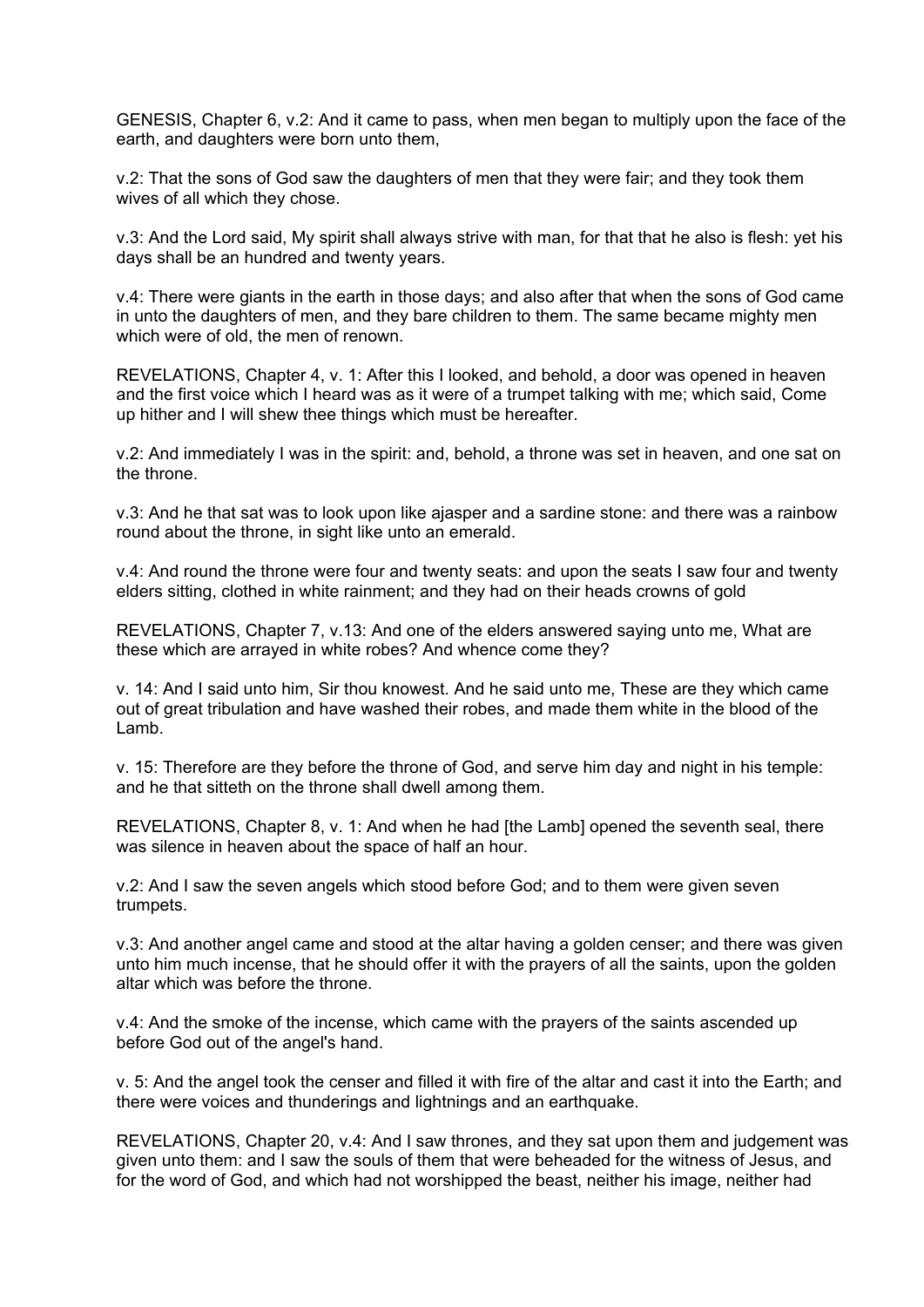GENESIS, Chapter 6, v.2: And it came to pass, when men began to multiply upon the face of the earth, and daughters were born unto them,

v.2: That the sons of God saw the daughters of men that they were fair; and they took them wives of all which they chose.

v.3: And the Lord said, My spirit shall always strive with man, for that that he also is flesh: yet his days shall be an hundred and twenty years.

v.4: There were giants in the earth in those days; and also after that when the sons of God came in unto the daughters of men, and they bare children to them. The same became mighty men which were of old, the men of renown.

REVELATIONS, Chapter 4, v. 1: After this I looked, and behold, a door was opened in heaven and the first voice which I heard was as it were of a trumpet talking with me; which said, Come up hither and I will shew thee things which must be hereafter.

v.2: And immediately I was in the spirit: and, behold, a throne was set in heaven, and one sat on the throne.

v.3: And he that sat was to look upon like ajasper and a sardine stone: and there was a rainbow round about the throne, in sight like unto an emerald.

v.4: And round the throne were four and twenty seats: and upon the seats I saw four and twenty elders sitting, clothed in white rainment; and they had on their heads crowns of gold

REVELATIONS, Chapter 7, v.13: And one of the elders answered saying unto me, What are these which are arrayed in white robes? And whence come they?

v. 14: And I said unto him, Sir thou knowest. And he said unto me, These are they which came out of great tribulation and have washed their robes, and made them white in the blood of the Lamb.

v. 15: Therefore are they before the throne of God, and serve him day and night in his temple: and he that sitteth on the throne shall dwell among them.

REVELATIONS, Chapter 8, v. 1: And when he had [the Lamb] opened the seventh seal, there was silence in heaven about the space of half an hour.

v.2: And I saw the seven angels which stood before God; and to them were given seven trumpets.

v.3: And another angel came and stood at the altar having a golden censer; and there was given unto him much incense, that he should offer it with the prayers of all the saints, upon the golden altar which was before the throne.

v.4: And the smoke of the incense, which came with the prayers of the saints ascended up before God out of the angel's hand.

v. 5: And the angel took the censer and filled it with fire of the altar and cast it into the Earth; and there were voices and thunderings and lightnings and an earthquake.

REVELATIONS, Chapter 20, v.4: And I saw thrones, and they sat upon them and judgement was given unto them: and I saw the souls of them that were beheaded for the witness of Jesus, and for the word of God, and which had not worshipped the beast, neither his image, neither had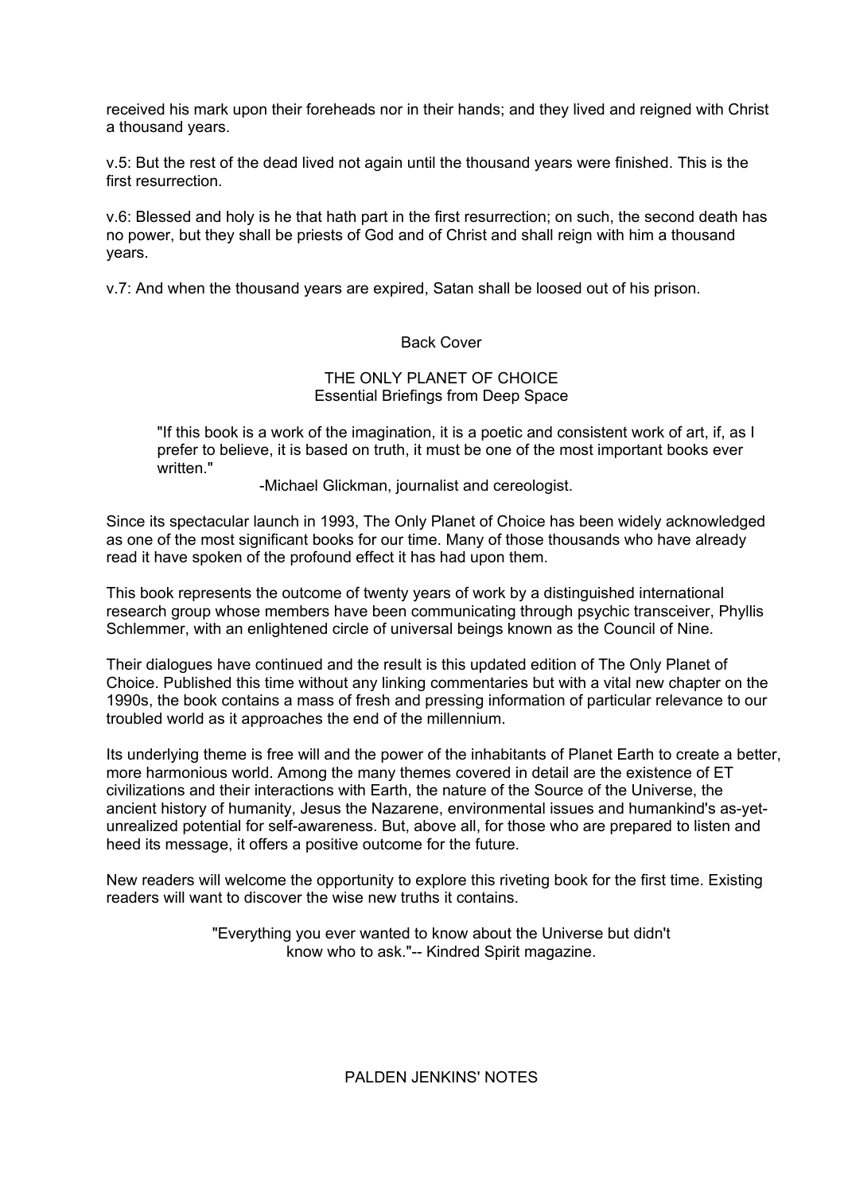received his mark upon their foreheads nor in their hands; and they lived and reigned with Christ a thousand years.

v.5: But the rest of the dead lived not again until the thousand years were finished. This is the first resurrection.

v.6: Blessed and holy is he that hath part in the first resurrection; on such, the second death has no power, but they shall be priests of God and of Christ and shall reign with him a thousand years.

v.7: And when the thousand years are expired, Satan shall be loosed out of his prison.

## Back Cover

### THE ONLY PLANET OF CHOICE
### Essential Briefings from Deep Space

> "If this book is a work of the imagination, it is a poetic and consistent work of art, if, as I prefer to believe, it is based on truth, it must be one of the most important books ever written."
>
> -Michael Glickman, journalist and cereologist.

Since its spectacular launch in 1993, The Only Planet of Choice has been widely acknowledged as one of the most significant books for our time. Many of those thousands who have already read it have spoken of the profound effect it has had upon them.

This book represents the outcome of twenty years of work by a distinguished international research group whose members have been communicating through psychic transceiver, Phyllis Schlemmer, with an enlightened circle of universal beings known as the Council of Nine.

Their dialogues have continued and the result is this updated edition of The Only Planet of Choice. Published this time without any linking commentaries but with a vital new chapter on the 1990s, the book contains a mass of fresh and pressing information of particular relevance to our troubled world as it approaches the end of the millennium.

Its underlying theme is free will and the power of the inhabitants of Planet Earth to create a better, more harmonious world. Among the many themes covered in detail are the existence of ET civilizations and their interactions with Earth, the nature of the Source of the Universe, the ancient history of humanity, Jesus the Nazarene, environmental issues and humankind's as-yet-unrealized potential for self-awareness. But, above all, for those who are prepared to listen and heed its message, it offers a positive outcome for the future.

New readers will welcome the opportunity to explore this riveting book for the first time. Existing readers will want to discover the wise new truths it contains.

"Everything you ever wanted to know about the Universe but didn't know who to ask."-- Kindred Spirit magazine.

## PALDEN JENKINS' NOTES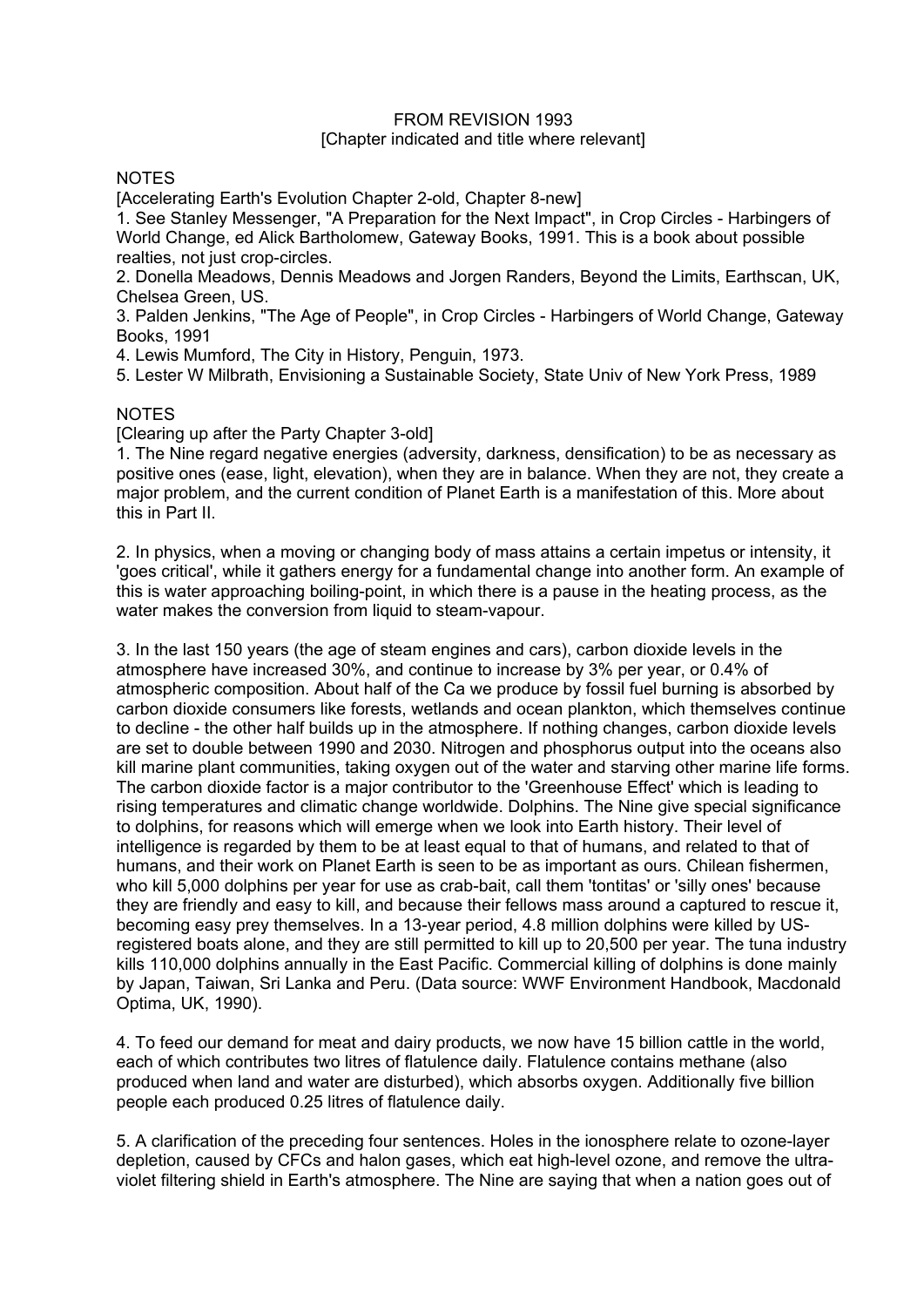FROM REVISION 1993
[Chapter indicated and title where relevant]

NOTES
[Accelerating Earth's Evolution Chapter 2-old, Chapter 8-new]

1. See Stanley Messenger, "A Preparation for the Next Impact", in Crop Circles - Harbingers of World Change, ed Alick Bartholomew, Gateway Books, 1991. This is a book about possible realties, not just crop-circles.
2. Donella Meadows, Dennis Meadows and Jorgen Randers, Beyond the Limits, Earthscan, UK, Chelsea Green, US.
3. Palden Jenkins, "The Age of People", in Crop Circles - Harbingers of World Change, Gateway Books, 1991
4. Lewis Mumford, The City in History, Penguin, 1973.
5. Lester W Milbrath, Envisioning a Sustainable Society, State Univ of New York Press, 1989

NOTES
[Clearing up after the Party Chapter 3-old]

1. The Nine regard negative energies (adversity, darkness, densification) to be as necessary as positive ones (ease, light, elevation), when they are in balance. When they are not, they create a major problem, and the current condition of Planet Earth is a manifestation of this. More about this in Part II.

2. In physics, when a moving or changing body of mass attains a certain impetus or intensity, it 'goes critical', while it gathers energy for a fundamental change into another form. An example of this is water approaching boiling-point, in which there is a pause in the heating process, as the water makes the conversion from liquid to steam-vapour.

3. In the last 150 years (the age of steam engines and cars), carbon dioxide levels in the atmosphere have increased 30%, and continue to increase by 3% per year, or 0.4% of atmospheric composition. About half of the Ca we produce by fossil fuel burning is absorbed by carbon dioxide consumers like forests, wetlands and ocean plankton, which themselves continue to decline - the other half builds up in the atmosphere. If nothing changes, carbon dioxide levels are set to double between 1990 and 2030. Nitrogen and phosphorus output into the oceans also kill marine plant communities, taking oxygen out of the water and starving other marine life forms. The carbon dioxide factor is a major contributor to the 'Greenhouse Effect' which is leading to rising temperatures and climatic change worldwide. Dolphins. The Nine give special significance to dolphins, for reasons which will emerge when we look into Earth history. Their level of intelligence is regarded by them to be at least equal to that of humans, and related to that of humans, and their work on Planet Earth is seen to be as important as ours. Chilean fishermen, who kill 5,000 dolphins per year for use as crab-bait, call them 'tontitas' or 'silly ones' because they are friendly and easy to kill, and because their fellows mass around a captured to rescue it, becoming easy prey themselves. In a 13-year period, 4.8 million dolphins were killed by US-registered boats alone, and they are still permitted to kill up to 20,500 per year. The tuna industry kills 110,000 dolphins annually in the East Pacific. Commercial killing of dolphins is done mainly by Japan, Taiwan, Sri Lanka and Peru. (Data source: WWF Environment Handbook, Macdonald Optima, UK, 1990).

4. To feed our demand for meat and dairy products, we now have 15 billion cattle in the world, each of which contributes two litres of flatulence daily. Flatulence contains methane (also produced when land and water are disturbed), which absorbs oxygen. Additionally five billion people each produced 0.25 litres of flatulence daily.

5. A clarification of the preceding four sentences. Holes in the ionosphere relate to ozone-layer depletion, caused by CFCs and halon gases, which eat high-level ozone, and remove the ultra-violet filtering shield in Earth's atmosphere. The Nine are saying that when a nation goes out of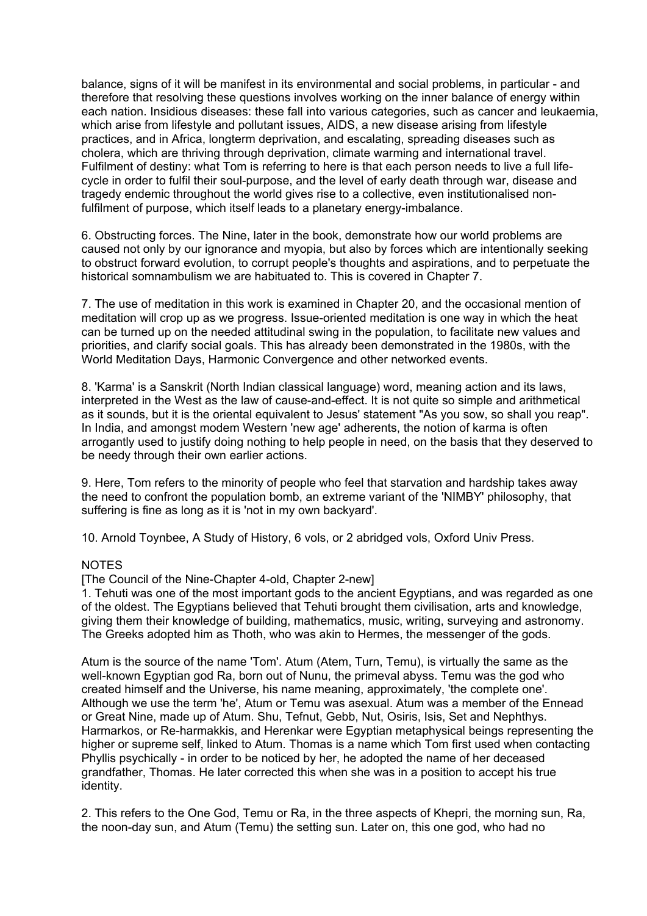balance, signs of it will be manifest in its environmental and social problems, in particular - and therefore that resolving these questions involves working on the inner balance of energy within each nation. Insidious diseases: these fall into various categories, such as cancer and leukaemia, which arise from lifestyle and pollutant issues, AIDS, a new disease arising from lifestyle practices, and in Africa, longterm deprivation, and escalating, spreading diseases such as cholera, which are thriving through deprivation, climate warming and international travel. Fulfilment of destiny: what Tom is referring to here is that each person needs to live a full life-cycle in order to fulfil their soul-purpose, and the level of early death through war, disease and tragedy endemic throughout the world gives rise to a collective, even institutionalised non-fulfilment of purpose, which itself leads to a planetary energy-imbalance.

6. Obstructing forces. The Nine, later in the book, demonstrate how our world problems are caused not only by our ignorance and myopia, but also by forces which are intentionally seeking to obstruct forward evolution, to corrupt people's thoughts and aspirations, and to perpetuate the historical somnambulism we are habituated to. This is covered in Chapter 7.

7. The use of meditation in this work is examined in Chapter 20, and the occasional mention of meditation will crop up as we progress. Issue-oriented meditation is one way in which the heat can be turned up on the needed attitudinal swing in the population, to facilitate new values and priorities, and clarify social goals. This has already been demonstrated in the 1980s, with the World Meditation Days, Harmonic Convergence and other networked events.

8. 'Karma' is a Sanskrit (North Indian classical language) word, meaning action and its laws, interpreted in the West as the law of cause-and-effect. It is not quite so simple and arithmetical as it sounds, but it is the oriental equivalent to Jesus' statement "As you sow, so shall you reap". In India, and amongst modem Western 'new age' adherents, the notion of karma is often arrogantly used to justify doing nothing to help people in need, on the basis that they deserved to be needy through their own earlier actions.

9. Here, Tom refers to the minority of people who feel that starvation and hardship takes away the need to confront the population bomb, an extreme variant of the 'NIMBY' philosophy, that suffering is fine as long as it is 'not in my own backyard'.

10. Arnold Toynbee, A Study of History, 6 vols, or 2 abridged vols, Oxford Univ Press.

NOTES

[The Council of the Nine-Chapter 4-old, Chapter 2-new]

1. Tehuti was one of the most important gods to the ancient Egyptians, and was regarded as one of the oldest. The Egyptians believed that Tehuti brought them civilisation, arts and knowledge, giving them their knowledge of building, mathematics, music, writing, surveying and astronomy. The Greeks adopted him as Thoth, who was akin to Hermes, the messenger of the gods.

Atum is the source of the name 'Tom'. Atum (Atem, Turn, Temu), is virtually the same as the well-known Egyptian god Ra, born out of Nunu, the primeval abyss. Temu was the god who created himself and the Universe, his name meaning, approximately, 'the complete one'. Although we use the term 'he', Atum or Temu was asexual. Atum was a member of the Ennead or Great Nine, made up of Atum. Shu, Tefnut, Gebb, Nut, Osiris, Isis, Set and Nephthys. Harmarkos, or Re-harmakkis, and Herenkar were Egyptian metaphysical beings representing the higher or supreme self, linked to Atum. Thomas is a name which Tom first used when contacting Phyllis psychically - in order to be noticed by her, he adopted the name of her deceased grandfather, Thomas. He later corrected this when she was in a position to accept his true identity.

2. This refers to the One God, Temu or Ra, in the three aspects of Khepri, the morning sun, Ra, the noon-day sun, and Atum (Temu) the setting sun. Later on, this one god, who had no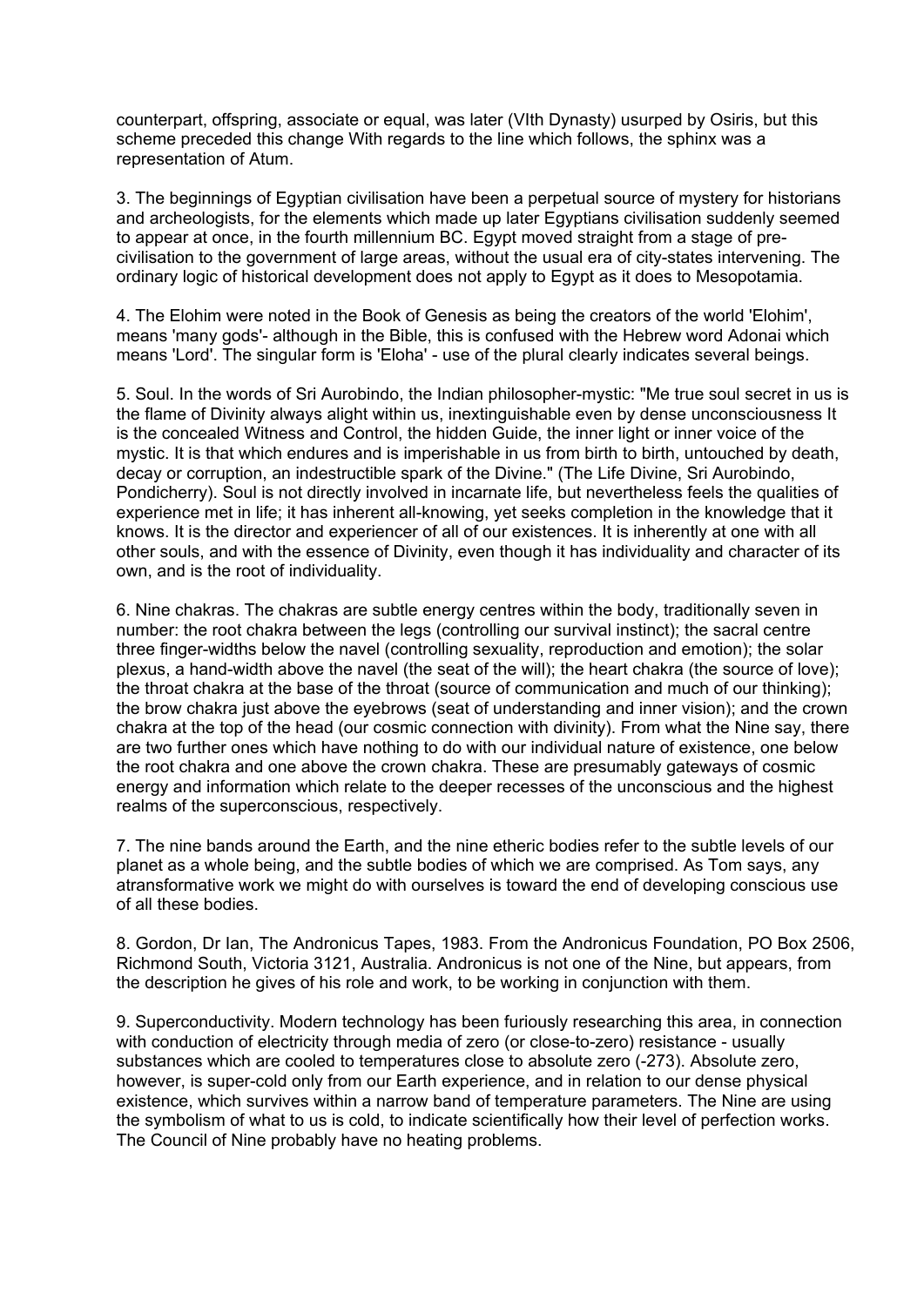counterpart, offspring, associate or equal, was later (VIth Dynasty) usurped by Osiris, but this scheme preceded this change With regards to the line which follows, the sphinx was a representation of Atum.

3. The beginnings of Egyptian civilisation have been a perpetual source of mystery for historians and archeologists, for the elements which made up later Egyptians civilisation suddenly seemed to appear at once, in the fourth millennium BC. Egypt moved straight from a stage of pre-civilisation to the government of large areas, without the usual era of city-states intervening. The ordinary logic of historical development does not apply to Egypt as it does to Mesopotamia.

4. The Elohim were noted in the Book of Genesis as being the creators of the world 'Elohim', means 'many gods'- although in the Bible, this is confused with the Hebrew word Adonai which means 'Lord'. The singular form is 'Eloha' - use of the plural clearly indicates several beings.

5. Soul. In the words of Sri Aurobindo, the Indian philosopher-mystic: "Me true soul secret in us is the flame of Divinity always alight within us, inextinguishable even by dense unconsciousness It is the concealed Witness and Control, the hidden Guide, the inner light or inner voice of the mystic. It is that which endures and is imperishable in us from birth to birth, untouched by death, decay or corruption, an indestructible spark of the Divine." (The Life Divine, Sri Aurobindo, Pondicherry). Soul is not directly involved in incarnate life, but nevertheless feels the qualities of experience met in life; it has inherent all-knowing, yet seeks completion in the knowledge that it knows. It is the director and experiencer of all of our existences. It is inherently at one with all other souls, and with the essence of Divinity, even though it has individuality and character of its own, and is the root of individuality.

6. Nine chakras. The chakras are subtle energy centres within the body, traditionally seven in number: the root chakra between the legs (controlling our survival instinct); the sacral centre three finger-widths below the navel (controlling sexuality, reproduction and emotion); the solar plexus, a hand-width above the navel (the seat of the will); the heart chakra (the source of love); the throat chakra at the base of the throat (source of communication and much of our thinking); the brow chakra just above the eyebrows (seat of understanding and inner vision); and the crown chakra at the top of the head (our cosmic connection with divinity). From what the Nine say, there are two further ones which have nothing to do with our individual nature of existence, one below the root chakra and one above the crown chakra. These are presumably gateways of cosmic energy and information which relate to the deeper recesses of the unconscious and the highest realms of the superconscious, respectively.

7. The nine bands around the Earth, and the nine etheric bodies refer to the subtle levels of our planet as a whole being, and the subtle bodies of which we are comprised. As Tom says, any atransformative work we might do with ourselves is toward the end of developing conscious use of all these bodies.

8. Gordon, Dr Ian, The Andronicus Tapes, 1983. From the Andronicus Foundation, PO Box 2506, Richmond South, Victoria 3121, Australia. Andronicus is not one of the Nine, but appears, from the description he gives of his role and work, to be working in conjunction with them.

9. Superconductivity. Modern technology has been furiously researching this area, in connection with conduction of electricity through media of zero (or close-to-zero) resistance - usually substances which are cooled to temperatures close to absolute zero (-273). Absolute zero, however, is super-cold only from our Earth experience, and in relation to our dense physical existence, which survives within a narrow band of temperature parameters. The Nine are using the symbolism of what to us is cold, to indicate scientifically how their level of perfection works. The Council of Nine probably have no heating problems.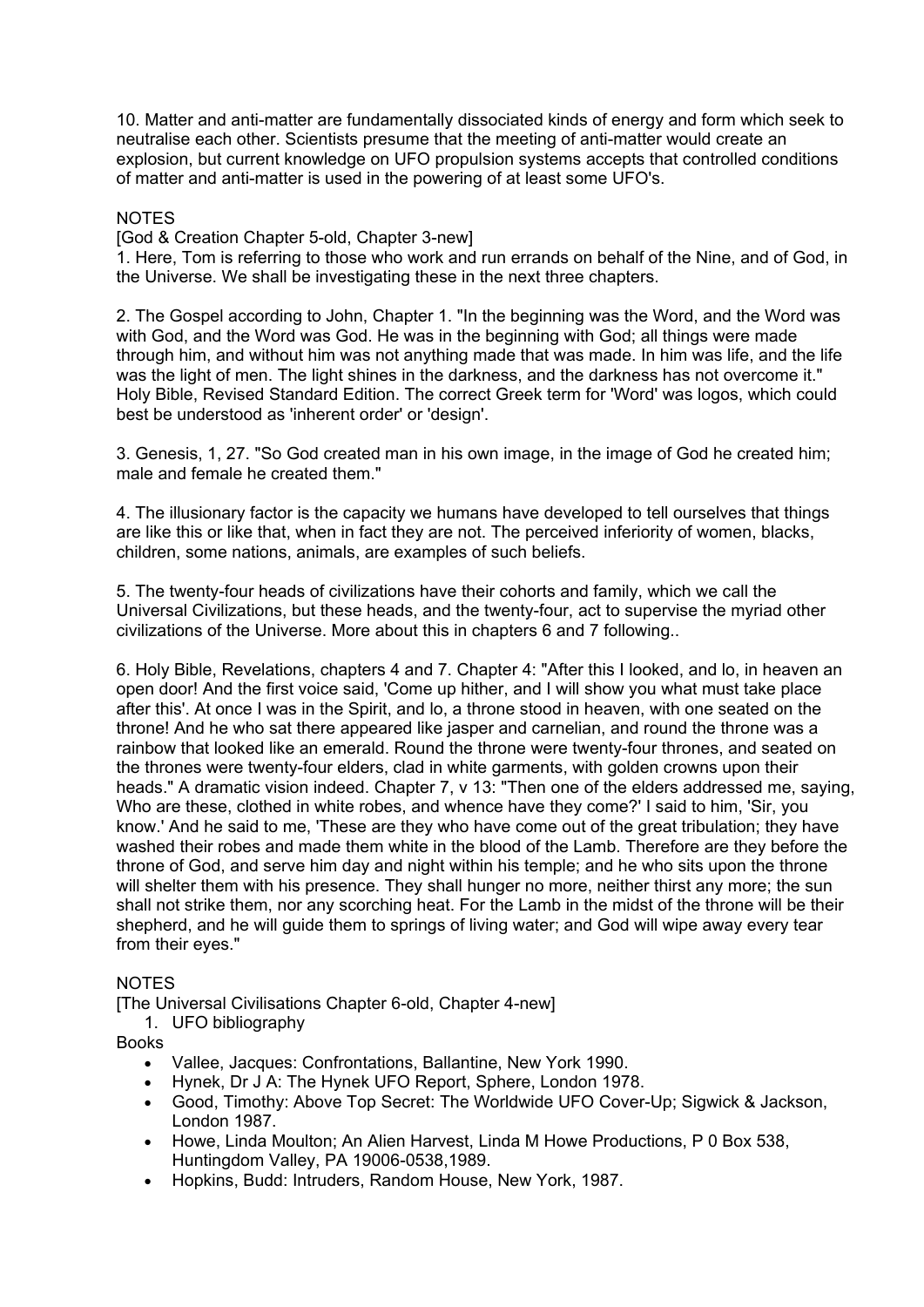10. Matter and anti-matter are fundamentally dissociated kinds of energy and form which seek to neutralise each other. Scientists presume that the meeting of anti-matter would create an explosion, but current knowledge on UFO propulsion systems accepts that controlled conditions of matter and anti-matter is used in the powering of at least some UFO's.

NOTES

[God & Creation Chapter 5-old, Chapter 3-new]

1. Here, Tom is referring to those who work and run errands on behalf of the Nine, and of God, in the Universe. We shall be investigating these in the next three chapters.

2. The Gospel according to John, Chapter 1. "In the beginning was the Word, and the Word was with God, and the Word was God. He was in the beginning with God; all things were made through him, and without him was not anything made that was made. In him was life, and the life was the light of men. The light shines in the darkness, and the darkness has not overcome it." Holy Bible, Revised Standard Edition. The correct Greek term for 'Word' was logos, which could best be understood as 'inherent order' or 'design'.

3. Genesis, 1, 27. "So God created man in his own image, in the image of God he created him; male and female he created them."

4. The illusionary factor is the capacity we humans have developed to tell ourselves that things are like this or like that, when in fact they are not. The perceived inferiority of women, blacks, children, some nations, animals, are examples of such beliefs.

5. The twenty-four heads of civilizations have their cohorts and family, which we call the Universal Civilizations, but these heads, and the twenty-four, act to supervise the myriad other civilizations of the Universe. More about this in chapters 6 and 7 following..

6. Holy Bible, Revelations, chapters 4 and 7. Chapter 4: "After this I looked, and lo, in heaven an open door! And the first voice said, 'Come up hither, and I will show you what must take place after this'. At once I was in the Spirit, and lo, a throne stood in heaven, with one seated on the throne! And he who sat there appeared like jasper and carnelian, and round the throne was a rainbow that looked like an emerald. Round the throne were twenty-four thrones, and seated on the thrones were twenty-four elders, clad in white garments, with golden crowns upon their heads." A dramatic vision indeed. Chapter 7, v 13: "Then one of the elders addressed me, saying, Who are these, clothed in white robes, and whence have they come?' I said to him, 'Sir, you know.' And he said to me, 'These are they who have come out of the great tribulation; they have washed their robes and made them white in the blood of the Lamb. Therefore are they before the throne of God, and serve him day and night within his temple; and he who sits upon the throne will shelter them with his presence. They shall hunger no more, neither thirst any more; the sun shall not strike them, nor any scorching heat. For the Lamb in the midst of the throne will be their shepherd, and he will guide them to springs of living water; and God will wipe away every tear from their eyes."

NOTES

[The Universal Civilisations Chapter 6-old, Chapter 4-new]

1. UFO bibliography

Books

- Vallee, Jacques: Confrontations, Ballantine, New York 1990.
- Hynek, Dr J A: The Hynek UFO Report, Sphere, London 1978.
- Good, Timothy: Above Top Secret: The Worldwide UFO Cover-Up; Sigwick & Jackson, London 1987.
- Howe, Linda Moulton; An Alien Harvest, Linda M Howe Productions, P 0 Box 538, Huntingdom Valley, PA 19006-0538,1989.
- Hopkins, Budd: Intruders, Random House, New York, 1987.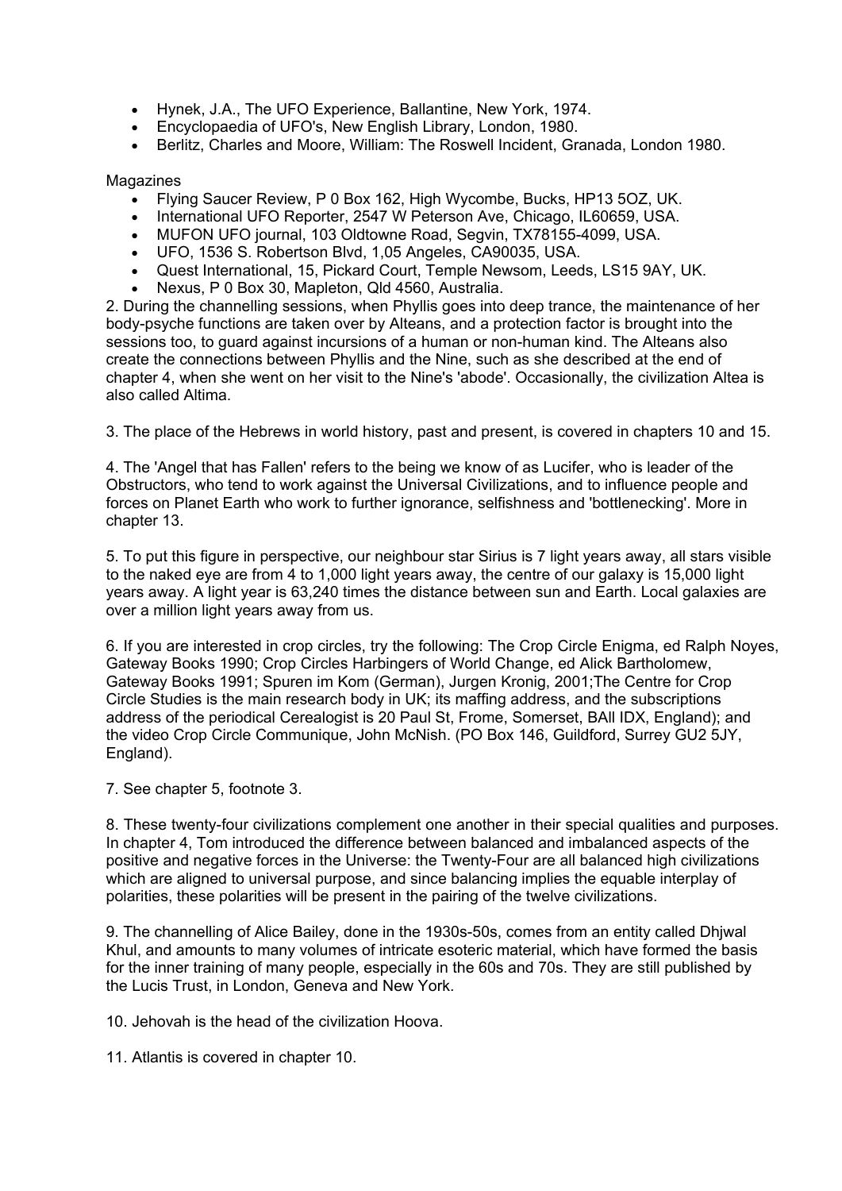- Hynek, J.A., The UFO Experience, Ballantine, New York, 1974.
- Encyclopaedia of UFO's, New English Library, London, 1980.
- Berlitz, Charles and Moore, William: The Roswell Incident, Granada, London 1980.

Magazines

- Flying Saucer Review, P 0 Box 162, High Wycombe, Bucks, HP13 5OZ, UK.
- International UFO Reporter, 2547 W Peterson Ave, Chicago, IL60659, USA.
- MUFON UFO journal, 103 Oldtowne Road, Segvin, TX78155-4099, USA.
- UFO, 1536 S. Robertson Blvd, 1,05 Angeles, CA90035, USA.
- Quest International, 15, Pickard Court, Temple Newsom, Leeds, LS15 9AY, UK.
- Nexus, P 0 Box 30, Mapleton, Qld 4560, Australia.

2. During the channelling sessions, when Phyllis goes into deep trance, the maintenance of her body-psyche functions are taken over by Alteans, and a protection factor is brought into the sessions too, to guard against incursions of a human or non-human kind. The Alteans also create the connections between Phyllis and the Nine, such as she described at the end of chapter 4, when she went on her visit to the Nine's 'abode'. Occasionally, the civilization Altea is also called Altima.

3. The place of the Hebrews in world history, past and present, is covered in chapters 10 and 15.

4. The 'Angel that has Fallen' refers to the being we know of as Lucifer, who is leader of the Obstructors, who tend to work against the Universal Civilizations, and to influence people and forces on Planet Earth who work to further ignorance, selfishness and 'bottlenecking'. More in chapter 13.

5. To put this figure in perspective, our neighbour star Sirius is 7 light years away, all stars visible to the naked eye are from 4 to 1,000 light years away, the centre of our galaxy is 15,000 light years away. A light year is 63,240 times the distance between sun and Earth. Local galaxies are over a million light years away from us.

6. If you are interested in crop circles, try the following: The Crop Circle Enigma, ed Ralph Noyes, Gateway Books 1990; Crop Circles Harbingers of World Change, ed Alick Bartholomew, Gateway Books 1991; Spuren im Kom (German), Jurgen Kronig, 2001;The Centre for Crop Circle Studies is the main research body in UK; its maffing address, and the subscriptions address of the periodical Cerealogist is 20 Paul St, Frome, Somerset, BAll IDX, England); and the video Crop Circle Communique, John McNish. (PO Box 146, Guildford, Surrey GU2 5JY, England).

7. See chapter 5, footnote 3.

8. These twenty-four civilizations complement one another in their special qualities and purposes. In chapter 4, Tom introduced the difference between balanced and imbalanced aspects of the positive and negative forces in the Universe: the Twenty-Four are all balanced high civilizations which are aligned to universal purpose, and since balancing implies the equable interplay of polarities, these polarities will be present in the pairing of the twelve civilizations.

9. The channelling of Alice Bailey, done in the 1930s-50s, comes from an entity called Dhjwal Khul, and amounts to many volumes of intricate esoteric material, which have formed the basis for the inner training of many people, especially in the 60s and 70s. They are still published by the Lucis Trust, in London, Geneva and New York.

10. Jehovah is the head of the civilization Hoova.

11. Atlantis is covered in chapter 10.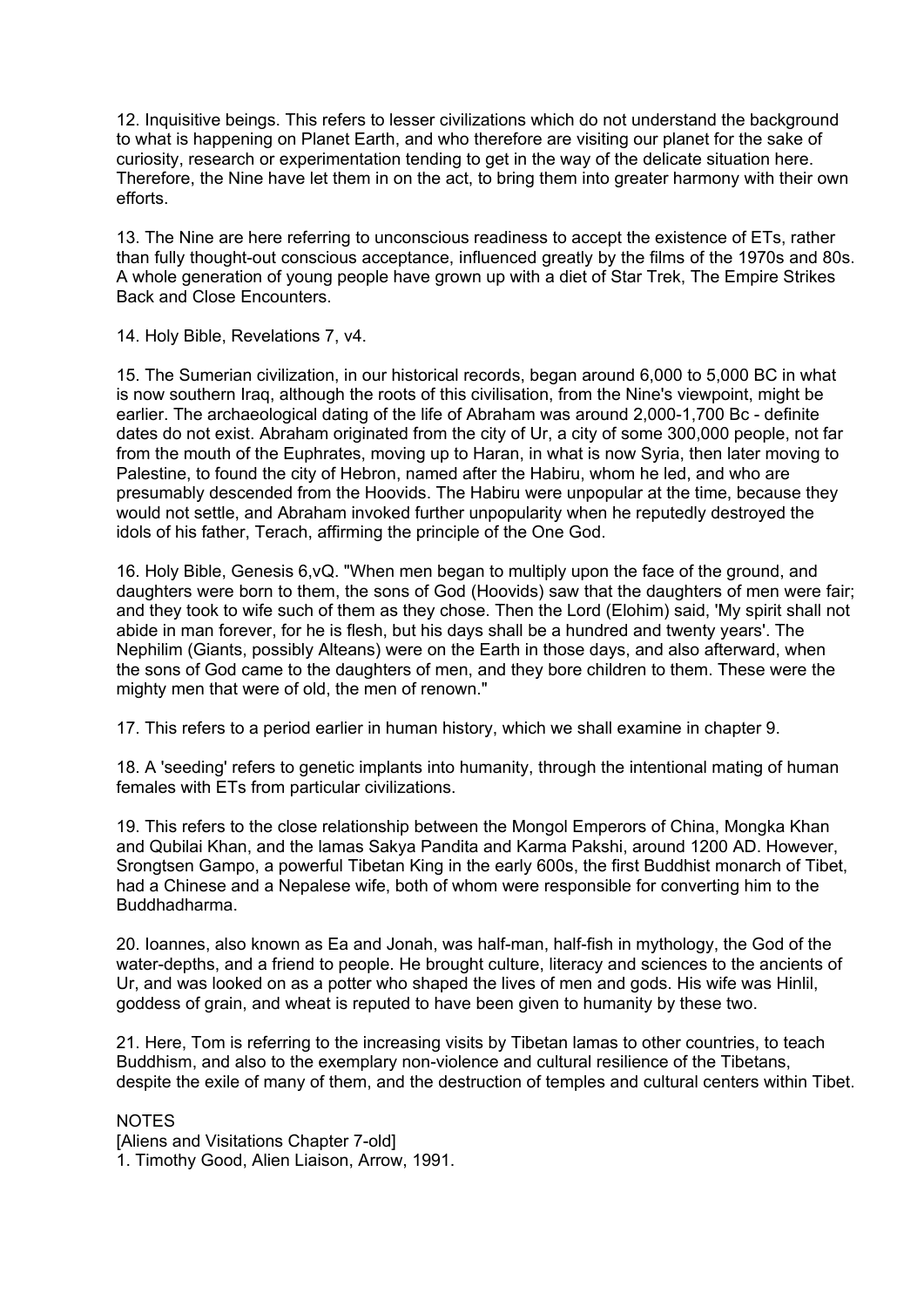12. Inquisitive beings. This refers to lesser civilizations which do not understand the background to what is happening on Planet Earth, and who therefore are visiting our planet for the sake of curiosity, research or experimentation tending to get in the way of the delicate situation here. Therefore, the Nine have let them in on the act, to bring them into greater harmony with their own efforts.

13. The Nine are here referring to unconscious readiness to accept the existence of ETs, rather than fully thought-out conscious acceptance, influenced greatly by the films of the 1970s and 80s. A whole generation of young people have grown up with a diet of Star Trek, The Empire Strikes Back and Close Encounters.

14. Holy Bible, Revelations 7, v4.

15. The Sumerian civilization, in our historical records, began around 6,000 to 5,000 BC in what is now southern Iraq, although the roots of this civilisation, from the Nine's viewpoint, might be earlier. The archaeological dating of the life of Abraham was around 2,000-1,700 Bc - definite dates do not exist. Abraham originated from the city of Ur, a city of some 300,000 people, not far from the mouth of the Euphrates, moving up to Haran, in what is now Syria, then later moving to Palestine, to found the city of Hebron, named after the Habiru, whom he led, and who are presumably descended from the Hoovids. The Habiru were unpopular at the time, because they would not settle, and Abraham invoked further unpopularity when he reputedly destroyed the idols of his father, Terach, affirming the principle of the One God.

16. Holy Bible, Genesis 6,vQ. "When men began to multiply upon the face of the ground, and daughters were born to them, the sons of God (Hoovids) saw that the daughters of men were fair; and they took to wife such of them as they chose. Then the Lord (Elohim) said, 'My spirit shall not abide in man forever, for he is flesh, but his days shall be a hundred and twenty years'. The Nephilim (Giants, possibly Alteans) were on the Earth in those days, and also afterward, when the sons of God came to the daughters of men, and they bore children to them. These were the mighty men that were of old, the men of renown."

17. This refers to a period earlier in human history, which we shall examine in chapter 9.

18. A 'seeding' refers to genetic implants into humanity, through the intentional mating of human females with ETs from particular civilizations.

19. This refers to the close relationship between the Mongol Emperors of China, Mongka Khan and Qubilai Khan, and the lamas Sakya Pandita and Karma Pakshi, around 1200 AD. However, Srongtsen Gampo, a powerful Tibetan King in the early 600s, the first Buddhist monarch of Tibet, had a Chinese and a Nepalese wife, both of whom were responsible for converting him to the Buddhadharma.

20. Ioannes, also known as Ea and Jonah, was half-man, half-fish in mythology, the God of the water-depths, and a friend to people. He brought culture, literacy and sciences to the ancients of Ur, and was looked on as a potter who shaped the lives of men and gods. His wife was Hinlil, goddess of grain, and wheat is reputed to have been given to humanity by these two.

21. Here, Tom is referring to the increasing visits by Tibetan lamas to other countries, to teach Buddhism, and also to the exemplary non-violence and cultural resilience of the Tibetans, despite the exile of many of them, and the destruction of temples and cultural centers within Tibet.

NOTES
[Aliens and Visitations Chapter 7-old]
1. Timothy Good, Alien Liaison, Arrow, 1991.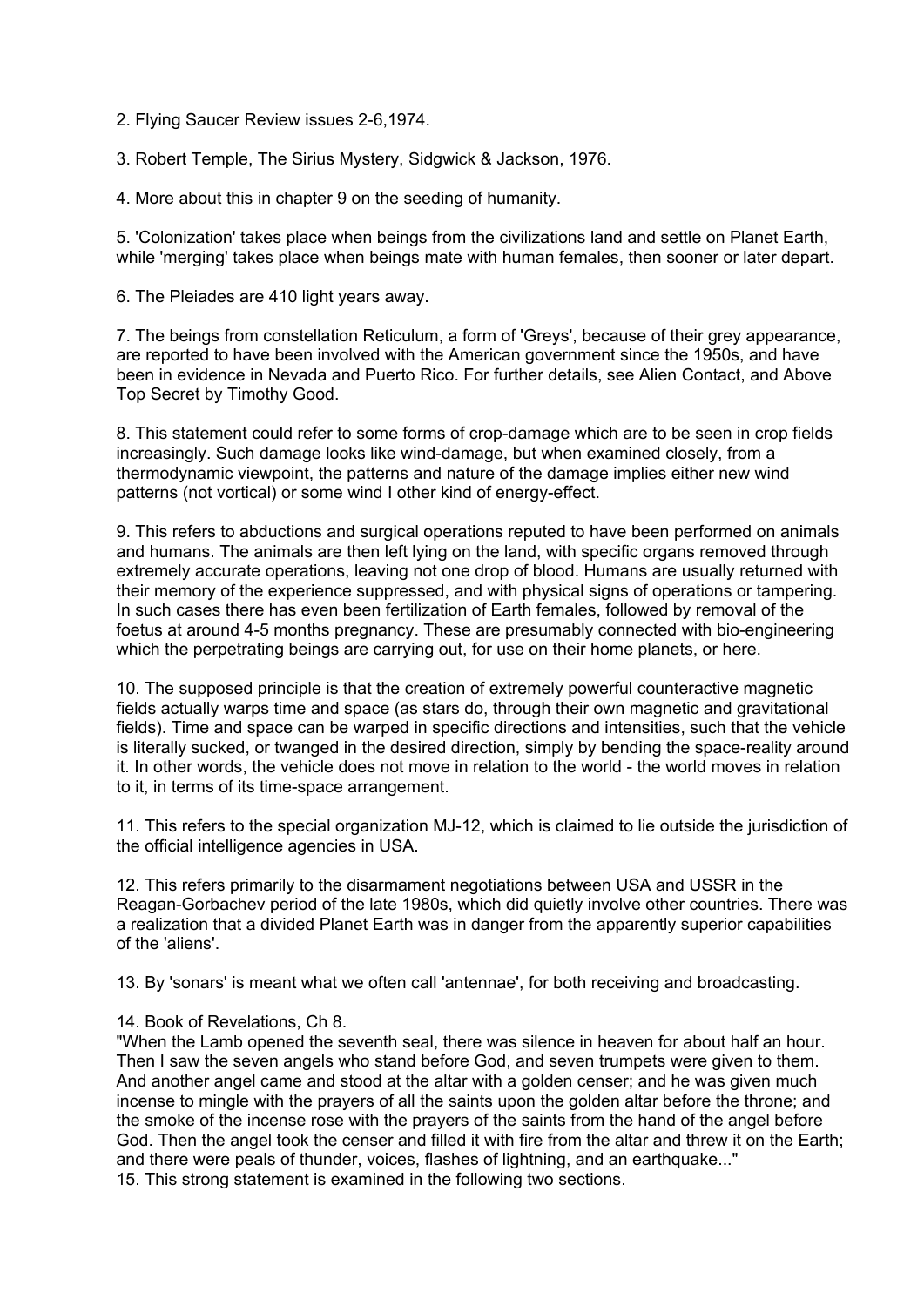2. Flying Saucer Review issues 2-6,1974.

3. Robert Temple, The Sirius Mystery, Sidgwick & Jackson, 1976.

4. More about this in chapter 9 on the seeding of humanity.

5. 'Colonization' takes place when beings from the civilizations land and settle on Planet Earth, while 'merging' takes place when beings mate with human females, then sooner or later depart.

6. The Pleiades are 410 light years away.

7. The beings from constellation Reticulum, a form of 'Greys', because of their grey appearance, are reported to have been involved with the American government since the 1950s, and have been in evidence in Nevada and Puerto Rico. For further details, see Alien Contact, and Above Top Secret by Timothy Good.

8. This statement could refer to some forms of crop-damage which are to be seen in crop fields increasingly. Such damage looks like wind-damage, but when examined closely, from a thermodynamic viewpoint, the patterns and nature of the damage implies either new wind patterns (not vortical) or some wind I other kind of energy-effect.

9. This refers to abductions and surgical operations reputed to have been performed on animals and humans. The animals are then left lying on the land, with specific organs removed through extremely accurate operations, leaving not one drop of blood. Humans are usually returned with their memory of the experience suppressed, and with physical signs of operations or tampering. In such cases there has even been fertilization of Earth females, followed by removal of the foetus at around 4-5 months pregnancy. These are presumably connected with bio-engineering which the perpetrating beings are carrying out, for use on their home planets, or here.

10. The supposed principle is that the creation of extremely powerful counteractive magnetic fields actually warps time and space (as stars do, through their own magnetic and gravitational fields). Time and space can be warped in specific directions and intensities, such that the vehicle is literally sucked, or twanged in the desired direction, simply by bending the space-reality around it. In other words, the vehicle does not move in relation to the world - the world moves in relation to it, in terms of its time-space arrangement.

11. This refers to the special organization MJ-12, which is claimed to lie outside the jurisdiction of the official intelligence agencies in USA.

12. This refers primarily to the disarmament negotiations between USA and USSR in the Reagan-Gorbachev period of the late 1980s, which did quietly involve other countries. There was a realization that a divided Planet Earth was in danger from the apparently superior capabilities of the 'aliens'.

13. By 'sonars' is meant what we often call 'antennae', for both receiving and broadcasting.

14. Book of Revelations, Ch 8.
"When the Lamb opened the seventh seal, there was silence in heaven for about half an hour. Then I saw the seven angels who stand before God, and seven trumpets were given to them. And another angel came and stood at the altar with a golden censer; and he was given much incense to mingle with the prayers of all the saints upon the golden altar before the throne; and the smoke of the incense rose with the prayers of the saints from the hand of the angel before God. Then the angel took the censer and filled it with fire from the altar and threw it on the Earth; and there were peals of thunder, voices, flashes of lightning, and an earthquake..."

15. This strong statement is examined in the following two sections.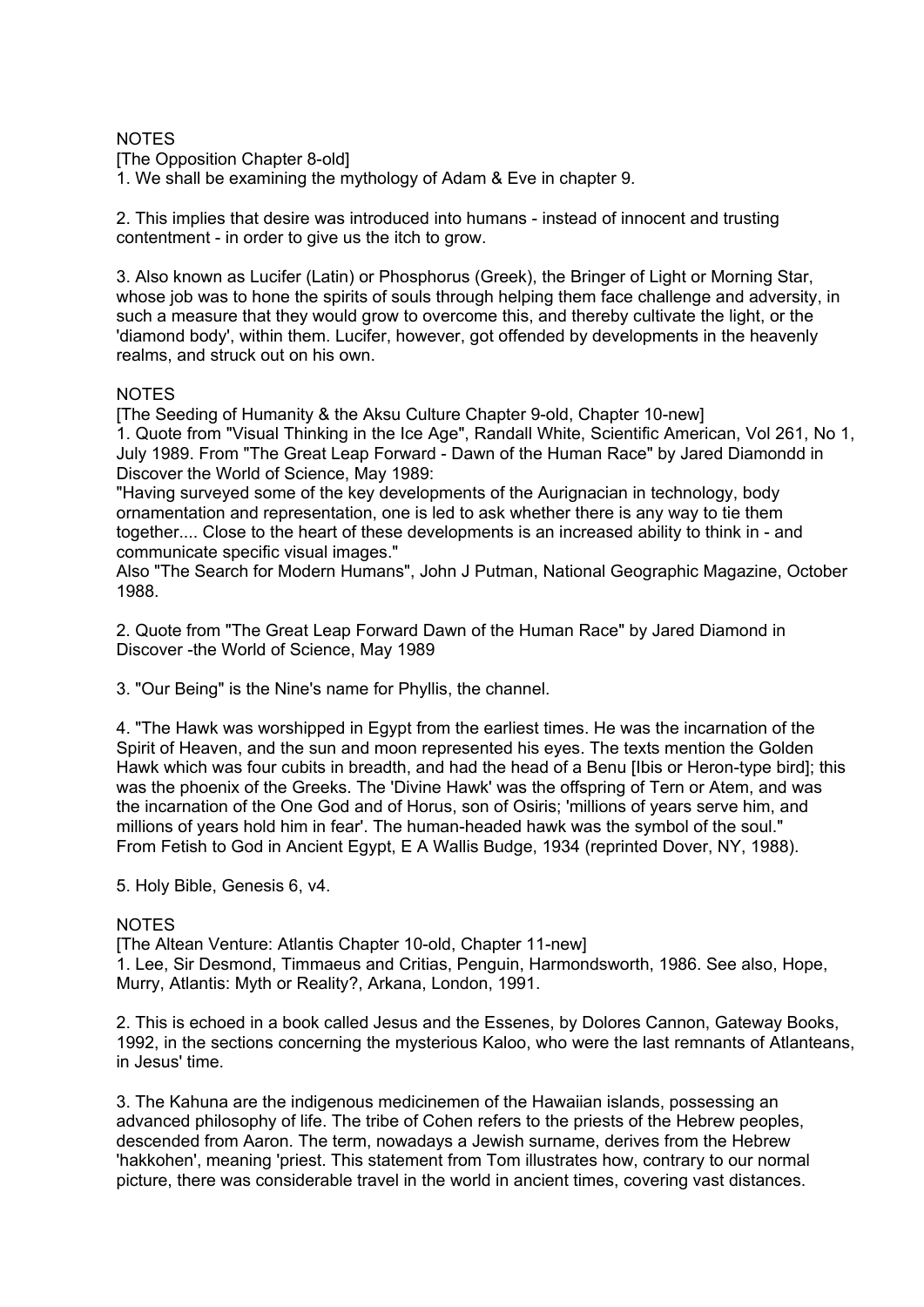NOTES

[The Opposition Chapter 8-old]

1. We shall be examining the mythology of Adam & Eve in chapter 9.

2. This implies that desire was introduced into humans - instead of innocent and trusting contentment - in order to give us the itch to grow.

3. Also known as Lucifer (Latin) or Phosphorus (Greek), the Bringer of Light or Morning Star, whose job was to hone the spirits of souls through helping them face challenge and adversity, in such a measure that they would grow to overcome this, and thereby cultivate the light, or the 'diamond body', within them. Lucifer, however, got offended by developments in the heavenly realms, and struck out on his own.

NOTES

[The Seeding of Humanity & the Aksu Culture Chapter 9-old, Chapter 10-new]

1. Quote from "Visual Thinking in the Ice Age", Randall White, Scientific American, Vol 261, No 1, July 1989. From "The Great Leap Forward - Dawn of the Human Race" by Jared Diamondd in Discover the World of Science, May 1989:
"Having surveyed some of the key developments of the Aurignacian in technology, body ornamentation and representation, one is led to ask whether there is any way to tie them together.... Close to the heart of these developments is an increased ability to think in - and communicate specific visual images."
Also "The Search for Modern Humans", John J Putman, National Geographic Magazine, October 1988.

2. Quote from "The Great Leap Forward Dawn of the Human Race" by Jared Diamond in Discover -the World of Science, May 1989

3. "Our Being" is the Nine's name for Phyllis, the channel.

4. "The Hawk was worshipped in Egypt from the earliest times. He was the incarnation of the Spirit of Heaven, and the sun and moon represented his eyes. The texts mention the Golden Hawk which was four cubits in breadth, and had the head of a Benu [Ibis or Heron-type bird]; this was the phoenix of the Greeks. The 'Divine Hawk' was the offspring of Tern or Atem, and was the incarnation of the One God and of Horus, son of Osiris; 'millions of years serve him, and millions of years hold him in fear'. The human-headed hawk was the symbol of the soul."
From Fetish to God in Ancient Egypt, E A Wallis Budge, 1934 (reprinted Dover, NY, 1988).

5. Holy Bible, Genesis 6, v4.

NOTES

[The Altean Venture: Atlantis Chapter 10-old, Chapter 11-new]

1. Lee, Sir Desmond, Timmaeus and Critias, Penguin, Harmondsworth, 1986. See also, Hope, Murry, Atlantis: Myth or Reality?, Arkana, London, 1991.

2. This is echoed in a book called Jesus and the Essenes, by Dolores Cannon, Gateway Books, 1992, in the sections concerning the mysterious Kaloo, who were the last remnants of Atlanteans, in Jesus' time.

3. The Kahuna are the indigenous medicinemen of the Hawaiian islands, possessing an advanced philosophy of life. The tribe of Cohen refers to the priests of the Hebrew peoples, descended from Aaron. The term, nowadays a Jewish surname, derives from the Hebrew 'hakkohen', meaning 'priest. This statement from Tom illustrates how, contrary to our normal picture, there was considerable travel in the world in ancient times, covering vast distances.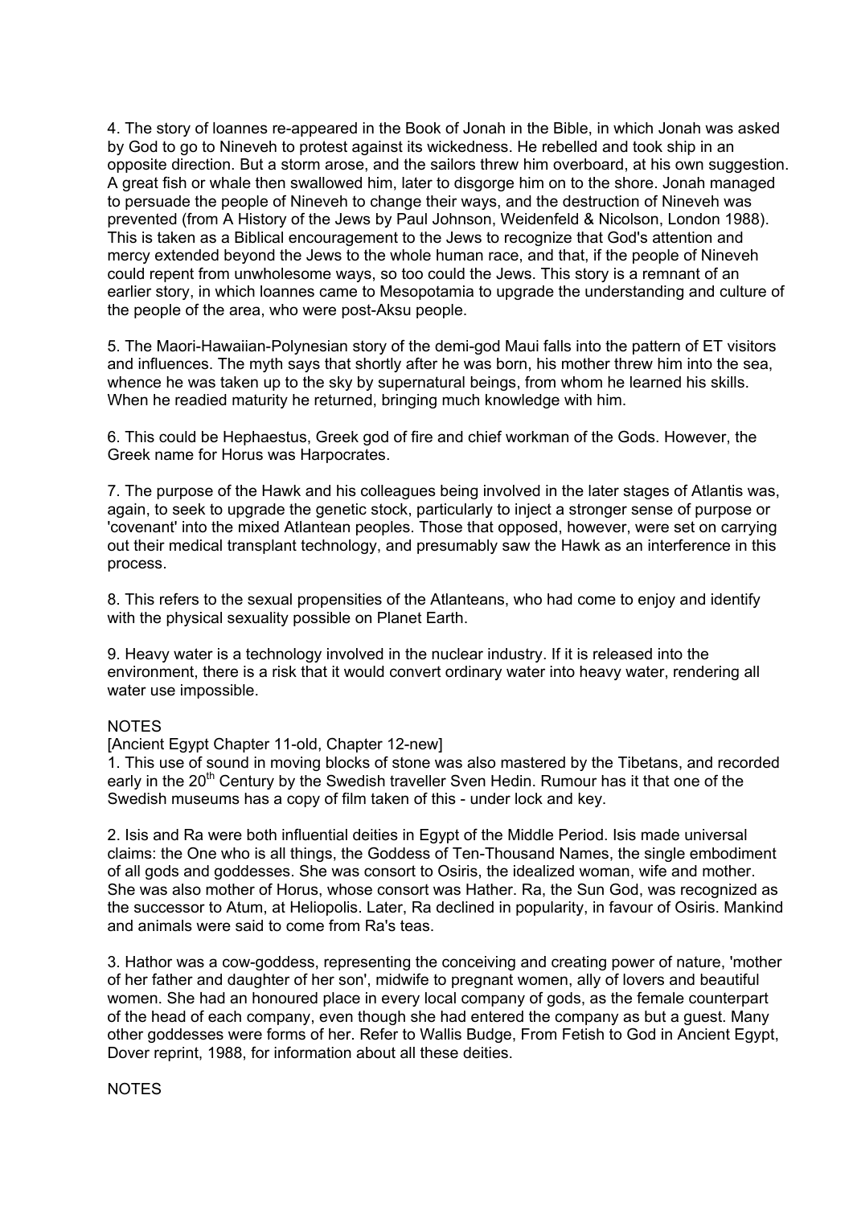4. The story of Ioannes re-appeared in the Book of Jonah in the Bible, in which Jonah was asked by God to go to Nineveh to protest against its wickedness. He rebelled and took ship in an opposite direction. But a storm arose, and the sailors threw him overboard, at his own suggestion. A great fish or whale then swallowed him, later to disgorge him on to the shore. Jonah managed to persuade the people of Nineveh to change their ways, and the destruction of Nineveh was prevented (from A History of the Jews by Paul Johnson, Weidenfeld & Nicolson, London 1988). This is taken as a Biblical encouragement to the Jews to recognize that God's attention and mercy extended beyond the Jews to the whole human race, and that, if the people of Nineveh could repent from unwholesome ways, so too could the Jews. This story is a remnant of an earlier story, in which Ioannes came to Mesopotamia to upgrade the understanding and culture of the people of the area, who were post-Aksu people.

5. The Maori-Hawaiian-Polynesian story of the demi-god Maui falls into the pattern of ET visitors and influences. The myth says that shortly after he was born, his mother threw him into the sea, whence he was taken up to the sky by supernatural beings, from whom he learned his skills. When he readied maturity he returned, bringing much knowledge with him.

6. This could be Hephaestus, Greek god of fire and chief workman of the Gods. However, the Greek name for Horus was Harpocrates.

7. The purpose of the Hawk and his colleagues being involved in the later stages of Atlantis was, again, to seek to upgrade the genetic stock, particularly to inject a stronger sense of purpose or 'covenant' into the mixed Atlantean peoples. Those that opposed, however, were set on carrying out their medical transplant technology, and presumably saw the Hawk as an interference in this process.

8. This refers to the sexual propensities of the Atlanteans, who had come to enjoy and identify with the physical sexuality possible on Planet Earth.

9. Heavy water is a technology involved in the nuclear industry. If it is released into the environment, there is a risk that it would convert ordinary water into heavy water, rendering all water use impossible.

NOTES

[Ancient Egypt Chapter 11-old, Chapter 12-new]

1. This use of sound in moving blocks of stone was also mastered by the Tibetans, and recorded early in the 20th Century by the Swedish traveller Sven Hedin. Rumour has it that one of the Swedish museums has a copy of film taken of this - under lock and key.

2. Isis and Ra were both influential deities in Egypt of the Middle Period. Isis made universal claims: the One who is all things, the Goddess of Ten-Thousand Names, the single embodiment of all gods and goddesses. She was consort to Osiris, the idealized woman, wife and mother. She was also mother of Horus, whose consort was Hather. Ra, the Sun God, was recognized as the successor to Atum, at Heliopolis. Later, Ra declined in popularity, in favour of Osiris. Mankind and animals were said to come from Ra's teas.

3. Hathor was a cow-goddess, representing the conceiving and creating power of nature, 'mother of her father and daughter of her son', midwife to pregnant women, ally of lovers and beautiful women. She had an honoured place in every local company of gods, as the female counterpart of the head of each company, even though she had entered the company as but a guest. Many other goddesses were forms of her. Refer to Wallis Budge, From Fetish to God in Ancient Egypt, Dover reprint, 1988, for information about all these deities.

NOTES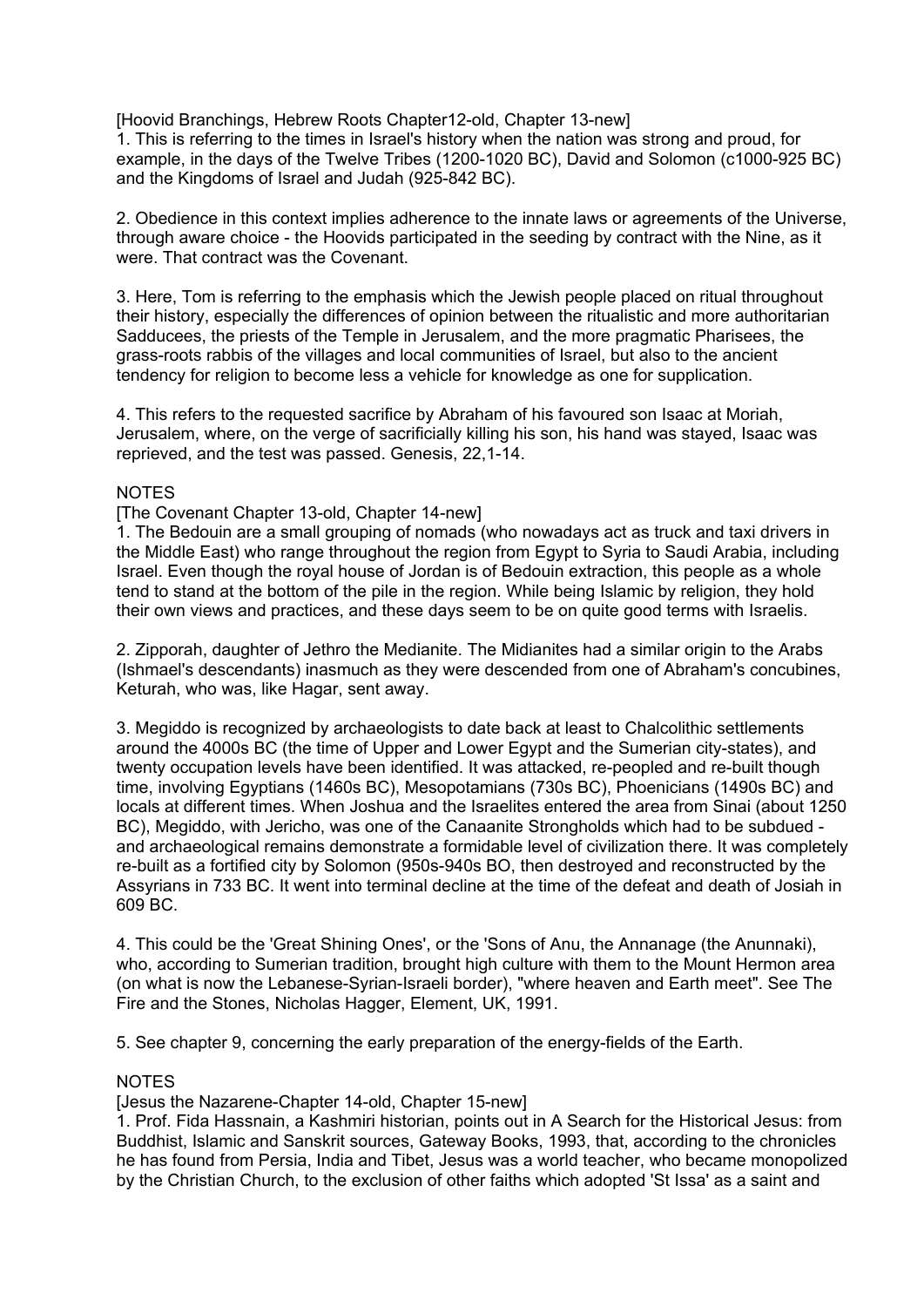[Hoovid Branchings, Hebrew Roots Chapter12-old, Chapter 13-new]

1. This is referring to the times in Israel's history when the nation was strong and proud, for example, in the days of the Twelve Tribes (1200-1020 BC), David and Solomon (c1000-925 BC) and the Kingdoms of Israel and Judah (925-842 BC).

2. Obedience in this context implies adherence to the innate laws or agreements of the Universe, through aware choice - the Hoovids participated in the seeding by contract with the Nine, as it were. That contract was the Covenant.

3. Here, Tom is referring to the emphasis which the Jewish people placed on ritual throughout their history, especially the differences of opinion between the ritualistic and more authoritarian Sadducees, the priests of the Temple in Jerusalem, and the more pragmatic Pharisees, the grass-roots rabbis of the villages and local communities of Israel, but also to the ancient tendency for religion to become less a vehicle for knowledge as one for supplication.

4. This refers to the requested sacrifice by Abraham of his favoured son Isaac at Moriah, Jerusalem, where, on the verge of sacrificially killing his son, his hand was stayed, Isaac was reprieved, and the test was passed. Genesis, 22,1-14.

NOTES

[The Covenant Chapter 13-old, Chapter 14-new]

1. The Bedouin are a small grouping of nomads (who nowadays act as truck and taxi drivers in the Middle East) who range throughout the region from Egypt to Syria to Saudi Arabia, including Israel. Even though the royal house of Jordan is of Bedouin extraction, this people as a whole tend to stand at the bottom of the pile in the region. While being Islamic by religion, they hold their own views and practices, and these days seem to be on quite good terms with Israelis.

2. Zipporah, daughter of Jethro the Medianite. The Midianites had a similar origin to the Arabs (Ishmael's descendants) inasmuch as they were descended from one of Abraham's concubines, Keturah, who was, like Hagar, sent away.

3. Megiddo is recognized by archaeologists to date back at least to Chalcolithic settlements around the 4000s BC (the time of Upper and Lower Egypt and the Sumerian city-states), and twenty occupation levels have been identified. It was attacked, re-peopled and re-built though time, involving Egyptians (1460s BC), Mesopotamians (730s BC), Phoenicians (1490s BC) and locals at different times. When Joshua and the Israelites entered the area from Sinai (about 1250 BC), Megiddo, with Jericho, was one of the Canaanite Strongholds which had to be subdued - and archaeological remains demonstrate a formidable level of civilization there. It was completely re-built as a fortified city by Solomon (950s-940s BO, then destroyed and reconstructed by the Assyrians in 733 BC. It went into terminal decline at the time of the defeat and death of Josiah in 609 BC.

4. This could be the 'Great Shining Ones', or the 'Sons of Anu, the Annanage (the Anunnaki), who, according to Sumerian tradition, brought high culture with them to the Mount Hermon area (on what is now the Lebanese-Syrian-Israeli border), "where heaven and Earth meet". See The Fire and the Stones, Nicholas Hagger, Element, UK, 1991.

5. See chapter 9, concerning the early preparation of the energy-fields of the Earth.

NOTES

[Jesus the Nazarene-Chapter 14-old, Chapter 15-new]

1. Prof. Fida Hassnain, a Kashmiri historian, points out in A Search for the Historical Jesus: from Buddhist, Islamic and Sanskrit sources, Gateway Books, 1993, that, according to the chronicles he has found from Persia, India and Tibet, Jesus was a world teacher, who became monopolized by the Christian Church, to the exclusion of other faiths which adopted 'St Issa' as a saint and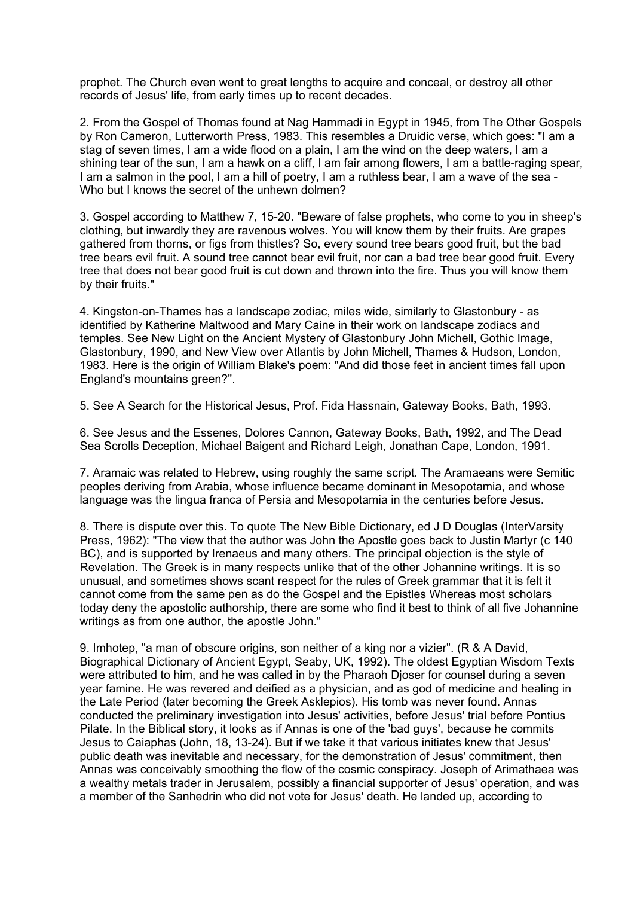prophet. The Church even went to great lengths to acquire and conceal, or destroy all other records of Jesus' life, from early times up to recent decades.

2. From the Gospel of Thomas found at Nag Hammadi in Egypt in 1945, from The Other Gospels by Ron Cameron, Lutterworth Press, 1983. This resembles a Druidic verse, which goes: "I am a stag of seven times, I am a wide flood on a plain, I am the wind on the deep waters, I am a shining tear of the sun, I am a hawk on a cliff, I am fair among flowers, I am a battle-raging spear, I am a salmon in the pool, I am a hill of poetry, I am a ruthless bear, I am a wave of the sea - Who but I knows the secret of the unhewn dolmen?

3. Gospel according to Matthew 7, 15-20. "Beware of false prophets, who come to you in sheep's clothing, but inwardly they are ravenous wolves. You will know them by their fruits. Are grapes gathered from thorns, or figs from thistles? So, every sound tree bears good fruit, but the bad tree bears evil fruit. A sound tree cannot bear evil fruit, nor can a bad tree bear good fruit. Every tree that does not bear good fruit is cut down and thrown into the fire. Thus you will know them by their fruits."

4. Kingston-on-Thames has a landscape zodiac, miles wide, similarly to Glastonbury - as identified by Katherine Maltwood and Mary Caine in their work on landscape zodiacs and temples. See New Light on the Ancient Mystery of Glastonbury John Michell, Gothic Image, Glastonbury, 1990, and New View over Atlantis by John Michell, Thames & Hudson, London, 1983. Here is the origin of William Blake's poem: "And did those feet in ancient times fall upon England's mountains green?".

5. See A Search for the Historical Jesus, Prof. Fida Hassnain, Gateway Books, Bath, 1993.

6. See Jesus and the Essenes, Dolores Cannon, Gateway Books, Bath, 1992, and The Dead Sea Scrolls Deception, Michael Baigent and Richard Leigh, Jonathan Cape, London, 1991.

7. Aramaic was related to Hebrew, using roughly the same script. The Aramaeans were Semitic peoples deriving from Arabia, whose influence became dominant in Mesopotamia, and whose language was the lingua franca of Persia and Mesopotamia in the centuries before Jesus.

8. There is dispute over this. To quote The New Bible Dictionary, ed J D Douglas (InterVarsity Press, 1962): "The view that the author was John the Apostle goes back to Justin Martyr (c 140 BC), and is supported by Irenaeus and many others. The principal objection is the style of Revelation. The Greek is in many respects unlike that of the other Johannine writings. It is so unusual, and sometimes shows scant respect for the rules of Greek grammar that it is felt it cannot come from the same pen as do the Gospel and the Epistles Whereas most scholars today deny the apostolic authorship, there are some who find it best to think of all five Johannine writings as from one author, the apostle John."

9. Imhotep, "a man of obscure origins, son neither of a king nor a vizier". (R & A David, Biographical Dictionary of Ancient Egypt, Seaby, UK, 1992). The oldest Egyptian Wisdom Texts were attributed to him, and he was called in by the Pharaoh Djoser for counsel during a seven year famine. He was revered and deified as a physician, and as god of medicine and healing in the Late Period (later becoming the Greek Asklepios). His tomb was never found. Annas conducted the preliminary investigation into Jesus' activities, before Jesus' trial before Pontius Pilate. In the Biblical story, it looks as if Annas is one of the 'bad guys', because he commits Jesus to Caiaphas (John, 18, 13-24). But if we take it that various initiates knew that Jesus' public death was inevitable and necessary, for the demonstration of Jesus' commitment, then Annas was conceivably smoothing the flow of the cosmic conspiracy. Joseph of Arimathaea was a wealthy metals trader in Jerusalem, possibly a financial supporter of Jesus' operation, and was a member of the Sanhedrin who did not vote for Jesus' death. He landed up, according to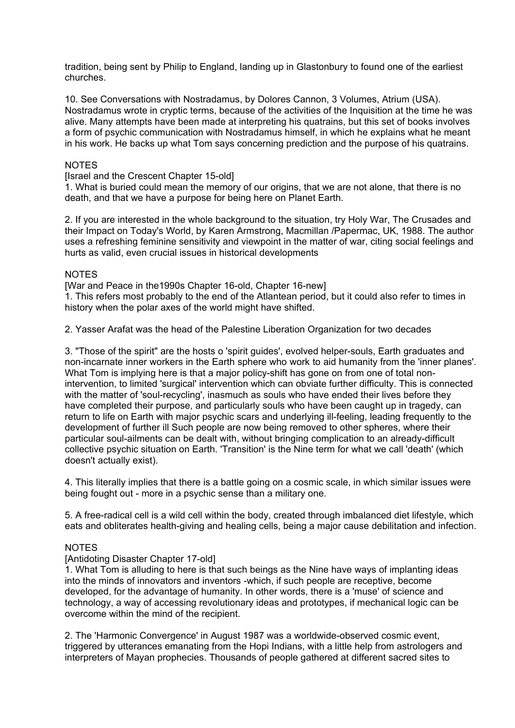tradition, being sent by Philip to England, landing up in Glastonbury to found one of the earliest churches.

10. See Conversations with Nostradamus, by Dolores Cannon, 3 Volumes, Atrium (USA). Nostradamus wrote in cryptic terms, because of the activities of the Inquisition at the time he was alive. Many attempts have been made at interpreting his quatrains, but this set of books involves a form of psychic communication with Nostradamus himself, in which he explains what he meant in his work. He backs up what Tom says concerning prediction and the purpose of his quatrains.

NOTES

[Israel and the Crescent Chapter 15-old]

1. What is buried could mean the memory of our origins, that we are not alone, that there is no death, and that we have a purpose for being here on Planet Earth.

2. If you are interested in the whole background to the situation, try Holy War, The Crusades and their Impact on Today's World, by Karen Armstrong, Macmillan /Papermac, UK, 1988. The author uses a refreshing feminine sensitivity and viewpoint in the matter of war, citing social feelings and hurts as valid, even crucial issues in historical developments

NOTES

[War and Peace in the1990s Chapter 16-old, Chapter 16-new]

1. This refers most probably to the end of the Atlantean period, but it could also refer to times in history when the polar axes of the world might have shifted.

2. Yasser Arafat was the head of the Palestine Liberation Organization for two decades

3. "Those of the spirit" are the hosts o 'spirit guides', evolved helper-souls, Earth graduates and non-incarnate inner workers in the Earth sphere who work to aid humanity from the 'inner planes'. What Tom is implying here is that a major policy-shift has gone on from one of total non-intervention, to limited 'surgical' intervention which can obviate further difficulty. This is connected with the matter of 'soul-recycling', inasmuch as souls who have ended their lives before they have completed their purpose, and particularly souls who have been caught up in tragedy, can return to life on Earth with major psychic scars and underlying ill-feeling, leading frequently to the development of further ill Such people are now being removed to other spheres, where their particular soul-ailments can be dealt with, without bringing complication to an already-difficult collective psychic situation on Earth. 'Transition' is the Nine term for what we call 'death' (which doesn't actually exist).

4. This literally implies that there is a battle going on a cosmic scale, in which similar issues were being fought out - more in a psychic sense than a military one.

5. A free-radical cell is a wild cell within the body, created through imbalanced diet lifestyle, which eats and obliterates health-giving and healing cells, being a major cause debilitation and infection.

NOTES

[Antidoting Disaster Chapter 17-old]

1. What Tom is alluding to here is that such beings as the Nine have ways of implanting ideas into the minds of innovators and inventors -which, if such people are receptive, become developed, for the advantage of humanity. In other words, there is a 'muse' of science and technology, a way of accessing revolutionary ideas and prototypes, if mechanical logic can be overcome within the mind of the recipient.

2. The 'Harmonic Convergence' in August 1987 was a worldwide-observed cosmic event, triggered by utterances emanating from the Hopi Indians, with a little help from astrologers and interpreters of Mayan prophecies. Thousands of people gathered at different sacred sites to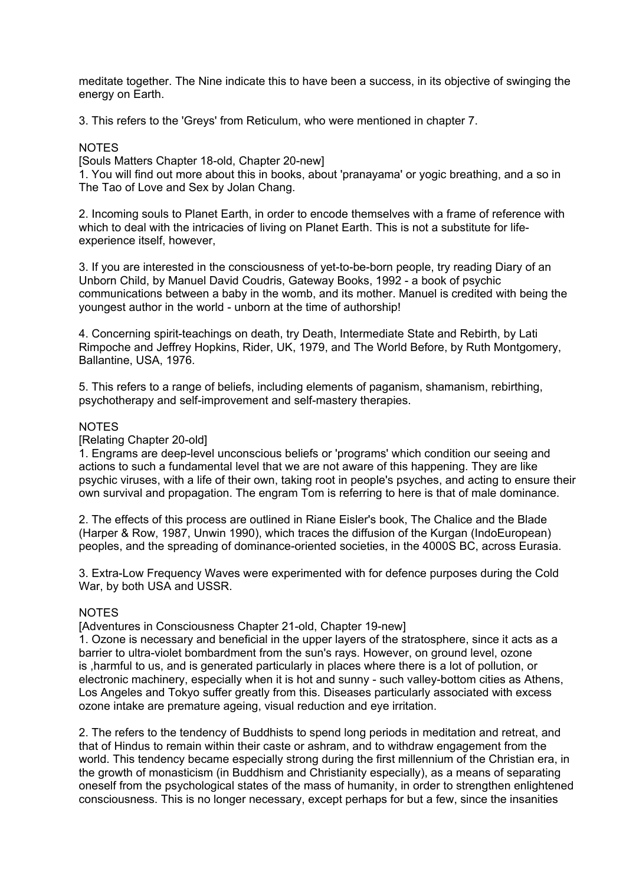meditate together. The Nine indicate this to have been a success, in its objective of swinging the energy on Earth.

3. This refers to the 'Greys' from Reticulum, who were mentioned in chapter 7.

NOTES

[Souls Matters Chapter 18-old, Chapter 20-new]

1. You will find out more about this in books, about 'pranayama' or yogic breathing, and a so in The Tao of Love and Sex by Jolan Chang.

2. Incoming souls to Planet Earth, in order to encode themselves with a frame of reference with which to deal with the intricacies of living on Planet Earth. This is not a substitute for life-experience itself, however,

3. If you are interested in the consciousness of yet-to-be-born people, try reading Diary of an Unborn Child, by Manuel David Coudris, Gateway Books, 1992 - a book of psychic communications between a baby in the womb, and its mother. Manuel is credited with being the youngest author in the world - unborn at the time of authorship!

4. Concerning spirit-teachings on death, try Death, Intermediate State and Rebirth, by Lati Rimpoche and Jeffrey Hopkins, Rider, UK, 1979, and The World Before, by Ruth Montgomery, Ballantine, USA, 1976.

5. This refers to a range of beliefs, including elements of paganism, shamanism, rebirthing, psychotherapy and self-improvement and self-mastery therapies.

NOTES

[Relating Chapter 20-old]

1. Engrams are deep-level unconscious beliefs or 'programs' which condition our seeing and actions to such a fundamental level that we are not aware of this happening. They are like psychic viruses, with a life of their own, taking root in people's psyches, and acting to ensure their own survival and propagation. The engram Tom is referring to here is that of male dominance.

2. The effects of this process are outlined in Riane Eisler's book, The Chalice and the Blade (Harper & Row, 1987, Unwin 1990), which traces the diffusion of the Kurgan (IndoEuropean) peoples, and the spreading of dominance-oriented societies, in the 4000S BC, across Eurasia.

3. Extra-Low Frequency Waves were experimented with for defence purposes during the Cold War, by both USA and USSR.

NOTES

[Adventures in Consciousness Chapter 21-old, Chapter 19-new]

1. Ozone is necessary and beneficial in the upper layers of the stratosphere, since it acts as a barrier to ultra-violet bombardment from the sun's rays. However, on ground level, ozone is ,harmful to us, and is generated particularly in places where there is a lot of pollution, or electronic machinery, especially when it is hot and sunny - such valley-bottom cities as Athens, Los Angeles and Tokyo suffer greatly from this. Diseases particularly associated with excess ozone intake are premature ageing, visual reduction and eye irritation.

2. The refers to the tendency of Buddhists to spend long periods in meditation and retreat, and that of Hindus to remain within their caste or ashram, and to withdraw engagement from the world. This tendency became especially strong during the first millennium of the Christian era, in the growth of monasticism (in Buddhism and Christianity especially), as a means of separating oneself from the psychological states of the mass of humanity, in order to strengthen enlightened consciousness. This is no longer necessary, except perhaps for but a few, since the insanities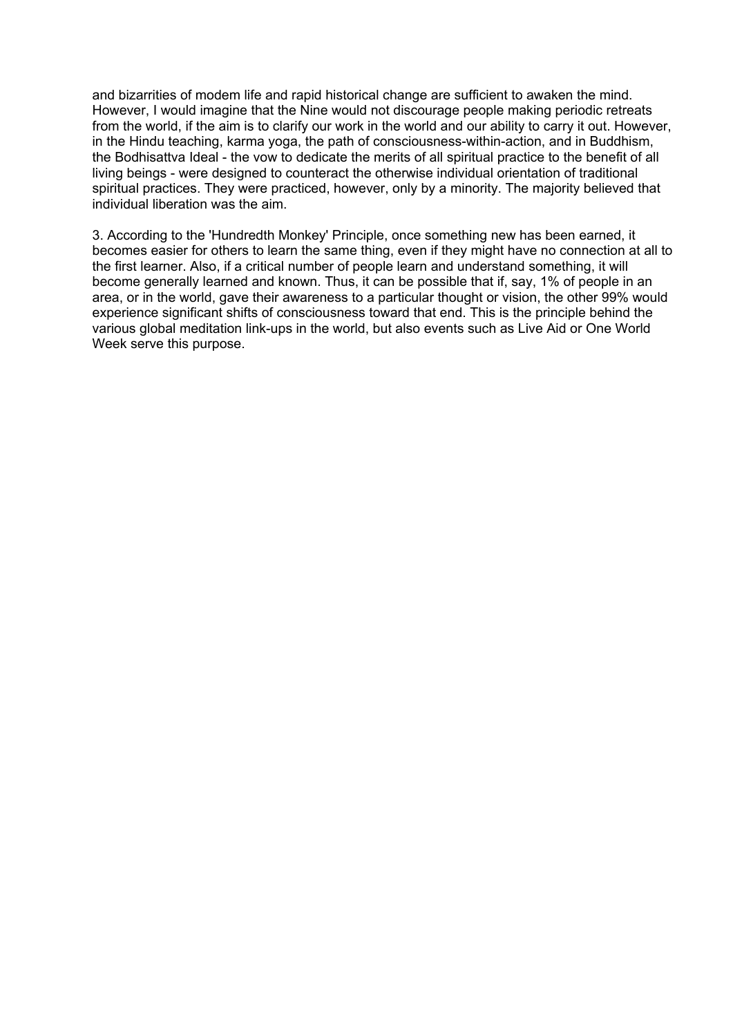and bizarrities of modem life and rapid historical change are sufficient to awaken the mind. However, I would imagine that the Nine would not discourage people making periodic retreats from the world, if the aim is to clarify our work in the world and our ability to carry it out. However, in the Hindu teaching, karma yoga, the path of consciousness-within-action, and in Buddhism, the Bodhisattva Ideal - the vow to dedicate the merits of all spiritual practice to the benefit of all living beings - were designed to counteract the otherwise individual orientation of traditional spiritual practices. They were practiced, however, only by a minority. The majority believed that individual liberation was the aim.

3. According to the 'Hundredth Monkey' Principle, once something new has been earned, it becomes easier for others to learn the same thing, even if they might have no connection at all to the first learner. Also, if a critical number of people learn and understand something, it will become generally learned and known. Thus, it can be possible that if, say, 1% of people in an area, or in the world, gave their awareness to a particular thought or vision, the other 99% would experience significant shifts of consciousness toward that end. This is the principle behind the various global meditation link-ups in the world, but also events such as Live Aid or One World Week serve this purpose.